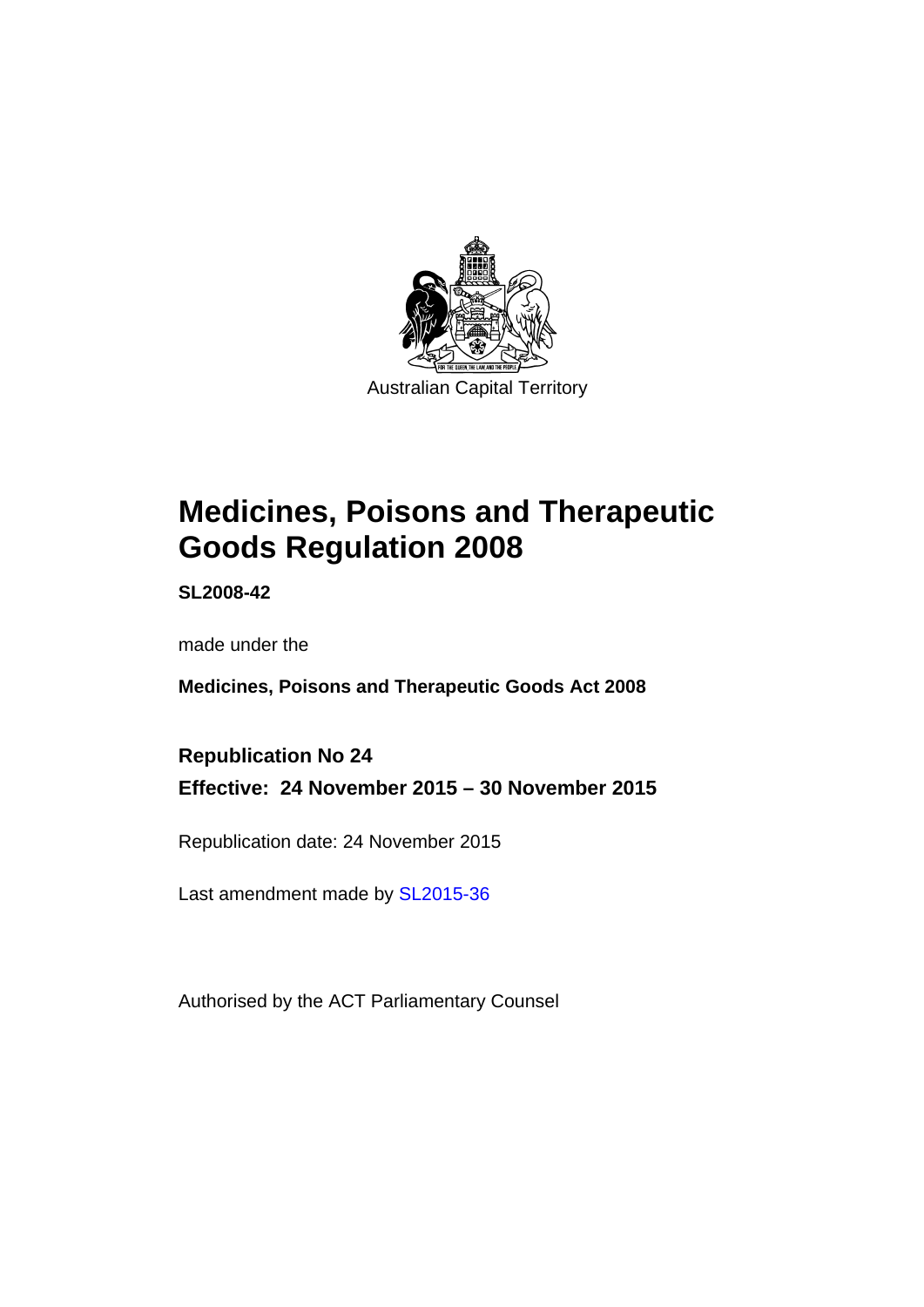Australian Capital Territory

# Medicines, Poisons and Therapeutic Goods Regulation 2008

**SL2008-42**

made under the

**Medicines, Poisons and Therapeutic Goods Act 2008**

**Republication No 24**

**Effective: 24 November 2015 – 30 November 2015**

Republication date: 24 November 2015

Last amendment made by SL2015-36

Authorised by the ACT Parliamentary Counsel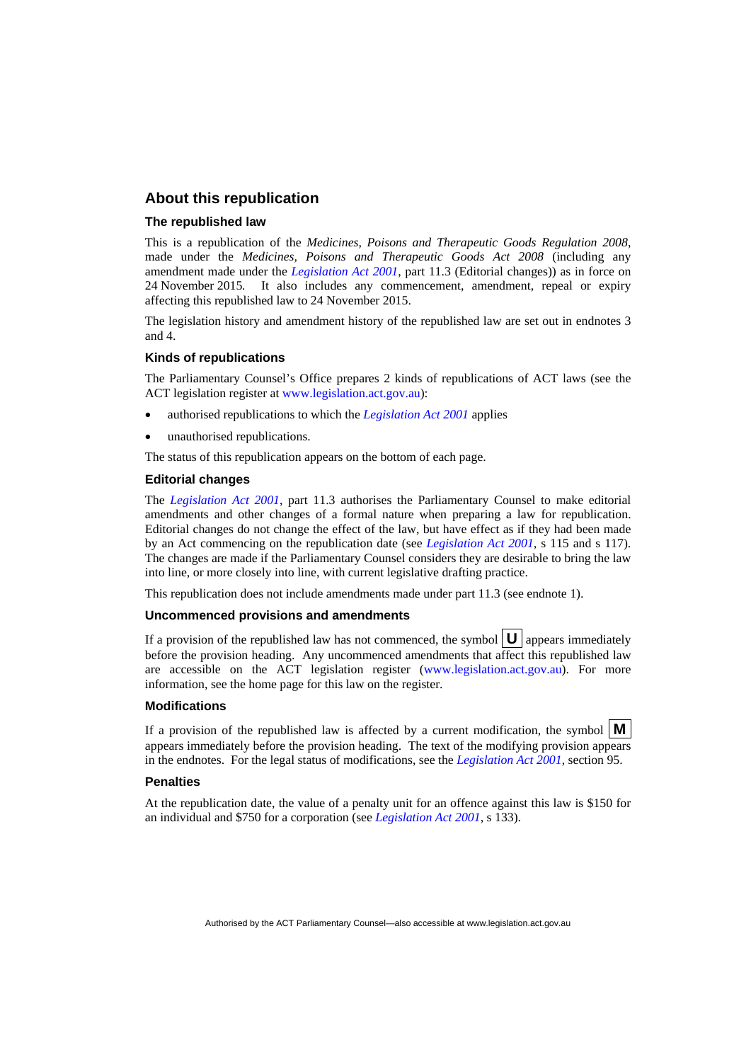## About this republication

### The republished law

This is a republication of the *Medicines, Poisons and Therapeutic Goods Regulation 2008*, made under the *Medicines, Poisons and Therapeutic Goods Act 2008* (including any amendment made under the *Legislation Act 2001*, part 11.3 (Editorial changes)) as in force on 24 November 2015*.* It also includes any commencement, amendment, repeal or expiry affecting this republished law to 24 November 2015.

The legislation history and amendment history of the republished law are set out in endnotes 3 and 4.

### Kinds of republications

The Parliamentary Counsel's Office prepares 2 kinds of republications of ACT laws (see the ACT legislation register at www.legislation.act.gov.au):

- authorised republications to which the *Legislation Act 2001* applies
- unauthorised republications.

The status of this republication appears on the bottom of each page.

### Editorial changes

The *Legislation Act 2001*, part 11.3 authorises the Parliamentary Counsel to make editorial amendments and other changes of a formal nature when preparing a law for republication. Editorial changes do not change the effect of the law, but have effect as if they had been made by an Act commencing on the republication date (see *Legislation Act 2001*, s 115 and s 117). The changes are made if the Parliamentary Counsel considers they are desirable to bring the law into line, or more closely into line, with current legislative drafting practice.

This republication does not include amendments made under part 11.3 (see endnote 1).

### Uncommenced provisions and amendments

If a provision of the republished law has not commenced, the symbol **U** appears immediately before the provision heading. Any uncommenced amendments that affect this republished law are accessible on the ACT legislation register (www.legislation.act.gov.au). For more information, see the home page for this law on the register.

### Modifications

If a provision of the republished law is affected by a current modification, the symbol **M** appears immediately before the provision heading. The text of the modifying provision appears in the endnotes. For the legal status of modifications, see the *Legislation Act 2001*, section 95.

### Penalties

At the republication date, the value of a penalty unit for an offence against this law is $150 for an individual and $750 for a corporation (see *Legislation Act 2001*, s 133).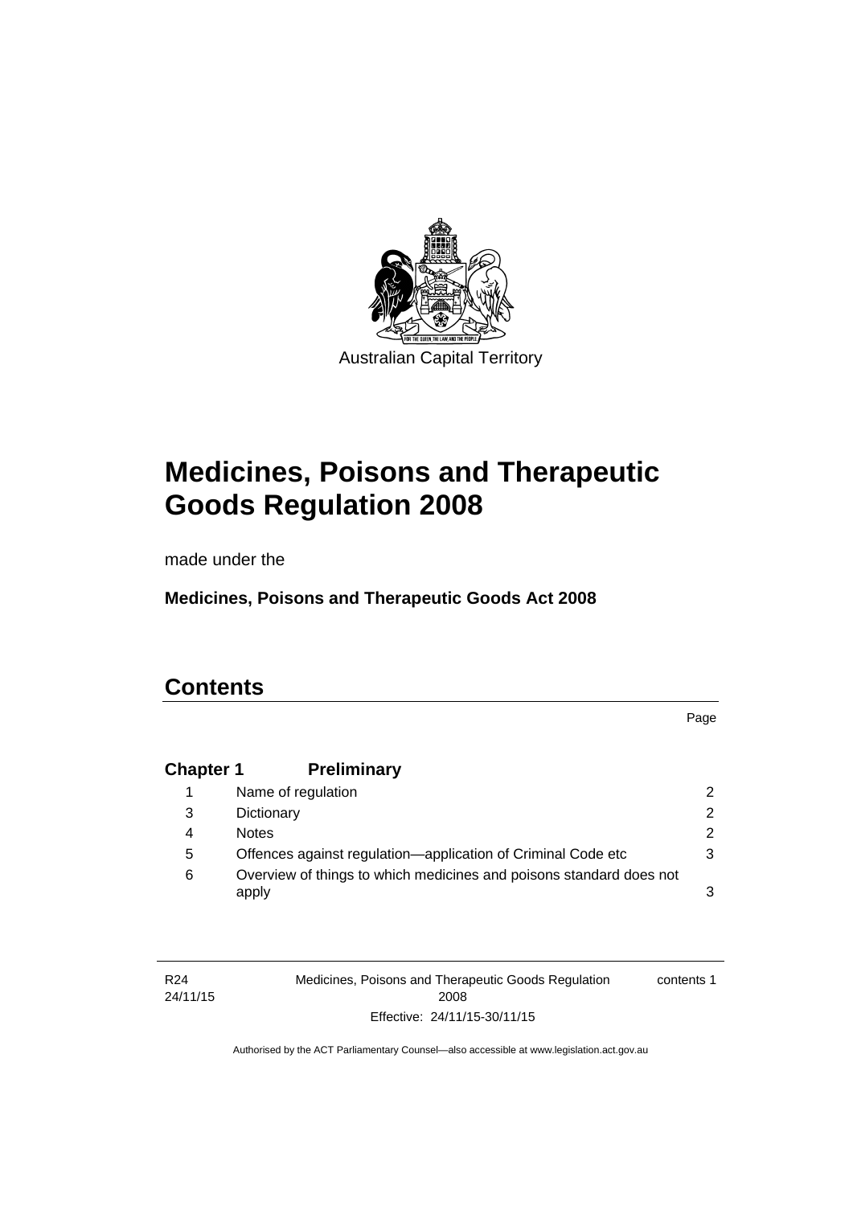Australian Capital Territory

# Medicines, Poisons and Therapeutic Goods Regulation 2008

made under the

**Medicines, Poisons and Therapeutic Goods Act 2008**

## Contents

| | | Page |
|---|---|---|
| **Chapter 1** | **Preliminary** | |
| 1 | Name of regulation | 2 |
| 3 | Dictionary | 2 |
| 4 | Notes | 2 |
| 5 | Offences against regulation—application of Criminal Code etc | 3 |
| 6 | Overview of things to which medicines and poisons standard does not apply | 3 |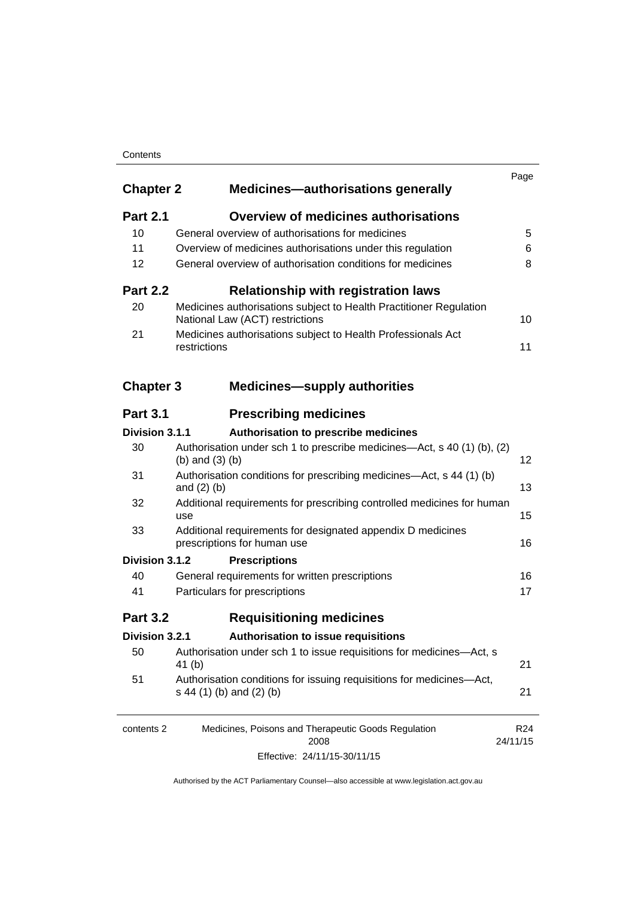| | | Page |
|---|---|---|
| **Chapter 2** | **Medicines—authorisations generally** | |
| **Part 2.1** | **Overview of medicines authorisations** | |
| 10 | General overview of authorisations for medicines | 5 |
| 11 | Overview of medicines authorisations under this regulation | 6 |
| 12 | General overview of authorisation conditions for medicines | 8 |
| **Part 2.2** | **Relationship with registration laws** | |
| 20 | Medicines authorisations subject to Health Practitioner Regulation National Law (ACT) restrictions | 10 |
| 21 | Medicines authorisations subject to Health Professionals Act restrictions | 11 |
| **Chapter 3** | **Medicines—supply authorities** | |
| **Part 3.1** | **Prescribing medicines** | |
| **Division 3.1.1** | **Authorisation to prescribe medicines** | |
| 30 | Authorisation under sch 1 to prescribe medicines—Act, s 40 (1) (b), (2) (b) and (3) (b) | 12 |
| 31 | Authorisation conditions for prescribing medicines—Act, s 44 (1) (b) and (2) (b) | 13 |
| 32 | Additional requirements for prescribing controlled medicines for human use | 15 |
| 33 | Additional requirements for designated appendix D medicines prescriptions for human use | 16 |
| **Division 3.1.2** | **Prescriptions** | |
| 40 | General requirements for written prescriptions | 16 |
| 41 | Particulars for prescriptions | 17 |
| **Part 3.2** | **Requisitioning medicines** | |
| **Division 3.2.1** | **Authorisation to issue requisitions** | |
| 50 | Authorisation under sch 1 to issue requisitions for medicines—Act, s 41 (b) | 21 |
| 51 | Authorisation conditions for issuing requisitions for medicines—Act, s 44 (1) (b) and (2) (b) | 21 |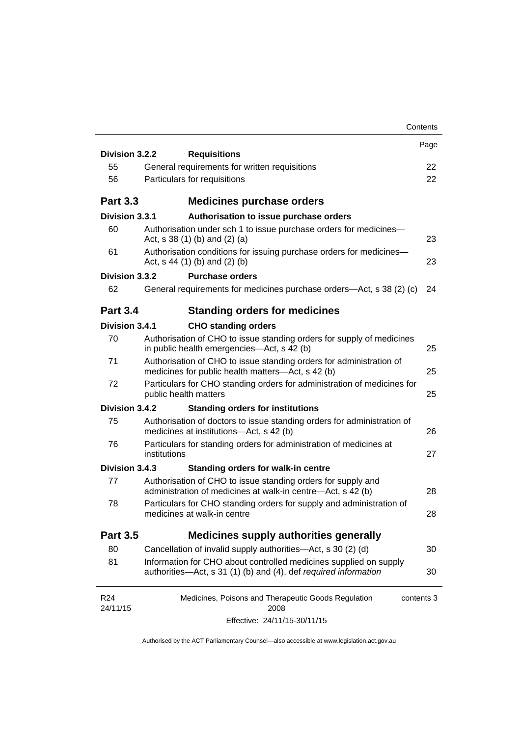| | | Page |
|---|---|---|
| **Division 3.2.2** | **Requisitions** | |
| 55 | General requirements for written requisitions | 22 |
| 56 | Particulars for requisitions | 22 |
| **Part 3.3** | **Medicines purchase orders** | |
| **Division 3.3.1** | **Authorisation to issue purchase orders** | |
| 60 | Authorisation under sch 1 to issue purchase orders for medicines—Act, s 38 (1) (b) and (2) (a) | 23 |
| 61 | Authorisation conditions for issuing purchase orders for medicines—Act, s 44 (1) (b) and (2) (b) | 23 |
| **Division 3.3.2** | **Purchase orders** | |
| 62 | General requirements for medicines purchase orders—Act, s 38 (2) (c) | 24 |
| **Part 3.4** | **Standing orders for medicines** | |
| **Division 3.4.1** | **CHO standing orders** | |
| 70 | Authorisation of CHO to issue standing orders for supply of medicines in public health emergencies—Act, s 42 (b) | 25 |
| 71 | Authorisation of CHO to issue standing orders for administration of medicines for public health matters—Act, s 42 (b) | 25 |
| 72 | Particulars for CHO standing orders for administration of medicines for public health matters | 25 |
| **Division 3.4.2** | **Standing orders for institutions** | |
| 75 | Authorisation of doctors to issue standing orders for administration of medicines at institutions—Act, s 42 (b) | 26 |
| 76 | Particulars for standing orders for administration of medicines at institutions | 27 |
| **Division 3.4.3** | **Standing orders for walk-in centre** | |
| 77 | Authorisation of CHO to issue standing orders for supply and administration of medicines at walk-in centre—Act, s 42 (b) | 28 |
| 78 | Particulars for CHO standing orders for supply and administration of medicines at walk-in centre | 28 |
| **Part 3.5** | **Medicines supply authorities generally** | |
| 80 | Cancellation of invalid supply authorities—Act, s 30 (2) (d) | 30 |
| 81 | Information for CHO about controlled medicines supplied on supply authorities—Act, s 31 (1) (b) and (4), def *required information* | 30 |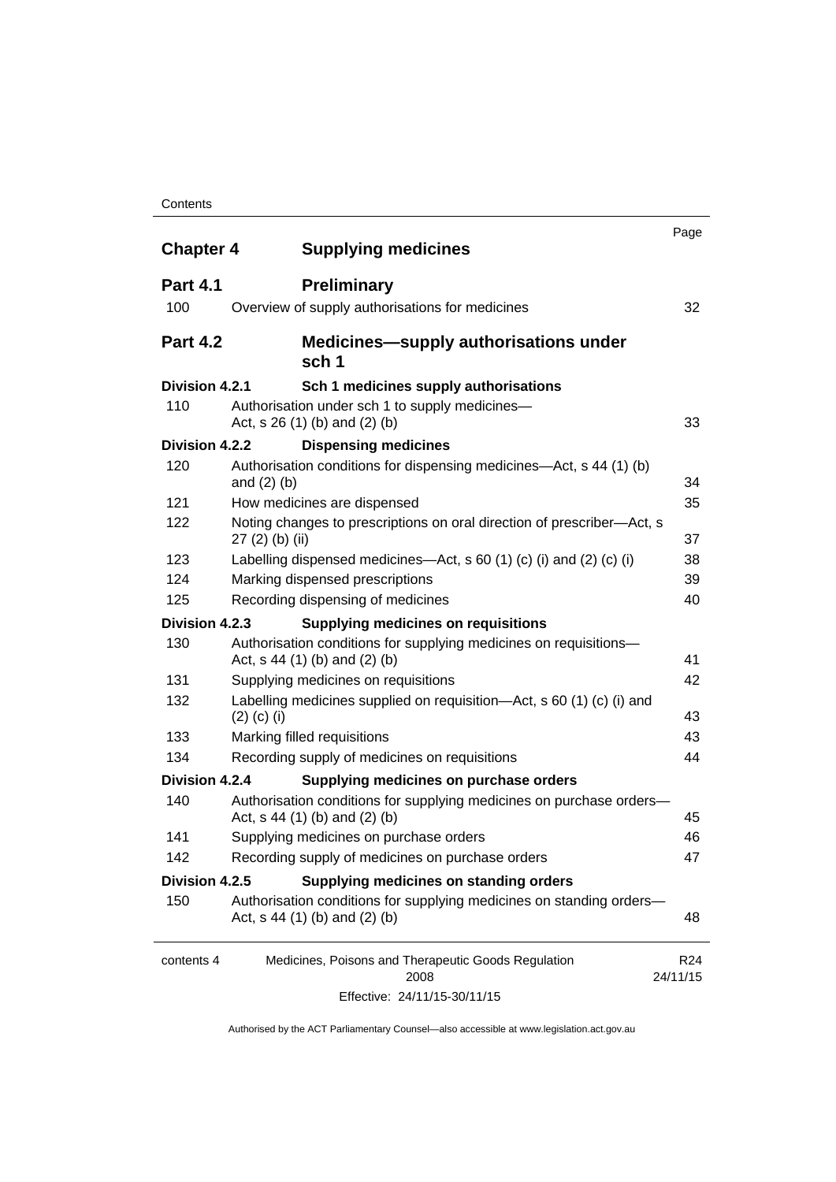| | | Page |
|---|---|---|
| **Chapter 4** | **Supplying medicines** | |
| **Part 4.1** | **Preliminary** | |
| 100 | Overview of supply authorisations for medicines | 32 |
| **Part 4.2** | **Medicines—supply authorisations under sch 1** | |
| **Division 4.2.1** | **Sch 1 medicines supply authorisations** | |
| 110 | Authorisation under sch 1 to supply medicines—Act, s 26 (1) (b) and (2) (b) | 33 |
| **Division 4.2.2** | **Dispensing medicines** | |
| 120 | Authorisation conditions for dispensing medicines—Act, s 44 (1) (b) and (2) (b) | 34 |
| 121 | How medicines are dispensed | 35 |
| 122 | Noting changes to prescriptions on oral direction of prescriber—Act, s 27 (2) (b) (ii) | 37 |
| 123 | Labelling dispensed medicines—Act, s 60 (1) (c) (i) and (2) (c) (i) | 38 |
| 124 | Marking dispensed prescriptions | 39 |
| 125 | Recording dispensing of medicines | 40 |
| **Division 4.2.3** | **Supplying medicines on requisitions** | |
| 130 | Authorisation conditions for supplying medicines on requisitions—Act, s 44 (1) (b) and (2) (b) | 41 |
| 131 | Supplying medicines on requisitions | 42 |
| 132 | Labelling medicines supplied on requisition—Act, s 60 (1) (c) (i) and (2) (c) (i) | 43 |
| 133 | Marking filled requisitions | 43 |
| 134 | Recording supply of medicines on requisitions | 44 |
| **Division 4.2.4** | **Supplying medicines on purchase orders** | |
| 140 | Authorisation conditions for supplying medicines on purchase orders—Act, s 44 (1) (b) and (2) (b) | 45 |
| 141 | Supplying medicines on purchase orders | 46 |
| 142 | Recording supply of medicines on purchase orders | 47 |
| **Division 4.2.5** | **Supplying medicines on standing orders** | |
| 150 | Authorisation conditions for supplying medicines on standing orders—Act, s 44 (1) (b) and (2) (b) | 48 |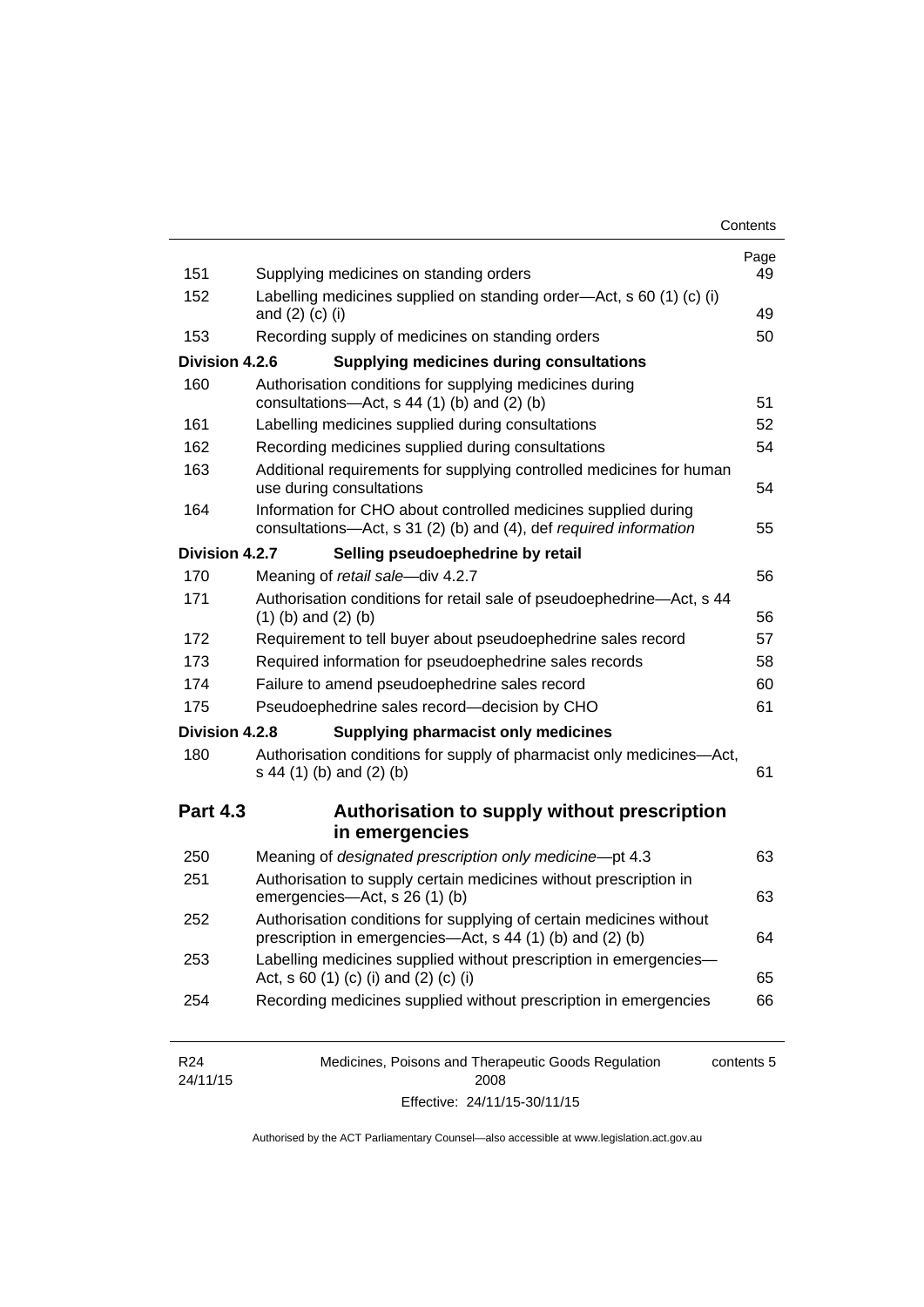| | | Page |
|---|---|---|
| 151 | Supplying medicines on standing orders | 49 |
| 152 | Labelling medicines supplied on standing order—Act, s 60 (1) (c) (i) and (2) (c) (i) | 49 |
| 153 | Recording supply of medicines on standing orders | 50 |
| **Division 4.2.6** | **Supplying medicines during consultations** | |
| 160 | Authorisation conditions for supplying medicines during consultations—Act, s 44 (1) (b) and (2) (b) | 51 |
| 161 | Labelling medicines supplied during consultations | 52 |
| 162 | Recording medicines supplied during consultations | 54 |
| 163 | Additional requirements for supplying controlled medicines for human use during consultations | 54 |
| 164 | Information for CHO about controlled medicines supplied during consultations—Act, s 31 (2) (b) and (4), def *required information* | 55 |
| **Division 4.2.7** | **Selling pseudoephedrine by retail** | |
| 170 | Meaning of *retail sale*—div 4.2.7 | 56 |
| 171 | Authorisation conditions for retail sale of pseudoephedrine—Act, s 44 (1) (b) and (2) (b) | 56 |
| 172 | Requirement to tell buyer about pseudoephedrine sales record | 57 |
| 173 | Required information for pseudoephedrine sales records | 58 |
| 174 | Failure to amend pseudoephedrine sales record | 60 |
| 175 | Pseudoephedrine sales record—decision by CHO | 61 |
| **Division 4.2.8** | **Supplying pharmacist only medicines** | |
| 180 | Authorisation conditions for supply of pharmacist only medicines—Act, s 44 (1) (b) and (2) (b) | 61 |

## Part 4.3 Authorisation to supply without prescription in emergencies

| | | |
|---|---|---|
| 250 | Meaning of *designated prescription only medicine*—pt 4.3 | 63 |
| 251 | Authorisation to supply certain medicines without prescription in emergencies—Act, s 26 (1) (b) | 63 |
| 252 | Authorisation conditions for supplying of certain medicines without prescription in emergencies—Act, s 44 (1) (b) and (2) (b) | 64 |
| 253 | Labelling medicines supplied without prescription in emergencies—Act, s 60 (1) (c) (i) and (2) (c) (i) | 65 |
| 254 | Recording medicines supplied without prescription in emergencies | 66 |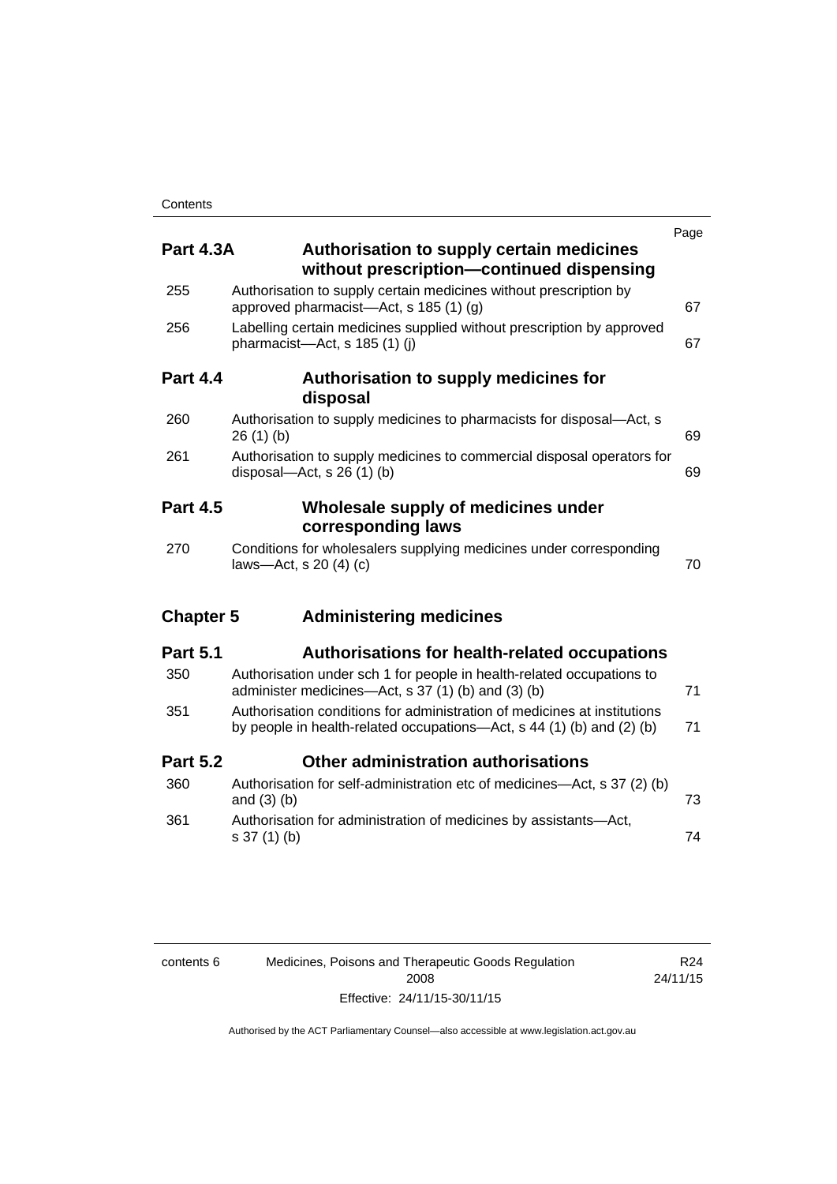| | | Page |
|---|---|---|
| **Part 4.3A** | **Authorisation to supply certain medicines without prescription—continued dispensing** | |
| 255 | Authorisation to supply certain medicines without prescription by approved pharmacist—Act, s 185 (1) (g) | 67 |
| 256 | Labelling certain medicines supplied without prescription by approved pharmacist—Act, s 185 (1) (j) | 67 |
| **Part 4.4** | **Authorisation to supply medicines for disposal** | |
| 260 | Authorisation to supply medicines to pharmacists for disposal—Act, s 26 (1) (b) | 69 |
| 261 | Authorisation to supply medicines to commercial disposal operators for disposal—Act, s 26 (1) (b) | 69 |
| **Part 4.5** | **Wholesale supply of medicines under corresponding laws** | |
| 270 | Conditions for wholesalers supplying medicines under corresponding laws—Act, s 20 (4) (c) | 70 |
| **Chapter 5** | **Administering medicines** | |
| **Part 5.1** | **Authorisations for health-related occupations** | |
| 350 | Authorisation under sch 1 for people in health-related occupations to administer medicines—Act, s 37 (1) (b) and (3) (b) | 71 |
| 351 | Authorisation conditions for administration of medicines at institutions by people in health-related occupations—Act, s 44 (1) (b) and (2) (b) | 71 |
| **Part 5.2** | **Other administration authorisations** | |
| 360 | Authorisation for self-administration etc of medicines—Act, s 37 (2) (b) and (3) (b) | 73 |
| 361 | Authorisation for administration of medicines by assistants—Act, s 37 (1) (b) | 74 |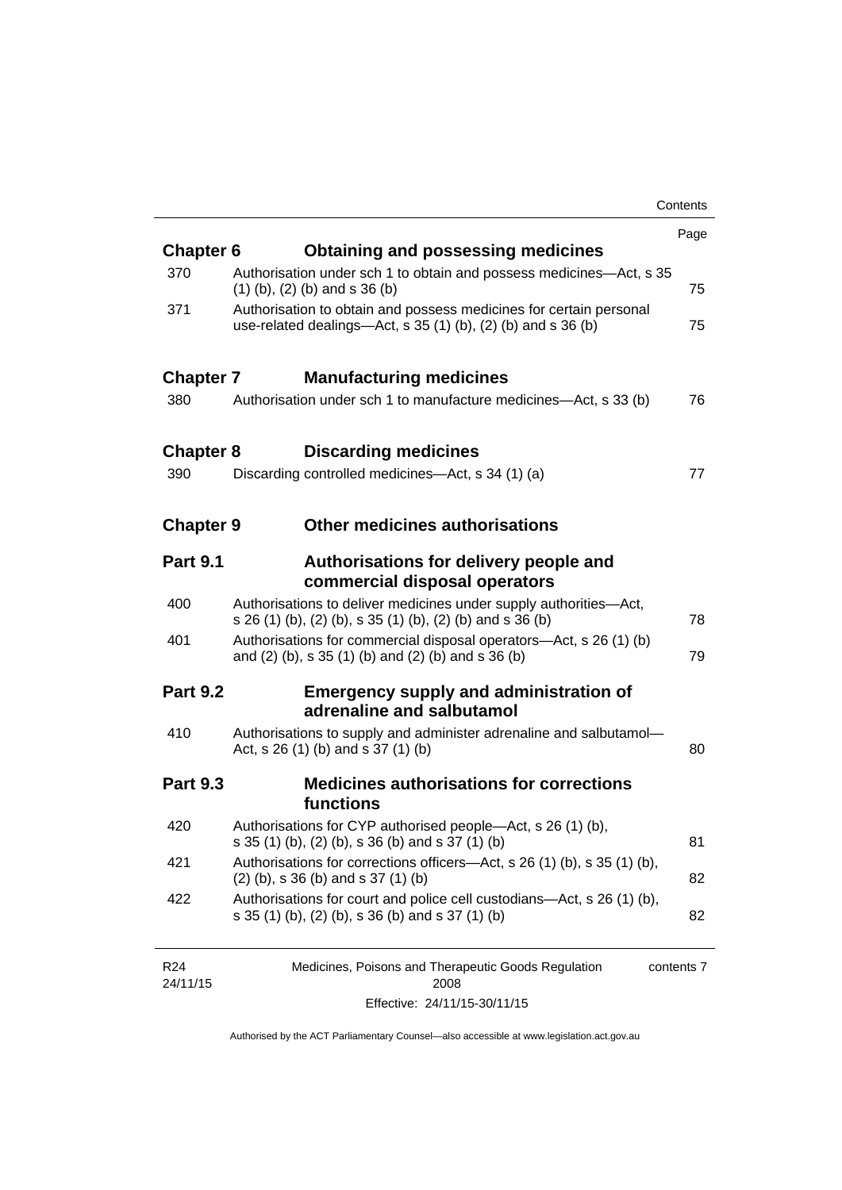| | | Page |
|---|---|---|
| **Chapter 6** | **Obtaining and possessing medicines** | |
| 370 | Authorisation under sch 1 to obtain and possess medicines—Act, s 35 (1) (b), (2) (b) and s 36 (b) | 75 |
| 371 | Authorisation to obtain and possess medicines for certain personal use-related dealings—Act, s 35 (1) (b), (2) (b) and s 36 (b) | 75 |
| **Chapter 7** | **Manufacturing medicines** | |
| 380 | Authorisation under sch 1 to manufacture medicines—Act, s 33 (b) | 76 |
| **Chapter 8** | **Discarding medicines** | |
| 390 | Discarding controlled medicines—Act, s 34 (1) (a) | 77 |
| **Chapter 9** | **Other medicines authorisations** | |
| **Part 9.1** | **Authorisations for delivery people and commercial disposal operators** | |
| 400 | Authorisations to deliver medicines under supply authorities—Act, s 26 (1) (b), (2) (b), s 35 (1) (b), (2) (b) and s 36 (b) | 78 |
| 401 | Authorisations for commercial disposal operators—Act, s 26 (1) (b) and (2) (b), s 35 (1) (b) and (2) (b) and s 36 (b) | 79 |
| **Part 9.2** | **Emergency supply and administration of adrenaline and salbutamol** | |
| 410 | Authorisations to supply and administer adrenaline and salbutamol—Act, s 26 (1) (b) and s 37 (1) (b) | 80 |
| **Part 9.3** | **Medicines authorisations for corrections functions** | |
| 420 | Authorisations for CYP authorised people—Act, s 26 (1) (b), s 35 (1) (b), (2) (b), s 36 (b) and s 37 (1) (b) | 81 |
| 421 | Authorisations for corrections officers—Act, s 26 (1) (b), s 35 (1) (b), (2) (b), s 36 (b) and s 37 (1) (b) | 82 |
| 422 | Authorisations for court and police cell custodians—Act, s 26 (1) (b), s 35 (1) (b), (2) (b), s 36 (b) and s 37 (1) (b) | 82 |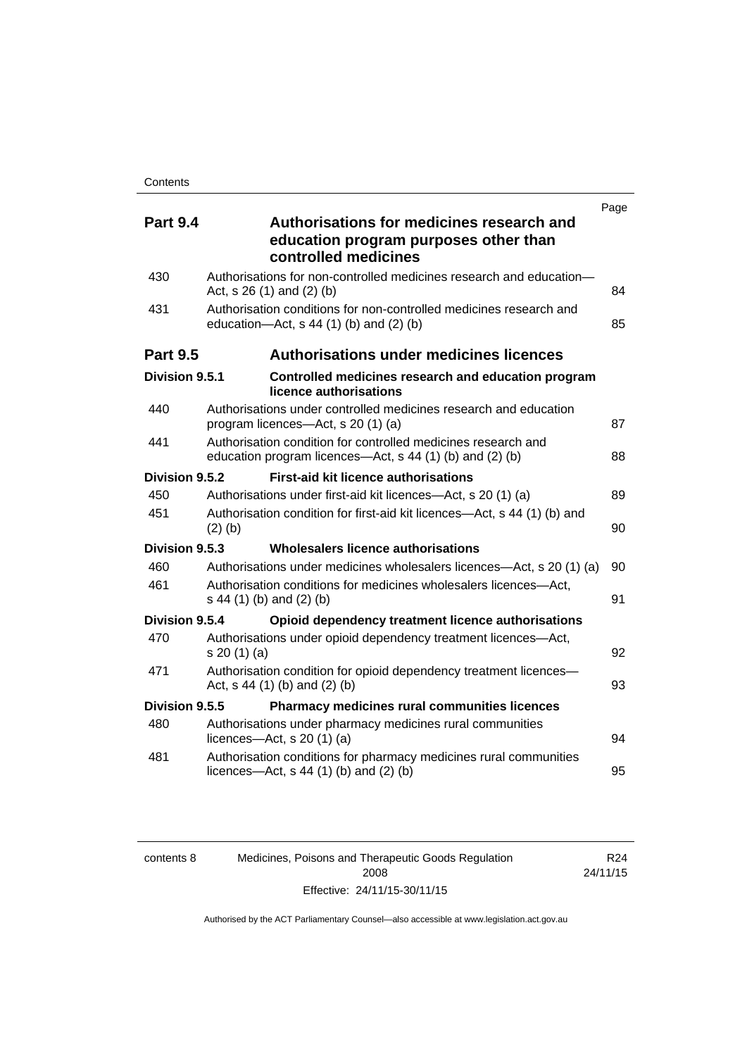| | | Page |
|---|---|---|
| **Part 9.4** | **Authorisations for medicines research and education program purposes other than controlled medicines** | |
| 430 | Authorisations for non-controlled medicines research and education—Act, s 26 (1) and (2) (b) | 84 |
| 431 | Authorisation conditions for non-controlled medicines research and education—Act, s 44 (1) (b) and (2) (b) | 85 |
| **Part 9.5** | **Authorisations under medicines licences** | |
| **Division 9.5.1** | **Controlled medicines research and education program licence authorisations** | |
| 440 | Authorisations under controlled medicines research and education program licences—Act, s 20 (1) (a) | 87 |
| 441 | Authorisation condition for controlled medicines research and education program licences—Act, s 44 (1) (b) and (2) (b) | 88 |
| **Division 9.5.2** | **First-aid kit licence authorisations** | |
| 450 | Authorisations under first-aid kit licences—Act, s 20 (1) (a) | 89 |
| 451 | Authorisation condition for first-aid kit licences—Act, s 44 (1) (b) and (2) (b) | 90 |
| **Division 9.5.3** | **Wholesalers licence authorisations** | |
| 460 | Authorisations under medicines wholesalers licences—Act, s 20 (1) (a) | 90 |
| 461 | Authorisation conditions for medicines wholesalers licences—Act, s 44 (1) (b) and (2) (b) | 91 |
| **Division 9.5.4** | **Opioid dependency treatment licence authorisations** | |
| 470 | Authorisations under opioid dependency treatment licences—Act, s 20 (1) (a) | 92 |
| 471 | Authorisation condition for opioid dependency treatment licences—Act, s 44 (1) (b) and (2) (b) | 93 |
| **Division 9.5.5** | **Pharmacy medicines rural communities licences** | |
| 480 | Authorisations under pharmacy medicines rural communities licences—Act, s 20 (1) (a) | 94 |
| 481 | Authorisation conditions for pharmacy medicines rural communities licences—Act, s 44 (1) (b) and (2) (b) | 95 |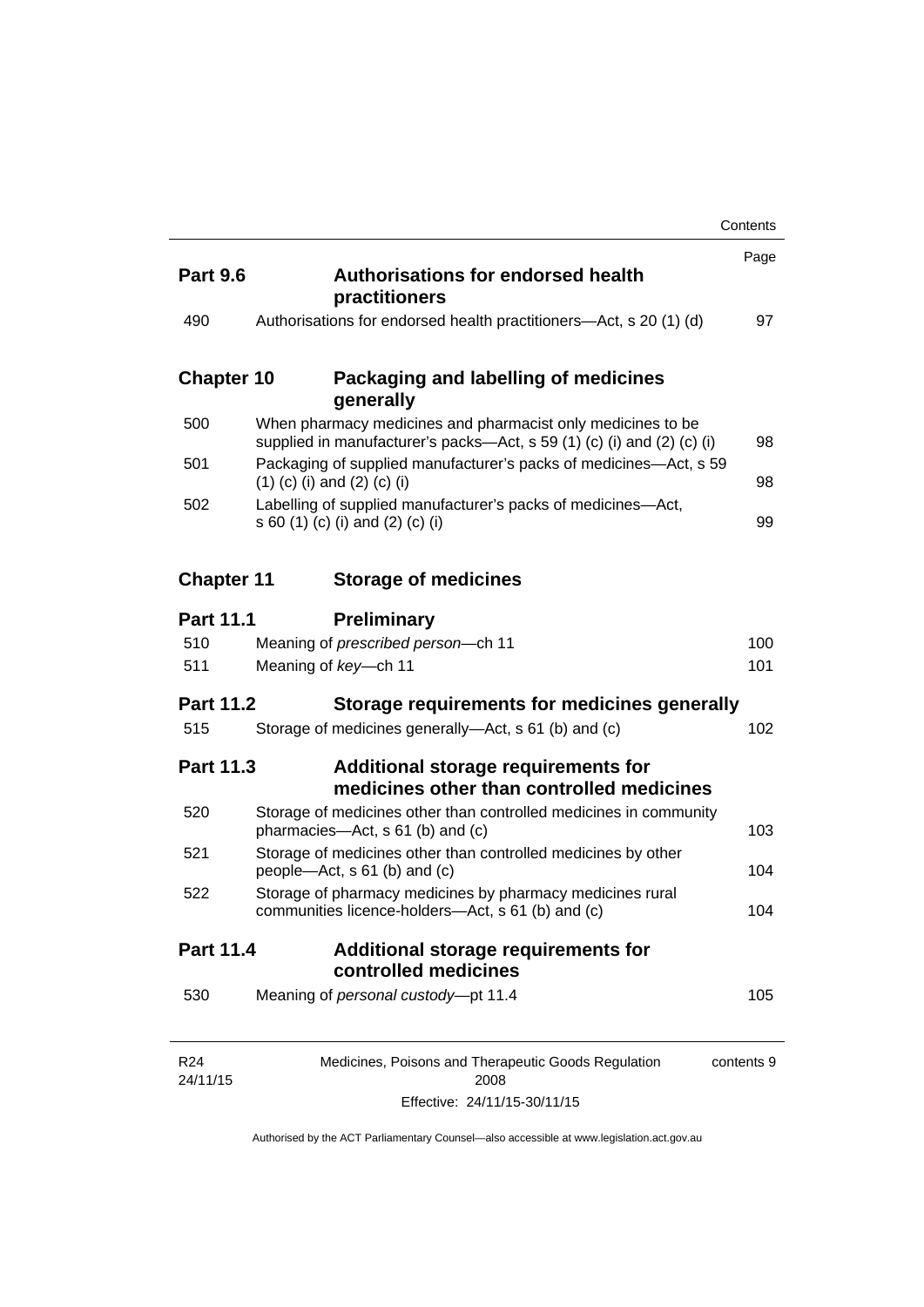| | | Page |
|---|---|---|
| **Part 9.6** | **Authorisations for endorsed health practitioners** | |
| 490 | Authorisations for endorsed health practitioners—Act, s 20 (1) (d) | 97 |
| **Chapter 10** | **Packaging and labelling of medicines generally** | |
| 500 | When pharmacy medicines and pharmacist only medicines to be supplied in manufacturer's packs—Act, s 59 (1) (c) (i) and (2) (c) (i) | 98 |
| 501 | Packaging of supplied manufacturer's packs of medicines—Act, s 59 (1) (c) (i) and (2) (c) (i) | 98 |
| 502 | Labelling of supplied manufacturer's packs of medicines—Act, s 60 (1) (c) (i) and (2) (c) (i) | 99 |
| **Chapter 11** | **Storage of medicines** | |
| **Part 11.1** | **Preliminary** | |
| 510 | Meaning of *prescribed person*—ch 11 | 100 |
| 511 | Meaning of *key*—ch 11 | 101 |
| **Part 11.2** | **Storage requirements for medicines generally** | |
| 515 | Storage of medicines generally—Act, s 61 (b) and (c) | 102 |
| **Part 11.3** | **Additional storage requirements for medicines other than controlled medicines** | |
| 520 | Storage of medicines other than controlled medicines in community pharmacies—Act, s 61 (b) and (c) | 103 |
| 521 | Storage of medicines other than controlled medicines by other people—Act, s 61 (b) and (c) | 104 |
| 522 | Storage of pharmacy medicines by pharmacy medicines rural communities licence-holders—Act, s 61 (b) and (c) | 104 |
| **Part 11.4** | **Additional storage requirements for controlled medicines** | |
| 530 | Meaning of *personal custody*—pt 11.4 | 105 |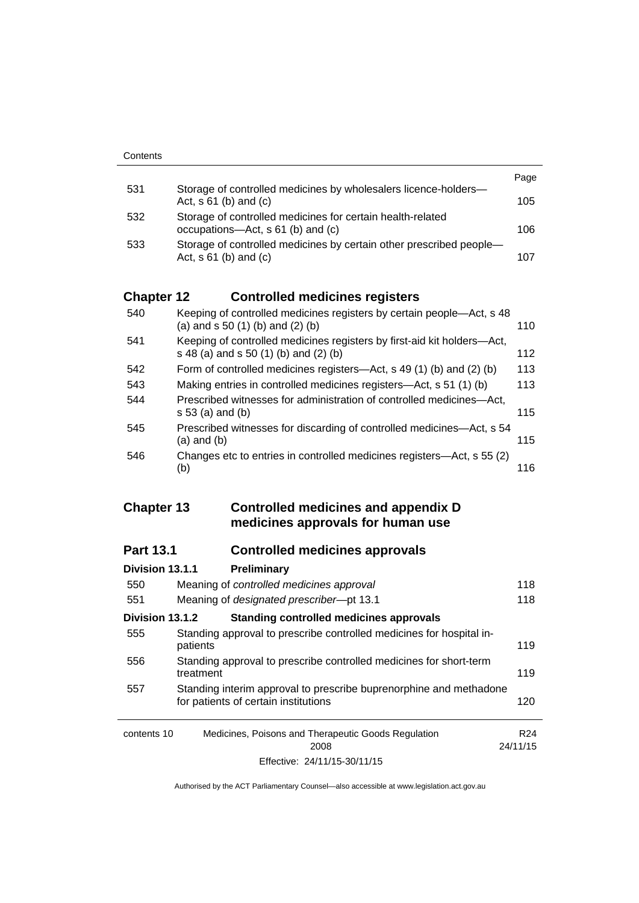| | | Page |
|---|---|---|
| 531 | Storage of controlled medicines by wholesalers licence-holders—Act, s 61 (b) and (c) | 105 |
| 532 | Storage of controlled medicines for certain health-related occupations—Act, s 61 (b) and (c) | 106 |
| 533 | Storage of controlled medicines by certain other prescribed people—Act, s 61 (b) and (c) | 107 |

## Chapter 12 Controlled medicines registers

| | | |
|---|---|---|
| 540 | Keeping of controlled medicines registers by certain people—Act, s 48 (a) and s 50 (1) (b) and (2) (b) | 110 |
| 541 | Keeping of controlled medicines registers by first-aid kit holders—Act, s 48 (a) and s 50 (1) (b) and (2) (b) | 112 |
| 542 | Form of controlled medicines registers—Act, s 49 (1) (b) and (2) (b) | 113 |
| 543 | Making entries in controlled medicines registers—Act, s 51 (1) (b) | 113 |
| 544 | Prescribed witnesses for administration of controlled medicines—Act, s 53 (a) and (b) | 115 |
| 545 | Prescribed witnesses for discarding of controlled medicines—Act, s 54 (a) and (b) | 115 |
| 546 | Changes etc to entries in controlled medicines registers—Act, s 55 (2) (b) | 116 |

## Chapter 13 Controlled medicines and appendix D medicines approvals for human use

### Part 13.1 Controlled medicines approvals

#### Division 13.1.1 Preliminary

| | | |
|---|---|---|
| 550 | Meaning of *controlled medicines approval* | 118 |
| 551 | Meaning of *designated prescriber*—pt 13.1 | 118 |

#### Division 13.1.2 Standing controlled medicines approvals

| | | |
|---|---|---|
| 555 | Standing approval to prescribe controlled medicines for hospital in-patients | 119 |
| 556 | Standing approval to prescribe controlled medicines for short-term treatment | 119 |
| 557 | Standing interim approval to prescribe buprenorphine and methadone for patients of certain institutions | 120 |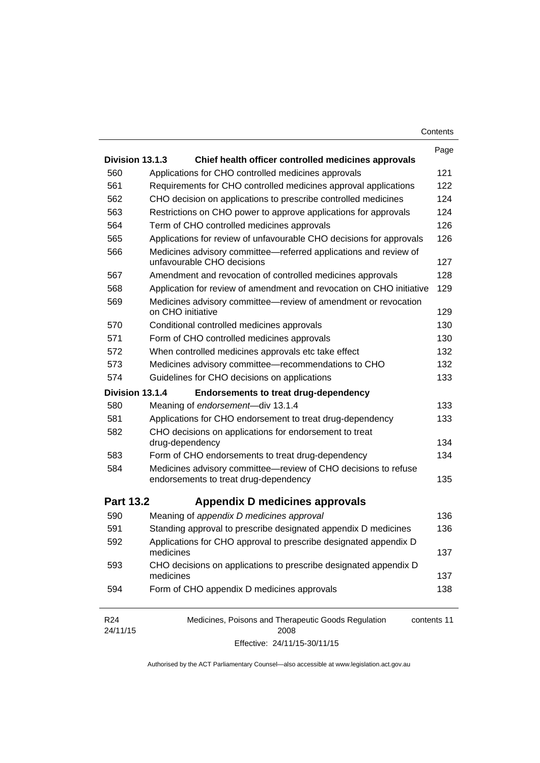| | | Page |
|---|---|---|
| **Division 13.1.3** | **Chief health officer controlled medicines approvals** | |
| 560 | Applications for CHO controlled medicines approvals | 121 |
| 561 | Requirements for CHO controlled medicines approval applications | 122 |
| 562 | CHO decision on applications to prescribe controlled medicines | 124 |
| 563 | Restrictions on CHO power to approve applications for approvals | 124 |
| 564 | Term of CHO controlled medicines approvals | 126 |
| 565 | Applications for review of unfavourable CHO decisions for approvals | 126 |
| 566 | Medicines advisory committee—referred applications and review of unfavourable CHO decisions | 127 |
| 567 | Amendment and revocation of controlled medicines approvals | 128 |
| 568 | Application for review of amendment and revocation on CHO initiative | 129 |
| 569 | Medicines advisory committee—review of amendment or revocation on CHO initiative | 129 |
| 570 | Conditional controlled medicines approvals | 130 |
| 571 | Form of CHO controlled medicines approvals | 130 |
| 572 | When controlled medicines approvals etc take effect | 132 |
| 573 | Medicines advisory committee—recommendations to CHO | 132 |
| 574 | Guidelines for CHO decisions on applications | 133 |
| **Division 13.1.4** | **Endorsements to treat drug-dependency** | |
| 580 | Meaning of *endorsement*—div 13.1.4 | 133 |
| 581 | Applications for CHO endorsement to treat drug-dependency | 133 |
| 582 | CHO decisions on applications for endorsement to treat drug-dependency | 134 |
| 583 | Form of CHO endorsements to treat drug-dependency | 134 |
| 584 | Medicines advisory committee—review of CHO decisions to refuse endorsements to treat drug-dependency | 135 |
| **Part 13.2** | **Appendix D medicines approvals** | |
| 590 | Meaning of *appendix D medicines approval* | 136 |
| 591 | Standing approval to prescribe designated appendix D medicines | 136 |
| 592 | Applications for CHO approval to prescribe designated appendix D medicines | 137 |
| 593 | CHO decisions on applications to prescribe designated appendix D medicines | 137 |
| 594 | Form of CHO appendix D medicines approvals | 138 |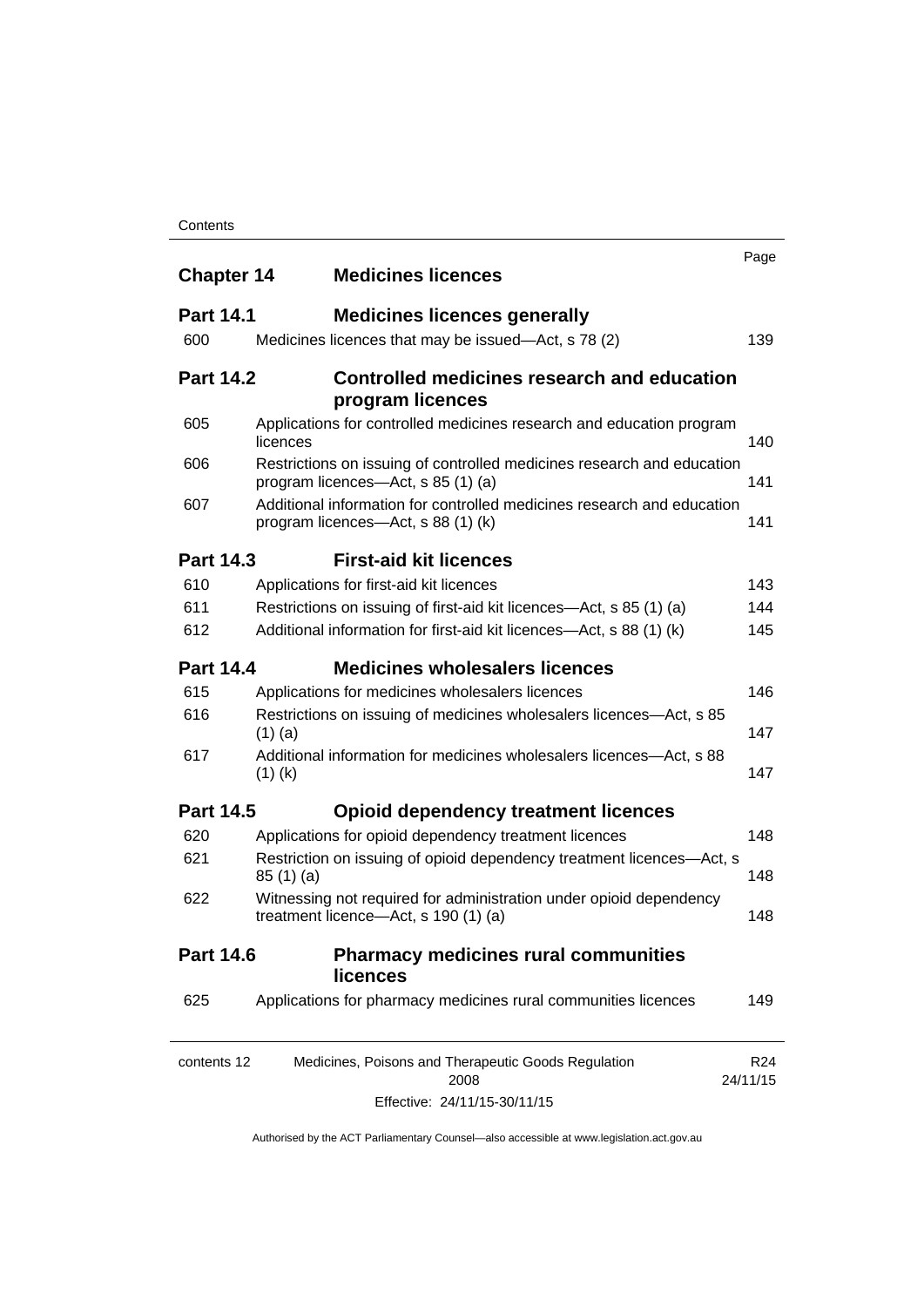| | | Page |
|---|---|---|
| **Chapter 14** | **Medicines licences** | |
| **Part 14.1** | **Medicines licences generally** | |
| 600 | Medicines licences that may be issued—Act, s 78 (2) | 139 |
| **Part 14.2** | **Controlled medicines research and education program licences** | |
| 605 | Applications for controlled medicines research and education program licences | 140 |
| 606 | Restrictions on issuing of controlled medicines research and education program licences—Act, s 85 (1) (a) | 141 |
| 607 | Additional information for controlled medicines research and education program licences—Act, s 88 (1) (k) | 141 |
| **Part 14.3** | **First-aid kit licences** | |
| 610 | Applications for first-aid kit licences | 143 |
| 611 | Restrictions on issuing of first-aid kit licences—Act, s 85 (1) (a) | 144 |
| 612 | Additional information for first-aid kit licences—Act, s 88 (1) (k) | 145 |
| **Part 14.4** | **Medicines wholesalers licences** | |
| 615 | Applications for medicines wholesalers licences | 146 |
| 616 | Restrictions on issuing of medicines wholesalers licences—Act, s 85 (1) (a) | 147 |
| 617 | Additional information for medicines wholesalers licences—Act, s 88 (1) (k) | 147 |
| **Part 14.5** | **Opioid dependency treatment licences** | |
| 620 | Applications for opioid dependency treatment licences | 148 |
| 621 | Restriction on issuing of opioid dependency treatment licences—Act, s 85 (1) (a) | 148 |
| 622 | Witnessing not required for administration under opioid dependency treatment licence—Act, s 190 (1) (a) | 148 |
| **Part 14.6** | **Pharmacy medicines rural communities licences** | |
| 625 | Applications for pharmacy medicines rural communities licences | 149 |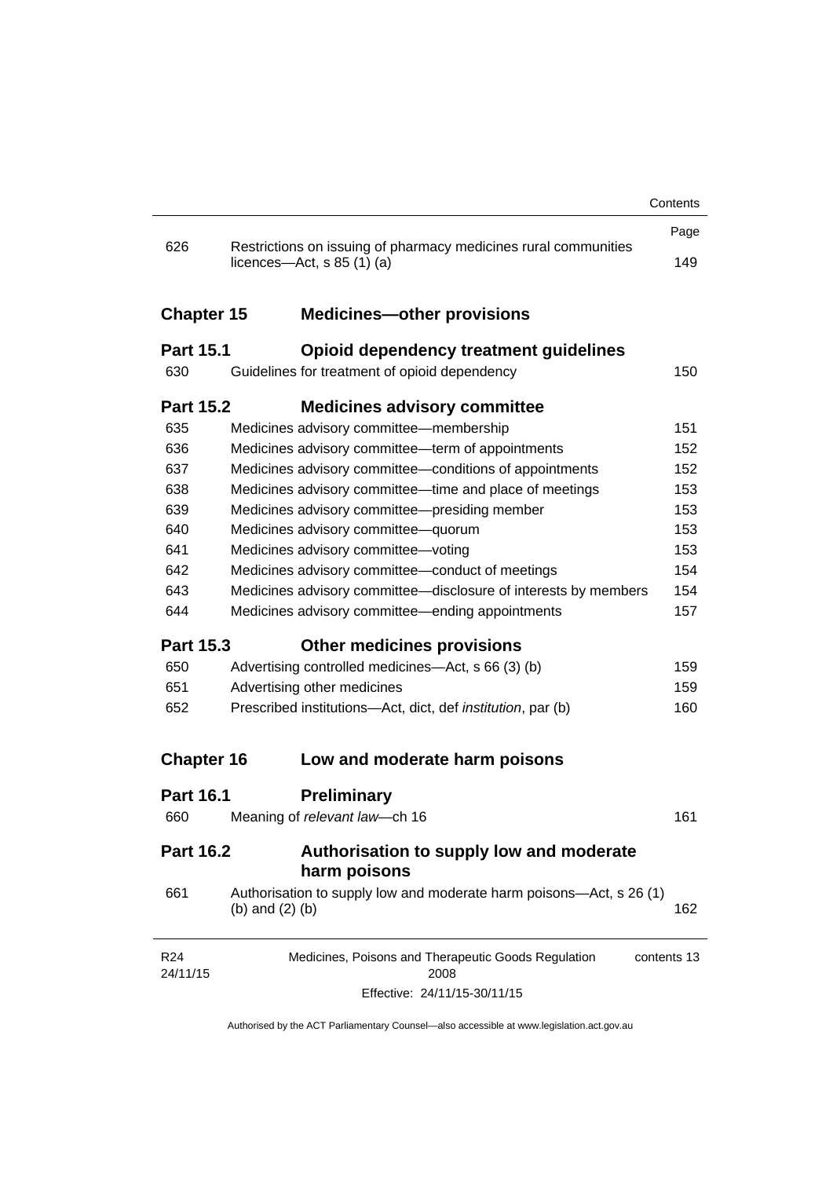| | | Page |
|---|---|---|
| 626 | Restrictions on issuing of pharmacy medicines rural communities licences—Act, s 85 (1) (a) | 149 |

## Chapter 15 Medicines—other provisions

### Part 15.1 Opioid dependency treatment guidelines

| | | |
|---|---|---|
| 630 | Guidelines for treatment of opioid dependency | 150 |

### Part 15.2 Medicines advisory committee

| | | |
|---|---|---|
| 635 | Medicines advisory committee—membership | 151 |
| 636 | Medicines advisory committee—term of appointments | 152 |
| 637 | Medicines advisory committee—conditions of appointments | 152 |
| 638 | Medicines advisory committee—time and place of meetings | 153 |
| 639 | Medicines advisory committee—presiding member | 153 |
| 640 | Medicines advisory committee—quorum | 153 |
| 641 | Medicines advisory committee—voting | 153 |
| 642 | Medicines advisory committee—conduct of meetings | 154 |
| 643 | Medicines advisory committee—disclosure of interests by members | 154 |
| 644 | Medicines advisory committee—ending appointments | 157 |

### Part 15.3 Other medicines provisions

| | | |
|---|---|---|
| 650 | Advertising controlled medicines—Act, s 66 (3) (b) | 159 |
| 651 | Advertising other medicines | 159 |
| 652 | Prescribed institutions—Act, dict, def *institution*, par (b) | 160 |

## Chapter 16 Low and moderate harm poisons

### Part 16.1 Preliminary

| | | |
|---|---|---|
| 660 | Meaning of *relevant law*—ch 16 | 161 |

### Part 16.2 Authorisation to supply low and moderate harm poisons

| | | |
|---|---|---|
| 661 | Authorisation to supply low and moderate harm poisons—Act, s 26 (1) (b) and (2) (b) | 162 |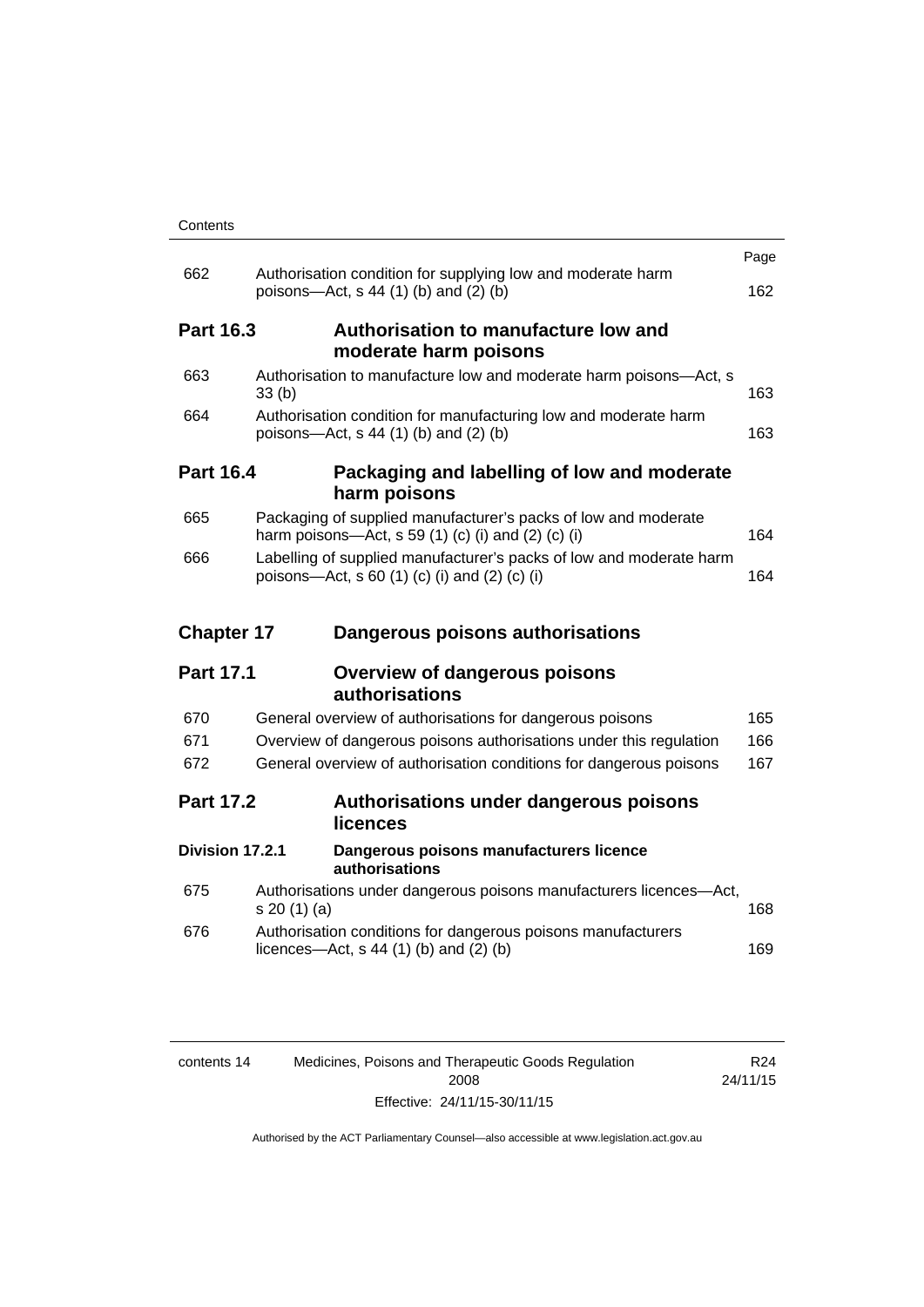| | | Page |
|---|---|---|
| 662 | Authorisation condition for supplying low and moderate harm poisons—Act, s 44 (1) (b) and (2) (b) | 162 |

**Part 16.3 Authorisation to manufacture low and moderate harm poisons**

| | | |
|---|---|---|
| 663 | Authorisation to manufacture low and moderate harm poisons—Act, s 33 (b) | 163 |
| 664 | Authorisation condition for manufacturing low and moderate harm poisons—Act, s 44 (1) (b) and (2) (b) | 163 |

**Part 16.4 Packaging and labelling of low and moderate harm poisons**

| | | |
|---|---|---|
| 665 | Packaging of supplied manufacturer's packs of low and moderate harm poisons—Act, s 59 (1) (c) (i) and (2) (c) (i) | 164 |
| 666 | Labelling of supplied manufacturer's packs of low and moderate harm poisons—Act, s 60 (1) (c) (i) and (2) (c) (i) | 164 |

**Chapter 17 Dangerous poisons authorisations**

**Part 17.1 Overview of dangerous poisons authorisations**

| | | |
|---|---|---|
| 670 | General overview of authorisations for dangerous poisons | 165 |
| 671 | Overview of dangerous poisons authorisations under this regulation | 166 |
| 672 | General overview of authorisation conditions for dangerous poisons | 167 |

**Part 17.2 Authorisations under dangerous poisons licences**

**Division 17.2.1 Dangerous poisons manufacturers licence authorisations**

| | | |
|---|---|---|
| 675 | Authorisations under dangerous poisons manufacturers licences—Act, s 20 (1) (a) | 168 |
| 676 | Authorisation conditions for dangerous poisons manufacturers licences—Act, s 44 (1) (b) and (2) (b) | 169 |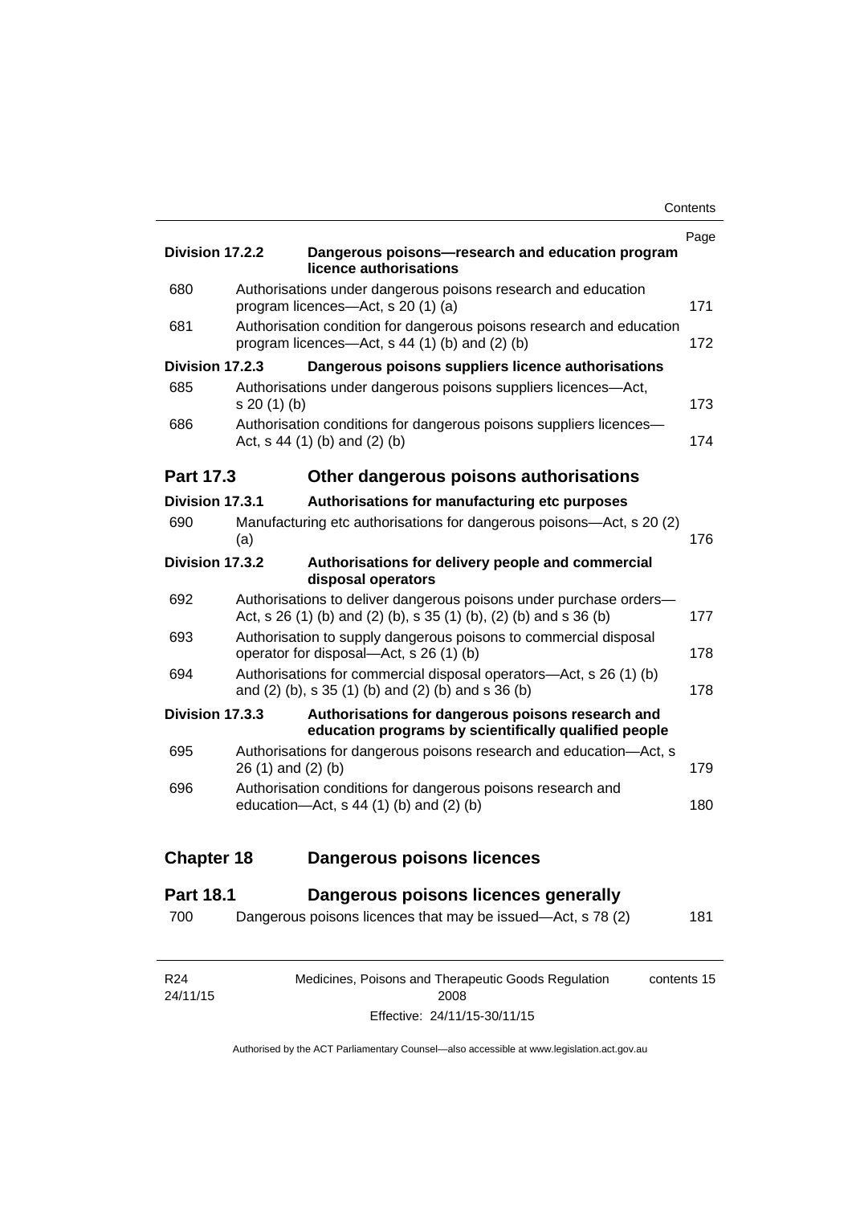| | | Page |
|---|---|---|
| **Division 17.2.2** | **Dangerous poisons—research and education program licence authorisations** | |
| 680 | Authorisations under dangerous poisons research and education program licences—Act, s 20 (1) (a) | 171 |
| 681 | Authorisation condition for dangerous poisons research and education program licences—Act, s 44 (1) (b) and (2) (b) | 172 |
| **Division 17.2.3** | **Dangerous poisons suppliers licence authorisations** | |
| 685 | Authorisations under dangerous poisons suppliers licences—Act, s 20 (1) (b) | 173 |
| 686 | Authorisation conditions for dangerous poisons suppliers licences—Act, s 44 (1) (b) and (2) (b) | 174 |
| **Part 17.3** | **Other dangerous poisons authorisations** | |
| **Division 17.3.1** | **Authorisations for manufacturing etc purposes** | |
| 690 | Manufacturing etc authorisations for dangerous poisons—Act, s 20 (2) (a) | 176 |
| **Division 17.3.2** | **Authorisations for delivery people and commercial disposal operators** | |
| 692 | Authorisations to deliver dangerous poisons under purchase orders—Act, s 26 (1) (b) and (2) (b), s 35 (1) (b), (2) (b) and s 36 (b) | 177 |
| 693 | Authorisation to supply dangerous poisons to commercial disposal operator for disposal—Act, s 26 (1) (b) | 178 |
| 694 | Authorisations for commercial disposal operators—Act, s 26 (1) (b) and (2) (b), s 35 (1) (b) and (2) (b) and s 36 (b) | 178 |
| **Division 17.3.3** | **Authorisations for dangerous poisons research and education programs by scientifically qualified people** | |
| 695 | Authorisations for dangerous poisons research and education—Act, s 26 (1) and (2) (b) | 179 |
| 696 | Authorisation conditions for dangerous poisons research and education—Act, s 44 (1) (b) and (2) (b) | 180 |
| **Chapter 18** | **Dangerous poisons licences** | |
| **Part 18.1** | **Dangerous poisons licences generally** | |
| 700 | Dangerous poisons licences that may be issued—Act, s 78 (2) | 181 |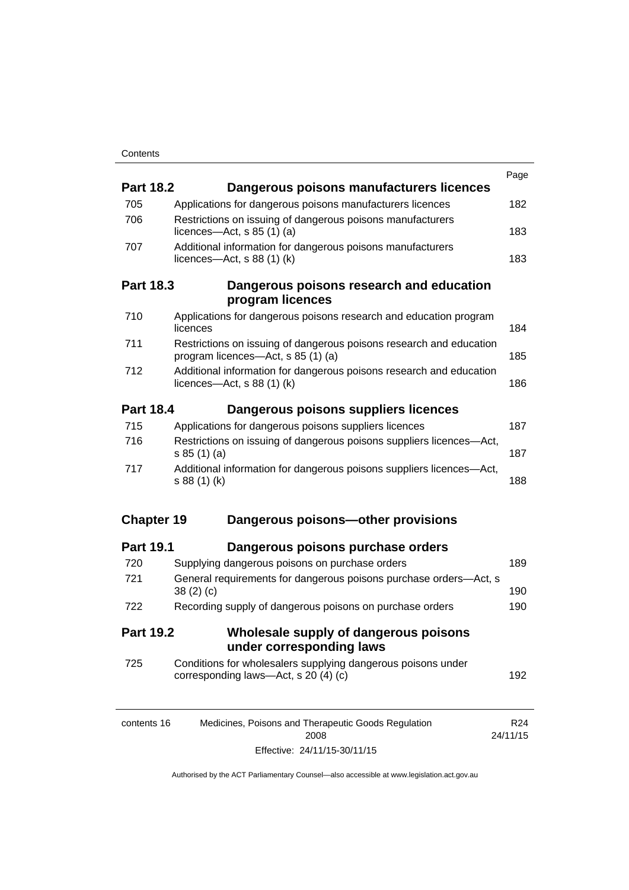| | | Page |
|---|---|---|
| **Part 18.2** | **Dangerous poisons manufacturers licences** | |
| 705 | Applications for dangerous poisons manufacturers licences | 182 |
| 706 | Restrictions on issuing of dangerous poisons manufacturers licences—Act, s 85 (1) (a) | 183 |
| 707 | Additional information for dangerous poisons manufacturers licences—Act, s 88 (1) (k) | 183 |
| **Part 18.3** | **Dangerous poisons research and education program licences** | |
| 710 | Applications for dangerous poisons research and education program licences | 184 |
| 711 | Restrictions on issuing of dangerous poisons research and education program licences—Act, s 85 (1) (a) | 185 |
| 712 | Additional information for dangerous poisons research and education licences—Act, s 88 (1) (k) | 186 |
| **Part 18.4** | **Dangerous poisons suppliers licences** | |
| 715 | Applications for dangerous poisons suppliers licences | 187 |
| 716 | Restrictions on issuing of dangerous poisons suppliers licences—Act, s 85 (1) (a) | 187 |
| 717 | Additional information for dangerous poisons suppliers licences—Act, s 88 (1) (k) | 188 |
| **Chapter 19** | **Dangerous poisons—other provisions** | |
| **Part 19.1** | **Dangerous poisons purchase orders** | |
| 720 | Supplying dangerous poisons on purchase orders | 189 |
| 721 | General requirements for dangerous poisons purchase orders—Act, s 38 (2) (c) | 190 |
| 722 | Recording supply of dangerous poisons on purchase orders | 190 |
| **Part 19.2** | **Wholesale supply of dangerous poisons under corresponding laws** | |
| 725 | Conditions for wholesalers supplying dangerous poisons under corresponding laws—Act, s 20 (4) (c) | 192 |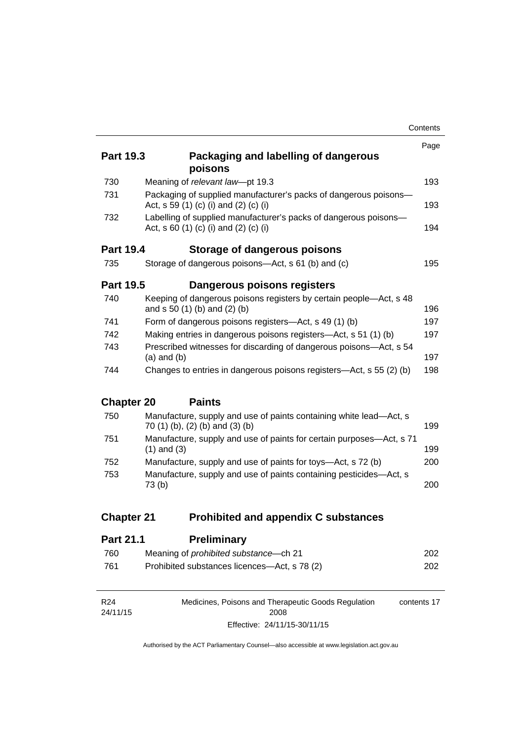| | | Page |
|---|---|---|
| **Part 19.3** | **Packaging and labelling of dangerous poisons** | |
| 730 | Meaning of *relevant law*—pt 19.3 | 193 |
| 731 | Packaging of supplied manufacturer's packs of dangerous poisons—Act, s 59 (1) (c) (i) and (2) (c) (i) | 193 |
| 732 | Labelling of supplied manufacturer's packs of dangerous poisons—Act, s 60 (1) (c) (i) and (2) (c) (i) | 194 |
| **Part 19.4** | **Storage of dangerous poisons** | |
| 735 | Storage of dangerous poisons—Act, s 61 (b) and (c) | 195 |
| **Part 19.5** | **Dangerous poisons registers** | |
| 740 | Keeping of dangerous poisons registers by certain people—Act, s 48 and s 50 (1) (b) and (2) (b) | 196 |
| 741 | Form of dangerous poisons registers—Act, s 49 (1) (b) | 197 |
| 742 | Making entries in dangerous poisons registers—Act, s 51 (1) (b) | 197 |
| 743 | Prescribed witnesses for discarding of dangerous poisons—Act, s 54 (a) and (b) | 197 |
| 744 | Changes to entries in dangerous poisons registers—Act, s 55 (2) (b) | 198 |
| **Chapter 20** | **Paints** | |
| 750 | Manufacture, supply and use of paints containing white lead—Act, s 70 (1) (b), (2) (b) and (3) (b) | 199 |
| 751 | Manufacture, supply and use of paints for certain purposes—Act, s 71 (1) and (3) | 199 |
| 752 | Manufacture, supply and use of paints for toys—Act, s 72 (b) | 200 |
| 753 | Manufacture, supply and use of paints containing pesticides—Act, s 73 (b) | 200 |
| **Chapter 21** | **Prohibited and appendix C substances** | |
| **Part 21.1** | **Preliminary** | |
| 760 | Meaning of *prohibited substance*—ch 21 | 202 |
| 761 | Prohibited substances licences—Act, s 78 (2) | 202 |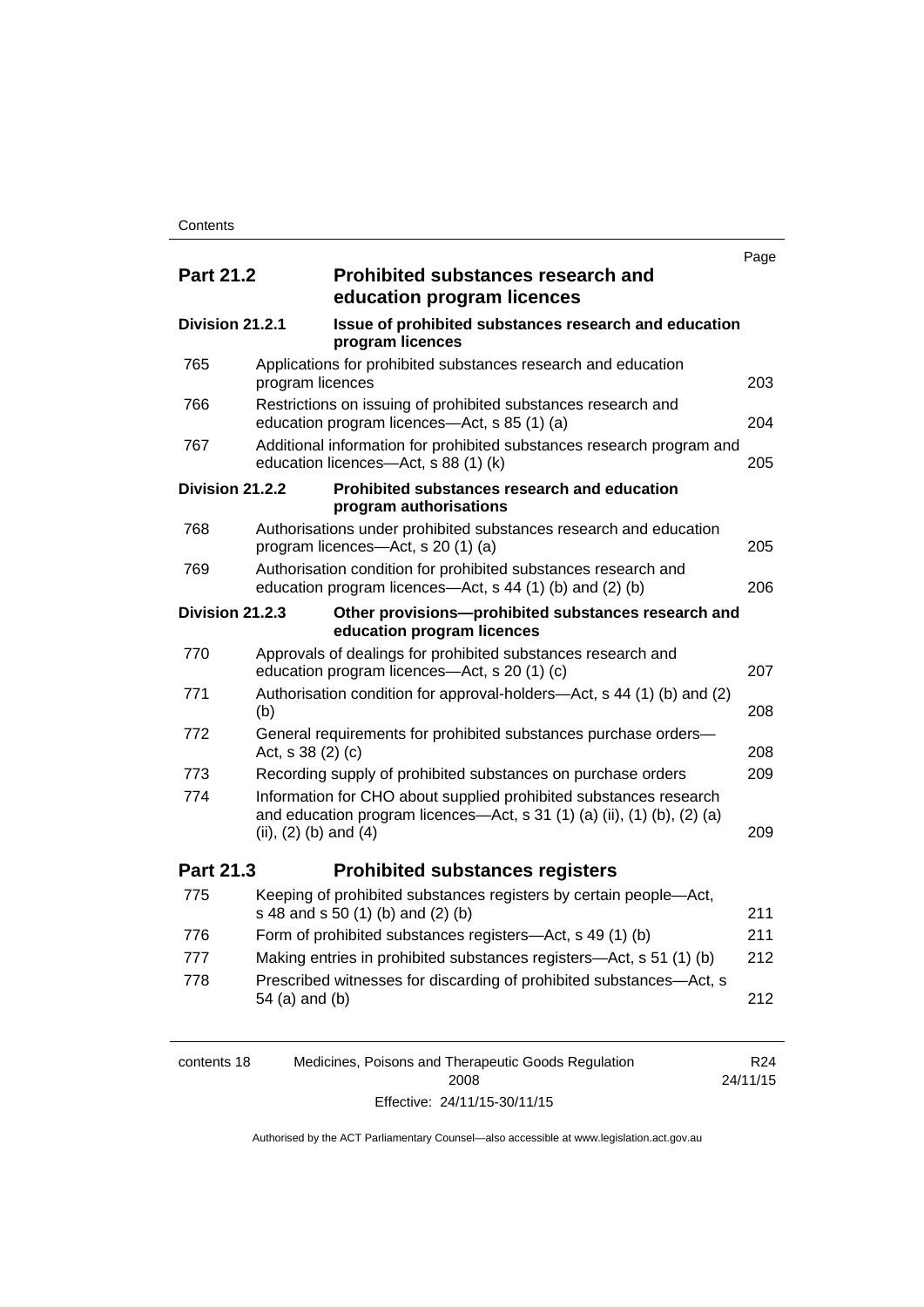| | | Page |
|---|---|---|
| **Part 21.2** | **Prohibited substances research and education program licences** | |
| **Division 21.2.1** | **Issue of prohibited substances research and education program licences** | |
| 765 | Applications for prohibited substances research and education program licences | 203 |
| 766 | Restrictions on issuing of prohibited substances research and education program licences—Act, s 85 (1) (a) | 204 |
| 767 | Additional information for prohibited substances research program and education licences—Act, s 88 (1) (k) | 205 |
| **Division 21.2.2** | **Prohibited substances research and education program authorisations** | |
| 768 | Authorisations under prohibited substances research and education program licences—Act, s 20 (1) (a) | 205 |
| 769 | Authorisation condition for prohibited substances research and education program licences—Act, s 44 (1) (b) and (2) (b) | 206 |
| **Division 21.2.3** | **Other provisions—prohibited substances research and education program licences** | |
| 770 | Approvals of dealings for prohibited substances research and education program licences—Act, s 20 (1) (c) | 207 |
| 771 | Authorisation condition for approval-holders—Act, s 44 (1) (b) and (2) (b) | 208 |
| 772 | General requirements for prohibited substances purchase orders—Act, s 38 (2) (c) | 208 |
| 773 | Recording supply of prohibited substances on purchase orders | 209 |
| 774 | Information for CHO about supplied prohibited substances research and education program licences—Act, s 31 (1) (a) (ii), (1) (b), (2) (a) (ii), (2) (b) and (4) | 209 |
| **Part 21.3** | **Prohibited substances registers** | |
| 775 | Keeping of prohibited substances registers by certain people—Act, s 48 and s 50 (1) (b) and (2) (b) | 211 |
| 776 | Form of prohibited substances registers—Act, s 49 (1) (b) | 211 |
| 777 | Making entries in prohibited substances registers—Act, s 51 (1) (b) | 212 |
| 778 | Prescribed witnesses for discarding of prohibited substances—Act, s 54 (a) and (b) | 212 |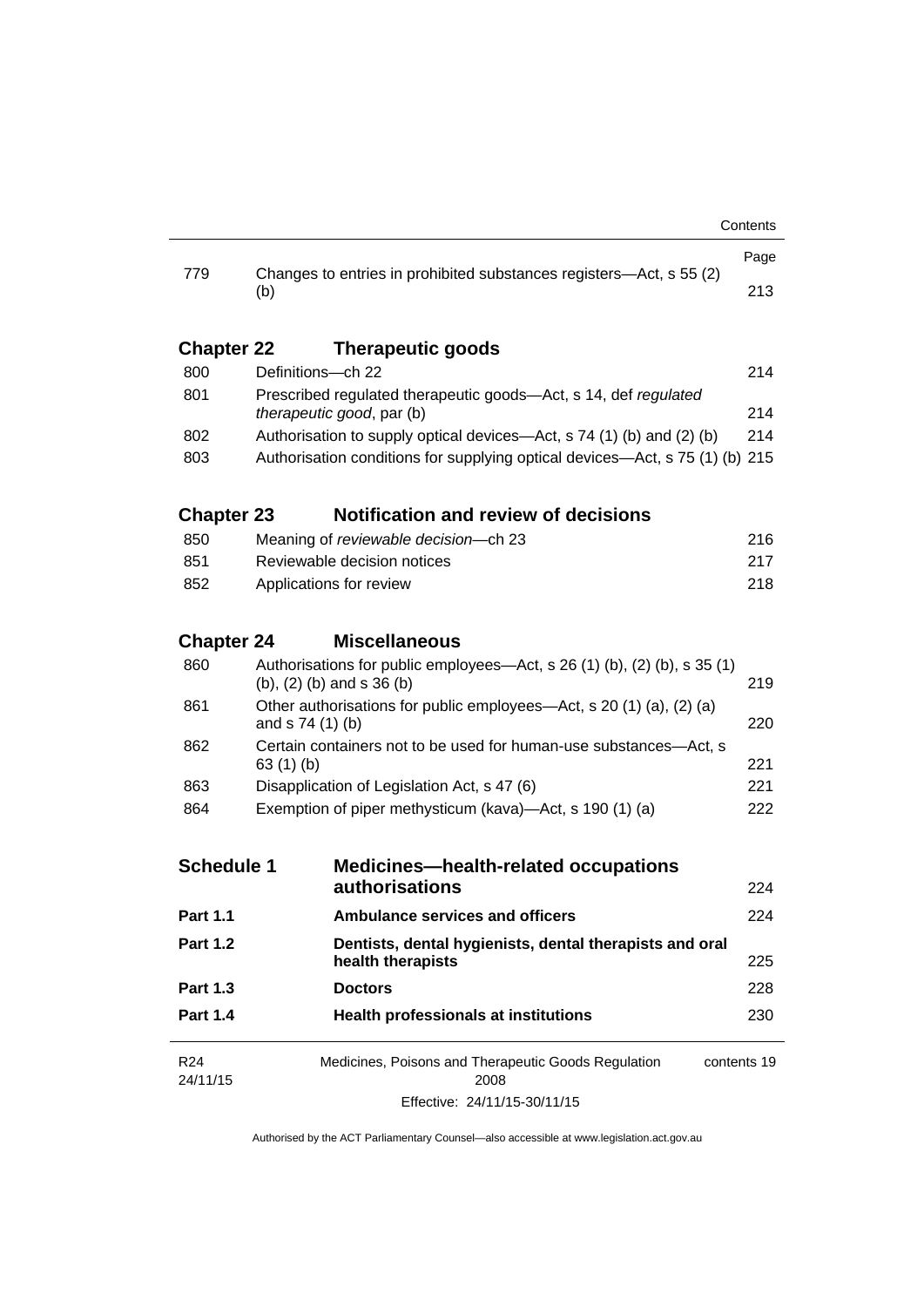| | | Page |
|---|---|---|
| 779 | Changes to entries in prohibited substances registers—Act, s 55 (2) (b) | 213 |

## Chapter 22 Therapeutic goods

| | | |
|---|---|---|
| 800 | Definitions—ch 22 | 214 |
| 801 | Prescribed regulated therapeutic goods—Act, s 14, def *regulated therapeutic good*, par (b) | 214 |
| 802 | Authorisation to supply optical devices—Act, s 74 (1) (b) and (2) (b) | 214 |
| 803 | Authorisation conditions for supplying optical devices—Act, s 75 (1) (b) | 215 |

## Chapter 23 Notification and review of decisions

| | | |
|---|---|---|
| 850 | Meaning of *reviewable decision*—ch 23 | 216 |
| 851 | Reviewable decision notices | 217 |
| 852 | Applications for review | 218 |

## Chapter 24 Miscellaneous

| | | |
|---|---|---|
| 860 | Authorisations for public employees—Act, s 26 (1) (b), (2) (b), s 35 (1) (b), (2) (b) and s 36 (b) | 219 |
| 861 | Other authorisations for public employees—Act, s 20 (1) (a), (2) (a) and s 74 (1) (b) | 220 |
| 862 | Certain containers not to be used for human-use substances—Act, s 63 (1) (b) | 221 |
| 863 | Disapplication of Legislation Act, s 47 (6) | 221 |
| 864 | Exemption of piper methysticum (kava)—Act, s 190 (1) (a) | 222 |

## Schedule 1 Medicines—health-related occupations authorisations 224

| | | |
|---|---|---|
| **Part 1.1** | **Ambulance services and officers** | 224 |
| **Part 1.2** | **Dentists, dental hygienists, dental therapists and oral health therapists** | 225 |
| **Part 1.3** | **Doctors** | 228 |
| **Part 1.4** | **Health professionals at institutions** | 230 |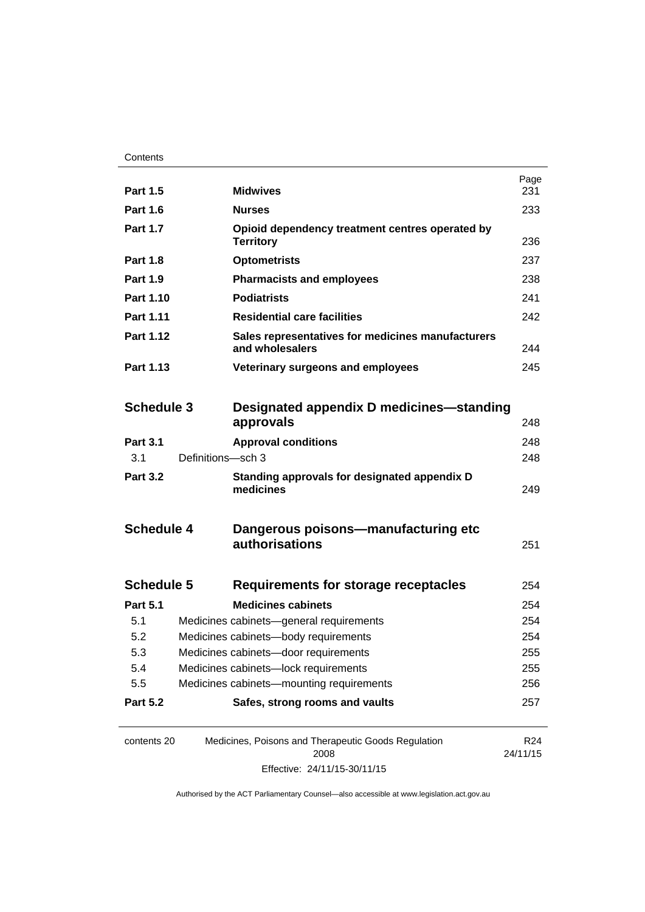| | | Page |
|---|---|---|
| **Part 1.5** | **Midwives** | 231 |
| **Part 1.6** | **Nurses** | 233 |
| **Part 1.7** | **Opioid dependency treatment centres operated by Territory** | 236 |
| **Part 1.8** | **Optometrists** | 237 |
| **Part 1.9** | **Pharmacists and employees** | 238 |
| **Part 1.10** | **Podiatrists** | 241 |
| **Part 1.11** | **Residential care facilities** | 242 |
| **Part 1.12** | **Sales representatives for medicines manufacturers and wholesalers** | 244 |
| **Part 1.13** | **Veterinary surgeons and employees** | 245 |

| | | |
|---|---|---|
| **Schedule 3** | **Designated appendix D medicines—standing approvals** | 248 |
| **Part 3.1** | **Approval conditions** | 248 |
| 3.1 | Definitions—sch 3 | 248 |
| **Part 3.2** | **Standing approvals for designated appendix D medicines** | 249 |

| | | |
|---|---|---|
| **Schedule 4** | **Dangerous poisons—manufacturing etc authorisations** | 251 |

| | | |
|---|---|---|
| **Schedule 5** | **Requirements for storage receptacles** | 254 |
| **Part 5.1** | **Medicines cabinets** | 254 |
| 5.1 | Medicines cabinets—general requirements | 254 |
| 5.2 | Medicines cabinets—body requirements | 254 |
| 5.3 | Medicines cabinets—door requirements | 255 |
| 5.4 | Medicines cabinets—lock requirements | 255 |
| 5.5 | Medicines cabinets—mounting requirements | 256 |
| **Part 5.2** | **Safes, strong rooms and vaults** | 257 |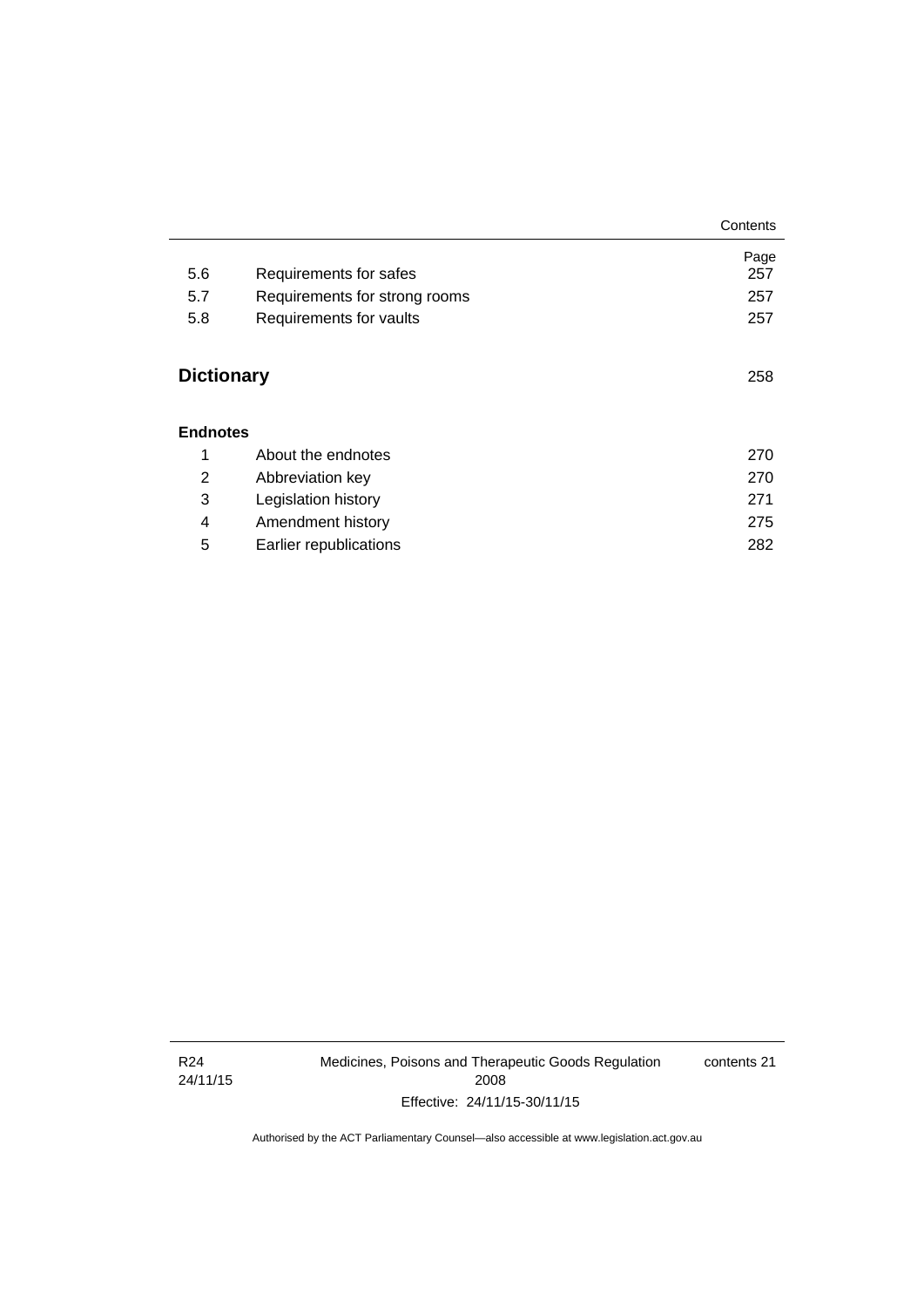| | | Page |
|---|---|---|
| 5.6 | Requirements for safes | 257 |
| 5.7 | Requirements for strong rooms | 257 |
| 5.8 | Requirements for vaults | 257 |

## Dictionary 258

### Endnotes

| | | |
|---|---|---|
| 1 | About the endnotes | 270 |
| 2 | Abbreviation key | 270 |
| 3 | Legislation history | 271 |
| 4 | Amendment history | 275 |
| 5 | Earlier republications | 282 |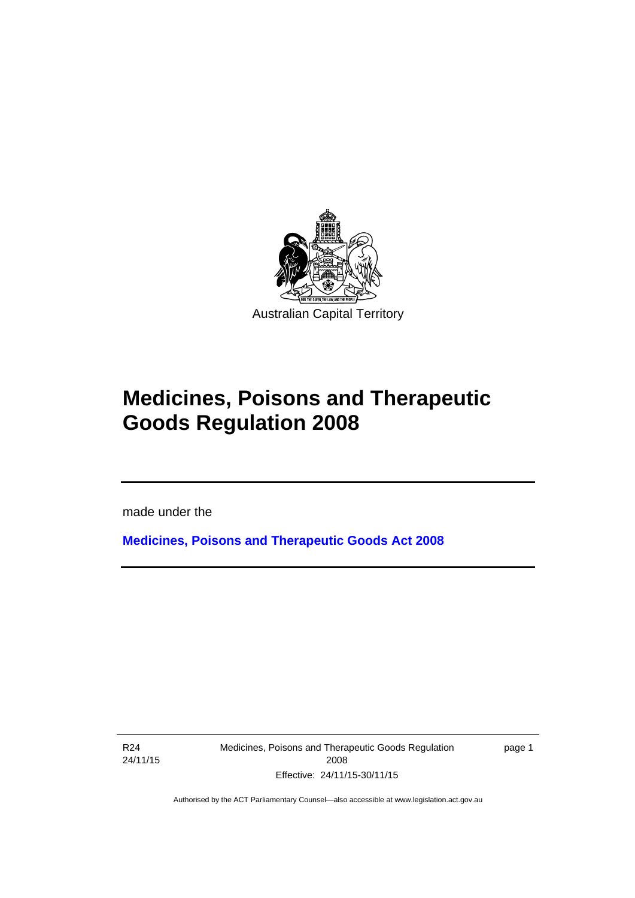Australian Capital Territory

# Medicines, Poisons and Therapeutic Goods Regulation 2008

made under the

**Medicines, Poisons and Therapeutic Goods Act 2008**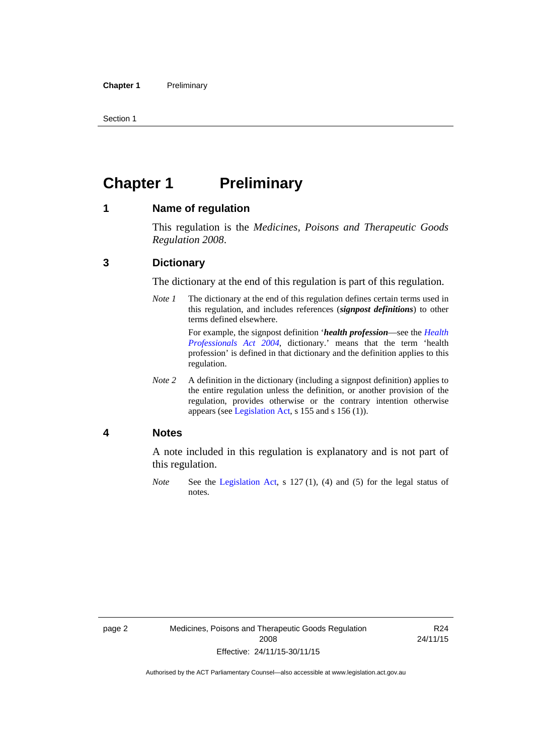# Chapter 1 Preliminary

## 1 Name of regulation

This regulation is the *Medicines, Poisons and Therapeutic Goods Regulation 2008*.

## 3 Dictionary

The dictionary at the end of this regulation is part of this regulation.

*Note 1* The dictionary at the end of this regulation defines certain terms used in this regulation, and includes references (***signpost definitions***) to other terms defined elsewhere.

For example, the signpost definition '***health profession***—see the *Health Professionals Act 2004*, dictionary.' means that the term 'health profession' is defined in that dictionary and the definition applies to this regulation.

*Note 2* A definition in the dictionary (including a signpost definition) applies to the entire regulation unless the definition, or another provision of the regulation, provides otherwise or the contrary intention otherwise appears (see Legislation Act, s 155 and s 156 (1)).

## 4 Notes

A note included in this regulation is explanatory and is not part of this regulation.

*Note* See the Legislation Act, s 127 (1), (4) and (5) for the legal status of notes.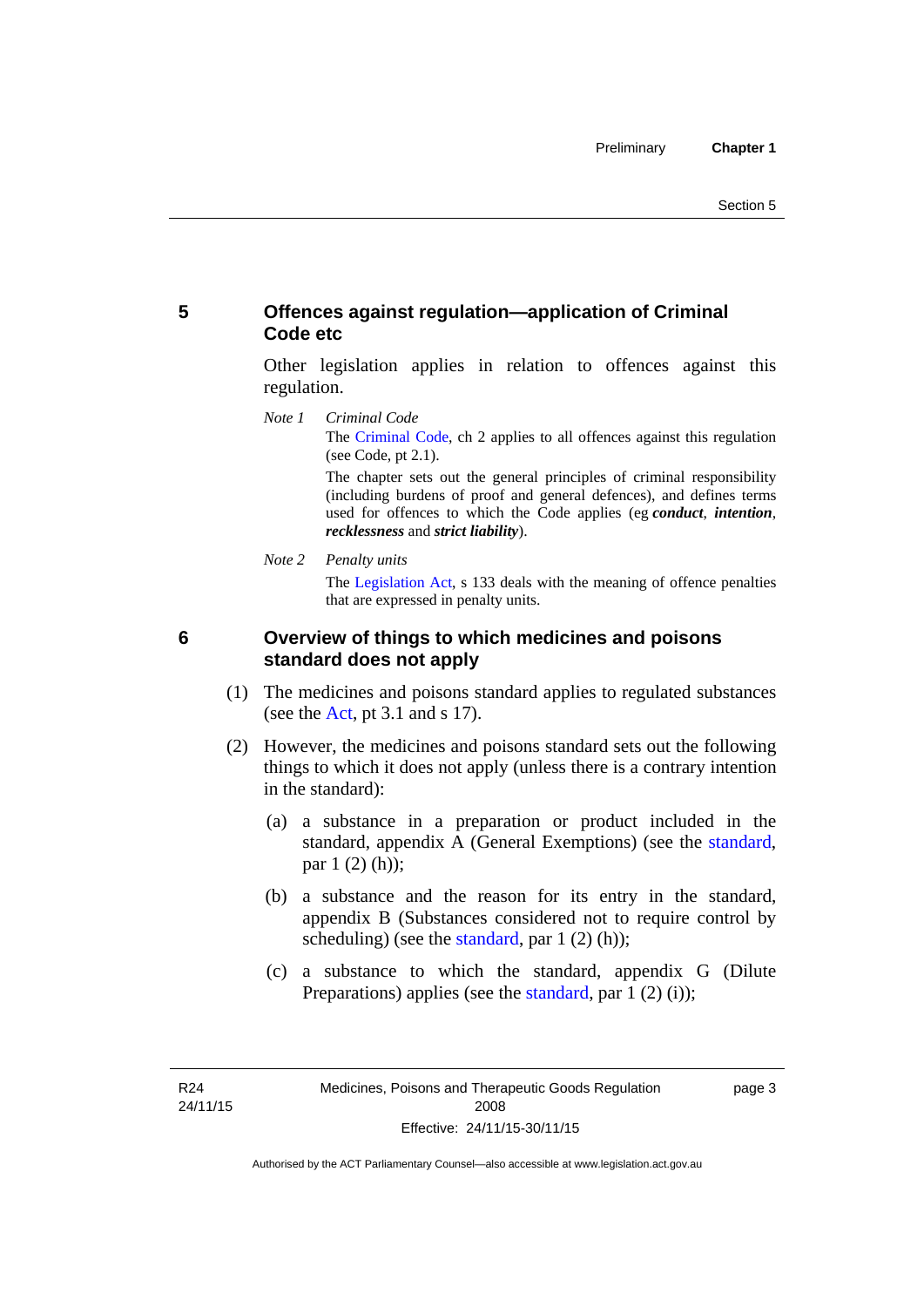## 5 Offences against regulation—application of Criminal Code etc

Other legislation applies in relation to offences against this regulation.

*Note 1* *Criminal Code*

The Criminal Code, ch 2 applies to all offences against this regulation (see Code, pt 2.1).

The chapter sets out the general principles of criminal responsibility (including burdens of proof and general defences), and defines terms used for offences to which the Code applies (eg ***conduct***, ***intention***, ***recklessness*** and ***strict liability***).

*Note 2* *Penalty units*

The Legislation Act, s 133 deals with the meaning of offence penalties that are expressed in penalty units.

## 6 Overview of things to which medicines and poisons standard does not apply

(1) The medicines and poisons standard applies to regulated substances (see the Act, pt 3.1 and s 17).

(2) However, the medicines and poisons standard sets out the following things to which it does not apply (unless there is a contrary intention in the standard):

(a) a substance in a preparation or product included in the standard, appendix A (General Exemptions) (see the standard, par 1 (2) (h));

(b) a substance and the reason for its entry in the standard, appendix B (Substances considered not to require control by scheduling) (see the standard, par 1 (2) (h));

(c) a substance to which the standard, appendix G (Dilute Preparations) applies (see the standard, par 1 (2) (i));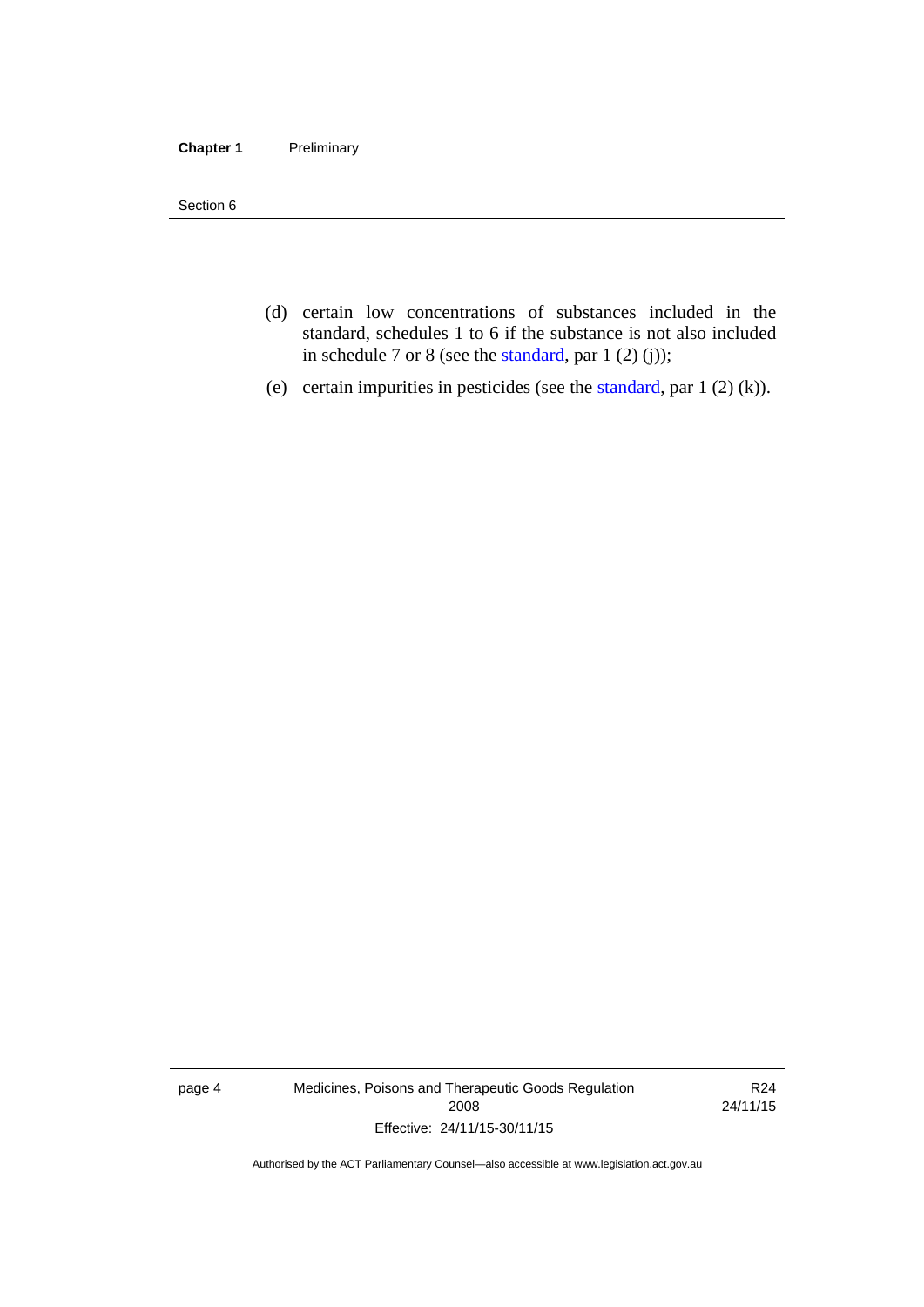(d) certain low concentrations of substances included in the standard, schedules 1 to 6 if the substance is not also included in schedule 7 or 8 (see the standard, par 1 (2) (j));

(e) certain impurities in pesticides (see the standard, par 1 (2) (k)).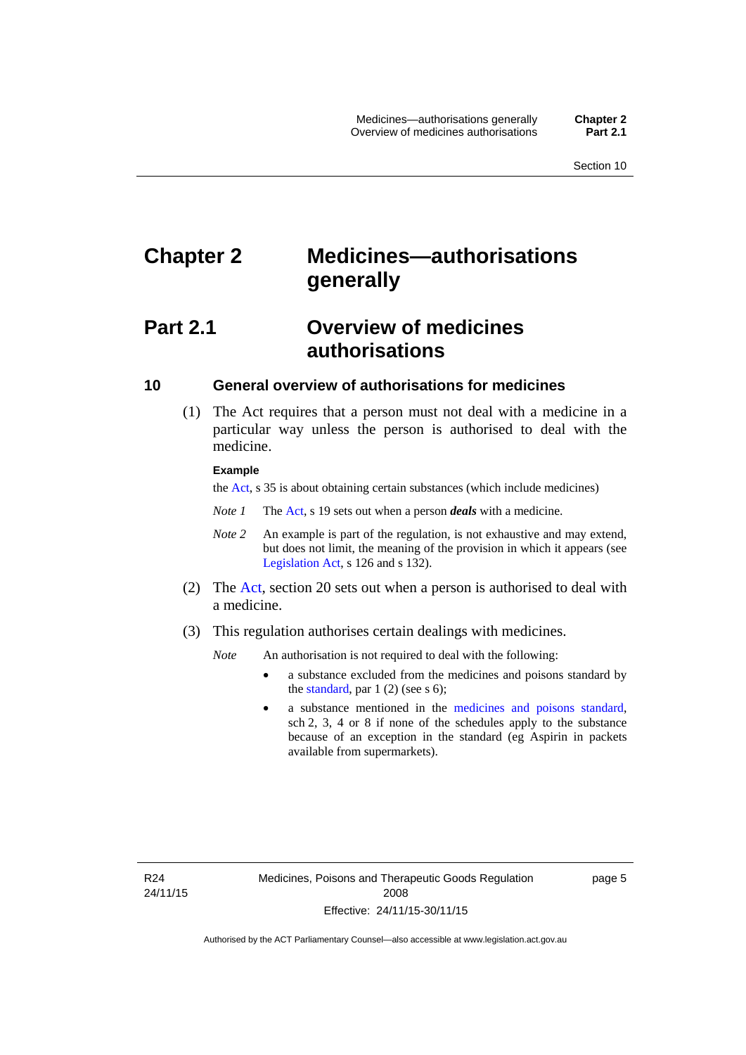# Chapter 2 Medicines—authorisations generally

## Part 2.1 Overview of medicines authorisations

### 10 General overview of authorisations for medicines

(1) The Act requires that a person must not deal with a medicine in a particular way unless the person is authorised to deal with the medicine.

**Example**

the Act, s 35 is about obtaining certain substances (which include medicines)

*Note 1* The Act, s 19 sets out when a person ***deals*** with a medicine.

*Note 2* An example is part of the regulation, is not exhaustive and may extend, but does not limit, the meaning of the provision in which it appears (see Legislation Act, s 126 and s 132).

(2) The Act, section 20 sets out when a person is authorised to deal with a medicine.

(3) This regulation authorises certain dealings with medicines.

*Note* An authorisation is not required to deal with the following:

- a substance excluded from the medicines and poisons standard by the standard, par 1 (2) (see s 6);
- a substance mentioned in the medicines and poisons standard, sch 2, 3, 4 or 8 if none of the schedules apply to the substance because of an exception in the standard (eg Aspirin in packets available from supermarkets).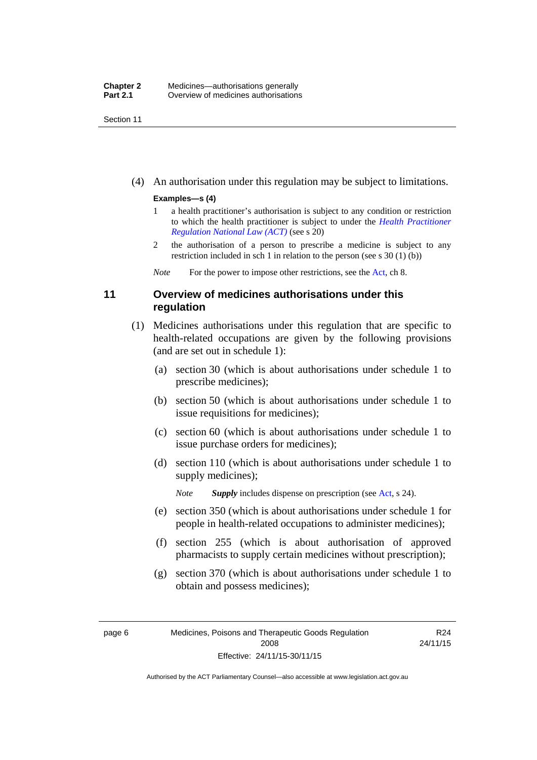(4) An authorisation under this regulation may be subject to limitations.

**Examples—s (4)**

1 a health practitioner's authorisation is subject to any condition or restriction to which the health practitioner is subject to under the *Health Practitioner Regulation National Law (ACT)* (see s 20)

2 the authorisation of a person to prescribe a medicine is subject to any restriction included in sch 1 in relation to the person (see s 30 (1) (b))

*Note* For the power to impose other restrictions, see the Act, ch 8.

## 11 Overview of medicines authorisations under this regulation

(1) Medicines authorisations under this regulation that are specific to health-related occupations are given by the following provisions (and are set out in schedule 1):

(a) section 30 (which is about authorisations under schedule 1 to prescribe medicines);

(b) section 50 (which is about authorisations under schedule 1 to issue requisitions for medicines);

(c) section 60 (which is about authorisations under schedule 1 to issue purchase orders for medicines);

(d) section 110 (which is about authorisations under schedule 1 to supply medicines);

*Note* ***Supply*** includes dispense on prescription (see Act, s 24).

(e) section 350 (which is about authorisations under schedule 1 for people in health-related occupations to administer medicines);

(f) section 255 (which is about authorisation of approved pharmacists to supply certain medicines without prescription);

(g) section 370 (which is about authorisations under schedule 1 to obtain and possess medicines);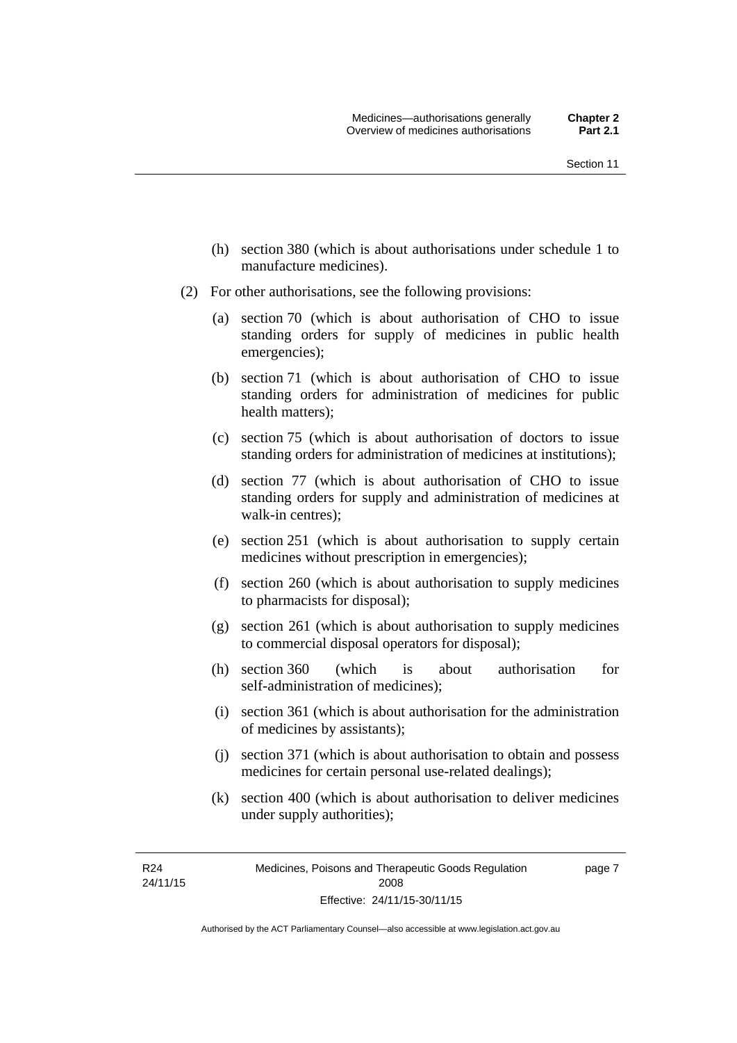(h) section 380 (which is about authorisations under schedule 1 to manufacture medicines).

(2) For other authorisations, see the following provisions:

(a) section 70 (which is about authorisation of CHO to issue standing orders for supply of medicines in public health emergencies);

(b) section 71 (which is about authorisation of CHO to issue standing orders for administration of medicines for public health matters);

(c) section 75 (which is about authorisation of doctors to issue standing orders for administration of medicines at institutions);

(d) section 77 (which is about authorisation of CHO to issue standing orders for supply and administration of medicines at walk-in centres);

(e) section 251 (which is about authorisation to supply certain medicines without prescription in emergencies);

(f) section 260 (which is about authorisation to supply medicines to pharmacists for disposal);

(g) section 261 (which is about authorisation to supply medicines to commercial disposal operators for disposal);

(h) section 360 (which is about authorisation for self-administration of medicines);

(i) section 361 (which is about authorisation for the administration of medicines by assistants);

(j) section 371 (which is about authorisation to obtain and possess medicines for certain personal use-related dealings);

(k) section 400 (which is about authorisation to deliver medicines under supply authorities);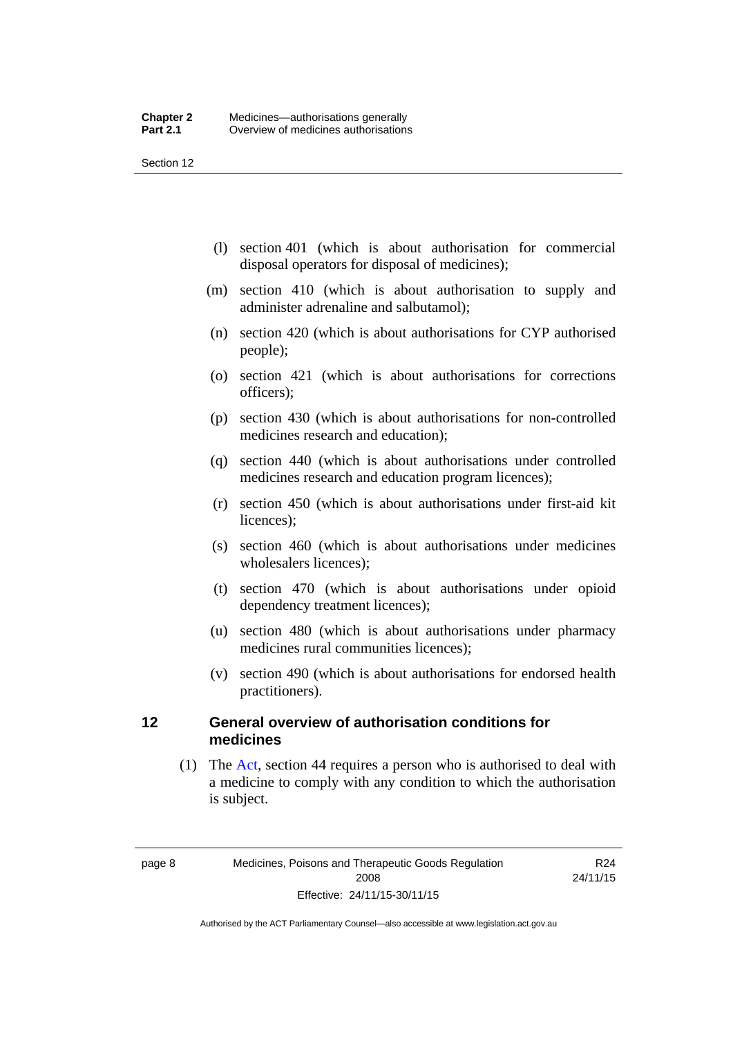(l) section 401 (which is about authorisation for commercial disposal operators for disposal of medicines);

(m) section 410 (which is about authorisation to supply and administer adrenaline and salbutamol);

(n) section 420 (which is about authorisations for CYP authorised people);

(o) section 421 (which is about authorisations for corrections officers);

(p) section 430 (which is about authorisations for non-controlled medicines research and education);

(q) section 440 (which is about authorisations under controlled medicines research and education program licences);

(r) section 450 (which is about authorisations under first-aid kit licences);

(s) section 460 (which is about authorisations under medicines wholesalers licences);

(t) section 470 (which is about authorisations under opioid dependency treatment licences);

(u) section 480 (which is about authorisations under pharmacy medicines rural communities licences);

(v) section 490 (which is about authorisations for endorsed health practitioners).

## 12 General overview of authorisation conditions for medicines

(1) The Act, section 44 requires a person who is authorised to deal with a medicine to comply with any condition to which the authorisation is subject.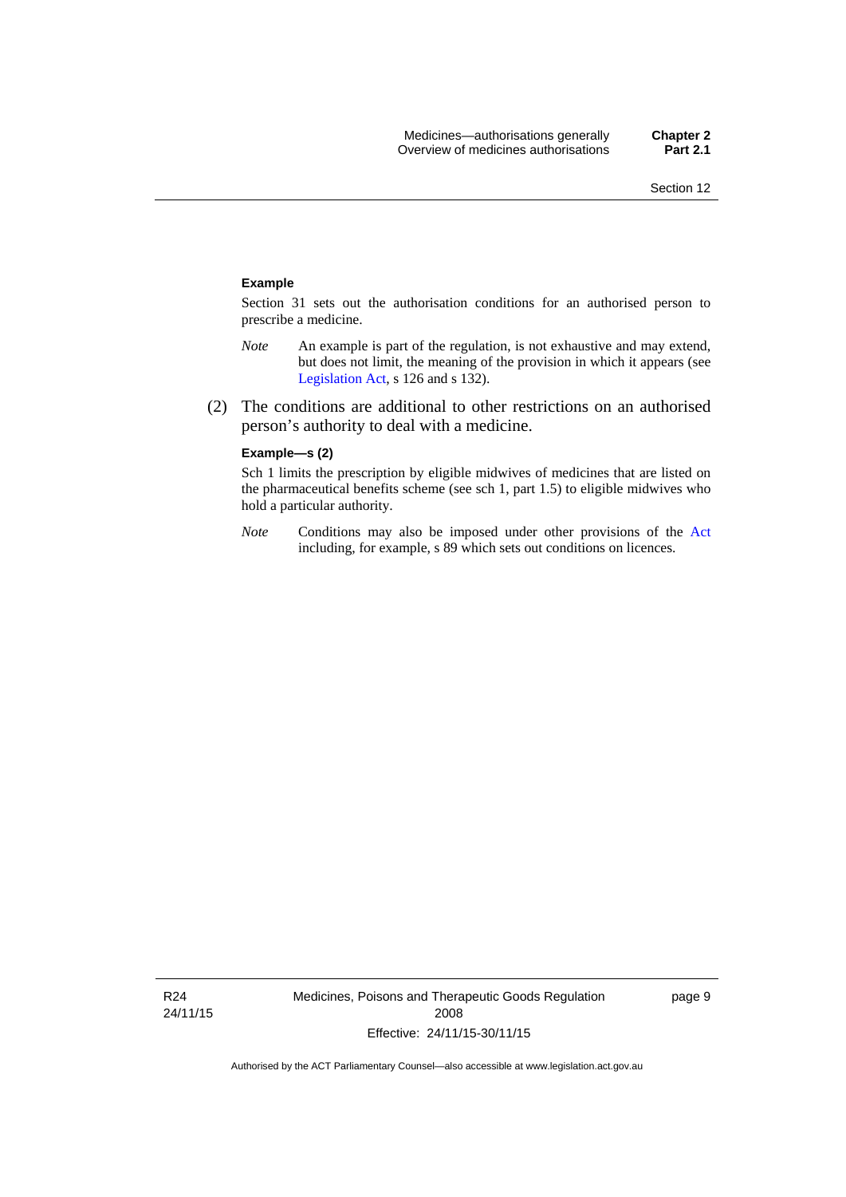**Example**

Section 31 sets out the authorisation conditions for an authorised person to prescribe a medicine.

*Note* An example is part of the regulation, is not exhaustive and may extend, but does not limit, the meaning of the provision in which it appears (see Legislation Act, s 126 and s 132).

(2) The conditions are additional to other restrictions on an authorised person's authority to deal with a medicine.

**Example—s (2)**

Sch 1 limits the prescription by eligible midwives of medicines that are listed on the pharmaceutical benefits scheme (see sch 1, part 1.5) to eligible midwives who hold a particular authority.

*Note* Conditions may also be imposed under other provisions of the Act including, for example, s 89 which sets out conditions on licences.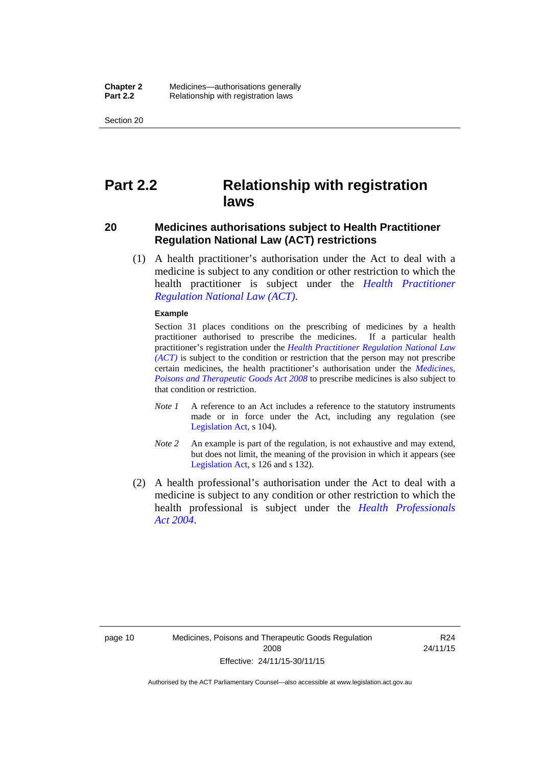# Part 2.2 Relationship with registration laws

## 20 Medicines authorisations subject to Health Practitioner Regulation National Law (ACT) restrictions

(1) A health practitioner's authorisation under the Act to deal with a medicine is subject to any condition or other restriction to which the health practitioner is subject under the *Health Practitioner Regulation National Law (ACT)*.

**Example**

Section 31 places conditions on the prescribing of medicines by a health practitioner authorised to prescribe the medicines. If a particular health practitioner's registration under the *Health Practitioner Regulation National Law (ACT)* is subject to the condition or restriction that the person may not prescribe certain medicines, the health practitioner's authorisation under the *Medicines, Poisons and Therapeutic Goods Act 2008* to prescribe medicines is also subject to that condition or restriction.

*Note 1* A reference to an Act includes a reference to the statutory instruments made or in force under the Act, including any regulation (see Legislation Act, s 104).

*Note 2* An example is part of the regulation, is not exhaustive and may extend, but does not limit, the meaning of the provision in which it appears (see Legislation Act, s 126 and s 132).

(2) A health professional's authorisation under the Act to deal with a medicine is subject to any condition or other restriction to which the health professional is subject under the *Health Professionals Act 2004*.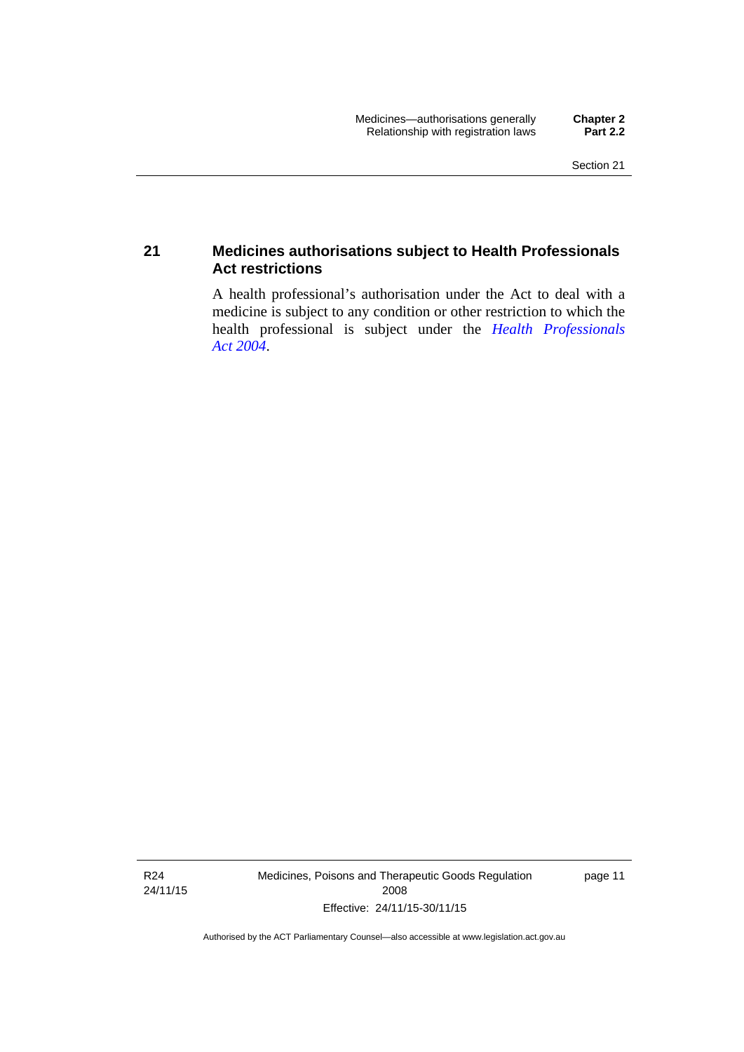## 21 Medicines authorisations subject to Health Professionals Act restrictions

A health professional's authorisation under the Act to deal with a medicine is subject to any condition or other restriction to which the health professional is subject under the *Health Professionals Act 2004*.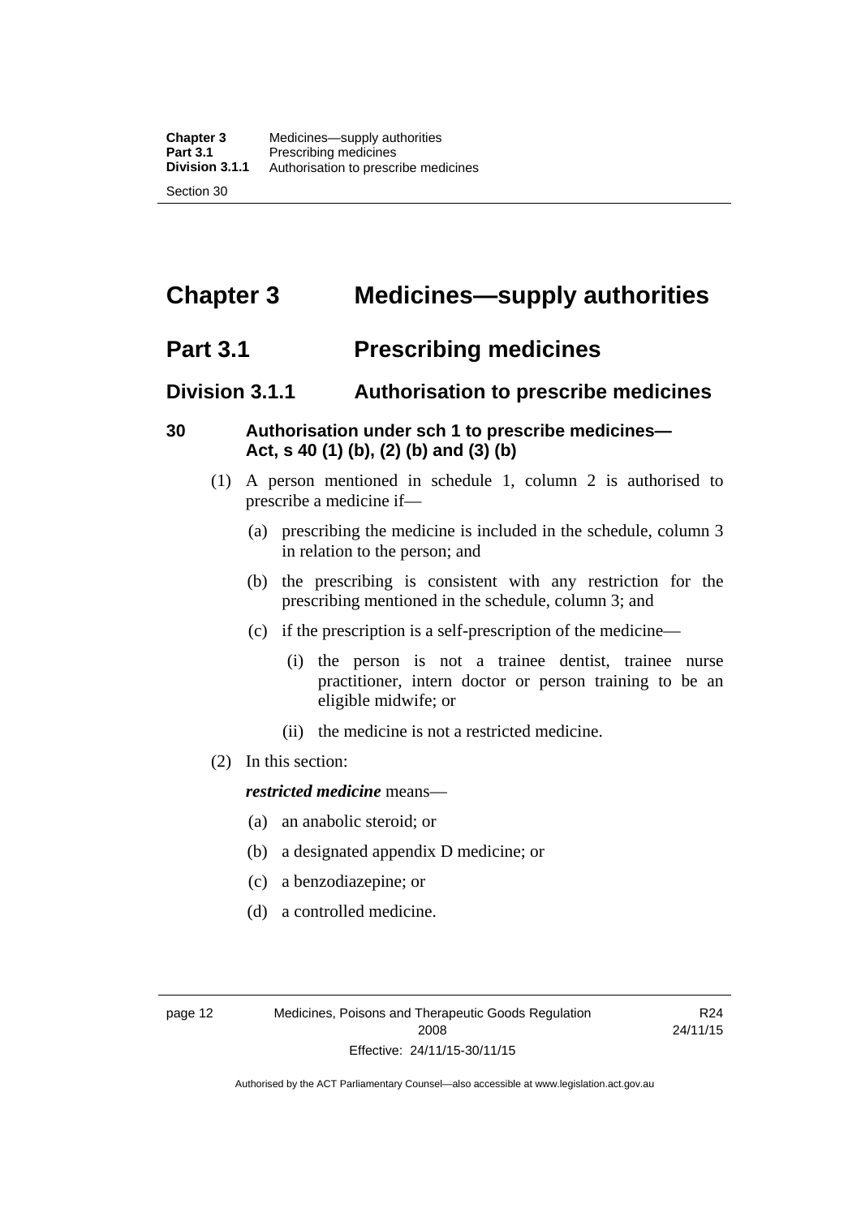# Chapter 3 Medicines—supply authorities

## Part 3.1 Prescribing medicines

### Division 3.1.1 Authorisation to prescribe medicines

#### 30 Authorisation under sch 1 to prescribe medicines—Act, s 40 (1) (b), (2) (b) and (3) (b)

(1) A person mentioned in schedule 1, column 2 is authorised to prescribe a medicine if—

- (a) prescribing the medicine is included in the schedule, column 3 in relation to the person; and
- (b) the prescribing is consistent with any restriction for the prescribing mentioned in the schedule, column 3; and
- (c) if the prescription is a self-prescription of the medicine—
  - (i) the person is not a trainee dentist, trainee nurse practitioner, intern doctor or person training to be an eligible midwife; or
  - (ii) the medicine is not a restricted medicine.

(2) In this section:

***restricted medicine*** means—

- (a) an anabolic steroid; or
- (b) a designated appendix D medicine; or
- (c) a benzodiazepine; or
- (d) a controlled medicine.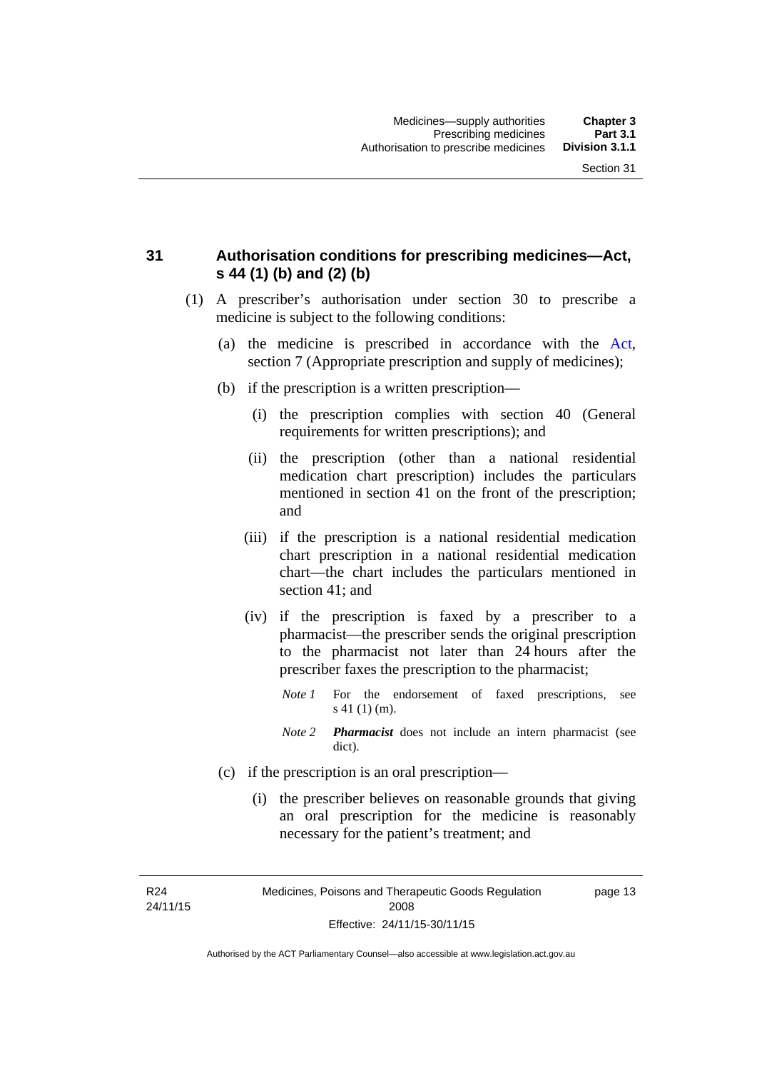## 31 Authorisation conditions for prescribing medicines—Act, s 44 (1) (b) and (2) (b)

(1) A prescriber's authorisation under section 30 to prescribe a medicine is subject to the following conditions:

(a) the medicine is prescribed in accordance with the Act, section 7 (Appropriate prescription and supply of medicines);

(b) if the prescription is a written prescription—

(i) the prescription complies with section 40 (General requirements for written prescriptions); and

(ii) the prescription (other than a national residential medication chart prescription) includes the particulars mentioned in section 41 on the front of the prescription; and

(iii) if the prescription is a national residential medication chart prescription in a national residential medication chart—the chart includes the particulars mentioned in section 41; and

(iv) if the prescription is faxed by a prescriber to a pharmacist—the prescriber sends the original prescription to the pharmacist not later than 24 hours after the prescriber faxes the prescription to the pharmacist;

*Note 1* For the endorsement of faxed prescriptions, see s 41 (1) (m).

*Note 2* ***Pharmacist*** does not include an intern pharmacist (see dict).

(c) if the prescription is an oral prescription—

(i) the prescriber believes on reasonable grounds that giving an oral prescription for the medicine is reasonably necessary for the patient's treatment; and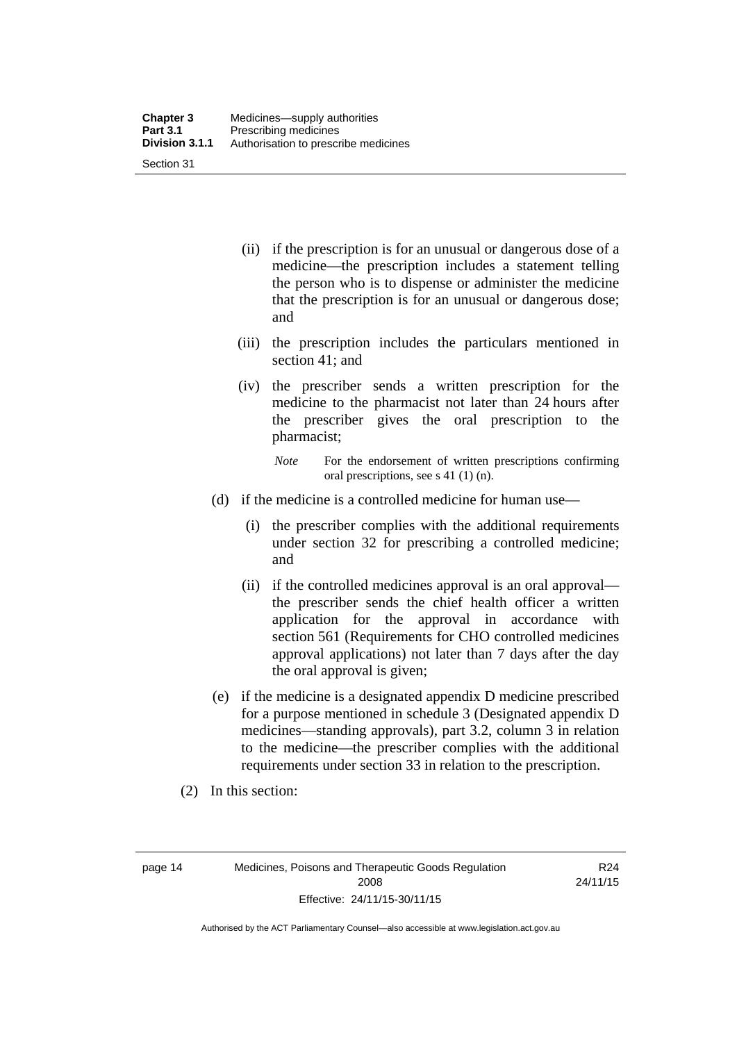(ii) if the prescription is for an unusual or dangerous dose of a medicine—the prescription includes a statement telling the person who is to dispense or administer the medicine that the prescription is for an unusual or dangerous dose; and

(iii) the prescription includes the particulars mentioned in section 41; and

(iv) the prescriber sends a written prescription for the medicine to the pharmacist not later than 24 hours after the prescriber gives the oral prescription to the pharmacist;

*Note* For the endorsement of written prescriptions confirming oral prescriptions, see s 41 (1) (n).

(d) if the medicine is a controlled medicine for human use—

(i) the prescriber complies with the additional requirements under section 32 for prescribing a controlled medicine; and

(ii) if the controlled medicines approval is an oral approval—the prescriber sends the chief health officer a written application for the approval in accordance with section 561 (Requirements for CHO controlled medicines approval applications) not later than 7 days after the day the oral approval is given;

(e) if the medicine is a designated appendix D medicine prescribed for a purpose mentioned in schedule 3 (Designated appendix D medicines—standing approvals), part 3.2, column 3 in relation to the medicine—the prescriber complies with the additional requirements under section 33 in relation to the prescription.

(2) In this section: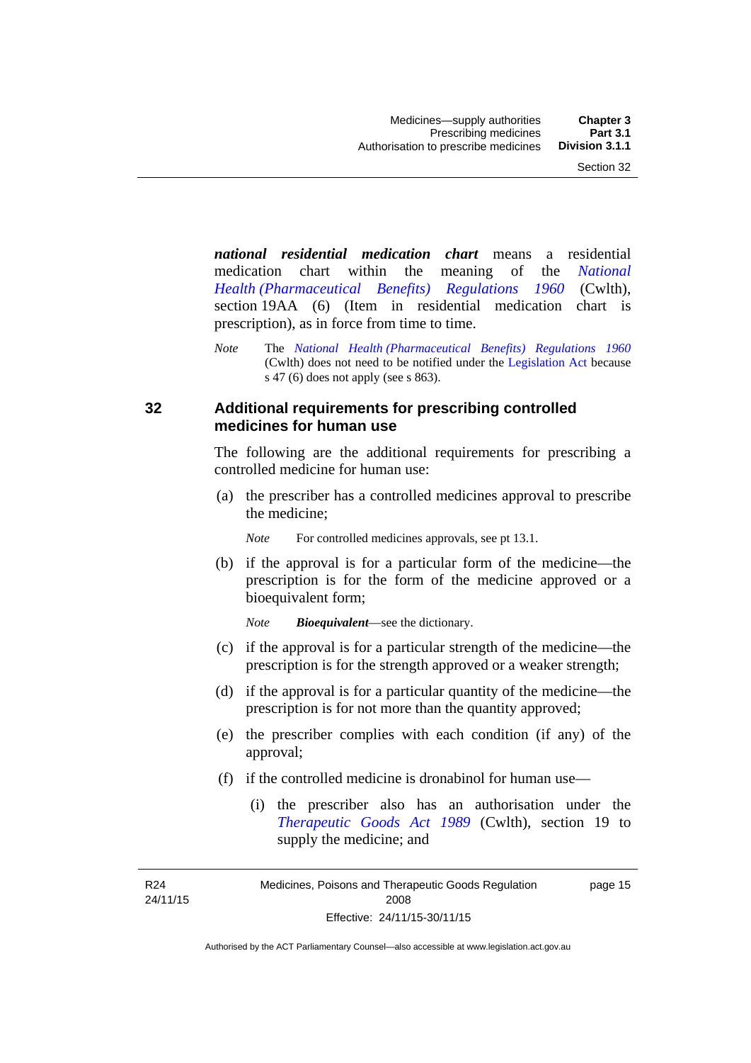***national residential medication chart*** means a residential medication chart within the meaning of the *National Health (Pharmaceutical Benefits) Regulations 1960* (Cwlth), section 19AA (6) (Item in residential medication chart is prescription), as in force from time to time.

*Note* The *National Health (Pharmaceutical Benefits) Regulations 1960* (Cwlth) does not need to be notified under the Legislation Act because s 47 (6) does not apply (see s 863).

## 32 Additional requirements for prescribing controlled medicines for human use

The following are the additional requirements for prescribing a controlled medicine for human use:

(a) the prescriber has a controlled medicines approval to prescribe the medicine;

*Note* For controlled medicines approvals, see pt 13.1.

(b) if the approval is for a particular form of the medicine—the prescription is for the form of the medicine approved or a bioequivalent form;

*Note* ***Bioequivalent***—see the dictionary.

(c) if the approval is for a particular strength of the medicine—the prescription is for the strength approved or a weaker strength;

(d) if the approval is for a particular quantity of the medicine—the prescription is for not more than the quantity approved;

(e) the prescriber complies with each condition (if any) of the approval;

(f) if the controlled medicine is dronabinol for human use—

(i) the prescriber also has an authorisation under the *Therapeutic Goods Act 1989* (Cwlth), section 19 to supply the medicine; and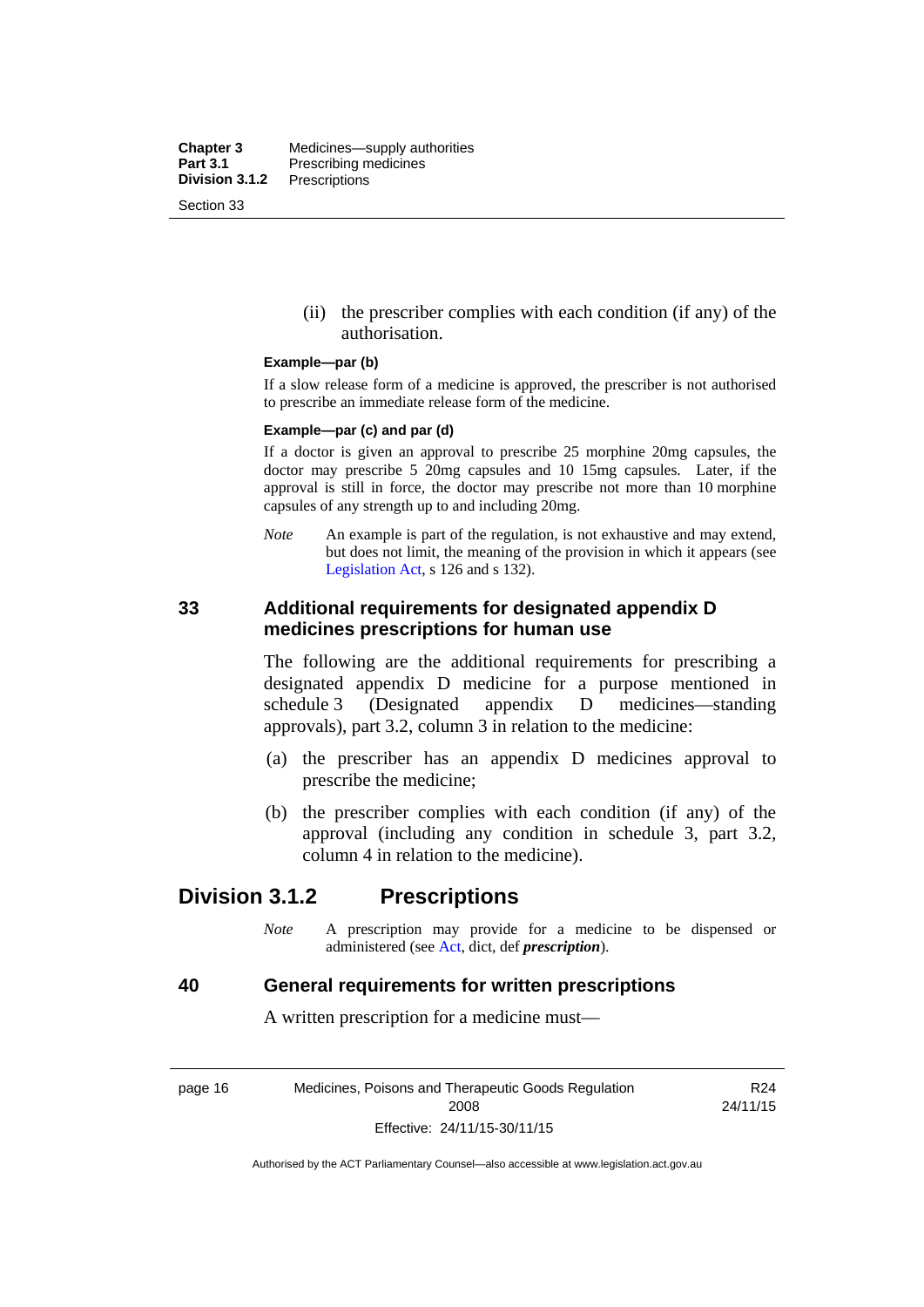(ii) the prescriber complies with each condition (if any) of the authorisation.

**Example—par (b)**

If a slow release form of a medicine is approved, the prescriber is not authorised to prescribe an immediate release form of the medicine.

**Example—par (c) and par (d)**

If a doctor is given an approval to prescribe 25 morphine 20mg capsules, the doctor may prescribe 5 20mg capsules and 10 15mg capsules. Later, if the approval is still in force, the doctor may prescribe not more than 10 morphine capsules of any strength up to and including 20mg.

*Note* An example is part of the regulation, is not exhaustive and may extend, but does not limit, the meaning of the provision in which it appears (see Legislation Act, s 126 and s 132).

### 33 Additional requirements for designated appendix D medicines prescriptions for human use

The following are the additional requirements for prescribing a designated appendix D medicine for a purpose mentioned in schedule 3 (Designated appendix D medicines—standing approvals), part 3.2, column 3 in relation to the medicine:

(a) the prescriber has an appendix D medicines approval to prescribe the medicine;

(b) the prescriber complies with each condition (if any) of the approval (including any condition in schedule 3, part 3.2, column 4 in relation to the medicine).

## Division 3.1.2 Prescriptions

*Note* A prescription may provide for a medicine to be dispensed or administered (see Act, dict, def ***prescription***).

### 40 General requirements for written prescriptions

A written prescription for a medicine must—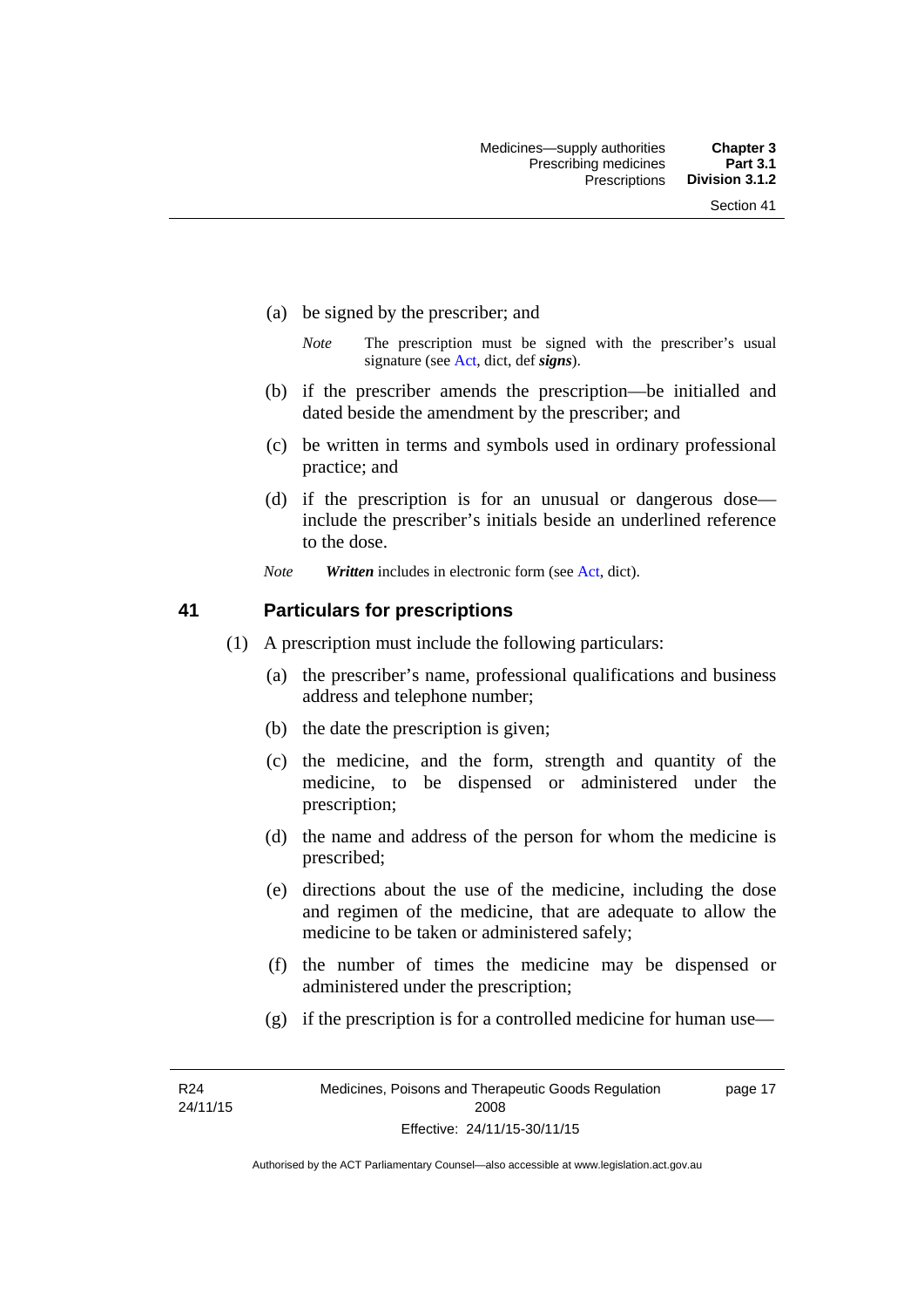(a) be signed by the prescriber; and

*Note* The prescription must be signed with the prescriber's usual signature (see Act, dict, def ***signs***).

(b) if the prescriber amends the prescription—be initialled and dated beside the amendment by the prescriber; and

(c) be written in terms and symbols used in ordinary professional practice; and

(d) if the prescription is for an unusual or dangerous dose—include the prescriber's initials beside an underlined reference to the dose.

*Note* ***Written*** includes in electronic form (see Act, dict).

## 41 Particulars for prescriptions

(1) A prescription must include the following particulars:

(a) the prescriber's name, professional qualifications and business address and telephone number;

(b) the date the prescription is given;

(c) the medicine, and the form, strength and quantity of the medicine, to be dispensed or administered under the prescription;

(d) the name and address of the person for whom the medicine is prescribed;

(e) directions about the use of the medicine, including the dose and regimen of the medicine, that are adequate to allow the medicine to be taken or administered safely;

(f) the number of times the medicine may be dispensed or administered under the prescription;

(g) if the prescription is for a controlled medicine for human use—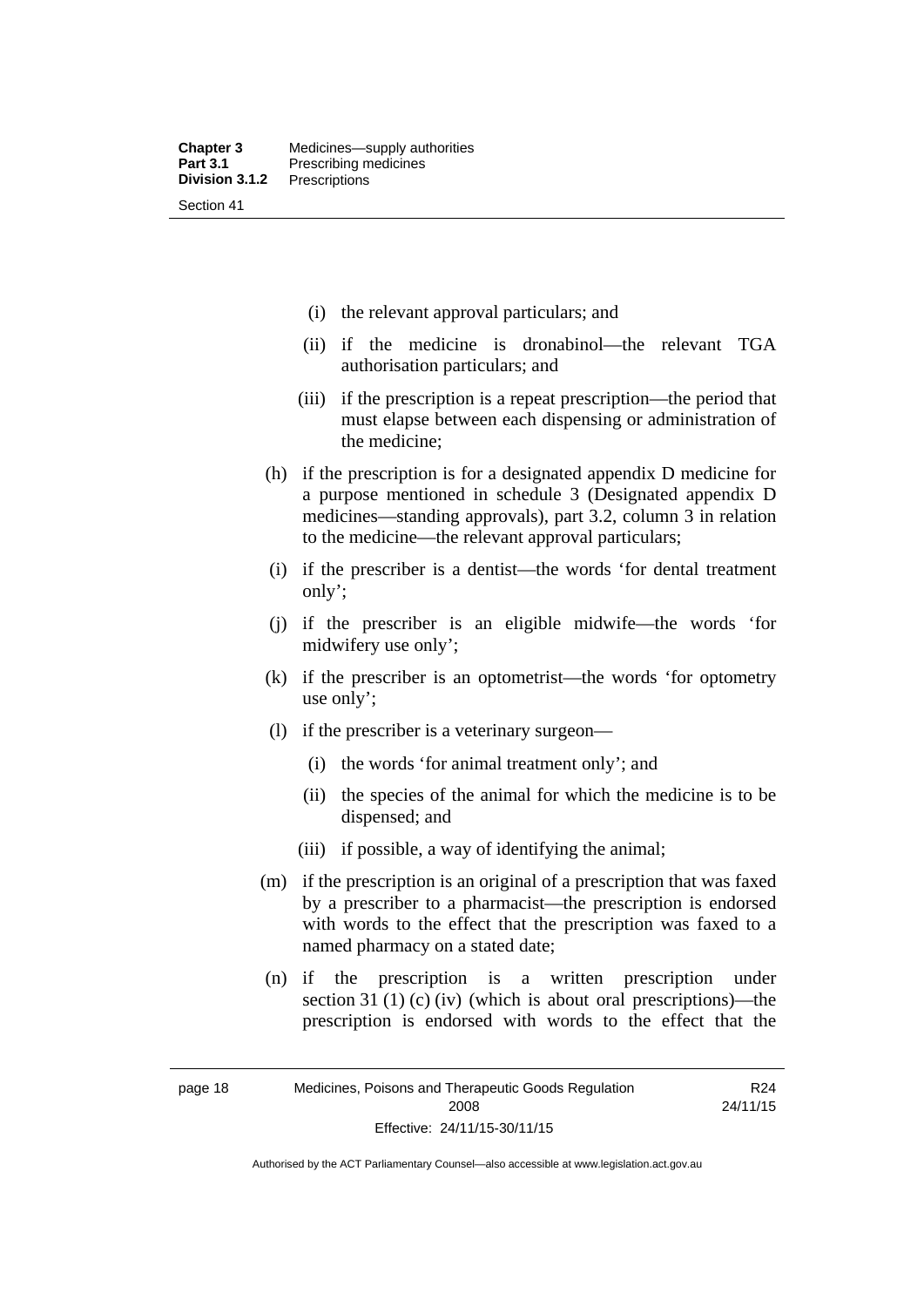(i) the relevant approval particulars; and

(ii) if the medicine is dronabinol—the relevant TGA authorisation particulars; and

(iii) if the prescription is a repeat prescription—the period that must elapse between each dispensing or administration of the medicine;

(h) if the prescription is for a designated appendix D medicine for a purpose mentioned in schedule 3 (Designated appendix D medicines—standing approvals), part 3.2, column 3 in relation to the medicine—the relevant approval particulars;

(i) if the prescriber is a dentist—the words 'for dental treatment only';

(j) if the prescriber is an eligible midwife—the words 'for midwifery use only';

(k) if the prescriber is an optometrist—the words 'for optometry use only';

(l) if the prescriber is a veterinary surgeon—

(i) the words 'for animal treatment only'; and

(ii) the species of the animal for which the medicine is to be dispensed; and

(iii) if possible, a way of identifying the animal;

(m) if the prescription is an original of a prescription that was faxed by a prescriber to a pharmacist—the prescription is endorsed with words to the effect that the prescription was faxed to a named pharmacy on a stated date;

(n) if the prescription is a written prescription under section 31 (1) (c) (iv) (which is about oral prescriptions)—the prescription is endorsed with words to the effect that the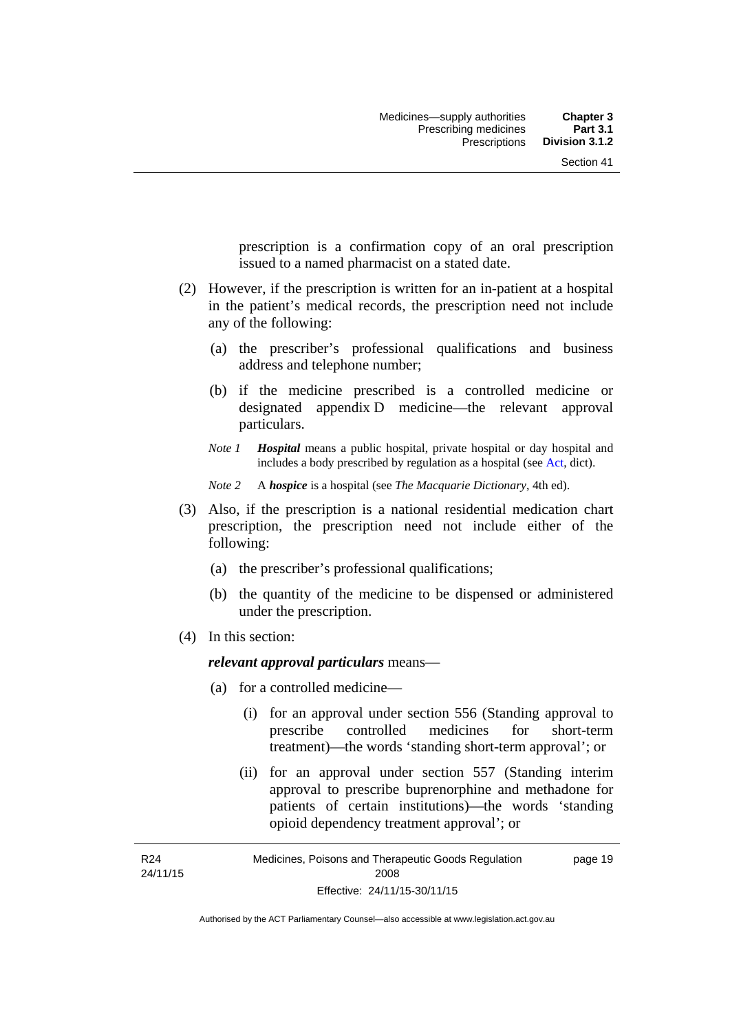prescription is a confirmation copy of an oral prescription issued to a named pharmacist on a stated date.

(2) However, if the prescription is written for an in-patient at a hospital in the patient's medical records, the prescription need not include any of the following:

(a) the prescriber's professional qualifications and business address and telephone number;

(b) if the medicine prescribed is a controlled medicine or designated appendix D medicine—the relevant approval particulars.

*Note 1* ***Hospital*** means a public hospital, private hospital or day hospital and includes a body prescribed by regulation as a hospital (see Act, dict).

*Note 2* A ***hospice*** is a hospital (see *The Macquarie Dictionary*, 4th ed).

(3) Also, if the prescription is a national residential medication chart prescription, the prescription need not include either of the following:

(a) the prescriber's professional qualifications;

(b) the quantity of the medicine to be dispensed or administered under the prescription.

(4) In this section:

***relevant approval particulars*** means—

(a) for a controlled medicine—

(i) for an approval under section 556 (Standing approval to prescribe controlled medicines for short-term treatment)—the words 'standing short-term approval'; or

(ii) for an approval under section 557 (Standing interim approval to prescribe buprenorphine and methadone for patients of certain institutions)—the words 'standing opioid dependency treatment approval'; or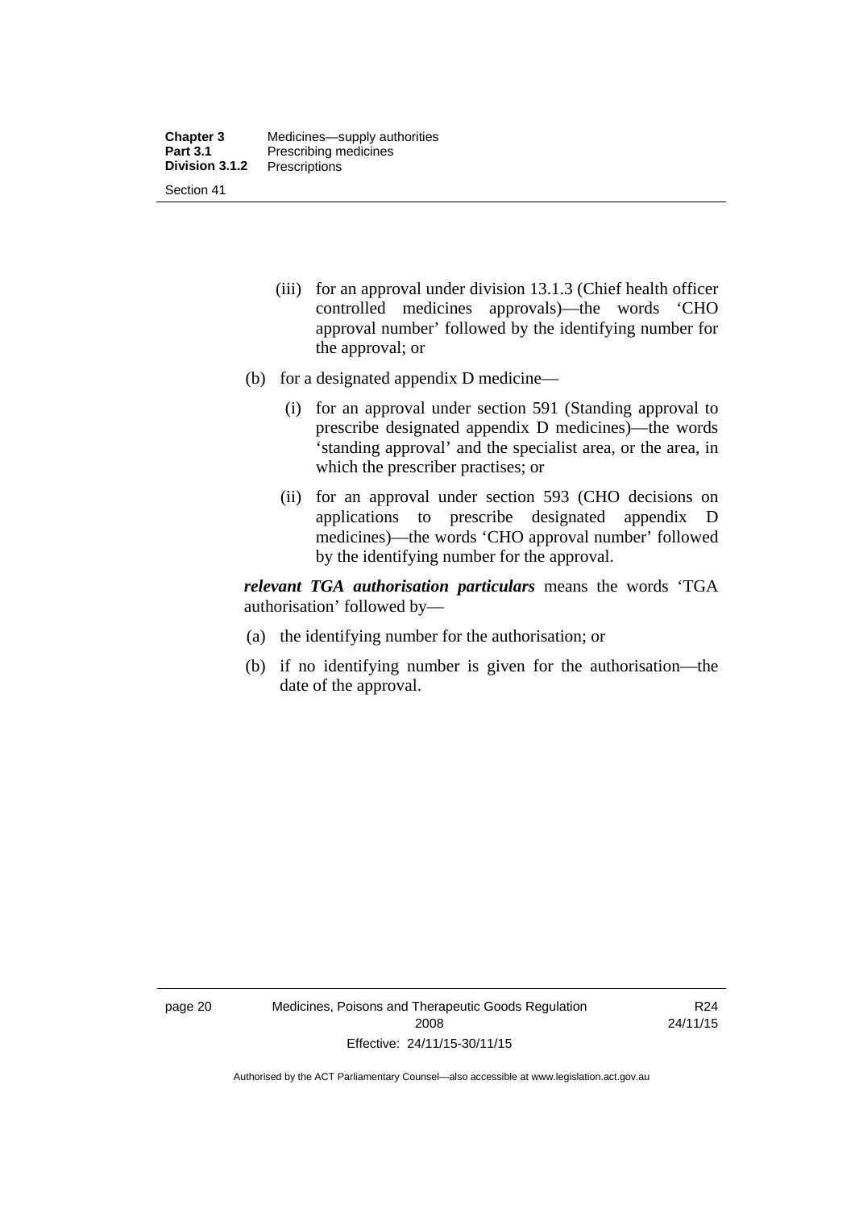(iii) for an approval under division 13.1.3 (Chief health officer controlled medicines approvals)—the words 'CHO approval number' followed by the identifying number for the approval; or

(b) for a designated appendix D medicine—

(i) for an approval under section 591 (Standing approval to prescribe designated appendix D medicines)—the words 'standing approval' and the specialist area, or the area, in which the prescriber practises; or

(ii) for an approval under section 593 (CHO decisions on applications to prescribe designated appendix D medicines)—the words 'CHO approval number' followed by the identifying number for the approval.

***relevant TGA authorisation particulars*** means the words 'TGA authorisation' followed by—

(a) the identifying number for the authorisation; or

(b) if no identifying number is given for the authorisation—the date of the approval.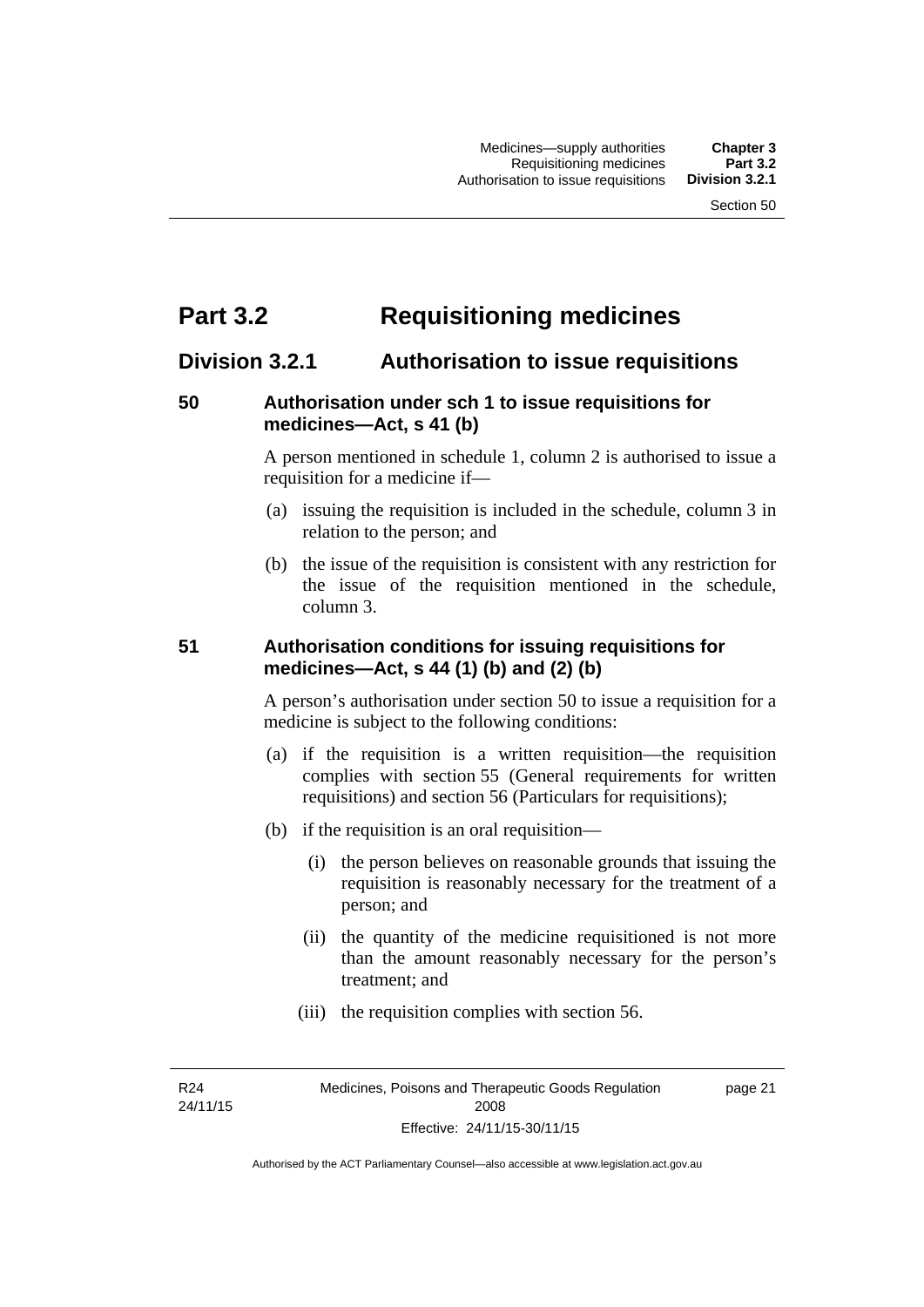# Part 3.2 Requisitioning medicines

## Division 3.2.1 Authorisation to issue requisitions

### 50 Authorisation under sch 1 to issue requisitions for medicines—Act, s 41 (b)

A person mentioned in schedule 1, column 2 is authorised to issue a requisition for a medicine if—

(a) issuing the requisition is included in the schedule, column 3 in relation to the person; and

(b) the issue of the requisition is consistent with any restriction for the issue of the requisition mentioned in the schedule, column 3.

### 51 Authorisation conditions for issuing requisitions for medicines—Act, s 44 (1) (b) and (2) (b)

A person's authorisation under section 50 to issue a requisition for a medicine is subject to the following conditions:

(a) if the requisition is a written requisition—the requisition complies with section 55 (General requirements for written requisitions) and section 56 (Particulars for requisitions);

(b) if the requisition is an oral requisition—

(i) the person believes on reasonable grounds that issuing the requisition is reasonably necessary for the treatment of a person; and

(ii) the quantity of the medicine requisitioned is not more than the amount reasonably necessary for the person's treatment; and

(iii) the requisition complies with section 56.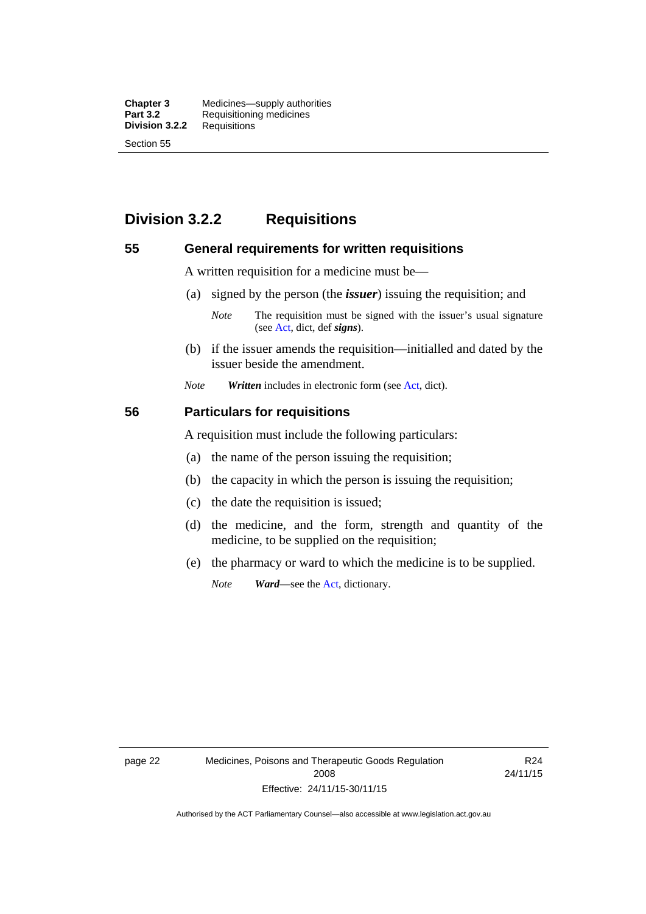## Division 3.2.2 Requisitions

### 55 General requirements for written requisitions

A written requisition for a medicine must be—

(a) signed by the person (the ***issuer***) issuing the requisition; and

*Note* The requisition must be signed with the issuer's usual signature (see Act, dict, def ***signs***).

(b) if the issuer amends the requisition—initialled and dated by the issuer beside the amendment.

*Note* ***Written*** includes in electronic form (see Act, dict).

### 56 Particulars for requisitions

A requisition must include the following particulars:

(a) the name of the person issuing the requisition;

(b) the capacity in which the person is issuing the requisition;

(c) the date the requisition is issued;

(d) the medicine, and the form, strength and quantity of the medicine, to be supplied on the requisition;

(e) the pharmacy or ward to which the medicine is to be supplied.

*Note* ***Ward***—see the Act, dictionary.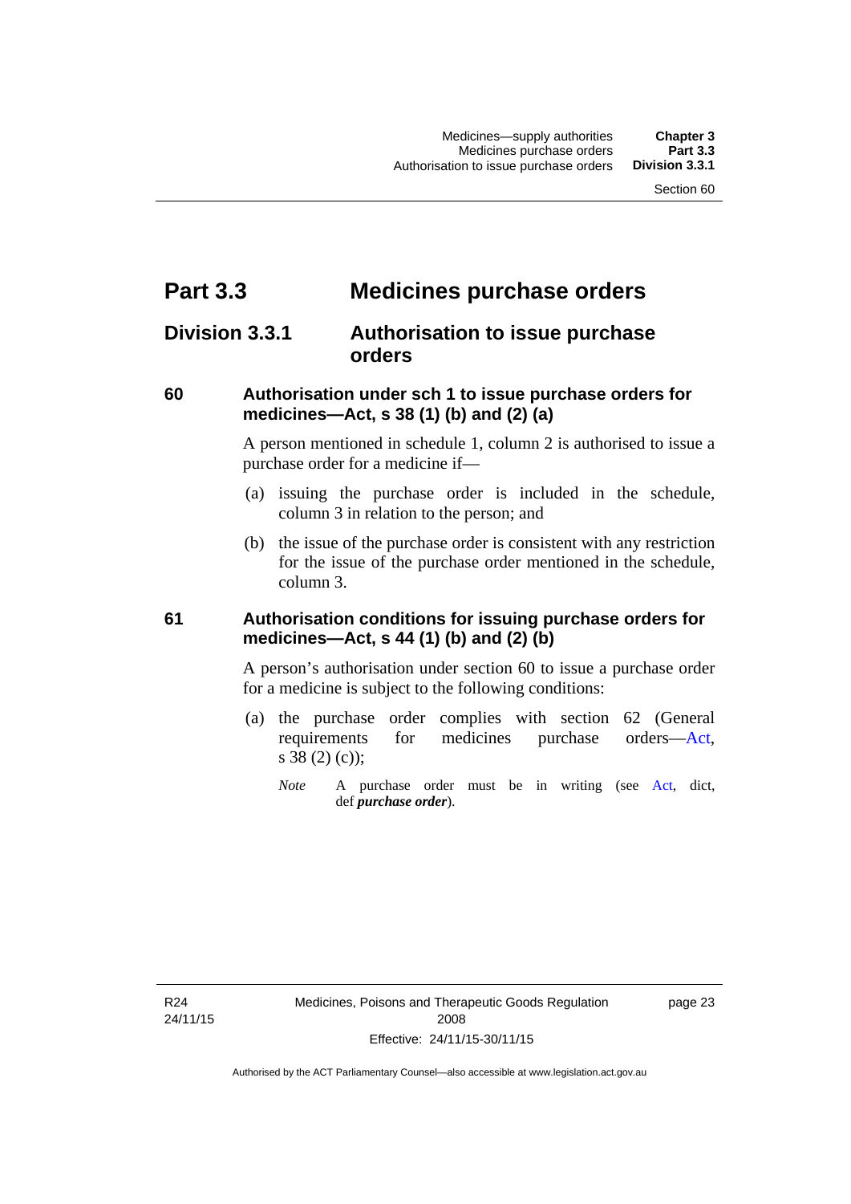# Part 3.3 Medicines purchase orders

## Division 3.3.1 Authorisation to issue purchase orders

### 60 Authorisation under sch 1 to issue purchase orders for medicines—Act, s 38 (1) (b) and (2) (a)

A person mentioned in schedule 1, column 2 is authorised to issue a purchase order for a medicine if—

(a) issuing the purchase order is included in the schedule, column 3 in relation to the person; and

(b) the issue of the purchase order is consistent with any restriction for the issue of the purchase order mentioned in the schedule, column 3.

### 61 Authorisation conditions for issuing purchase orders for medicines—Act, s 44 (1) (b) and (2) (b)

A person's authorisation under section 60 to issue a purchase order for a medicine is subject to the following conditions:

(a) the purchase order complies with section 62 (General requirements for medicines purchase orders—Act, s 38 (2) (c));

*Note* A purchase order must be in writing (see Act, dict, def ***purchase order***).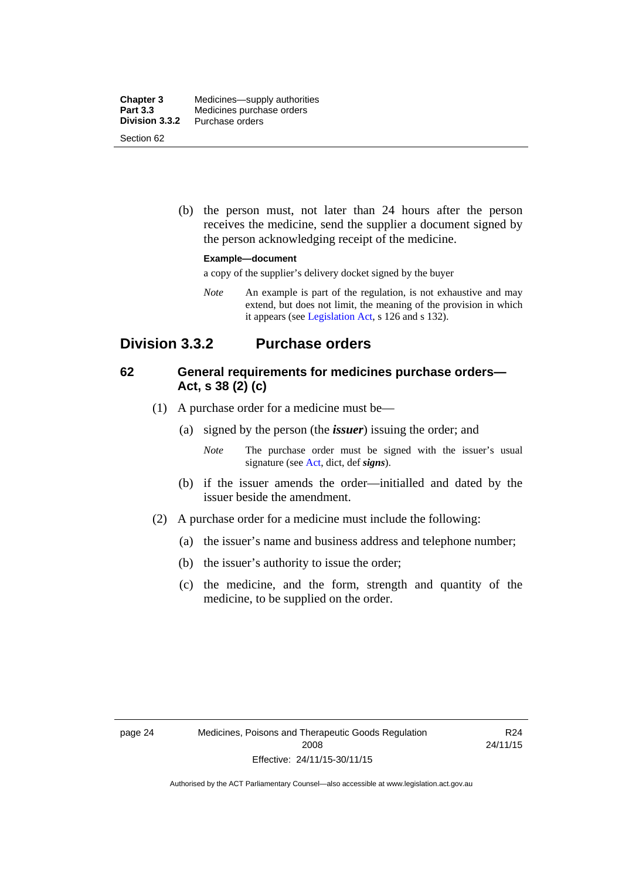(b) the person must, not later than 24 hours after the person receives the medicine, send the supplier a document signed by the person acknowledging receipt of the medicine.

**Example—document**

a copy of the supplier's delivery docket signed by the buyer

*Note* An example is part of the regulation, is not exhaustive and may extend, but does not limit, the meaning of the provision in which it appears (see Legislation Act, s 126 and s 132).

## Division 3.3.2 Purchase orders

### 62 General requirements for medicines purchase orders—Act, s 38 (2) (c)

(1) A purchase order for a medicine must be—

(a) signed by the person (the ***issuer***) issuing the order; and

*Note* The purchase order must be signed with the issuer's usual signature (see Act, dict, def ***signs***).

(b) if the issuer amends the order—initialled and dated by the issuer beside the amendment.

(2) A purchase order for a medicine must include the following:

(a) the issuer's name and business address and telephone number;

(b) the issuer's authority to issue the order;

(c) the medicine, and the form, strength and quantity of the medicine, to be supplied on the order.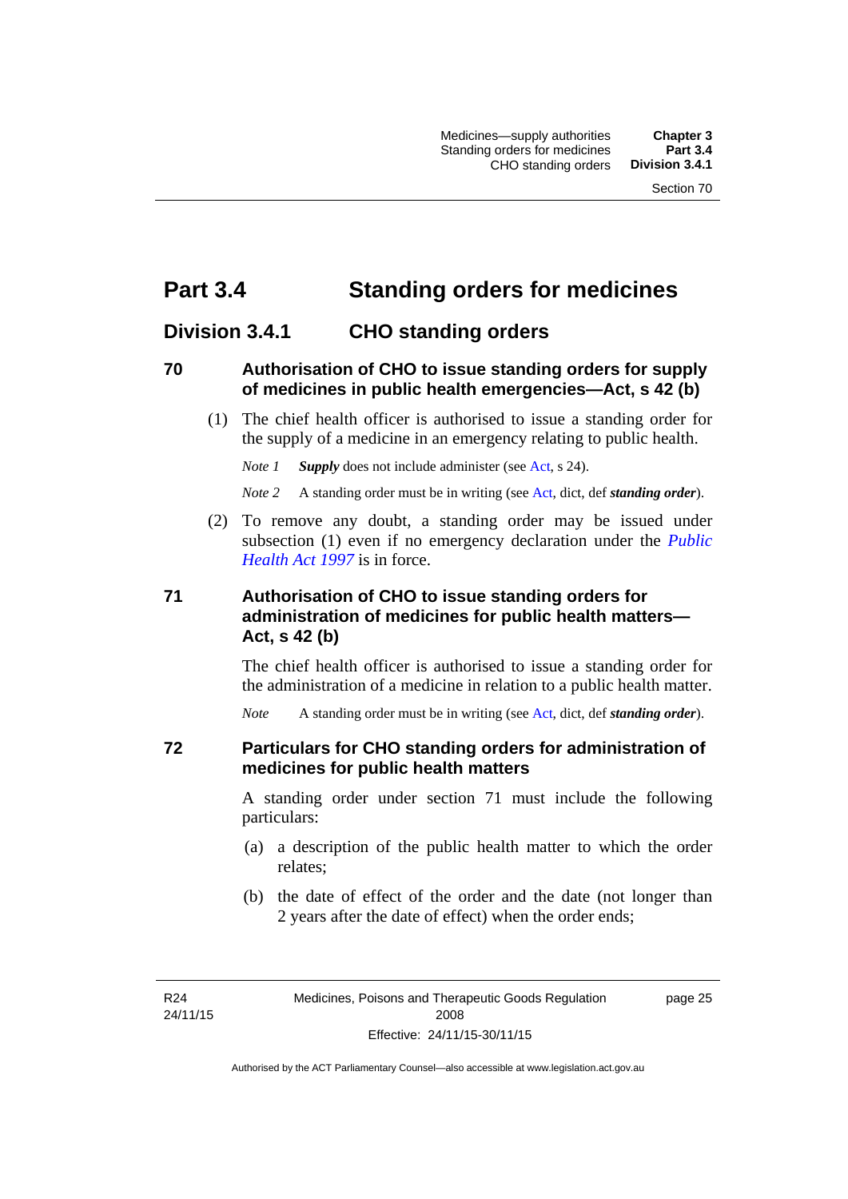# Part 3.4 Standing orders for medicines

## Division 3.4.1 CHO standing orders

### 70 Authorisation of CHO to issue standing orders for supply of medicines in public health emergencies—Act, s 42 (b)

(1) The chief health officer is authorised to issue a standing order for the supply of a medicine in an emergency relating to public health.

*Note 1* ***Supply*** does not include administer (see Act, s 24).

*Note 2* A standing order must be in writing (see Act, dict, def ***standing order***).

(2) To remove any doubt, a standing order may be issued under subsection (1) even if no emergency declaration under the *Public Health Act 1997* is in force.

### 71 Authorisation of CHO to issue standing orders for administration of medicines for public health matters—Act, s 42 (b)

The chief health officer is authorised to issue a standing order for the administration of a medicine in relation to a public health matter.

*Note* A standing order must be in writing (see Act, dict, def ***standing order***).

### 72 Particulars for CHO standing orders for administration of medicines for public health matters

A standing order under section 71 must include the following particulars:

(a) a description of the public health matter to which the order relates;

(b) the date of effect of the order and the date (not longer than 2 years after the date of effect) when the order ends;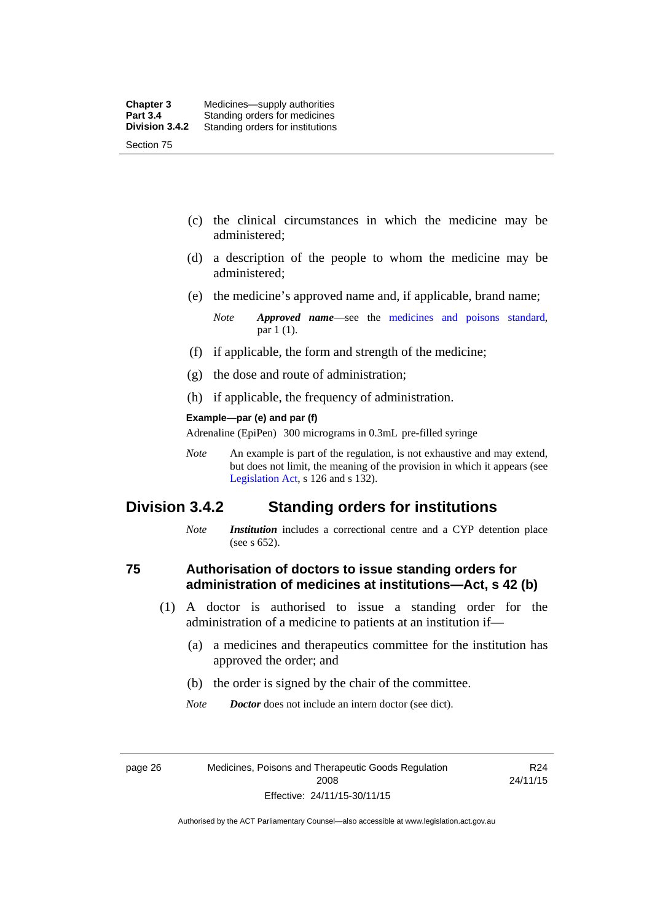(c) the clinical circumstances in which the medicine may be administered;

(d) a description of the people to whom the medicine may be administered;

(e) the medicine's approved name and, if applicable, brand name;

*Note* ***Approved name***—see the medicines and poisons standard, par 1 (1).

(f) if applicable, the form and strength of the medicine;

(g) the dose and route of administration;

(h) if applicable, the frequency of administration.

**Example—par (e) and par (f)**

Adrenaline (EpiPen) 300 micrograms in 0.3mL pre-filled syringe

*Note* An example is part of the regulation, is not exhaustive and may extend, but does not limit, the meaning of the provision in which it appears (see Legislation Act, s 126 and s 132).

## Division 3.4.2 Standing orders for institutions

*Note* ***Institution*** includes a correctional centre and a CYP detention place (see s 652).

### 75 Authorisation of doctors to issue standing orders for administration of medicines at institutions—Act, s 42 (b)

(1) A doctor is authorised to issue a standing order for the administration of a medicine to patients at an institution if—

(a) a medicines and therapeutics committee for the institution has approved the order; and

(b) the order is signed by the chair of the committee.

*Note* ***Doctor*** does not include an intern doctor (see dict).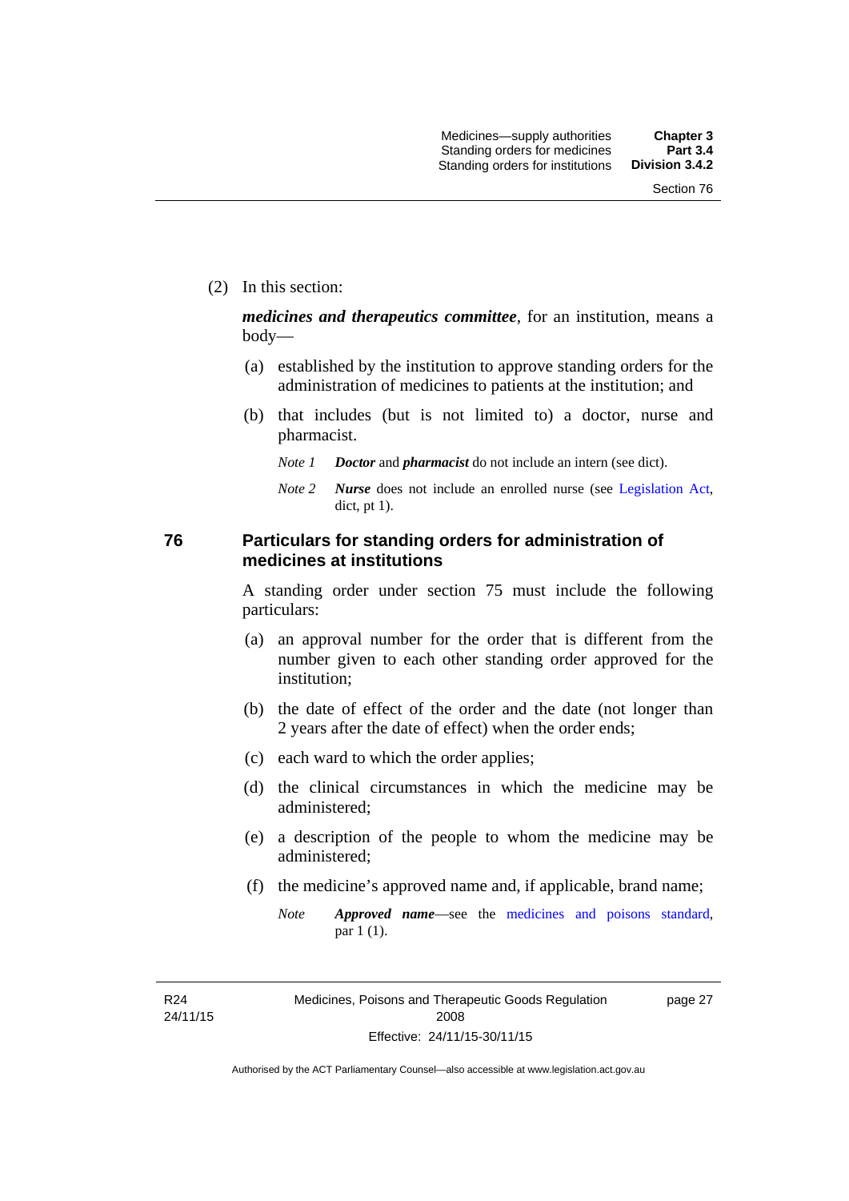(2) In this section:

***medicines and therapeutics committee***, for an institution, means a body—

(a) established by the institution to approve standing orders for the administration of medicines to patients at the institution; and

(b) that includes (but is not limited to) a doctor, nurse and pharmacist.

*Note 1* ***Doctor*** and ***pharmacist*** do not include an intern (see dict).

*Note 2* ***Nurse*** does not include an enrolled nurse (see Legislation Act, dict, pt 1).

## 76 Particulars for standing orders for administration of medicines at institutions

A standing order under section 75 must include the following particulars:

(a) an approval number for the order that is different from the number given to each other standing order approved for the institution;

(b) the date of effect of the order and the date (not longer than 2 years after the date of effect) when the order ends;

(c) each ward to which the order applies;

(d) the clinical circumstances in which the medicine may be administered;

(e) a description of the people to whom the medicine may be administered;

(f) the medicine's approved name and, if applicable, brand name;

*Note* ***Approved name***—see the medicines and poisons standard, par 1 (1).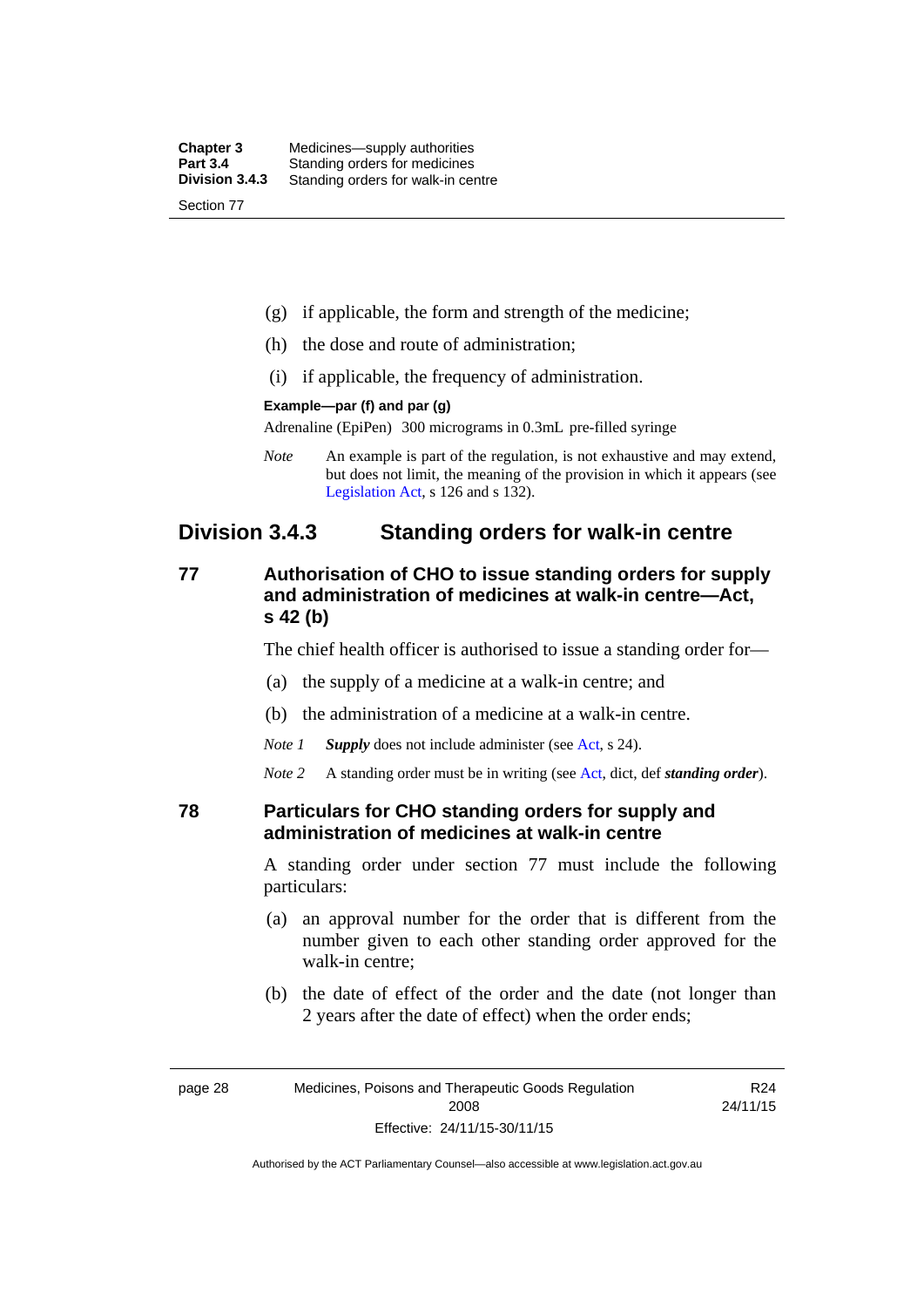(g) if applicable, the form and strength of the medicine;

(h) the dose and route of administration;

(i) if applicable, the frequency of administration.

**Example—par (f) and par (g)**

Adrenaline (EpiPen) 300 micrograms in 0.3mL pre-filled syringe

*Note* An example is part of the regulation, is not exhaustive and may extend, but does not limit, the meaning of the provision in which it appears (see Legislation Act, s 126 and s 132).

## Division 3.4.3 Standing orders for walk-in centre

### 77 Authorisation of CHO to issue standing orders for supply and administration of medicines at walk-in centre—Act, s 42 (b)

The chief health officer is authorised to issue a standing order for—

(a) the supply of a medicine at a walk-in centre; and

(b) the administration of a medicine at a walk-in centre.

*Note 1* ***Supply*** does not include administer (see Act, s 24).

*Note 2* A standing order must be in writing (see Act, dict, def ***standing order***).

### 78 Particulars for CHO standing orders for supply and administration of medicines at walk-in centre

A standing order under section 77 must include the following particulars:

(a) an approval number for the order that is different from the number given to each other standing order approved for the walk-in centre;

(b) the date of effect of the order and the date (not longer than 2 years after the date of effect) when the order ends;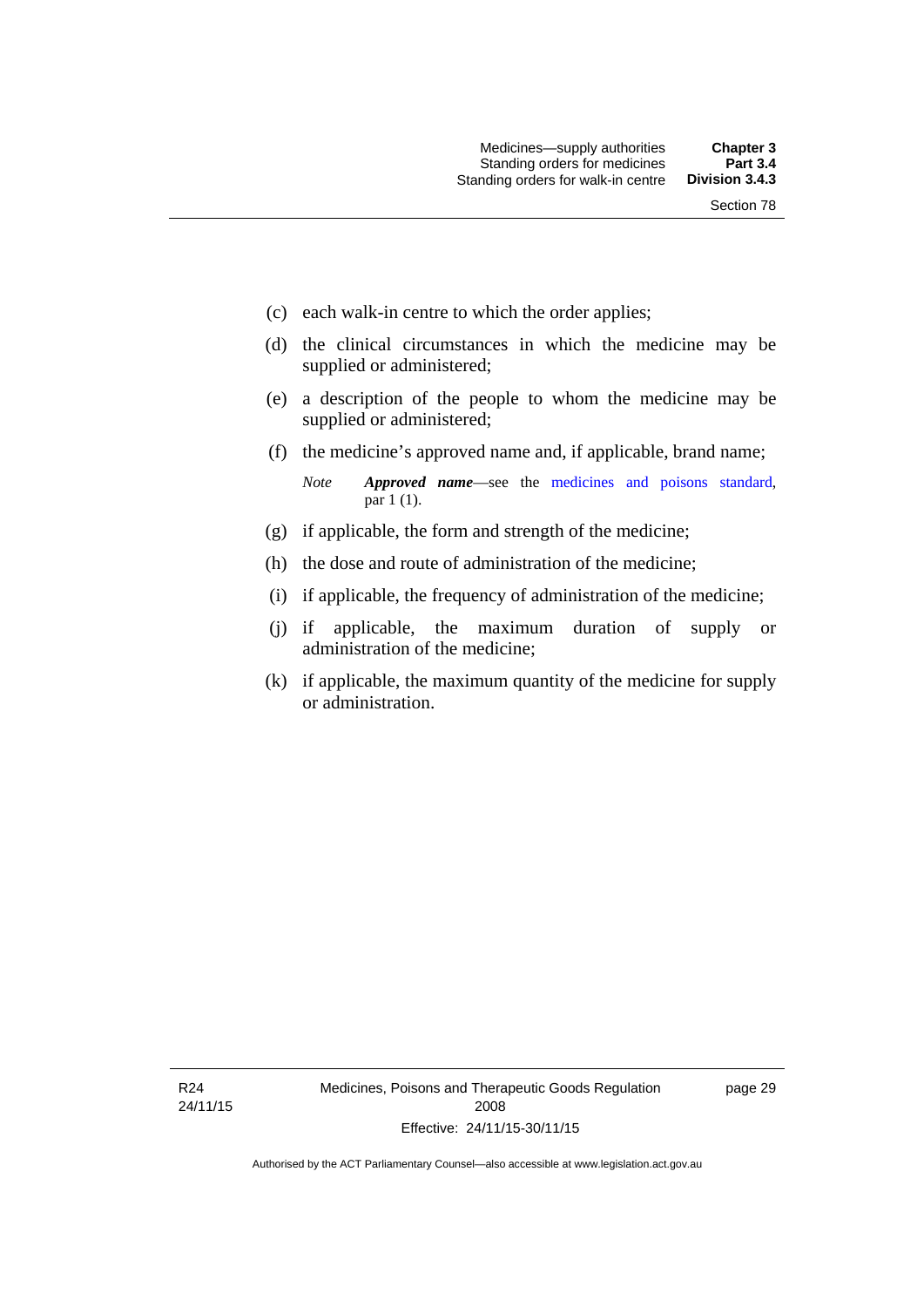(c) each walk-in centre to which the order applies;

(d) the clinical circumstances in which the medicine may be supplied or administered;

(e) a description of the people to whom the medicine may be supplied or administered;

(f) the medicine's approved name and, if applicable, brand name;

*Note* ***Approved name***—see the medicines and poisons standard, par 1 (1).

(g) if applicable, the form and strength of the medicine;

(h) the dose and route of administration of the medicine;

(i) if applicable, the frequency of administration of the medicine;

(j) if applicable, the maximum duration of supply or administration of the medicine;

(k) if applicable, the maximum quantity of the medicine for supply or administration.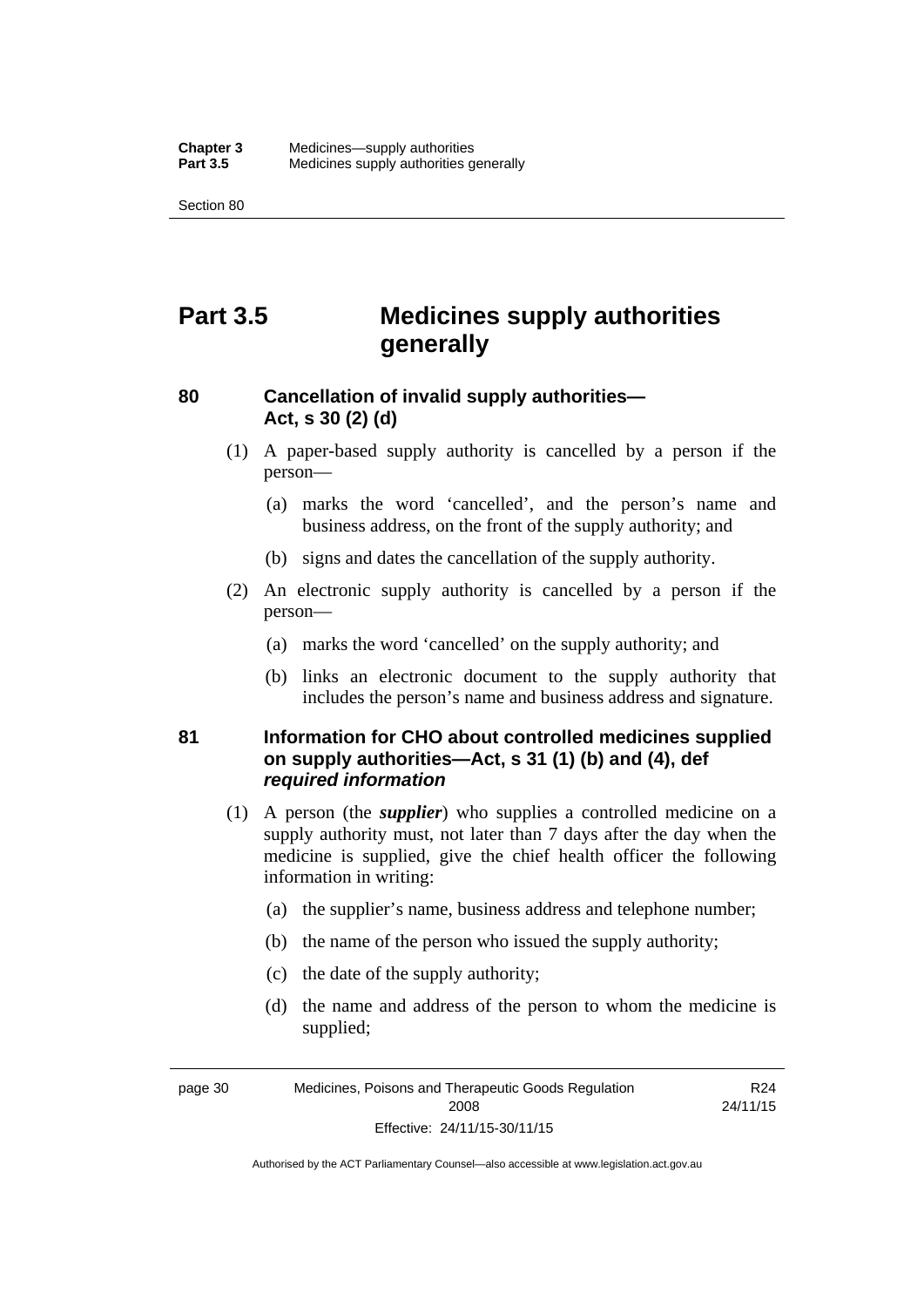# Part 3.5 Medicines supply authorities generally

## 80 Cancellation of invalid supply authorities—Act, s 30 (2) (d)

(1) A paper-based supply authority is cancelled by a person if the person—

(a) marks the word 'cancelled', and the person's name and business address, on the front of the supply authority; and

(b) signs and dates the cancellation of the supply authority.

(2) An electronic supply authority is cancelled by a person if the person—

(a) marks the word 'cancelled' on the supply authority; and

(b) links an electronic document to the supply authority that includes the person's name and business address and signature.

## 81 Information for CHO about controlled medicines supplied on supply authorities—Act, s 31 (1) (b) and (4), def *required information*

(1) A person (the ***supplier***) who supplies a controlled medicine on a supply authority must, not later than 7 days after the day when the medicine is supplied, give the chief health officer the following information in writing:

(a) the supplier's name, business address and telephone number;

(b) the name of the person who issued the supply authority;

(c) the date of the supply authority;

(d) the name and address of the person to whom the medicine is supplied;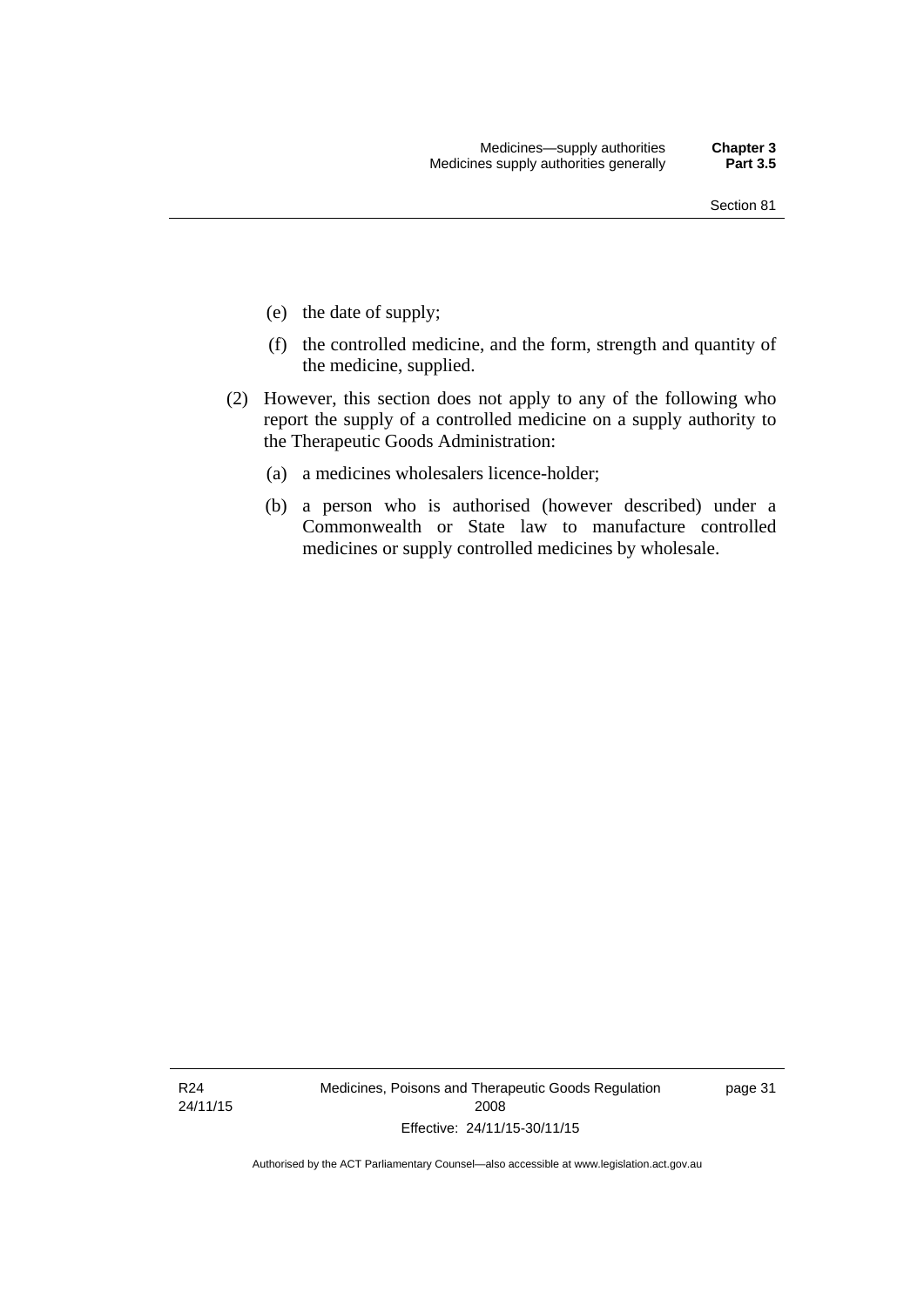(e) the date of supply;

(f) the controlled medicine, and the form, strength and quantity of the medicine, supplied.

(2) However, this section does not apply to any of the following who report the supply of a controlled medicine on a supply authority to the Therapeutic Goods Administration:

(a) a medicines wholesalers licence-holder;

(b) a person who is authorised (however described) under a Commonwealth or State law to manufacture controlled medicines or supply controlled medicines by wholesale.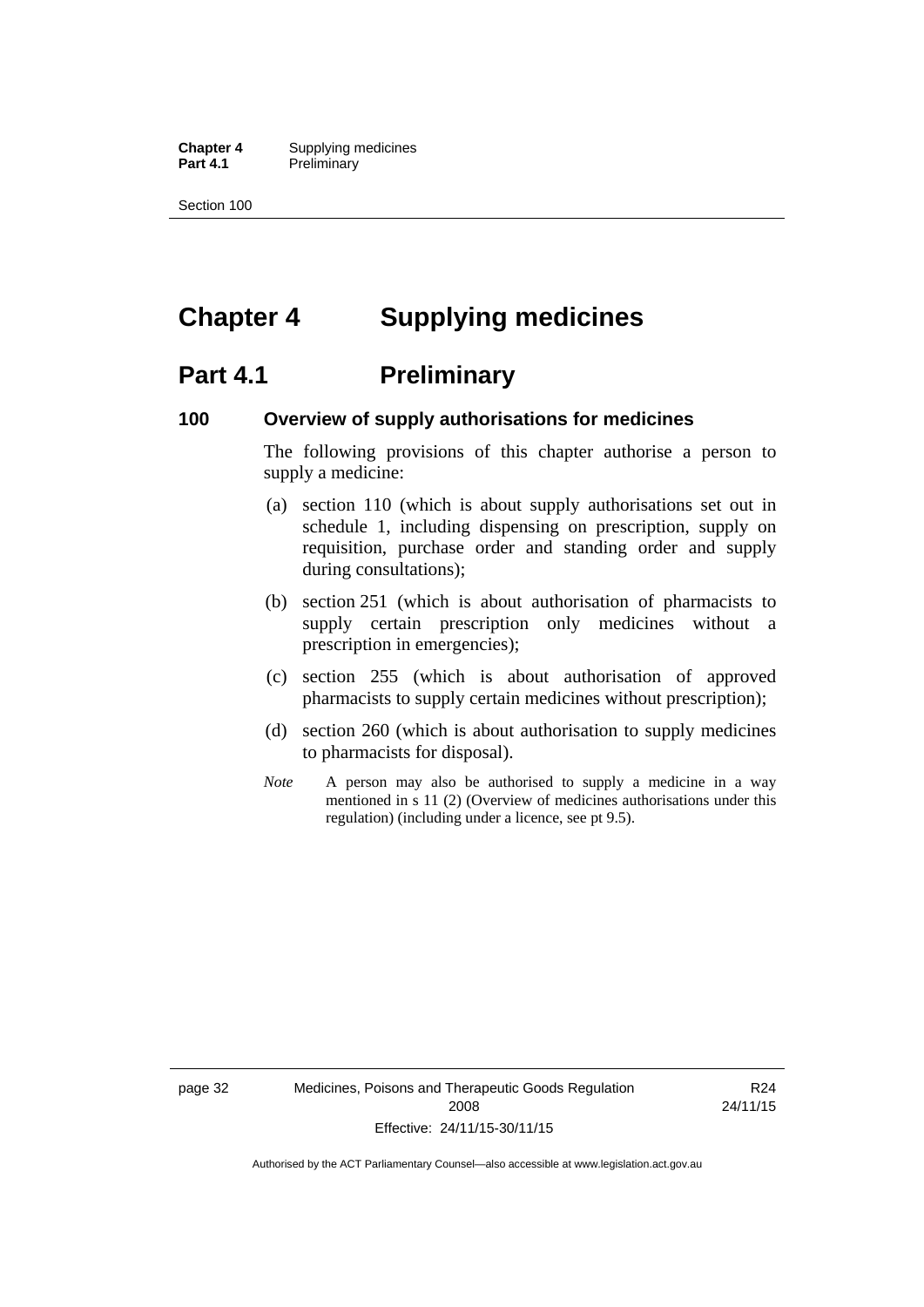# Chapter 4 Supplying medicines

## Part 4.1 Preliminary

### 100 Overview of supply authorisations for medicines

The following provisions of this chapter authorise a person to supply a medicine:

(a) section 110 (which is about supply authorisations set out in schedule 1, including dispensing on prescription, supply on requisition, purchase order and standing order and supply during consultations);

(b) section 251 (which is about authorisation of pharmacists to supply certain prescription only medicines without a prescription in emergencies);

(c) section 255 (which is about authorisation of approved pharmacists to supply certain medicines without prescription);

(d) section 260 (which is about authorisation to supply medicines to pharmacists for disposal).

*Note* A person may also be authorised to supply a medicine in a way mentioned in s 11 (2) (Overview of medicines authorisations under this regulation) (including under a licence, see pt 9.5).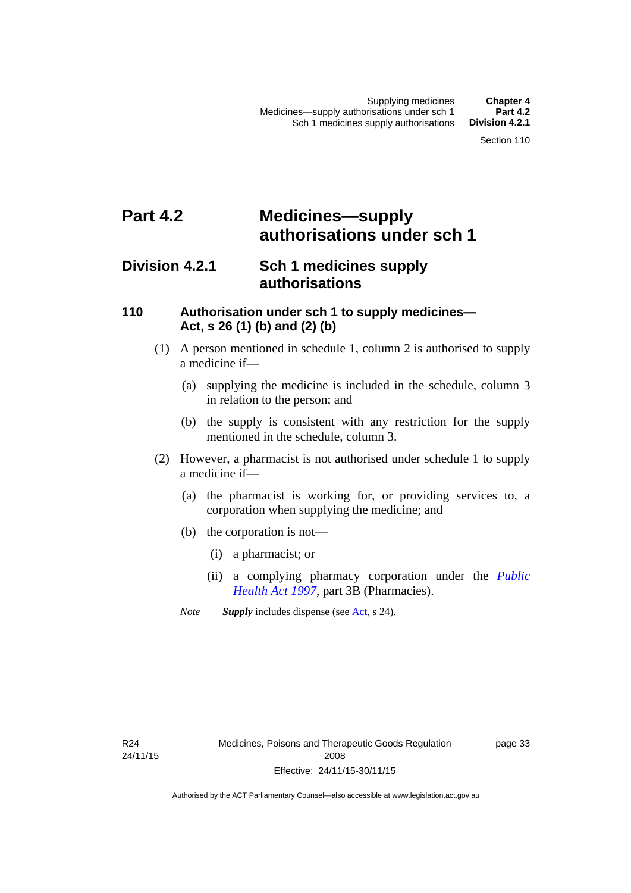# Part 4.2 Medicines—supply authorisations under sch 1

## Division 4.2.1 Sch 1 medicines supply authorisations

### 110 Authorisation under sch 1 to supply medicines—Act, s 26 (1) (b) and (2) (b)

(1) A person mentioned in schedule 1, column 2 is authorised to supply a medicine if—

(a) supplying the medicine is included in the schedule, column 3 in relation to the person; and

(b) the supply is consistent with any restriction for the supply mentioned in the schedule, column 3.

(2) However, a pharmacist is not authorised under schedule 1 to supply a medicine if—

(a) the pharmacist is working for, or providing services to, a corporation when supplying the medicine; and

(b) the corporation is not—

(i) a pharmacist; or

(ii) a complying pharmacy corporation under the *Public Health Act 1997*, part 3B (Pharmacies).

*Note* ***Supply*** includes dispense (see Act, s 24).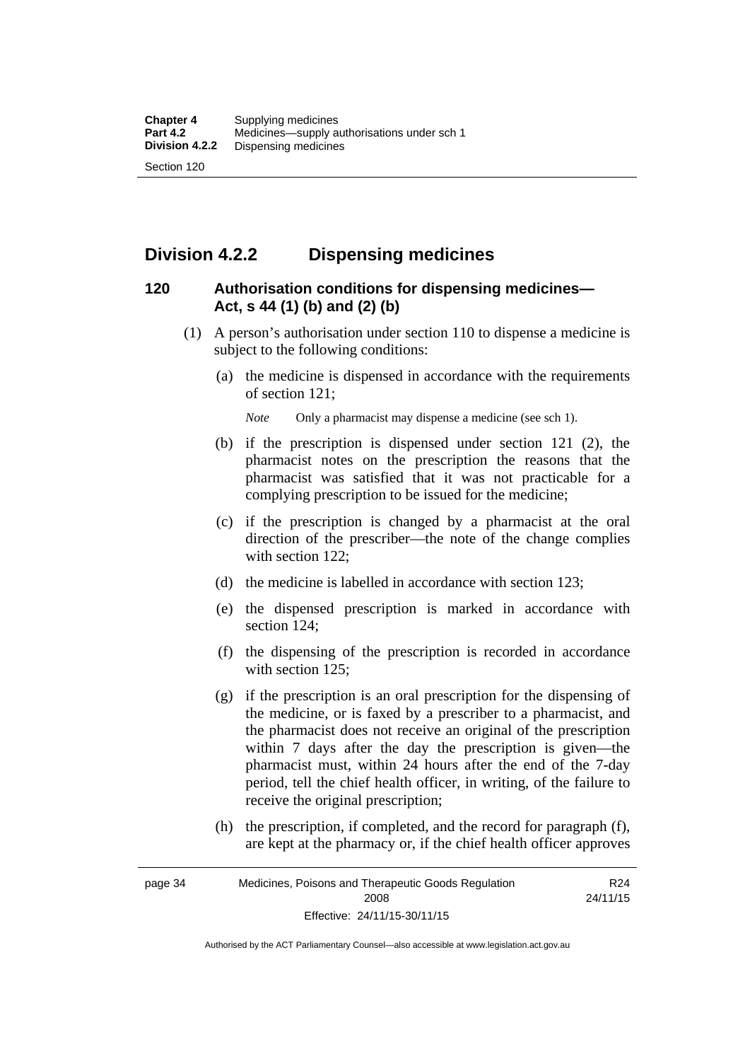## Division 4.2.2 Dispensing medicines

### 120 Authorisation conditions for dispensing medicines—Act, s 44 (1) (b) and (2) (b)

(1) A person's authorisation under section 110 to dispense a medicine is subject to the following conditions:

(a) the medicine is dispensed in accordance with the requirements of section 121;

*Note* Only a pharmacist may dispense a medicine (see sch 1).

(b) if the prescription is dispensed under section 121 (2), the pharmacist notes on the prescription the reasons that the pharmacist was satisfied that it was not practicable for a complying prescription to be issued for the medicine;

(c) if the prescription is changed by a pharmacist at the oral direction of the prescriber—the note of the change complies with section 122;

(d) the medicine is labelled in accordance with section 123;

(e) the dispensed prescription is marked in accordance with section 124;

(f) the dispensing of the prescription is recorded in accordance with section 125;

(g) if the prescription is an oral prescription for the dispensing of the medicine, or is faxed by a prescriber to a pharmacist, and the pharmacist does not receive an original of the prescription within 7 days after the day the prescription is given—the pharmacist must, within 24 hours after the end of the 7-day period, tell the chief health officer, in writing, of the failure to receive the original prescription;

(h) the prescription, if completed, and the record for paragraph (f), are kept at the pharmacy or, if the chief health officer approves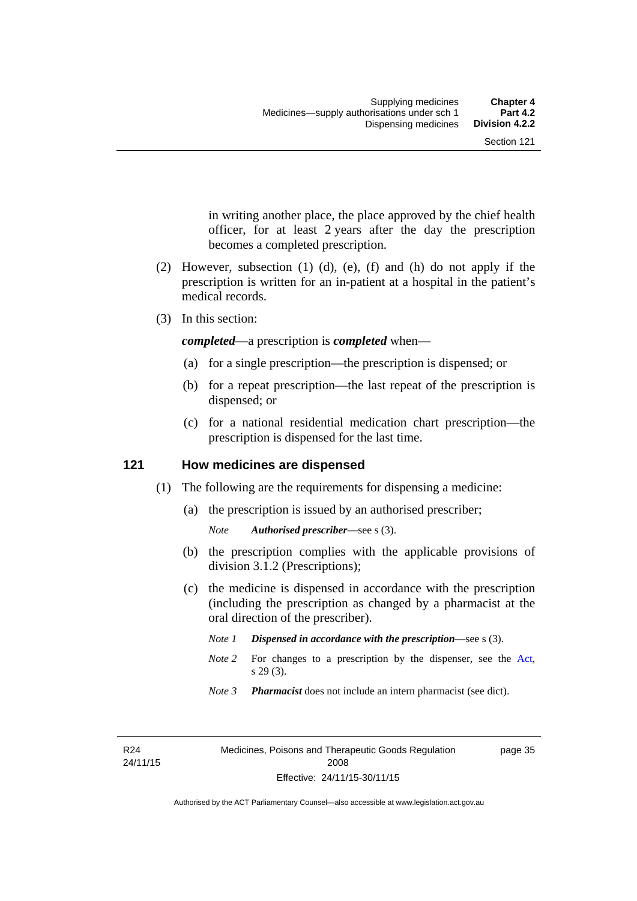in writing another place, the place approved by the chief health officer, for at least 2 years after the day the prescription becomes a completed prescription.

(2) However, subsection (1) (d), (e), (f) and (h) do not apply if the prescription is written for an in-patient at a hospital in the patient's medical records.

(3) In this section:

***completed***—a prescription is ***completed*** when—

(a) for a single prescription—the prescription is dispensed; or

(b) for a repeat prescription—the last repeat of the prescription is dispensed; or

(c) for a national residential medication chart prescription—the prescription is dispensed for the last time.

## 121 How medicines are dispensed

(1) The following are the requirements for dispensing a medicine:

(a) the prescription is issued by an authorised prescriber;

*Note* ***Authorised prescriber***—see s (3).

(b) the prescription complies with the applicable provisions of division 3.1.2 (Prescriptions);

(c) the medicine is dispensed in accordance with the prescription (including the prescription as changed by a pharmacist at the oral direction of the prescriber).

*Note 1* ***Dispensed in accordance with the prescription***—see s (3).

*Note 2* For changes to a prescription by the dispenser, see the Act, s 29 (3).

*Note 3* ***Pharmacist*** does not include an intern pharmacist (see dict).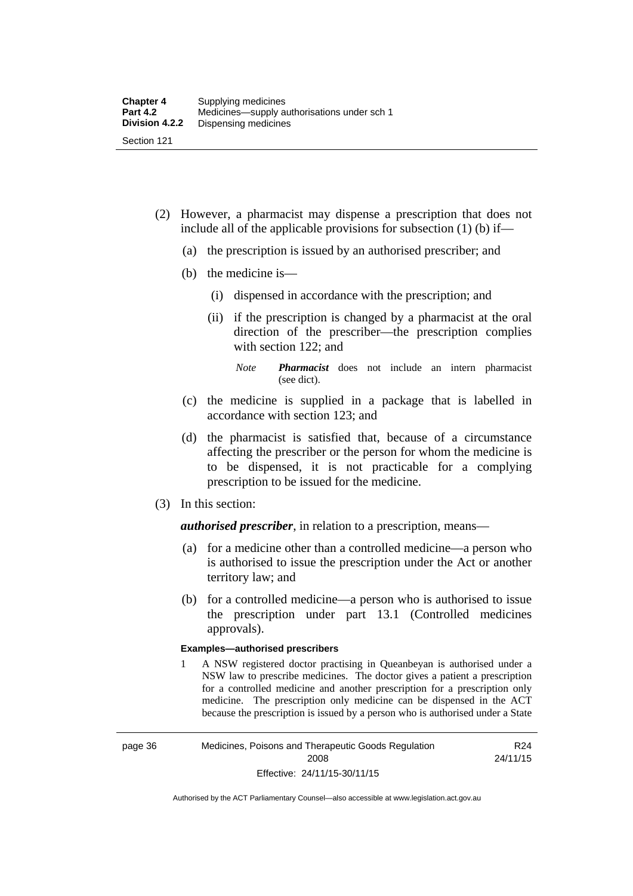(2) However, a pharmacist may dispense a prescription that does not include all of the applicable provisions for subsection (1) (b) if—

(a) the prescription is issued by an authorised prescriber; and

(b) the medicine is—

(i) dispensed in accordance with the prescription; and

(ii) if the prescription is changed by a pharmacist at the oral direction of the prescriber—the prescription complies with section 122; and

*Note* ***Pharmacist*** does not include an intern pharmacist (see dict).

(c) the medicine is supplied in a package that is labelled in accordance with section 123; and

(d) the pharmacist is satisfied that, because of a circumstance affecting the prescriber or the person for whom the medicine is to be dispensed, it is not practicable for a complying prescription to be issued for the medicine.

(3) In this section:

***authorised prescriber***, in relation to a prescription, means—

(a) for a medicine other than a controlled medicine—a person who is authorised to issue the prescription under the Act or another territory law; and

(b) for a controlled medicine—a person who is authorised to issue the prescription under part 13.1 (Controlled medicines approvals).

**Examples—authorised prescribers**

1 A NSW registered doctor practising in Queanbeyan is authorised under a NSW law to prescribe medicines. The doctor gives a patient a prescription for a controlled medicine and another prescription for a prescription only medicine. The prescription only medicine can be dispensed in the ACT because the prescription is issued by a person who is authorised under a State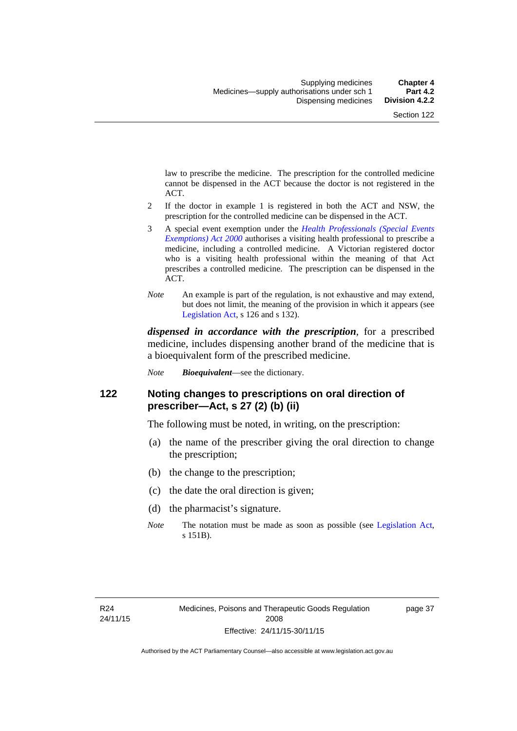law to prescribe the medicine. The prescription for the controlled medicine cannot be dispensed in the ACT because the doctor is not registered in the ACT.

2 If the doctor in example 1 is registered in both the ACT and NSW, the prescription for the controlled medicine can be dispensed in the ACT.

3 A special event exemption under the *Health Professionals (Special Events Exemptions) Act 2000* authorises a visiting health professional to prescribe a medicine, including a controlled medicine. A Victorian registered doctor who is a visiting health professional within the meaning of that Act prescribes a controlled medicine. The prescription can be dispensed in the ACT.

*Note* An example is part of the regulation, is not exhaustive and may extend, but does not limit, the meaning of the provision in which it appears (see Legislation Act, s 126 and s 132).

***dispensed in accordance with the prescription***, for a prescribed medicine, includes dispensing another brand of the medicine that is a bioequivalent form of the prescribed medicine.

*Note* ***Bioequivalent***—see the dictionary.

## 122 Noting changes to prescriptions on oral direction of prescriber—Act, s 27 (2) (b) (ii)

The following must be noted, in writing, on the prescription:

(a) the name of the prescriber giving the oral direction to change the prescription;

(b) the change to the prescription;

(c) the date the oral direction is given;

(d) the pharmacist's signature.

*Note* The notation must be made as soon as possible (see Legislation Act, s 151B).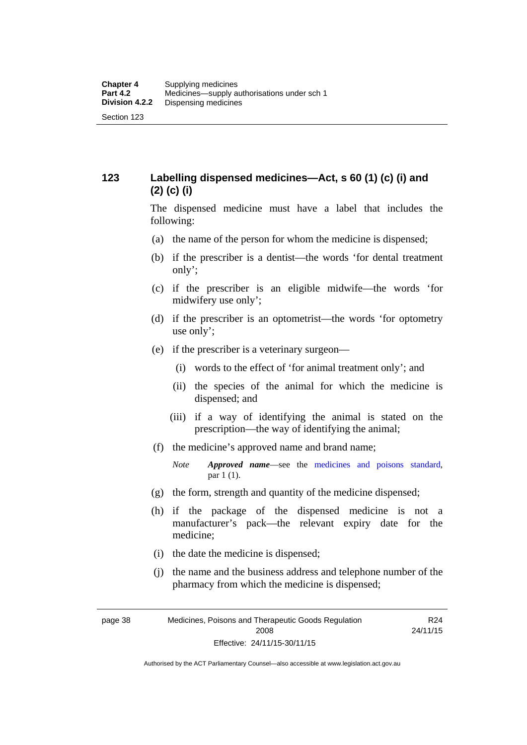## 123 Labelling dispensed medicines—Act, s 60 (1) (c) (i) and (2) (c) (i)

The dispensed medicine must have a label that includes the following:

(a) the name of the person for whom the medicine is dispensed;

(b) if the prescriber is a dentist—the words 'for dental treatment only';

(c) if the prescriber is an eligible midwife—the words 'for midwifery use only';

(d) if the prescriber is an optometrist—the words 'for optometry use only';

(e) if the prescriber is a veterinary surgeon—

  (i) words to the effect of 'for animal treatment only'; and

  (ii) the species of the animal for which the medicine is dispensed; and

  (iii) if a way of identifying the animal is stated on the prescription—the way of identifying the animal;

(f) the medicine's approved name and brand name;

> *Note* ***Approved name***—see the medicines and poisons standard, par 1 (1).

(g) the form, strength and quantity of the medicine dispensed;

(h) if the package of the dispensed medicine is not a manufacturer's pack—the relevant expiry date for the medicine;

(i) the date the medicine is dispensed;

(j) the name and the business address and telephone number of the pharmacy from which the medicine is dispensed;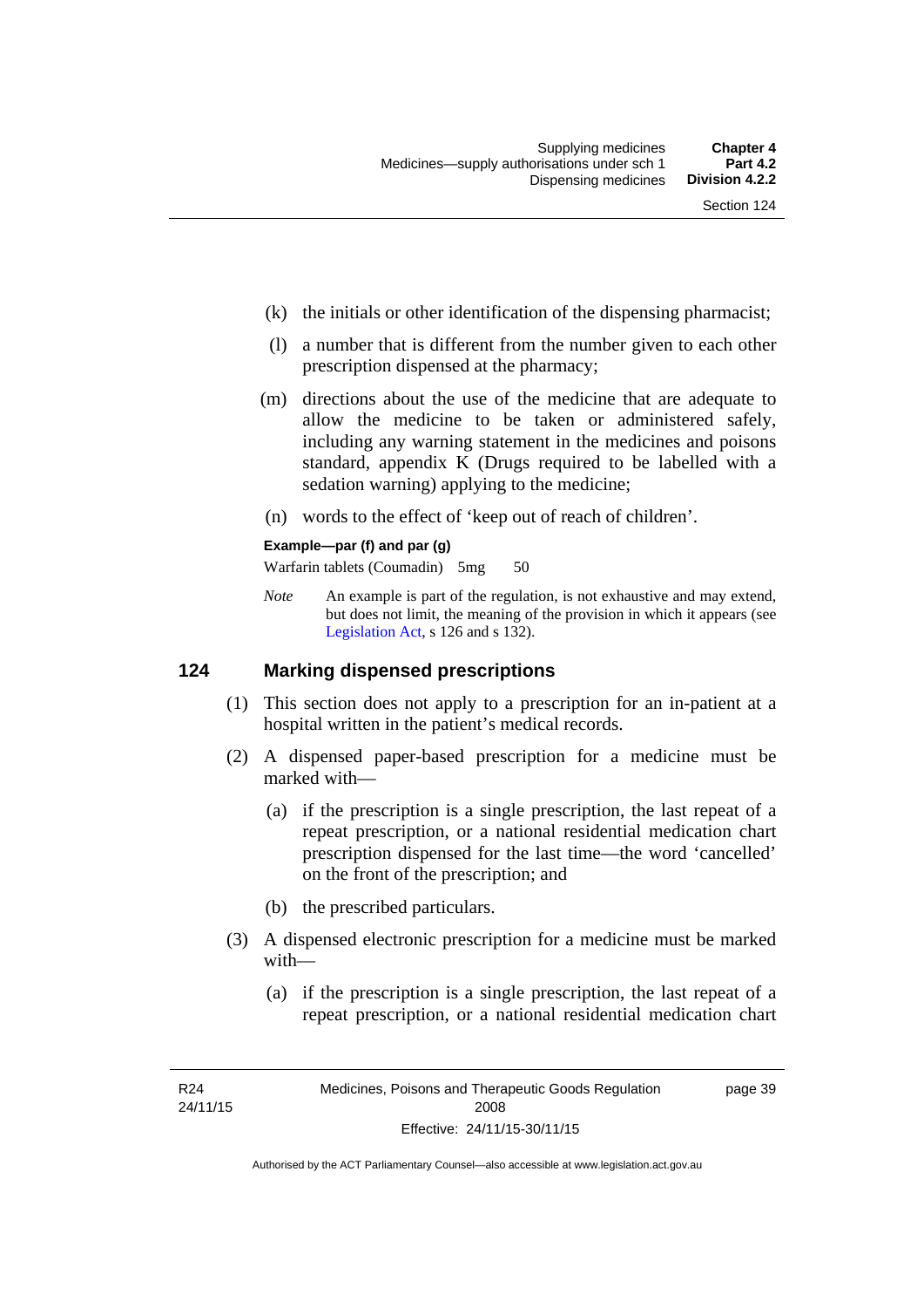(k) the initials or other identification of the dispensing pharmacist;

(l) a number that is different from the number given to each other prescription dispensed at the pharmacy;

(m) directions about the use of the medicine that are adequate to allow the medicine to be taken or administered safely, including any warning statement in the medicines and poisons standard, appendix K (Drugs required to be labelled with a sedation warning) applying to the medicine;

(n) words to the effect of 'keep out of reach of children'.

**Example—par (f) and par (g)**

Warfarin tablets (Coumadin) 5mg 50

*Note* An example is part of the regulation, is not exhaustive and may extend, but does not limit, the meaning of the provision in which it appears (see Legislation Act, s 126 and s 132).

## 124 Marking dispensed prescriptions

(1) This section does not apply to a prescription for an in-patient at a hospital written in the patient's medical records.

(2) A dispensed paper-based prescription for a medicine must be marked with—

(a) if the prescription is a single prescription, the last repeat of a repeat prescription, or a national residential medication chart prescription dispensed for the last time—the word 'cancelled' on the front of the prescription; and

(b) the prescribed particulars.

(3) A dispensed electronic prescription for a medicine must be marked with—

(a) if the prescription is a single prescription, the last repeat of a repeat prescription, or a national residential medication chart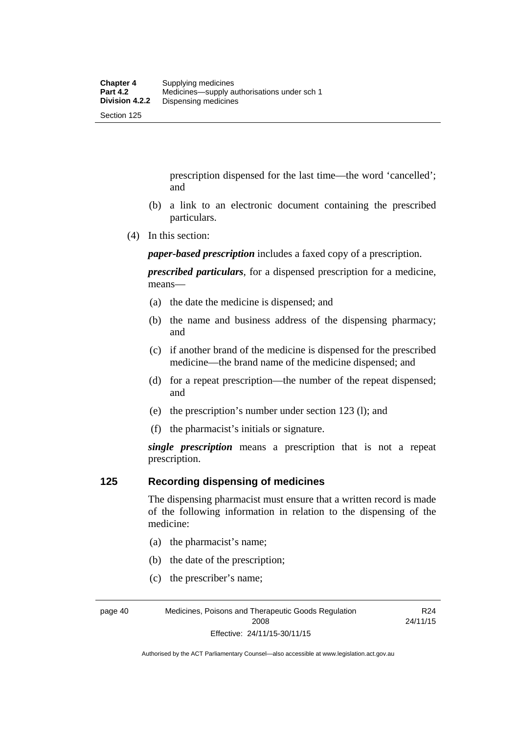prescription dispensed for the last time—the word 'cancelled'; and

(b) a link to an electronic document containing the prescribed particulars.

(4) In this section:

***paper-based prescription*** includes a faxed copy of a prescription.

***prescribed particulars***, for a dispensed prescription for a medicine, means—

(a) the date the medicine is dispensed; and

(b) the name and business address of the dispensing pharmacy; and

(c) if another brand of the medicine is dispensed for the prescribed medicine—the brand name of the medicine dispensed; and

(d) for a repeat prescription—the number of the repeat dispensed; and

(e) the prescription's number under section 123 (l); and

(f) the pharmacist's initials or signature.

***single prescription*** means a prescription that is not a repeat prescription.

## 125 Recording dispensing of medicines

The dispensing pharmacist must ensure that a written record is made of the following information in relation to the dispensing of the medicine:

(a) the pharmacist's name;

(b) the date of the prescription;

(c) the prescriber's name;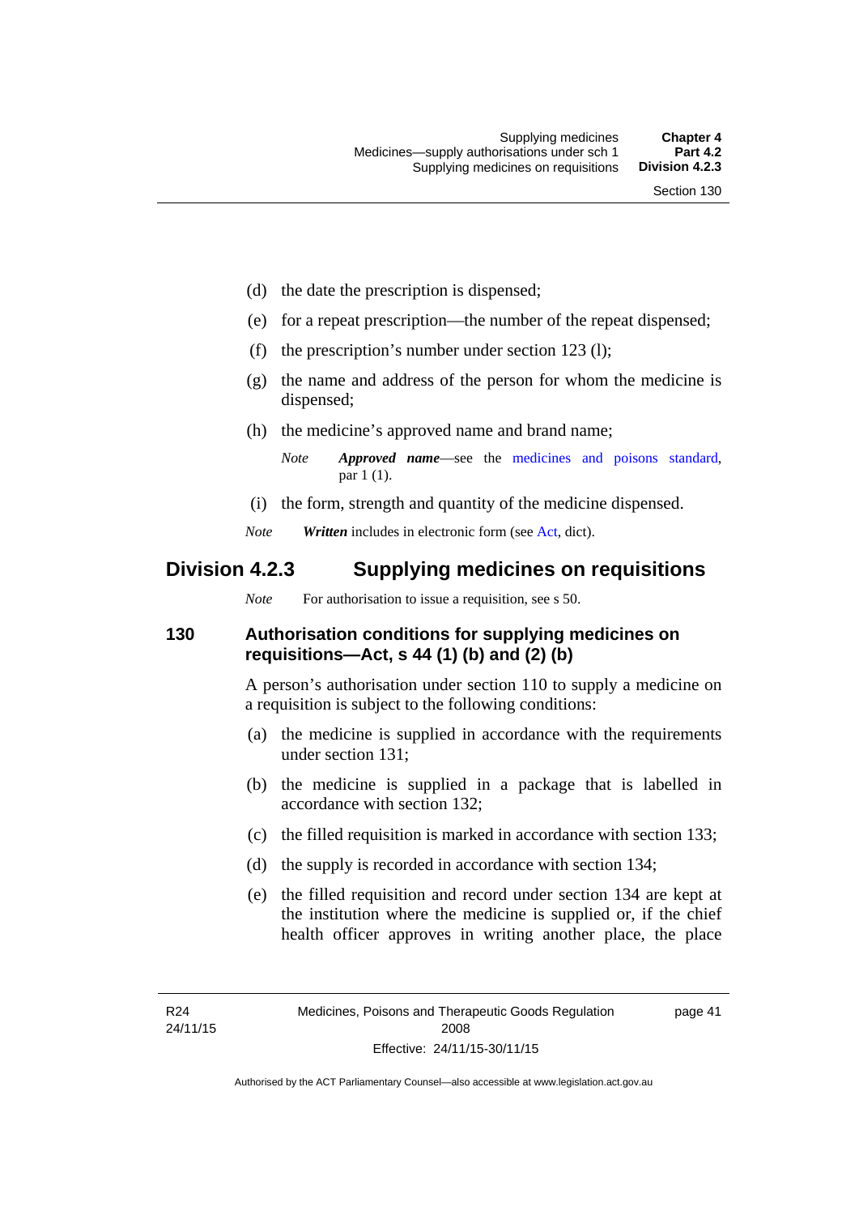(d) the date the prescription is dispensed;

(e) for a repeat prescription—the number of the repeat dispensed;

(f) the prescription's number under section 123 (l);

(g) the name and address of the person for whom the medicine is dispensed;

(h) the medicine's approved name and brand name;

*Note* ***Approved name***—see the medicines and poisons standard, par 1 (1).

(i) the form, strength and quantity of the medicine dispensed.

*Note* ***Written*** includes in electronic form (see Act, dict).

## Division 4.2.3 Supplying medicines on requisitions

*Note* For authorisation to issue a requisition, see s 50.

### 130 Authorisation conditions for supplying medicines on requisitions—Act, s 44 (1) (b) and (2) (b)

A person's authorisation under section 110 to supply a medicine on a requisition is subject to the following conditions:

(a) the medicine is supplied in accordance with the requirements under section 131;

(b) the medicine is supplied in a package that is labelled in accordance with section 132;

(c) the filled requisition is marked in accordance with section 133;

(d) the supply is recorded in accordance with section 134;

(e) the filled requisition and record under section 134 are kept at the institution where the medicine is supplied or, if the chief health officer approves in writing another place, the place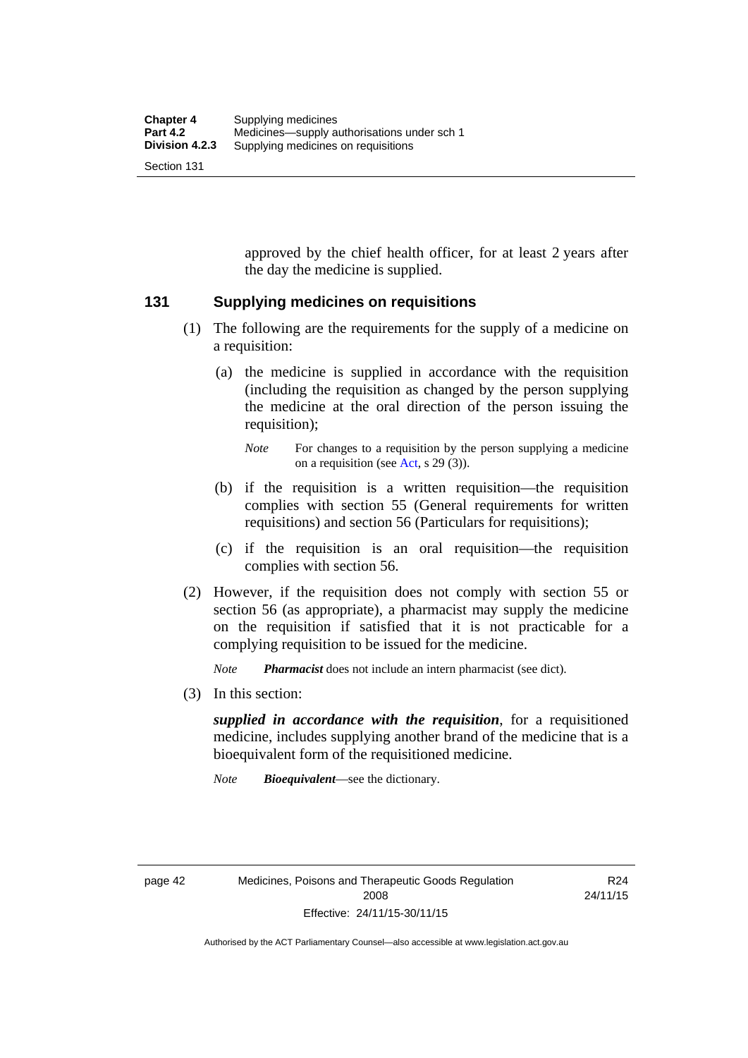approved by the chief health officer, for at least 2 years after the day the medicine is supplied.

## 131 Supplying medicines on requisitions

(1) The following are the requirements for the supply of a medicine on a requisition:

(a) the medicine is supplied in accordance with the requisition (including the requisition as changed by the person supplying the medicine at the oral direction of the person issuing the requisition);

*Note* For changes to a requisition by the person supplying a medicine on a requisition (see Act, s 29 (3)).

(b) if the requisition is a written requisition—the requisition complies with section 55 (General requirements for written requisitions) and section 56 (Particulars for requisitions);

(c) if the requisition is an oral requisition—the requisition complies with section 56.

(2) However, if the requisition does not comply with section 55 or section 56 (as appropriate), a pharmacist may supply the medicine on the requisition if satisfied that it is not practicable for a complying requisition to be issued for the medicine.

*Note* ***Pharmacist*** does not include an intern pharmacist (see dict).

(3) In this section:

***supplied in accordance with the requisition***, for a requisitioned medicine, includes supplying another brand of the medicine that is a bioequivalent form of the requisitioned medicine.

*Note* ***Bioequivalent***—see the dictionary.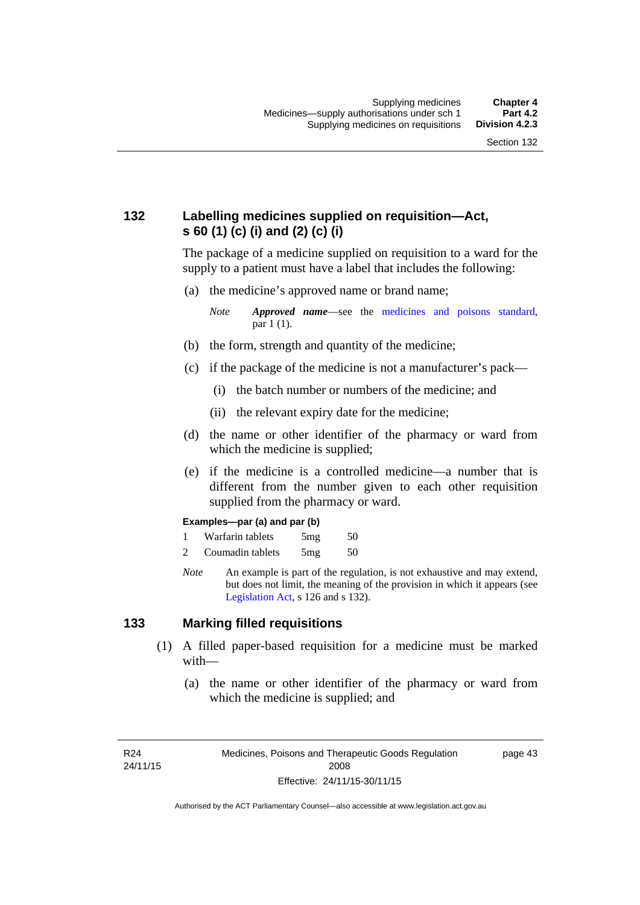## 132 Labelling medicines supplied on requisition—Act, s 60 (1) (c) (i) and (2) (c) (i)

The package of a medicine supplied on requisition to a ward for the supply to a patient must have a label that includes the following:

(a) the medicine's approved name or brand name;

*Note* ***Approved name***—see the medicines and poisons standard, par 1 (1).

(b) the form, strength and quantity of the medicine;

(c) if the package of the medicine is not a manufacturer's pack—

(i) the batch number or numbers of the medicine; and

(ii) the relevant expiry date for the medicine;

(d) the name or other identifier of the pharmacy or ward from which the medicine is supplied;

(e) if the medicine is a controlled medicine—a number that is different from the number given to each other requisition supplied from the pharmacy or ward.

**Examples—par (a) and par (b)**

1 Warfarin tablets 5mg 50

2 Coumadin tablets 5mg 50

*Note* An example is part of the regulation, is not exhaustive and may extend, but does not limit, the meaning of the provision in which it appears (see Legislation Act, s 126 and s 132).

## 133 Marking filled requisitions

(1) A filled paper-based requisition for a medicine must be marked with—

(a) the name or other identifier of the pharmacy or ward from which the medicine is supplied; and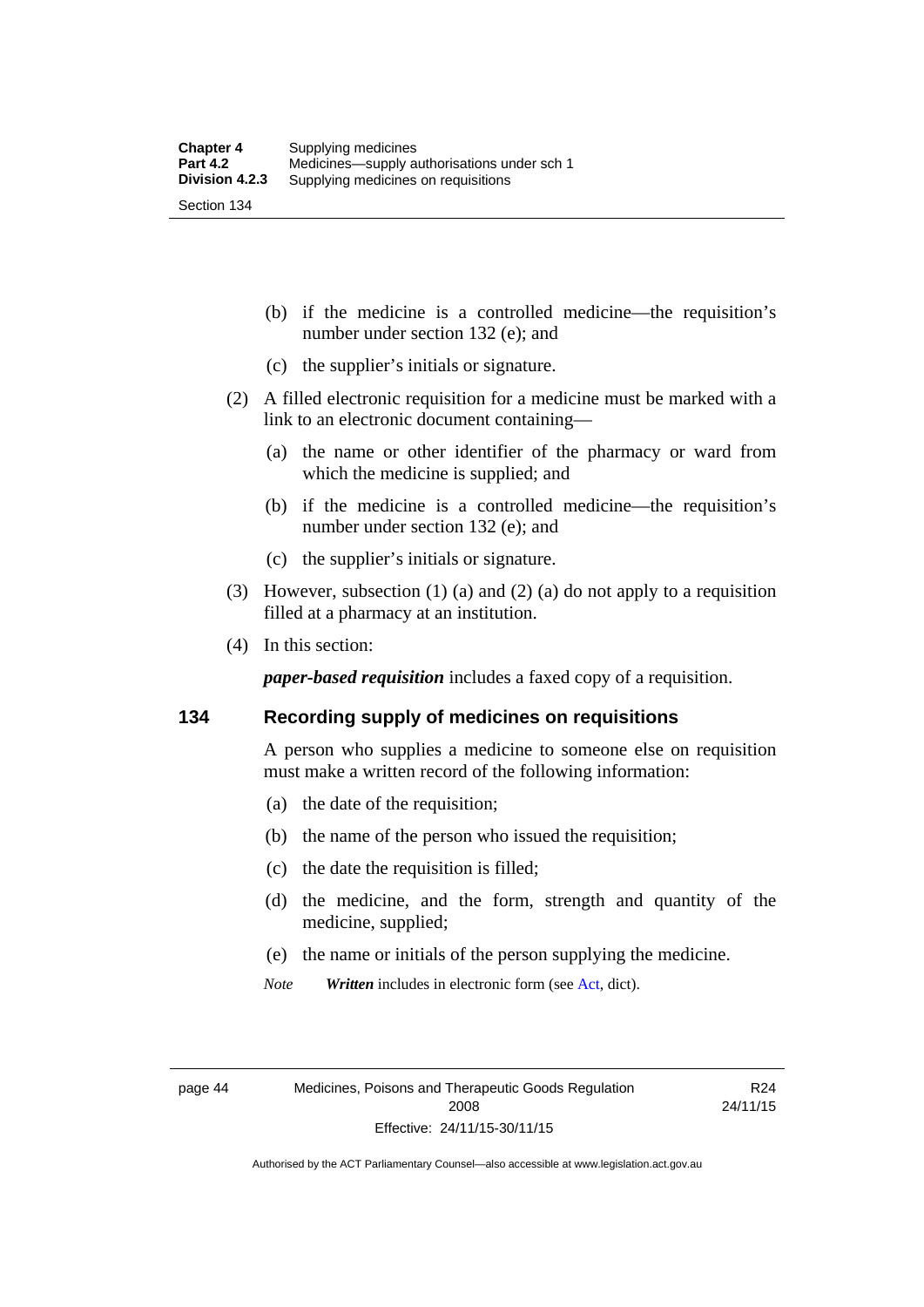(b) if the medicine is a controlled medicine—the requisition's number under section 132 (e); and

(c) the supplier's initials or signature.

(2) A filled electronic requisition for a medicine must be marked with a link to an electronic document containing—

(a) the name or other identifier of the pharmacy or ward from which the medicine is supplied; and

(b) if the medicine is a controlled medicine—the requisition's number under section 132 (e); and

(c) the supplier's initials or signature.

(3) However, subsection (1) (a) and (2) (a) do not apply to a requisition filled at a pharmacy at an institution.

(4) In this section:

***paper-based requisition*** includes a faxed copy of a requisition.

## 134 Recording supply of medicines on requisitions

A person who supplies a medicine to someone else on requisition must make a written record of the following information:

(a) the date of the requisition;

(b) the name of the person who issued the requisition;

(c) the date the requisition is filled;

(d) the medicine, and the form, strength and quantity of the medicine, supplied;

(e) the name or initials of the person supplying the medicine.

*Note* ***Written*** includes in electronic form (see Act, dict).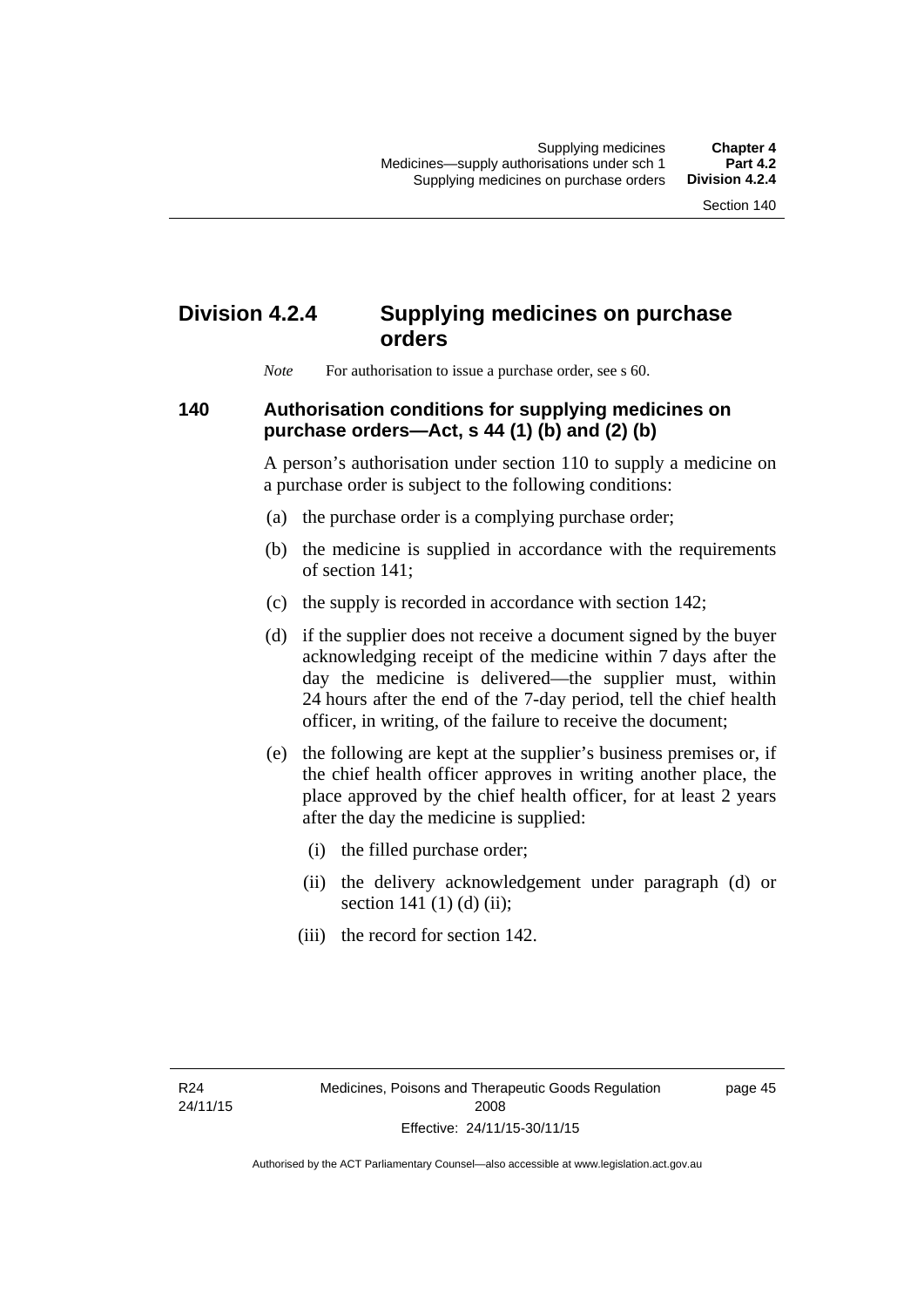## Division 4.2.4 Supplying medicines on purchase orders

*Note* For authorisation to issue a purchase order, see s 60.

### 140 Authorisation conditions for supplying medicines on purchase orders—Act, s 44 (1) (b) and (2) (b)

A person's authorisation under section 110 to supply a medicine on a purchase order is subject to the following conditions:

(a) the purchase order is a complying purchase order;

(b) the medicine is supplied in accordance with the requirements of section 141;

(c) the supply is recorded in accordance with section 142;

(d) if the supplier does not receive a document signed by the buyer acknowledging receipt of the medicine within 7 days after the day the medicine is delivered—the supplier must, within 24 hours after the end of the 7-day period, tell the chief health officer, in writing, of the failure to receive the document;

(e) the following are kept at the supplier's business premises or, if the chief health officer approves in writing another place, the place approved by the chief health officer, for at least 2 years after the day the medicine is supplied:

(i) the filled purchase order;

(ii) the delivery acknowledgement under paragraph (d) or section 141 (1) (d) (ii);

(iii) the record for section 142.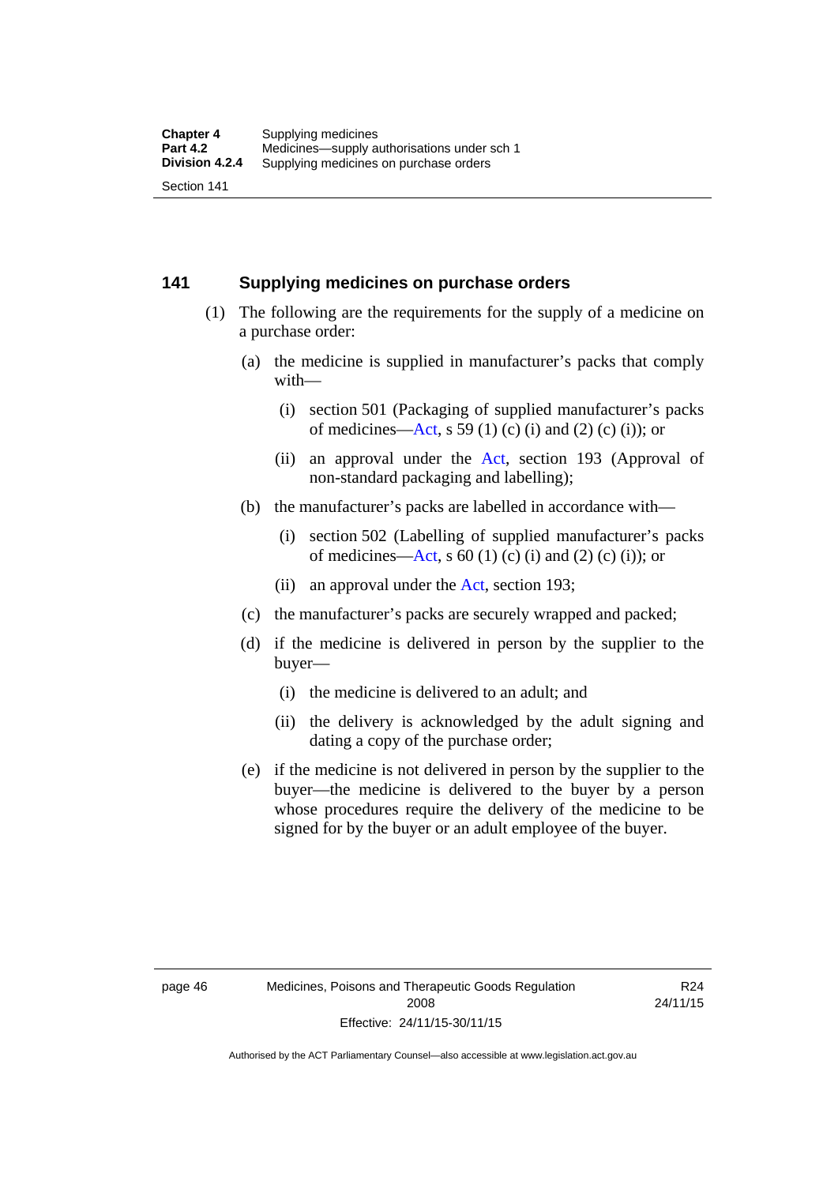## 141 Supplying medicines on purchase orders

(1) The following are the requirements for the supply of a medicine on a purchase order:

(a) the medicine is supplied in manufacturer's packs that comply with—

(i) section 501 (Packaging of supplied manufacturer's packs of medicines—Act, s 59 (1) (c) (i) and (2) (c) (i)); or

(ii) an approval under the Act, section 193 (Approval of non-standard packaging and labelling);

(b) the manufacturer's packs are labelled in accordance with—

(i) section 502 (Labelling of supplied manufacturer's packs of medicines—Act, s 60 (1) (c) (i) and (2) (c) (i)); or

(ii) an approval under the Act, section 193;

(c) the manufacturer's packs are securely wrapped and packed;

(d) if the medicine is delivered in person by the supplier to the buyer—

(i) the medicine is delivered to an adult; and

(ii) the delivery is acknowledged by the adult signing and dating a copy of the purchase order;

(e) if the medicine is not delivered in person by the supplier to the buyer—the medicine is delivered to the buyer by a person whose procedures require the delivery of the medicine to be signed for by the buyer or an adult employee of the buyer.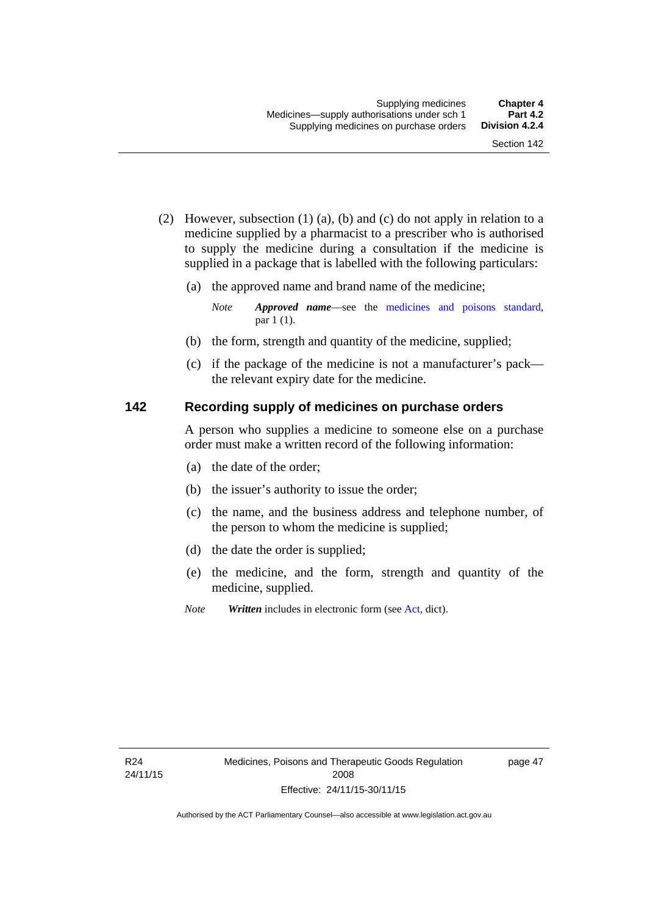(2) However, subsection (1) (a), (b) and (c) do not apply in relation to a medicine supplied by a pharmacist to a prescriber who is authorised to supply the medicine during a consultation if the medicine is supplied in a package that is labelled with the following particulars:

(a) the approved name and brand name of the medicine;

*Note* ***Approved name***—see the medicines and poisons standard, par 1 (1).

(b) the form, strength and quantity of the medicine, supplied;

(c) if the package of the medicine is not a manufacturer's pack—the relevant expiry date for the medicine.

## 142 Recording supply of medicines on purchase orders

A person who supplies a medicine to someone else on a purchase order must make a written record of the following information:

(a) the date of the order;

(b) the issuer's authority to issue the order;

(c) the name, and the business address and telephone number, of the person to whom the medicine is supplied;

(d) the date the order is supplied;

(e) the medicine, and the form, strength and quantity of the medicine, supplied.

*Note* ***Written*** includes in electronic form (see Act, dict).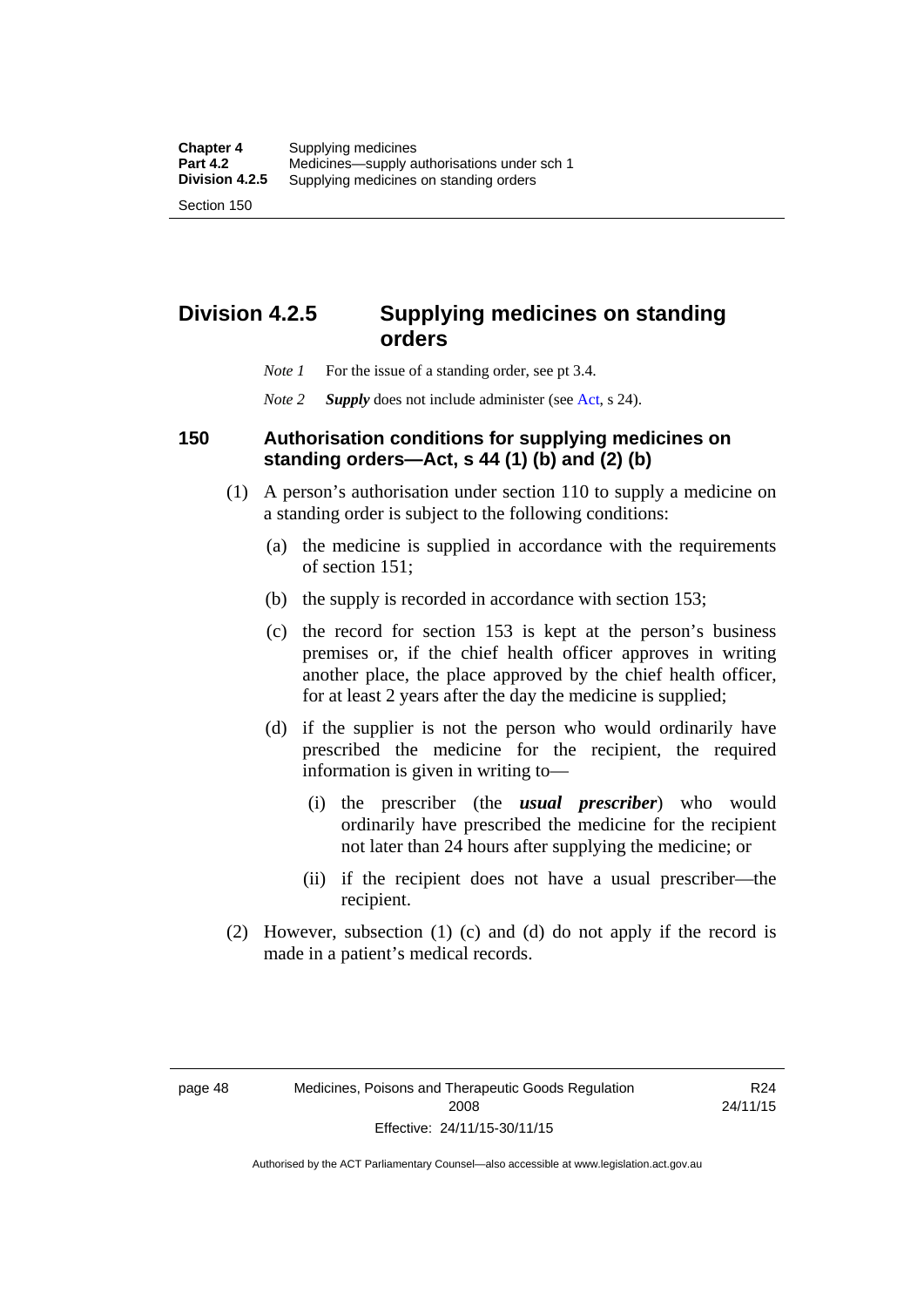# Division 4.2.5 Supplying medicines on standing orders

*Note 1* For the issue of a standing order, see pt 3.4.

*Note 2* ***Supply*** does not include administer (see Act, s 24).

## 150 Authorisation conditions for supplying medicines on standing orders—Act, s 44 (1) (b) and (2) (b)

(1) A person's authorisation under section 110 to supply a medicine on a standing order is subject to the following conditions:

(a) the medicine is supplied in accordance with the requirements of section 151;

(b) the supply is recorded in accordance with section 153;

(c) the record for section 153 is kept at the person's business premises or, if the chief health officer approves in writing another place, the place approved by the chief health officer, for at least 2 years after the day the medicine is supplied;

(d) if the supplier is not the person who would ordinarily have prescribed the medicine for the recipient, the required information is given in writing to—

(i) the prescriber (the ***usual prescriber***) who would ordinarily have prescribed the medicine for the recipient not later than 24 hours after supplying the medicine; or

(ii) if the recipient does not have a usual prescriber—the recipient.

(2) However, subsection (1) (c) and (d) do not apply if the record is made in a patient's medical records.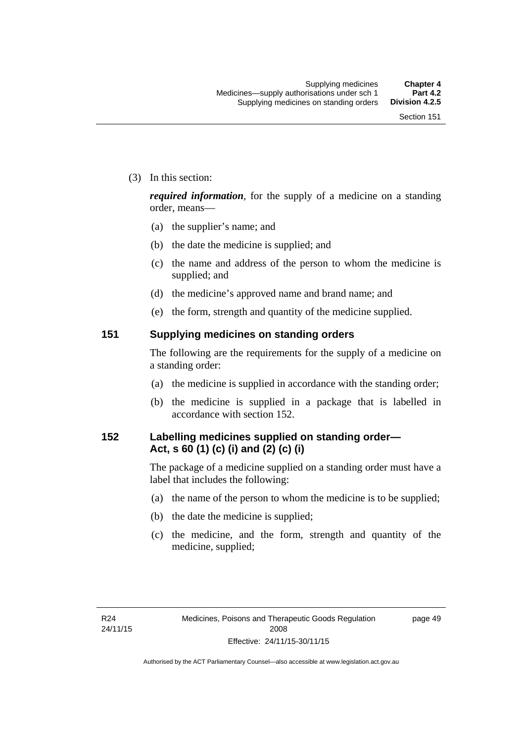(3) In this section:

***required information***, for the supply of a medicine on a standing order, means—

(a) the supplier's name; and

(b) the date the medicine is supplied; and

(c) the name and address of the person to whom the medicine is supplied; and

(d) the medicine's approved name and brand name; and

(e) the form, strength and quantity of the medicine supplied.

## 151 Supplying medicines on standing orders

The following are the requirements for the supply of a medicine on a standing order:

(a) the medicine is supplied in accordance with the standing order;

(b) the medicine is supplied in a package that is labelled in accordance with section 152.

## 152 Labelling medicines supplied on standing order—Act, s 60 (1) (c) (i) and (2) (c) (i)

The package of a medicine supplied on a standing order must have a label that includes the following:

(a) the name of the person to whom the medicine is to be supplied;

(b) the date the medicine is supplied;

(c) the medicine, and the form, strength and quantity of the medicine, supplied;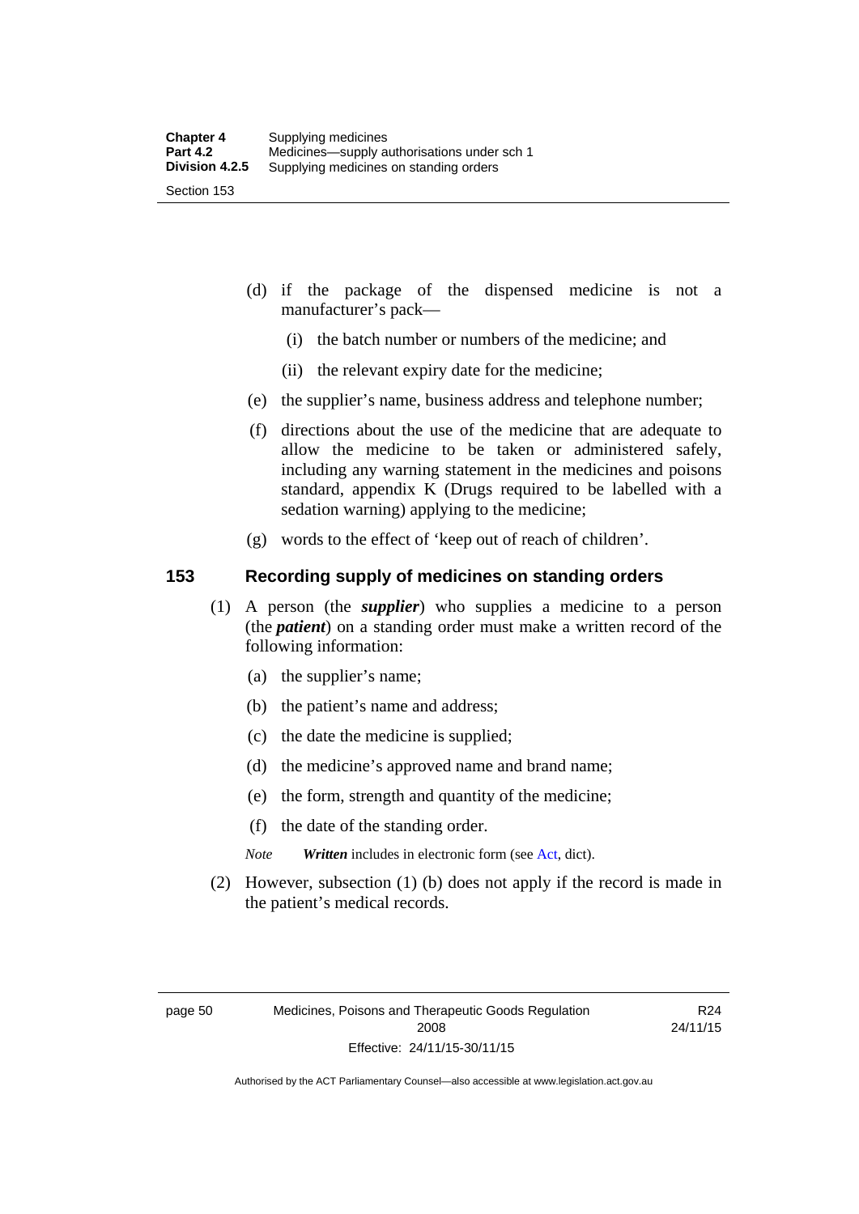(d) if the package of the dispensed medicine is not a manufacturer's pack—

  (i) the batch number or numbers of the medicine; and

  (ii) the relevant expiry date for the medicine;

(e) the supplier's name, business address and telephone number;

(f) directions about the use of the medicine that are adequate to allow the medicine to be taken or administered safely, including any warning statement in the medicines and poisons standard, appendix K (Drugs required to be labelled with a sedation warning) applying to the medicine;

(g) words to the effect of 'keep out of reach of children'.

## 153 Recording supply of medicines on standing orders

(1) A person (the ***supplier***) who supplies a medicine to a person (the ***patient***) on a standing order must make a written record of the following information:

  (a) the supplier's name;

  (b) the patient's name and address;

  (c) the date the medicine is supplied;

  (d) the medicine's approved name and brand name;

  (e) the form, strength and quantity of the medicine;

  (f) the date of the standing order.

  *Note* ***Written*** includes in electronic form (see Act, dict).

(2) However, subsection (1) (b) does not apply if the record is made in the patient's medical records.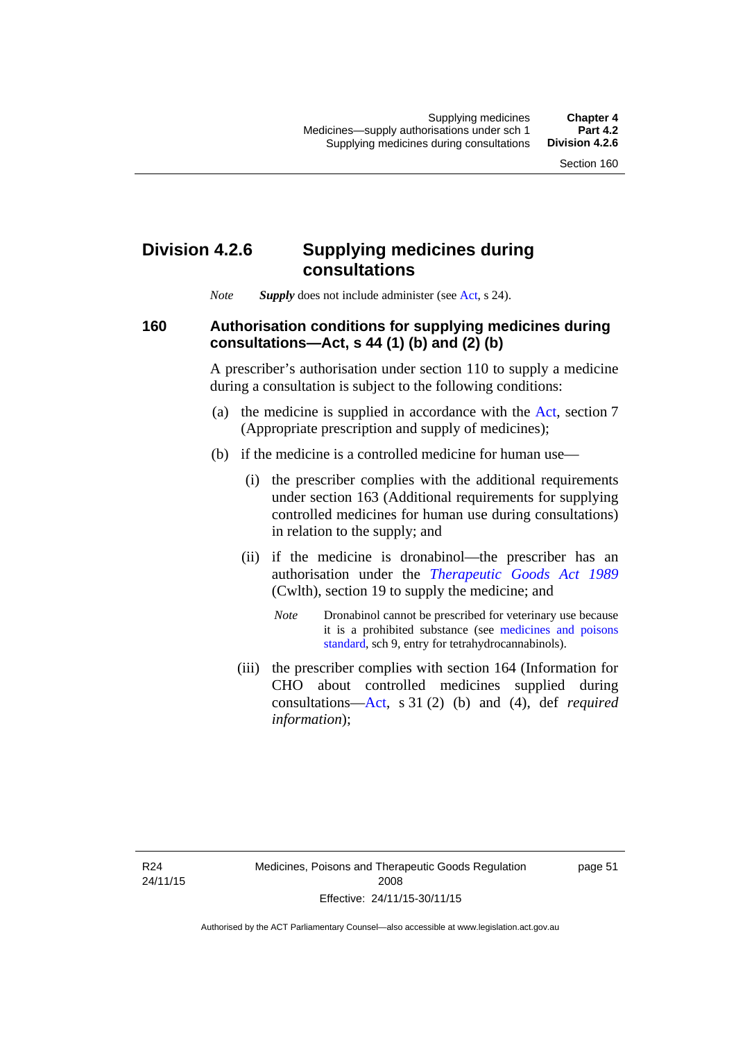## Division 4.2.6 Supplying medicines during consultations

*Note* ***Supply*** does not include administer (see Act, s 24).

### 160 Authorisation conditions for supplying medicines during consultations—Act, s 44 (1) (b) and (2) (b)

A prescriber's authorisation under section 110 to supply a medicine during a consultation is subject to the following conditions:

(a) the medicine is supplied in accordance with the Act, section 7 (Appropriate prescription and supply of medicines);

(b) if the medicine is a controlled medicine for human use—

(i) the prescriber complies with the additional requirements under section 163 (Additional requirements for supplying controlled medicines for human use during consultations) in relation to the supply; and

(ii) if the medicine is dronabinol—the prescriber has an authorisation under the *Therapeutic Goods Act 1989* (Cwlth), section 19 to supply the medicine; and

*Note* Dronabinol cannot be prescribed for veterinary use because it is a prohibited substance (see medicines and poisons standard, sch 9, entry for tetrahydrocannabinols).

(iii) the prescriber complies with section 164 (Information for CHO about controlled medicines supplied during consultations—Act, s 31 (2) (b) and (4), def *required information*);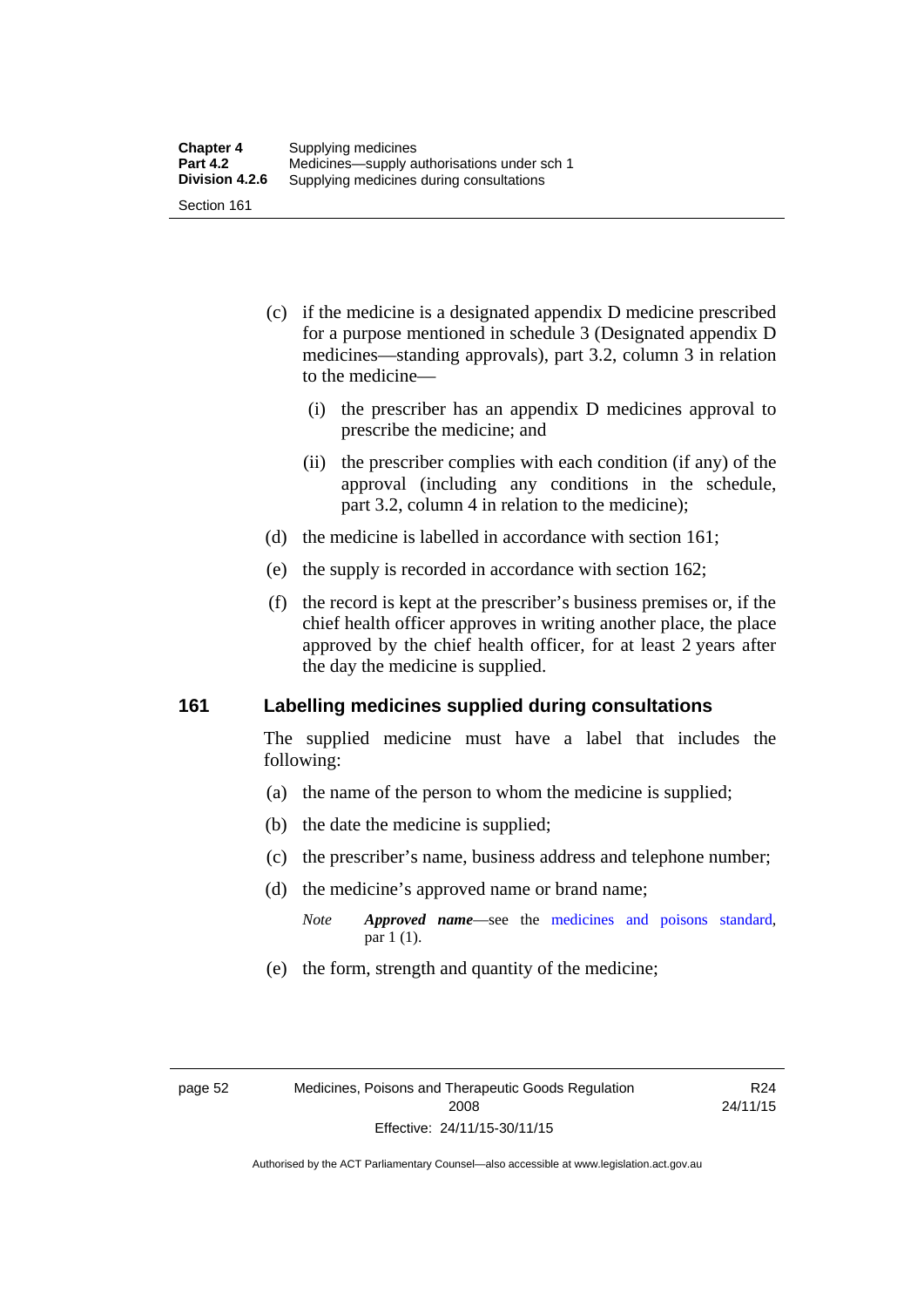(c) if the medicine is a designated appendix D medicine prescribed for a purpose mentioned in schedule 3 (Designated appendix D medicines—standing approvals), part 3.2, column 3 in relation to the medicine—

  (i) the prescriber has an appendix D medicines approval to prescribe the medicine; and

  (ii) the prescriber complies with each condition (if any) of the approval (including any conditions in the schedule, part 3.2, column 4 in relation to the medicine);

(d) the medicine is labelled in accordance with section 161;

(e) the supply is recorded in accordance with section 162;

(f) the record is kept at the prescriber's business premises or, if the chief health officer approves in writing another place, the place approved by the chief health officer, for at least 2 years after the day the medicine is supplied.

## 161 Labelling medicines supplied during consultations

The supplied medicine must have a label that includes the following:

(a) the name of the person to whom the medicine is supplied;

(b) the date the medicine is supplied;

(c) the prescriber's name, business address and telephone number;

(d) the medicine's approved name or brand name;

> *Note* ***Approved name***—see the medicines and poisons standard, par 1 (1).

(e) the form, strength and quantity of the medicine;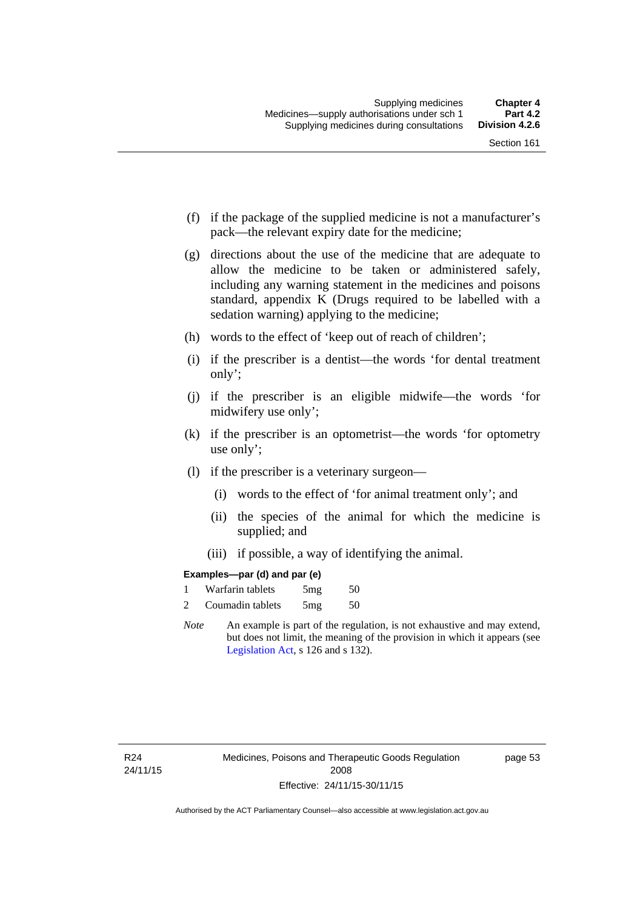(f) if the package of the supplied medicine is not a manufacturer's pack—the relevant expiry date for the medicine;

(g) directions about the use of the medicine that are adequate to allow the medicine to be taken or administered safely, including any warning statement in the medicines and poisons standard, appendix K (Drugs required to be labelled with a sedation warning) applying to the medicine;

(h) words to the effect of 'keep out of reach of children';

(i) if the prescriber is a dentist—the words 'for dental treatment only';

(j) if the prescriber is an eligible midwife—the words 'for midwifery use only';

(k) if the prescriber is an optometrist—the words 'for optometry use only';

(l) if the prescriber is a veterinary surgeon—

(i) words to the effect of 'for animal treatment only'; and

(ii) the species of the animal for which the medicine is supplied; and

(iii) if possible, a way of identifying the animal.

**Examples—par (d) and par (e)**

1 Warfarin tablets 5mg 50

2 Coumadin tablets 5mg 50

*Note* An example is part of the regulation, is not exhaustive and may extend, but does not limit, the meaning of the provision in which it appears (see Legislation Act, s 126 and s 132).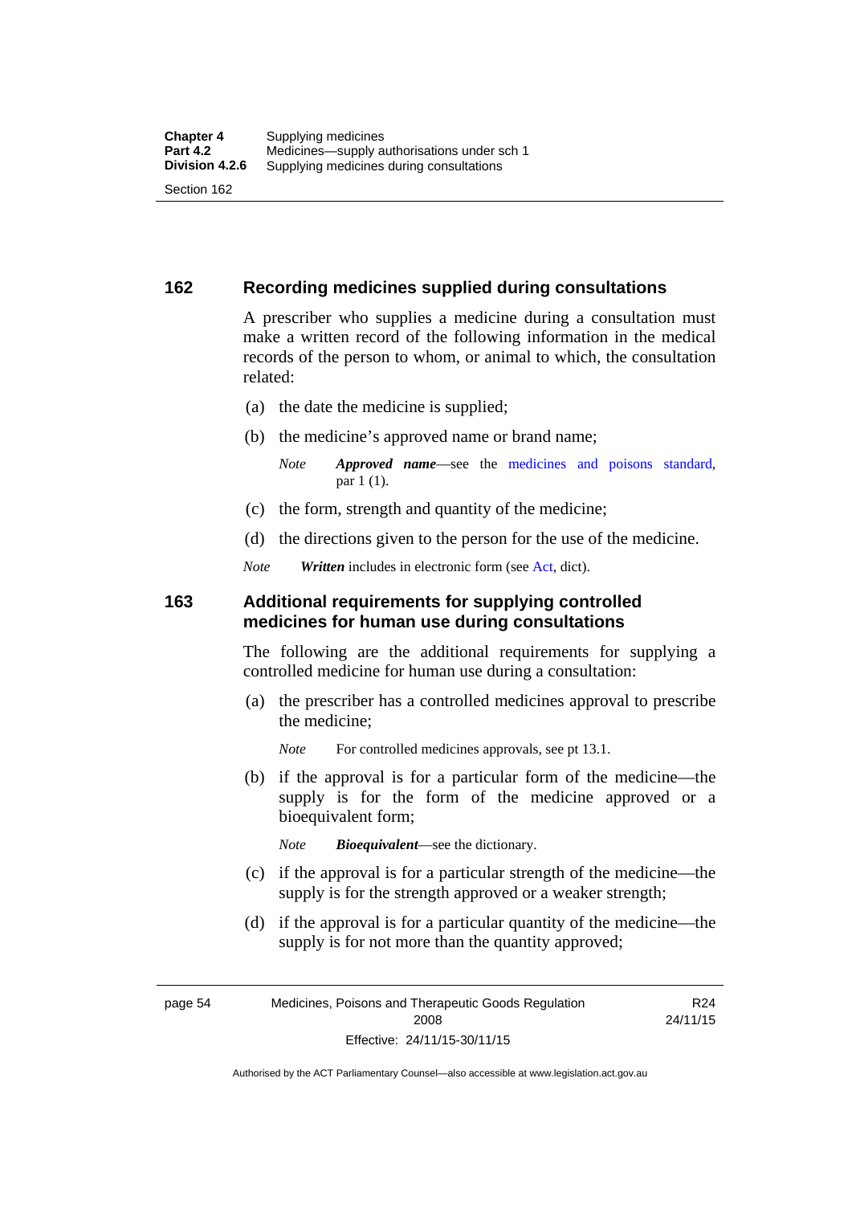## 162 Recording medicines supplied during consultations

A prescriber who supplies a medicine during a consultation must make a written record of the following information in the medical records of the person to whom, or animal to which, the consultation related:

(a) the date the medicine is supplied;

(b) the medicine's approved name or brand name;

*Note* ***Approved name***—see the medicines and poisons standard, par 1 (1).

(c) the form, strength and quantity of the medicine;

(d) the directions given to the person for the use of the medicine.

*Note* ***Written*** includes in electronic form (see Act, dict).

## 163 Additional requirements for supplying controlled medicines for human use during consultations

The following are the additional requirements for supplying a controlled medicine for human use during a consultation:

(a) the prescriber has a controlled medicines approval to prescribe the medicine;

*Note* For controlled medicines approvals, see pt 13.1.

(b) if the approval is for a particular form of the medicine—the supply is for the form of the medicine approved or a bioequivalent form;

*Note* ***Bioequivalent***—see the dictionary.

(c) if the approval is for a particular strength of the medicine—the supply is for the strength approved or a weaker strength;

(d) if the approval is for a particular quantity of the medicine—the supply is for not more than the quantity approved;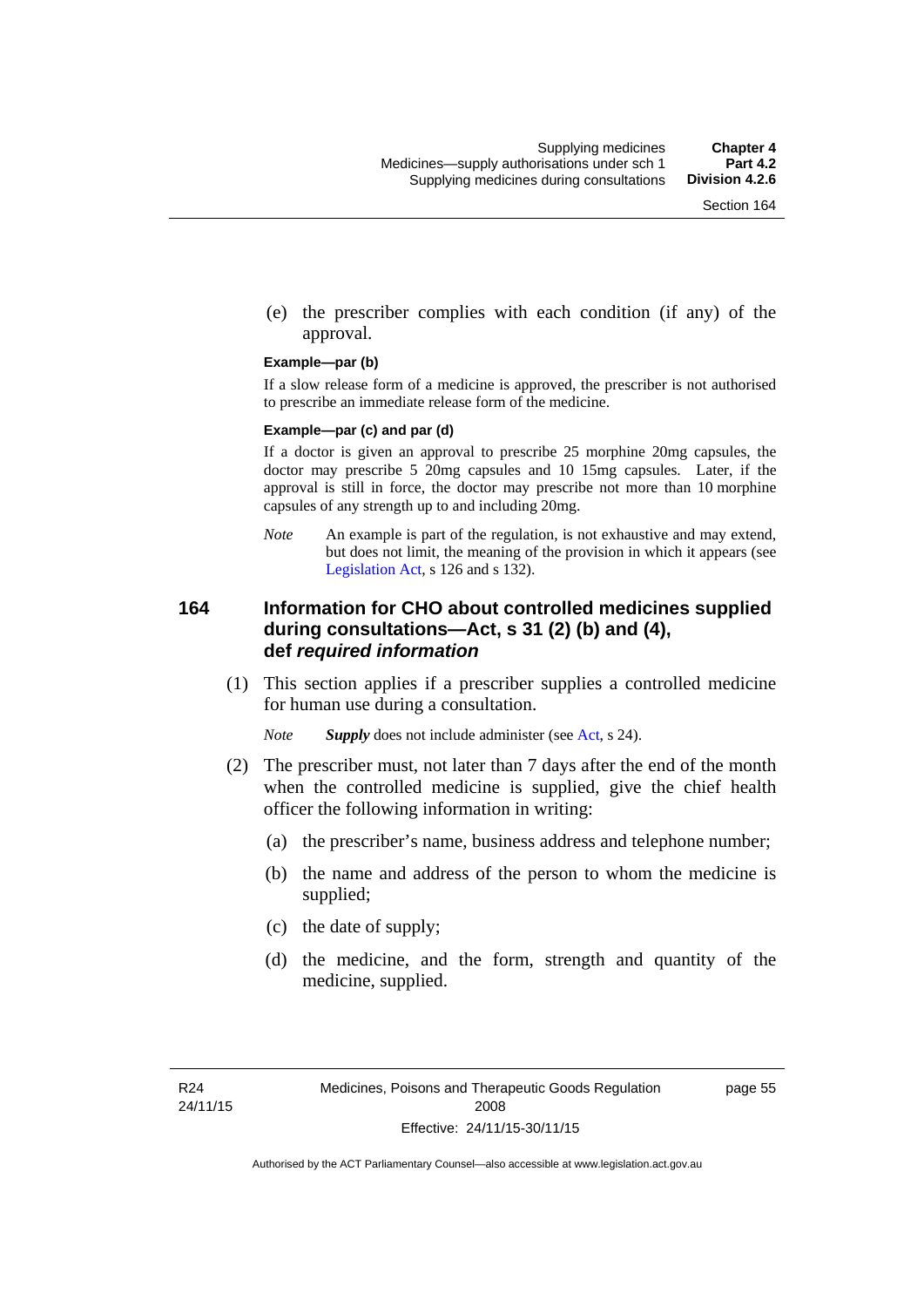(e) the prescriber complies with each condition (if any) of the approval.

**Example—par (b)**

If a slow release form of a medicine is approved, the prescriber is not authorised to prescribe an immediate release form of the medicine.

**Example—par (c) and par (d)**

If a doctor is given an approval to prescribe 25 morphine 20mg capsules, the doctor may prescribe 5 20mg capsules and 10 15mg capsules. Later, if the approval is still in force, the doctor may prescribe not more than 10 morphine capsules of any strength up to and including 20mg.

*Note* An example is part of the regulation, is not exhaustive and may extend, but does not limit, the meaning of the provision in which it appears (see Legislation Act, s 126 and s 132).

## 164 Information for CHO about controlled medicines supplied during consultations—Act, s 31 (2) (b) and (4), def *required information*

(1) This section applies if a prescriber supplies a controlled medicine for human use during a consultation.

*Note* ***Supply*** does not include administer (see Act, s 24).

(2) The prescriber must, not later than 7 days after the end of the month when the controlled medicine is supplied, give the chief health officer the following information in writing:

(a) the prescriber's name, business address and telephone number;

(b) the name and address of the person to whom the medicine is supplied;

(c) the date of supply;

(d) the medicine, and the form, strength and quantity of the medicine, supplied.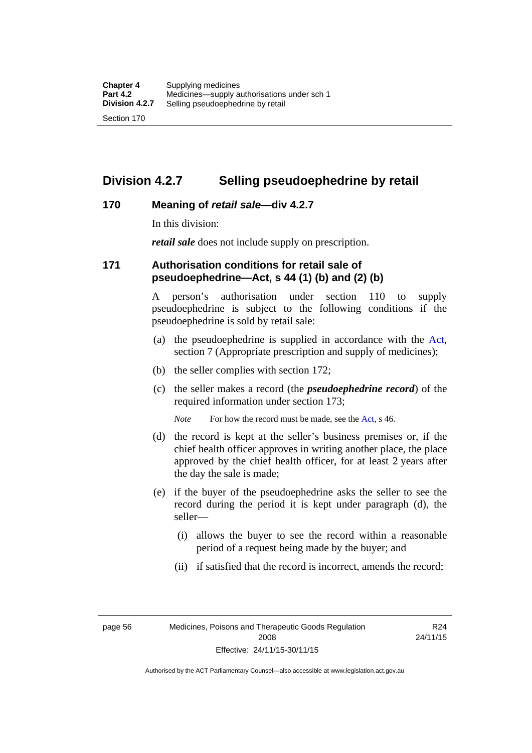## Division 4.2.7 Selling pseudoephedrine by retail

### 170 Meaning of *retail sale*—div 4.2.7

In this division:

***retail sale*** does not include supply on prescription.

### 171 Authorisation conditions for retail sale of pseudoephedrine—Act, s 44 (1) (b) and (2) (b)

A person's authorisation under section 110 to supply pseudoephedrine is subject to the following conditions if the pseudoephedrine is sold by retail sale:

(a) the pseudoephedrine is supplied in accordance with the Act, section 7 (Appropriate prescription and supply of medicines);

(b) the seller complies with section 172;

(c) the seller makes a record (the ***pseudoephedrine record***) of the required information under section 173;

*Note* For how the record must be made, see the Act, s 46.

(d) the record is kept at the seller's business premises or, if the chief health officer approves in writing another place, the place approved by the chief health officer, for at least 2 years after the day the sale is made;

(e) if the buyer of the pseudoephedrine asks the seller to see the record during the period it is kept under paragraph (d), the seller—

(i) allows the buyer to see the record within a reasonable period of a request being made by the buyer; and

(ii) if satisfied that the record is incorrect, amends the record;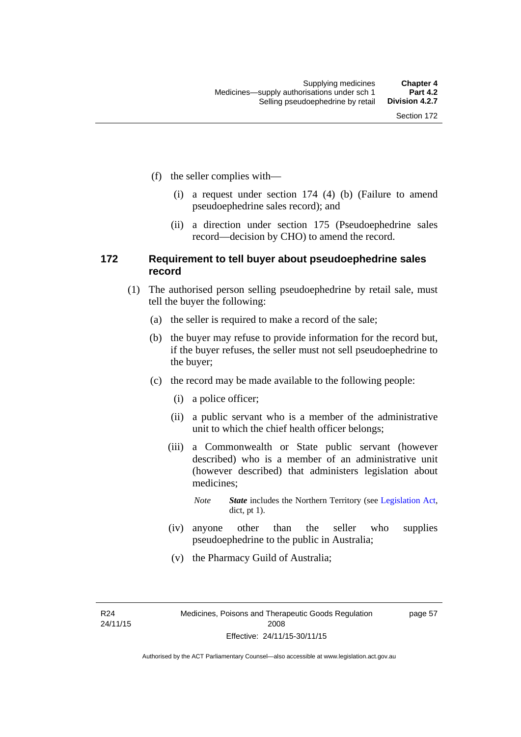(f) the seller complies with—

(i) a request under section 174 (4) (b) (Failure to amend pseudoephedrine sales record); and

(ii) a direction under section 175 (Pseudoephedrine sales record—decision by CHO) to amend the record.

### 172 Requirement to tell buyer about pseudoephedrine sales record

(1) The authorised person selling pseudoephedrine by retail sale, must tell the buyer the following:

(a) the seller is required to make a record of the sale;

(b) the buyer may refuse to provide information for the record but, if the buyer refuses, the seller must not sell pseudoephedrine to the buyer;

(c) the record may be made available to the following people:

(i) a police officer;

(ii) a public servant who is a member of the administrative unit to which the chief health officer belongs;

(iii) a Commonwealth or State public servant (however described) who is a member of an administrative unit (however described) that administers legislation about medicines;

*Note* ***State*** includes the Northern Territory (see Legislation Act, dict, pt 1).

(iv) anyone other than the seller who supplies pseudoephedrine to the public in Australia;

(v) the Pharmacy Guild of Australia;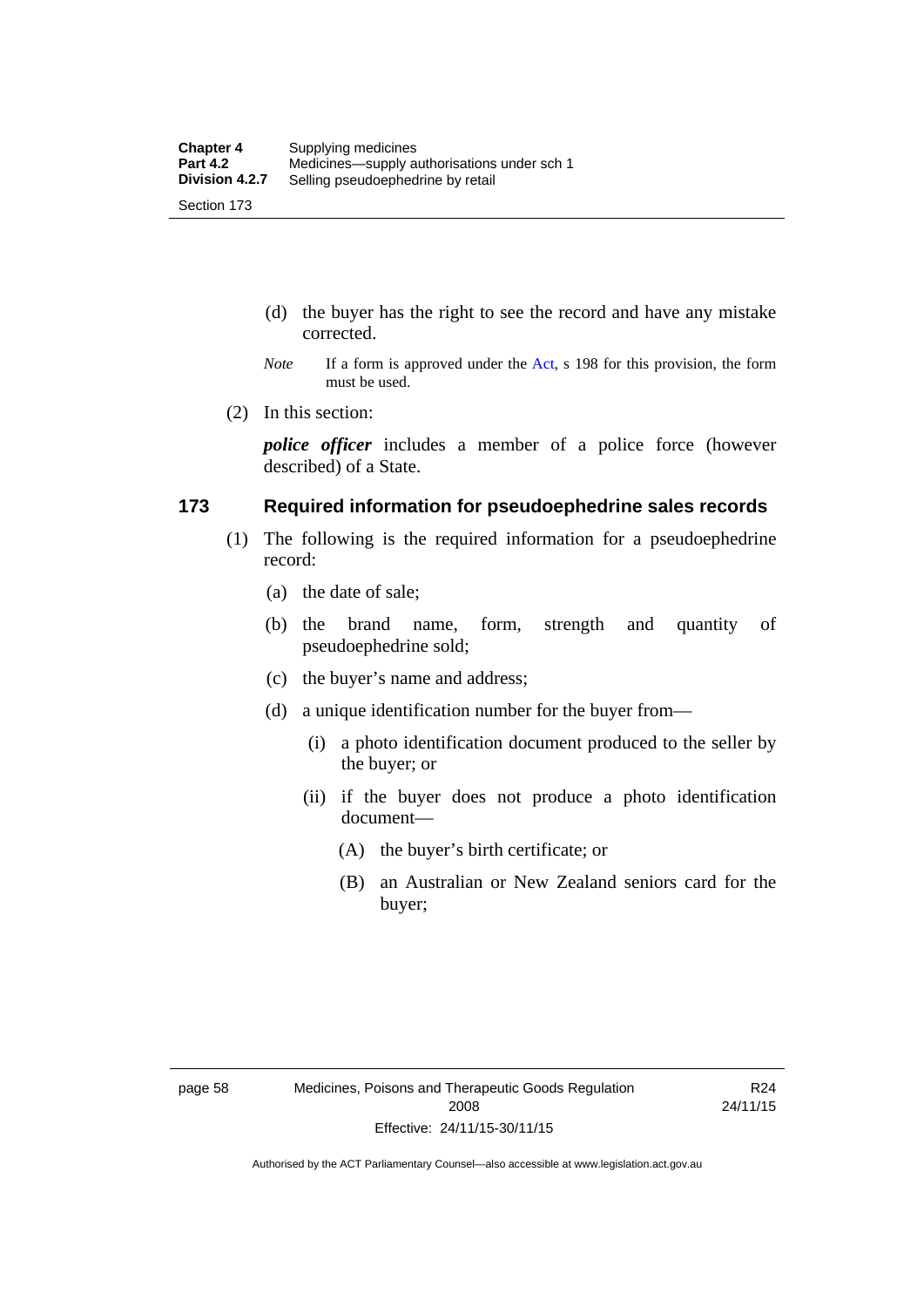(d) the buyer has the right to see the record and have any mistake corrected.

*Note* If a form is approved under the Act, s 198 for this provision, the form must be used.

(2) In this section:

***police officer*** includes a member of a police force (however described) of a State.

## 173 Required information for pseudoephedrine sales records

(1) The following is the required information for a pseudoephedrine record:

(a) the date of sale;

(b) the brand name, form, strength and quantity of pseudoephedrine sold;

(c) the buyer's name and address;

(d) a unique identification number for the buyer from—

(i) a photo identification document produced to the seller by the buyer; or

(ii) if the buyer does not produce a photo identification document—

(A) the buyer's birth certificate; or

(B) an Australian or New Zealand seniors card for the buyer;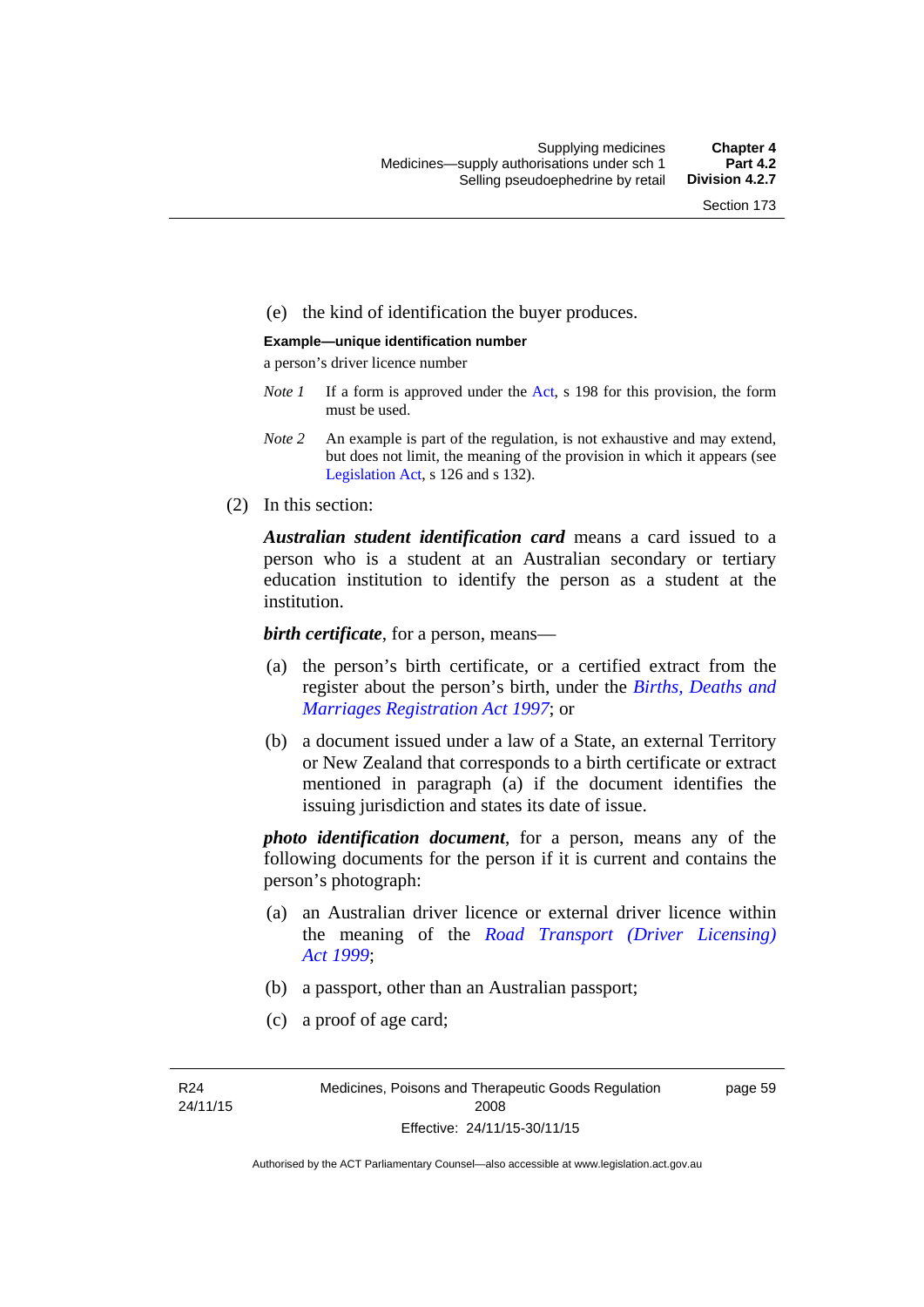(e) the kind of identification the buyer produces.

**Example—unique identification number**

a person's driver licence number

*Note 1* If a form is approved under the Act, s 198 for this provision, the form must be used.

*Note 2* An example is part of the regulation, is not exhaustive and may extend, but does not limit, the meaning of the provision in which it appears (see Legislation Act, s 126 and s 132).

(2) In this section:

***Australian student identification card*** means a card issued to a person who is a student at an Australian secondary or tertiary education institution to identify the person as a student at the institution.

***birth certificate***, for a person, means—

(a) the person's birth certificate, or a certified extract from the register about the person's birth, under the *Births, Deaths and Marriages Registration Act 1997*; or

(b) a document issued under a law of a State, an external Territory or New Zealand that corresponds to a birth certificate or extract mentioned in paragraph (a) if the document identifies the issuing jurisdiction and states its date of issue.

***photo identification document***, for a person, means any of the following documents for the person if it is current and contains the person's photograph:

(a) an Australian driver licence or external driver licence within the meaning of the *Road Transport (Driver Licensing) Act 1999*;

(b) a passport, other than an Australian passport;

(c) a proof of age card;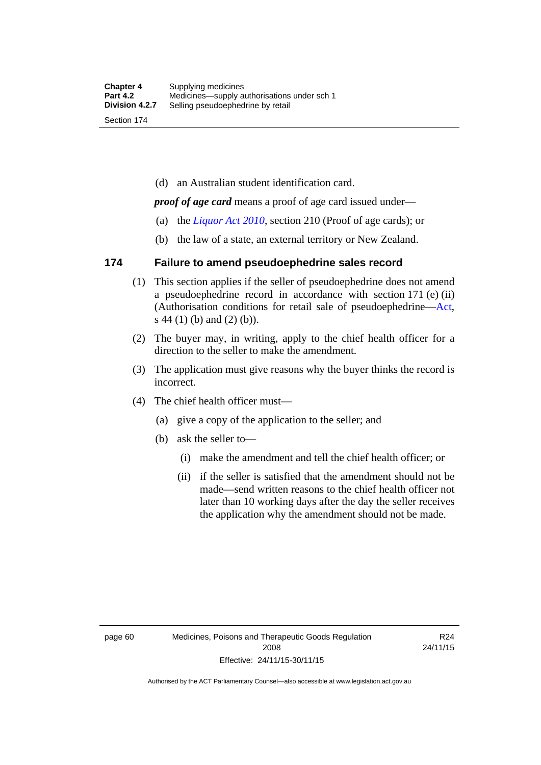(d) an Australian student identification card.

***proof of age card*** means a proof of age card issued under—

(a) the *Liquor Act 2010*, section 210 (Proof of age cards); or

(b) the law of a state, an external territory or New Zealand.

## 174 Failure to amend pseudoephedrine sales record

(1) This section applies if the seller of pseudoephedrine does not amend a pseudoephedrine record in accordance with section 171 (e) (ii) (Authorisation conditions for retail sale of pseudoephedrine—Act, s 44 (1) (b) and (2) (b)).

(2) The buyer may, in writing, apply to the chief health officer for a direction to the seller to make the amendment.

(3) The application must give reasons why the buyer thinks the record is incorrect.

(4) The chief health officer must—

(a) give a copy of the application to the seller; and

(b) ask the seller to—

(i) make the amendment and tell the chief health officer; or

(ii) if the seller is satisfied that the amendment should not be made—send written reasons to the chief health officer not later than 10 working days after the day the seller receives the application why the amendment should not be made.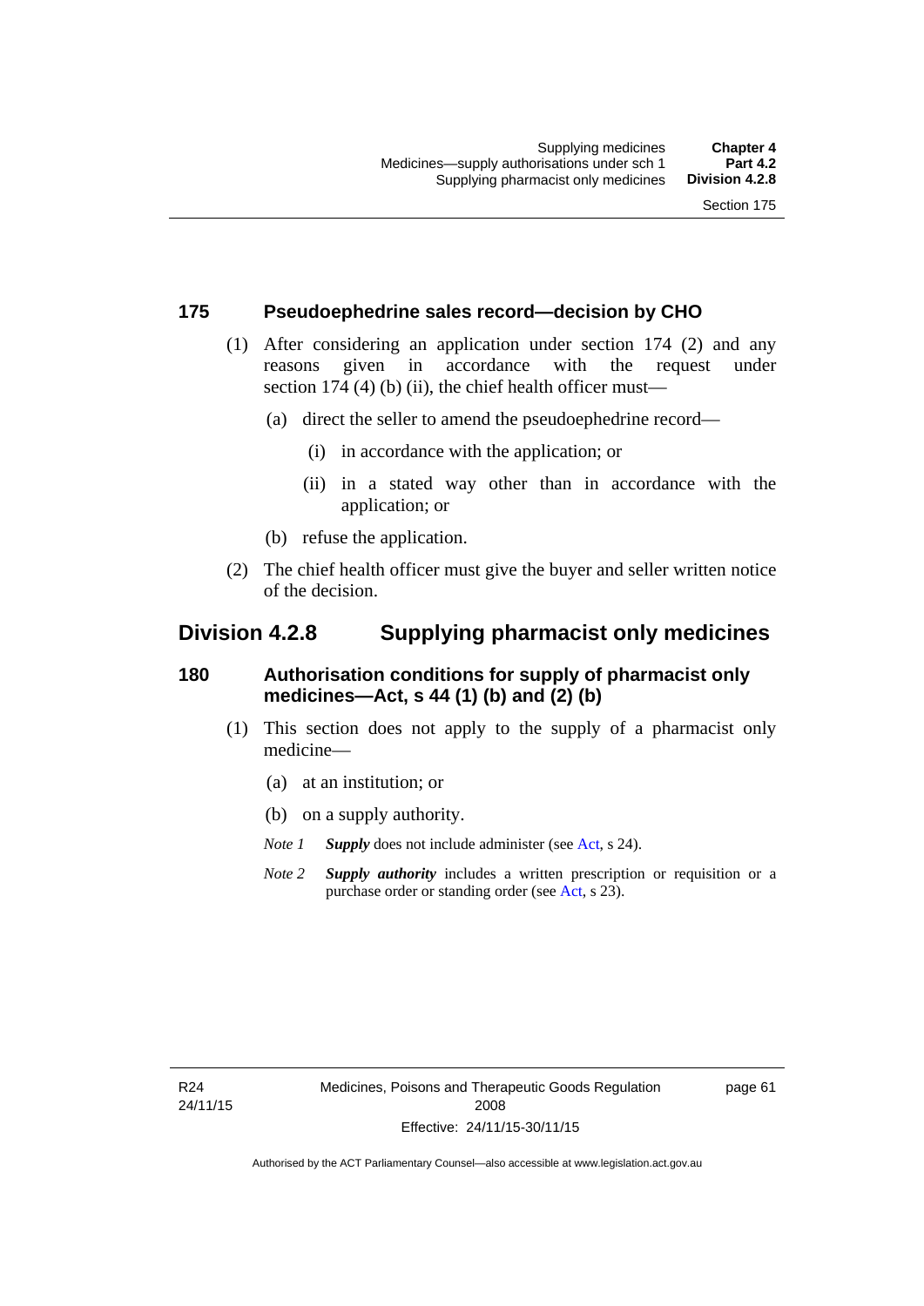### 175 Pseudoephedrine sales record—decision by CHO

(1) After considering an application under section 174 (2) and any reasons given in accordance with the request under section 174 (4) (b) (ii), the chief health officer must—

(a) direct the seller to amend the pseudoephedrine record—

(i) in accordance with the application; or

(ii) in a stated way other than in accordance with the application; or

(b) refuse the application.

(2) The chief health officer must give the buyer and seller written notice of the decision.

## Division 4.2.8 Supplying pharmacist only medicines

### 180 Authorisation conditions for supply of pharmacist only medicines—Act, s 44 (1) (b) and (2) (b)

(1) This section does not apply to the supply of a pharmacist only medicine—

(a) at an institution; or

(b) on a supply authority.

*Note 1* ***Supply*** does not include administer (see Act, s 24).

*Note 2* ***Supply authority*** includes a written prescription or requisition or a purchase order or standing order (see Act, s 23).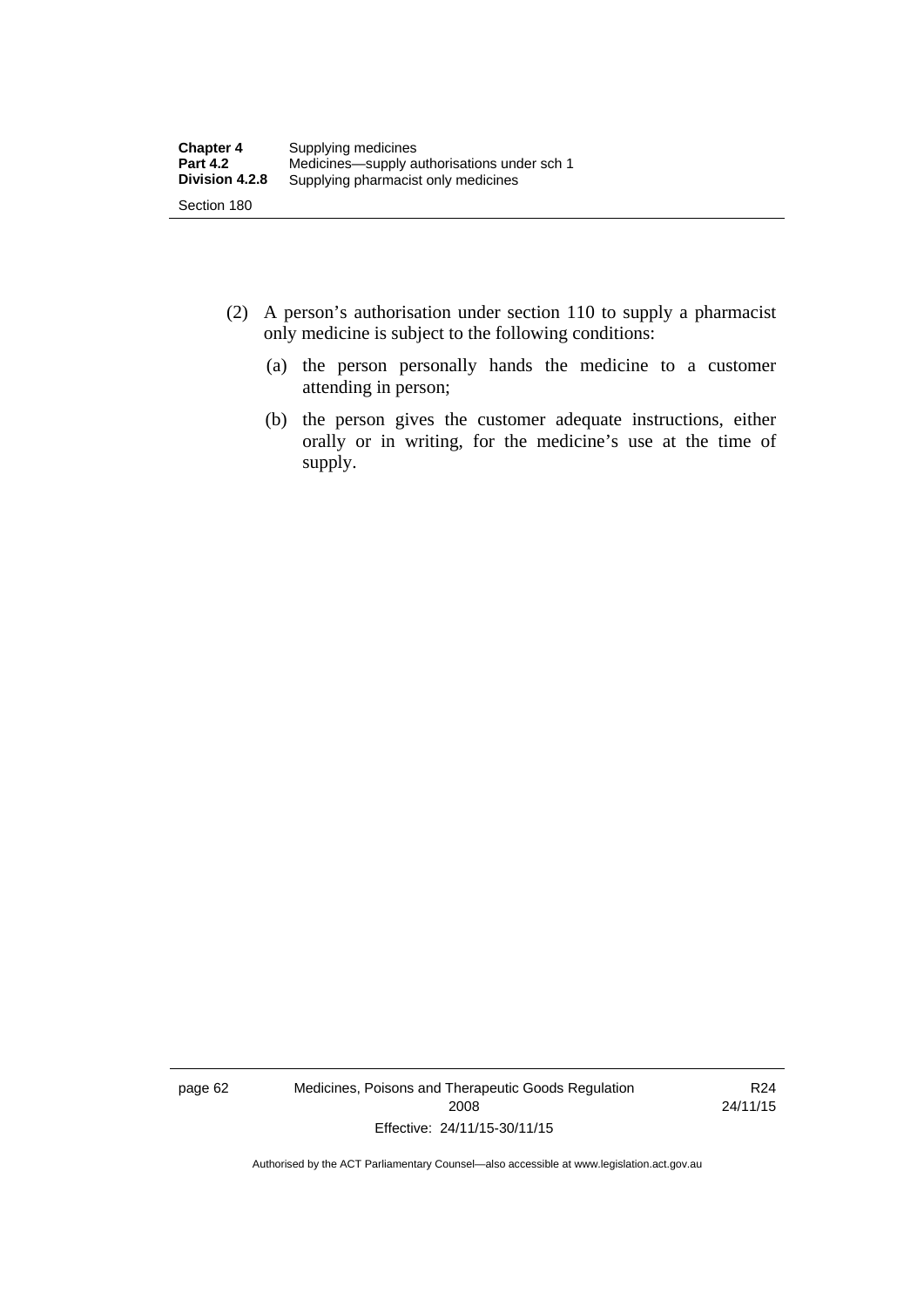(2) A person's authorisation under section 110 to supply a pharmacist only medicine is subject to the following conditions:

(a) the person personally hands the medicine to a customer attending in person;

(b) the person gives the customer adequate instructions, either orally or in writing, for the medicine's use at the time of supply.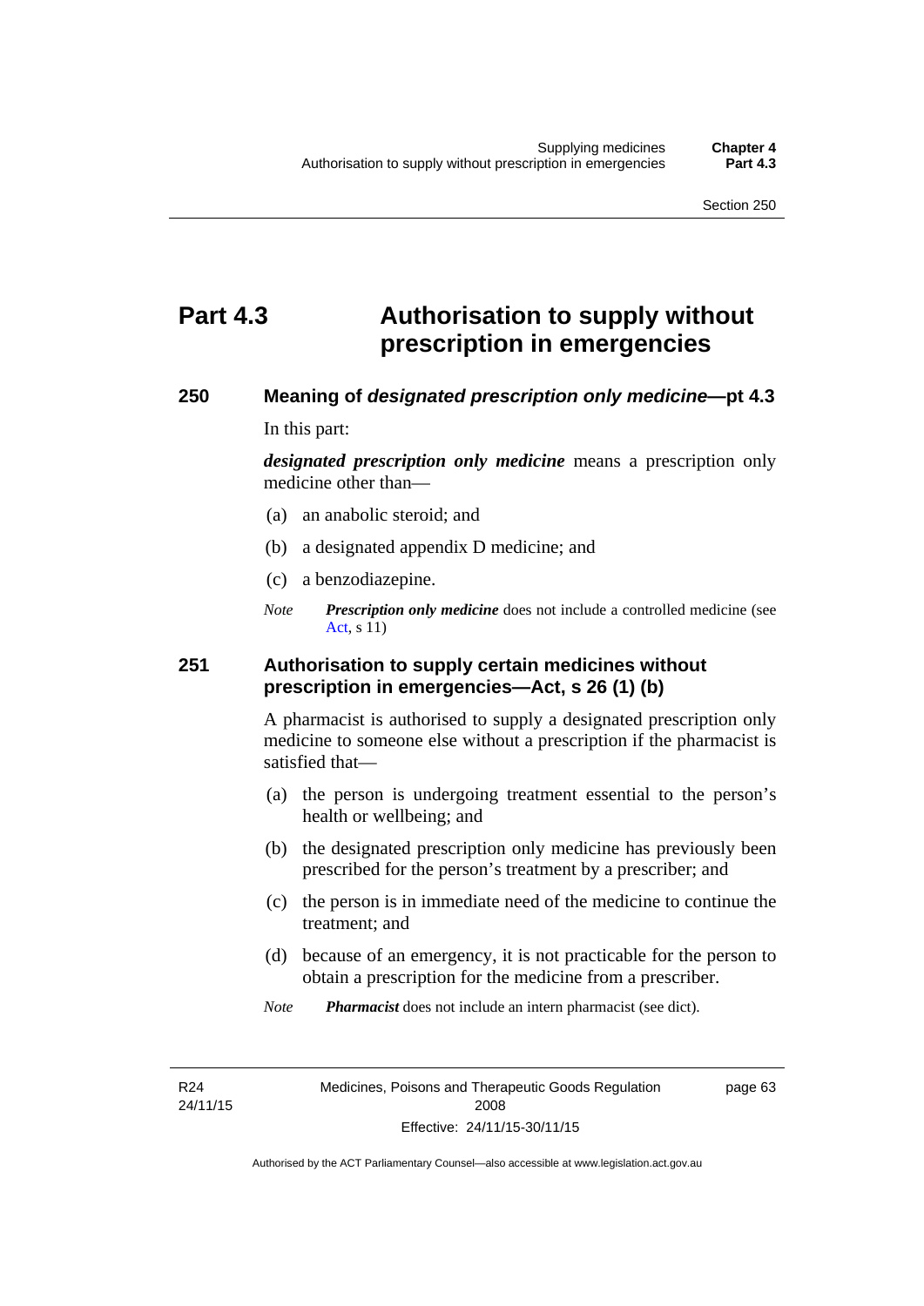# Part 4.3 Authorisation to supply without prescription in emergencies

## 250 Meaning of *designated prescription only medicine*—pt 4.3

In this part:

***designated prescription only medicine*** means a prescription only medicine other than—

(a) an anabolic steroid; and

(b) a designated appendix D medicine; and

(c) a benzodiazepine.

*Note* ***Prescription only medicine*** does not include a controlled medicine (see Act, s 11)

## 251 Authorisation to supply certain medicines without prescription in emergencies—Act, s 26 (1) (b)

A pharmacist is authorised to supply a designated prescription only medicine to someone else without a prescription if the pharmacist is satisfied that—

(a) the person is undergoing treatment essential to the person's health or wellbeing; and

(b) the designated prescription only medicine has previously been prescribed for the person's treatment by a prescriber; and

(c) the person is in immediate need of the medicine to continue the treatment; and

(d) because of an emergency, it is not practicable for the person to obtain a prescription for the medicine from a prescriber.

*Note* ***Pharmacist*** does not include an intern pharmacist (see dict).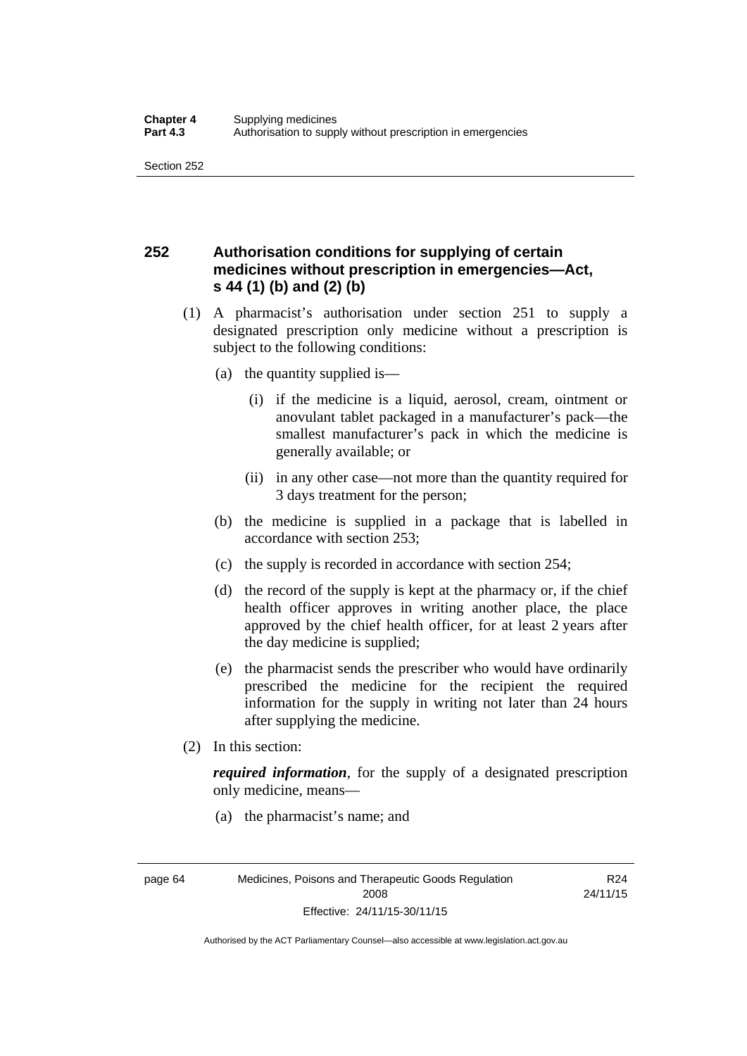## 252 Authorisation conditions for supplying of certain medicines without prescription in emergencies—Act, s 44 (1) (b) and (2) (b)

(1) A pharmacist's authorisation under section 251 to supply a designated prescription only medicine without a prescription is subject to the following conditions:

(a) the quantity supplied is—

(i) if the medicine is a liquid, aerosol, cream, ointment or anovulant tablet packaged in a manufacturer's pack—the smallest manufacturer's pack in which the medicine is generally available; or

(ii) in any other case—not more than the quantity required for 3 days treatment for the person;

(b) the medicine is supplied in a package that is labelled in accordance with section 253;

(c) the supply is recorded in accordance with section 254;

(d) the record of the supply is kept at the pharmacy or, if the chief health officer approves in writing another place, the place approved by the chief health officer, for at least 2 years after the day medicine is supplied;

(e) the pharmacist sends the prescriber who would have ordinarily prescribed the medicine for the recipient the required information for the supply in writing not later than 24 hours after supplying the medicine.

(2) In this section:

***required information***, for the supply of a designated prescription only medicine, means—

(a) the pharmacist's name; and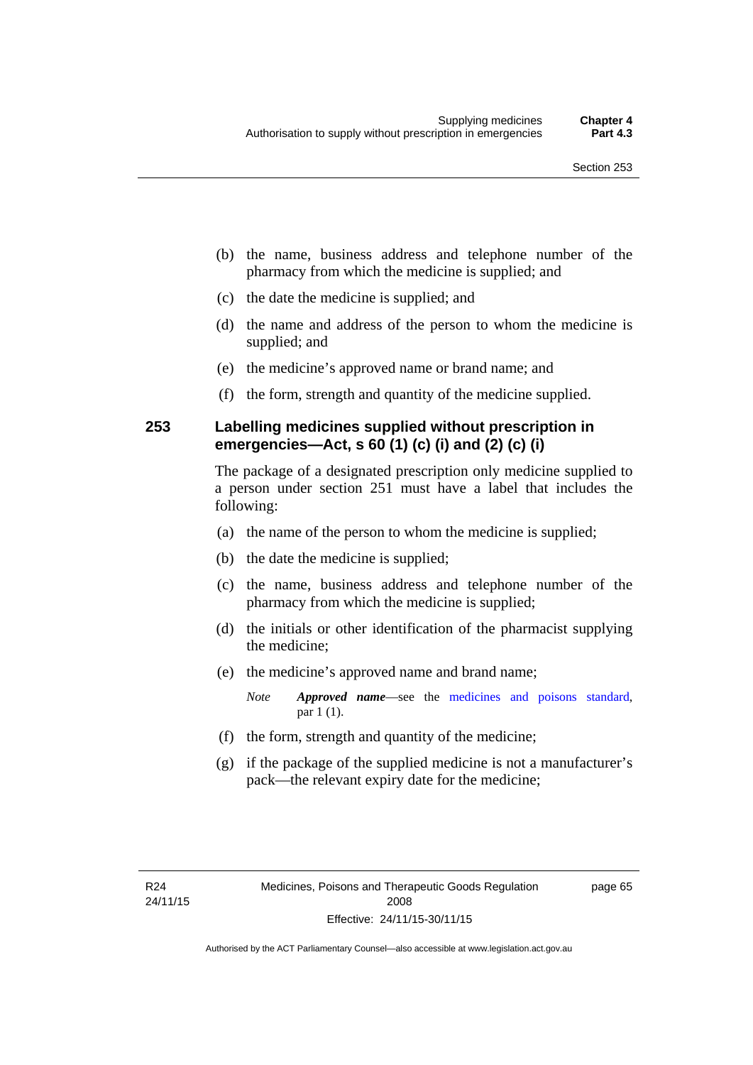(b) the name, business address and telephone number of the pharmacy from which the medicine is supplied; and

(c) the date the medicine is supplied; and

(d) the name and address of the person to whom the medicine is supplied; and

(e) the medicine's approved name or brand name; and

(f) the form, strength and quantity of the medicine supplied.

## 253 Labelling medicines supplied without prescription in emergencies—Act, s 60 (1) (c) (i) and (2) (c) (i)

The package of a designated prescription only medicine supplied to a person under section 251 must have a label that includes the following:

(a) the name of the person to whom the medicine is supplied;

(b) the date the medicine is supplied;

(c) the name, business address and telephone number of the pharmacy from which the medicine is supplied;

(d) the initials or other identification of the pharmacist supplying the medicine;

(e) the medicine's approved name and brand name;

*Note* ***Approved name***—see the medicines and poisons standard, par 1 (1).

(f) the form, strength and quantity of the medicine;

(g) if the package of the supplied medicine is not a manufacturer's pack—the relevant expiry date for the medicine;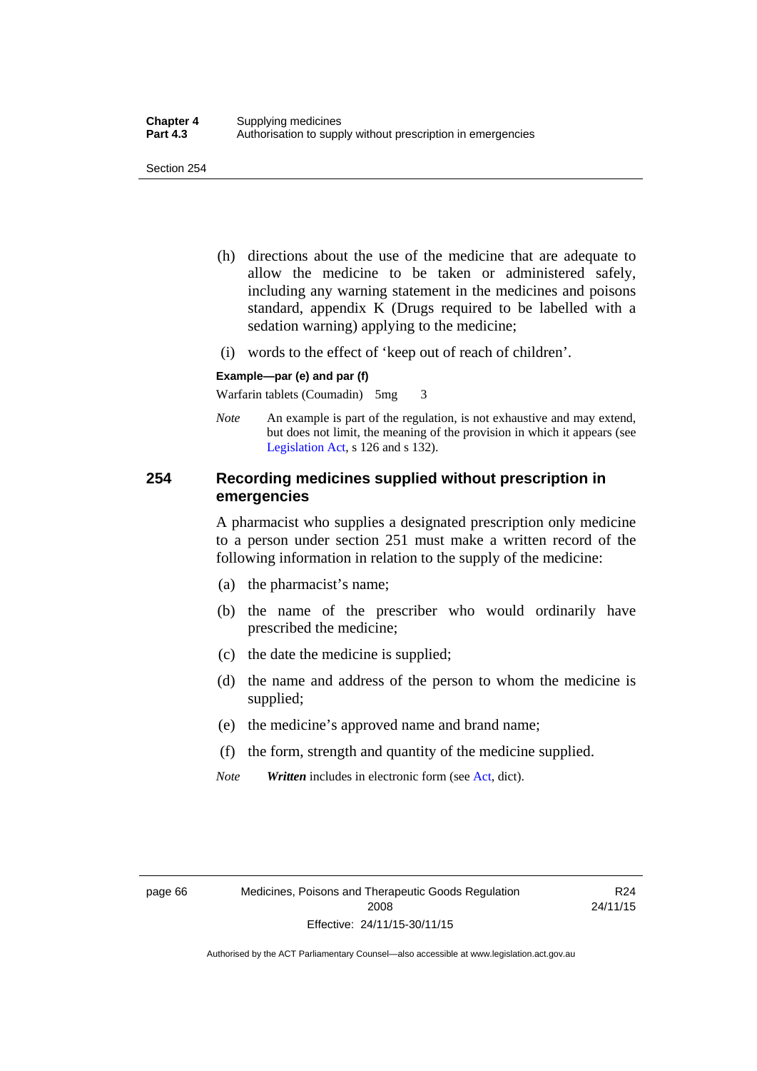(h) directions about the use of the medicine that are adequate to allow the medicine to be taken or administered safely, including any warning statement in the medicines and poisons standard, appendix K (Drugs required to be labelled with a sedation warning) applying to the medicine;

(i) words to the effect of 'keep out of reach of children'.

**Example—par (e) and par (f)**

Warfarin tablets (Coumadin) 5mg 3

*Note* An example is part of the regulation, is not exhaustive and may extend, but does not limit, the meaning of the provision in which it appears (see Legislation Act, s 126 and s 132).

## 254 Recording medicines supplied without prescription in emergencies

A pharmacist who supplies a designated prescription only medicine to a person under section 251 must make a written record of the following information in relation to the supply of the medicine:

(a) the pharmacist's name;

(b) the name of the prescriber who would ordinarily have prescribed the medicine;

(c) the date the medicine is supplied;

(d) the name and address of the person to whom the medicine is supplied;

(e) the medicine's approved name and brand name;

(f) the form, strength and quantity of the medicine supplied.

*Note* ***Written*** includes in electronic form (see Act, dict).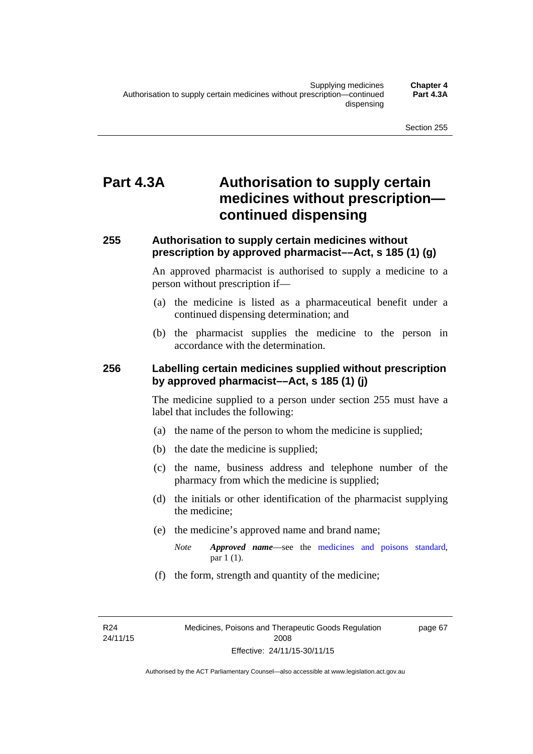# Part 4.3A Authorisation to supply certain medicines without prescription—continued dispensing

## 255 Authorisation to supply certain medicines without prescription by approved pharmacist––Act, s 185 (1) (g)

An approved pharmacist is authorised to supply a medicine to a person without prescription if—

(a) the medicine is listed as a pharmaceutical benefit under a continued dispensing determination; and

(b) the pharmacist supplies the medicine to the person in accordance with the determination.

## 256 Labelling certain medicines supplied without prescription by approved pharmacist––Act, s 185 (1) (j)

The medicine supplied to a person under section 255 must have a label that includes the following:

(a) the name of the person to whom the medicine is supplied;

(b) the date the medicine is supplied;

(c) the name, business address and telephone number of the pharmacy from which the medicine is supplied;

(d) the initials or other identification of the pharmacist supplying the medicine;

(e) the medicine's approved name and brand name;

*Note* ***Approved name***—see the medicines and poisons standard, par 1 (1).

(f) the form, strength and quantity of the medicine;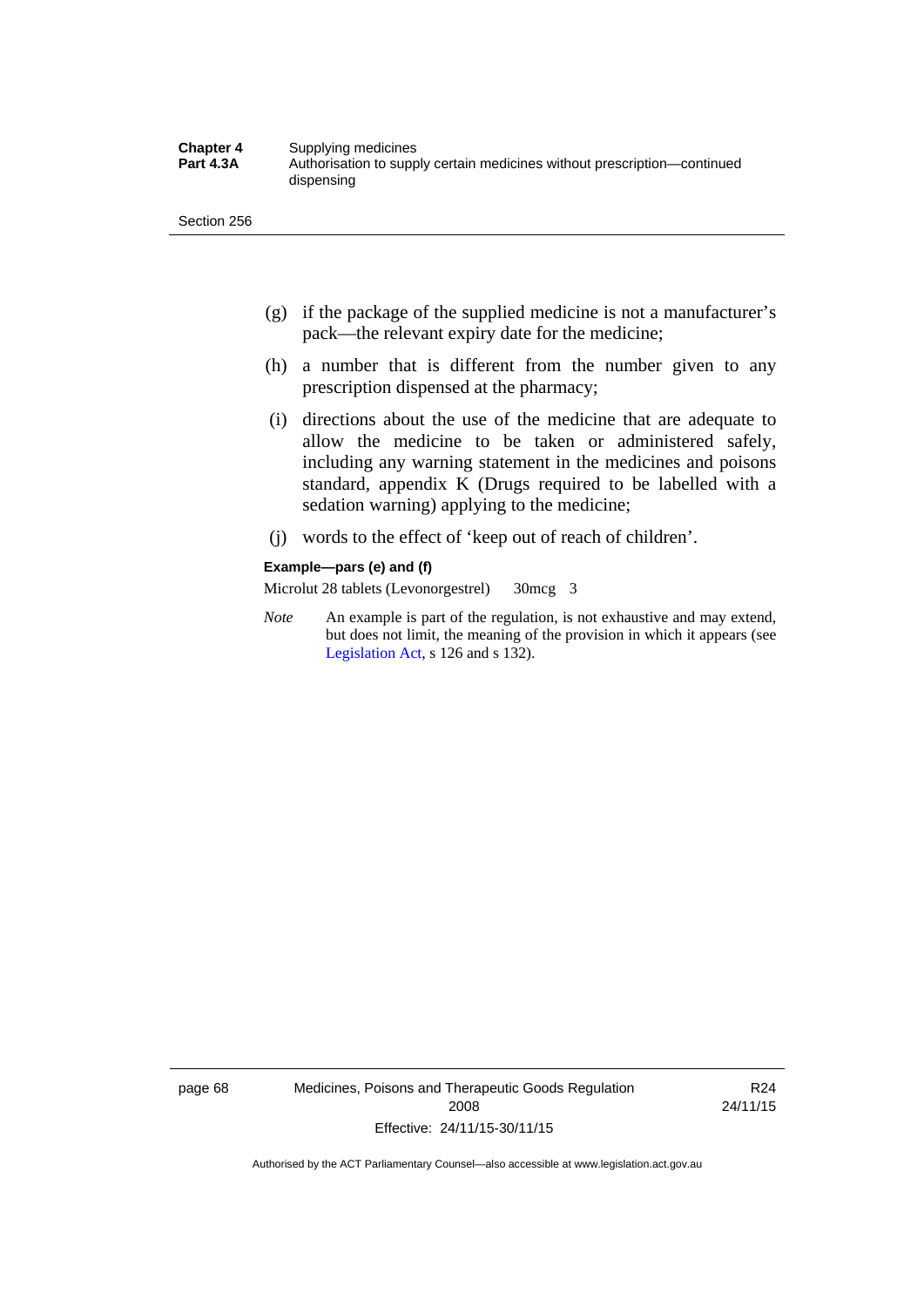(g) if the package of the supplied medicine is not a manufacturer's pack—the relevant expiry date for the medicine;

(h) a number that is different from the number given to any prescription dispensed at the pharmacy;

(i) directions about the use of the medicine that are adequate to allow the medicine to be taken or administered safely, including any warning statement in the medicines and poisons standard, appendix K (Drugs required to be labelled with a sedation warning) applying to the medicine;

(j) words to the effect of 'keep out of reach of children'.

**Example—pars (e) and (f)**

Microlut 28 tablets (Levonorgestrel)  30mcg  3

*Note* An example is part of the regulation, is not exhaustive and may extend, but does not limit, the meaning of the provision in which it appears (see Legislation Act, s 126 and s 132).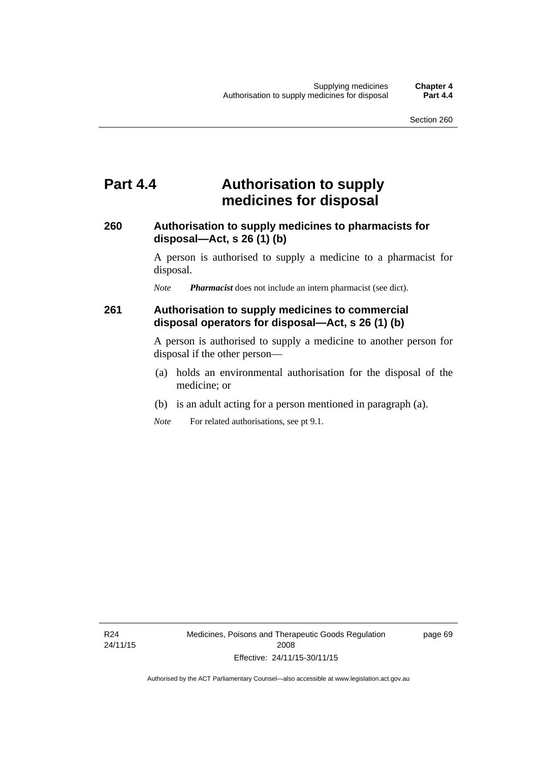# Part 4.4 Authorisation to supply medicines for disposal

## 260 Authorisation to supply medicines to pharmacists for disposal—Act, s 26 (1) (b)

A person is authorised to supply a medicine to a pharmacist for disposal.

*Note* ***Pharmacist*** does not include an intern pharmacist (see dict).

## 261 Authorisation to supply medicines to commercial disposal operators for disposal—Act, s 26 (1) (b)

A person is authorised to supply a medicine to another person for disposal if the other person—

(a) holds an environmental authorisation for the disposal of the medicine; or

(b) is an adult acting for a person mentioned in paragraph (a).

*Note* For related authorisations, see pt 9.1.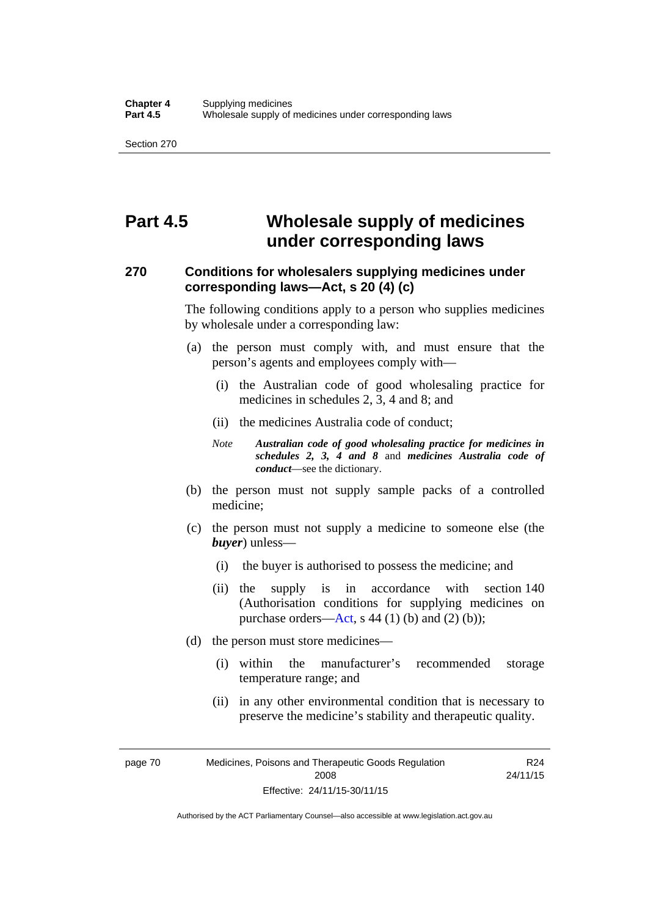# Part 4.5 Wholesale supply of medicines under corresponding laws

## 270 Conditions for wholesalers supplying medicines under corresponding laws—Act, s 20 (4) (c)

The following conditions apply to a person who supplies medicines by wholesale under a corresponding law:

(a) the person must comply with, and must ensure that the person's agents and employees comply with—

  (i) the Australian code of good wholesaling practice for medicines in schedules 2, 3, 4 and 8; and

  (ii) the medicines Australia code of conduct;

*Note* ***Australian code of good wholesaling practice for medicines in schedules 2, 3, 4 and 8*** and ***medicines Australia code of conduct***—see the dictionary.

(b) the person must not supply sample packs of a controlled medicine;

(c) the person must not supply a medicine to someone else (the ***buyer***) unless—

  (i) the buyer is authorised to possess the medicine; and

  (ii) the supply is in accordance with section 140 (Authorisation conditions for supplying medicines on purchase orders—Act, s 44 (1) (b) and (2) (b));

(d) the person must store medicines—

  (i) within the manufacturer's recommended storage temperature range; and

  (ii) in any other environmental condition that is necessary to preserve the medicine's stability and therapeutic quality.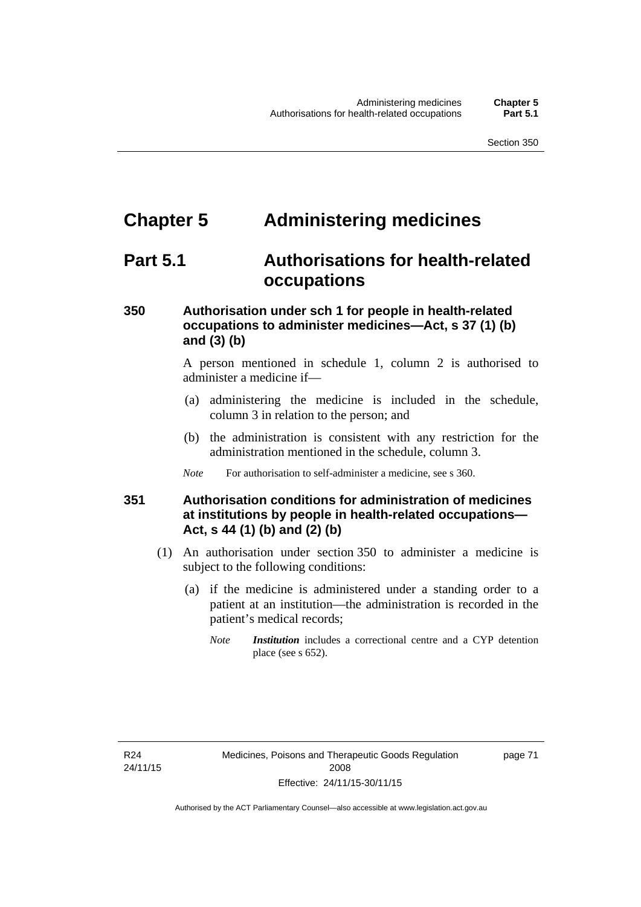# Chapter 5 Administering medicines

## Part 5.1 Authorisations for health-related occupations

### 350 Authorisation under sch 1 for people in health-related occupations to administer medicines—Act, s 37 (1) (b) and (3) (b)

A person mentioned in schedule 1, column 2 is authorised to administer a medicine if—

(a) administering the medicine is included in the schedule, column 3 in relation to the person; and

(b) the administration is consistent with any restriction for the administration mentioned in the schedule, column 3.

*Note* For authorisation to self-administer a medicine, see s 360.

### 351 Authorisation conditions for administration of medicines at institutions by people in health-related occupations—Act, s 44 (1) (b) and (2) (b)

(1) An authorisation under section 350 to administer a medicine is subject to the following conditions:

(a) if the medicine is administered under a standing order to a patient at an institution—the administration is recorded in the patient's medical records;

*Note* ***Institution*** includes a correctional centre and a CYP detention place (see s 652).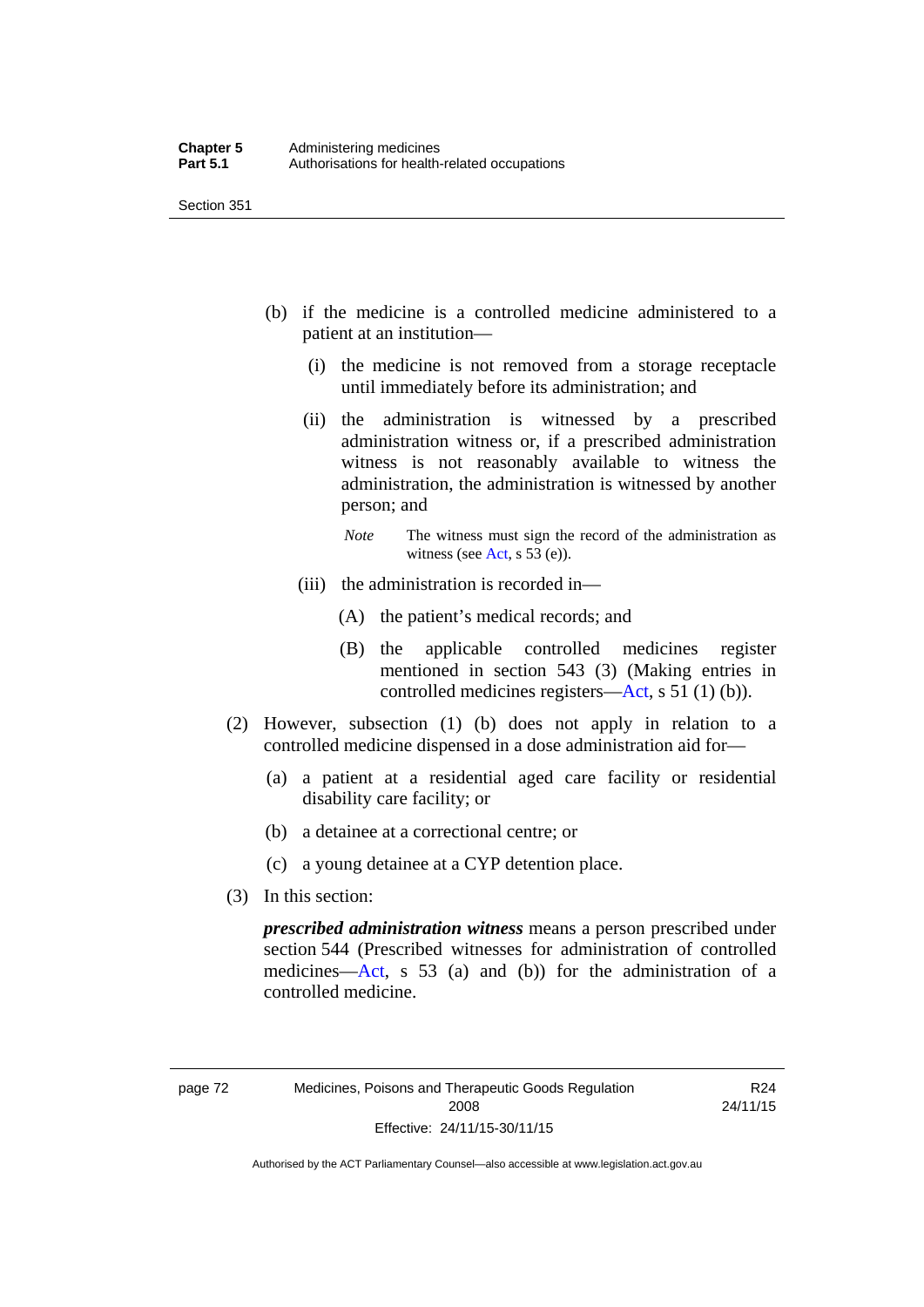(b) if the medicine is a controlled medicine administered to a patient at an institution—

(i) the medicine is not removed from a storage receptacle until immediately before its administration; and

(ii) the administration is witnessed by a prescribed administration witness or, if a prescribed administration witness is not reasonably available to witness the administration, the administration is witnessed by another person; and

*Note* The witness must sign the record of the administration as witness (see Act, s 53 (e)).

(iii) the administration is recorded in—

(A) the patient's medical records; and

(B) the applicable controlled medicines register mentioned in section 543 (3) (Making entries in controlled medicines registers—Act, s 51 (1) (b)).

(2) However, subsection (1) (b) does not apply in relation to a controlled medicine dispensed in a dose administration aid for—

(a) a patient at a residential aged care facility or residential disability care facility; or

(b) a detainee at a correctional centre; or

(c) a young detainee at a CYP detention place.

(3) In this section:

***prescribed administration witness*** means a person prescribed under section 544 (Prescribed witnesses for administration of controlled medicines—Act, s 53 (a) and (b)) for the administration of a controlled medicine.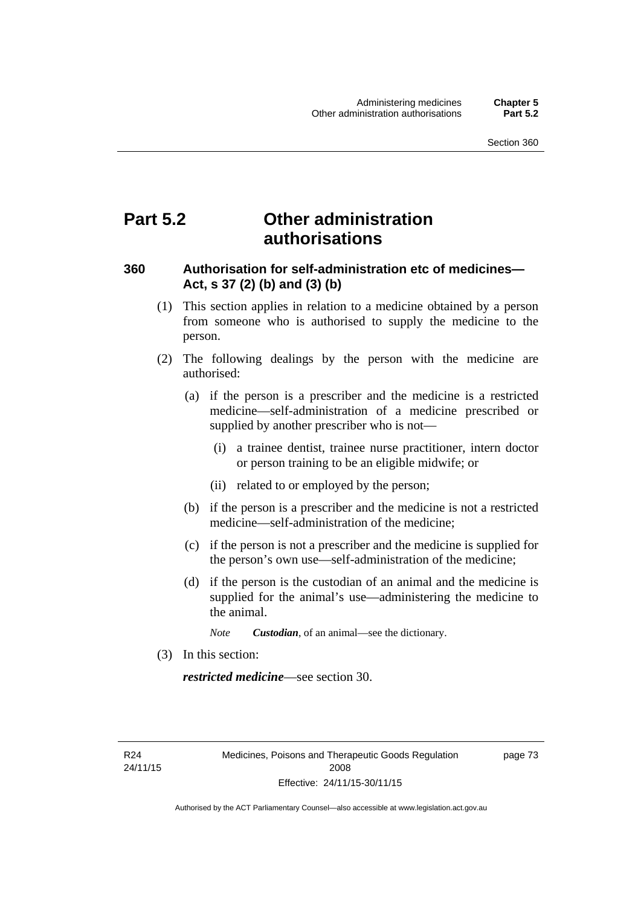# Part 5.2 Other administration authorisations

## 360 Authorisation for self-administration etc of medicines—Act, s 37 (2) (b) and (3) (b)

(1) This section applies in relation to a medicine obtained by a person from someone who is authorised to supply the medicine to the person.

(2) The following dealings by the person with the medicine are authorised:

(a) if the person is a prescriber and the medicine is a restricted medicine—self-administration of a medicine prescribed or supplied by another prescriber who is not—

(i) a trainee dentist, trainee nurse practitioner, intern doctor or person training to be an eligible midwife; or

(ii) related to or employed by the person;

(b) if the person is a prescriber and the medicine is not a restricted medicine—self-administration of the medicine;

(c) if the person is not a prescriber and the medicine is supplied for the person's own use—self-administration of the medicine;

(d) if the person is the custodian of an animal and the medicine is supplied for the animal's use—administering the medicine to the animal.

*Note* ***Custodian***, of an animal—see the dictionary.

(3) In this section:

***restricted medicine***—see section 30.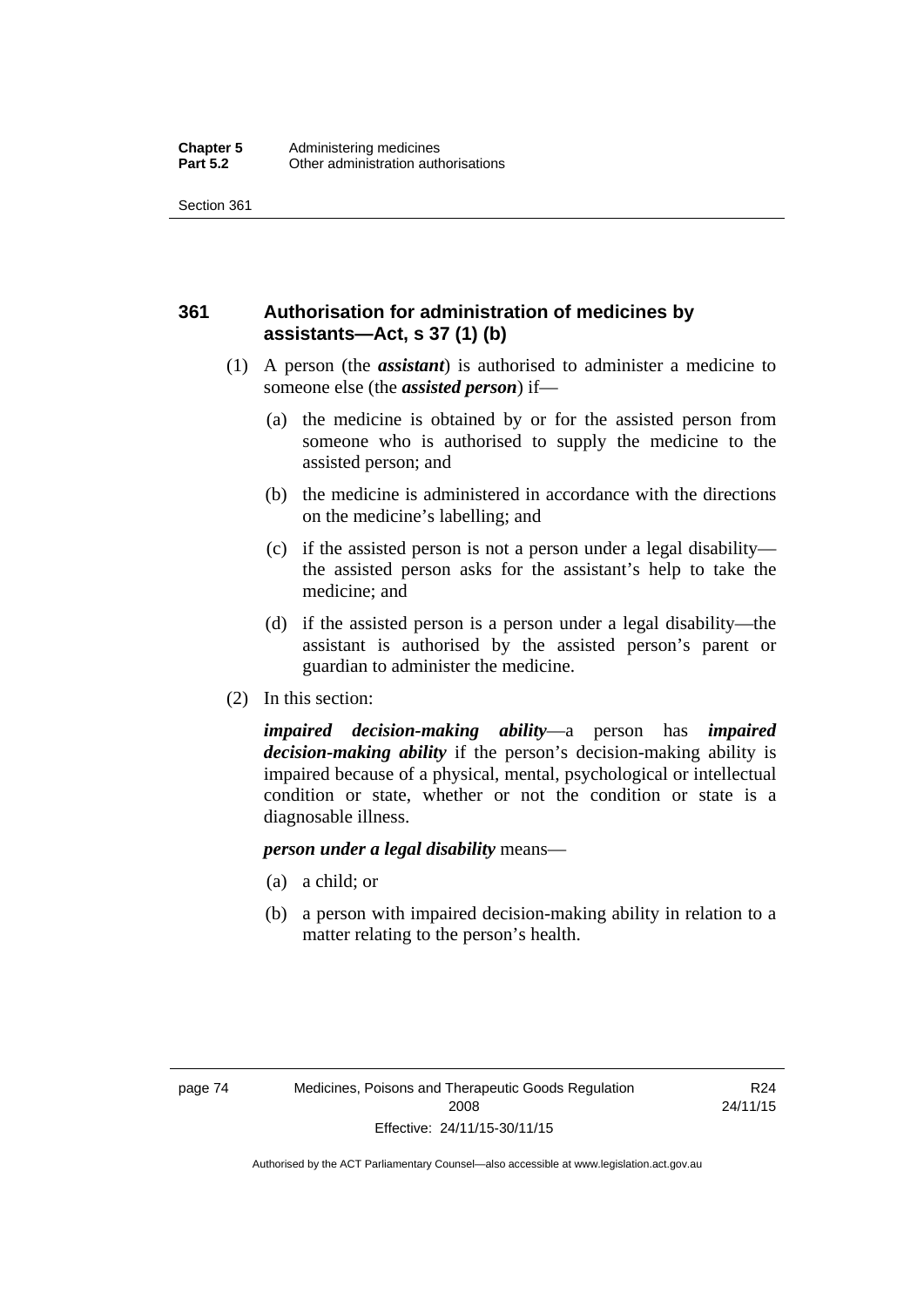## 361 Authorisation for administration of medicines by assistants—Act, s 37 (1) (b)

(1) A person (the ***assistant***) is authorised to administer a medicine to someone else (the ***assisted person***) if—

(a) the medicine is obtained by or for the assisted person from someone who is authorised to supply the medicine to the assisted person; and

(b) the medicine is administered in accordance with the directions on the medicine's labelling; and

(c) if the assisted person is not a person under a legal disability—the assisted person asks for the assistant's help to take the medicine; and

(d) if the assisted person is a person under a legal disability—the assistant is authorised by the assisted person's parent or guardian to administer the medicine.

(2) In this section:

***impaired decision-making ability***—a person has ***impaired decision-making ability*** if the person's decision-making ability is impaired because of a physical, mental, psychological or intellectual condition or state, whether or not the condition or state is a diagnosable illness.

***person under a legal disability*** means—

(a) a child; or

(b) a person with impaired decision-making ability in relation to a matter relating to the person's health.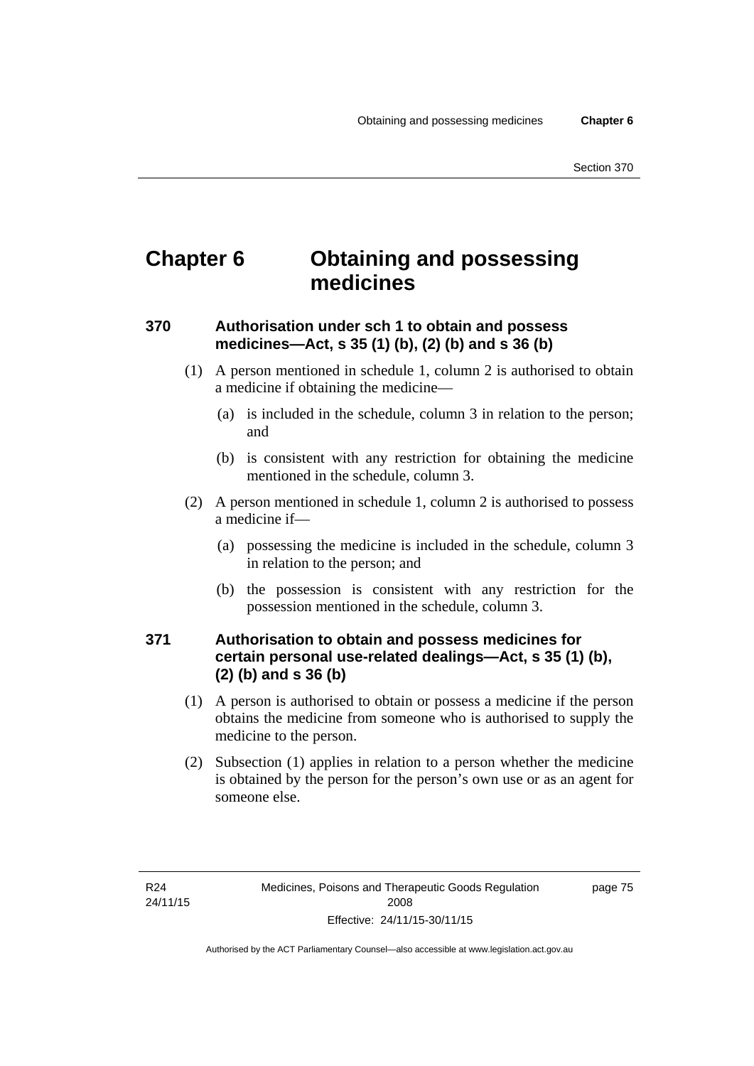# Chapter 6 Obtaining and possessing medicines

## 370 Authorisation under sch 1 to obtain and possess medicines—Act, s 35 (1) (b), (2) (b) and s 36 (b)

(1) A person mentioned in schedule 1, column 2 is authorised to obtain a medicine if obtaining the medicine—

(a) is included in the schedule, column 3 in relation to the person; and

(b) is consistent with any restriction for obtaining the medicine mentioned in the schedule, column 3.

(2) A person mentioned in schedule 1, column 2 is authorised to possess a medicine if—

(a) possessing the medicine is included in the schedule, column 3 in relation to the person; and

(b) the possession is consistent with any restriction for the possession mentioned in the schedule, column 3.

## 371 Authorisation to obtain and possess medicines for certain personal use-related dealings—Act, s 35 (1) (b), (2) (b) and s 36 (b)

(1) A person is authorised to obtain or possess a medicine if the person obtains the medicine from someone who is authorised to supply the medicine to the person.

(2) Subsection (1) applies in relation to a person whether the medicine is obtained by the person for the person's own use or as an agent for someone else.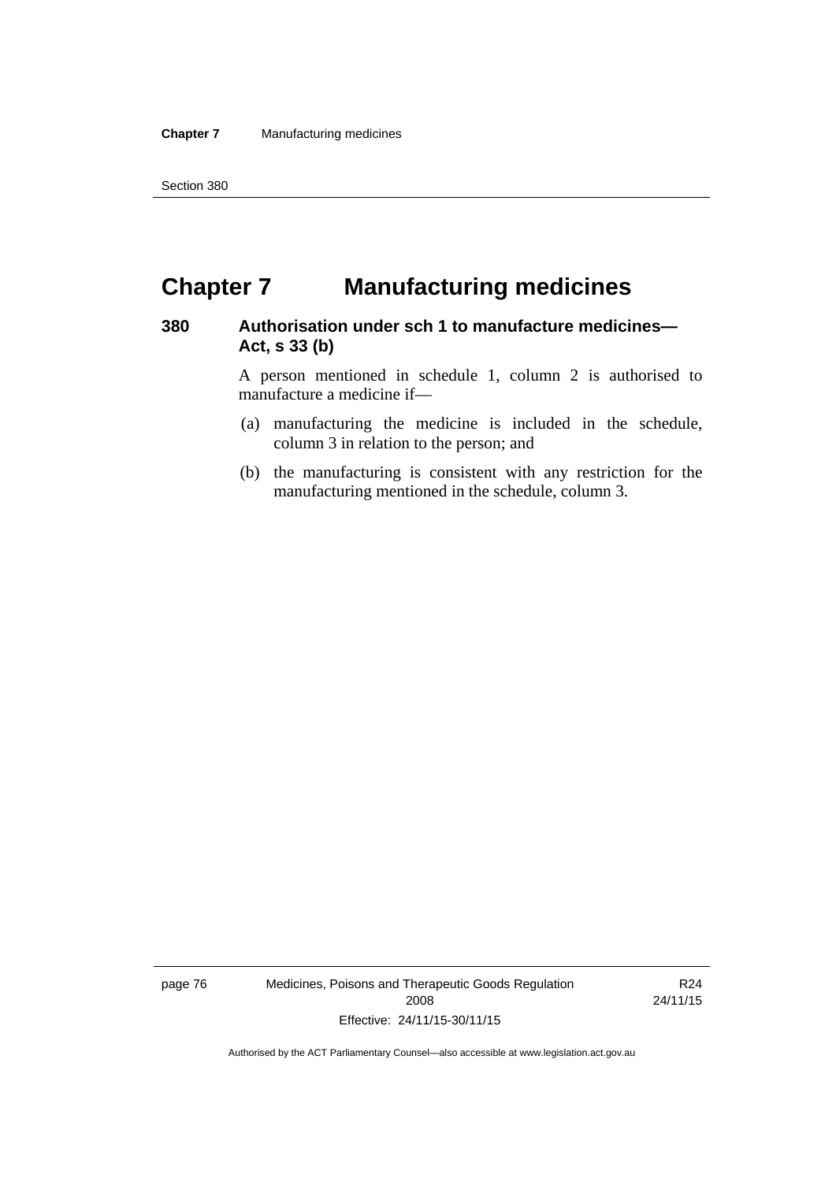# Chapter 7 Manufacturing medicines

## 380 Authorisation under sch 1 to manufacture medicines—Act, s 33 (b)

A person mentioned in schedule 1, column 2 is authorised to manufacture a medicine if—

(a) manufacturing the medicine is included in the schedule, column 3 in relation to the person; and

(b) the manufacturing is consistent with any restriction for the manufacturing mentioned in the schedule, column 3.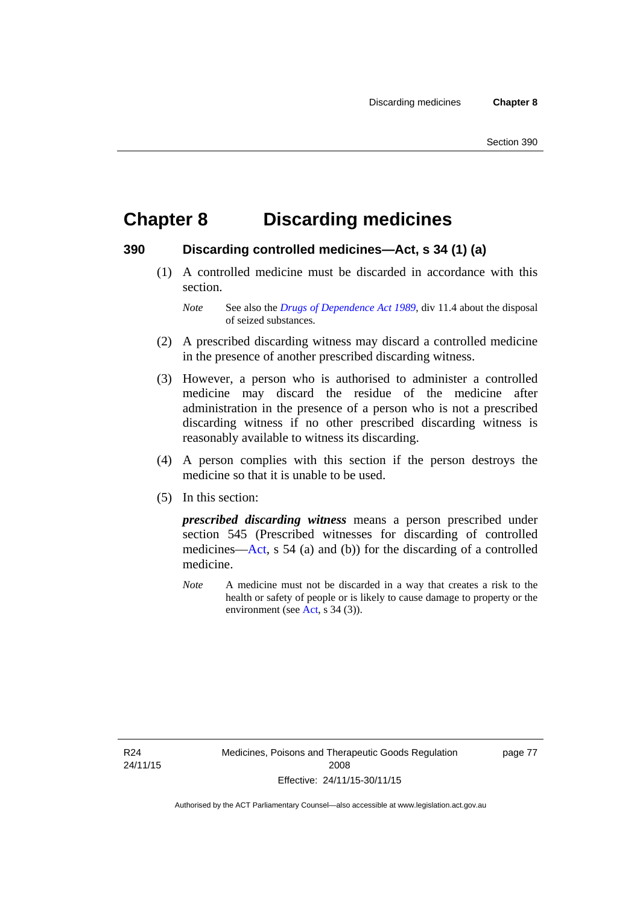# Chapter 8 Discarding medicines

## 390 Discarding controlled medicines—Act, s 34 (1) (a)

(1) A controlled medicine must be discarded in accordance with this section.

*Note* See also the *Drugs of Dependence Act 1989*, div 11.4 about the disposal of seized substances.

(2) A prescribed discarding witness may discard a controlled medicine in the presence of another prescribed discarding witness.

(3) However, a person who is authorised to administer a controlled medicine may discard the residue of the medicine after administration in the presence of a person who is not a prescribed discarding witness if no other prescribed discarding witness is reasonably available to witness its discarding.

(4) A person complies with this section if the person destroys the medicine so that it is unable to be used.

(5) In this section:

***prescribed discarding witness*** means a person prescribed under section 545 (Prescribed witnesses for discarding of controlled medicines—Act, s 54 (a) and (b)) for the discarding of a controlled medicine.

*Note* A medicine must not be discarded in a way that creates a risk to the health or safety of people or is likely to cause damage to property or the environment (see Act, s 34 (3)).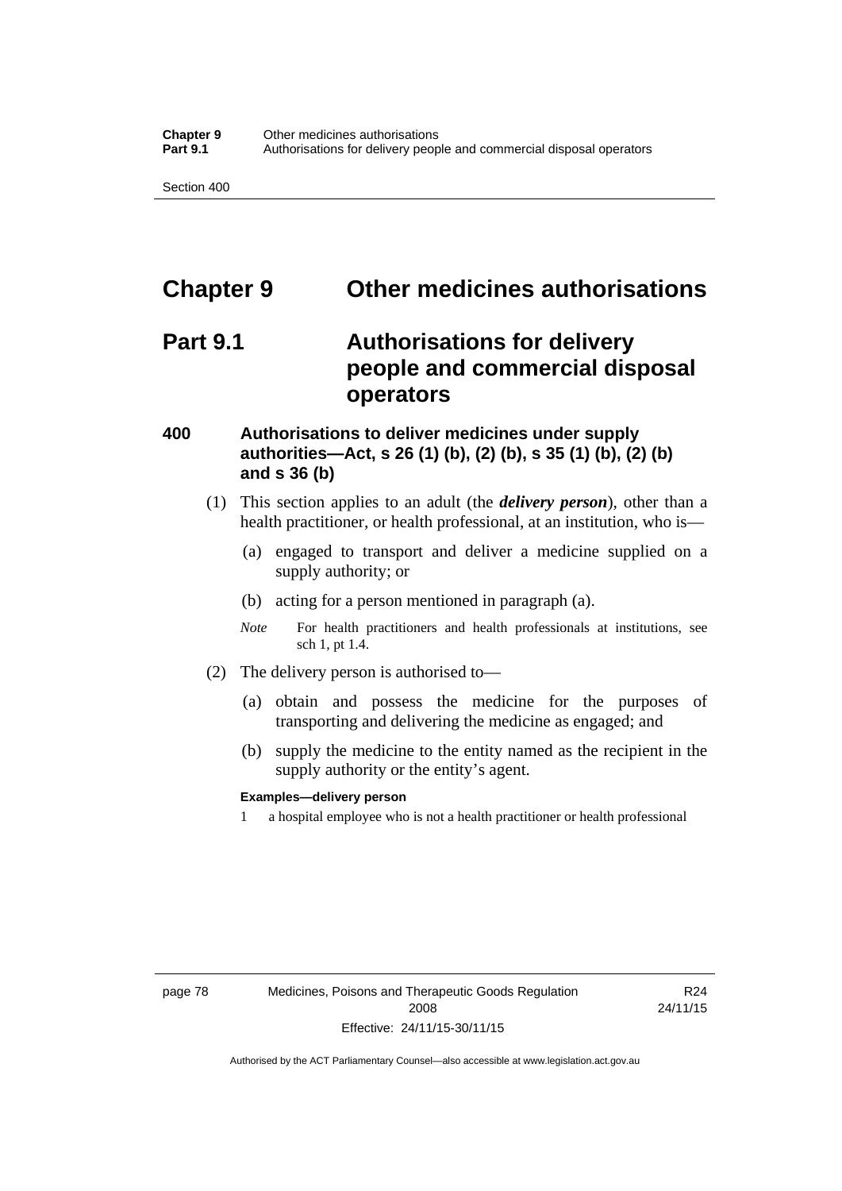# Chapter 9 Other medicines authorisations

## Part 9.1 Authorisations for delivery people and commercial disposal operators

### 400 Authorisations to deliver medicines under supply authorities—Act, s 26 (1) (b), (2) (b), s 35 (1) (b), (2) (b) and s 36 (b)

(1) This section applies to an adult (the ***delivery person***), other than a health practitioner, or health professional, at an institution, who is—

(a) engaged to transport and deliver a medicine supplied on a supply authority; or

(b) acting for a person mentioned in paragraph (a).

*Note* For health practitioners and health professionals at institutions, see sch 1, pt 1.4.

(2) The delivery person is authorised to—

(a) obtain and possess the medicine for the purposes of transporting and delivering the medicine as engaged; and

(b) supply the medicine to the entity named as the recipient in the supply authority or the entity's agent.

**Examples—delivery person**

1 a hospital employee who is not a health practitioner or health professional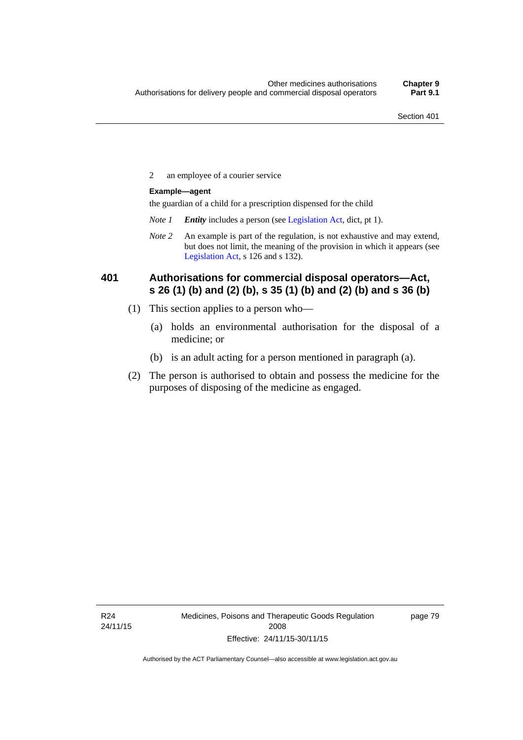2 an employee of a courier service

**Example—agent**

the guardian of a child for a prescription dispensed for the child

*Note 1* ***Entity*** includes a person (see Legislation Act, dict, pt 1).

*Note 2* An example is part of the regulation, is not exhaustive and may extend, but does not limit, the meaning of the provision in which it appears (see Legislation Act, s 126 and s 132).

### 401 Authorisations for commercial disposal operators—Act, s 26 (1) (b) and (2) (b), s 35 (1) (b) and (2) (b) and s 36 (b)

(1) This section applies to a person who—

(a) holds an environmental authorisation for the disposal of a medicine; or

(b) is an adult acting for a person mentioned in paragraph (a).

(2) The person is authorised to obtain and possess the medicine for the purposes of disposing of the medicine as engaged.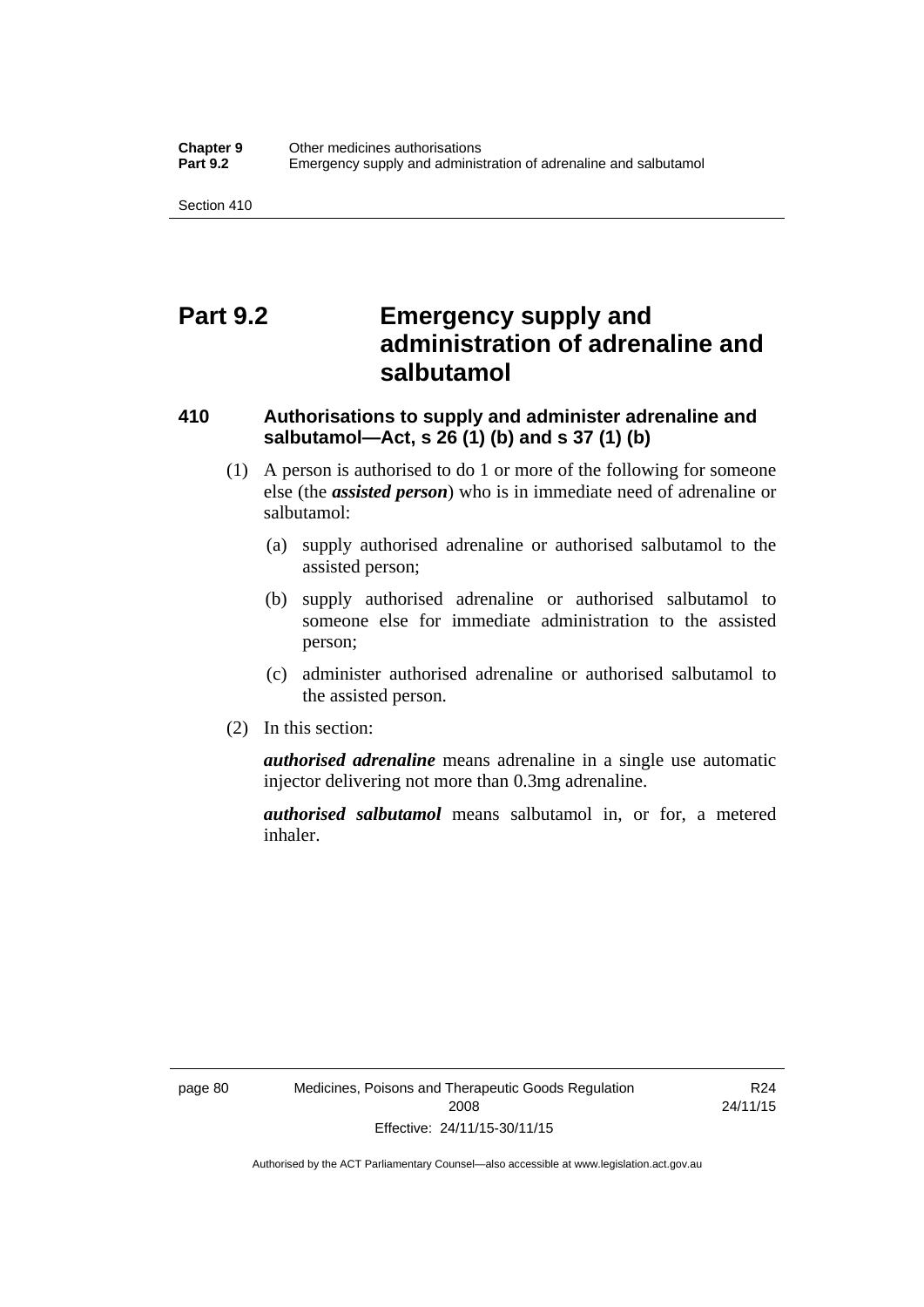# Part 9.2 Emergency supply and administration of adrenaline and salbutamol

### 410 Authorisations to supply and administer adrenaline and salbutamol—Act, s 26 (1) (b) and s 37 (1) (b)

(1) A person is authorised to do 1 or more of the following for someone else (the ***assisted person***) who is in immediate need of adrenaline or salbutamol:

(a) supply authorised adrenaline or authorised salbutamol to the assisted person;

(b) supply authorised adrenaline or authorised salbutamol to someone else for immediate administration to the assisted person;

(c) administer authorised adrenaline or authorised salbutamol to the assisted person.

(2) In this section:

***authorised adrenaline*** means adrenaline in a single use automatic injector delivering not more than 0.3mg adrenaline.

***authorised salbutamol*** means salbutamol in, or for, a metered inhaler.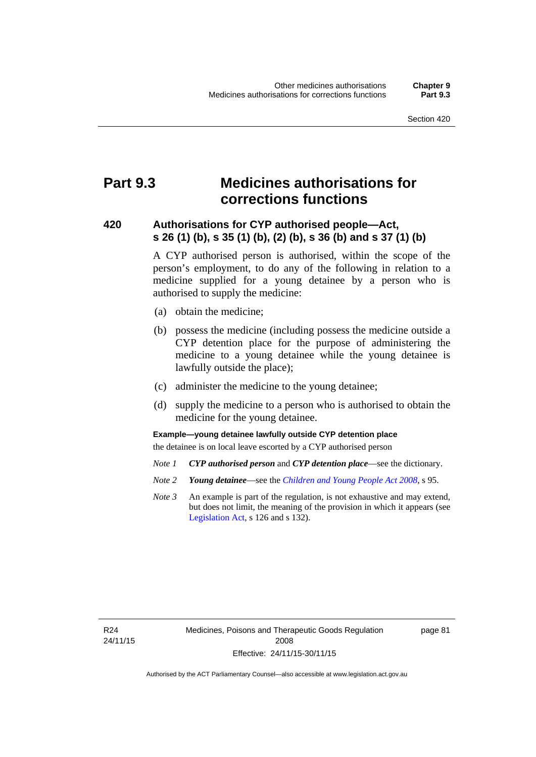# Part 9.3 Medicines authorisations for corrections functions

## 420 Authorisations for CYP authorised people—Act, s 26 (1) (b), s 35 (1) (b), (2) (b), s 36 (b) and s 37 (1) (b)

A CYP authorised person is authorised, within the scope of the person's employment, to do any of the following in relation to a medicine supplied for a young detainee by a person who is authorised to supply the medicine:

(a) obtain the medicine;

(b) possess the medicine (including possess the medicine outside a CYP detention place for the purpose of administering the medicine to a young detainee while the young detainee is lawfully outside the place);

(c) administer the medicine to the young detainee;

(d) supply the medicine to a person who is authorised to obtain the medicine for the young detainee.

**Example—young detainee lawfully outside CYP detention place**

the detainee is on local leave escorted by a CYP authorised person

*Note 1* ***CYP authorised person*** and ***CYP detention place***—see the dictionary.

*Note 2* ***Young detainee***—see the *Children and Young People Act 2008*, s 95.

*Note 3* An example is part of the regulation, is not exhaustive and may extend, but does not limit, the meaning of the provision in which it appears (see Legislation Act, s 126 and s 132).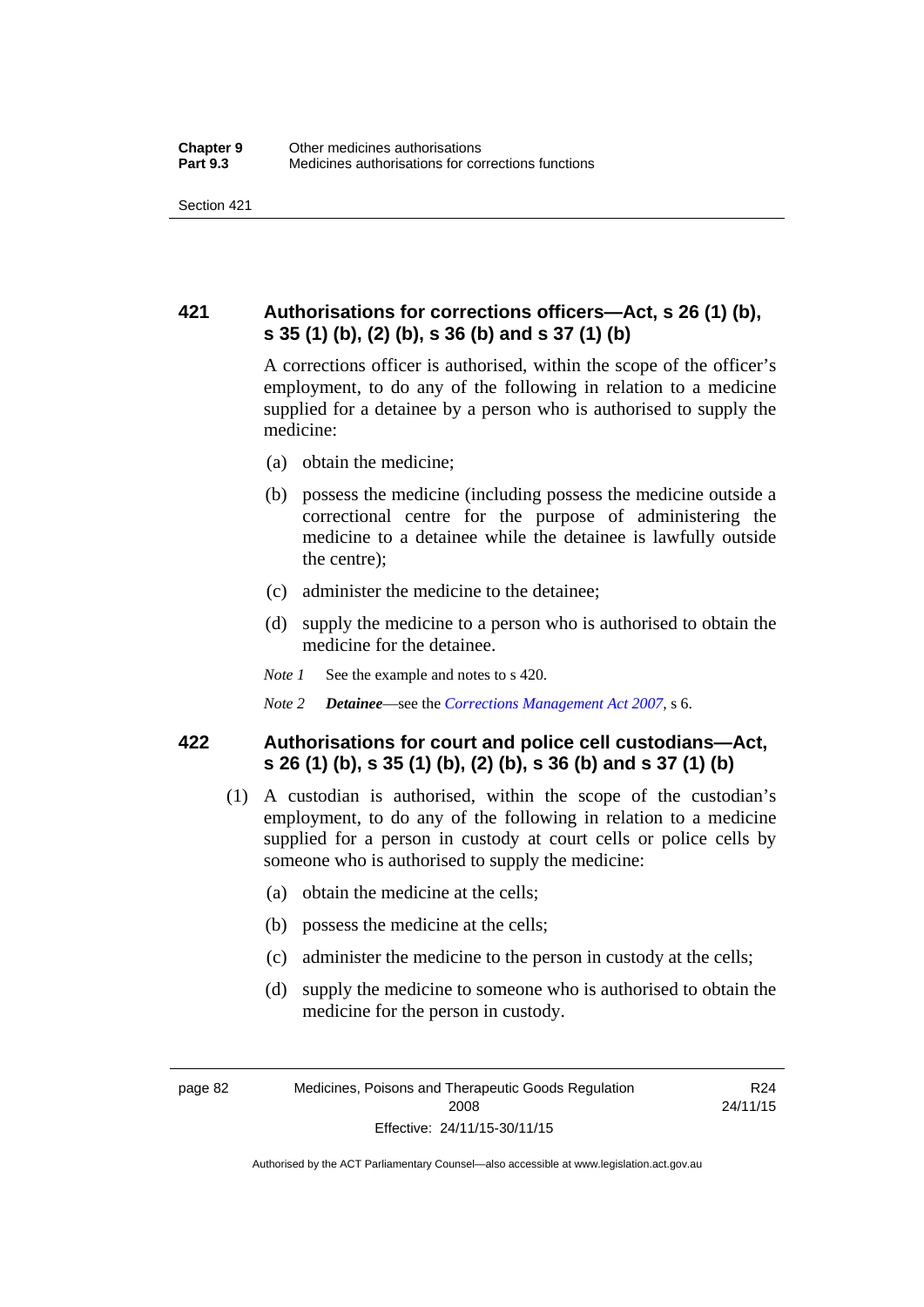## 421 Authorisations for corrections officers—Act, s 26 (1) (b), s 35 (1) (b), (2) (b), s 36 (b) and s 37 (1) (b)

A corrections officer is authorised, within the scope of the officer's employment, to do any of the following in relation to a medicine supplied for a detainee by a person who is authorised to supply the medicine:

(a) obtain the medicine;

(b) possess the medicine (including possess the medicine outside a correctional centre for the purpose of administering the medicine to a detainee while the detainee is lawfully outside the centre);

(c) administer the medicine to the detainee;

(d) supply the medicine to a person who is authorised to obtain the medicine for the detainee.

*Note 1* See the example and notes to s 420.

*Note 2* ***Detainee***—see the *Corrections Management Act 2007*, s 6.

## 422 Authorisations for court and police cell custodians—Act, s 26 (1) (b), s 35 (1) (b), (2) (b), s 36 (b) and s 37 (1) (b)

(1) A custodian is authorised, within the scope of the custodian's employment, to do any of the following in relation to a medicine supplied for a person in custody at court cells or police cells by someone who is authorised to supply the medicine:

(a) obtain the medicine at the cells;

(b) possess the medicine at the cells;

(c) administer the medicine to the person in custody at the cells;

(d) supply the medicine to someone who is authorised to obtain the medicine for the person in custody.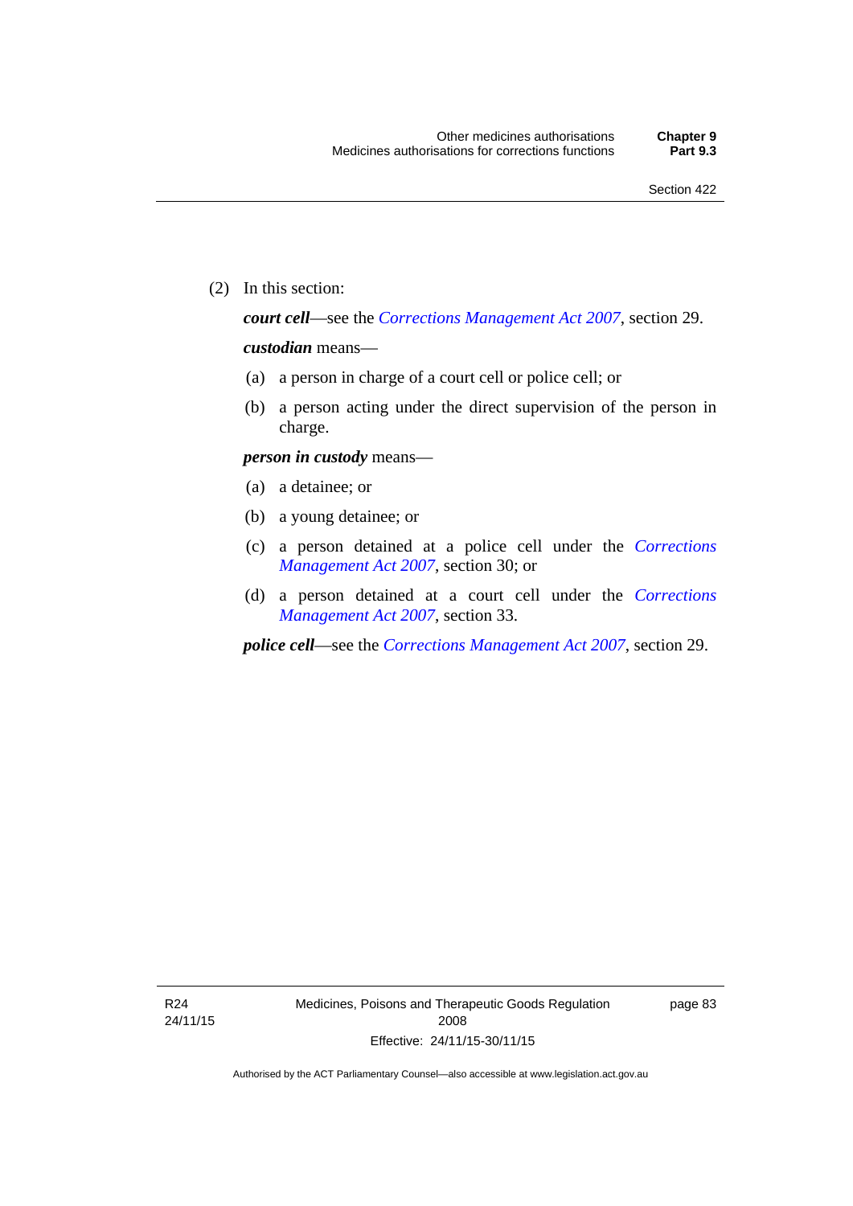(2) In this section:

***court cell***—see the *Corrections Management Act 2007*, section 29.

***custodian*** means—

(a) a person in charge of a court cell or police cell; or

(b) a person acting under the direct supervision of the person in charge.

***person in custody*** means—

(a) a detainee; or

(b) a young detainee; or

(c) a person detained at a police cell under the *Corrections Management Act 2007*, section 30; or

(d) a person detained at a court cell under the *Corrections Management Act 2007*, section 33.

***police cell***—see the *Corrections Management Act 2007*, section 29.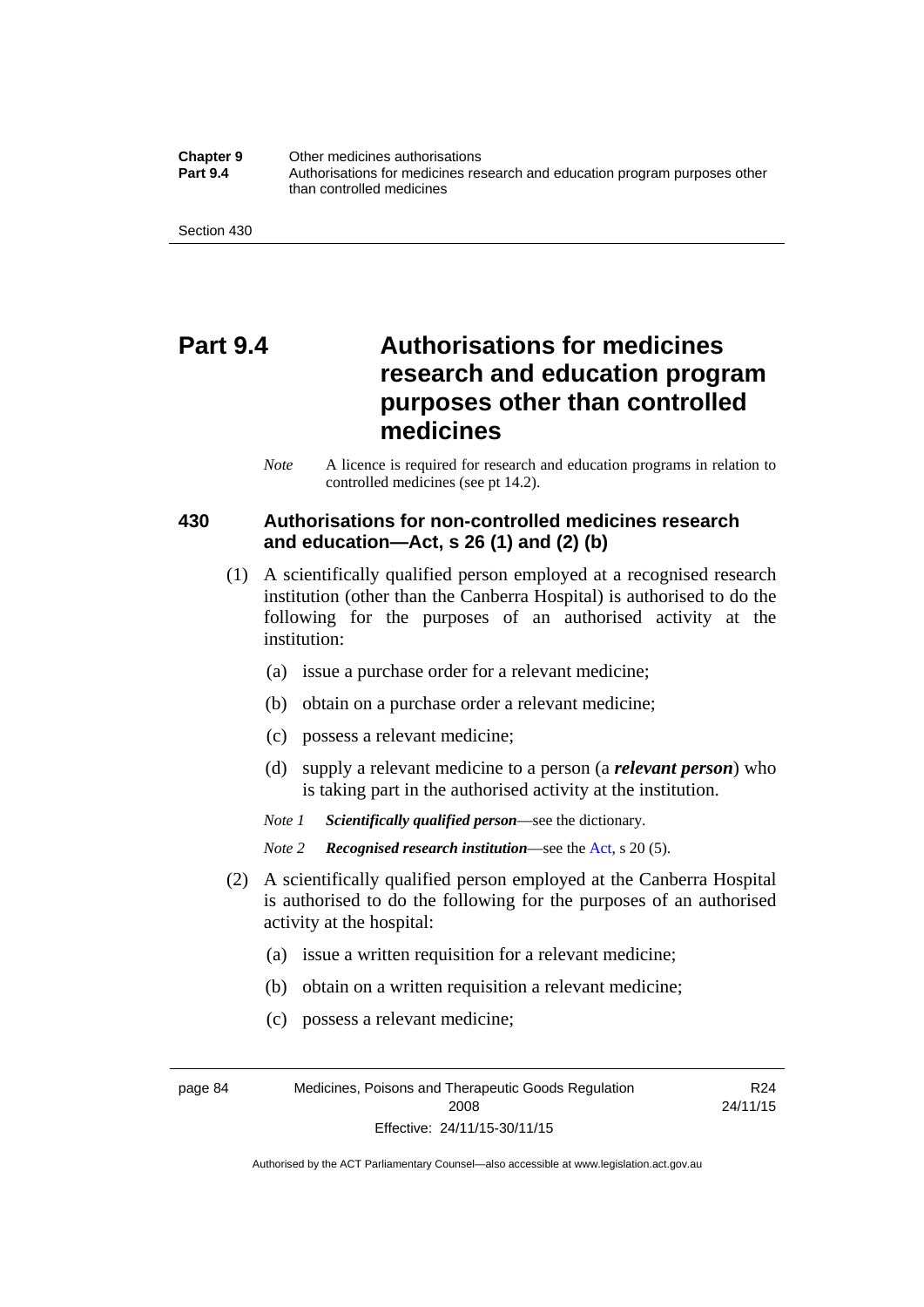# Part 9.4 Authorisations for medicines research and education program purposes other than controlled medicines

*Note* A licence is required for research and education programs in relation to controlled medicines (see pt 14.2).

### 430 Authorisations for non-controlled medicines research and education—Act, s 26 (1) and (2) (b)

(1) A scientifically qualified person employed at a recognised research institution (other than the Canberra Hospital) is authorised to do the following for the purposes of an authorised activity at the institution:

(a) issue a purchase order for a relevant medicine;

(b) obtain on a purchase order a relevant medicine;

(c) possess a relevant medicine;

(d) supply a relevant medicine to a person (a ***relevant person***) who is taking part in the authorised activity at the institution.

*Note 1* ***Scientifically qualified person***—see the dictionary.

*Note 2* ***Recognised research institution***—see the Act, s 20 (5).

(2) A scientifically qualified person employed at the Canberra Hospital is authorised to do the following for the purposes of an authorised activity at the hospital:

(a) issue a written requisition for a relevant medicine;

(b) obtain on a written requisition a relevant medicine;

(c) possess a relevant medicine;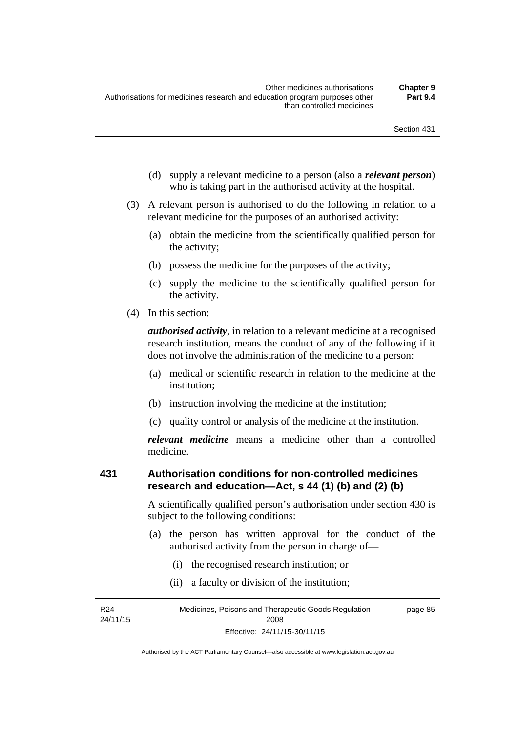(d) supply a relevant medicine to a person (also a ***relevant person***) who is taking part in the authorised activity at the hospital.

(3) A relevant person is authorised to do the following in relation to a relevant medicine for the purposes of an authorised activity:

(a) obtain the medicine from the scientifically qualified person for the activity;

(b) possess the medicine for the purposes of the activity;

(c) supply the medicine to the scientifically qualified person for the activity.

(4) In this section:

***authorised activity***, in relation to a relevant medicine at a recognised research institution, means the conduct of any of the following if it does not involve the administration of the medicine to a person:

(a) medical or scientific research in relation to the medicine at the institution;

(b) instruction involving the medicine at the institution;

(c) quality control or analysis of the medicine at the institution.

***relevant medicine*** means a medicine other than a controlled medicine.

## 431 Authorisation conditions for non-controlled medicines research and education—Act, s 44 (1) (b) and (2) (b)

A scientifically qualified person's authorisation under section 430 is subject to the following conditions:

(a) the person has written approval for the conduct of the authorised activity from the person in charge of—

(i) the recognised research institution; or

(ii) a faculty or division of the institution;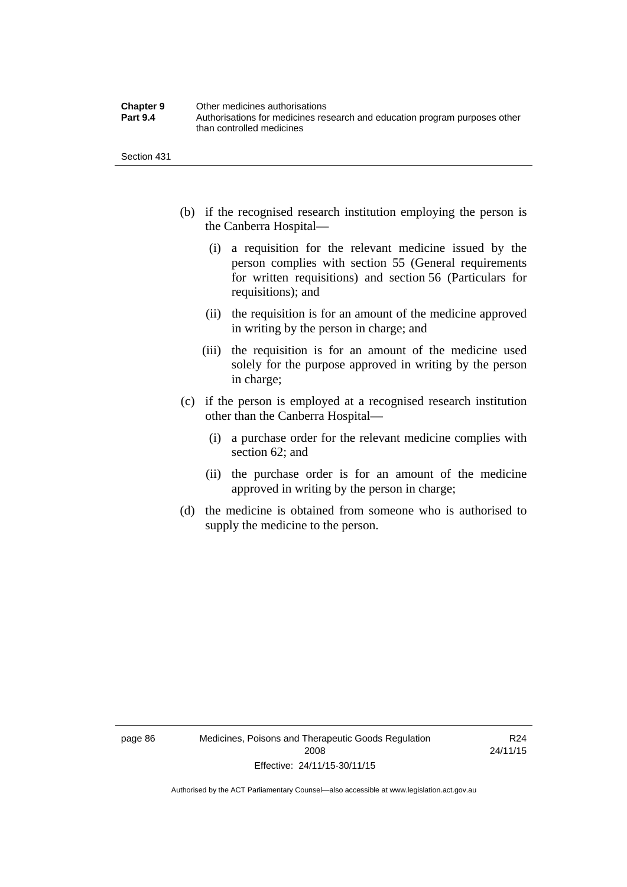(b) if the recognised research institution employing the person is the Canberra Hospital—

  (i) a requisition for the relevant medicine issued by the person complies with section 55 (General requirements for written requisitions) and section 56 (Particulars for requisitions); and

  (ii) the requisition is for an amount of the medicine approved in writing by the person in charge; and

  (iii) the requisition is for an amount of the medicine used solely for the purpose approved in writing by the person in charge;

(c) if the person is employed at a recognised research institution other than the Canberra Hospital—

  (i) a purchase order for the relevant medicine complies with section 62; and

  (ii) the purchase order is for an amount of the medicine approved in writing by the person in charge;

(d) the medicine is obtained from someone who is authorised to supply the medicine to the person.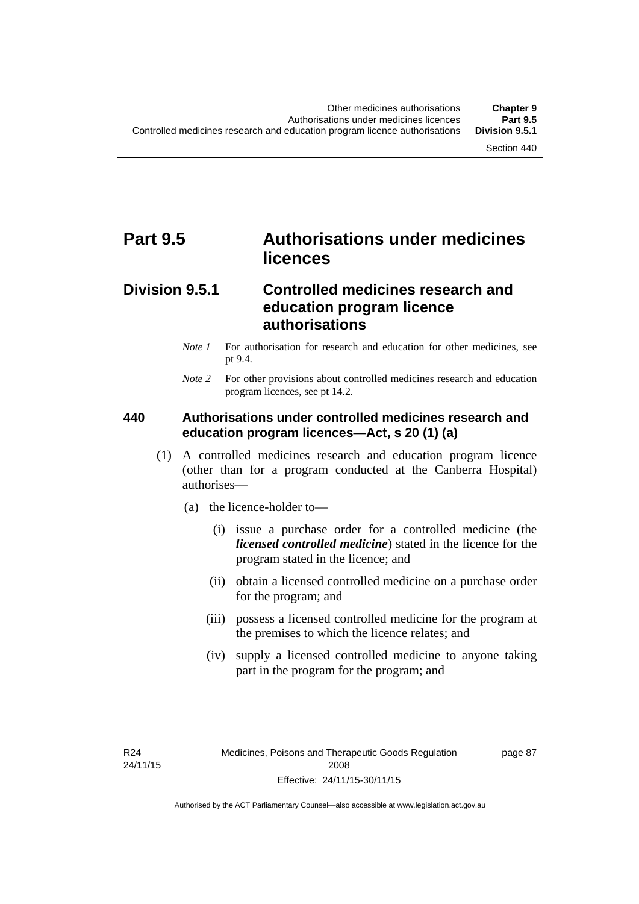# Part 9.5 Authorisations under medicines licences

## Division 9.5.1 Controlled medicines research and education program licence authorisations

*Note 1* For authorisation for research and education for other medicines, see pt 9.4.

*Note 2* For other provisions about controlled medicines research and education program licences, see pt 14.2.

### 440 Authorisations under controlled medicines research and education program licences—Act, s 20 (1) (a)

(1) A controlled medicines research and education program licence (other than for a program conducted at the Canberra Hospital) authorises—

(a) the licence-holder to—

(i) issue a purchase order for a controlled medicine (the ***licensed controlled medicine***) stated in the licence for the program stated in the licence; and

(ii) obtain a licensed controlled medicine on a purchase order for the program; and

(iii) possess a licensed controlled medicine for the program at the premises to which the licence relates; and

(iv) supply a licensed controlled medicine to anyone taking part in the program for the program; and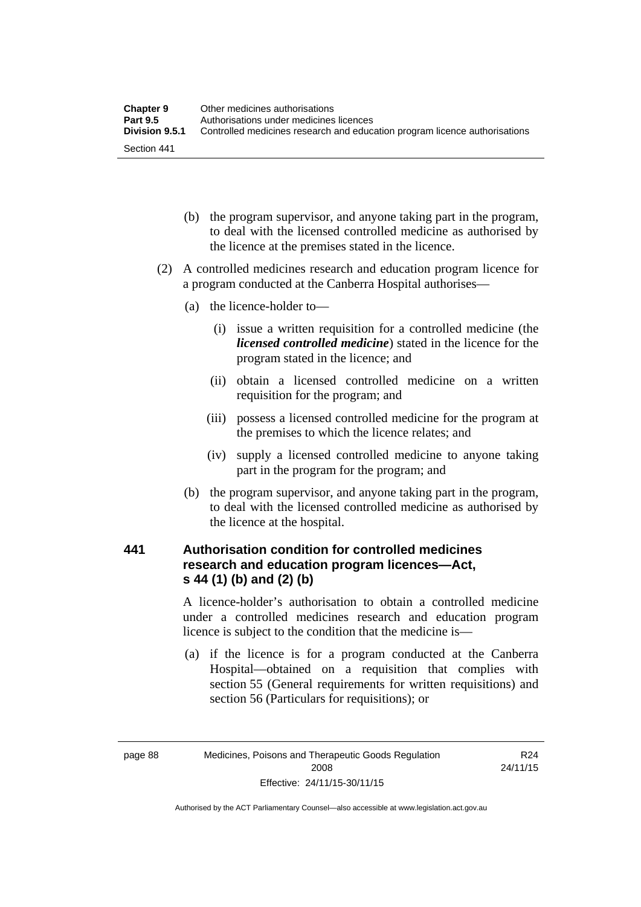(b) the program supervisor, and anyone taking part in the program, to deal with the licensed controlled medicine as authorised by the licence at the premises stated in the licence.

(2) A controlled medicines research and education program licence for a program conducted at the Canberra Hospital authorises—

(a) the licence-holder to—

(i) issue a written requisition for a controlled medicine (the ***licensed controlled medicine***) stated in the licence for the program stated in the licence; and

(ii) obtain a licensed controlled medicine on a written requisition for the program; and

(iii) possess a licensed controlled medicine for the program at the premises to which the licence relates; and

(iv) supply a licensed controlled medicine to anyone taking part in the program for the program; and

(b) the program supervisor, and anyone taking part in the program, to deal with the licensed controlled medicine as authorised by the licence at the hospital.

### 441 Authorisation condition for controlled medicines research and education program licences—Act, s 44 (1) (b) and (2) (b)

A licence-holder's authorisation to obtain a controlled medicine under a controlled medicines research and education program licence is subject to the condition that the medicine is—

(a) if the licence is for a program conducted at the Canberra Hospital—obtained on a requisition that complies with section 55 (General requirements for written requisitions) and section 56 (Particulars for requisitions); or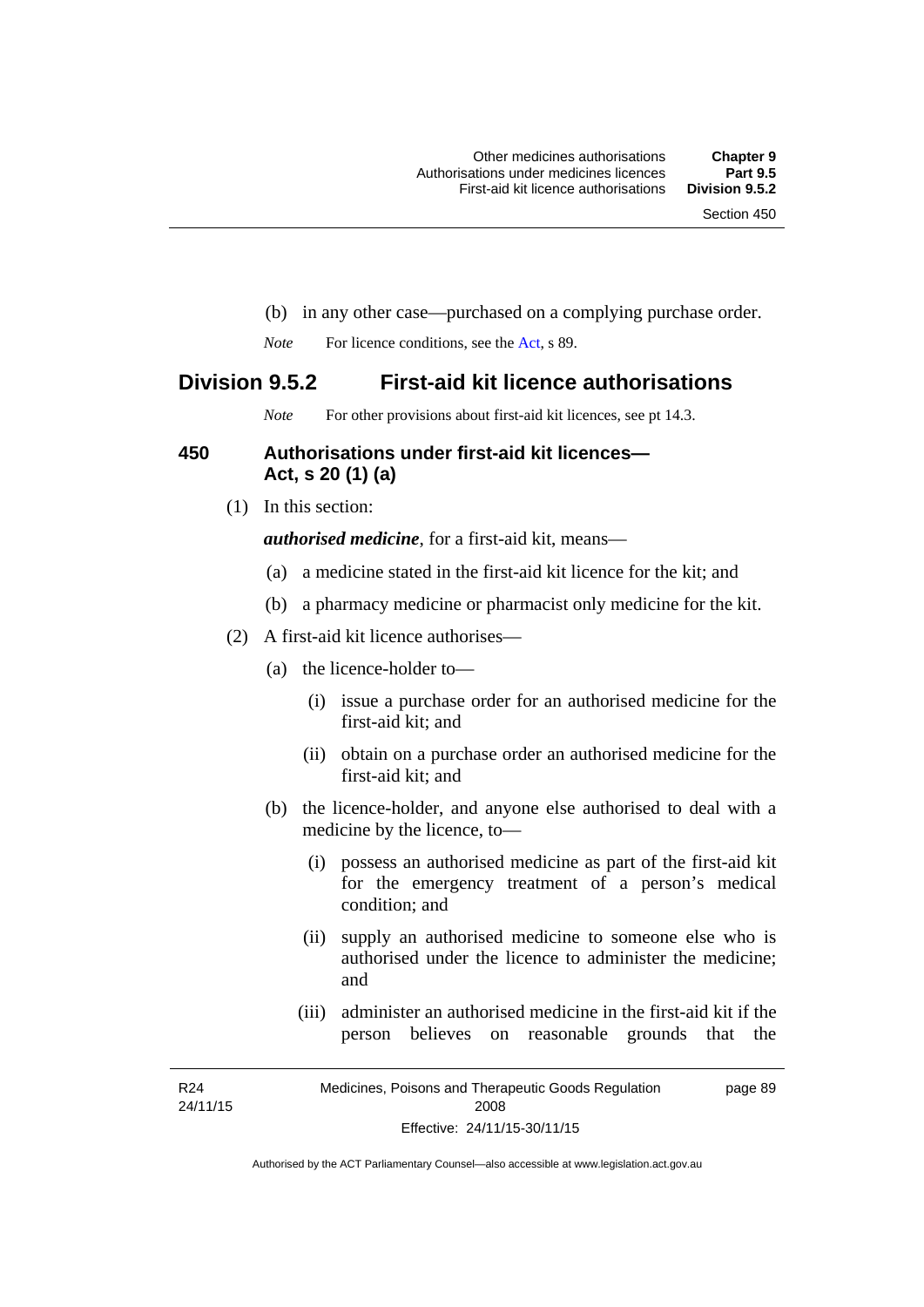(b) in any other case—purchased on a complying purchase order.

*Note* For licence conditions, see the Act, s 89.

## Division 9.5.2 First-aid kit licence authorisations

*Note* For other provisions about first-aid kit licences, see pt 14.3.

### 450 Authorisations under first-aid kit licences—Act, s 20 (1) (a)

(1) In this section:

***authorised medicine***, for a first-aid kit, means—

(a) a medicine stated in the first-aid kit licence for the kit; and

(b) a pharmacy medicine or pharmacist only medicine for the kit.

(2) A first-aid kit licence authorises—

(a) the licence-holder to—

(i) issue a purchase order for an authorised medicine for the first-aid kit; and

(ii) obtain on a purchase order an authorised medicine for the first-aid kit; and

(b) the licence-holder, and anyone else authorised to deal with a medicine by the licence, to—

(i) possess an authorised medicine as part of the first-aid kit for the emergency treatment of a person's medical condition; and

(ii) supply an authorised medicine to someone else who is authorised under the licence to administer the medicine; and

(iii) administer an authorised medicine in the first-aid kit if the person believes on reasonable grounds that the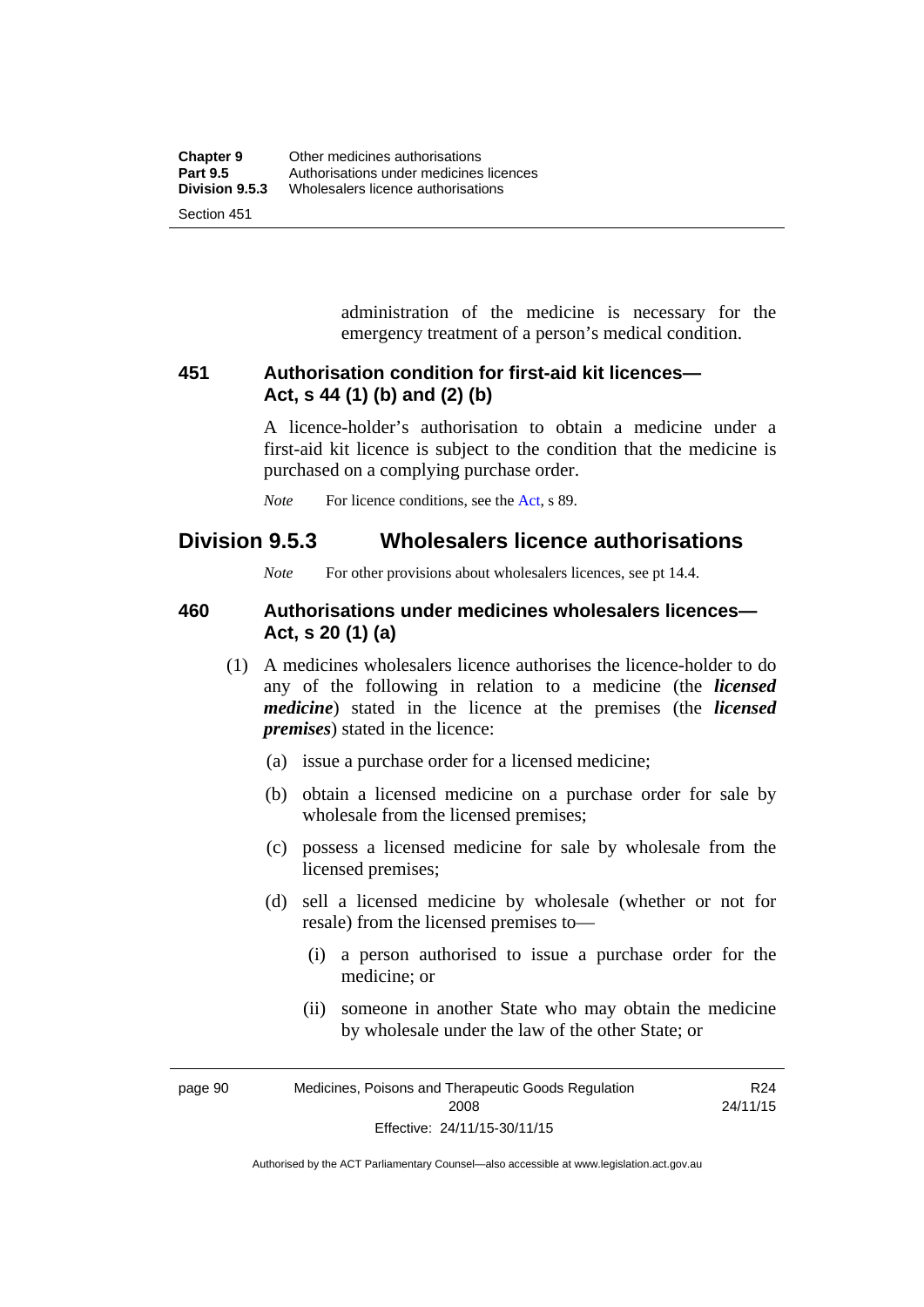administration of the medicine is necessary for the emergency treatment of a person's medical condition.

### 451 Authorisation condition for first-aid kit licences—Act, s 44 (1) (b) and (2) (b)

A licence-holder's authorisation to obtain a medicine under a first-aid kit licence is subject to the condition that the medicine is purchased on a complying purchase order.

*Note* For licence conditions, see the Act, s 89.

## Division 9.5.3 Wholesalers licence authorisations

*Note* For other provisions about wholesalers licences, see pt 14.4.

### 460 Authorisations under medicines wholesalers licences—Act, s 20 (1) (a)

(1) A medicines wholesalers licence authorises the licence-holder to do any of the following in relation to a medicine (the ***licensed medicine***) stated in the licence at the premises (the ***licensed premises***) stated in the licence:

(a) issue a purchase order for a licensed medicine;

(b) obtain a licensed medicine on a purchase order for sale by wholesale from the licensed premises;

(c) possess a licensed medicine for sale by wholesale from the licensed premises;

(d) sell a licensed medicine by wholesale (whether or not for resale) from the licensed premises to—

(i) a person authorised to issue a purchase order for the medicine; or

(ii) someone in another State who may obtain the medicine by wholesale under the law of the other State; or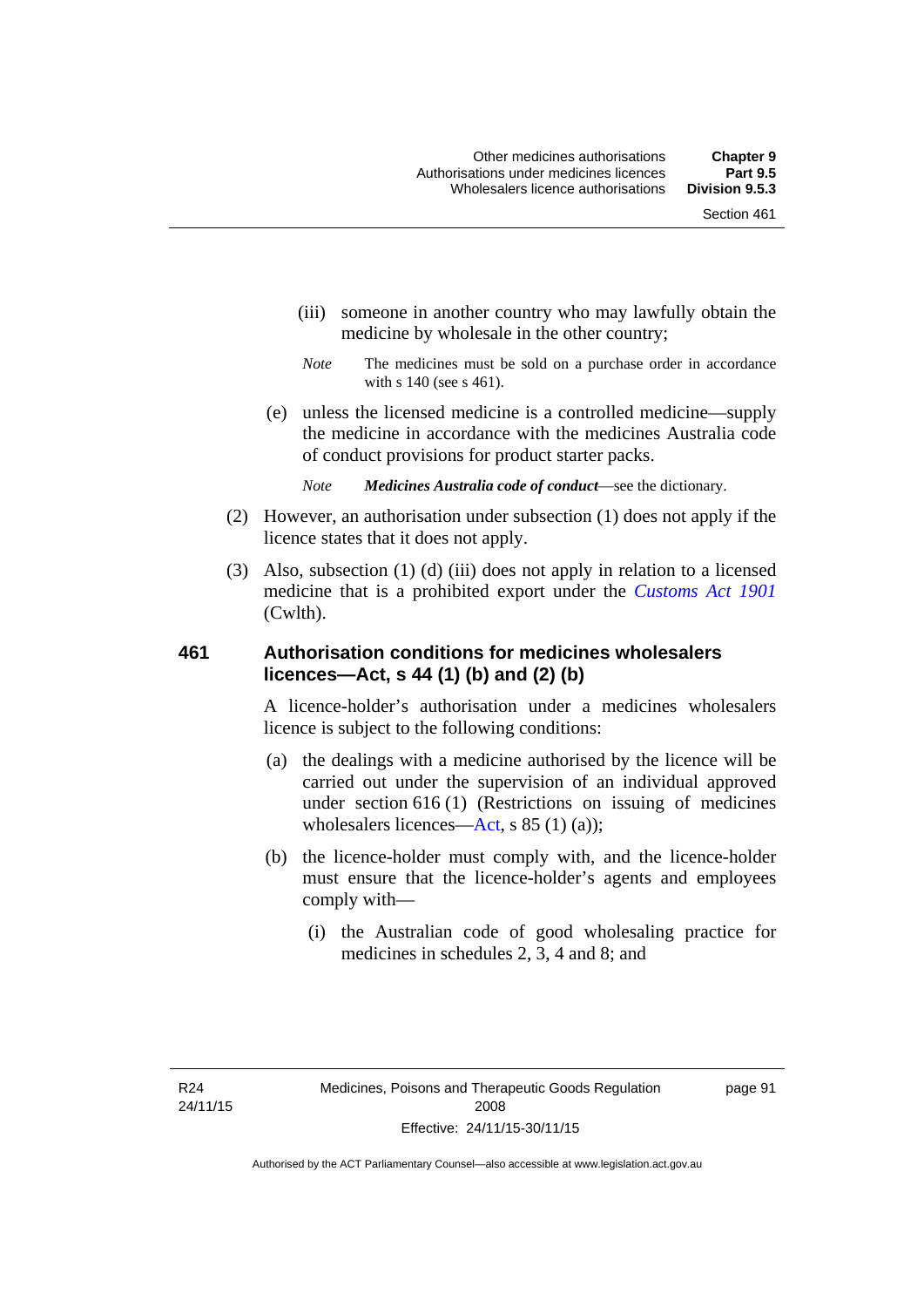(iii) someone in another country who may lawfully obtain the medicine by wholesale in the other country;

*Note* The medicines must be sold on a purchase order in accordance with s 140 (see s 461).

(e) unless the licensed medicine is a controlled medicine—supply the medicine in accordance with the medicines Australia code of conduct provisions for product starter packs.

*Note* ***Medicines Australia code of conduct***—see the dictionary.

(2) However, an authorisation under subsection (1) does not apply if the licence states that it does not apply.

(3) Also, subsection (1) (d) (iii) does not apply in relation to a licensed medicine that is a prohibited export under the *Customs Act 1901* (Cwlth).

## 461 Authorisation conditions for medicines wholesalers licences—Act, s 44 (1) (b) and (2) (b)

A licence-holder's authorisation under a medicines wholesalers licence is subject to the following conditions:

(a) the dealings with a medicine authorised by the licence will be carried out under the supervision of an individual approved under section 616 (1) (Restrictions on issuing of medicines wholesalers licences—Act, s 85 (1) (a));

(b) the licence-holder must comply with, and the licence-holder must ensure that the licence-holder's agents and employees comply with—

(i) the Australian code of good wholesaling practice for medicines in schedules 2, 3, 4 and 8; and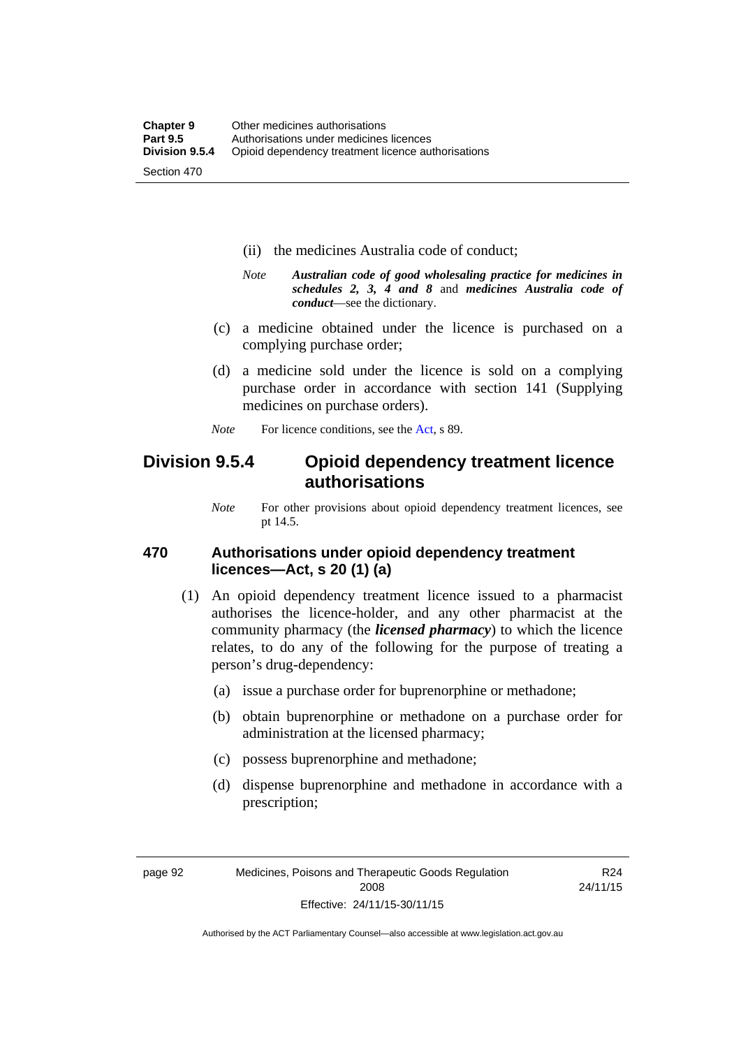(ii) the medicines Australia code of conduct;

*Note* ***Australian code of good wholesaling practice for medicines in schedules 2, 3, 4 and 8*** and ***medicines Australia code of conduct***—see the dictionary.

(c) a medicine obtained under the licence is purchased on a complying purchase order;

(d) a medicine sold under the licence is sold on a complying purchase order in accordance with section 141 (Supplying medicines on purchase orders).

*Note* For licence conditions, see the Act, s 89.

## Division 9.5.4 Opioid dependency treatment licence authorisations

*Note* For other provisions about opioid dependency treatment licences, see pt 14.5.

### 470 Authorisations under opioid dependency treatment licences—Act, s 20 (1) (a)

(1) An opioid dependency treatment licence issued to a pharmacist authorises the licence-holder, and any other pharmacist at the community pharmacy (the ***licensed pharmacy***) to which the licence relates, to do any of the following for the purpose of treating a person's drug-dependency:

(a) issue a purchase order for buprenorphine or methadone;

(b) obtain buprenorphine or methadone on a purchase order for administration at the licensed pharmacy;

(c) possess buprenorphine and methadone;

(d) dispense buprenorphine and methadone in accordance with a prescription;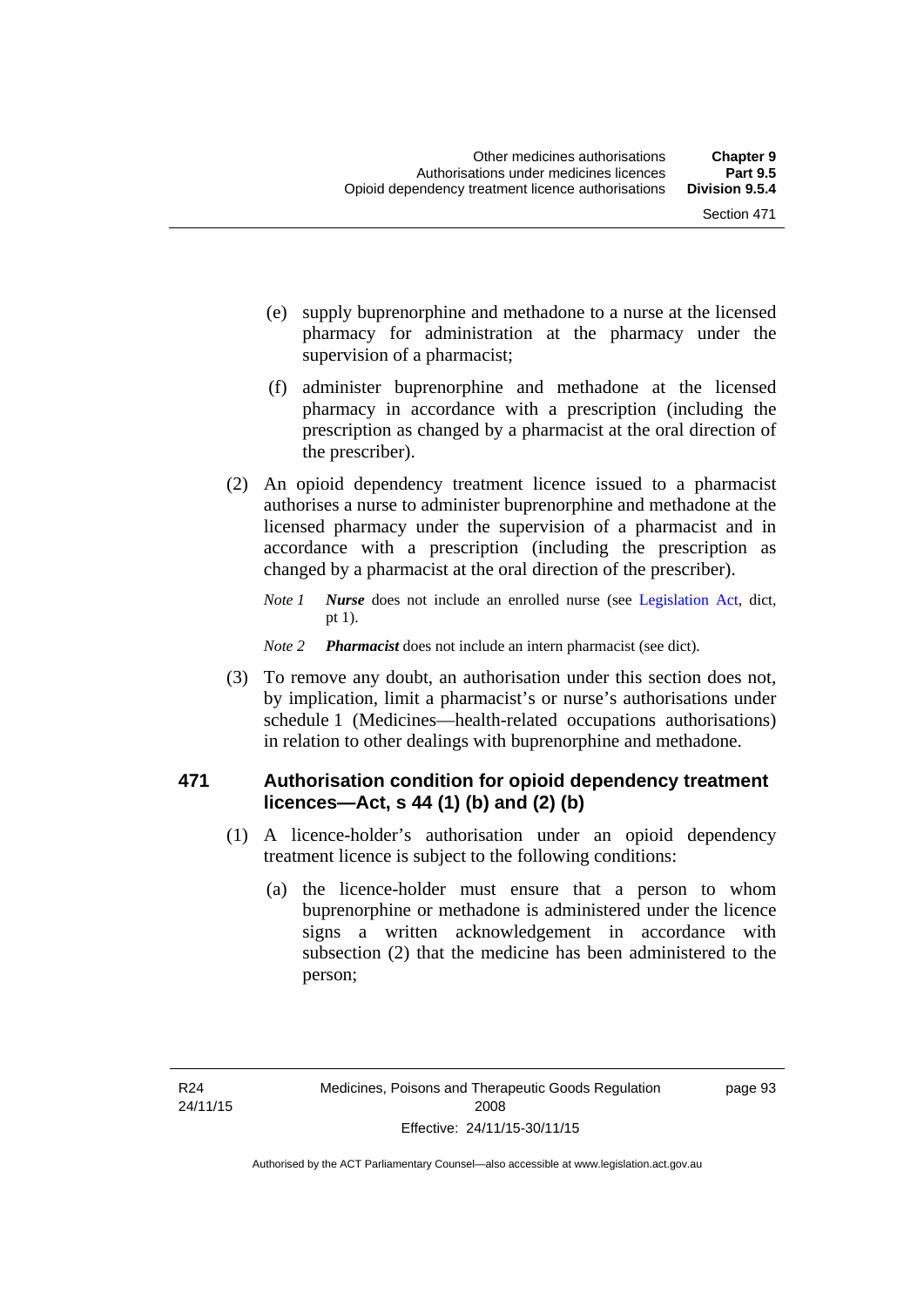(e) supply buprenorphine and methadone to a nurse at the licensed pharmacy for administration at the pharmacy under the supervision of a pharmacist;

(f) administer buprenorphine and methadone at the licensed pharmacy in accordance with a prescription (including the prescription as changed by a pharmacist at the oral direction of the prescriber).

(2) An opioid dependency treatment licence issued to a pharmacist authorises a nurse to administer buprenorphine and methadone at the licensed pharmacy under the supervision of a pharmacist and in accordance with a prescription (including the prescription as changed by a pharmacist at the oral direction of the prescriber).

*Note 1* ***Nurse*** does not include an enrolled nurse (see Legislation Act, dict, pt 1).

*Note 2* ***Pharmacist*** does not include an intern pharmacist (see dict).

(3) To remove any doubt, an authorisation under this section does not, by implication, limit a pharmacist's or nurse's authorisations under schedule 1 (Medicines—health-related occupations authorisations) in relation to other dealings with buprenorphine and methadone.

### 471 Authorisation condition for opioid dependency treatment licences—Act, s 44 (1) (b) and (2) (b)

(1) A licence-holder's authorisation under an opioid dependency treatment licence is subject to the following conditions:

(a) the licence-holder must ensure that a person to whom buprenorphine or methadone is administered under the licence signs a written acknowledgement in accordance with subsection (2) that the medicine has been administered to the person;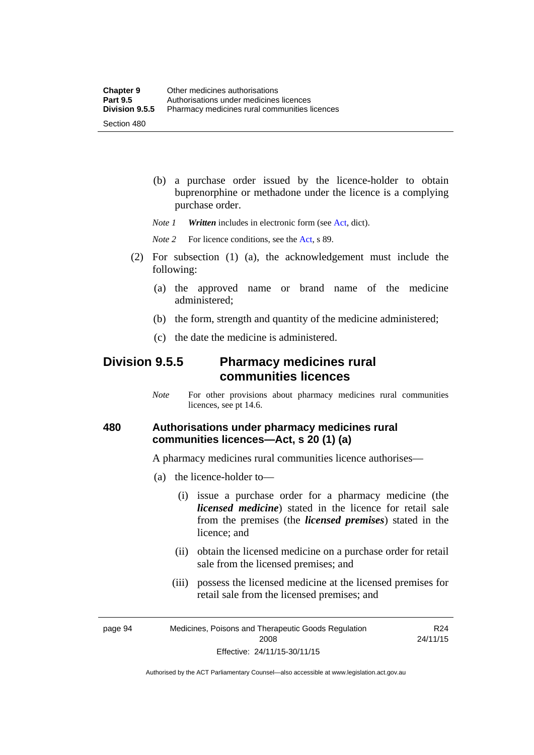(b) a purchase order issued by the licence-holder to obtain buprenorphine or methadone under the licence is a complying purchase order.

*Note 1* ***Written*** includes in electronic form (see Act, dict).

*Note 2* For licence conditions, see the Act, s 89.

(2) For subsection (1) (a), the acknowledgement must include the following:

(a) the approved name or brand name of the medicine administered;

(b) the form, strength and quantity of the medicine administered;

(c) the date the medicine is administered.

## Division 9.5.5 Pharmacy medicines rural communities licences

*Note* For other provisions about pharmacy medicines rural communities licences, see pt 14.6.

### 480 Authorisations under pharmacy medicines rural communities licences—Act, s 20 (1) (a)

A pharmacy medicines rural communities licence authorises—

(a) the licence-holder to—

(i) issue a purchase order for a pharmacy medicine (the ***licensed medicine***) stated in the licence for retail sale from the premises (the ***licensed premises***) stated in the licence; and

(ii) obtain the licensed medicine on a purchase order for retail sale from the licensed premises; and

(iii) possess the licensed medicine at the licensed premises for retail sale from the licensed premises; and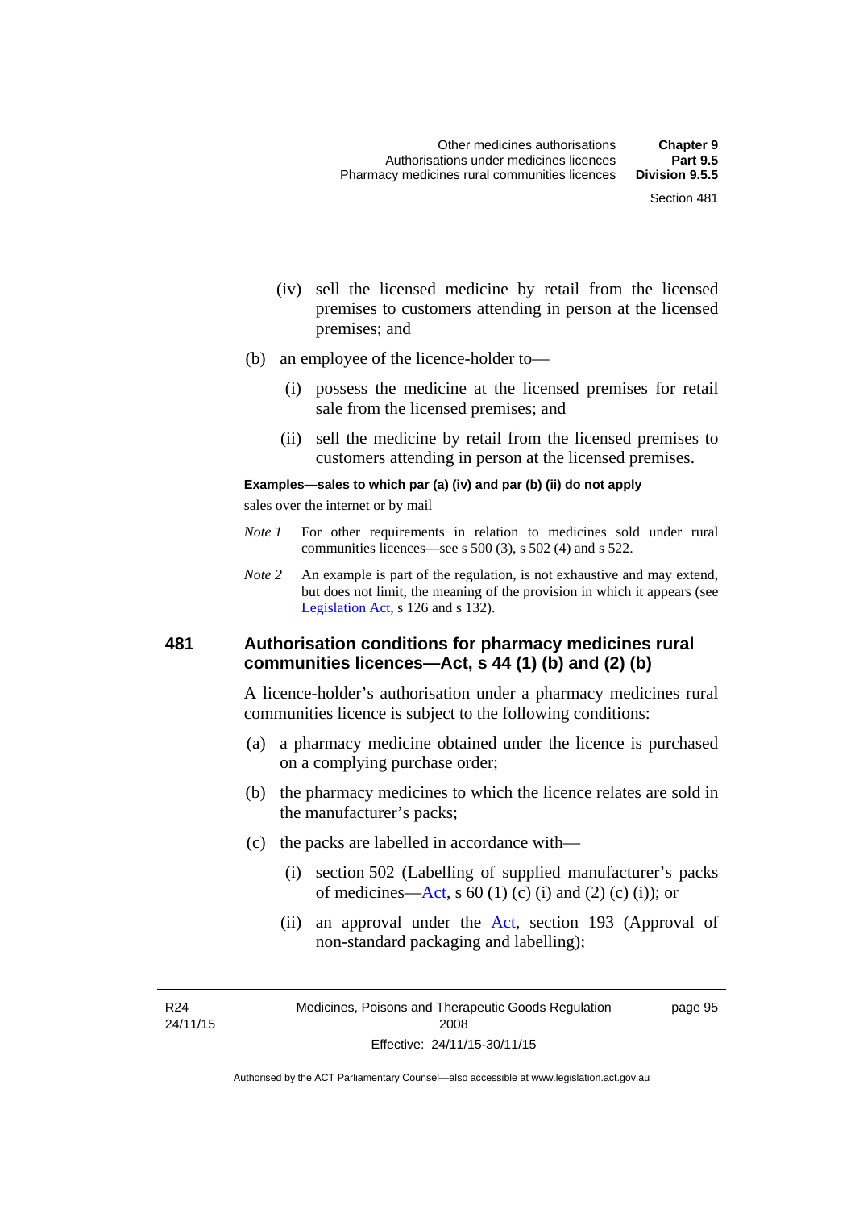(iv) sell the licensed medicine by retail from the licensed premises to customers attending in person at the licensed premises; and

(b) an employee of the licence-holder to—

(i) possess the medicine at the licensed premises for retail sale from the licensed premises; and

(ii) sell the medicine by retail from the licensed premises to customers attending in person at the licensed premises.

**Examples—sales to which par (a) (iv) and par (b) (ii) do not apply**

sales over the internet or by mail

*Note 1* For other requirements in relation to medicines sold under rural communities licences—see s 500 (3), s 502 (4) and s 522.

*Note 2* An example is part of the regulation, is not exhaustive and may extend, but does not limit, the meaning of the provision in which it appears (see Legislation Act, s 126 and s 132).

## 481 Authorisation conditions for pharmacy medicines rural communities licences—Act, s 44 (1) (b) and (2) (b)

A licence-holder's authorisation under a pharmacy medicines rural communities licence is subject to the following conditions:

(a) a pharmacy medicine obtained under the licence is purchased on a complying purchase order;

(b) the pharmacy medicines to which the licence relates are sold in the manufacturer's packs;

(c) the packs are labelled in accordance with—

(i) section 502 (Labelling of supplied manufacturer's packs of medicines—Act, s 60 (1) (c) (i) and (2) (c) (i)); or

(ii) an approval under the Act, section 193 (Approval of non-standard packaging and labelling);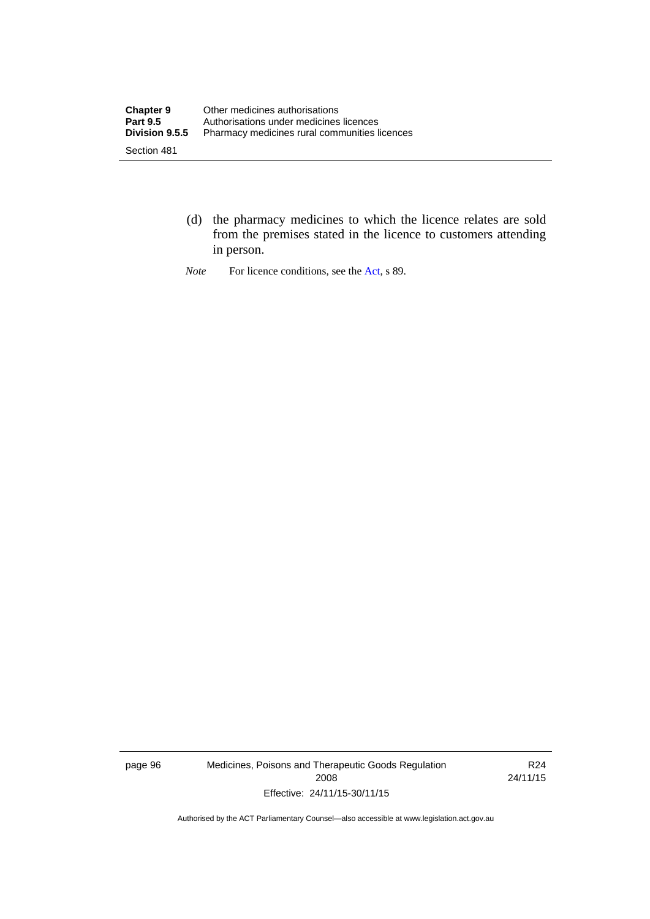(d) the pharmacy medicines to which the licence relates are sold from the premises stated in the licence to customers attending in person.

*Note* For licence conditions, see the Act, s 89.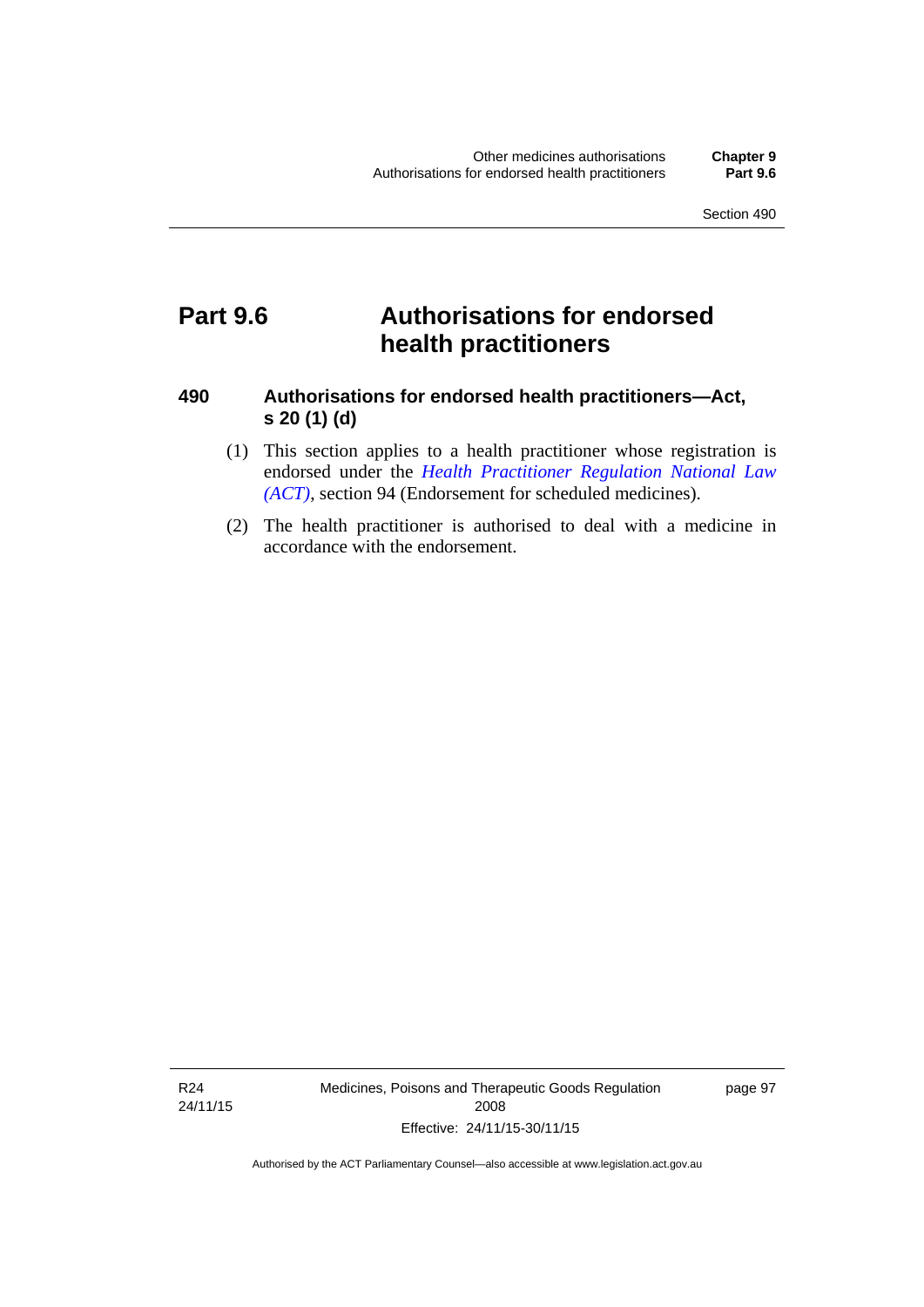# Part 9.6 Authorisations for endorsed health practitioners

## 490 Authorisations for endorsed health practitioners—Act, s 20 (1) (d)

(1) This section applies to a health practitioner whose registration is endorsed under the *Health Practitioner Regulation National Law (ACT)*, section 94 (Endorsement for scheduled medicines).

(2) The health practitioner is authorised to deal with a medicine in accordance with the endorsement.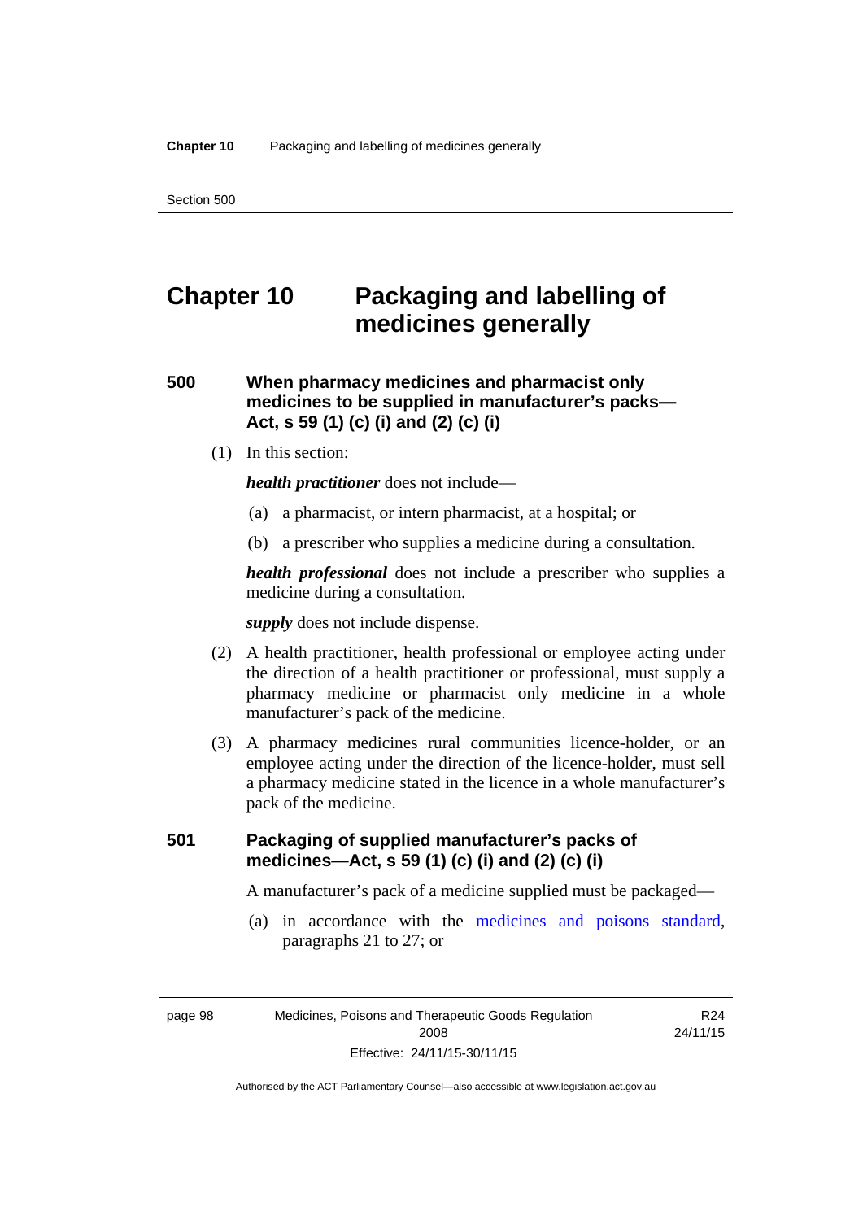# Chapter 10 Packaging and labelling of medicines generally

## 500 When pharmacy medicines and pharmacist only medicines to be supplied in manufacturer's packs—Act, s 59 (1) (c) (i) and (2) (c) (i)

(1) In this section:

***health practitioner*** does not include—

(a) a pharmacist, or intern pharmacist, at a hospital; or

(b) a prescriber who supplies a medicine during a consultation.

***health professional*** does not include a prescriber who supplies a medicine during a consultation.

***supply*** does not include dispense.

(2) A health practitioner, health professional or employee acting under the direction of a health practitioner or professional, must supply a pharmacy medicine or pharmacist only medicine in a whole manufacturer's pack of the medicine.

(3) A pharmacy medicines rural communities licence-holder, or an employee acting under the direction of the licence-holder, must sell a pharmacy medicine stated in the licence in a whole manufacturer's pack of the medicine.

## 501 Packaging of supplied manufacturer's packs of medicines—Act, s 59 (1) (c) (i) and (2) (c) (i)

A manufacturer's pack of a medicine supplied must be packaged—

(a) in accordance with the medicines and poisons standard, paragraphs 21 to 27; or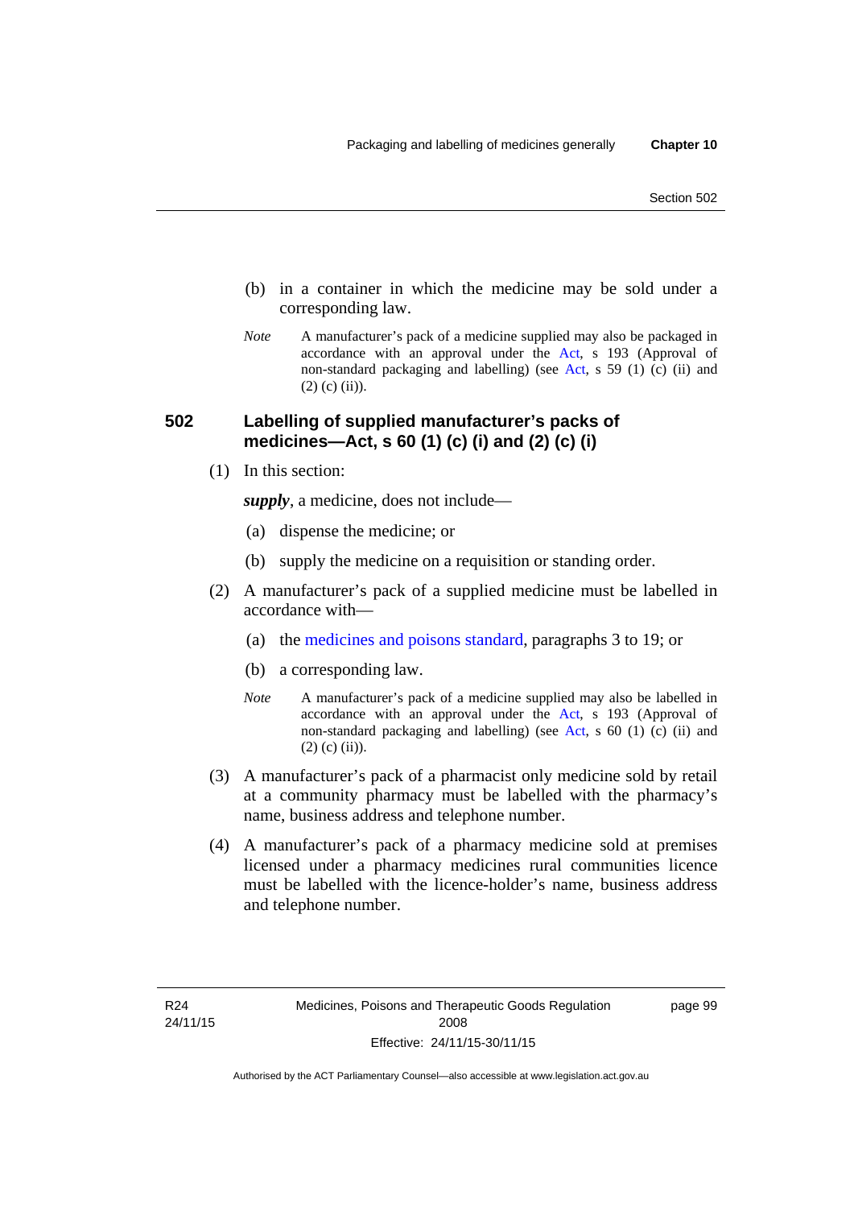(b) in a container in which the medicine may be sold under a corresponding law.

*Note* A manufacturer's pack of a medicine supplied may also be packaged in accordance with an approval under the Act, s 193 (Approval of non-standard packaging and labelling) (see Act, s 59 (1) (c) (ii) and (2) (c) (ii)).

## 502 Labelling of supplied manufacturer's packs of medicines—Act, s 60 (1) (c) (i) and (2) (c) (i)

(1) In this section:

***supply***, a medicine, does not include—

(a) dispense the medicine; or

(b) supply the medicine on a requisition or standing order.

(2) A manufacturer's pack of a supplied medicine must be labelled in accordance with—

(a) the medicines and poisons standard, paragraphs 3 to 19; or

(b) a corresponding law.

*Note* A manufacturer's pack of a medicine supplied may also be labelled in accordance with an approval under the Act, s 193 (Approval of non-standard packaging and labelling) (see Act, s 60 (1) (c) (ii) and (2) (c) (ii)).

(3) A manufacturer's pack of a pharmacist only medicine sold by retail at a community pharmacy must be labelled with the pharmacy's name, business address and telephone number.

(4) A manufacturer's pack of a pharmacy medicine sold at premises licensed under a pharmacy medicines rural communities licence must be labelled with the licence-holder's name, business address and telephone number.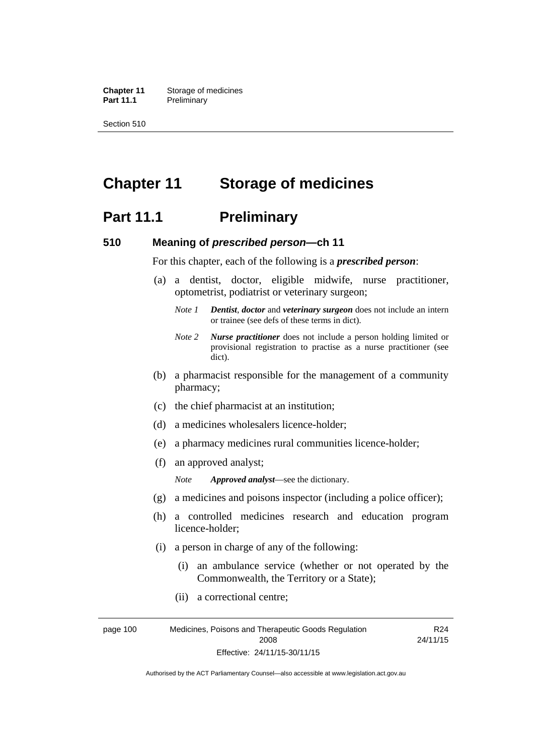# Chapter 11 Storage of medicines

## Part 11.1 Preliminary

### 510 Meaning of *prescribed person*—ch 11

For this chapter, each of the following is a ***prescribed person***:

(a) a dentist, doctor, eligible midwife, nurse practitioner, optometrist, podiatrist or veterinary surgeon;

*Note 1* ***Dentist***, ***doctor*** and ***veterinary surgeon*** does not include an intern or trainee (see defs of these terms in dict).

*Note 2* ***Nurse practitioner*** does not include a person holding limited or provisional registration to practise as a nurse practitioner (see dict).

(b) a pharmacist responsible for the management of a community pharmacy;

(c) the chief pharmacist at an institution;

(d) a medicines wholesalers licence-holder;

(e) a pharmacy medicines rural communities licence-holder;

(f) an approved analyst;

*Note* ***Approved analyst***—see the dictionary.

(g) a medicines and poisons inspector (including a police officer);

(h) a controlled medicines research and education program licence-holder;

(i) a person in charge of any of the following:

(i) an ambulance service (whether or not operated by the Commonwealth, the Territory or a State);

(ii) a correctional centre;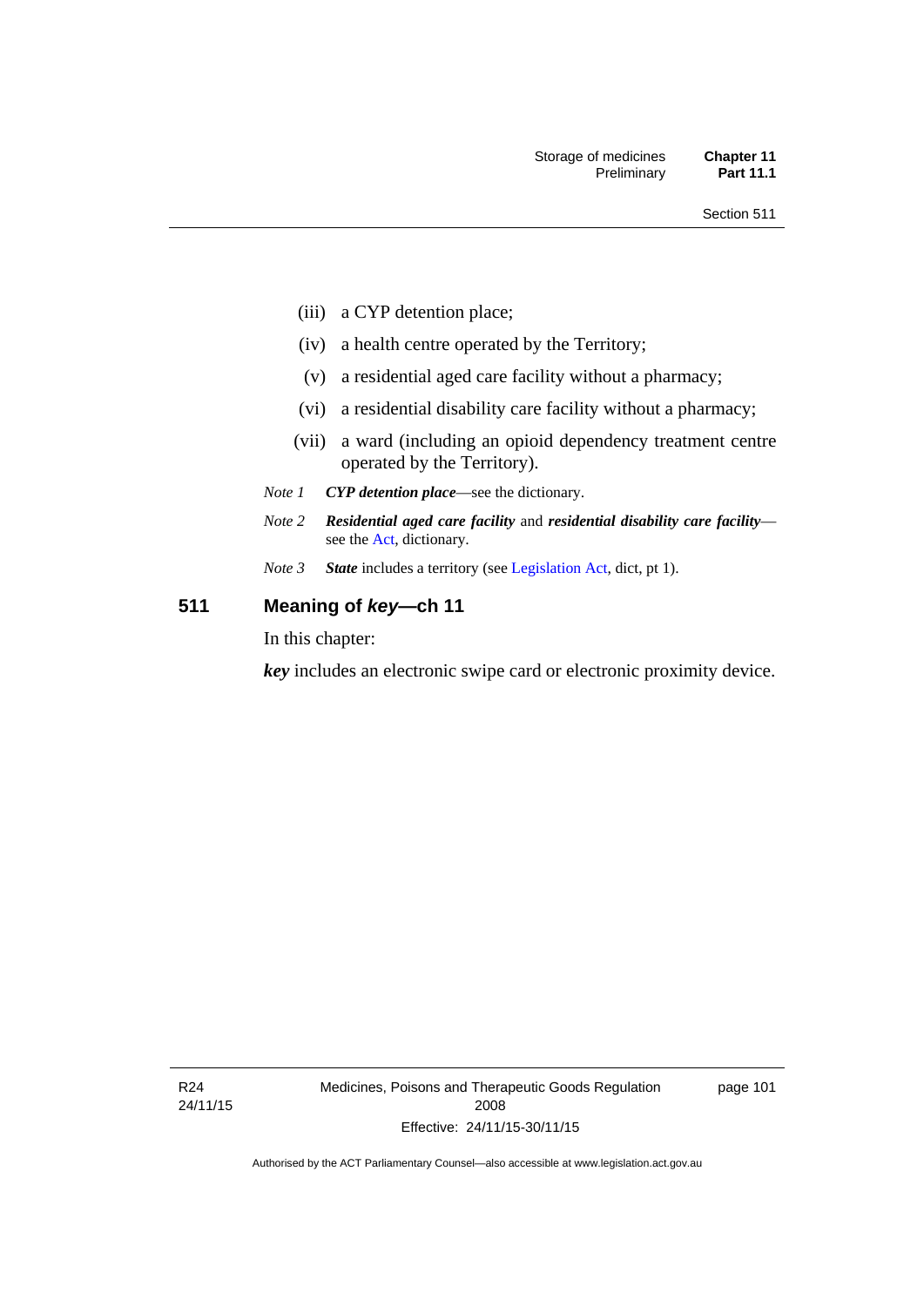(iii) a CYP detention place;

(iv) a health centre operated by the Territory;

(v) a residential aged care facility without a pharmacy;

(vi) a residential disability care facility without a pharmacy;

(vii) a ward (including an opioid dependency treatment centre operated by the Territory).

*Note 1* ***CYP detention place***—see the dictionary.

*Note 2* ***Residential aged care facility*** and ***residential disability care facility***—see the Act, dictionary.

*Note 3* ***State*** includes a territory (see Legislation Act, dict, pt 1).

## 511 Meaning of *key*—ch 11

In this chapter:

***key*** includes an electronic swipe card or electronic proximity device.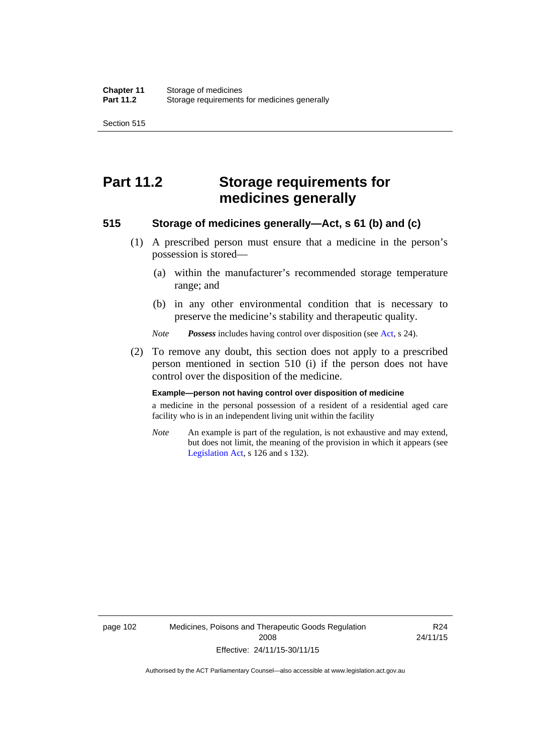# Part 11.2 Storage requirements for medicines generally

### 515 Storage of medicines generally—Act, s 61 (b) and (c)

(1) A prescribed person must ensure that a medicine in the person's possession is stored—

   (a) within the manufacturer's recommended storage temperature range; and

   (b) in any other environmental condition that is necessary to preserve the medicine's stability and therapeutic quality.

*Note* ***Possess*** includes having control over disposition (see Act, s 24).

(2) To remove any doubt, this section does not apply to a prescribed person mentioned in section 510 (i) if the person does not have control over the disposition of the medicine.

**Example—person not having control over disposition of medicine**

a medicine in the personal possession of a resident of a residential aged care facility who is in an independent living unit within the facility

*Note* An example is part of the regulation, is not exhaustive and may extend, but does not limit, the meaning of the provision in which it appears (see Legislation Act, s 126 and s 132).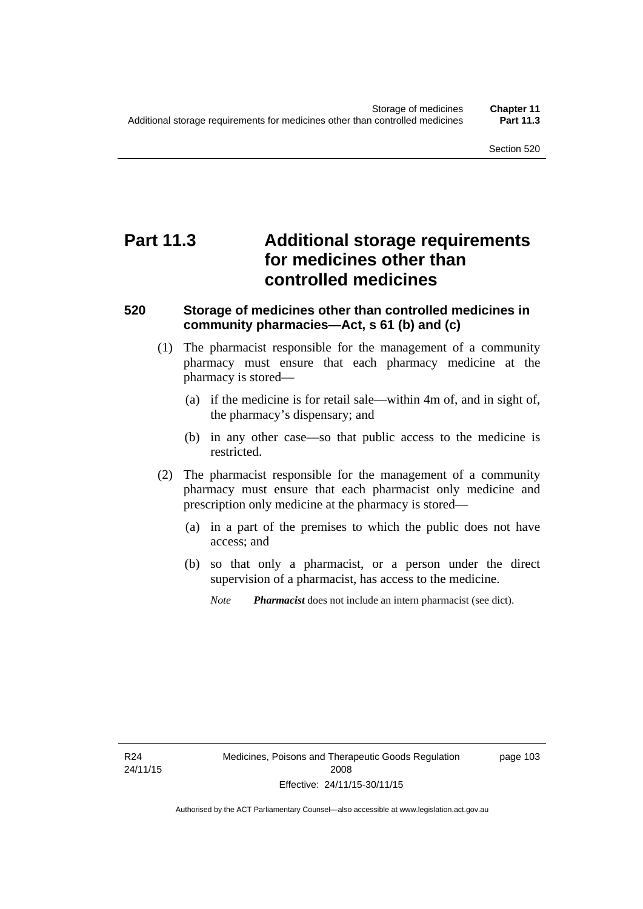# Part 11.3 Additional storage requirements for medicines other than controlled medicines

### 520 Storage of medicines other than controlled medicines in community pharmacies—Act, s 61 (b) and (c)

(1) The pharmacist responsible for the management of a community pharmacy must ensure that each pharmacy medicine at the pharmacy is stored—

(a) if the medicine is for retail sale—within 4m of, and in sight of, the pharmacy's dispensary; and

(b) in any other case—so that public access to the medicine is restricted.

(2) The pharmacist responsible for the management of a community pharmacy must ensure that each pharmacist only medicine and prescription only medicine at the pharmacy is stored—

(a) in a part of the premises to which the public does not have access; and

(b) so that only a pharmacist, or a person under the direct supervision of a pharmacist, has access to the medicine.

*Note* ***Pharmacist*** does not include an intern pharmacist (see dict).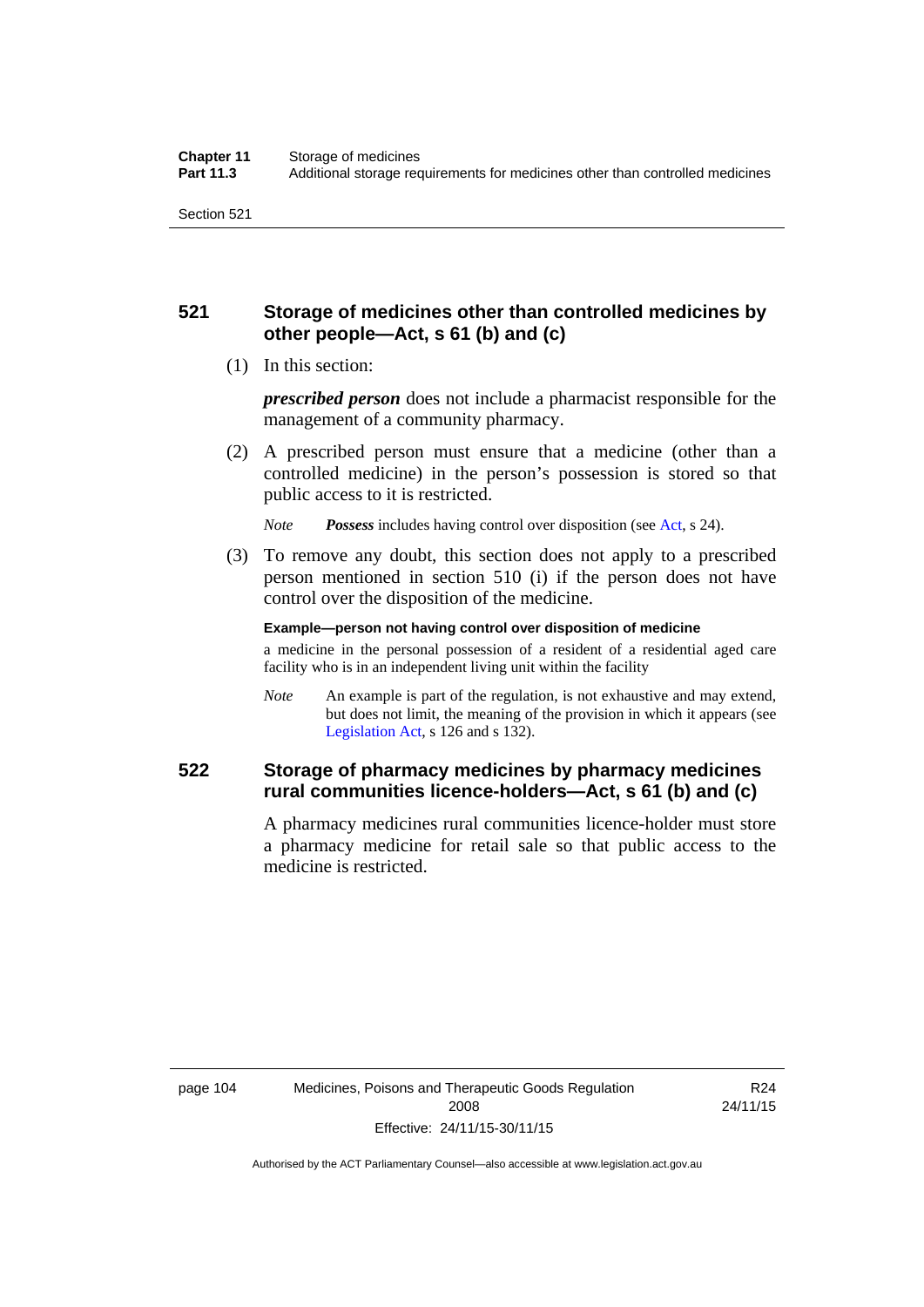## 521 Storage of medicines other than controlled medicines by other people—Act, s 61 (b) and (c)

(1) In this section:

***prescribed person*** does not include a pharmacist responsible for the management of a community pharmacy.

(2) A prescribed person must ensure that a medicine (other than a controlled medicine) in the person's possession is stored so that public access to it is restricted.

*Note* ***Possess*** includes having control over disposition (see Act, s 24).

(3) To remove any doubt, this section does not apply to a prescribed person mentioned in section 510 (i) if the person does not have control over the disposition of the medicine.

**Example—person not having control over disposition of medicine**

a medicine in the personal possession of a resident of a residential aged care facility who is in an independent living unit within the facility

*Note* An example is part of the regulation, is not exhaustive and may extend, but does not limit, the meaning of the provision in which it appears (see Legislation Act, s 126 and s 132).

## 522 Storage of pharmacy medicines by pharmacy medicines rural communities licence-holders—Act, s 61 (b) and (c)

A pharmacy medicines rural communities licence-holder must store a pharmacy medicine for retail sale so that public access to the medicine is restricted.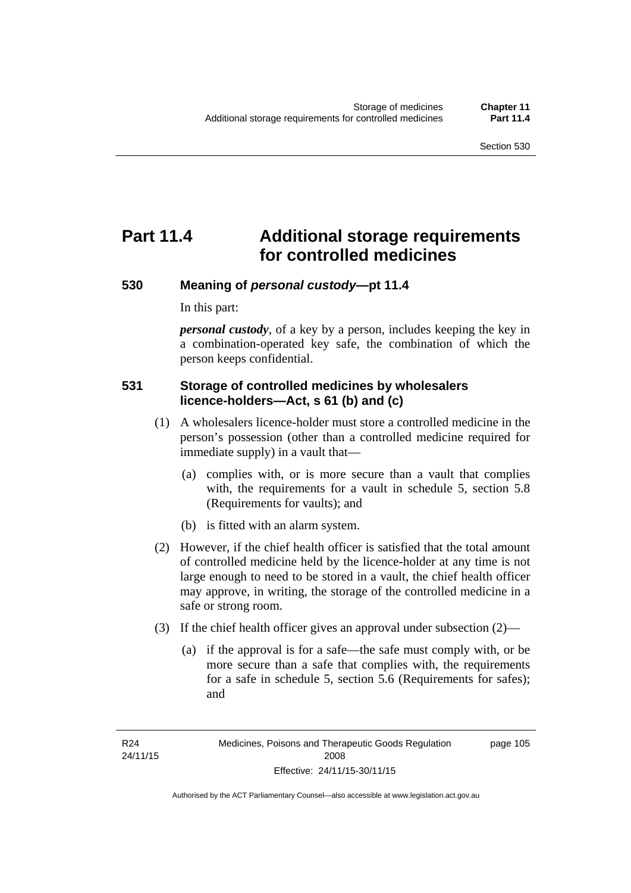# Part 11.4 Additional storage requirements for controlled medicines

## 530 Meaning of *personal custody*—pt 11.4

In this part:

***personal custody***, of a key by a person, includes keeping the key in a combination-operated key safe, the combination of which the person keeps confidential.

## 531 Storage of controlled medicines by wholesalers licence-holders—Act, s 61 (b) and (c)

(1) A wholesalers licence-holder must store a controlled medicine in the person's possession (other than a controlled medicine required for immediate supply) in a vault that—

(a) complies with, or is more secure than a vault that complies with, the requirements for a vault in schedule 5, section 5.8 (Requirements for vaults); and

(b) is fitted with an alarm system.

(2) However, if the chief health officer is satisfied that the total amount of controlled medicine held by the licence-holder at any time is not large enough to need to be stored in a vault, the chief health officer may approve, in writing, the storage of the controlled medicine in a safe or strong room.

(3) If the chief health officer gives an approval under subsection (2)—

(a) if the approval is for a safe—the safe must comply with, or be more secure than a safe that complies with, the requirements for a safe in schedule 5, section 5.6 (Requirements for safes); and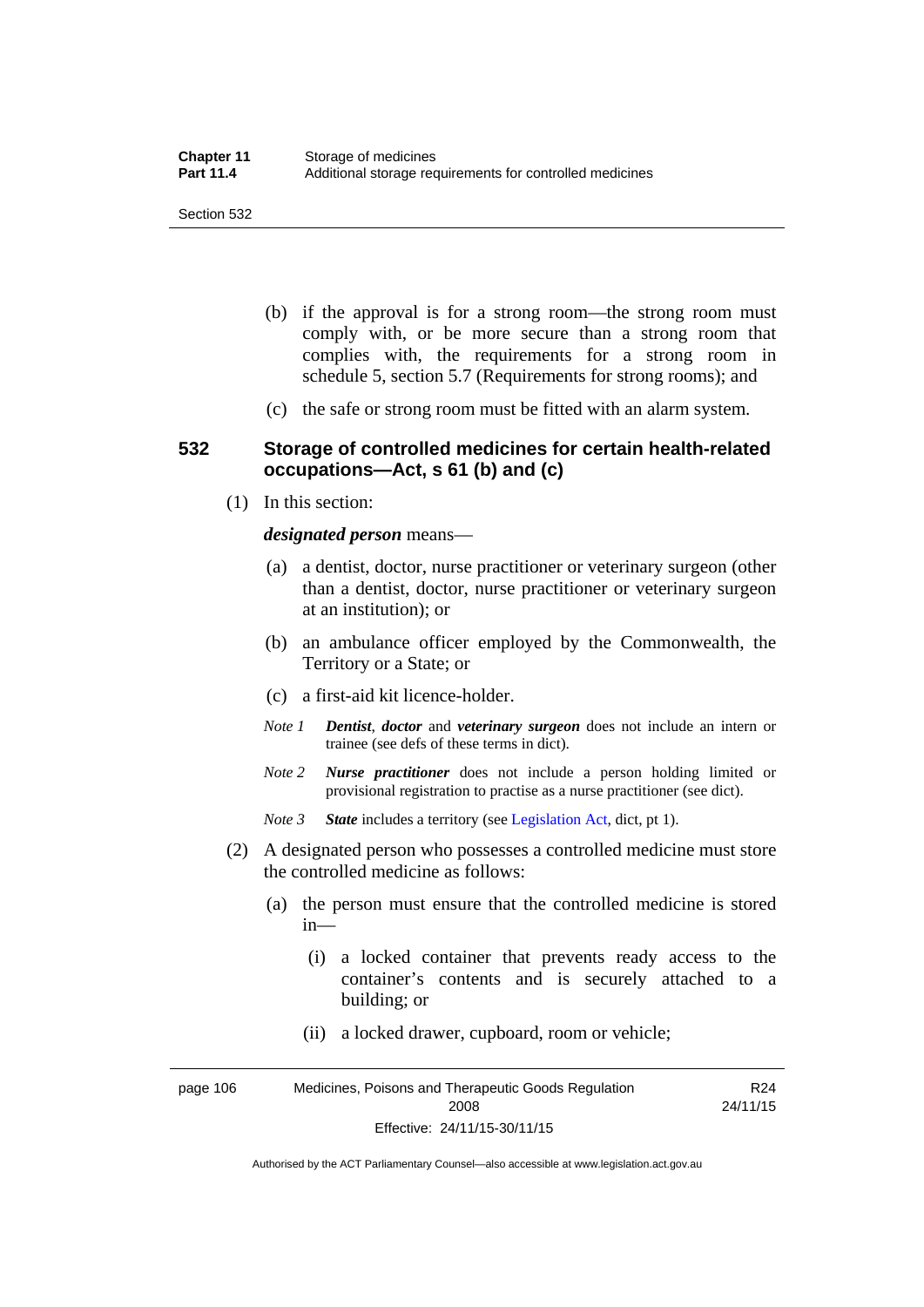(b) if the approval is for a strong room—the strong room must comply with, or be more secure than a strong room that complies with, the requirements for a strong room in schedule 5, section 5.7 (Requirements for strong rooms); and

(c) the safe or strong room must be fitted with an alarm system.

## 532 Storage of controlled medicines for certain health-related occupations—Act, s 61 (b) and (c)

(1) In this section:

***designated person*** means—

(a) a dentist, doctor, nurse practitioner or veterinary surgeon (other than a dentist, doctor, nurse practitioner or veterinary surgeon at an institution); or

(b) an ambulance officer employed by the Commonwealth, the Territory or a State; or

(c) a first-aid kit licence-holder.

*Note 1* ***Dentist***, ***doctor*** and ***veterinary surgeon*** does not include an intern or trainee (see defs of these terms in dict).

*Note 2* ***Nurse practitioner*** does not include a person holding limited or provisional registration to practise as a nurse practitioner (see dict).

*Note 3* ***State*** includes a territory (see Legislation Act, dict, pt 1).

(2) A designated person who possesses a controlled medicine must store the controlled medicine as follows:

(a) the person must ensure that the controlled medicine is stored in—

(i) a locked container that prevents ready access to the container's contents and is securely attached to a building; or

(ii) a locked drawer, cupboard, room or vehicle;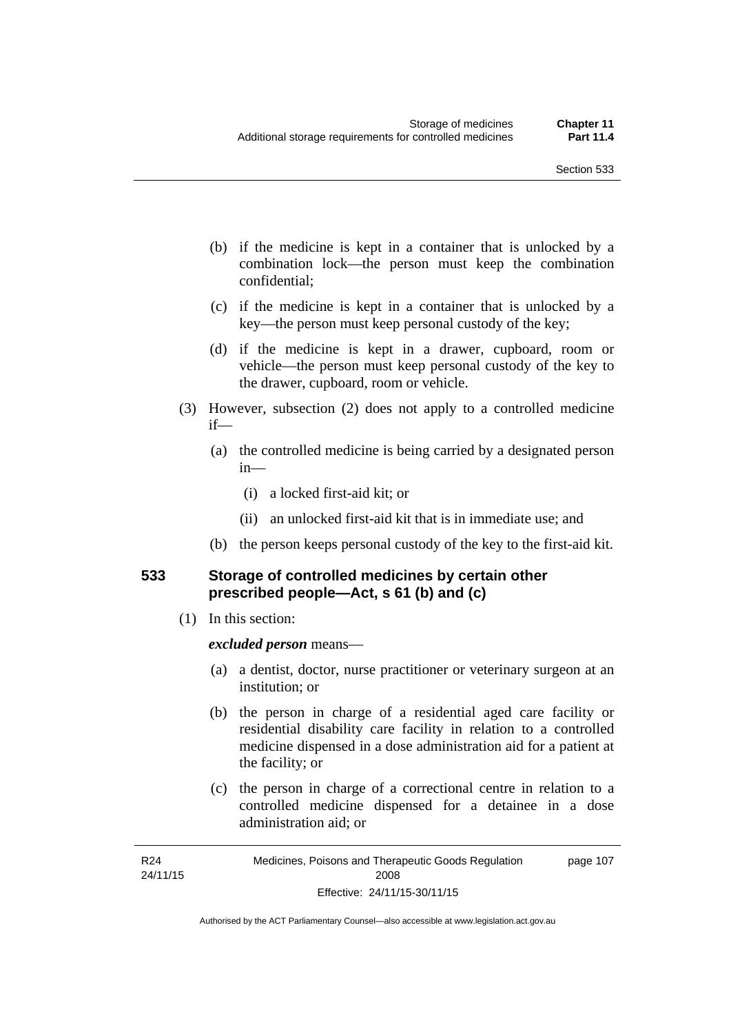(b) if the medicine is kept in a container that is unlocked by a combination lock—the person must keep the combination confidential;

(c) if the medicine is kept in a container that is unlocked by a key—the person must keep personal custody of the key;

(d) if the medicine is kept in a drawer, cupboard, room or vehicle—the person must keep personal custody of the key to the drawer, cupboard, room or vehicle.

(3) However, subsection (2) does not apply to a controlled medicine if—

(a) the controlled medicine is being carried by a designated person in—

(i) a locked first-aid kit; or

(ii) an unlocked first-aid kit that is in immediate use; and

(b) the person keeps personal custody of the key to the first-aid kit.

## 533 Storage of controlled medicines by certain other prescribed people—Act, s 61 (b) and (c)

(1) In this section:

***excluded person*** means—

(a) a dentist, doctor, nurse practitioner or veterinary surgeon at an institution; or

(b) the person in charge of a residential aged care facility or residential disability care facility in relation to a controlled medicine dispensed in a dose administration aid for a patient at the facility; or

(c) the person in charge of a correctional centre in relation to a controlled medicine dispensed for a detainee in a dose administration aid; or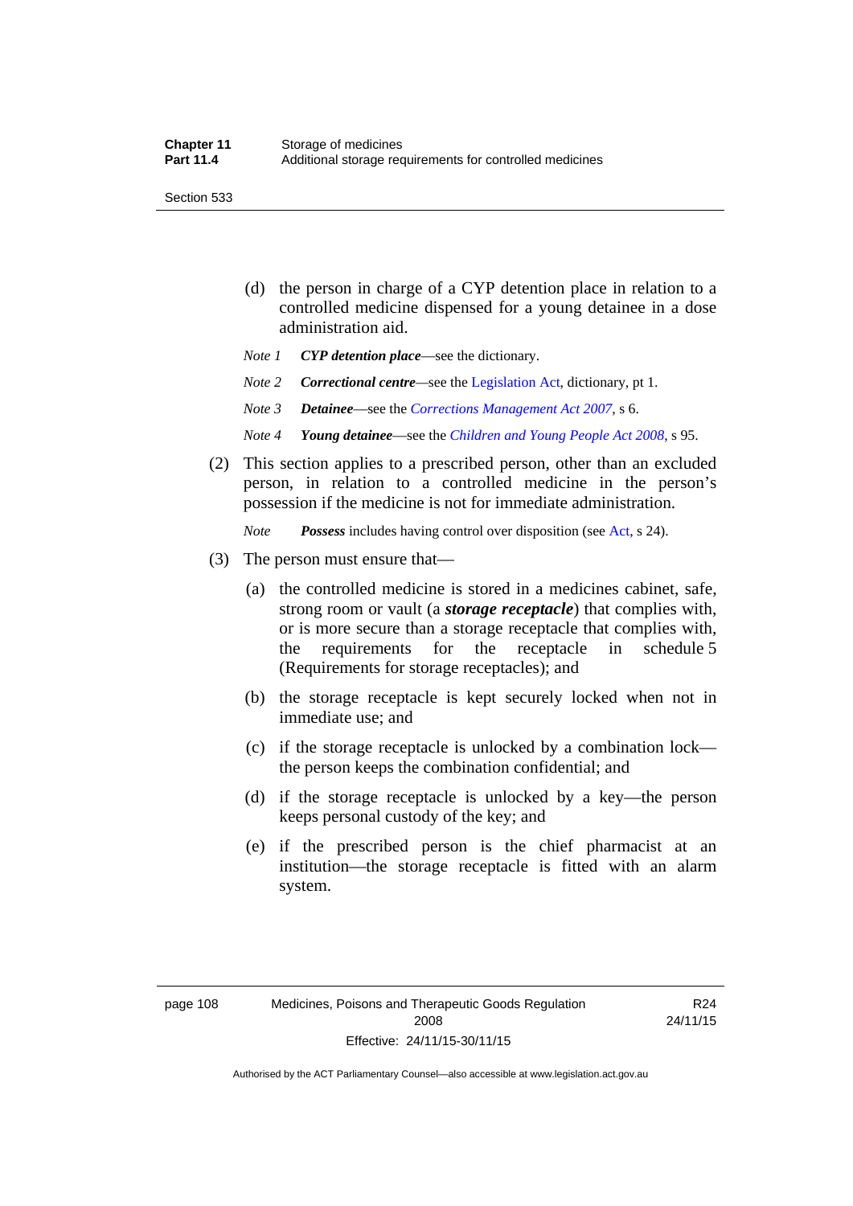(d) the person in charge of a CYP detention place in relation to a controlled medicine dispensed for a young detainee in a dose administration aid.

*Note 1* ***CYP detention place***—see the dictionary.

*Note 2* ***Correctional centre***—see the Legislation Act, dictionary, pt 1.

*Note 3* ***Detainee***—see the *Corrections Management Act 2007*, s 6.

*Note 4* ***Young detainee***—see the *Children and Young People Act 2008*, s 95.

(2) This section applies to a prescribed person, other than an excluded person, in relation to a controlled medicine in the person's possession if the medicine is not for immediate administration.

*Note* ***Possess*** includes having control over disposition (see Act, s 24).

(3) The person must ensure that—

(a) the controlled medicine is stored in a medicines cabinet, safe, strong room or vault (a ***storage receptacle***) that complies with, or is more secure than a storage receptacle that complies with, the requirements for the receptacle in schedule 5 (Requirements for storage receptacles); and

(b) the storage receptacle is kept securely locked when not in immediate use; and

(c) if the storage receptacle is unlocked by a combination lock—the person keeps the combination confidential; and

(d) if the storage receptacle is unlocked by a key—the person keeps personal custody of the key; and

(e) if the prescribed person is the chief pharmacist at an institution—the storage receptacle is fitted with an alarm system.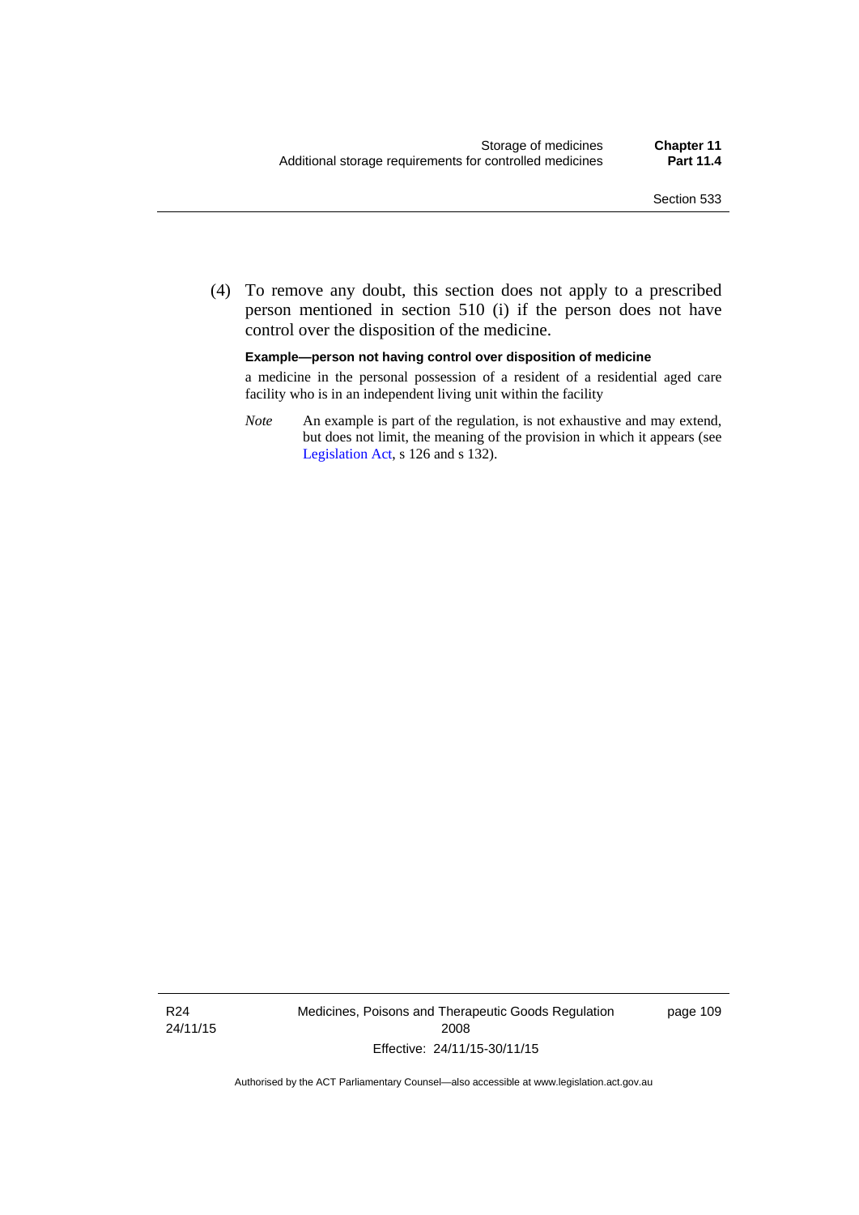(4) To remove any doubt, this section does not apply to a prescribed person mentioned in section 510 (i) if the person does not have control over the disposition of the medicine.

**Example—person not having control over disposition of medicine**

a medicine in the personal possession of a resident of a residential aged care facility who is in an independent living unit within the facility

*Note* An example is part of the regulation, is not exhaustive and may extend, but does not limit, the meaning of the provision in which it appears (see Legislation Act, s 126 and s 132).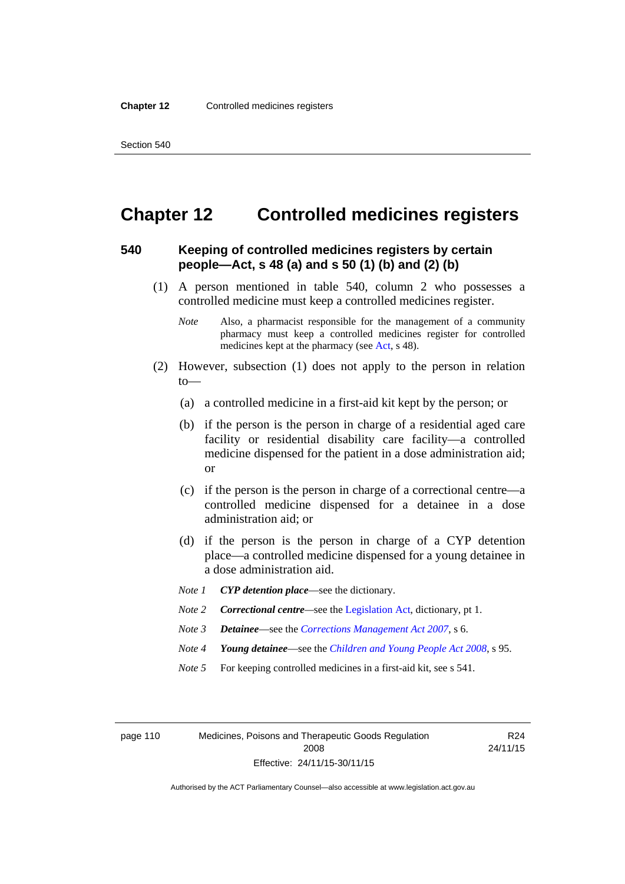# Chapter 12 Controlled medicines registers

## 540 Keeping of controlled medicines registers by certain people—Act, s 48 (a) and s 50 (1) (b) and (2) (b)

(1) A person mentioned in table 540, column 2 who possesses a controlled medicine must keep a controlled medicines register.

*Note* Also, a pharmacist responsible for the management of a community pharmacy must keep a controlled medicines register for controlled medicines kept at the pharmacy (see Act, s 48).

(2) However, subsection (1) does not apply to the person in relation to—

(a) a controlled medicine in a first-aid kit kept by the person; or

(b) if the person is the person in charge of a residential aged care facility or residential disability care facility—a controlled medicine dispensed for the patient in a dose administration aid; or

(c) if the person is the person in charge of a correctional centre—a controlled medicine dispensed for a detainee in a dose administration aid; or

(d) if the person is the person in charge of a CYP detention place—a controlled medicine dispensed for a young detainee in a dose administration aid.

*Note 1* ***CYP detention place***—see the dictionary.

*Note 2* ***Correctional centre***—see the Legislation Act, dictionary, pt 1.

*Note 3* ***Detainee***—see the *Corrections Management Act 2007*, s 6.

*Note 4* ***Young detainee***—see the *Children and Young People Act 2008*, s 95.

*Note 5* For keeping controlled medicines in a first-aid kit, see s 541.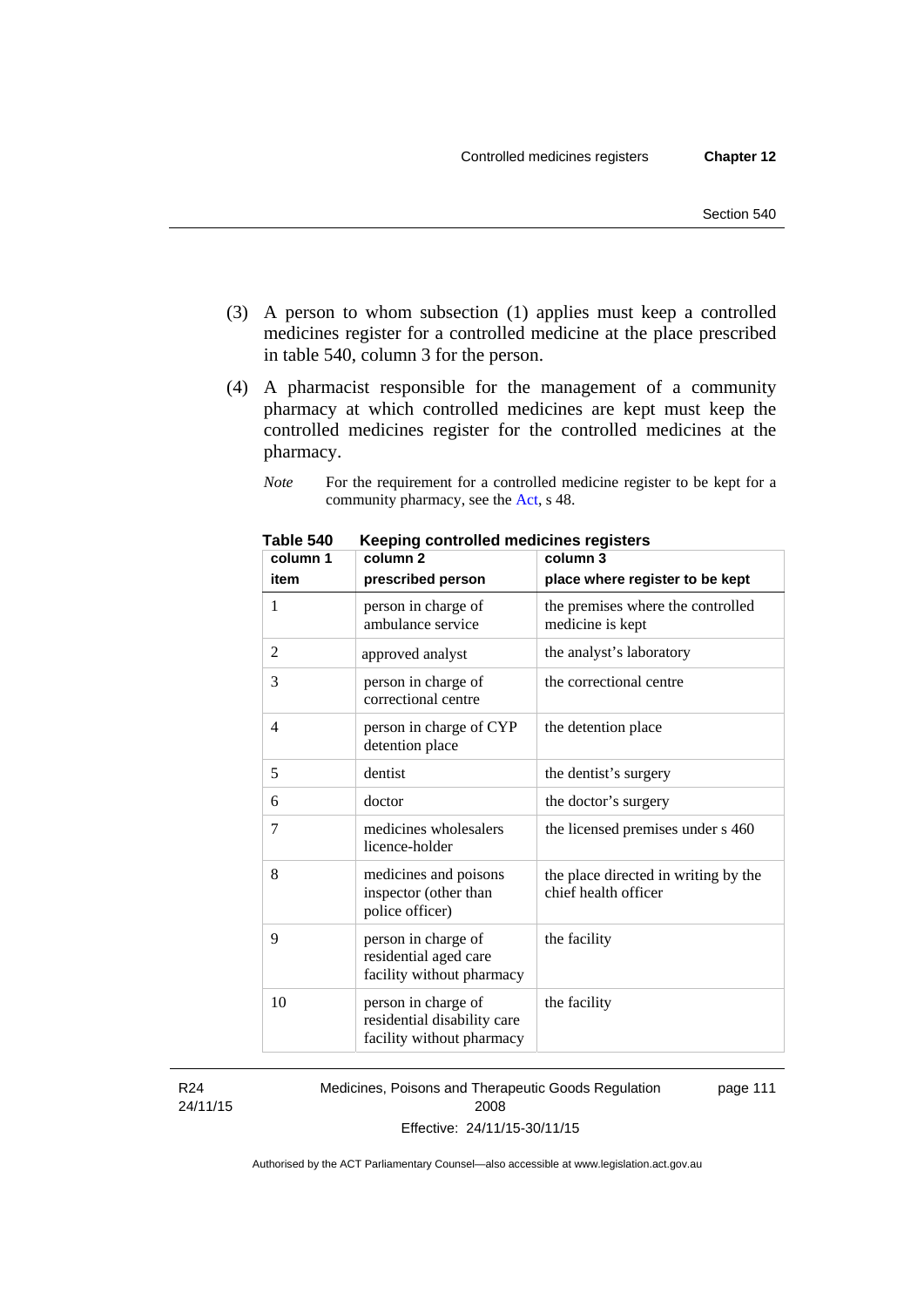(3) A person to whom subsection (1) applies must keep a controlled medicines register for a controlled medicine at the place prescribed in table 540, column 3 for the person.

(4) A pharmacist responsible for the management of a community pharmacy at which controlled medicines are kept must keep the controlled medicines register for the controlled medicines at the pharmacy.

*Note* For the requirement for a controlled medicine register to be kept for a community pharmacy, see the Act, s 48.

**Table 540 Keeping controlled medicines registers**

| column 1<br>item | column 2<br>prescribed person | column 3<br>place where register to be kept |
|---|---|---|
| 1 | person in charge of ambulance service | the premises where the controlled medicine is kept |
| 2 | approved analyst | the analyst's laboratory |
| 3 | person in charge of correctional centre | the correctional centre |
| 4 | person in charge of CYP detention place | the detention place |
| 5 | dentist | the dentist's surgery |
| 6 | doctor | the doctor's surgery |
| 7 | medicines wholesalers licence-holder | the licensed premises under s 460 |
| 8 | medicines and poisons inspector (other than police officer) | the place directed in writing by the chief health officer |
| 9 | person in charge of residential aged care facility without pharmacy | the facility |
| 10 | person in charge of residential disability care facility without pharmacy | the facility |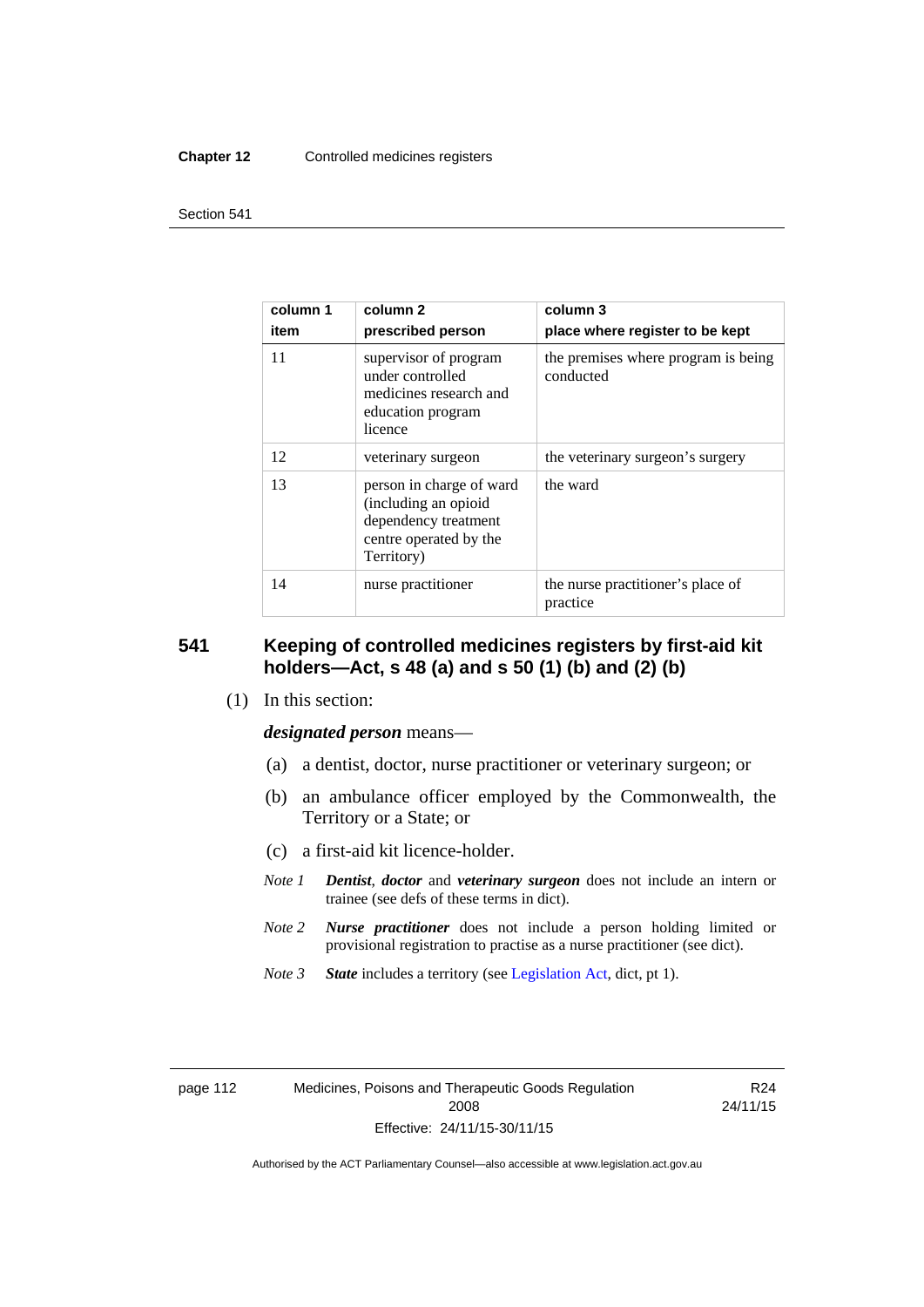| column 1<br>item | column 2<br>prescribed person | column 3<br>place where register to be kept |
|---|---|---|
| 11 | supervisor of program under controlled medicines research and education program licence | the premises where program is being conducted |
| 12 | veterinary surgeon | the veterinary surgeon's surgery |
| 13 | person in charge of ward (including an opioid dependency treatment centre operated by the Territory) | the ward |
| 14 | nurse practitioner | the nurse practitioner's place of practice |

## 541 Keeping of controlled medicines registers by first-aid kit holders—Act, s 48 (a) and s 50 (1) (b) and (2) (b)

(1) In this section:

***designated person*** means—

(a) a dentist, doctor, nurse practitioner or veterinary surgeon; or

(b) an ambulance officer employed by the Commonwealth, the Territory or a State; or

(c) a first-aid kit licence-holder.

*Note 1* ***Dentist***, ***doctor*** and ***veterinary surgeon*** does not include an intern or trainee (see defs of these terms in dict).

*Note 2* ***Nurse practitioner*** does not include a person holding limited or provisional registration to practise as a nurse practitioner (see dict).

*Note 3* ***State*** includes a territory (see Legislation Act, dict, pt 1).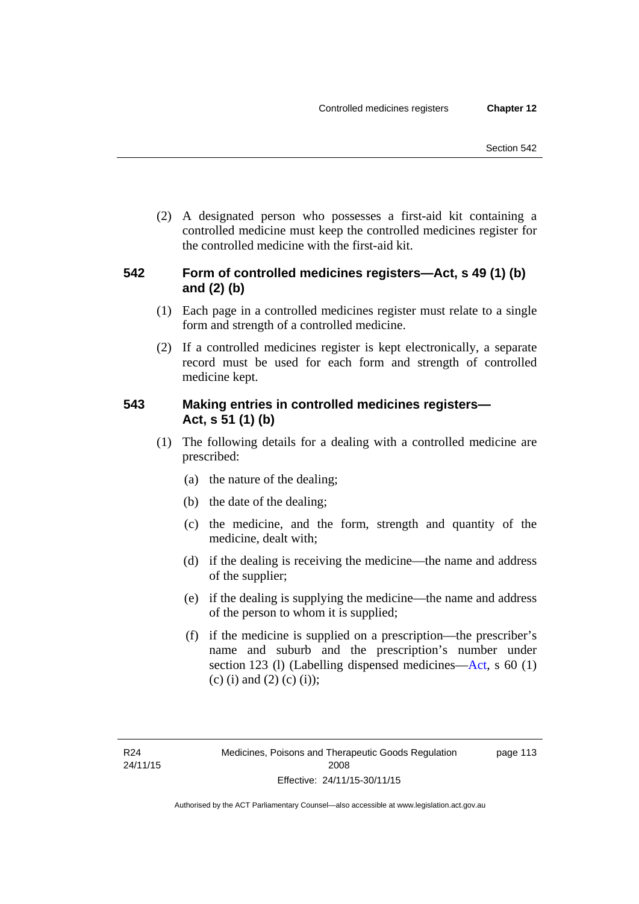(2) A designated person who possesses a first-aid kit containing a controlled medicine must keep the controlled medicines register for the controlled medicine with the first-aid kit.

## 542 Form of controlled medicines registers—Act, s 49 (1) (b) and (2) (b)

(1) Each page in a controlled medicines register must relate to a single form and strength of a controlled medicine.

(2) If a controlled medicines register is kept electronically, a separate record must be used for each form and strength of controlled medicine kept.

## 543 Making entries in controlled medicines registers—Act, s 51 (1) (b)

(1) The following details for a dealing with a controlled medicine are prescribed:

(a) the nature of the dealing;

(b) the date of the dealing;

(c) the medicine, and the form, strength and quantity of the medicine, dealt with;

(d) if the dealing is receiving the medicine—the name and address of the supplier;

(e) if the dealing is supplying the medicine—the name and address of the person to whom it is supplied;

(f) if the medicine is supplied on a prescription—the prescriber's name and suburb and the prescription's number under section 123 (l) (Labelling dispensed medicines—Act, s 60 (1) (c) (i) and (2) (c) (i));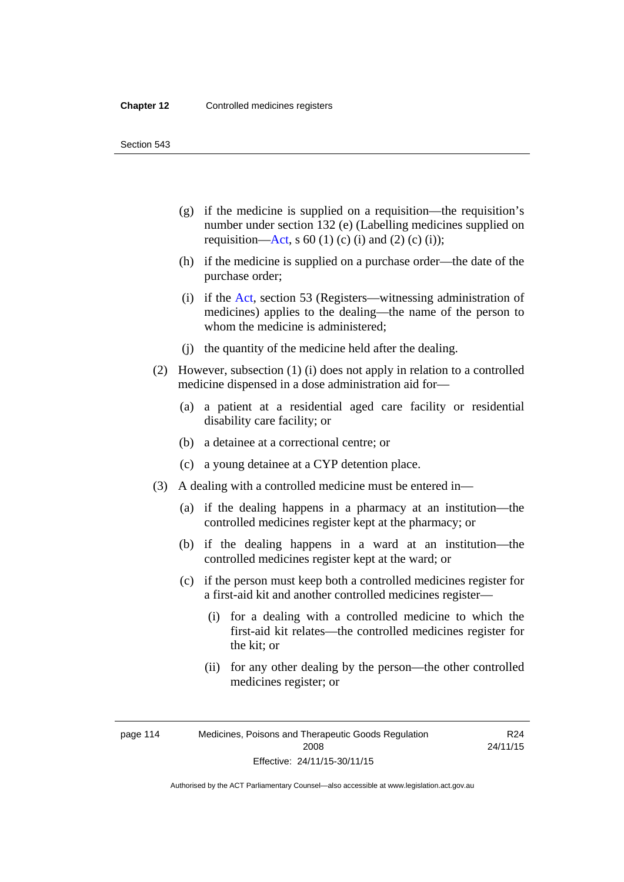(g) if the medicine is supplied on a requisition—the requisition's number under section 132 (e) (Labelling medicines supplied on requisition—Act, s 60 (1) (c) (i) and (2) (c) (i));

(h) if the medicine is supplied on a purchase order—the date of the purchase order;

(i) if the Act, section 53 (Registers—witnessing administration of medicines) applies to the dealing—the name of the person to whom the medicine is administered;

(j) the quantity of the medicine held after the dealing.

(2) However, subsection (1) (i) does not apply in relation to a controlled medicine dispensed in a dose administration aid for—

(a) a patient at a residential aged care facility or residential disability care facility; or

(b) a detainee at a correctional centre; or

(c) a young detainee at a CYP detention place.

(3) A dealing with a controlled medicine must be entered in—

(a) if the dealing happens in a pharmacy at an institution—the controlled medicines register kept at the pharmacy; or

(b) if the dealing happens in a ward at an institution—the controlled medicines register kept at the ward; or

(c) if the person must keep both a controlled medicines register for a first-aid kit and another controlled medicines register—

(i) for a dealing with a controlled medicine to which the first-aid kit relates—the controlled medicines register for the kit; or

(ii) for any other dealing by the person—the other controlled medicines register; or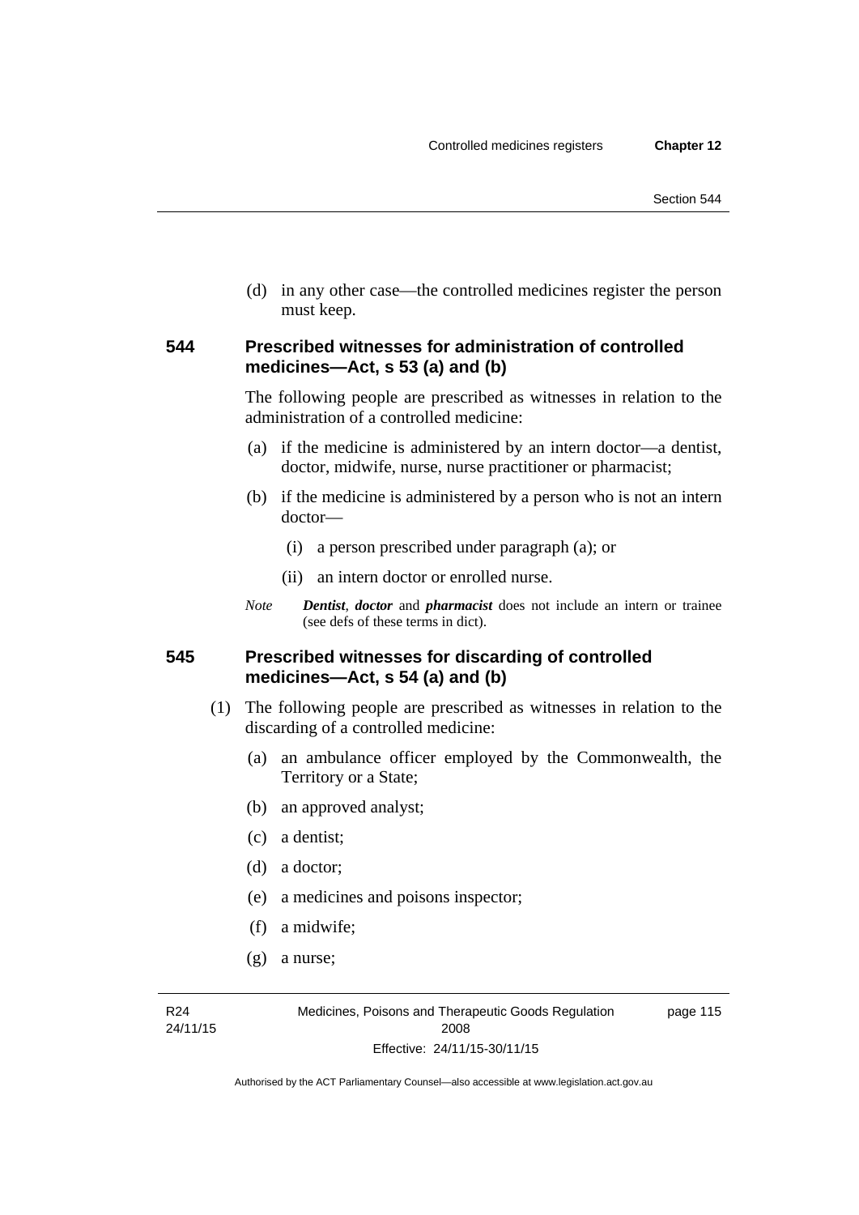(d) in any other case—the controlled medicines register the person must keep.

### 544 Prescribed witnesses for administration of controlled medicines—Act, s 53 (a) and (b)

The following people are prescribed as witnesses in relation to the administration of a controlled medicine:

(a) if the medicine is administered by an intern doctor—a dentist, doctor, midwife, nurse, nurse practitioner or pharmacist;

(b) if the medicine is administered by a person who is not an intern doctor—

(i) a person prescribed under paragraph (a); or

(ii) an intern doctor or enrolled nurse.

*Note* ***Dentist***, ***doctor*** and ***pharmacist*** does not include an intern or trainee (see defs of these terms in dict).

### 545 Prescribed witnesses for discarding of controlled medicines—Act, s 54 (a) and (b)

(1) The following people are prescribed as witnesses in relation to the discarding of a controlled medicine:

(a) an ambulance officer employed by the Commonwealth, the Territory or a State;

(b) an approved analyst;

(c) a dentist;

(d) a doctor;

(e) a medicines and poisons inspector;

(f) a midwife;

(g) a nurse;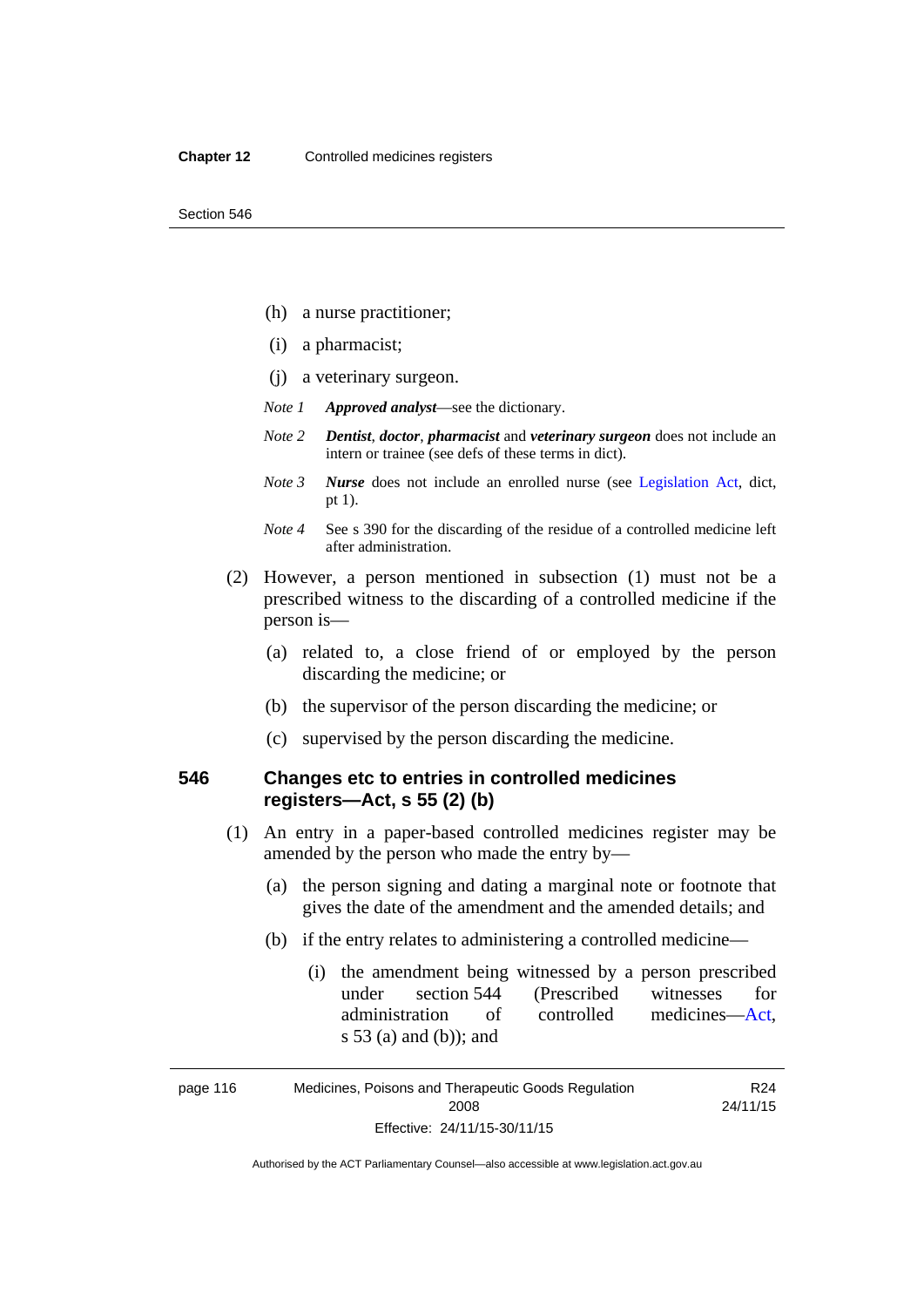(h) a nurse practitioner;

(i) a pharmacist;

(j) a veterinary surgeon.

*Note 1* ***Approved analyst***—see the dictionary.

*Note 2* ***Dentist***, ***doctor***, ***pharmacist*** and ***veterinary surgeon*** does not include an intern or trainee (see defs of these terms in dict).

*Note 3* ***Nurse*** does not include an enrolled nurse (see Legislation Act, dict, pt 1).

*Note 4* See s 390 for the discarding of the residue of a controlled medicine left after administration.

(2) However, a person mentioned in subsection (1) must not be a prescribed witness to the discarding of a controlled medicine if the person is—

(a) related to, a close friend of or employed by the person discarding the medicine; or

(b) the supervisor of the person discarding the medicine; or

(c) supervised by the person discarding the medicine.

### 546 Changes etc to entries in controlled medicines registers—Act, s 55 (2) (b)

(1) An entry in a paper-based controlled medicines register may be amended by the person who made the entry by—

(a) the person signing and dating a marginal note or footnote that gives the date of the amendment and the amended details; and

(b) if the entry relates to administering a controlled medicine—

(i) the amendment being witnessed by a person prescribed under section 544 (Prescribed witnesses for administration of controlled medicines—Act, s 53 (a) and (b)); and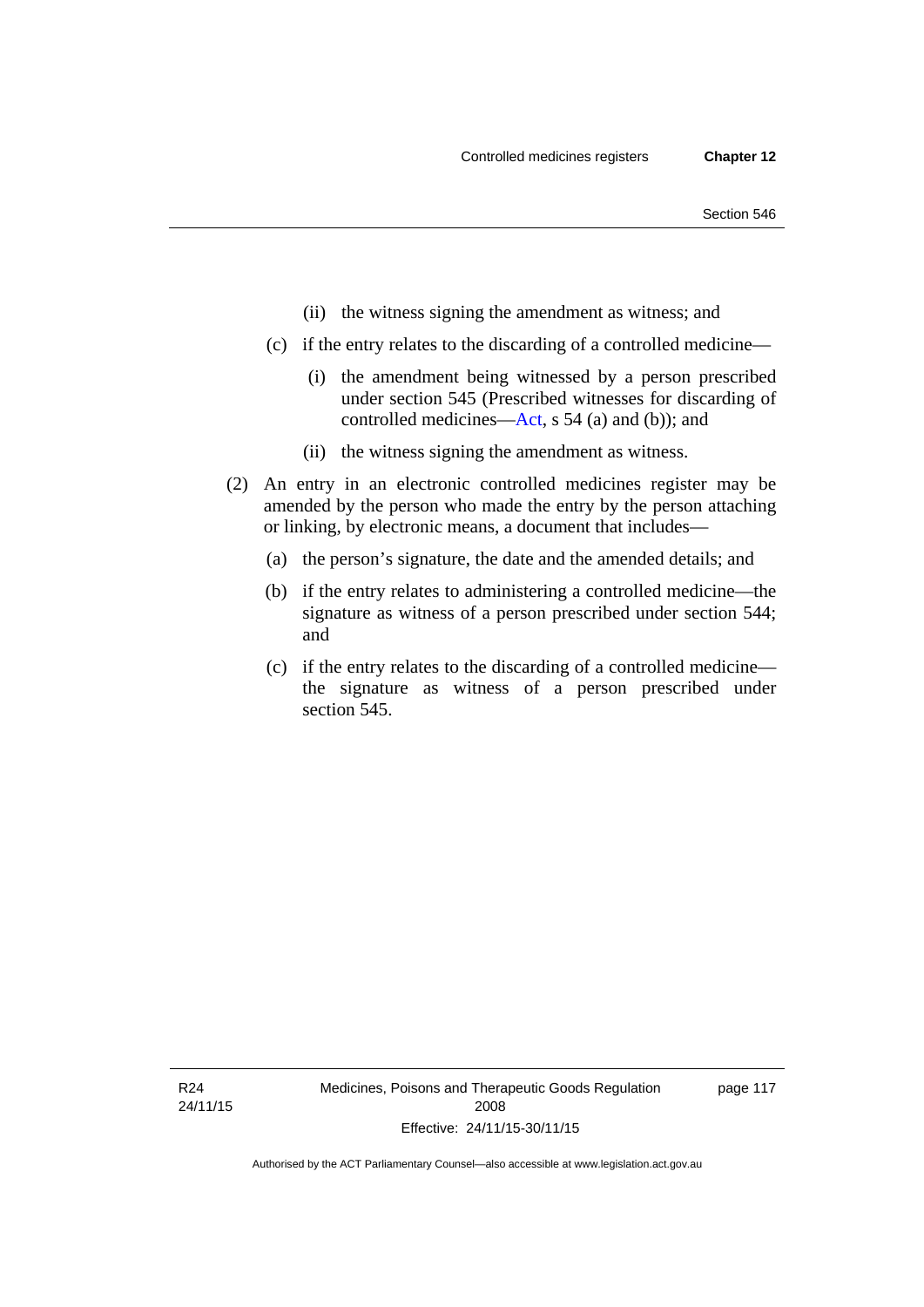(ii) the witness signing the amendment as witness; and

(c) if the entry relates to the discarding of a controlled medicine—

(i) the amendment being witnessed by a person prescribed under section 545 (Prescribed witnesses for discarding of controlled medicines—Act, s 54 (a) and (b)); and

(ii) the witness signing the amendment as witness.

(2) An entry in an electronic controlled medicines register may be amended by the person who made the entry by the person attaching or linking, by electronic means, a document that includes—

(a) the person's signature, the date and the amended details; and

(b) if the entry relates to administering a controlled medicine—the signature as witness of a person prescribed under section 544; and

(c) if the entry relates to the discarding of a controlled medicine—the signature as witness of a person prescribed under section 545.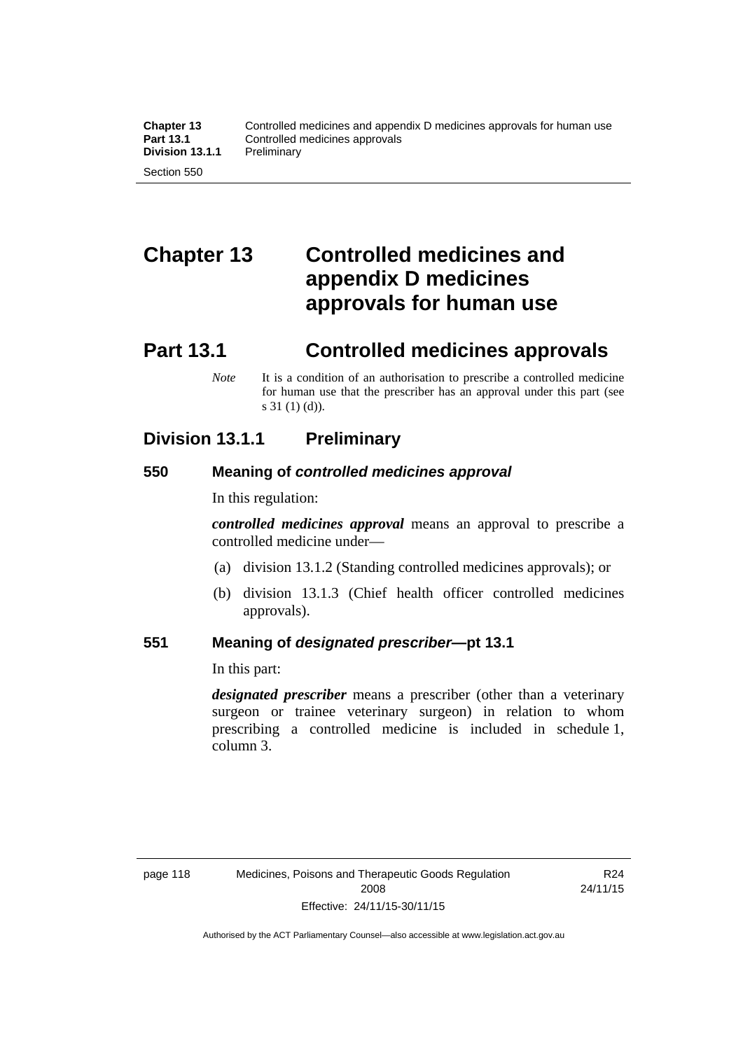# Chapter 13 Controlled medicines and appendix D medicines approvals for human use

## Part 13.1 Controlled medicines approvals

*Note* It is a condition of an authorisation to prescribe a controlled medicine for human use that the prescriber has an approval under this part (see s 31 (1) (d)).

### Division 13.1.1 Preliminary

#### 550 Meaning of *controlled medicines approval*

In this regulation:

***controlled medicines approval*** means an approval to prescribe a controlled medicine under—

(a) division 13.1.2 (Standing controlled medicines approvals); or

(b) division 13.1.3 (Chief health officer controlled medicines approvals).

#### 551 Meaning of *designated prescriber*—pt 13.1

In this part:

***designated prescriber*** means a prescriber (other than a veterinary surgeon or trainee veterinary surgeon) in relation to whom prescribing a controlled medicine is included in schedule 1, column 3.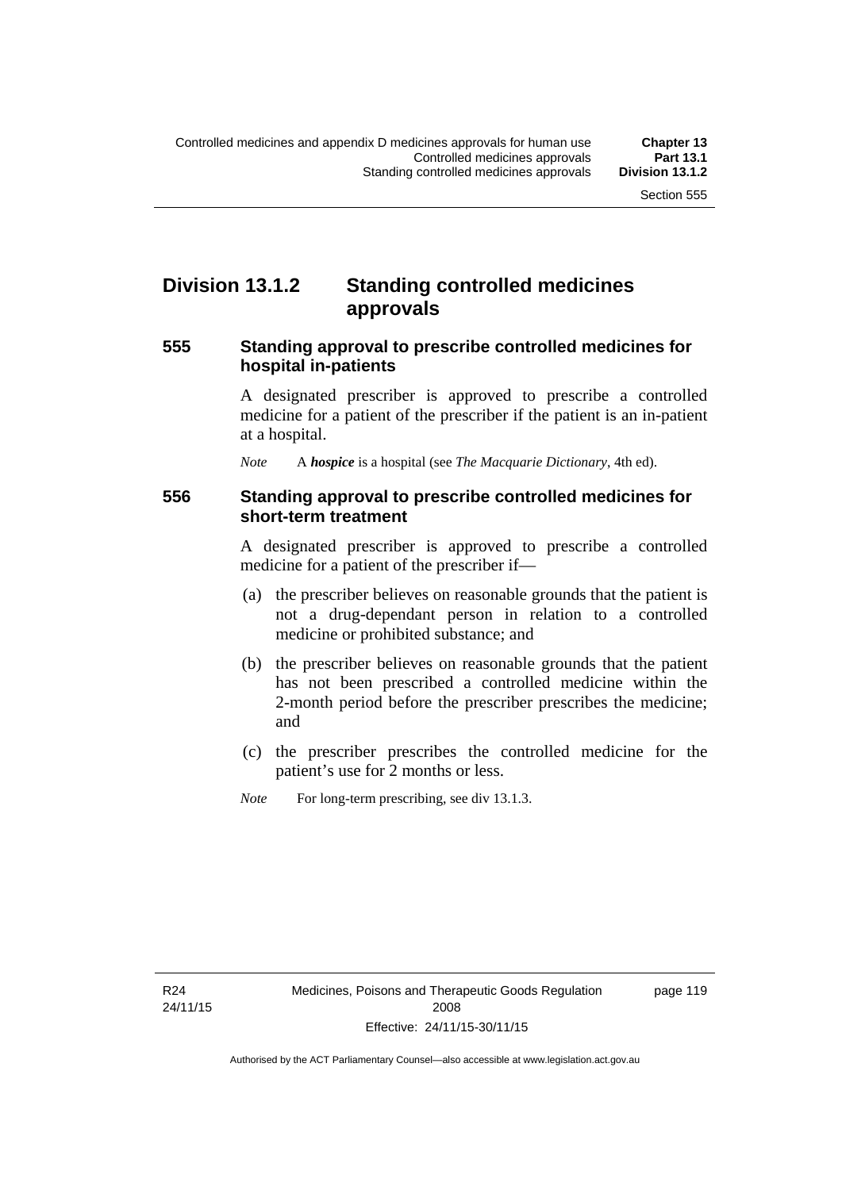## Division 13.1.2 Standing controlled medicines approvals

### 555 Standing approval to prescribe controlled medicines for hospital in-patients

A designated prescriber is approved to prescribe a controlled medicine for a patient of the prescriber if the patient is an in-patient at a hospital.

*Note* A ***hospice*** is a hospital (see *The Macquarie Dictionary*, 4th ed).

### 556 Standing approval to prescribe controlled medicines for short-term treatment

A designated prescriber is approved to prescribe a controlled medicine for a patient of the prescriber if—

(a) the prescriber believes on reasonable grounds that the patient is not a drug-dependant person in relation to a controlled medicine or prohibited substance; and

(b) the prescriber believes on reasonable grounds that the patient has not been prescribed a controlled medicine within the 2-month period before the prescriber prescribes the medicine; and

(c) the prescriber prescribes the controlled medicine for the patient's use for 2 months or less.

*Note* For long-term prescribing, see div 13.1.3.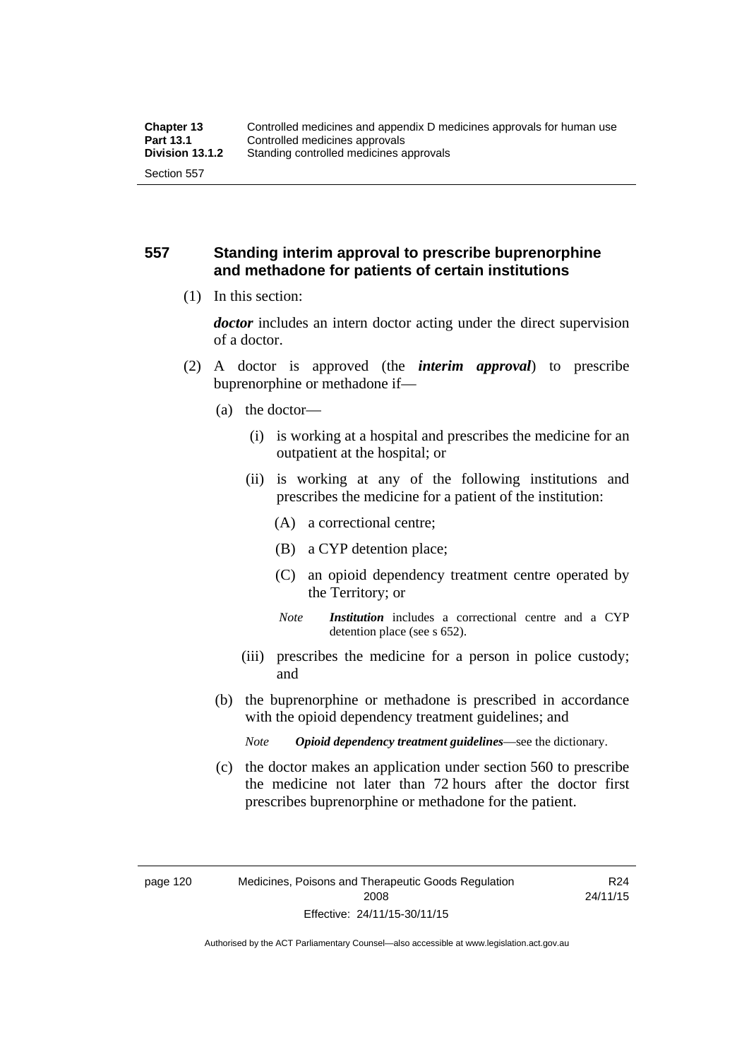## 557 Standing interim approval to prescribe buprenorphine and methadone for patients of certain institutions

(1) In this section:

***doctor*** includes an intern doctor acting under the direct supervision of a doctor.

(2) A doctor is approved (the ***interim approval***) to prescribe buprenorphine or methadone if—

(a) the doctor—

(i) is working at a hospital and prescribes the medicine for an outpatient at the hospital; or

(ii) is working at any of the following institutions and prescribes the medicine for a patient of the institution:

(A) a correctional centre;

(B) a CYP detention place;

(C) an opioid dependency treatment centre operated by the Territory; or

*Note* ***Institution*** includes a correctional centre and a CYP detention place (see s 652).

(iii) prescribes the medicine for a person in police custody; and

(b) the buprenorphine or methadone is prescribed in accordance with the opioid dependency treatment guidelines; and

*Note* ***Opioid dependency treatment guidelines***—see the dictionary.

(c) the doctor makes an application under section 560 to prescribe the medicine not later than 72 hours after the doctor first prescribes buprenorphine or methadone for the patient.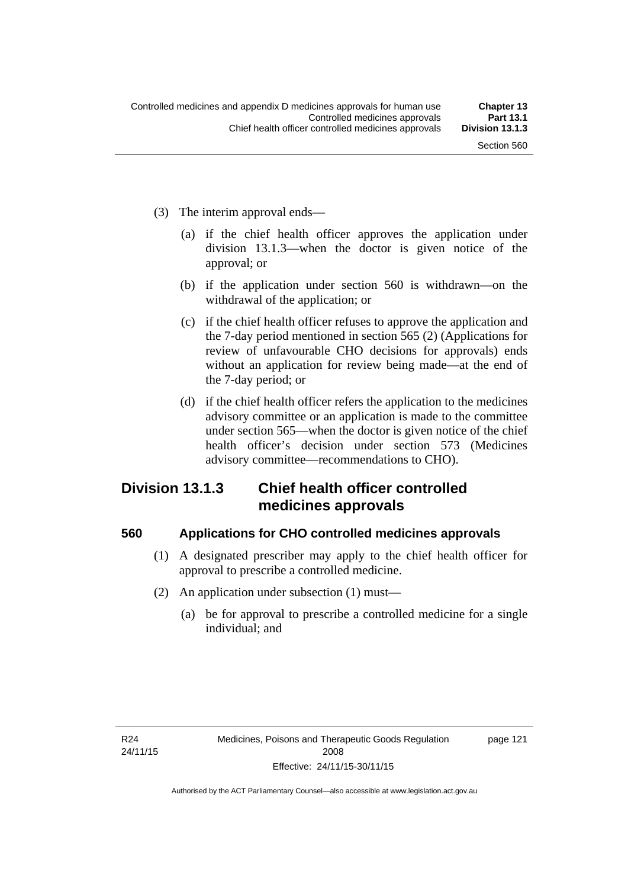(3) The interim approval ends—

(a) if the chief health officer approves the application under division 13.1.3—when the doctor is given notice of the approval; or

(b) if the application under section 560 is withdrawn—on the withdrawal of the application; or

(c) if the chief health officer refuses to approve the application and the 7-day period mentioned in section 565 (2) (Applications for review of unfavourable CHO decisions for approvals) ends without an application for review being made—at the end of the 7-day period; or

(d) if the chief health officer refers the application to the medicines advisory committee or an application is made to the committee under section 565—when the doctor is given notice of the chief health officer's decision under section 573 (Medicines advisory committee—recommendations to CHO).

## Division 13.1.3 Chief health officer controlled medicines approvals

### 560 Applications for CHO controlled medicines approvals

(1) A designated prescriber may apply to the chief health officer for approval to prescribe a controlled medicine.

(2) An application under subsection (1) must—

(a) be for approval to prescribe a controlled medicine for a single individual; and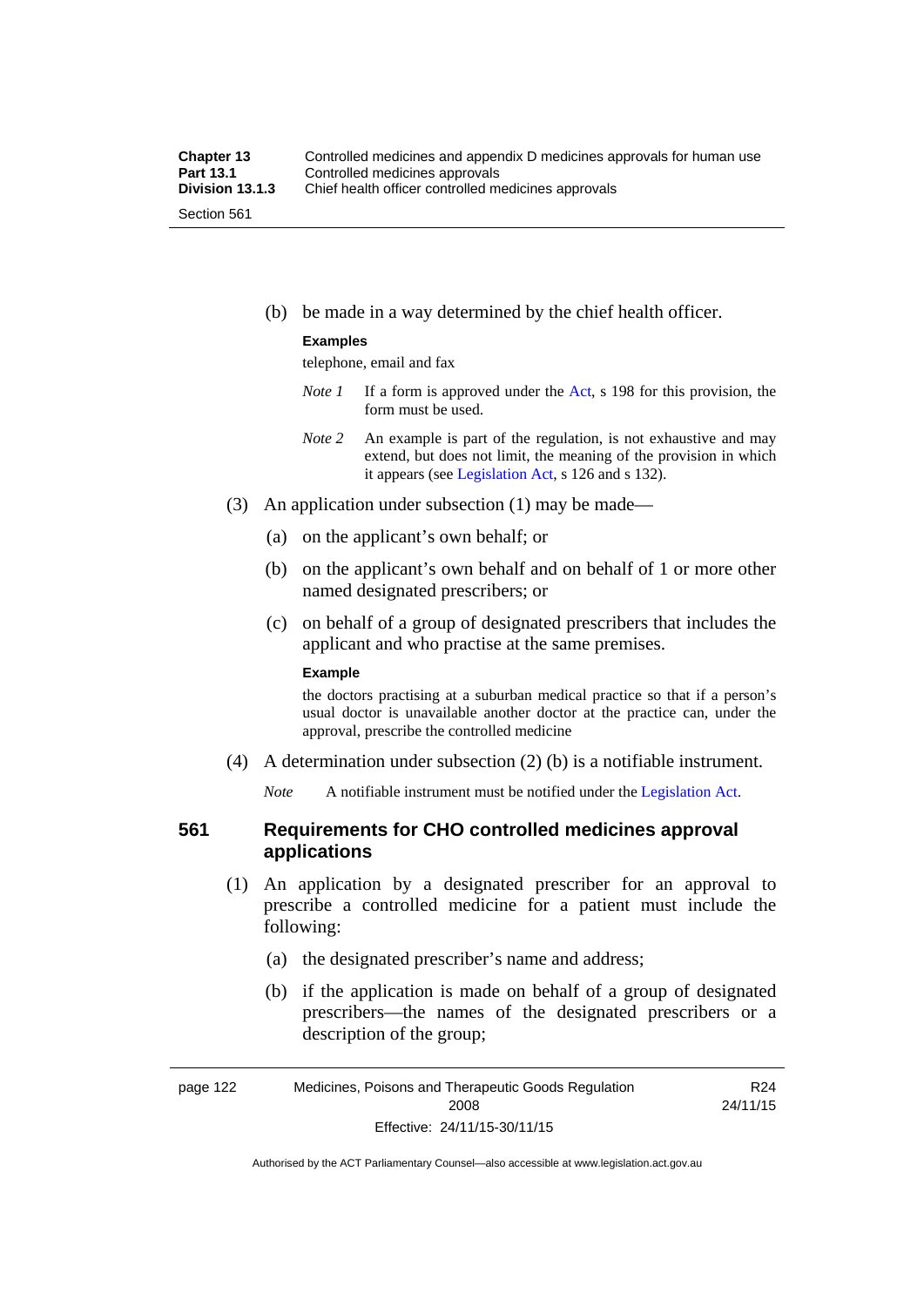(b) be made in a way determined by the chief health officer.

**Examples**

telephone, email and fax

*Note 1* If a form is approved under the Act, s 198 for this provision, the form must be used.

*Note 2* An example is part of the regulation, is not exhaustive and may extend, but does not limit, the meaning of the provision in which it appears (see Legislation Act, s 126 and s 132).

(3) An application under subsection (1) may be made—

(a) on the applicant's own behalf; or

(b) on the applicant's own behalf and on behalf of 1 or more other named designated prescribers; or

(c) on behalf of a group of designated prescribers that includes the applicant and who practise at the same premises.

**Example**

the doctors practising at a suburban medical practice so that if a person's usual doctor is unavailable another doctor at the practice can, under the approval, prescribe the controlled medicine

(4) A determination under subsection (2) (b) is a notifiable instrument.

*Note* A notifiable instrument must be notified under the Legislation Act.

## 561 Requirements for CHO controlled medicines approval applications

(1) An application by a designated prescriber for an approval to prescribe a controlled medicine for a patient must include the following:

(a) the designated prescriber's name and address;

(b) if the application is made on behalf of a group of designated prescribers—the names of the designated prescribers or a description of the group;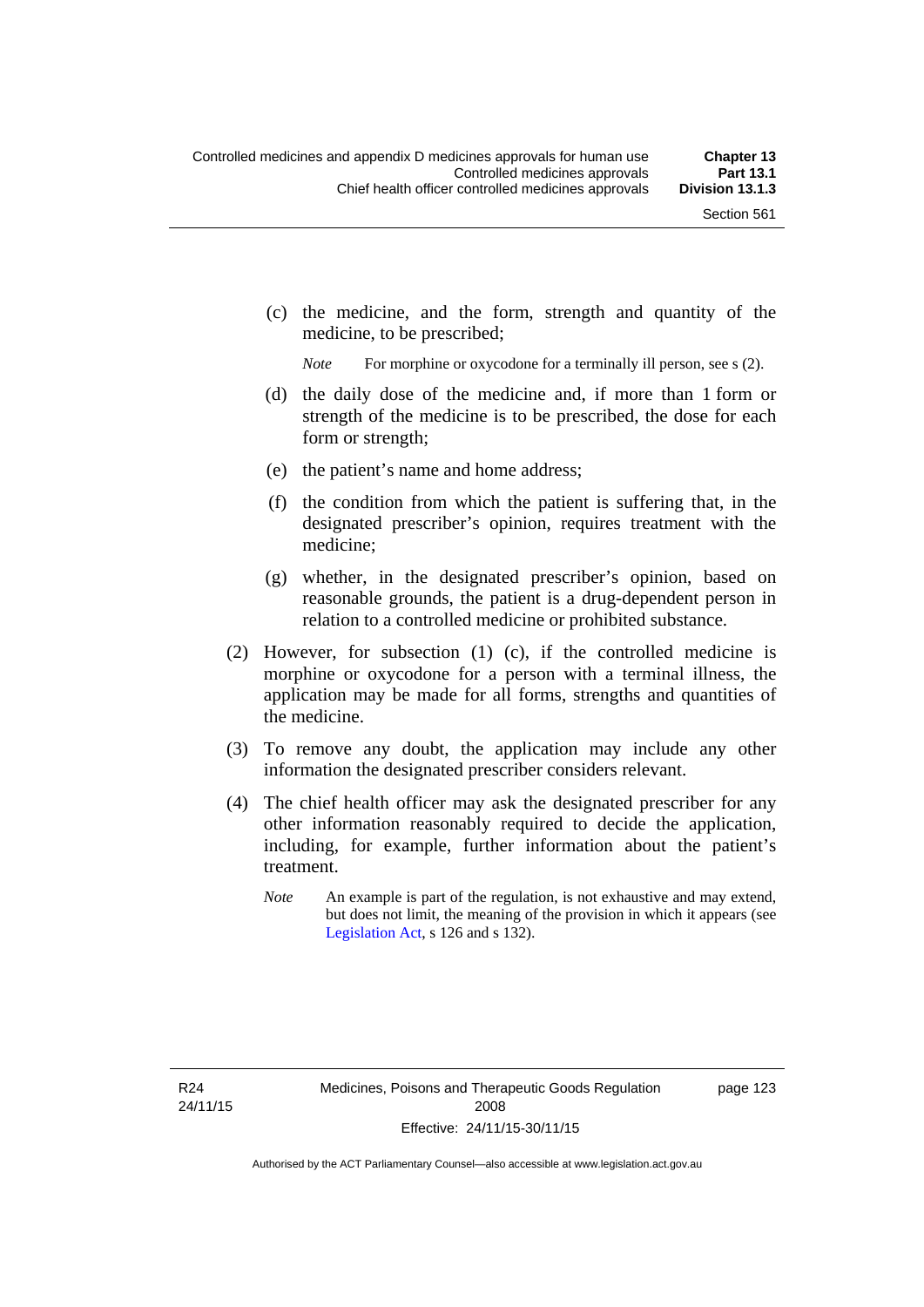(c) the medicine, and the form, strength and quantity of the medicine, to be prescribed;

*Note* For morphine or oxycodone for a terminally ill person, see s (2).

(d) the daily dose of the medicine and, if more than 1 form or strength of the medicine is to be prescribed, the dose for each form or strength;

(e) the patient's name and home address;

(f) the condition from which the patient is suffering that, in the designated prescriber's opinion, requires treatment with the medicine;

(g) whether, in the designated prescriber's opinion, based on reasonable grounds, the patient is a drug-dependent person in relation to a controlled medicine or prohibited substance.

(2) However, for subsection (1) (c), if the controlled medicine is morphine or oxycodone for a person with a terminal illness, the application may be made for all forms, strengths and quantities of the medicine.

(3) To remove any doubt, the application may include any other information the designated prescriber considers relevant.

(4) The chief health officer may ask the designated prescriber for any other information reasonably required to decide the application, including, for example, further information about the patient's treatment.

*Note* An example is part of the regulation, is not exhaustive and may extend, but does not limit, the meaning of the provision in which it appears (see Legislation Act, s 126 and s 132).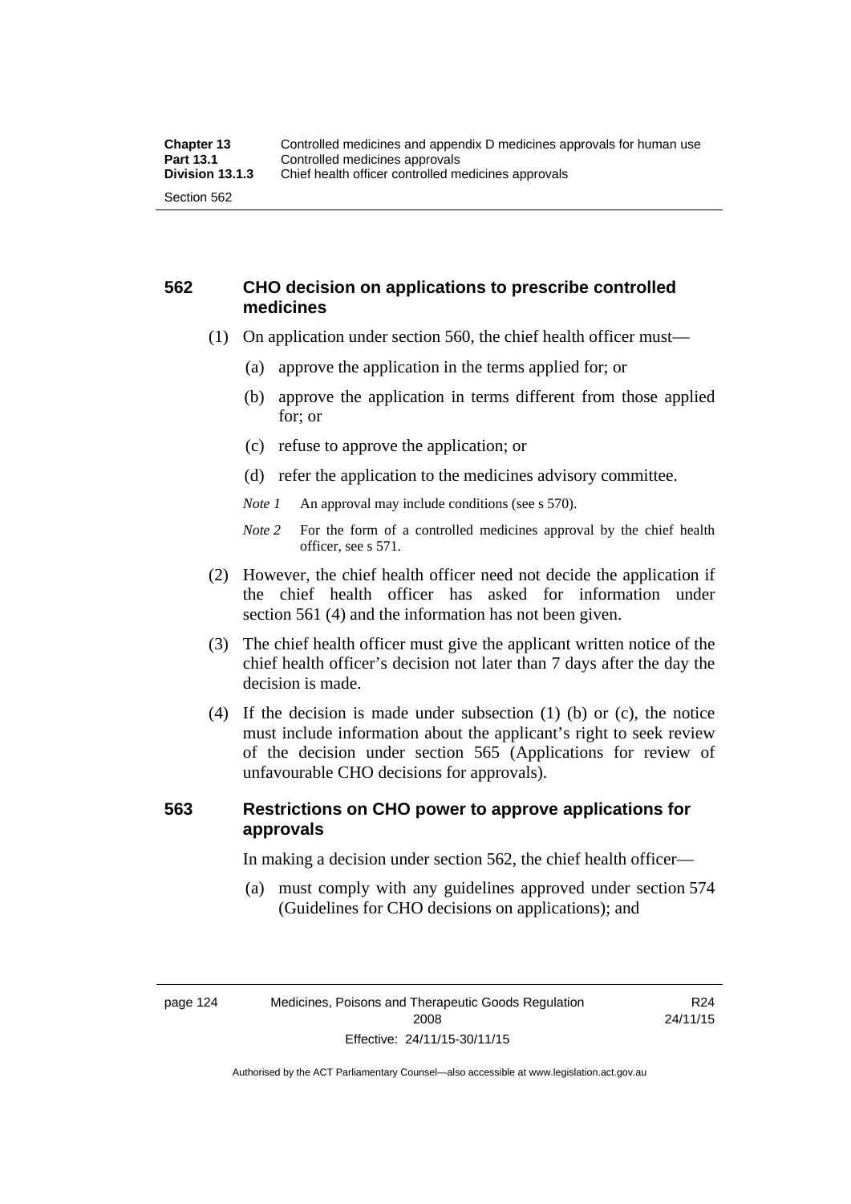## 562 CHO decision on applications to prescribe controlled medicines

(1) On application under section 560, the chief health officer must—

(a) approve the application in the terms applied for; or

(b) approve the application in terms different from those applied for; or

(c) refuse to approve the application; or

(d) refer the application to the medicines advisory committee.

*Note 1* An approval may include conditions (see s 570).

*Note 2* For the form of a controlled medicines approval by the chief health officer, see s 571.

(2) However, the chief health officer need not decide the application if the chief health officer has asked for information under section 561 (4) and the information has not been given.

(3) The chief health officer must give the applicant written notice of the chief health officer's decision not later than 7 days after the day the decision is made.

(4) If the decision is made under subsection (1) (b) or (c), the notice must include information about the applicant's right to seek review of the decision under section 565 (Applications for review of unfavourable CHO decisions for approvals).

## 563 Restrictions on CHO power to approve applications for approvals

In making a decision under section 562, the chief health officer—

(a) must comply with any guidelines approved under section 574 (Guidelines for CHO decisions on applications); and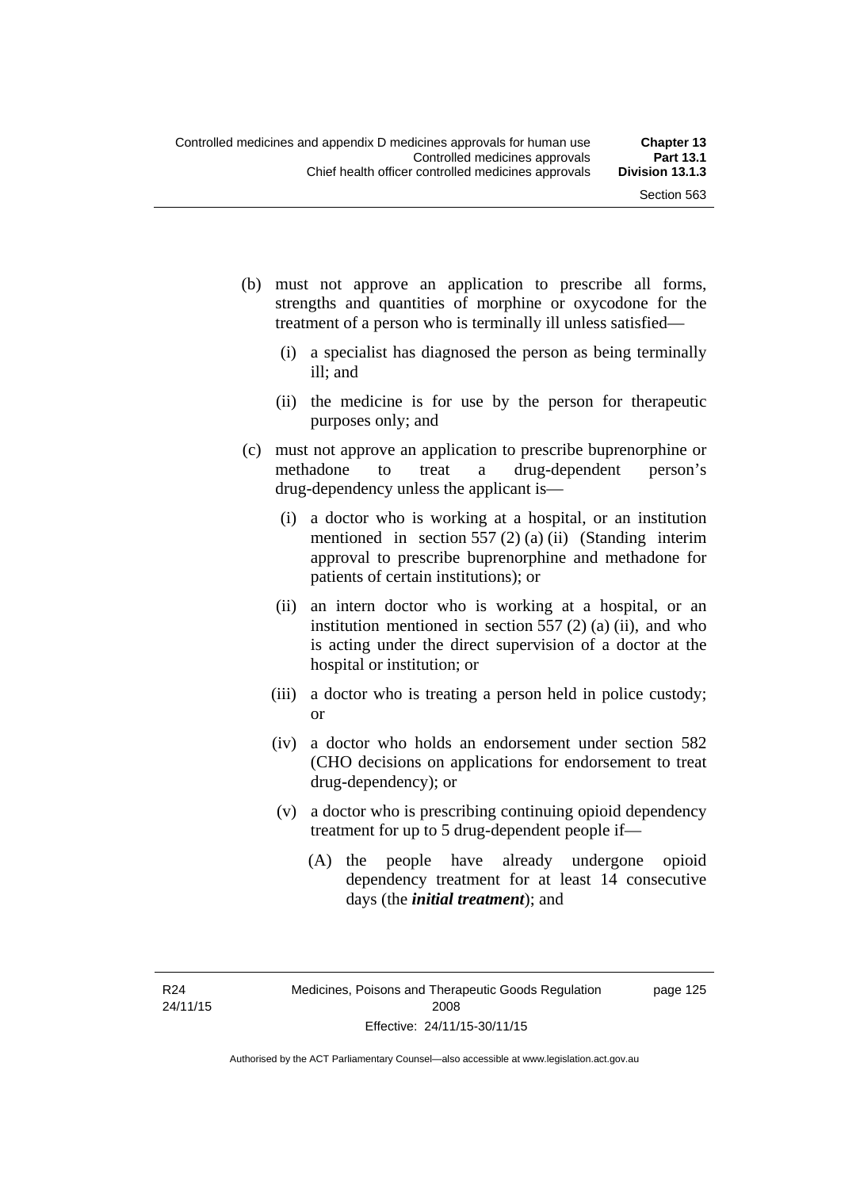(b) must not approve an application to prescribe all forms, strengths and quantities of morphine or oxycodone for the treatment of a person who is terminally ill unless satisfied—

  (i) a specialist has diagnosed the person as being terminally ill; and

  (ii) the medicine is for use by the person for therapeutic purposes only; and

(c) must not approve an application to prescribe buprenorphine or methadone to treat a drug-dependent person's drug-dependency unless the applicant is—

  (i) a doctor who is working at a hospital, or an institution mentioned in section 557 (2) (a) (ii) (Standing interim approval to prescribe buprenorphine and methadone for patients of certain institutions); or

  (ii) an intern doctor who is working at a hospital, or an institution mentioned in section 557 (2) (a) (ii), and who is acting under the direct supervision of a doctor at the hospital or institution; or

  (iii) a doctor who is treating a person held in police custody; or

  (iv) a doctor who holds an endorsement under section 582 (CHO decisions on applications for endorsement to treat drug-dependency); or

  (v) a doctor who is prescribing continuing opioid dependency treatment for up to 5 drug-dependent people if—

    (A) the people have already undergone opioid dependency treatment for at least 14 consecutive days (the ***initial treatment***); and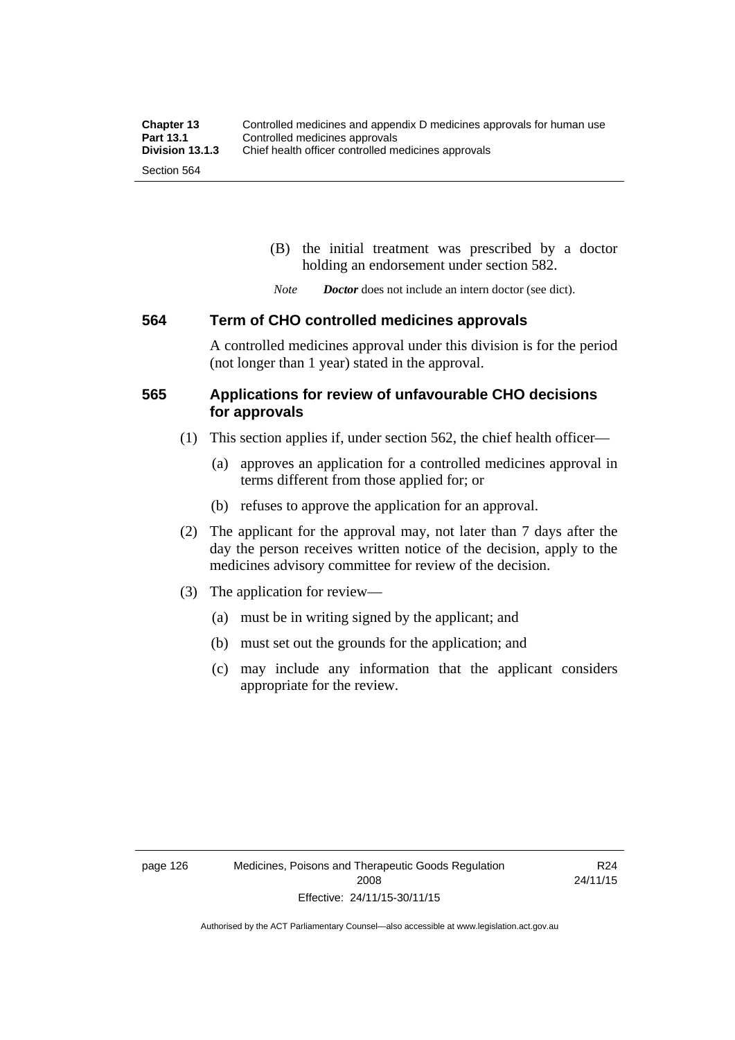(B) the initial treatment was prescribed by a doctor holding an endorsement under section 582.

*Note* ***Doctor*** does not include an intern doctor (see dict).

## 564 Term of CHO controlled medicines approvals

A controlled medicines approval under this division is for the period (not longer than 1 year) stated in the approval.

## 565 Applications for review of unfavourable CHO decisions for approvals

(1) This section applies if, under section 562, the chief health officer—

(a) approves an application for a controlled medicines approval in terms different from those applied for; or

(b) refuses to approve the application for an approval.

(2) The applicant for the approval may, not later than 7 days after the day the person receives written notice of the decision, apply to the medicines advisory committee for review of the decision.

(3) The application for review—

(a) must be in writing signed by the applicant; and

(b) must set out the grounds for the application; and

(c) may include any information that the applicant considers appropriate for the review.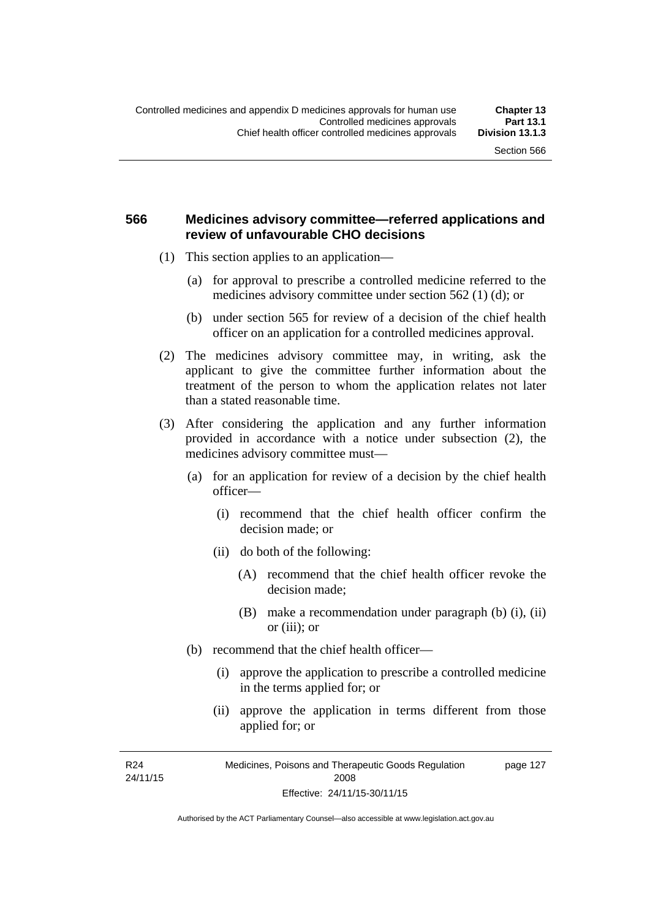## 566 Medicines advisory committee—referred applications and review of unfavourable CHO decisions

(1) This section applies to an application—

(a) for approval to prescribe a controlled medicine referred to the medicines advisory committee under section 562 (1) (d); or

(b) under section 565 for review of a decision of the chief health officer on an application for a controlled medicines approval.

(2) The medicines advisory committee may, in writing, ask the applicant to give the committee further information about the treatment of the person to whom the application relates not later than a stated reasonable time.

(3) After considering the application and any further information provided in accordance with a notice under subsection (2), the medicines advisory committee must—

(a) for an application for review of a decision by the chief health officer—

(i) recommend that the chief health officer confirm the decision made; or

(ii) do both of the following:

(A) recommend that the chief health officer revoke the decision made;

(B) make a recommendation under paragraph (b) (i), (ii) or (iii); or

(b) recommend that the chief health officer—

(i) approve the application to prescribe a controlled medicine in the terms applied for; or

(ii) approve the application in terms different from those applied for; or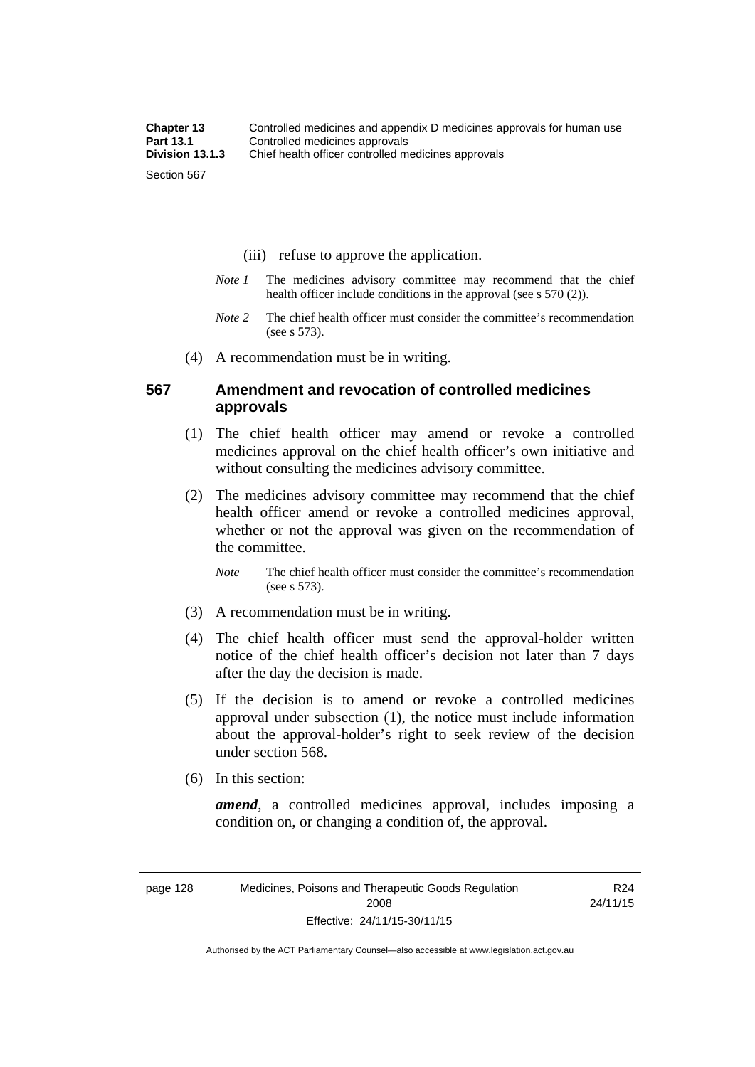(iii) refuse to approve the application.

*Note 1* The medicines advisory committee may recommend that the chief health officer include conditions in the approval (see s 570 (2)).

*Note 2* The chief health officer must consider the committee's recommendation (see s 573).

(4) A recommendation must be in writing.

## 567 Amendment and revocation of controlled medicines approvals

(1) The chief health officer may amend or revoke a controlled medicines approval on the chief health officer's own initiative and without consulting the medicines advisory committee.

(2) The medicines advisory committee may recommend that the chief health officer amend or revoke a controlled medicines approval, whether or not the approval was given on the recommendation of the committee.

*Note* The chief health officer must consider the committee's recommendation (see s 573).

(3) A recommendation must be in writing.

(4) The chief health officer must send the approval-holder written notice of the chief health officer's decision not later than 7 days after the day the decision is made.

(5) If the decision is to amend or revoke a controlled medicines approval under subsection (1), the notice must include information about the approval-holder's right to seek review of the decision under section 568.

(6) In this section:

***amend***, a controlled medicines approval, includes imposing a condition on, or changing a condition of, the approval.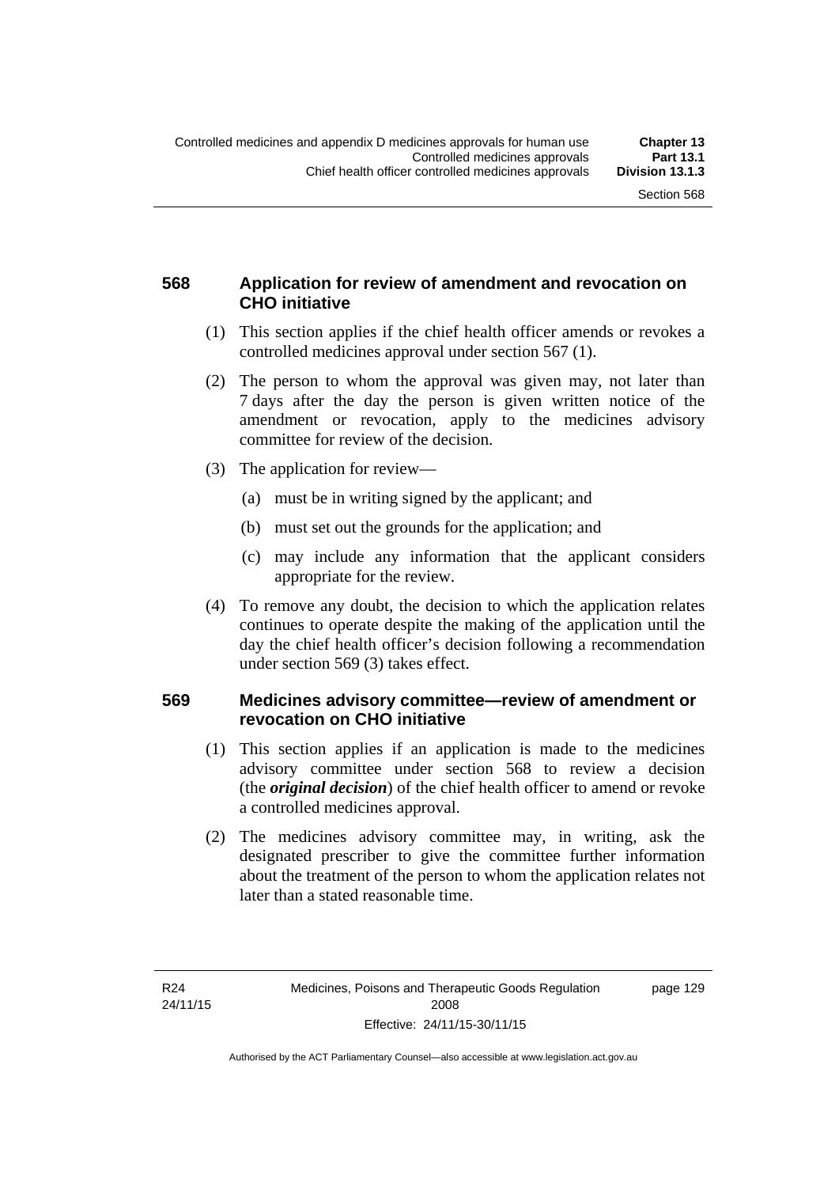### 568 Application for review of amendment and revocation on CHO initiative

(1) This section applies if the chief health officer amends or revokes a controlled medicines approval under section 567 (1).

(2) The person to whom the approval was given may, not later than 7 days after the day the person is given written notice of the amendment or revocation, apply to the medicines advisory committee for review of the decision.

(3) The application for review—

(a) must be in writing signed by the applicant; and

(b) must set out the grounds for the application; and

(c) may include any information that the applicant considers appropriate for the review.

(4) To remove any doubt, the decision to which the application relates continues to operate despite the making of the application until the day the chief health officer's decision following a recommendation under section 569 (3) takes effect.

### 569 Medicines advisory committee—review of amendment or revocation on CHO initiative

(1) This section applies if an application is made to the medicines advisory committee under section 568 to review a decision (the ***original decision***) of the chief health officer to amend or revoke a controlled medicines approval.

(2) The medicines advisory committee may, in writing, ask the designated prescriber to give the committee further information about the treatment of the person to whom the application relates not later than a stated reasonable time.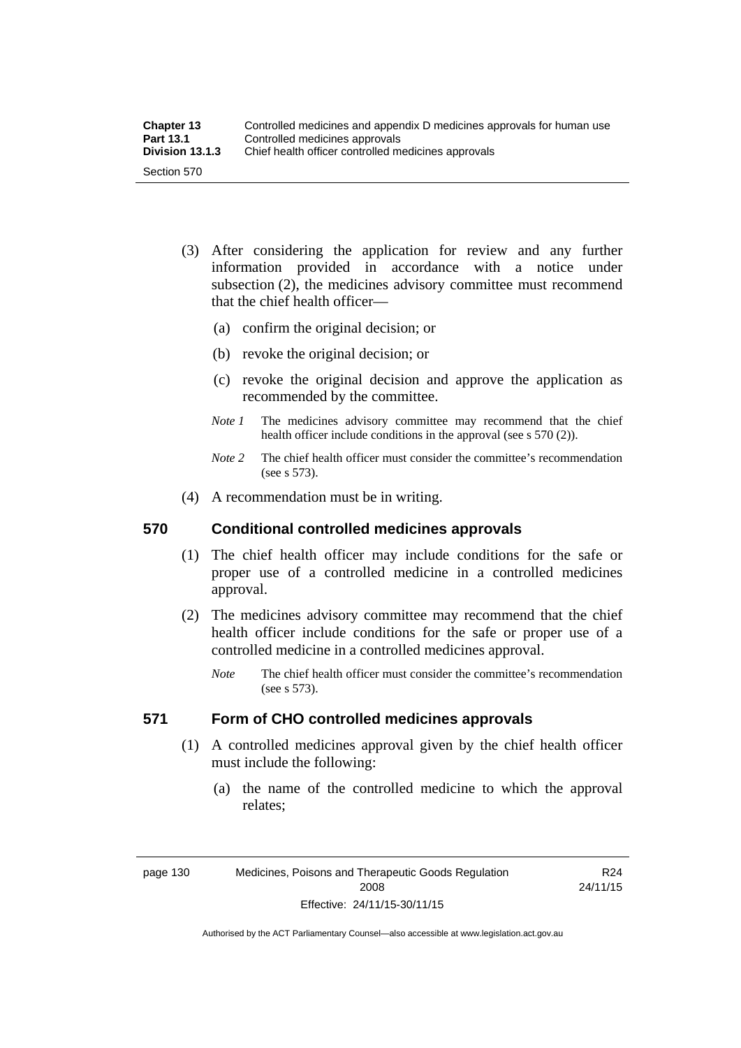(3) After considering the application for review and any further information provided in accordance with a notice under subsection (2), the medicines advisory committee must recommend that the chief health officer—

(a) confirm the original decision; or

(b) revoke the original decision; or

(c) revoke the original decision and approve the application as recommended by the committee.

*Note 1* The medicines advisory committee may recommend that the chief health officer include conditions in the approval (see s 570 (2)).

*Note 2* The chief health officer must consider the committee's recommendation (see s 573).

(4) A recommendation must be in writing.

## 570 Conditional controlled medicines approvals

(1) The chief health officer may include conditions for the safe or proper use of a controlled medicine in a controlled medicines approval.

(2) The medicines advisory committee may recommend that the chief health officer include conditions for the safe or proper use of a controlled medicine in a controlled medicines approval.

*Note* The chief health officer must consider the committee's recommendation (see s 573).

## 571 Form of CHO controlled medicines approvals

(1) A controlled medicines approval given by the chief health officer must include the following:

(a) the name of the controlled medicine to which the approval relates;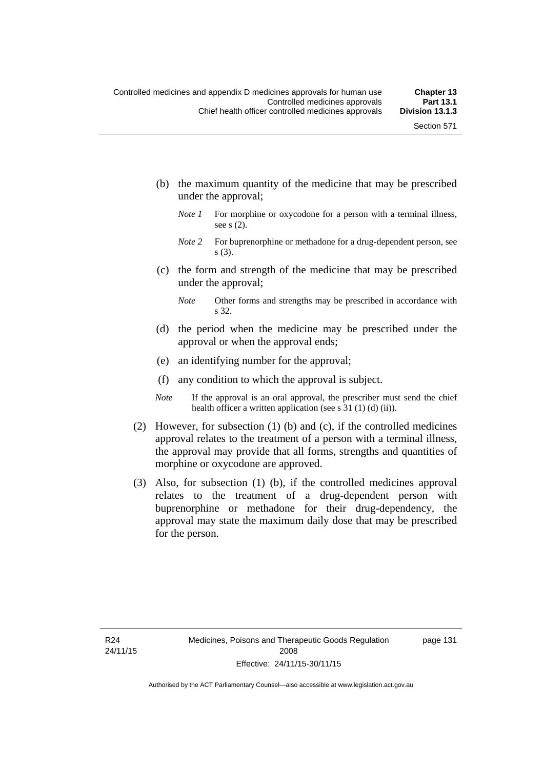(b) the maximum quantity of the medicine that may be prescribed under the approval;

*Note 1* For morphine or oxycodone for a person with a terminal illness, see s (2).

*Note 2* For buprenorphine or methadone for a drug-dependent person, see s (3).

(c) the form and strength of the medicine that may be prescribed under the approval;

*Note* Other forms and strengths may be prescribed in accordance with s 32.

(d) the period when the medicine may be prescribed under the approval or when the approval ends;

(e) an identifying number for the approval;

(f) any condition to which the approval is subject.

*Note* If the approval is an oral approval, the prescriber must send the chief health officer a written application (see s 31 (1) (d) (ii)).

(2) However, for subsection (1) (b) and (c), if the controlled medicines approval relates to the treatment of a person with a terminal illness, the approval may provide that all forms, strengths and quantities of morphine or oxycodone are approved.

(3) Also, for subsection (1) (b), if the controlled medicines approval relates to the treatment of a drug-dependent person with buprenorphine or methadone for their drug-dependency, the approval may state the maximum daily dose that may be prescribed for the person.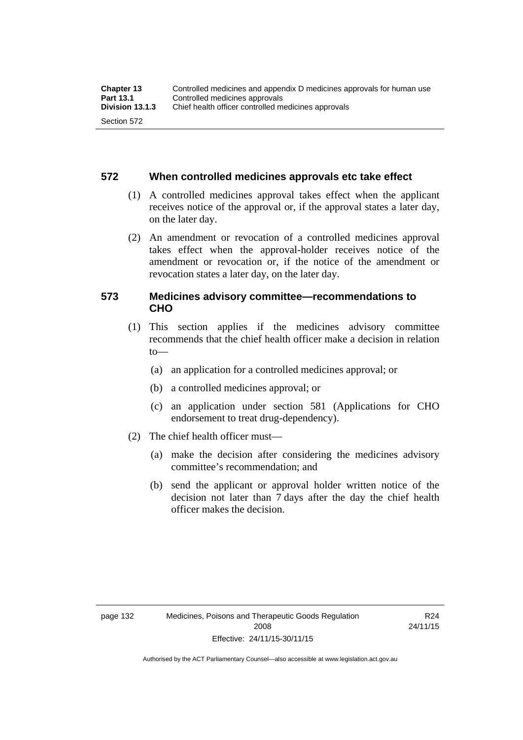## 572 When controlled medicines approvals etc take effect

(1) A controlled medicines approval takes effect when the applicant receives notice of the approval or, if the approval states a later day, on the later day.

(2) An amendment or revocation of a controlled medicines approval takes effect when the approval-holder receives notice of the amendment or revocation or, if the notice of the amendment or revocation states a later day, on the later day.

## 573 Medicines advisory committee—recommendations to CHO

(1) This section applies if the medicines advisory committee recommends that the chief health officer make a decision in relation to—

- (a) an application for a controlled medicines approval; or
- (b) a controlled medicines approval; or
- (c) an application under section 581 (Applications for CHO endorsement to treat drug-dependency).

(2) The chief health officer must—

- (a) make the decision after considering the medicines advisory committee's recommendation; and
- (b) send the applicant or approval holder written notice of the decision not later than 7 days after the day the chief health officer makes the decision.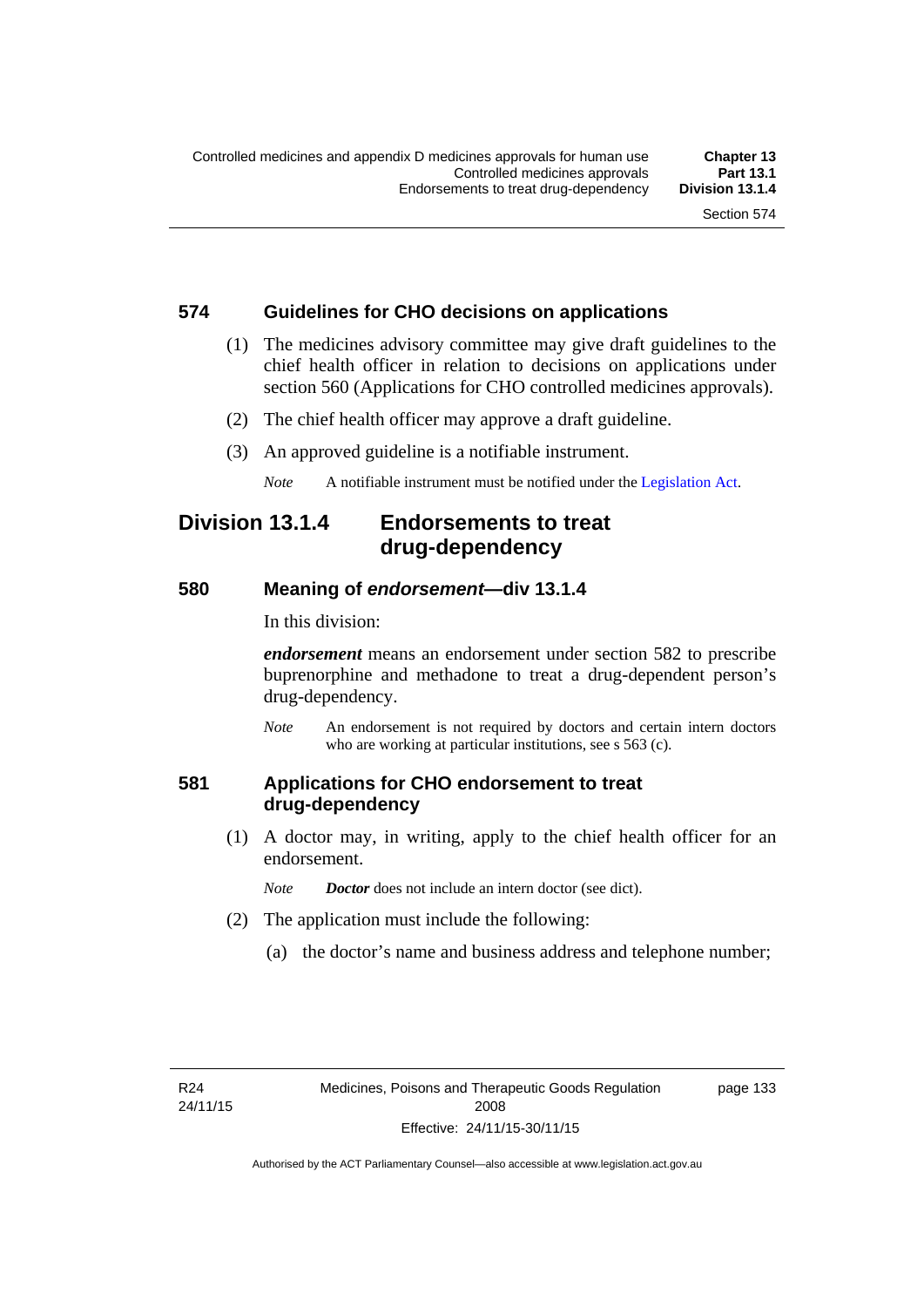## 574 Guidelines for CHO decisions on applications

(1) The medicines advisory committee may give draft guidelines to the chief health officer in relation to decisions on applications under section 560 (Applications for CHO controlled medicines approvals).

(2) The chief health officer may approve a draft guideline.

(3) An approved guideline is a notifiable instrument.

*Note* A notifiable instrument must be notified under the Legislation Act.

# Division 13.1.4 Endorsements to treat drug-dependency

## 580 Meaning of *endorsement*—div 13.1.4

In this division:

***endorsement*** means an endorsement under section 582 to prescribe buprenorphine and methadone to treat a drug-dependent person's drug-dependency.

*Note* An endorsement is not required by doctors and certain intern doctors who are working at particular institutions, see s 563 (c).

## 581 Applications for CHO endorsement to treat drug-dependency

(1) A doctor may, in writing, apply to the chief health officer for an endorsement.

*Note* ***Doctor*** does not include an intern doctor (see dict).

(2) The application must include the following:

(a) the doctor's name and business address and telephone number;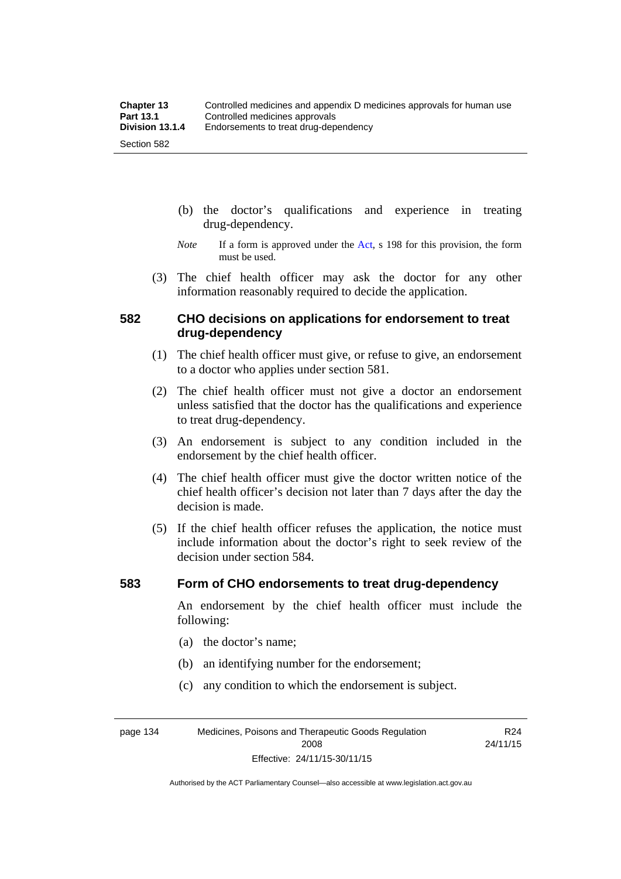(b) the doctor's qualifications and experience in treating drug-dependency.

*Note* If a form is approved under the Act, s 198 for this provision, the form must be used.

(3) The chief health officer may ask the doctor for any other information reasonably required to decide the application.

## 582 CHO decisions on applications for endorsement to treat drug-dependency

(1) The chief health officer must give, or refuse to give, an endorsement to a doctor who applies under section 581.

(2) The chief health officer must not give a doctor an endorsement unless satisfied that the doctor has the qualifications and experience to treat drug-dependency.

(3) An endorsement is subject to any condition included in the endorsement by the chief health officer.

(4) The chief health officer must give the doctor written notice of the chief health officer's decision not later than 7 days after the day the decision is made.

(5) If the chief health officer refuses the application, the notice must include information about the doctor's right to seek review of the decision under section 584.

## 583 Form of CHO endorsements to treat drug-dependency

An endorsement by the chief health officer must include the following:

(a) the doctor's name;

(b) an identifying number for the endorsement;

(c) any condition to which the endorsement is subject.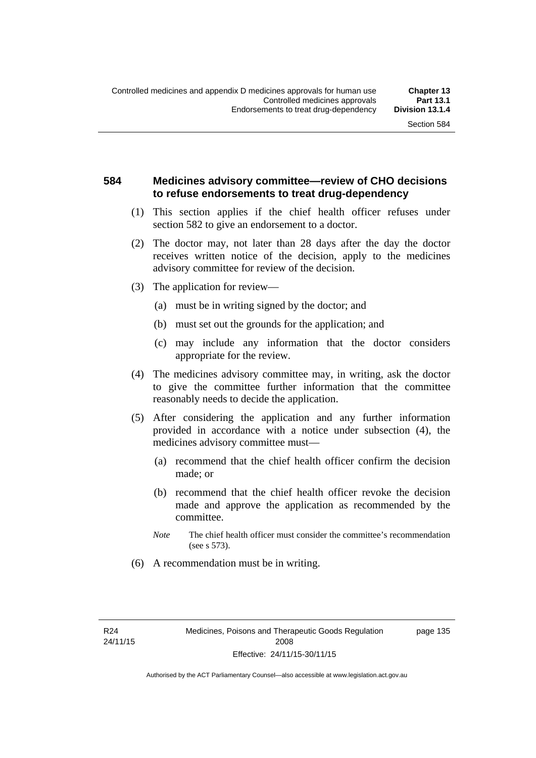## 584 Medicines advisory committee—review of CHO decisions to refuse endorsements to treat drug-dependency

(1) This section applies if the chief health officer refuses under section 582 to give an endorsement to a doctor.

(2) The doctor may, not later than 28 days after the day the doctor receives written notice of the decision, apply to the medicines advisory committee for review of the decision.

(3) The application for review—

(a) must be in writing signed by the doctor; and

(b) must set out the grounds for the application; and

(c) may include any information that the doctor considers appropriate for the review.

(4) The medicines advisory committee may, in writing, ask the doctor to give the committee further information that the committee reasonably needs to decide the application.

(5) After considering the application and any further information provided in accordance with a notice under subsection (4), the medicines advisory committee must—

(a) recommend that the chief health officer confirm the decision made; or

(b) recommend that the chief health officer revoke the decision made and approve the application as recommended by the committee.

*Note* The chief health officer must consider the committee's recommendation (see s 573).

(6) A recommendation must be in writing.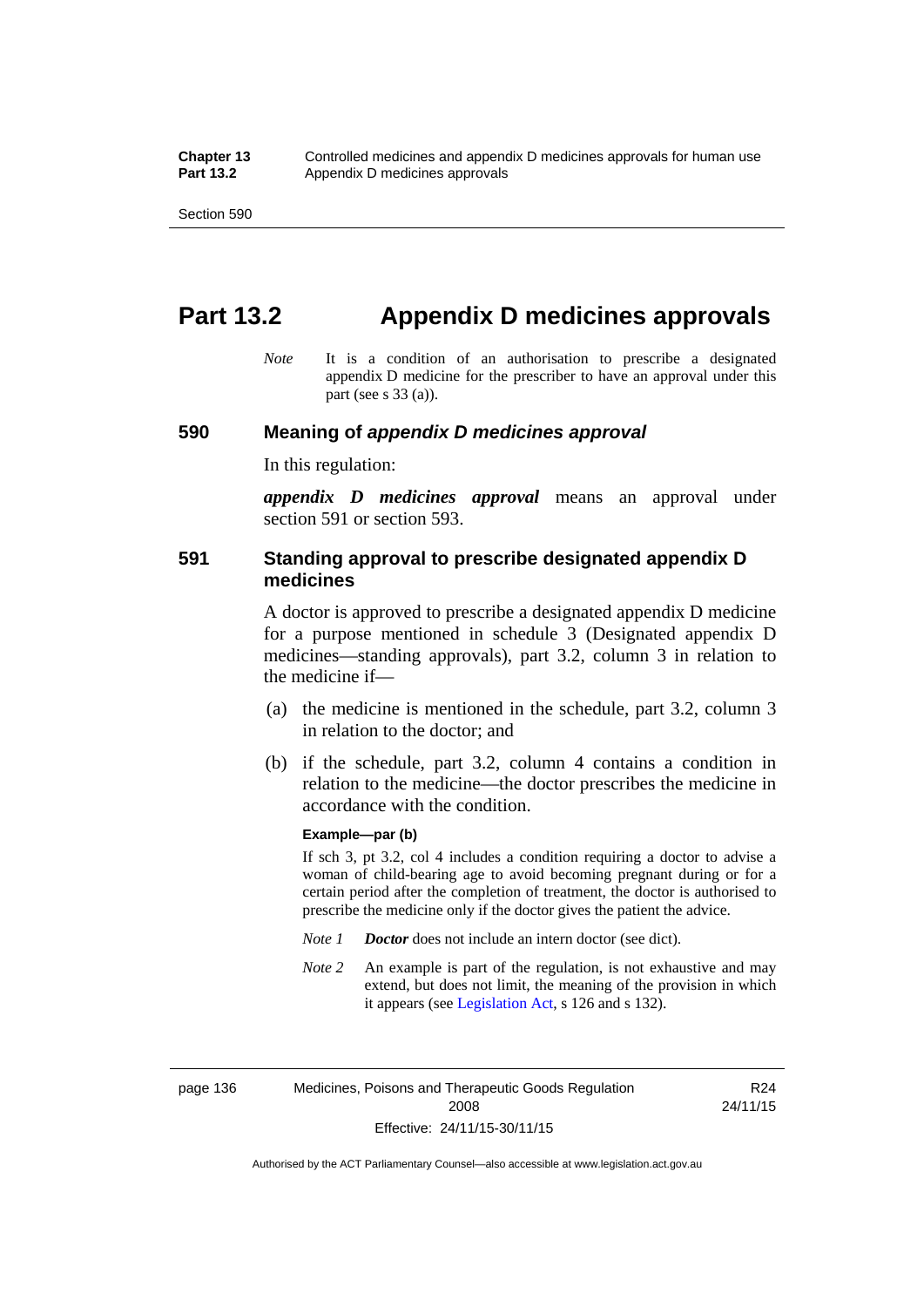# Part 13.2 Appendix D medicines approvals

*Note* It is a condition of an authorisation to prescribe a designated appendix D medicine for the prescriber to have an approval under this part (see s 33 (a)).

## 590 Meaning of *appendix D medicines approval*

In this regulation:

***appendix D medicines approval*** means an approval under section 591 or section 593.

## 591 Standing approval to prescribe designated appendix D medicines

A doctor is approved to prescribe a designated appendix D medicine for a purpose mentioned in schedule 3 (Designated appendix D medicines—standing approvals), part 3.2, column 3 in relation to the medicine if—

(a) the medicine is mentioned in the schedule, part 3.2, column 3 in relation to the doctor; and

(b) if the schedule, part 3.2, column 4 contains a condition in relation to the medicine—the doctor prescribes the medicine in accordance with the condition.

**Example—par (b)**

If sch 3, pt 3.2, col 4 includes a condition requiring a doctor to advise a woman of child-bearing age to avoid becoming pregnant during or for a certain period after the completion of treatment, the doctor is authorised to prescribe the medicine only if the doctor gives the patient the advice.

*Note 1* ***Doctor*** does not include an intern doctor (see dict).

*Note 2* An example is part of the regulation, is not exhaustive and may extend, but does not limit, the meaning of the provision in which it appears (see Legislation Act, s 126 and s 132).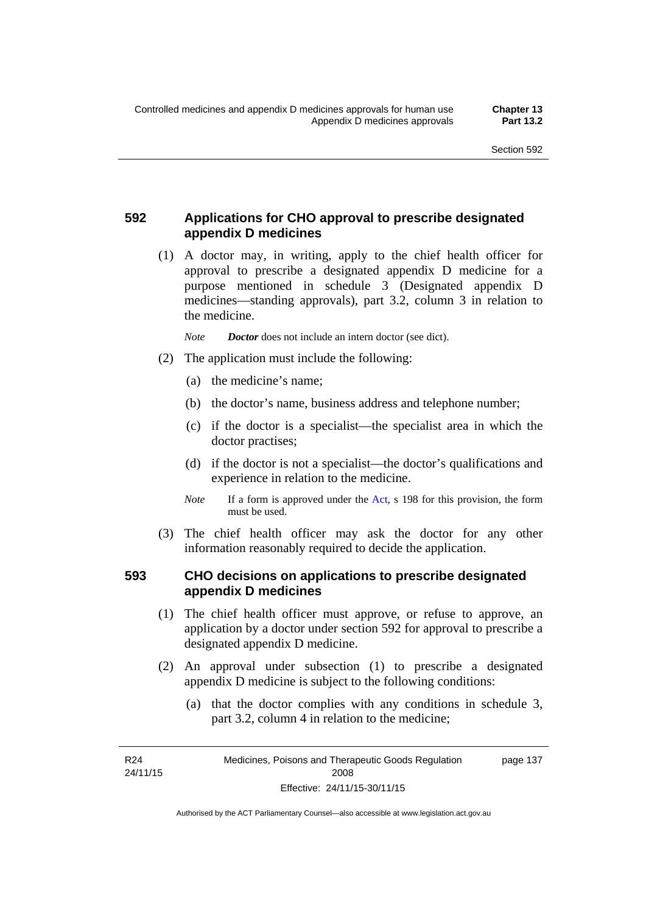## 592 Applications for CHO approval to prescribe designated appendix D medicines

(1) A doctor may, in writing, apply to the chief health officer for approval to prescribe a designated appendix D medicine for a purpose mentioned in schedule 3 (Designated appendix D medicines—standing approvals), part 3.2, column 3 in relation to the medicine.

*Note* ***Doctor*** does not include an intern doctor (see dict).

(2) The application must include the following:

(a) the medicine's name;

(b) the doctor's name, business address and telephone number;

(c) if the doctor is a specialist—the specialist area in which the doctor practises;

(d) if the doctor is not a specialist—the doctor's qualifications and experience in relation to the medicine.

*Note* If a form is approved under the Act, s 198 for this provision, the form must be used.

(3) The chief health officer may ask the doctor for any other information reasonably required to decide the application.

## 593 CHO decisions on applications to prescribe designated appendix D medicines

(1) The chief health officer must approve, or refuse to approve, an application by a doctor under section 592 for approval to prescribe a designated appendix D medicine.

(2) An approval under subsection (1) to prescribe a designated appendix D medicine is subject to the following conditions:

(a) that the doctor complies with any conditions in schedule 3, part 3.2, column 4 in relation to the medicine;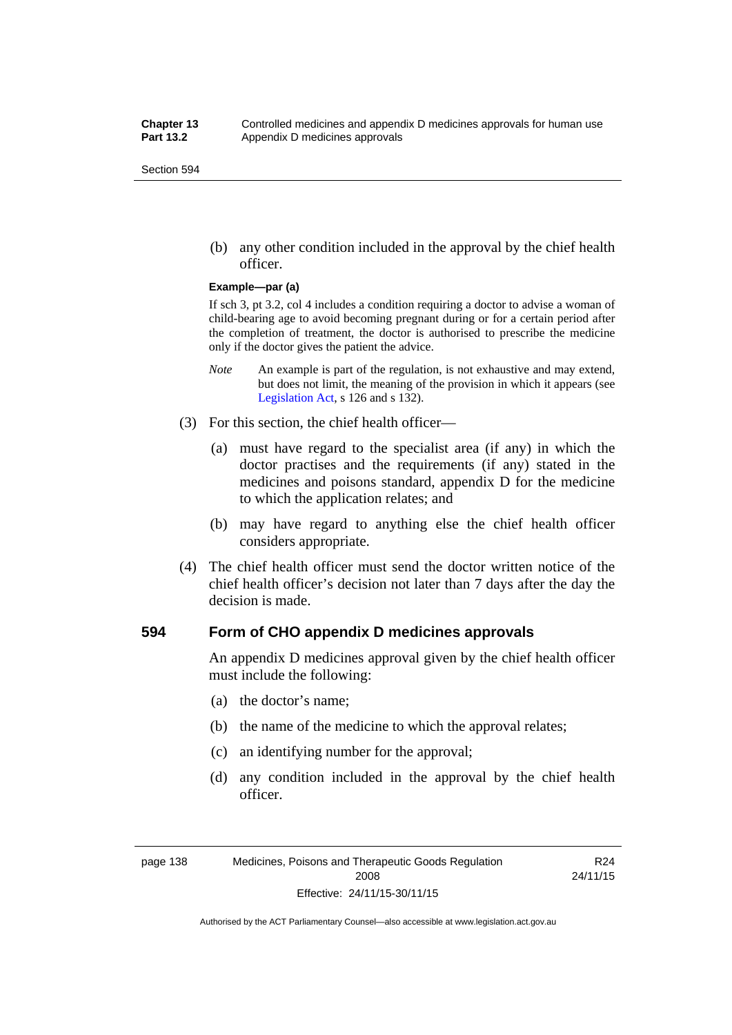(b) any other condition included in the approval by the chief health officer.

**Example—par (a)**

If sch 3, pt 3.2, col 4 includes a condition requiring a doctor to advise a woman of child-bearing age to avoid becoming pregnant during or for a certain period after the completion of treatment, the doctor is authorised to prescribe the medicine only if the doctor gives the patient the advice.

*Note* An example is part of the regulation, is not exhaustive and may extend, but does not limit, the meaning of the provision in which it appears (see Legislation Act, s 126 and s 132).

(3) For this section, the chief health officer—

(a) must have regard to the specialist area (if any) in which the doctor practises and the requirements (if any) stated in the medicines and poisons standard, appendix D for the medicine to which the application relates; and

(b) may have regard to anything else the chief health officer considers appropriate.

(4) The chief health officer must send the doctor written notice of the chief health officer's decision not later than 7 days after the day the decision is made.

## 594 Form of CHO appendix D medicines approvals

An appendix D medicines approval given by the chief health officer must include the following:

(a) the doctor's name;

(b) the name of the medicine to which the approval relates;

(c) an identifying number for the approval;

(d) any condition included in the approval by the chief health officer.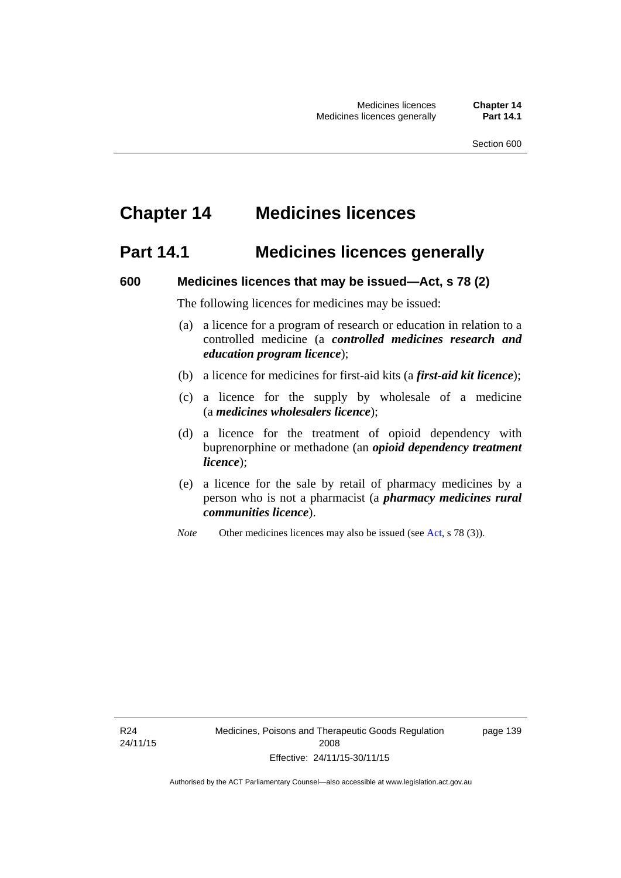# Chapter 14 Medicines licences

## Part 14.1 Medicines licences generally

### 600 Medicines licences that may be issued—Act, s 78 (2)

The following licences for medicines may be issued:

(a) a licence for a program of research or education in relation to a controlled medicine (a ***controlled medicines research and education program licence***);

(b) a licence for medicines for first-aid kits (a ***first-aid kit licence***);

(c) a licence for the supply by wholesale of a medicine (a ***medicines wholesalers licence***);

(d) a licence for the treatment of opioid dependency with buprenorphine or methadone (an ***opioid dependency treatment licence***);

(e) a licence for the sale by retail of pharmacy medicines by a person who is not a pharmacist (a ***pharmacy medicines rural communities licence***).

*Note* Other medicines licences may also be issued (see Act, s 78 (3)).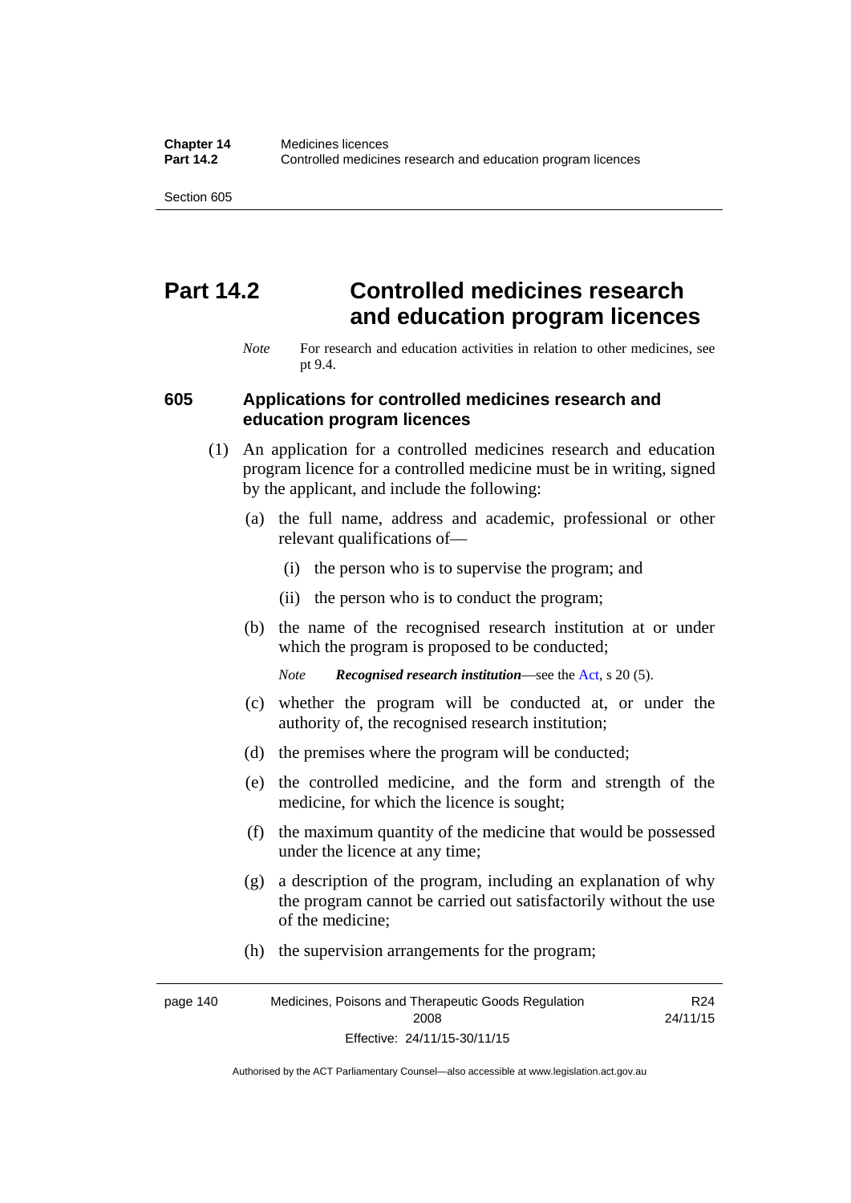# Part 14.2 Controlled medicines research and education program licences

*Note* For research and education activities in relation to other medicines, see pt 9.4.

## 605 Applications for controlled medicines research and education program licences

(1) An application for a controlled medicines research and education program licence for a controlled medicine must be in writing, signed by the applicant, and include the following:

(a) the full name, address and academic, professional or other relevant qualifications of—

(i) the person who is to supervise the program; and

(ii) the person who is to conduct the program;

(b) the name of the recognised research institution at or under which the program is proposed to be conducted;

*Note* ***Recognised research institution***—see the Act, s 20 (5).

(c) whether the program will be conducted at, or under the authority of, the recognised research institution;

(d) the premises where the program will be conducted;

(e) the controlled medicine, and the form and strength of the medicine, for which the licence is sought;

(f) the maximum quantity of the medicine that would be possessed under the licence at any time;

(g) a description of the program, including an explanation of why the program cannot be carried out satisfactorily without the use of the medicine;

(h) the supervision arrangements for the program;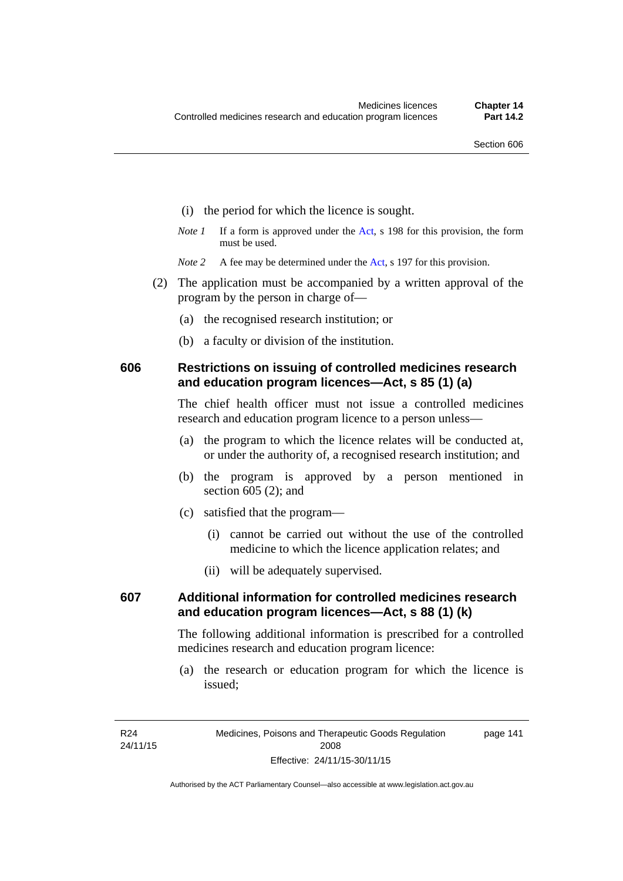(i) the period for which the licence is sought.

*Note 1* If a form is approved under the Act, s 198 for this provision, the form must be used.

*Note 2* A fee may be determined under the Act, s 197 for this provision.

(2) The application must be accompanied by a written approval of the program by the person in charge of—

(a) the recognised research institution; or

(b) a faculty or division of the institution.

### 606 Restrictions on issuing of controlled medicines research and education program licences—Act, s 85 (1) (a)

The chief health officer must not issue a controlled medicines research and education program licence to a person unless—

(a) the program to which the licence relates will be conducted at, or under the authority of, a recognised research institution; and

(b) the program is approved by a person mentioned in section 605 (2); and

(c) satisfied that the program—

(i) cannot be carried out without the use of the controlled medicine to which the licence application relates; and

(ii) will be adequately supervised.

### 607 Additional information for controlled medicines research and education program licences—Act, s 88 (1) (k)

The following additional information is prescribed for a controlled medicines research and education program licence:

(a) the research or education program for which the licence is issued;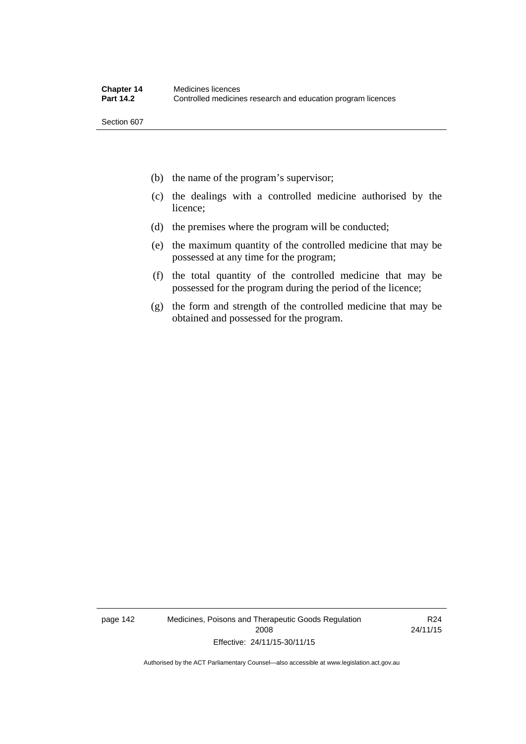(b) the name of the program's supervisor;

(c) the dealings with a controlled medicine authorised by the licence;

(d) the premises where the program will be conducted;

(e) the maximum quantity of the controlled medicine that may be possessed at any time for the program;

(f) the total quantity of the controlled medicine that may be possessed for the program during the period of the licence;

(g) the form and strength of the controlled medicine that may be obtained and possessed for the program.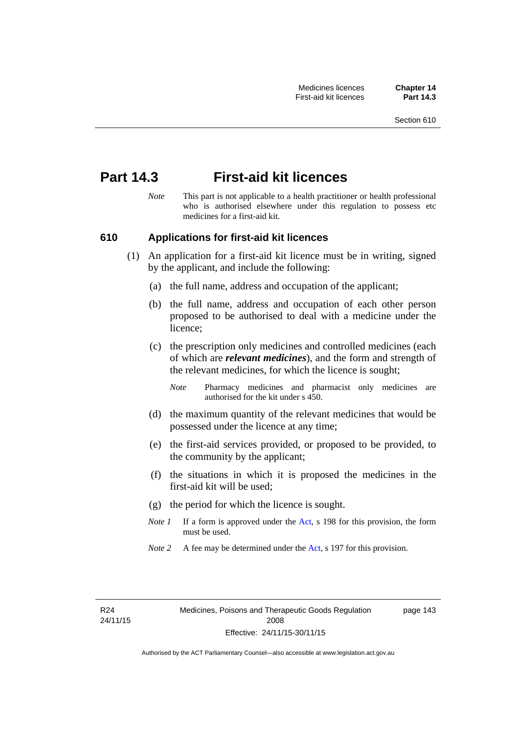# Part 14.3 First-aid kit licences

*Note* This part is not applicable to a health practitioner or health professional who is authorised elsewhere under this regulation to possess etc medicines for a first-aid kit.

## 610 Applications for first-aid kit licences

(1) An application for a first-aid kit licence must be in writing, signed by the applicant, and include the following:

(a) the full name, address and occupation of the applicant;

(b) the full name, address and occupation of each other person proposed to be authorised to deal with a medicine under the licence;

(c) the prescription only medicines and controlled medicines (each of which are ***relevant medicines***), and the form and strength of the relevant medicines, for which the licence is sought;

*Note* Pharmacy medicines and pharmacist only medicines are authorised for the kit under s 450.

(d) the maximum quantity of the relevant medicines that would be possessed under the licence at any time;

(e) the first-aid services provided, or proposed to be provided, to the community by the applicant;

(f) the situations in which it is proposed the medicines in the first-aid kit will be used;

(g) the period for which the licence is sought.

*Note 1* If a form is approved under the Act, s 198 for this provision, the form must be used.

*Note 2* A fee may be determined under the Act, s 197 for this provision.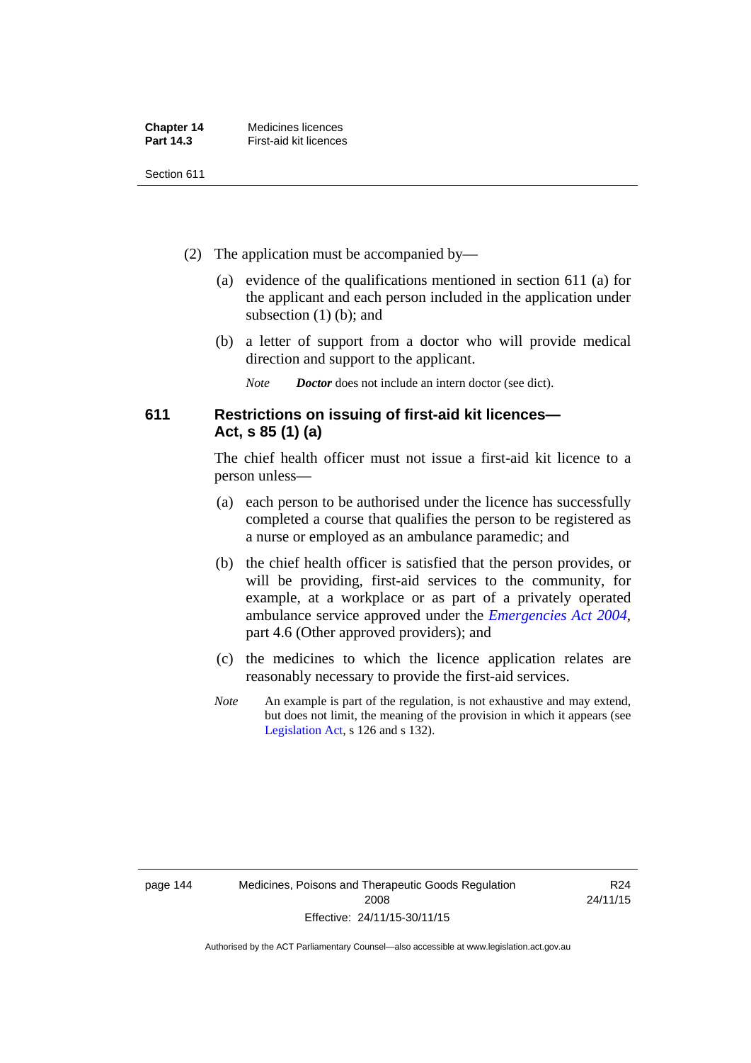(2) The application must be accompanied by—

(a) evidence of the qualifications mentioned in section 611 (a) for the applicant and each person included in the application under subsection (1) (b); and

(b) a letter of support from a doctor who will provide medical direction and support to the applicant.

*Note* ***Doctor*** does not include an intern doctor (see dict).

### 611 Restrictions on issuing of first-aid kit licences—Act, s 85 (1) (a)

The chief health officer must not issue a first-aid kit licence to a person unless—

(a) each person to be authorised under the licence has successfully completed a course that qualifies the person to be registered as a nurse or employed as an ambulance paramedic; and

(b) the chief health officer is satisfied that the person provides, or will be providing, first-aid services to the community, for example, at a workplace or as part of a privately operated ambulance service approved under the *Emergencies Act 2004*, part 4.6 (Other approved providers); and

(c) the medicines to which the licence application relates are reasonably necessary to provide the first-aid services.

*Note* An example is part of the regulation, is not exhaustive and may extend, but does not limit, the meaning of the provision in which it appears (see Legislation Act, s 126 and s 132).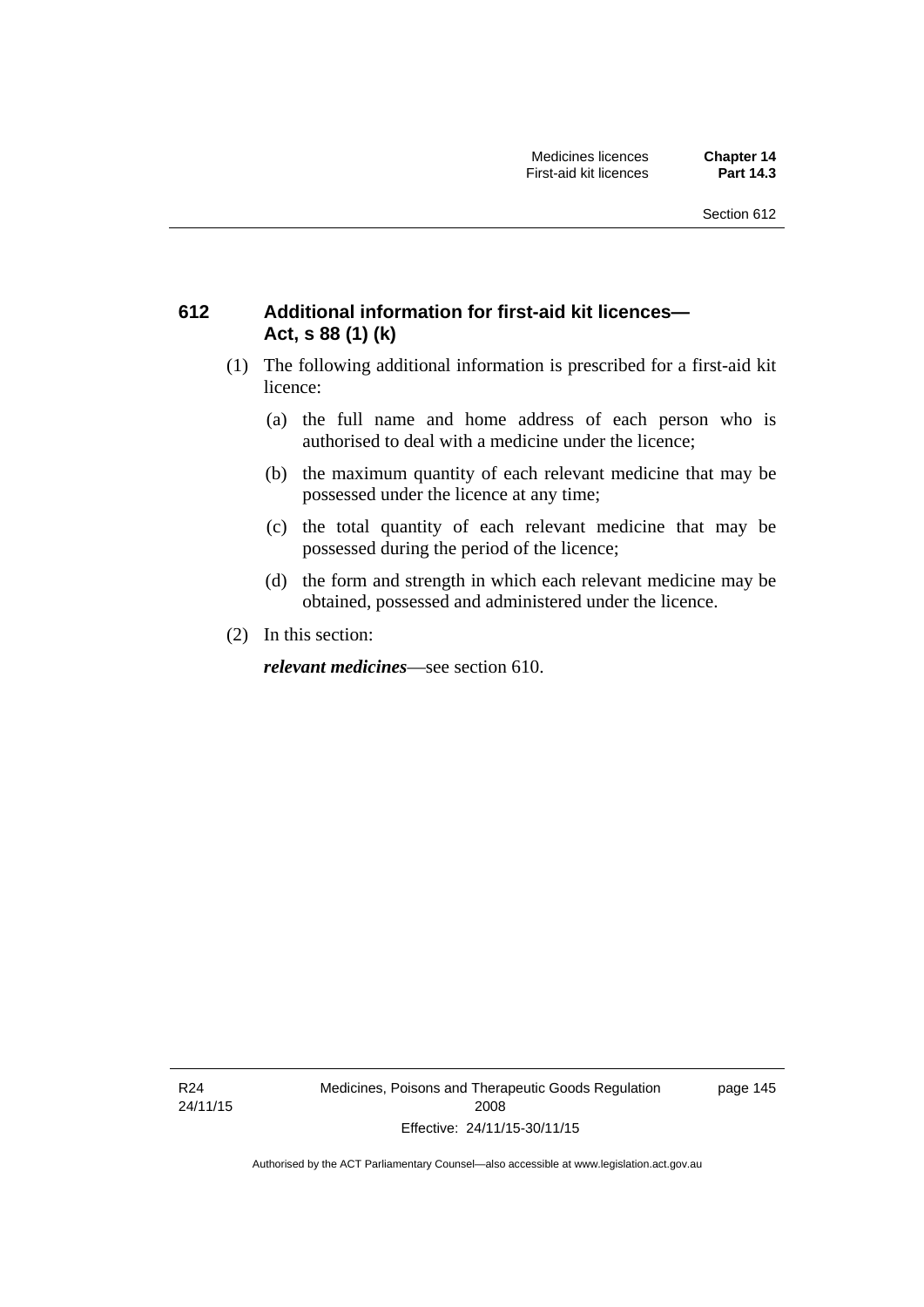## 612 Additional information for first-aid kit licences—Act, s 88 (1) (k)

(1) The following additional information is prescribed for a first-aid kit licence:

  (a) the full name and home address of each person who is authorised to deal with a medicine under the licence;

  (b) the maximum quantity of each relevant medicine that may be possessed under the licence at any time;

  (c) the total quantity of each relevant medicine that may be possessed during the period of the licence;

  (d) the form and strength in which each relevant medicine may be obtained, possessed and administered under the licence.

(2) In this section:

***relevant medicines***—see section 610.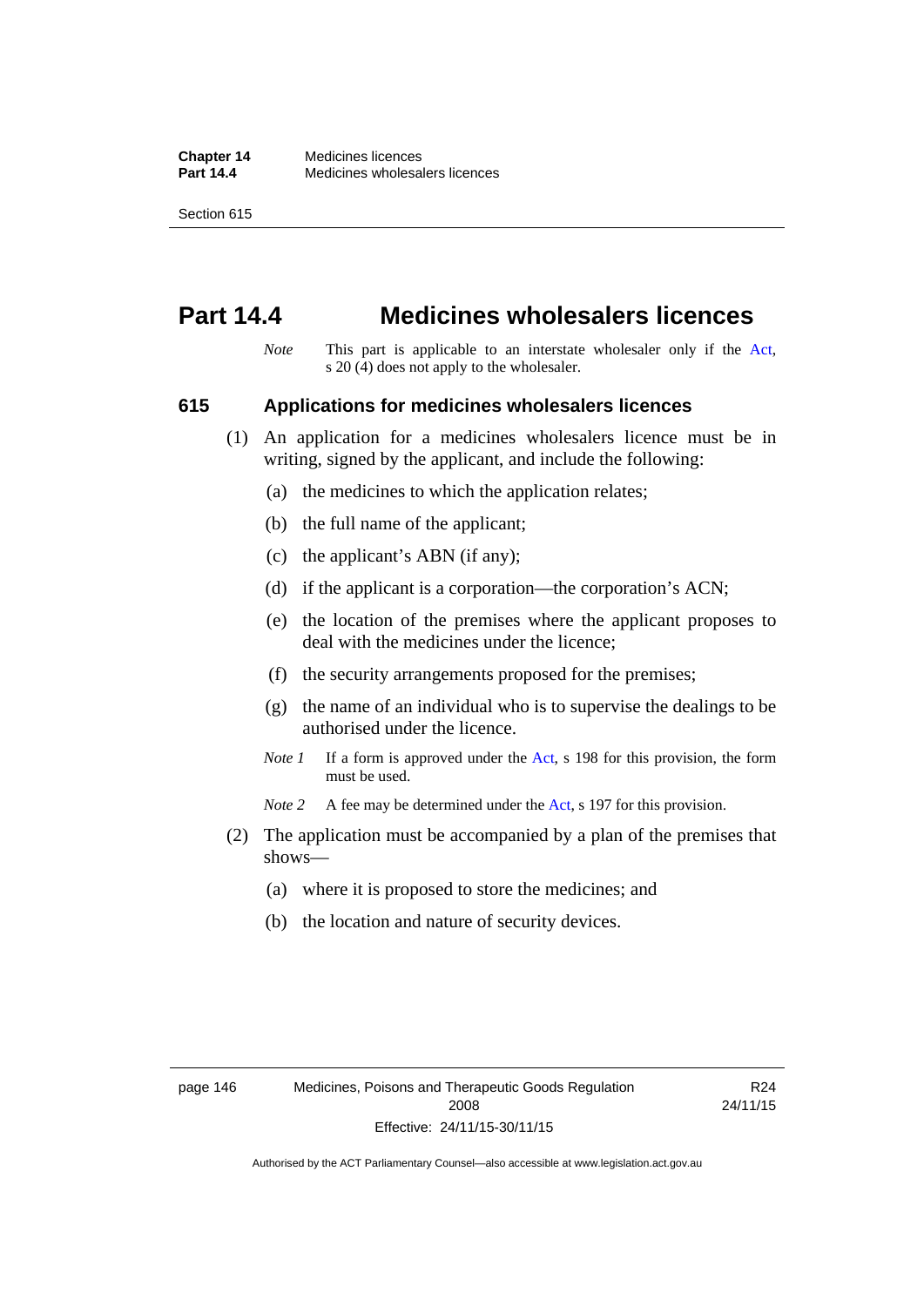# Part 14.4 Medicines wholesalers licences

*Note* This part is applicable to an interstate wholesaler only if the Act, s 20 (4) does not apply to the wholesaler.

## 615 Applications for medicines wholesalers licences

(1) An application for a medicines wholesalers licence must be in writing, signed by the applicant, and include the following:

(a) the medicines to which the application relates;

(b) the full name of the applicant;

(c) the applicant's ABN (if any);

(d) if the applicant is a corporation—the corporation's ACN;

(e) the location of the premises where the applicant proposes to deal with the medicines under the licence;

(f) the security arrangements proposed for the premises;

(g) the name of an individual who is to supervise the dealings to be authorised under the licence.

*Note 1* If a form is approved under the Act, s 198 for this provision, the form must be used.

*Note 2* A fee may be determined under the Act, s 197 for this provision.

(2) The application must be accompanied by a plan of the premises that shows—

(a) where it is proposed to store the medicines; and

(b) the location and nature of security devices.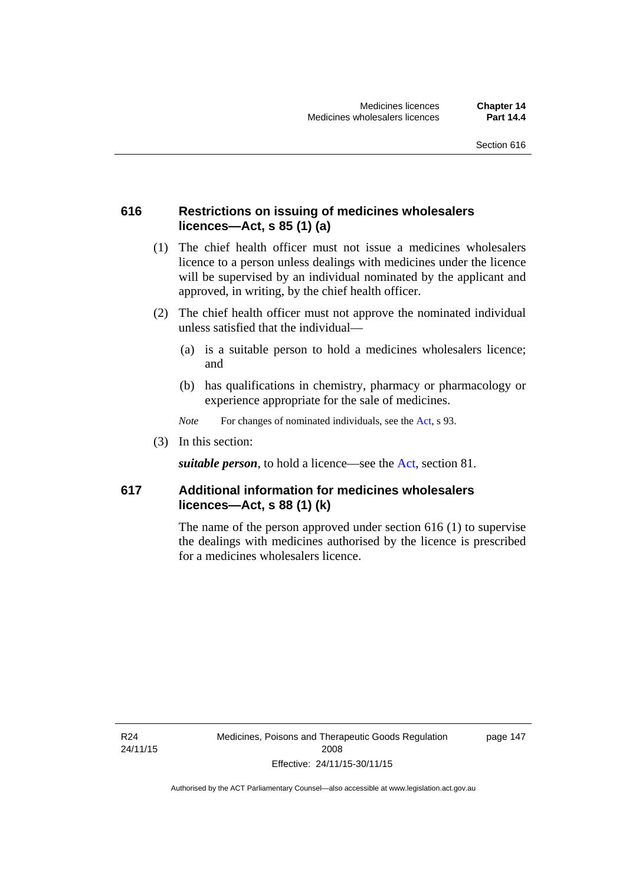## 616 Restrictions on issuing of medicines wholesalers licences—Act, s 85 (1) (a)

(1) The chief health officer must not issue a medicines wholesalers licence to a person unless dealings with medicines under the licence will be supervised by an individual nominated by the applicant and approved, in writing, by the chief health officer.

(2) The chief health officer must not approve the nominated individual unless satisfied that the individual—

(a) is a suitable person to hold a medicines wholesalers licence; and

(b) has qualifications in chemistry, pharmacy or pharmacology or experience appropriate for the sale of medicines.

*Note* For changes of nominated individuals, see the Act, s 93.

(3) In this section:

***suitable person***, to hold a licence—see the Act, section 81.

## 617 Additional information for medicines wholesalers licences—Act, s 88 (1) (k)

The name of the person approved under section 616 (1) to supervise the dealings with medicines authorised by the licence is prescribed for a medicines wholesalers licence.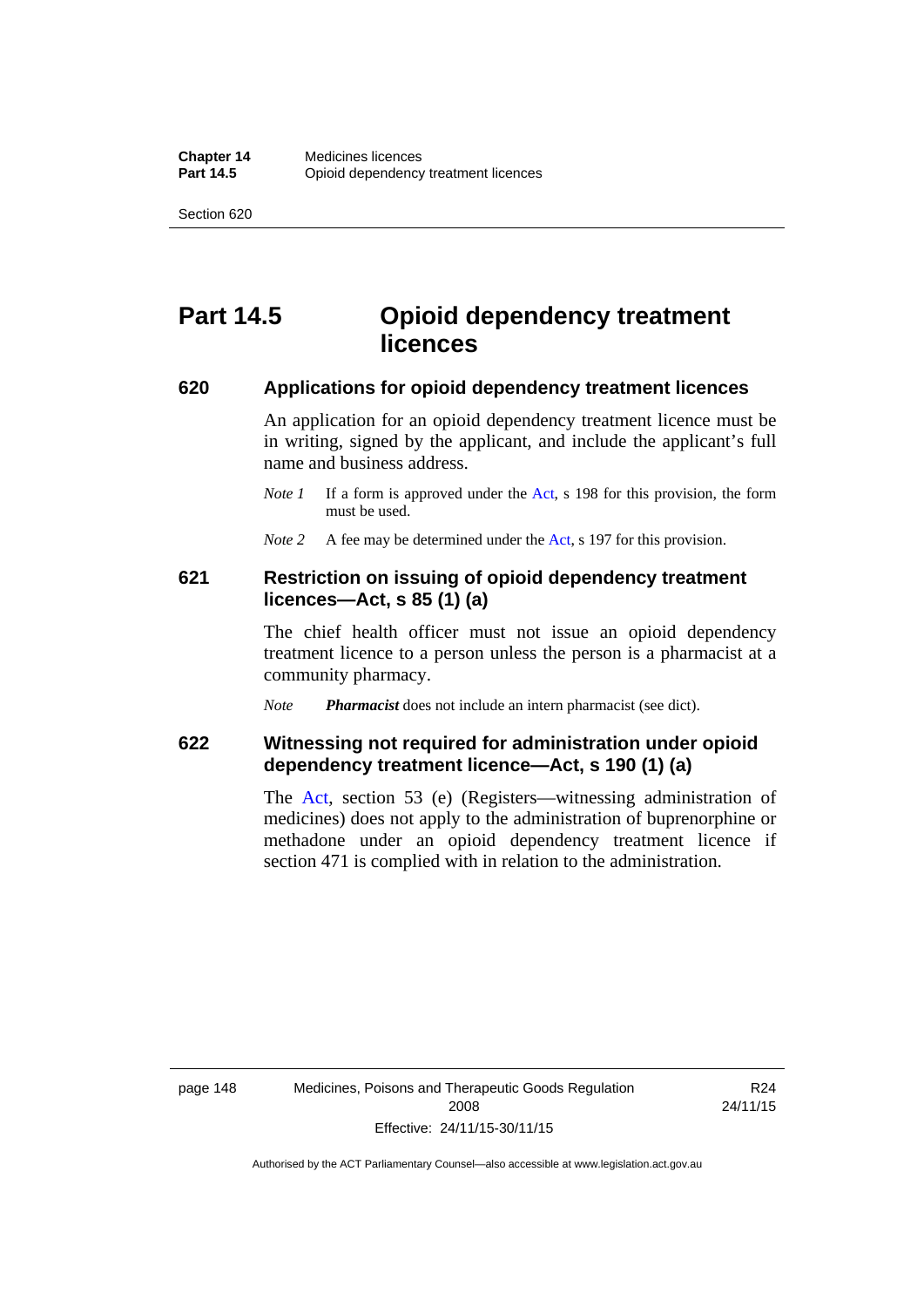# Part 14.5 Opioid dependency treatment licences

## 620 Applications for opioid dependency treatment licences

An application for an opioid dependency treatment licence must be in writing, signed by the applicant, and include the applicant's full name and business address.

*Note 1* If a form is approved under the Act, s 198 for this provision, the form must be used.

*Note 2* A fee may be determined under the Act, s 197 for this provision.

## 621 Restriction on issuing of opioid dependency treatment licences—Act, s 85 (1) (a)

The chief health officer must not issue an opioid dependency treatment licence to a person unless the person is a pharmacist at a community pharmacy.

*Note* ***Pharmacist*** does not include an intern pharmacist (see dict).

## 622 Witnessing not required for administration under opioid dependency treatment licence—Act, s 190 (1) (a)

The Act, section 53 (e) (Registers—witnessing administration of medicines) does not apply to the administration of buprenorphine or methadone under an opioid dependency treatment licence if section 471 is complied with in relation to the administration.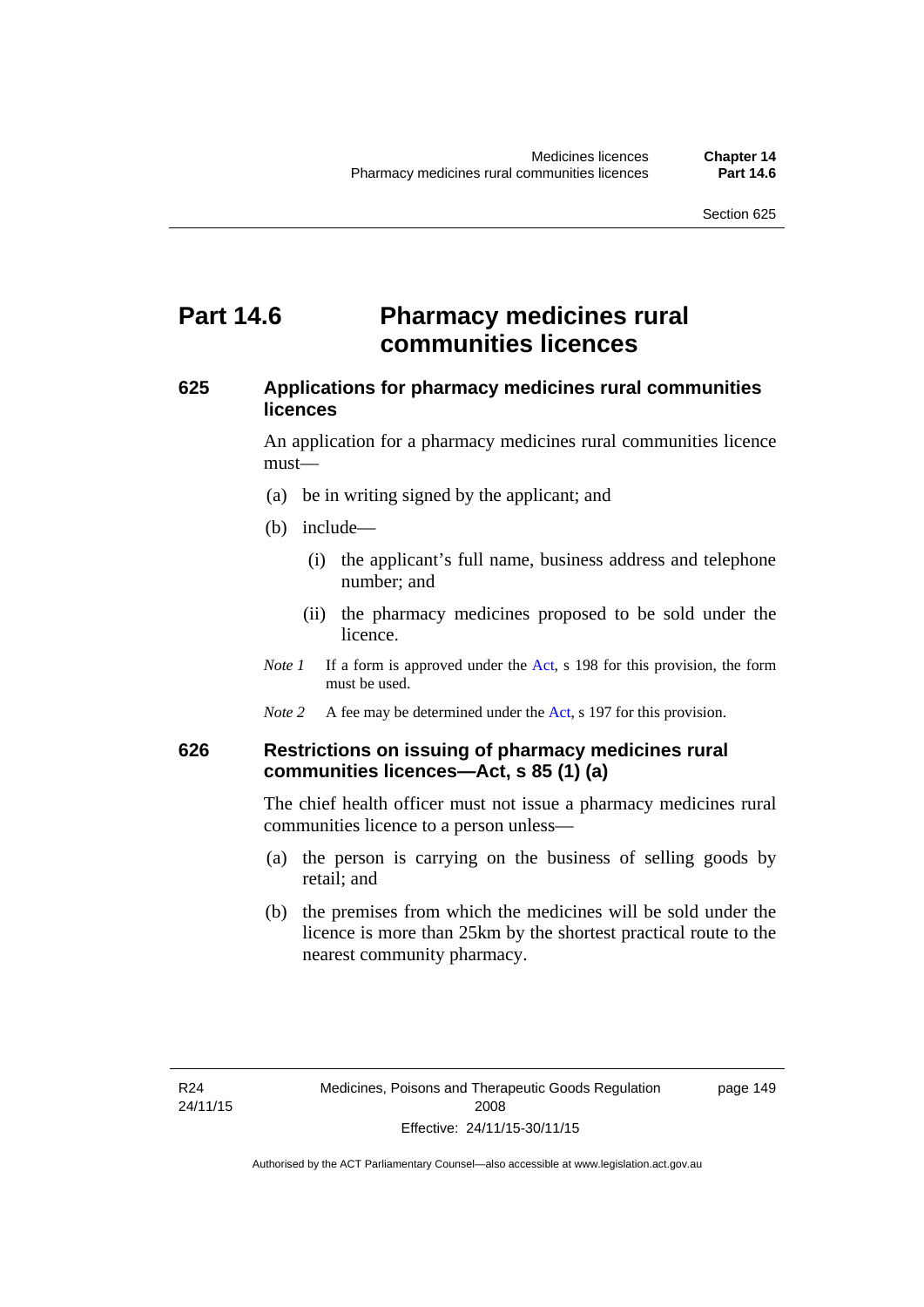# Part 14.6 Pharmacy medicines rural communities licences

## 625 Applications for pharmacy medicines rural communities licences

An application for a pharmacy medicines rural communities licence must—

(a) be in writing signed by the applicant; and

(b) include—

(i) the applicant's full name, business address and telephone number; and

(ii) the pharmacy medicines proposed to be sold under the licence.

*Note 1* If a form is approved under the Act, s 198 for this provision, the form must be used.

*Note 2* A fee may be determined under the Act, s 197 for this provision.

## 626 Restrictions on issuing of pharmacy medicines rural communities licences—Act, s 85 (1) (a)

The chief health officer must not issue a pharmacy medicines rural communities licence to a person unless—

(a) the person is carrying on the business of selling goods by retail; and

(b) the premises from which the medicines will be sold under the licence is more than 25km by the shortest practical route to the nearest community pharmacy.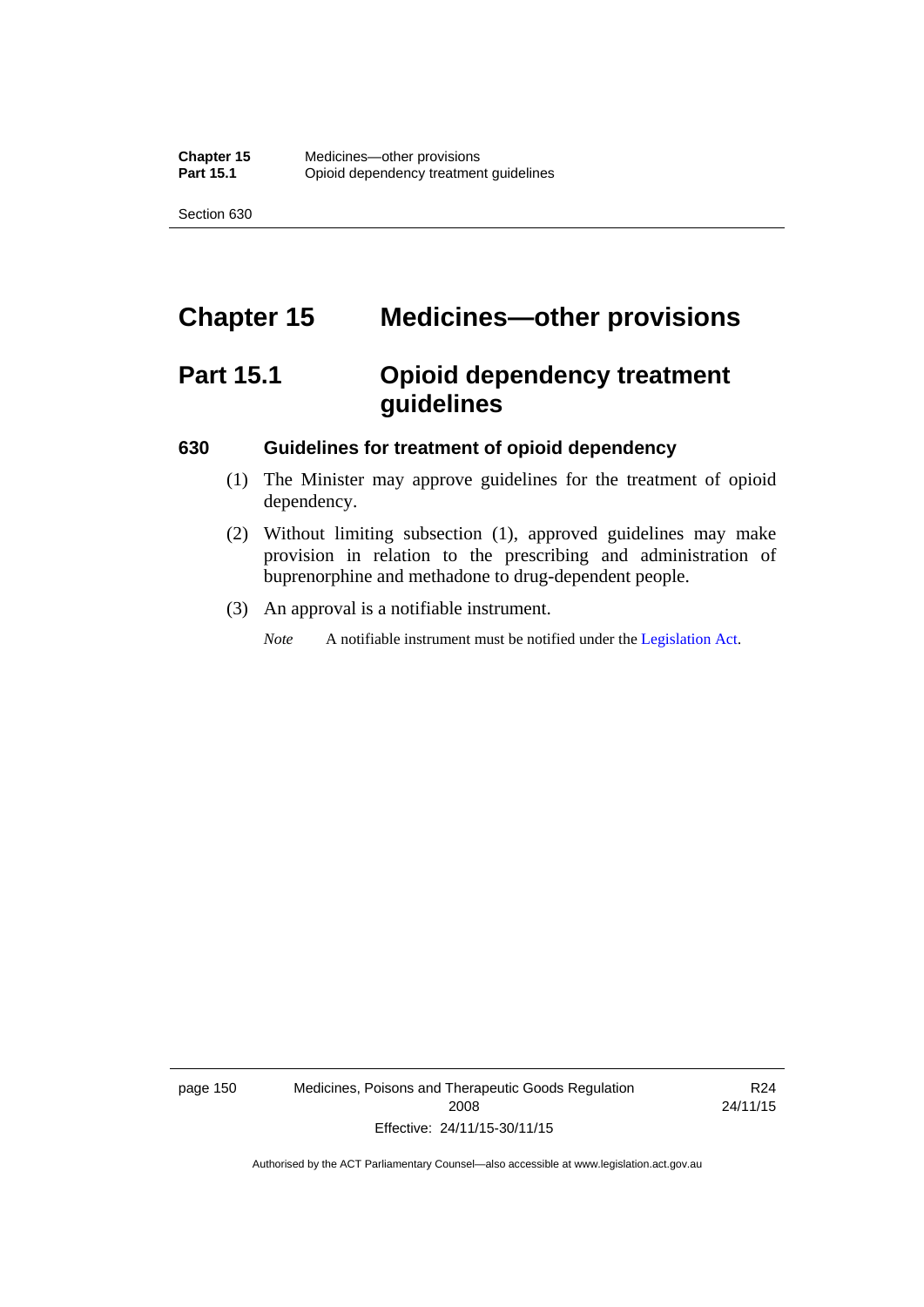# Chapter 15 Medicines—other provisions

## Part 15.1 Opioid dependency treatment guidelines

### 630 Guidelines for treatment of opioid dependency

(1) The Minister may approve guidelines for the treatment of opioid dependency.

(2) Without limiting subsection (1), approved guidelines may make provision in relation to the prescribing and administration of buprenorphine and methadone to drug-dependent people.

(3) An approval is a notifiable instrument.

*Note* A notifiable instrument must be notified under the Legislation Act.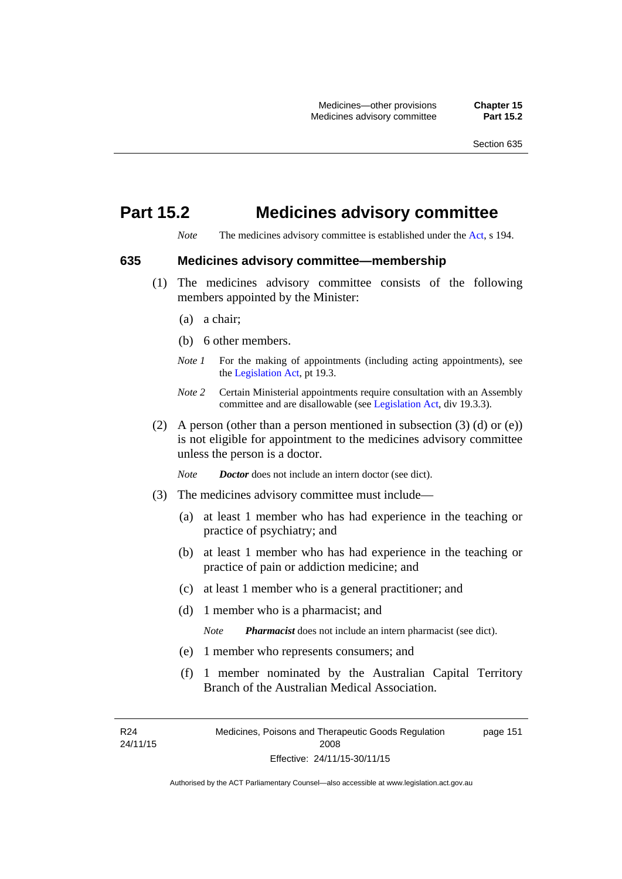# Part 15.2 Medicines advisory committee

*Note* The medicines advisory committee is established under the Act, s 194.

## 635 Medicines advisory committee—membership

(1) The medicines advisory committee consists of the following members appointed by the Minister:

(a) a chair;

(b) 6 other members.

*Note 1* For the making of appointments (including acting appointments), see the Legislation Act, pt 19.3.

*Note 2* Certain Ministerial appointments require consultation with an Assembly committee and are disallowable (see Legislation Act, div 19.3.3).

(2) A person (other than a person mentioned in subsection (3) (d) or (e)) is not eligible for appointment to the medicines advisory committee unless the person is a doctor.

*Note* ***Doctor*** does not include an intern doctor (see dict).

(3) The medicines advisory committee must include—

(a) at least 1 member who has had experience in the teaching or practice of psychiatry; and

(b) at least 1 member who has had experience in the teaching or practice of pain or addiction medicine; and

(c) at least 1 member who is a general practitioner; and

(d) 1 member who is a pharmacist; and

*Note* ***Pharmacist*** does not include an intern pharmacist (see dict).

(e) 1 member who represents consumers; and

(f) 1 member nominated by the Australian Capital Territory Branch of the Australian Medical Association.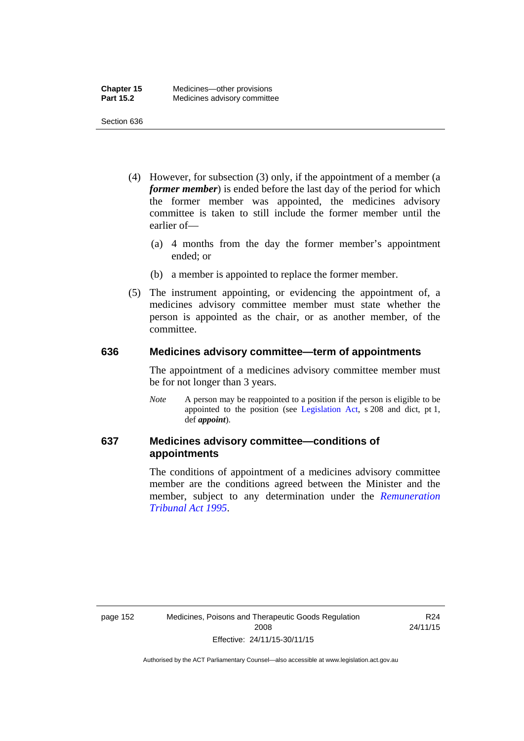(4) However, for subsection (3) only, if the appointment of a member (a ***former member***) is ended before the last day of the period for which the former member was appointed, the medicines advisory committee is taken to still include the former member until the earlier of—

(a) 4 months from the day the former member's appointment ended; or

(b) a member is appointed to replace the former member.

(5) The instrument appointing, or evidencing the appointment of, a medicines advisory committee member must state whether the person is appointed as the chair, or as another member, of the committee.

## 636 Medicines advisory committee—term of appointments

The appointment of a medicines advisory committee member must be for not longer than 3 years.

*Note* A person may be reappointed to a position if the person is eligible to be appointed to the position (see Legislation Act, s 208 and dict, pt 1, def ***appoint***).

## 637 Medicines advisory committee—conditions of appointments

The conditions of appointment of a medicines advisory committee member are the conditions agreed between the Minister and the member, subject to any determination under the *Remuneration Tribunal Act 1995*.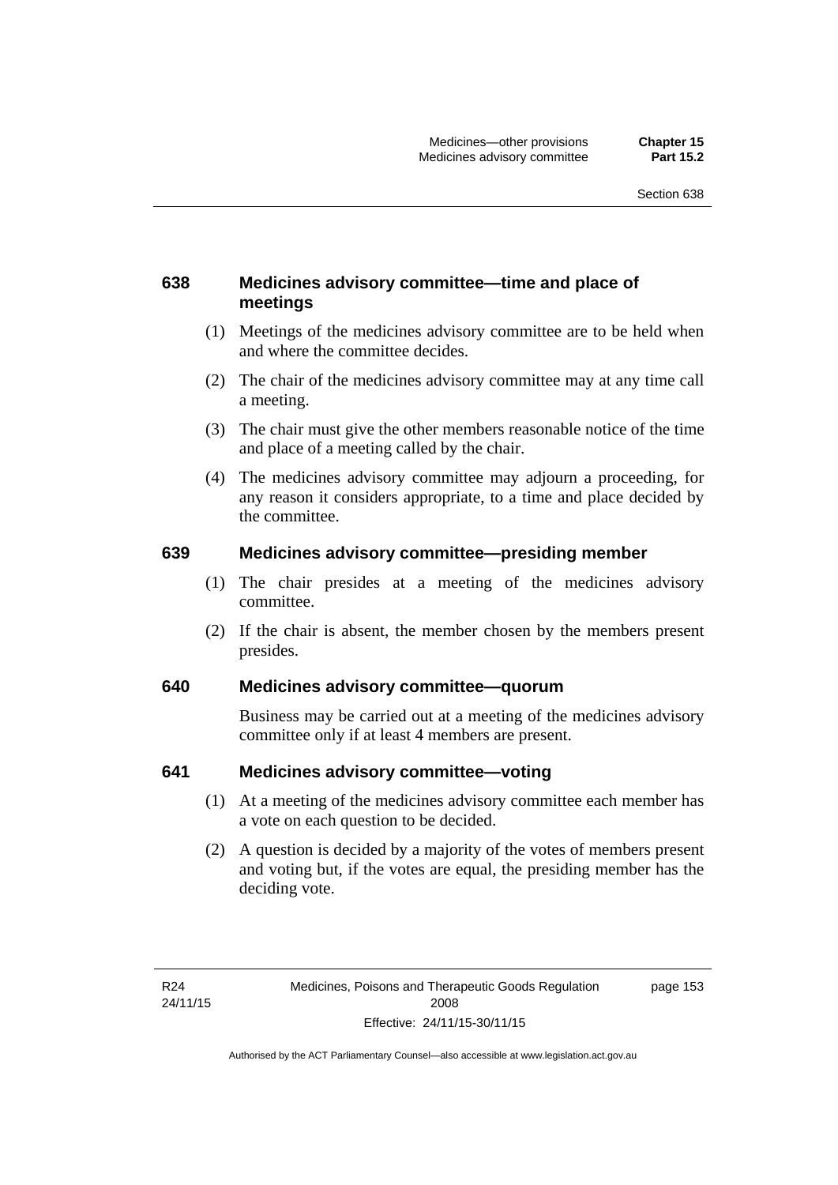## 638 Medicines advisory committee—time and place of meetings

(1) Meetings of the medicines advisory committee are to be held when and where the committee decides.

(2) The chair of the medicines advisory committee may at any time call a meeting.

(3) The chair must give the other members reasonable notice of the time and place of a meeting called by the chair.

(4) The medicines advisory committee may adjourn a proceeding, for any reason it considers appropriate, to a time and place decided by the committee.

## 639 Medicines advisory committee—presiding member

(1) The chair presides at a meeting of the medicines advisory committee.

(2) If the chair is absent, the member chosen by the members present presides.

## 640 Medicines advisory committee—quorum

Business may be carried out at a meeting of the medicines advisory committee only if at least 4 members are present.

## 641 Medicines advisory committee—voting

(1) At a meeting of the medicines advisory committee each member has a vote on each question to be decided.

(2) A question is decided by a majority of the votes of members present and voting but, if the votes are equal, the presiding member has the deciding vote.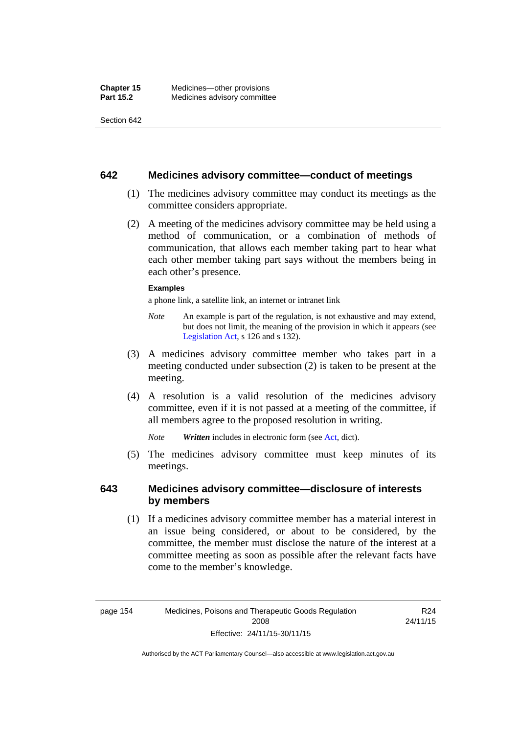## 642 Medicines advisory committee—conduct of meetings

(1) The medicines advisory committee may conduct its meetings as the committee considers appropriate.

(2) A meeting of the medicines advisory committee may be held using a method of communication, or a combination of methods of communication, that allows each member taking part to hear what each other member taking part says without the members being in each other's presence.

**Examples**

a phone link, a satellite link, an internet or intranet link

*Note* An example is part of the regulation, is not exhaustive and may extend, but does not limit, the meaning of the provision in which it appears (see Legislation Act, s 126 and s 132).

(3) A medicines advisory committee member who takes part in a meeting conducted under subsection (2) is taken to be present at the meeting.

(4) A resolution is a valid resolution of the medicines advisory committee, even if it is not passed at a meeting of the committee, if all members agree to the proposed resolution in writing.

*Note* ***Written*** includes in electronic form (see Act, dict).

(5) The medicines advisory committee must keep minutes of its meetings.

## 643 Medicines advisory committee—disclosure of interests by members

(1) If a medicines advisory committee member has a material interest in an issue being considered, or about to be considered, by the committee, the member must disclose the nature of the interest at a committee meeting as soon as possible after the relevant facts have come to the member's knowledge.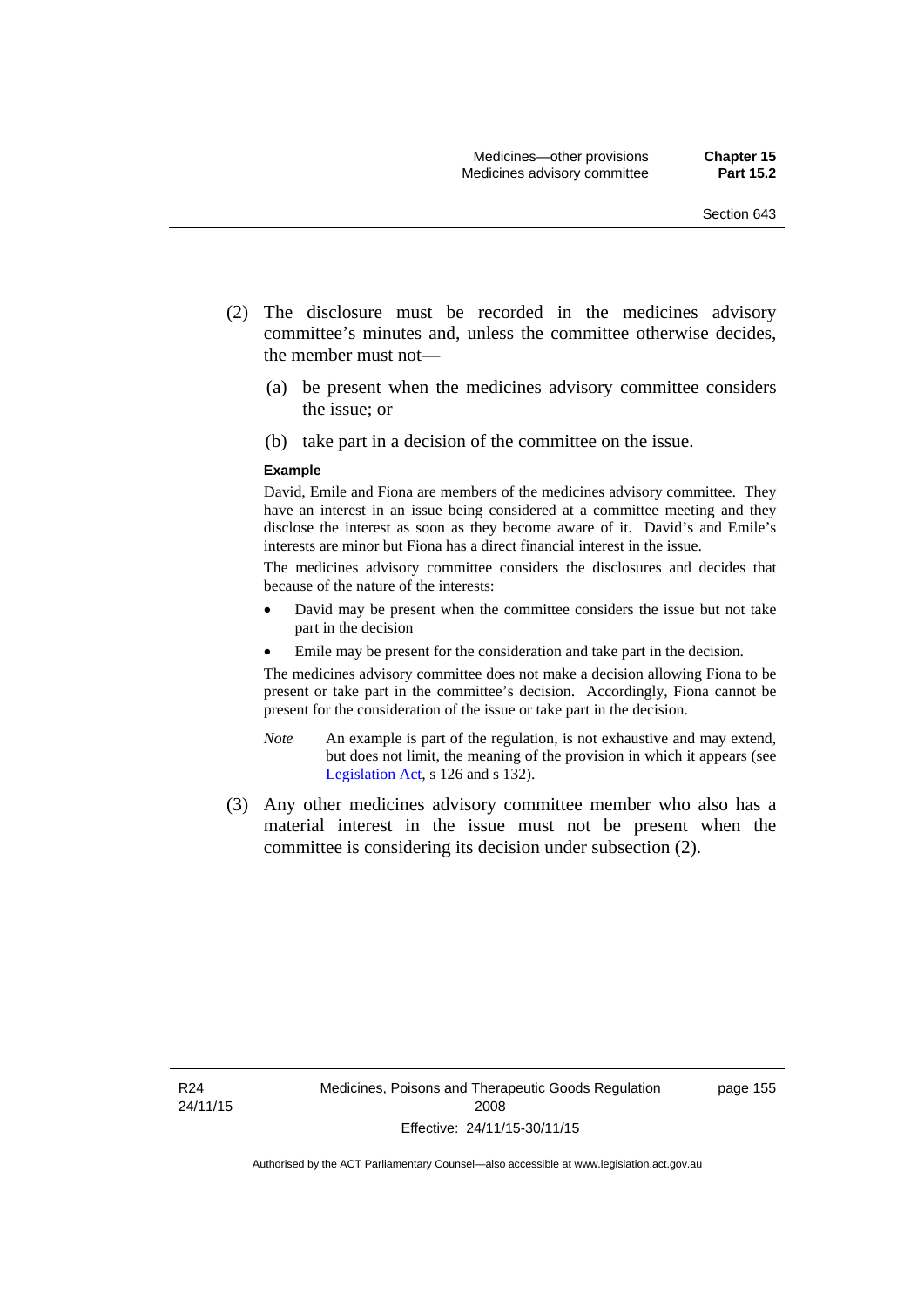(2) The disclosure must be recorded in the medicines advisory committee's minutes and, unless the committee otherwise decides, the member must not—

(a) be present when the medicines advisory committee considers the issue; or

(b) take part in a decision of the committee on the issue.

**Example**

David, Emile and Fiona are members of the medicines advisory committee. They have an interest in an issue being considered at a committee meeting and they disclose the interest as soon as they become aware of it. David's and Emile's interests are minor but Fiona has a direct financial interest in the issue.

The medicines advisory committee considers the disclosures and decides that because of the nature of the interests:

- David may be present when the committee considers the issue but not take part in the decision
- Emile may be present for the consideration and take part in the decision.

The medicines advisory committee does not make a decision allowing Fiona to be present or take part in the committee's decision. Accordingly, Fiona cannot be present for the consideration of the issue or take part in the decision.

*Note* An example is part of the regulation, is not exhaustive and may extend, but does not limit, the meaning of the provision in which it appears (see Legislation Act, s 126 and s 132).

(3) Any other medicines advisory committee member who also has a material interest in the issue must not be present when the committee is considering its decision under subsection (2).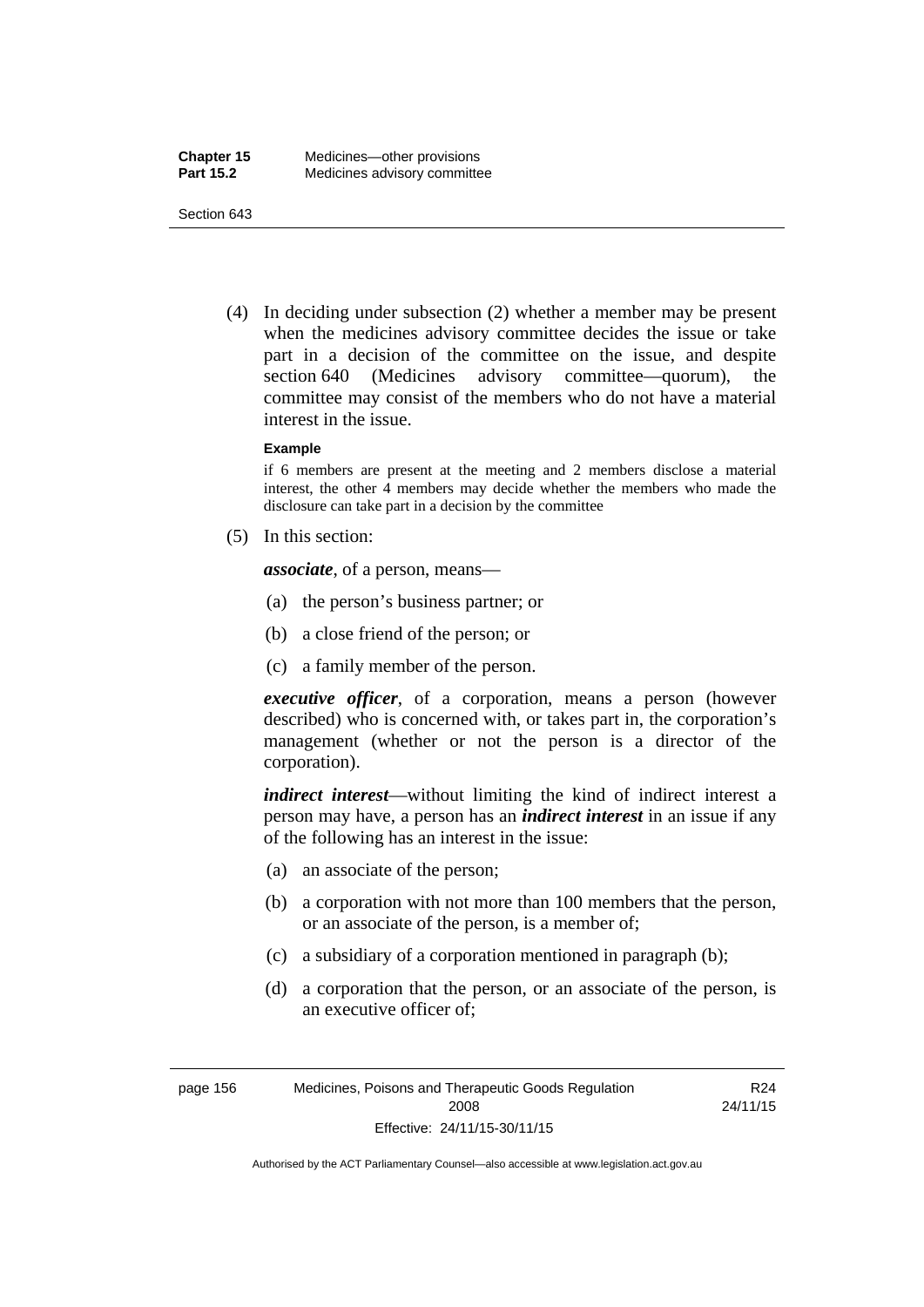(4) In deciding under subsection (2) whether a member may be present when the medicines advisory committee decides the issue or take part in a decision of the committee on the issue, and despite section 640 (Medicines advisory committee—quorum), the committee may consist of the members who do not have a material interest in the issue.

**Example**

if 6 members are present at the meeting and 2 members disclose a material interest, the other 4 members may decide whether the members who made the disclosure can take part in a decision by the committee

(5) In this section:

***associate***, of a person, means—

(a) the person's business partner; or

(b) a close friend of the person; or

(c) a family member of the person.

***executive officer***, of a corporation, means a person (however described) who is concerned with, or takes part in, the corporation's management (whether or not the person is a director of the corporation).

***indirect interest***—without limiting the kind of indirect interest a person may have, a person has an ***indirect interest*** in an issue if any of the following has an interest in the issue:

(a) an associate of the person;

(b) a corporation with not more than 100 members that the person, or an associate of the person, is a member of;

(c) a subsidiary of a corporation mentioned in paragraph (b);

(d) a corporation that the person, or an associate of the person, is an executive officer of;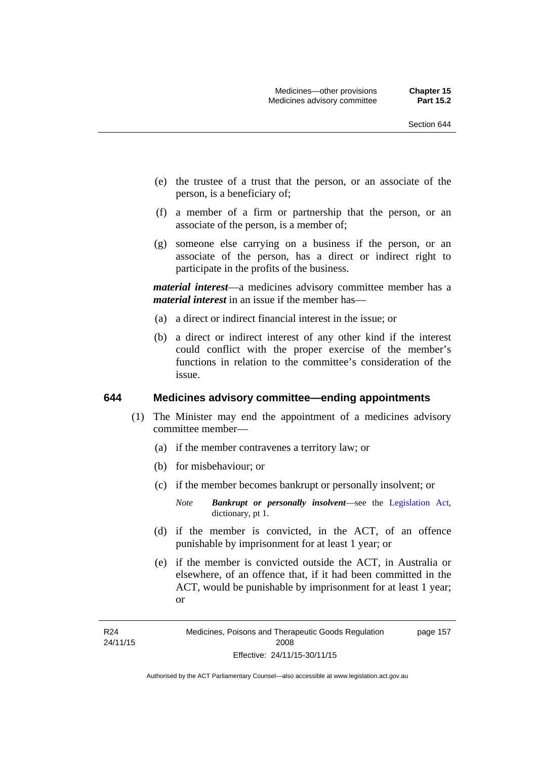(e) the trustee of a trust that the person, or an associate of the person, is a beneficiary of;

(f) a member of a firm or partnership that the person, or an associate of the person, is a member of;

(g) someone else carrying on a business if the person, or an associate of the person, has a direct or indirect right to participate in the profits of the business.

***material interest***—a medicines advisory committee member has a ***material interest*** in an issue if the member has—

(a) a direct or indirect financial interest in the issue; or

(b) a direct or indirect interest of any other kind if the interest could conflict with the proper exercise of the member's functions in relation to the committee's consideration of the issue.

## 644 Medicines advisory committee—ending appointments

(1) The Minister may end the appointment of a medicines advisory committee member—

(a) if the member contravenes a territory law; or

(b) for misbehaviour; or

(c) if the member becomes bankrupt or personally insolvent; or

*Note* ***Bankrupt or personally insolvent***—see the Legislation Act, dictionary, pt 1.

(d) if the member is convicted, in the ACT, of an offence punishable by imprisonment for at least 1 year; or

(e) if the member is convicted outside the ACT, in Australia or elsewhere, of an offence that, if it had been committed in the ACT, would be punishable by imprisonment for at least 1 year; or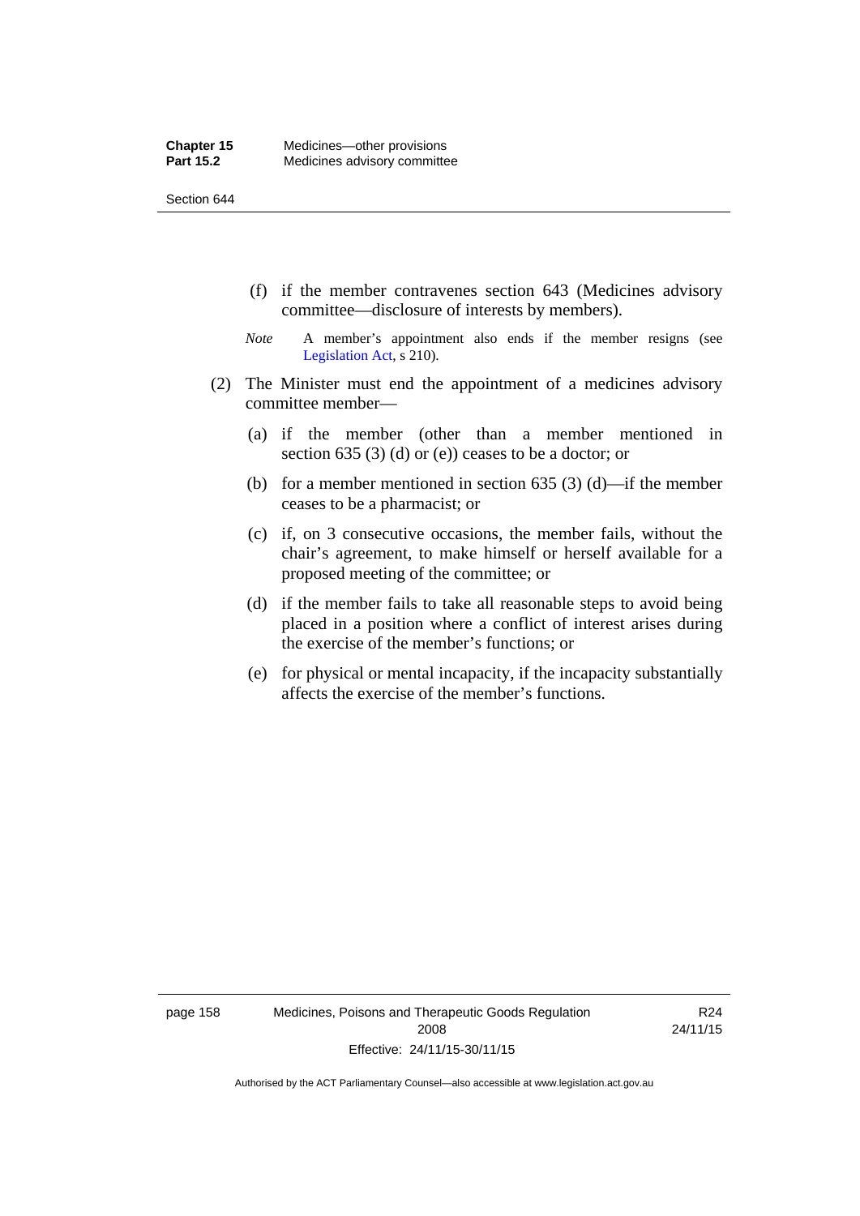(f) if the member contravenes section 643 (Medicines advisory committee—disclosure of interests by members).

*Note* A member's appointment also ends if the member resigns (see Legislation Act, s 210).

(2) The Minister must end the appointment of a medicines advisory committee member—

(a) if the member (other than a member mentioned in section 635 (3) (d) or (e)) ceases to be a doctor; or

(b) for a member mentioned in section 635 (3) (d)—if the member ceases to be a pharmacist; or

(c) if, on 3 consecutive occasions, the member fails, without the chair's agreement, to make himself or herself available for a proposed meeting of the committee; or

(d) if the member fails to take all reasonable steps to avoid being placed in a position where a conflict of interest arises during the exercise of the member's functions; or

(e) for physical or mental incapacity, if the incapacity substantially affects the exercise of the member's functions.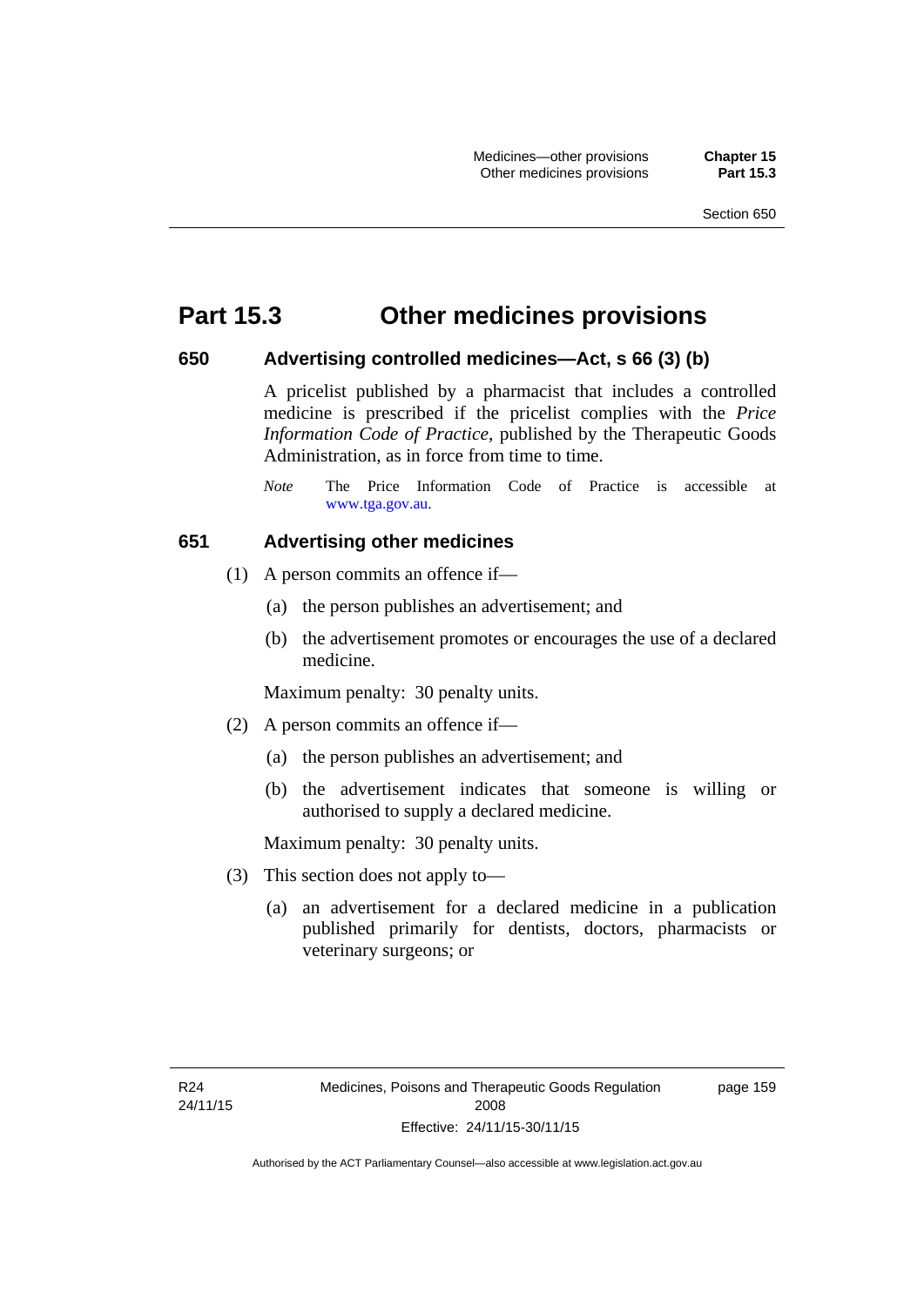# Part 15.3 Other medicines provisions

### 650 Advertising controlled medicines—Act, s 66 (3) (b)

A pricelist published by a pharmacist that includes a controlled medicine is prescribed if the pricelist complies with the *Price Information Code of Practice*, published by the Therapeutic Goods Administration, as in force from time to time.

*Note* The Price Information Code of Practice is accessible at www.tga.gov.au.

### 651 Advertising other medicines

(1) A person commits an offence if—

(a) the person publishes an advertisement; and

(b) the advertisement promotes or encourages the use of a declared medicine.

Maximum penalty: 30 penalty units.

(2) A person commits an offence if—

(a) the person publishes an advertisement; and

(b) the advertisement indicates that someone is willing or authorised to supply a declared medicine.

Maximum penalty: 30 penalty units.

(3) This section does not apply to—

(a) an advertisement for a declared medicine in a publication published primarily for dentists, doctors, pharmacists or veterinary surgeons; or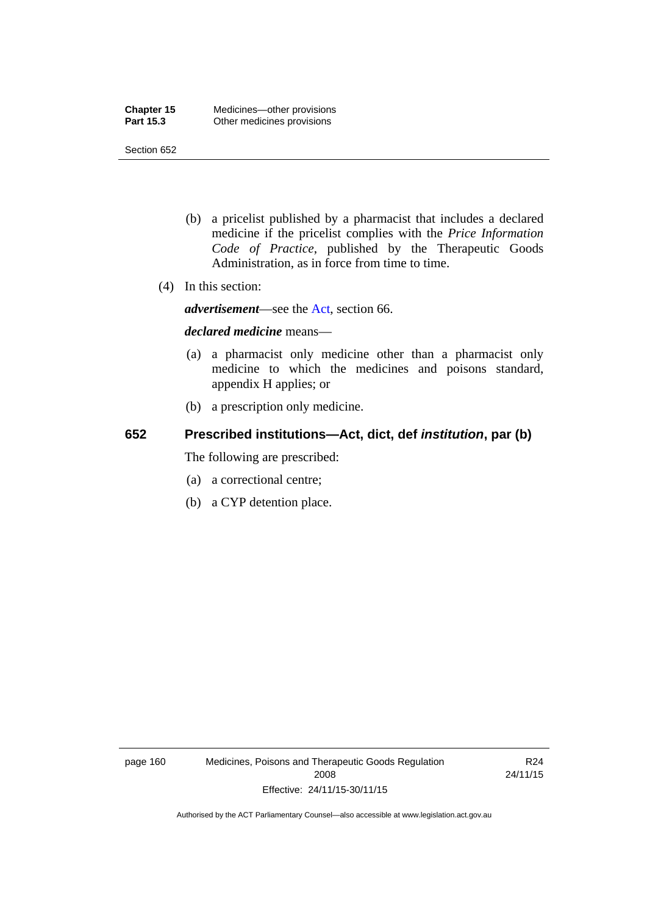(b) a pricelist published by a pharmacist that includes a declared medicine if the pricelist complies with the *Price Information Code of Practice*, published by the Therapeutic Goods Administration, as in force from time to time.

(4) In this section:

***advertisement***—see the Act, section 66.

***declared medicine*** means—

(a) a pharmacist only medicine other than a pharmacist only medicine to which the medicines and poisons standard, appendix H applies; or

(b) a prescription only medicine.

## 652 Prescribed institutions—Act, dict, def *institution*, par (b)

The following are prescribed:

(a) a correctional centre;

(b) a CYP detention place.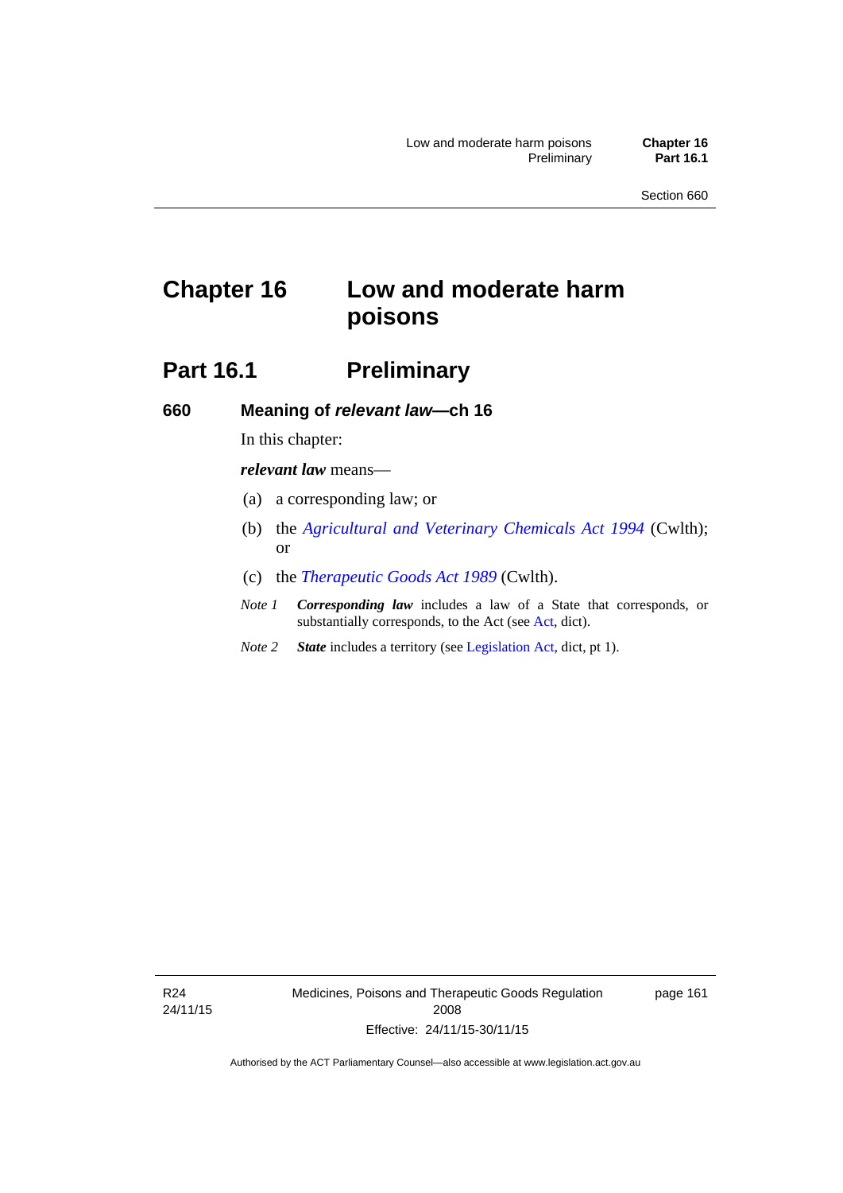# Chapter 16 Low and moderate harm poisons

## Part 16.1 Preliminary

### 660 Meaning of *relevant law*—ch 16

In this chapter:

***relevant law*** means—

(a) a corresponding law; or

(b) the *Agricultural and Veterinary Chemicals Act 1994* (Cwlth); or

(c) the *Therapeutic Goods Act 1989* (Cwlth).

*Note 1* ***Corresponding law*** includes a law of a State that corresponds, or substantially corresponds, to the Act (see Act, dict).

*Note 2* ***State*** includes a territory (see Legislation Act, dict, pt 1).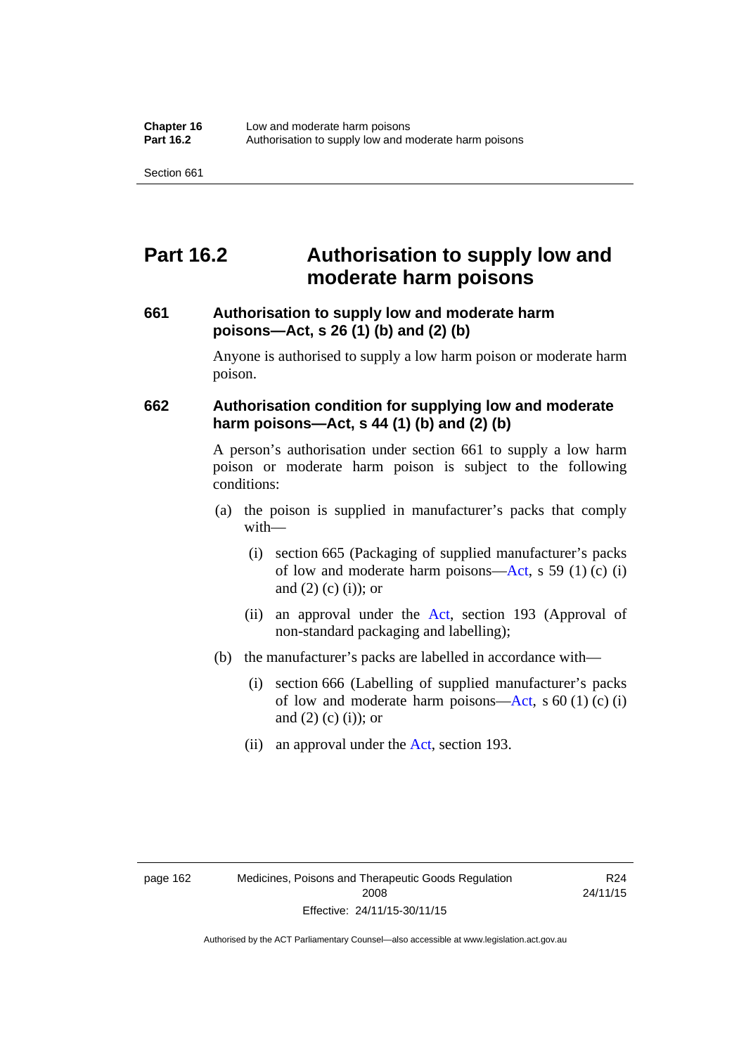# Part 16.2 Authorisation to supply low and moderate harm poisons

### 661 Authorisation to supply low and moderate harm poisons—Act, s 26 (1) (b) and (2) (b)

Anyone is authorised to supply a low harm poison or moderate harm poison.

### 662 Authorisation condition for supplying low and moderate harm poisons—Act, s 44 (1) (b) and (2) (b)

A person's authorisation under section 661 to supply a low harm poison or moderate harm poison is subject to the following conditions:

(a) the poison is supplied in manufacturer's packs that comply with—

(i) section 665 (Packaging of supplied manufacturer's packs of low and moderate harm poisons—Act, s 59 (1) (c) (i) and (2) (c) (i)); or

(ii) an approval under the Act, section 193 (Approval of non-standard packaging and labelling);

(b) the manufacturer's packs are labelled in accordance with—

(i) section 666 (Labelling of supplied manufacturer's packs of low and moderate harm poisons—Act, s 60 (1) (c) (i) and (2) (c) (i)); or

(ii) an approval under the Act, section 193.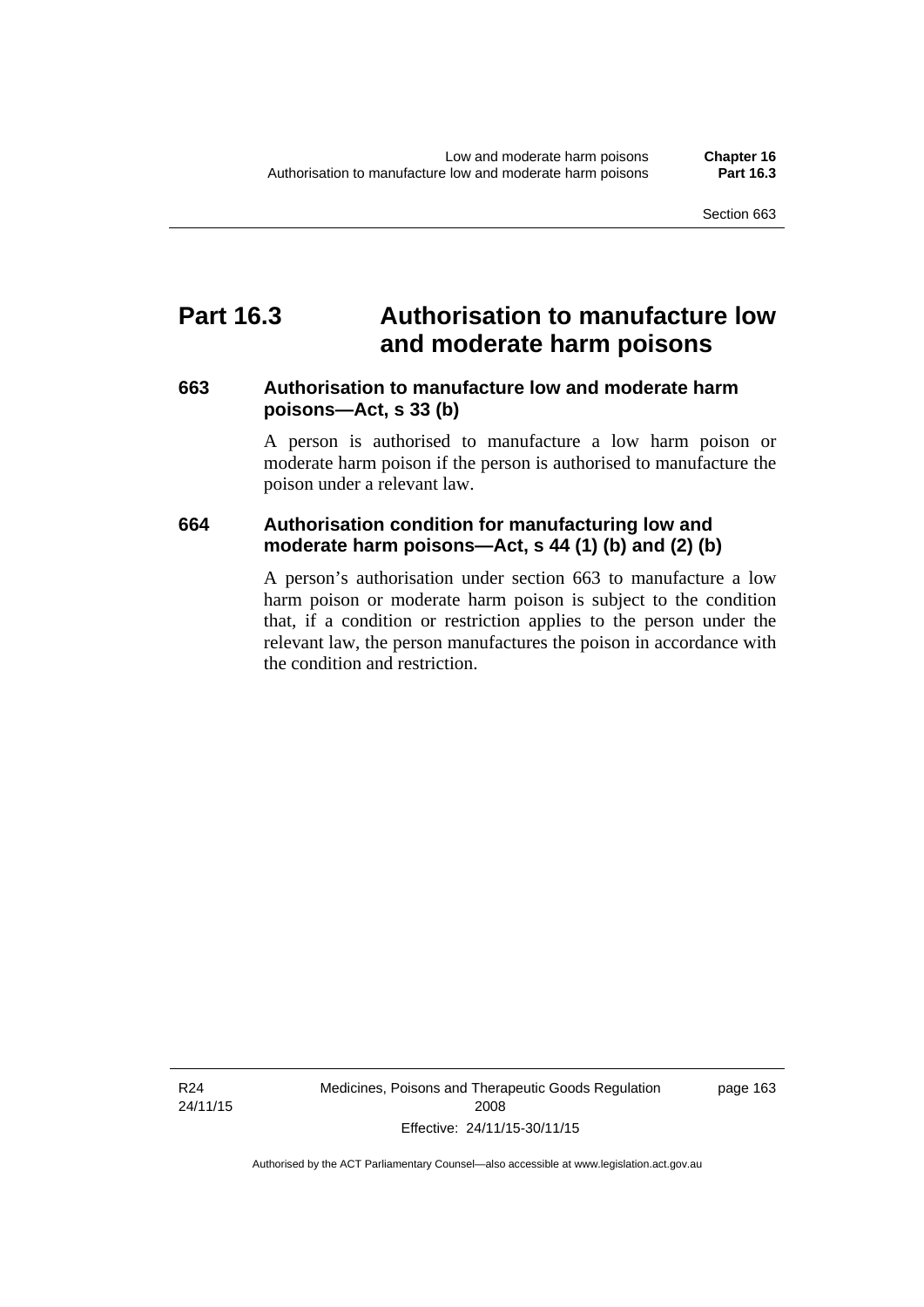# Part 16.3 Authorisation to manufacture low and moderate harm poisons

### 663 Authorisation to manufacture low and moderate harm poisons—Act, s 33 (b)

A person is authorised to manufacture a low harm poison or moderate harm poison if the person is authorised to manufacture the poison under a relevant law.

### 664 Authorisation condition for manufacturing low and moderate harm poisons—Act, s 44 (1) (b) and (2) (b)

A person's authorisation under section 663 to manufacture a low harm poison or moderate harm poison is subject to the condition that, if a condition or restriction applies to the person under the relevant law, the person manufactures the poison in accordance with the condition and restriction.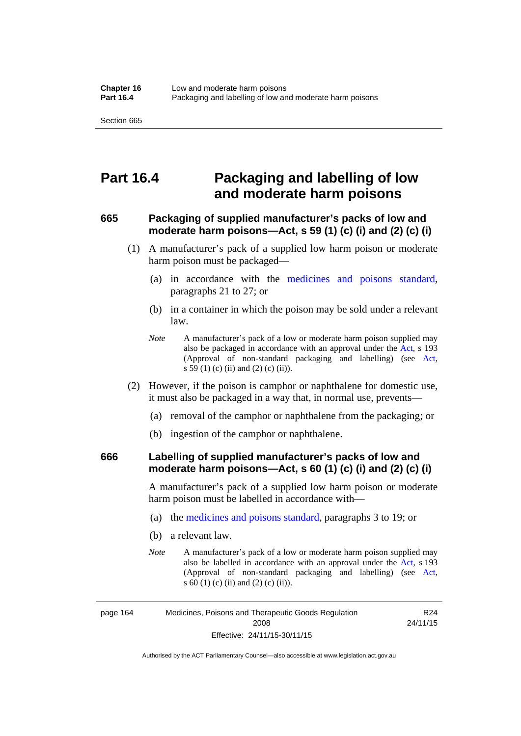# Part 16.4 Packaging and labelling of low and moderate harm poisons

## 665 Packaging of supplied manufacturer's packs of low and moderate harm poisons—Act, s 59 (1) (c) (i) and (2) (c) (i)

(1) A manufacturer's pack of a supplied low harm poison or moderate harm poison must be packaged—

(a) in accordance with the medicines and poisons standard, paragraphs 21 to 27; or

(b) in a container in which the poison may be sold under a relevant law.

*Note* A manufacturer's pack of a low or moderate harm poison supplied may also be packaged in accordance with an approval under the Act, s 193 (Approval of non-standard packaging and labelling) (see Act, s 59 (1) (c) (ii) and (2) (c) (ii)).

(2) However, if the poison is camphor or naphthalene for domestic use, it must also be packaged in a way that, in normal use, prevents—

(a) removal of the camphor or naphthalene from the packaging; or

(b) ingestion of the camphor or naphthalene.

## 666 Labelling of supplied manufacturer's packs of low and moderate harm poisons—Act, s 60 (1) (c) (i) and (2) (c) (i)

A manufacturer's pack of a supplied low harm poison or moderate harm poison must be labelled in accordance with—

(a) the medicines and poisons standard, paragraphs 3 to 19; or

(b) a relevant law.

*Note* A manufacturer's pack of a low or moderate harm poison supplied may also be labelled in accordance with an approval under the Act, s 193 (Approval of non-standard packaging and labelling) (see Act, s 60 (1) (c) (ii) and (2) (c) (ii)).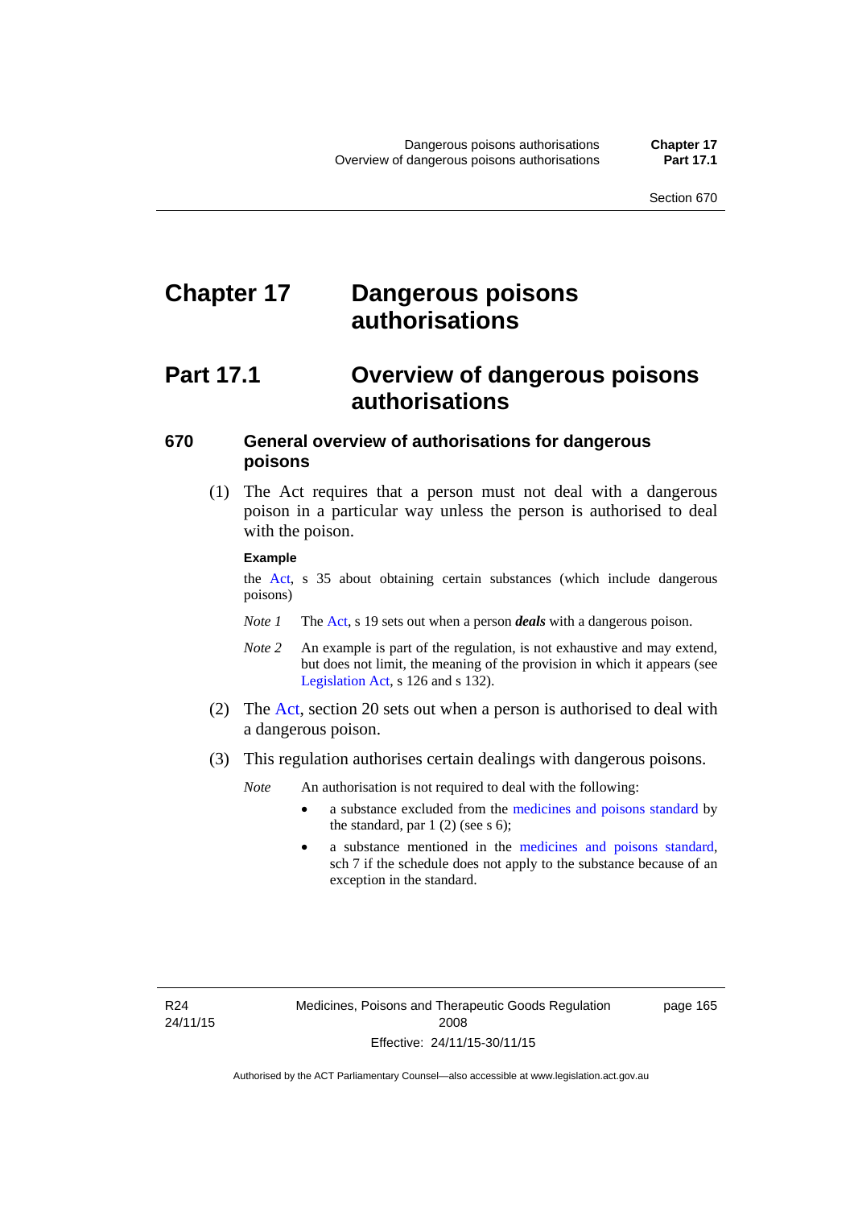# Chapter 17 Dangerous poisons authorisations

## Part 17.1 Overview of dangerous poisons authorisations

### 670 General overview of authorisations for dangerous poisons

(1) The Act requires that a person must not deal with a dangerous poison in a particular way unless the person is authorised to deal with the poison.

**Example**

the Act, s 35 about obtaining certain substances (which include dangerous poisons)

*Note 1* The Act, s 19 sets out when a person ***deals*** with a dangerous poison.

*Note 2* An example is part of the regulation, is not exhaustive and may extend, but does not limit, the meaning of the provision in which it appears (see Legislation Act, s 126 and s 132).

(2) The Act, section 20 sets out when a person is authorised to deal with a dangerous poison.

(3) This regulation authorises certain dealings with dangerous poisons.

*Note* An authorisation is not required to deal with the following:

- a substance excluded from the medicines and poisons standard by the standard, par 1 (2) (see s 6);
- a substance mentioned in the medicines and poisons standard, sch 7 if the schedule does not apply to the substance because of an exception in the standard.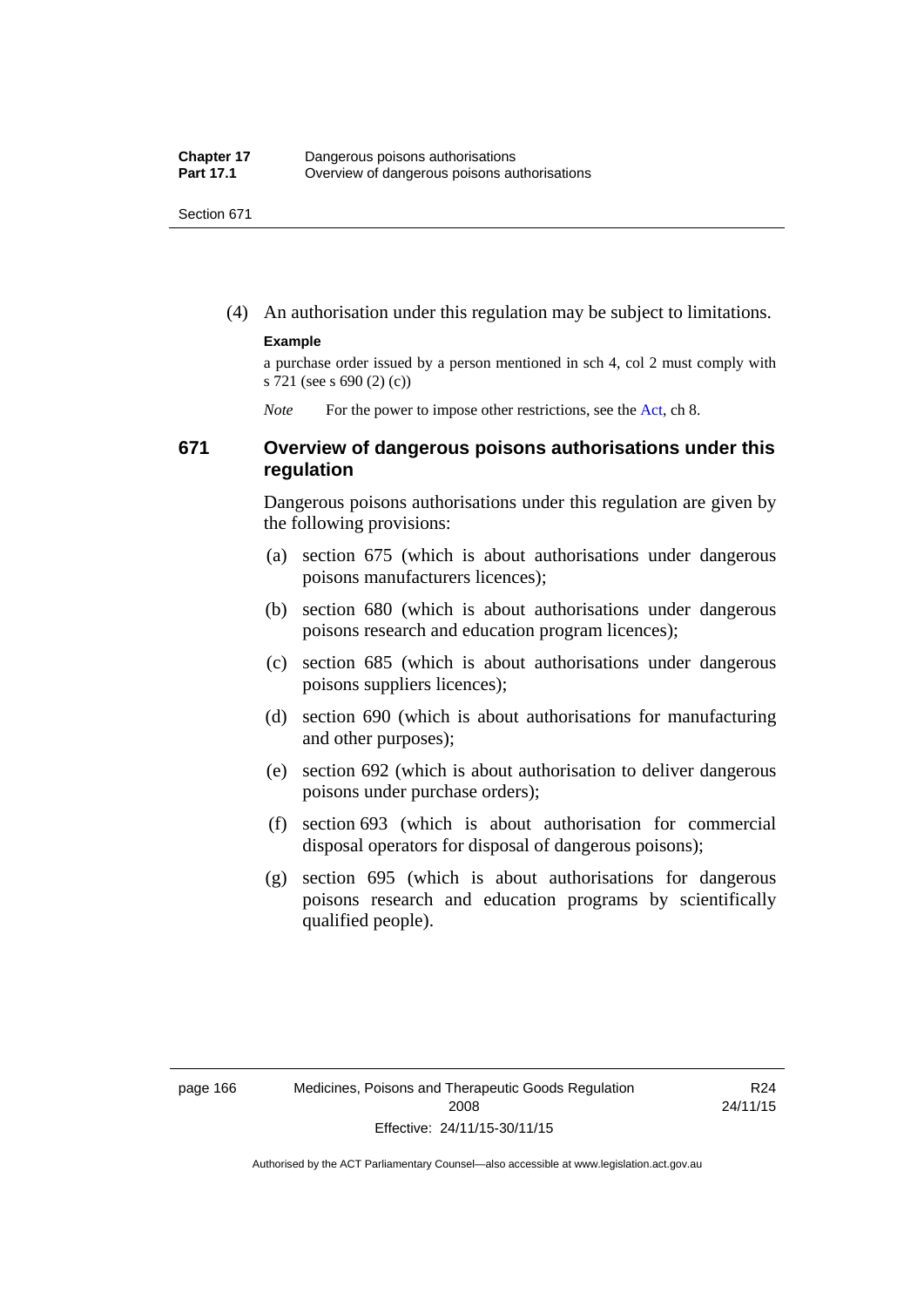(4) An authorisation under this regulation may be subject to limitations.

**Example**

a purchase order issued by a person mentioned in sch 4, col 2 must comply with s 721 (see s 690 (2) (c))

*Note* For the power to impose other restrictions, see the Act, ch 8.

## 671 Overview of dangerous poisons authorisations under this regulation

Dangerous poisons authorisations under this regulation are given by the following provisions:

(a) section 675 (which is about authorisations under dangerous poisons manufacturers licences);

(b) section 680 (which is about authorisations under dangerous poisons research and education program licences);

(c) section 685 (which is about authorisations under dangerous poisons suppliers licences);

(d) section 690 (which is about authorisations for manufacturing and other purposes);

(e) section 692 (which is about authorisation to deliver dangerous poisons under purchase orders);

(f) section 693 (which is about authorisation for commercial disposal operators for disposal of dangerous poisons);

(g) section 695 (which is about authorisations for dangerous poisons research and education programs by scientifically qualified people).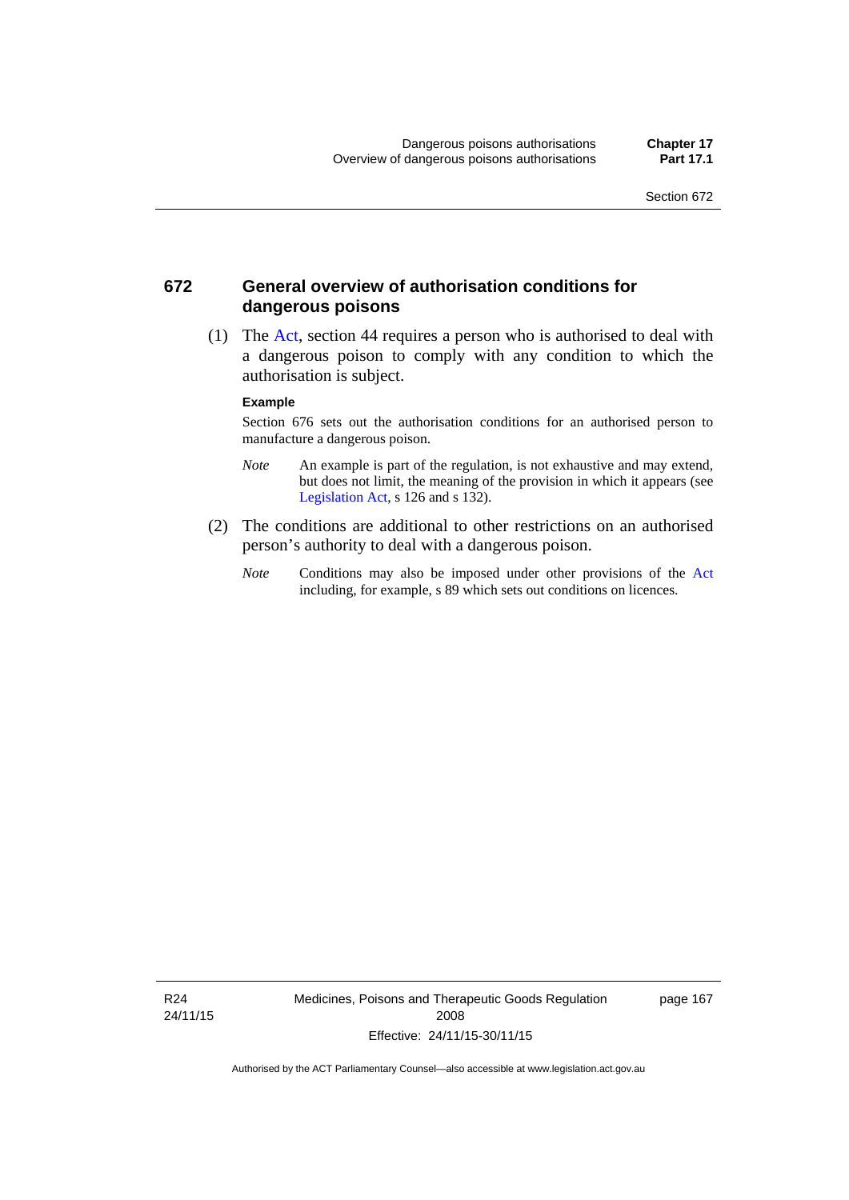## 672 General overview of authorisation conditions for dangerous poisons

(1) The Act, section 44 requires a person who is authorised to deal with a dangerous poison to comply with any condition to which the authorisation is subject.

**Example**

Section 676 sets out the authorisation conditions for an authorised person to manufacture a dangerous poison.

*Note* An example is part of the regulation, is not exhaustive and may extend, but does not limit, the meaning of the provision in which it appears (see Legislation Act, s 126 and s 132).

(2) The conditions are additional to other restrictions on an authorised person's authority to deal with a dangerous poison.

*Note* Conditions may also be imposed under other provisions of the Act including, for example, s 89 which sets out conditions on licences.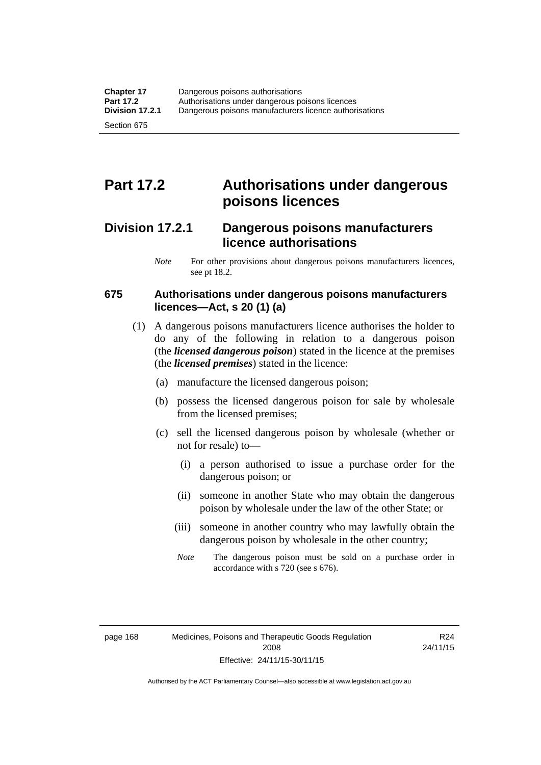# Part 17.2 Authorisations under dangerous poisons licences

## Division 17.2.1 Dangerous poisons manufacturers licence authorisations

*Note* For other provisions about dangerous poisons manufacturers licences, see pt 18.2.

### 675 Authorisations under dangerous poisons manufacturers licences—Act, s 20 (1) (a)

(1) A dangerous poisons manufacturers licence authorises the holder to do any of the following in relation to a dangerous poison (the ***licensed dangerous poison***) stated in the licence at the premises (the ***licensed premises***) stated in the licence:

(a) manufacture the licensed dangerous poison;

(b) possess the licensed dangerous poison for sale by wholesale from the licensed premises;

(c) sell the licensed dangerous poison by wholesale (whether or not for resale) to—

(i) a person authorised to issue a purchase order for the dangerous poison; or

(ii) someone in another State who may obtain the dangerous poison by wholesale under the law of the other State; or

(iii) someone in another country who may lawfully obtain the dangerous poison by wholesale in the other country;

*Note* The dangerous poison must be sold on a purchase order in accordance with s 720 (see s 676).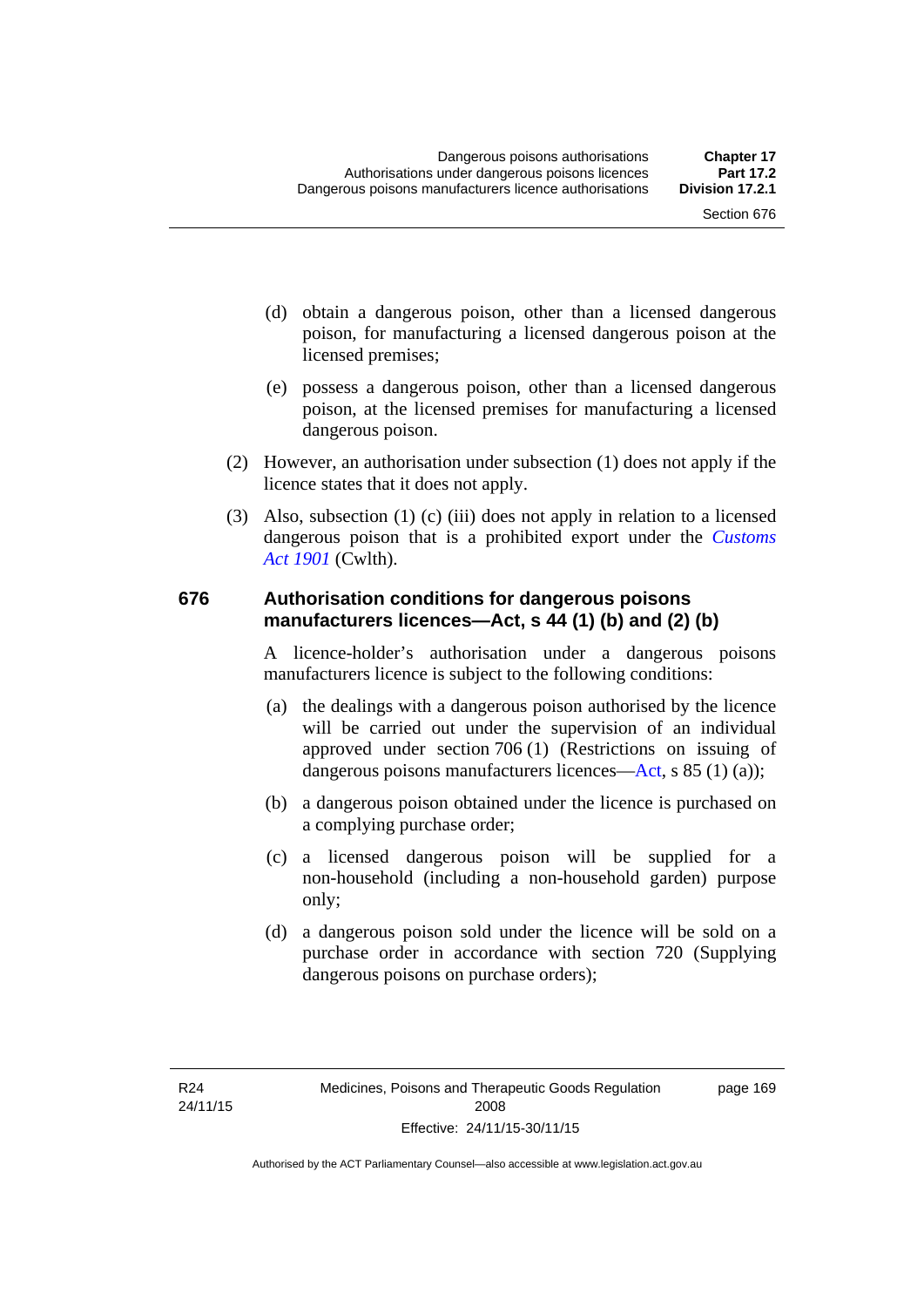(d) obtain a dangerous poison, other than a licensed dangerous poison, for manufacturing a licensed dangerous poison at the licensed premises;

(e) possess a dangerous poison, other than a licensed dangerous poison, at the licensed premises for manufacturing a licensed dangerous poison.

(2) However, an authorisation under subsection (1) does not apply if the licence states that it does not apply.

(3) Also, subsection (1) (c) (iii) does not apply in relation to a licensed dangerous poison that is a prohibited export under the *Customs Act 1901* (Cwlth).

## 676 Authorisation conditions for dangerous poisons manufacturers licences—Act, s 44 (1) (b) and (2) (b)

A licence-holder's authorisation under a dangerous poisons manufacturers licence is subject to the following conditions:

(a) the dealings with a dangerous poison authorised by the licence will be carried out under the supervision of an individual approved under section 706 (1) (Restrictions on issuing of dangerous poisons manufacturers licences—Act, s 85 (1) (a));

(b) a dangerous poison obtained under the licence is purchased on a complying purchase order;

(c) a licensed dangerous poison will be supplied for a non-household (including a non-household garden) purpose only;

(d) a dangerous poison sold under the licence will be sold on a purchase order in accordance with section 720 (Supplying dangerous poisons on purchase orders);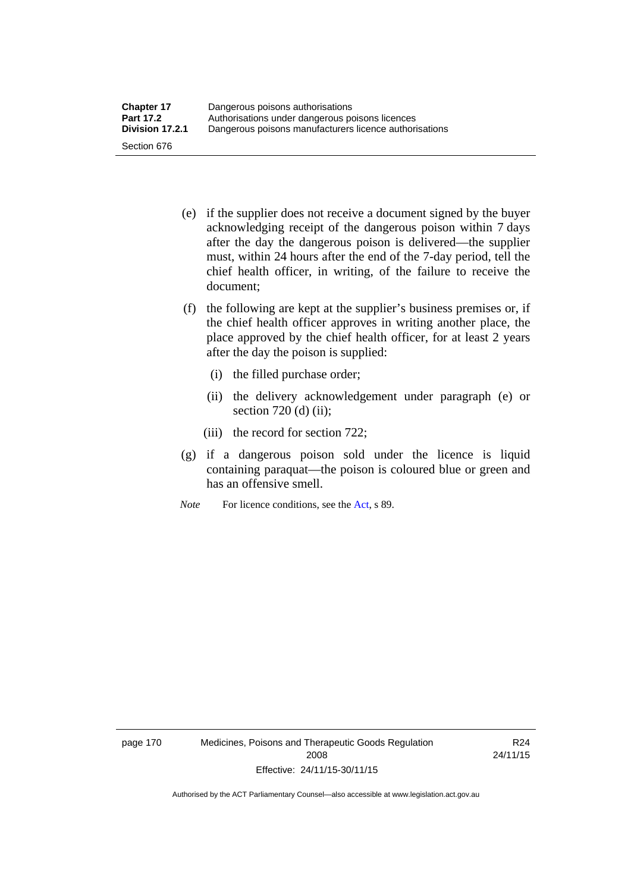(e) if the supplier does not receive a document signed by the buyer acknowledging receipt of the dangerous poison within 7 days after the day the dangerous poison is delivered—the supplier must, within 24 hours after the end of the 7-day period, tell the chief health officer, in writing, of the failure to receive the document;

(f) the following are kept at the supplier's business premises or, if the chief health officer approves in writing another place, the place approved by the chief health officer, for at least 2 years after the day the poison is supplied:

  (i) the filled purchase order;

  (ii) the delivery acknowledgement under paragraph (e) or section 720 (d) (ii);

  (iii) the record for section 722;

(g) if a dangerous poison sold under the licence is liquid containing paraquat—the poison is coloured blue or green and has an offensive smell.

*Note* For licence conditions, see the Act, s 89.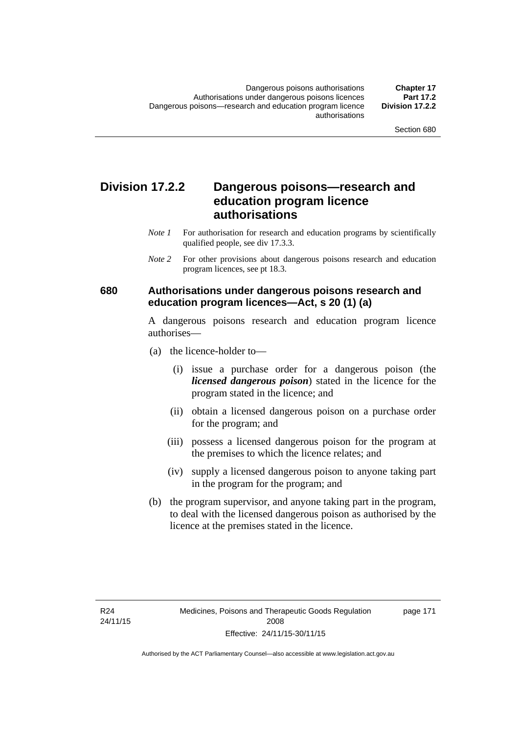## Division 17.2.2 Dangerous poisons—research and education program licence authorisations

*Note 1* For authorisation for research and education programs by scientifically qualified people, see div 17.3.3.

*Note 2* For other provisions about dangerous poisons research and education program licences, see pt 18.3.

### 680 Authorisations under dangerous poisons research and education program licences—Act, s 20 (1) (a)

A dangerous poisons research and education program licence authorises—

(a) the licence-holder to—

(i) issue a purchase order for a dangerous poison (the ***licensed dangerous poison***) stated in the licence for the program stated in the licence; and

(ii) obtain a licensed dangerous poison on a purchase order for the program; and

(iii) possess a licensed dangerous poison for the program at the premises to which the licence relates; and

(iv) supply a licensed dangerous poison to anyone taking part in the program for the program; and

(b) the program supervisor, and anyone taking part in the program, to deal with the licensed dangerous poison as authorised by the licence at the premises stated in the licence.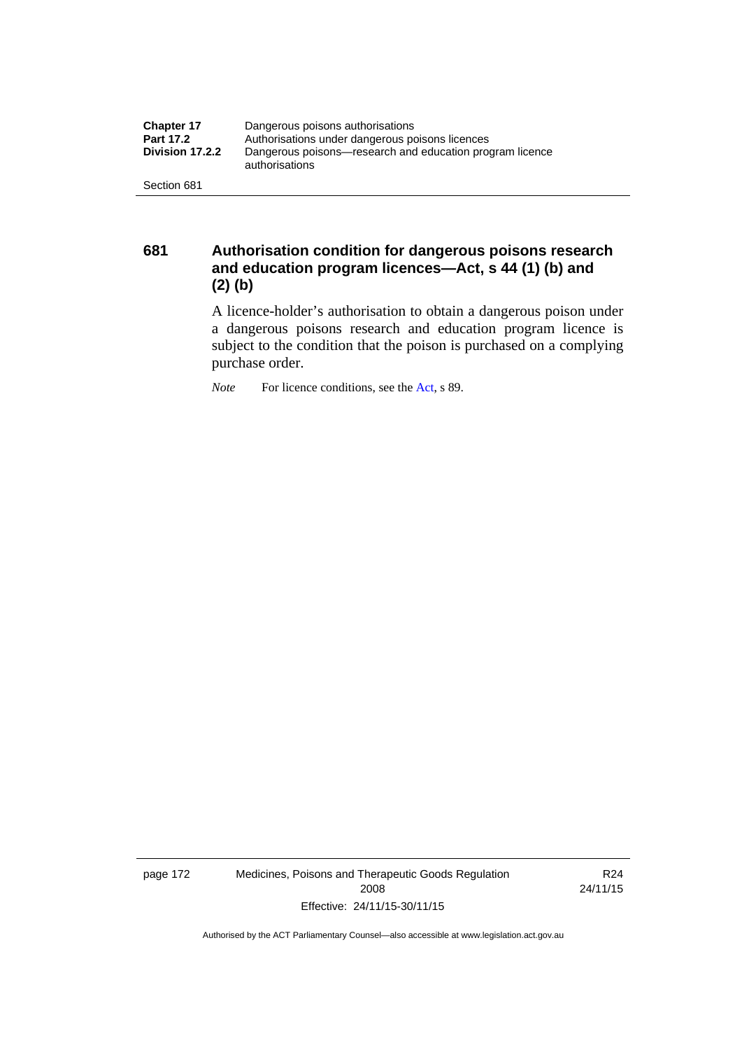## 681 Authorisation condition for dangerous poisons research and education program licences—Act, s 44 (1) (b) and (2) (b)

A licence-holder's authorisation to obtain a dangerous poison under a dangerous poisons research and education program licence is subject to the condition that the poison is purchased on a complying purchase order.

*Note* For licence conditions, see the Act, s 89.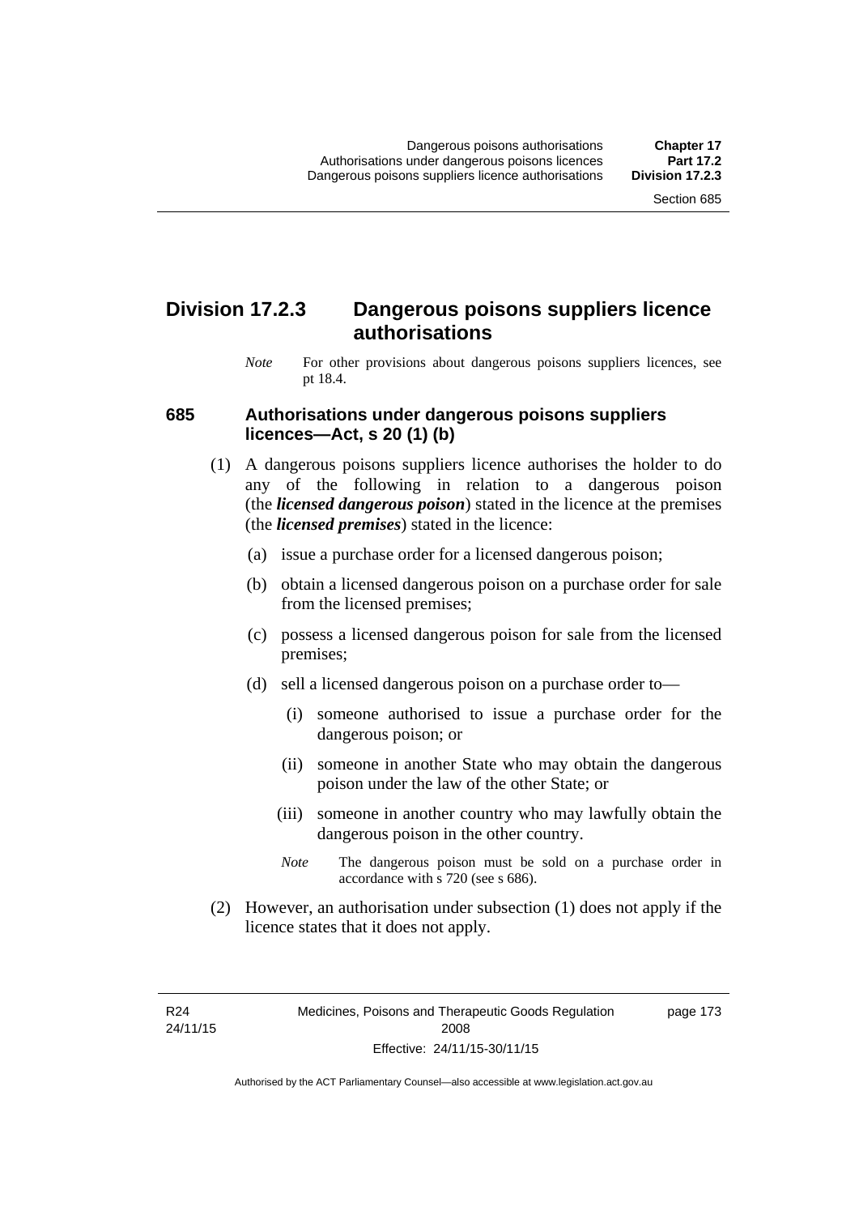## Division 17.2.3 Dangerous poisons suppliers licence authorisations

*Note* For other provisions about dangerous poisons suppliers licences, see pt 18.4.

### 685 Authorisations under dangerous poisons suppliers licences—Act, s 20 (1) (b)

(1) A dangerous poisons suppliers licence authorises the holder to do any of the following in relation to a dangerous poison (the ***licensed dangerous poison***) stated in the licence at the premises (the ***licensed premises***) stated in the licence:

(a) issue a purchase order for a licensed dangerous poison;

(b) obtain a licensed dangerous poison on a purchase order for sale from the licensed premises;

(c) possess a licensed dangerous poison for sale from the licensed premises;

(d) sell a licensed dangerous poison on a purchase order to—

(i) someone authorised to issue a purchase order for the dangerous poison; or

(ii) someone in another State who may obtain the dangerous poison under the law of the other State; or

(iii) someone in another country who may lawfully obtain the dangerous poison in the other country.

*Note* The dangerous poison must be sold on a purchase order in accordance with s 720 (see s 686).

(2) However, an authorisation under subsection (1) does not apply if the licence states that it does not apply.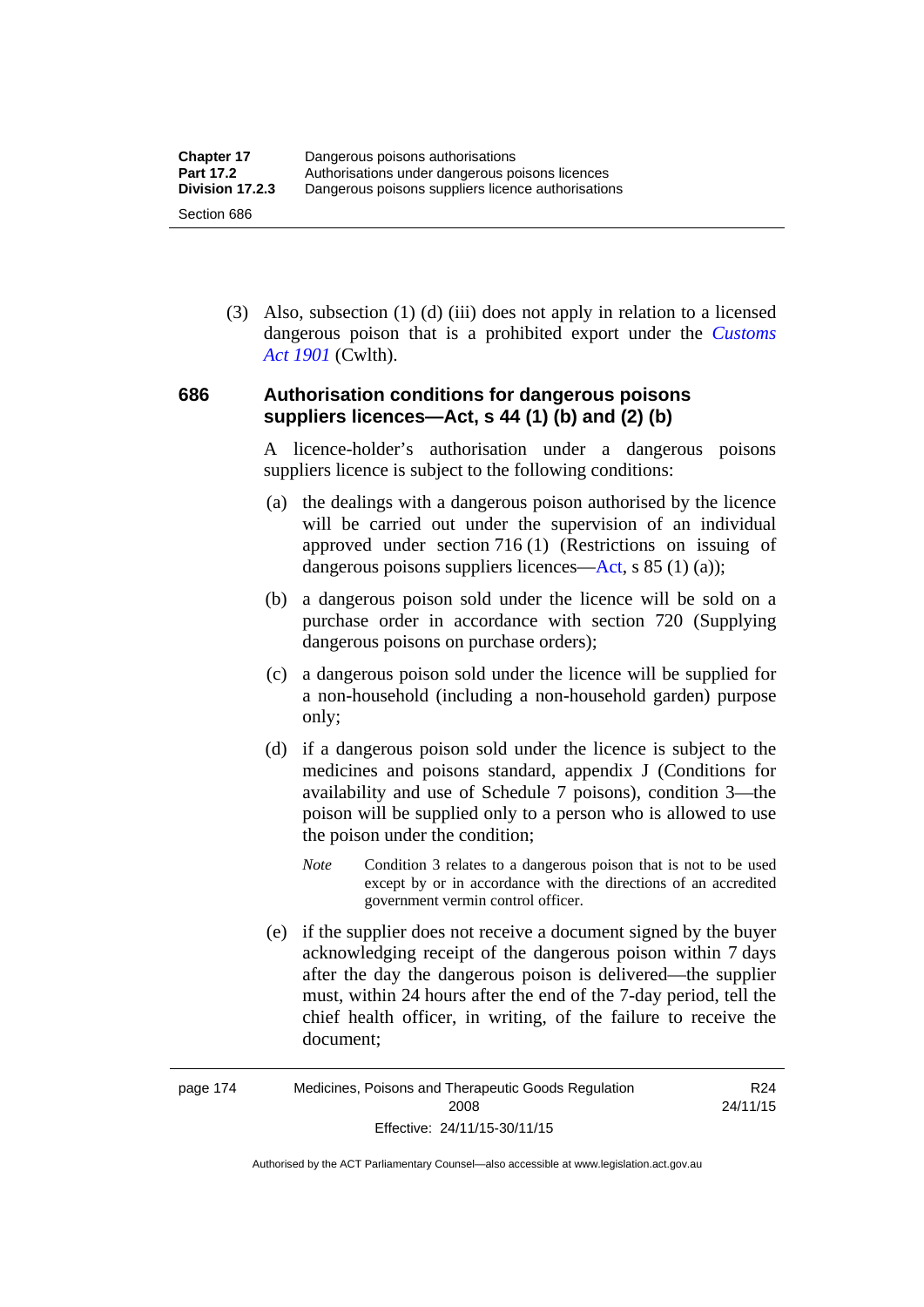(3) Also, subsection (1) (d) (iii) does not apply in relation to a licensed dangerous poison that is a prohibited export under the *Customs Act 1901* (Cwlth).

### 686 Authorisation conditions for dangerous poisons suppliers licences—Act, s 44 (1) (b) and (2) (b)

A licence-holder's authorisation under a dangerous poisons suppliers licence is subject to the following conditions:

(a) the dealings with a dangerous poison authorised by the licence will be carried out under the supervision of an individual approved under section 716 (1) (Restrictions on issuing of dangerous poisons suppliers licences—Act, s 85 (1) (a));

(b) a dangerous poison sold under the licence will be sold on a purchase order in accordance with section 720 (Supplying dangerous poisons on purchase orders);

(c) a dangerous poison sold under the licence will be supplied for a non-household (including a non-household garden) purpose only;

(d) if a dangerous poison sold under the licence is subject to the medicines and poisons standard, appendix J (Conditions for availability and use of Schedule 7 poisons), condition 3—the poison will be supplied only to a person who is allowed to use the poison under the condition;

*Note* Condition 3 relates to a dangerous poison that is not to be used except by or in accordance with the directions of an accredited government vermin control officer.

(e) if the supplier does not receive a document signed by the buyer acknowledging receipt of the dangerous poison within 7 days after the day the dangerous poison is delivered—the supplier must, within 24 hours after the end of the 7-day period, tell the chief health officer, in writing, of the failure to receive the document;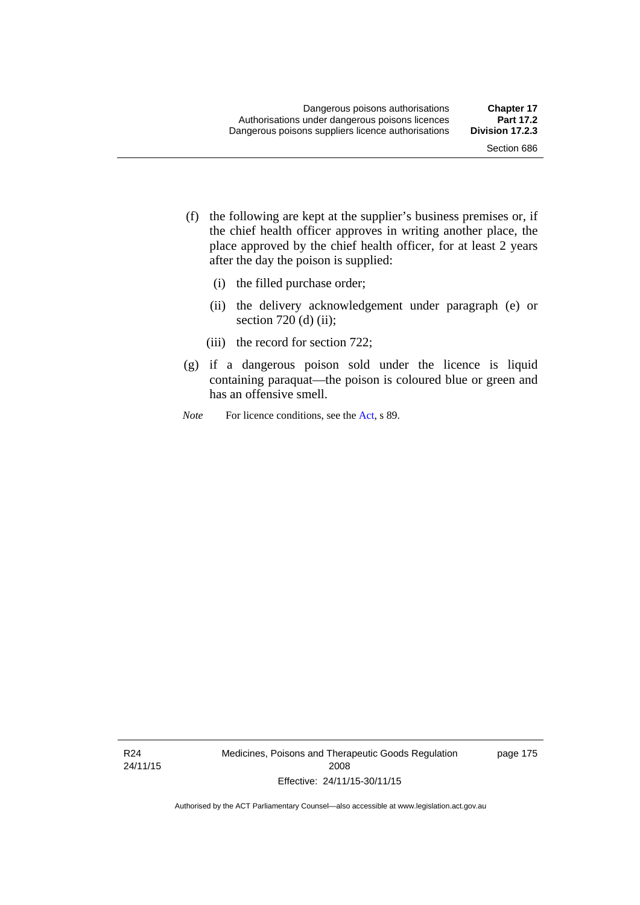(f) the following are kept at the supplier's business premises or, if the chief health officer approves in writing another place, the place approved by the chief health officer, for at least 2 years after the day the poison is supplied:

(i) the filled purchase order;

(ii) the delivery acknowledgement under paragraph (e) or section 720 (d) (ii);

(iii) the record for section 722;

(g) if a dangerous poison sold under the licence is liquid containing paraquat—the poison is coloured blue or green and has an offensive smell.

*Note* For licence conditions, see the Act, s 89.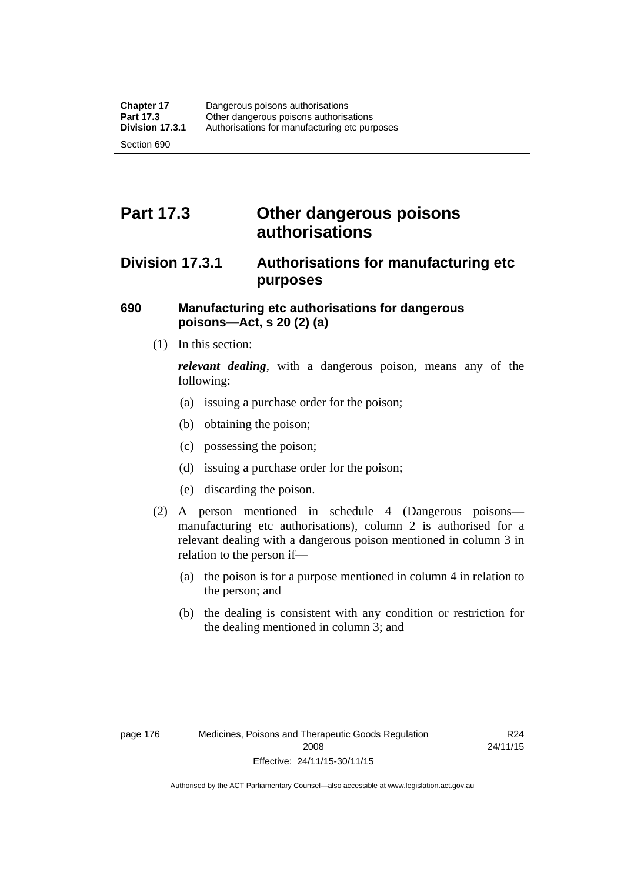# Part 17.3 Other dangerous poisons authorisations

## Division 17.3.1 Authorisations for manufacturing etc purposes

### 690 Manufacturing etc authorisations for dangerous poisons—Act, s 20 (2) (a)

(1) In this section:

***relevant dealing***, with a dangerous poison, means any of the following:

(a) issuing a purchase order for the poison;

(b) obtaining the poison;

(c) possessing the poison;

(d) issuing a purchase order for the poison;

(e) discarding the poison.

(2) A person mentioned in schedule 4 (Dangerous poisons—manufacturing etc authorisations), column 2 is authorised for a relevant dealing with a dangerous poison mentioned in column 3 in relation to the person if—

(a) the poison is for a purpose mentioned in column 4 in relation to the person; and

(b) the dealing is consistent with any condition or restriction for the dealing mentioned in column 3; and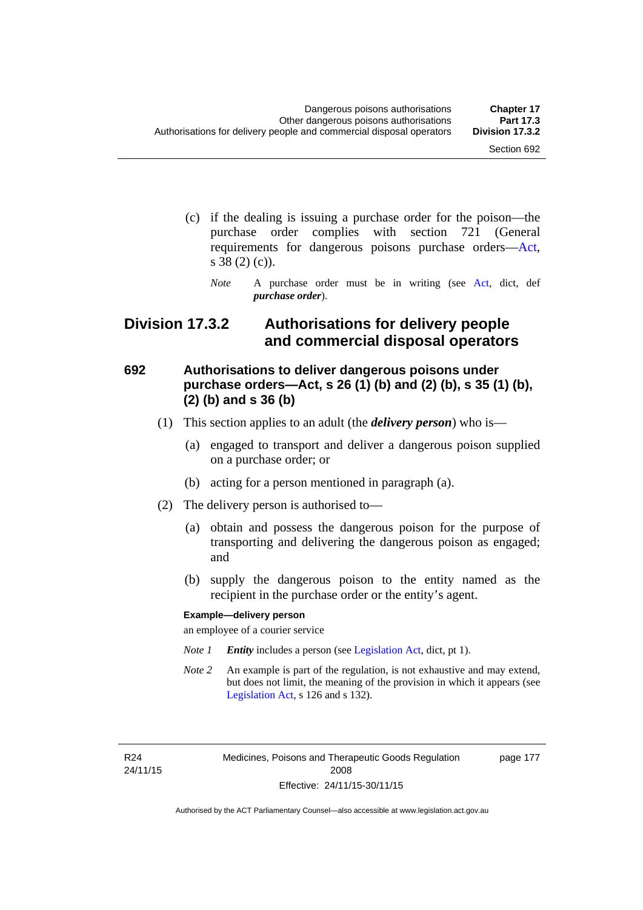(c) if the dealing is issuing a purchase order for the poison—the purchase order complies with section 721 (General requirements for dangerous poisons purchase orders—Act, s 38 (2) (c)).

*Note* A purchase order must be in writing (see Act, dict, def ***purchase order***).

## Division 17.3.2 Authorisations for delivery people and commercial disposal operators

### 692 Authorisations to deliver dangerous poisons under purchase orders—Act, s 26 (1) (b) and (2) (b), s 35 (1) (b), (2) (b) and s 36 (b)

(1) This section applies to an adult (the ***delivery person***) who is—

(a) engaged to transport and deliver a dangerous poison supplied on a purchase order; or

(b) acting for a person mentioned in paragraph (a).

(2) The delivery person is authorised to—

(a) obtain and possess the dangerous poison for the purpose of transporting and delivering the dangerous poison as engaged; and

(b) supply the dangerous poison to the entity named as the recipient in the purchase order or the entity's agent.

**Example—delivery person**

an employee of a courier service

*Note 1* ***Entity*** includes a person (see Legislation Act, dict, pt 1).

*Note 2* An example is part of the regulation, is not exhaustive and may extend, but does not limit, the meaning of the provision in which it appears (see Legislation Act, s 126 and s 132).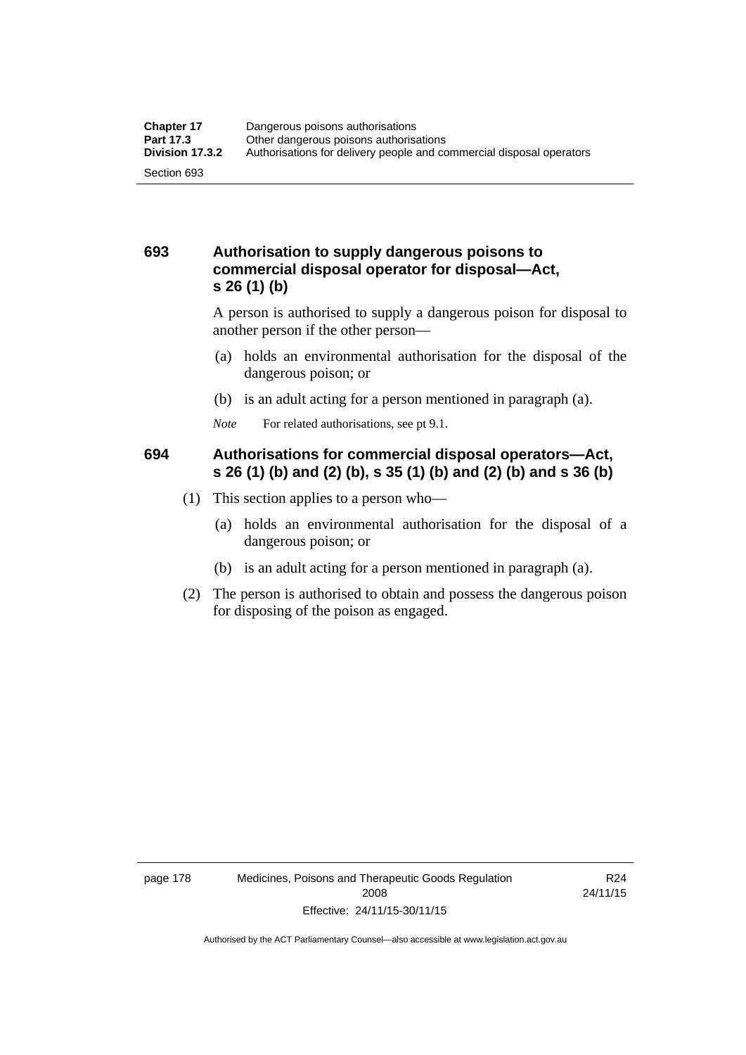### 693 Authorisation to supply dangerous poisons to commercial disposal operator for disposal—Act, s 26 (1) (b)

A person is authorised to supply a dangerous poison for disposal to another person if the other person—

(a) holds an environmental authorisation for the disposal of the dangerous poison; or

(b) is an adult acting for a person mentioned in paragraph (a).

*Note* For related authorisations, see pt 9.1.

### 694 Authorisations for commercial disposal operators—Act, s 26 (1) (b) and (2) (b), s 35 (1) (b) and (2) (b) and s 36 (b)

(1) This section applies to a person who—

(a) holds an environmental authorisation for the disposal of a dangerous poison; or

(b) is an adult acting for a person mentioned in paragraph (a).

(2) The person is authorised to obtain and possess the dangerous poison for disposing of the poison as engaged.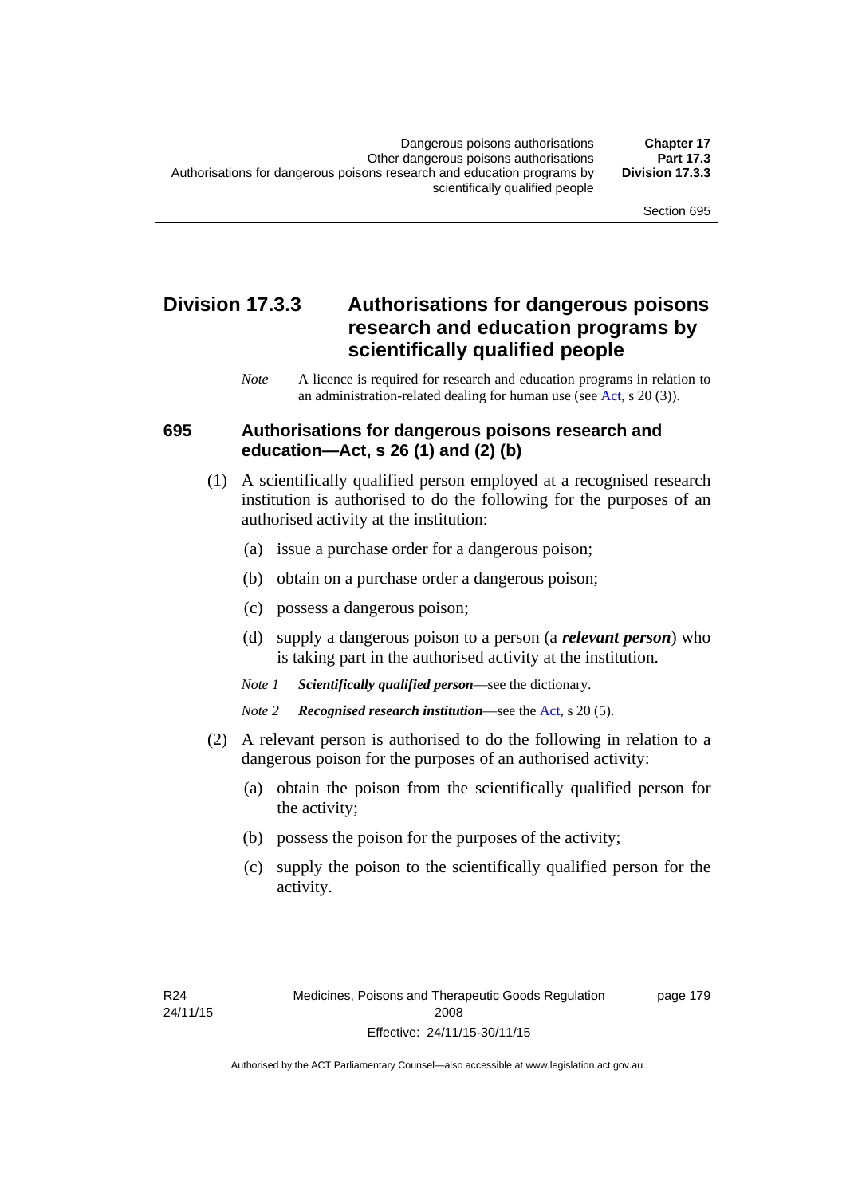## Division 17.3.3 Authorisations for dangerous poisons research and education programs by scientifically qualified people

*Note* A licence is required for research and education programs in relation to an administration-related dealing for human use (see Act, s 20 (3)).

### 695 Authorisations for dangerous poisons research and education—Act, s 26 (1) and (2) (b)

(1) A scientifically qualified person employed at a recognised research institution is authorised to do the following for the purposes of an authorised activity at the institution:

(a) issue a purchase order for a dangerous poison;

(b) obtain on a purchase order a dangerous poison;

(c) possess a dangerous poison;

(d) supply a dangerous poison to a person (a ***relevant person***) who is taking part in the authorised activity at the institution.

*Note 1* ***Scientifically qualified person***—see the dictionary.

*Note 2* ***Recognised research institution***—see the Act, s 20 (5).

(2) A relevant person is authorised to do the following in relation to a dangerous poison for the purposes of an authorised activity:

(a) obtain the poison from the scientifically qualified person for the activity;

(b) possess the poison for the purposes of the activity;

(c) supply the poison to the scientifically qualified person for the activity.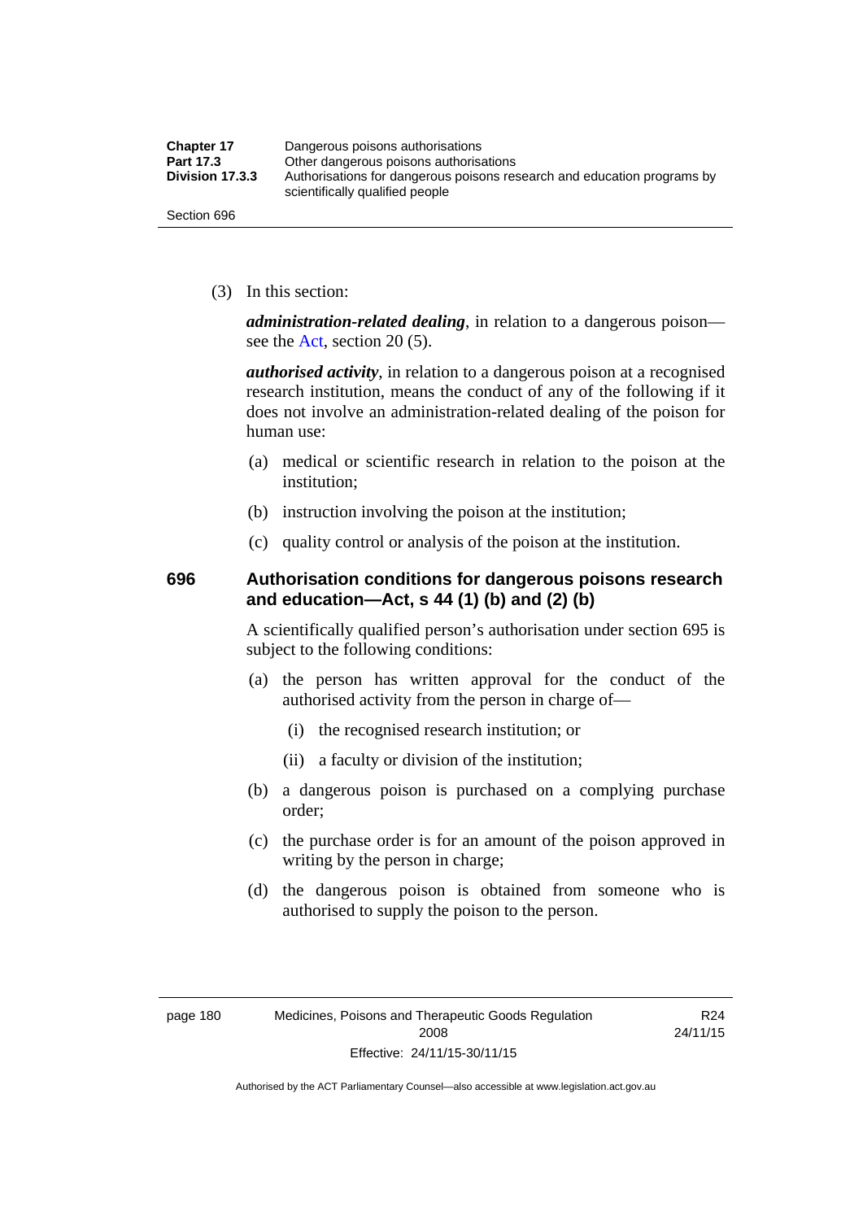(3) In this section:

***administration-related dealing***, in relation to a dangerous poison—see the Act, section 20 (5).

***authorised activity***, in relation to a dangerous poison at a recognised research institution, means the conduct of any of the following if it does not involve an administration-related dealing of the poison for human use:

- (a) medical or scientific research in relation to the poison at the institution;
- (b) instruction involving the poison at the institution;
- (c) quality control or analysis of the poison at the institution.

### 696 Authorisation conditions for dangerous poisons research and education—Act, s 44 (1) (b) and (2) (b)

A scientifically qualified person's authorisation under section 695 is subject to the following conditions:

- (a) the person has written approval for the conduct of the authorised activity from the person in charge of—
  - (i) the recognised research institution; or
  - (ii) a faculty or division of the institution;
- (b) a dangerous poison is purchased on a complying purchase order;
- (c) the purchase order is for an amount of the poison approved in writing by the person in charge;
- (d) the dangerous poison is obtained from someone who is authorised to supply the poison to the person.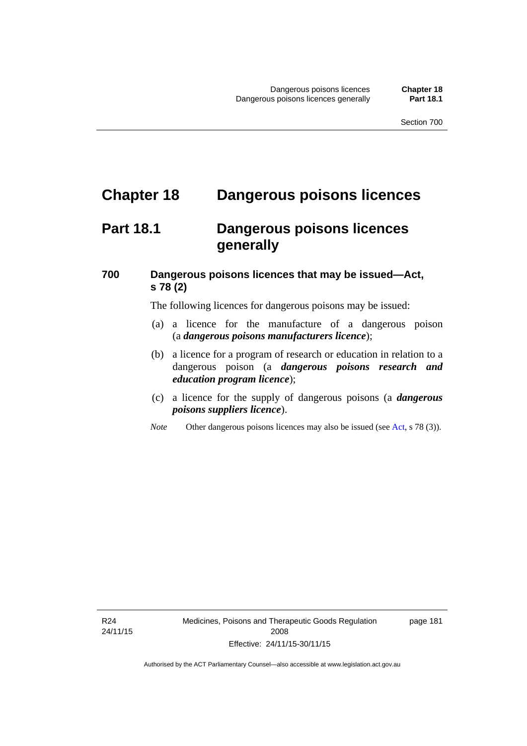# Chapter 18 Dangerous poisons licences

## Part 18.1 Dangerous poisons licences generally

### 700 Dangerous poisons licences that may be issued—Act, s 78 (2)

The following licences for dangerous poisons may be issued:

(a) a licence for the manufacture of a dangerous poison (a ***dangerous poisons manufacturers licence***);

(b) a licence for a program of research or education in relation to a dangerous poison (a ***dangerous poisons research and education program licence***);

(c) a licence for the supply of dangerous poisons (a ***dangerous poisons suppliers licence***).

*Note* Other dangerous poisons licences may also be issued (see Act, s 78 (3)).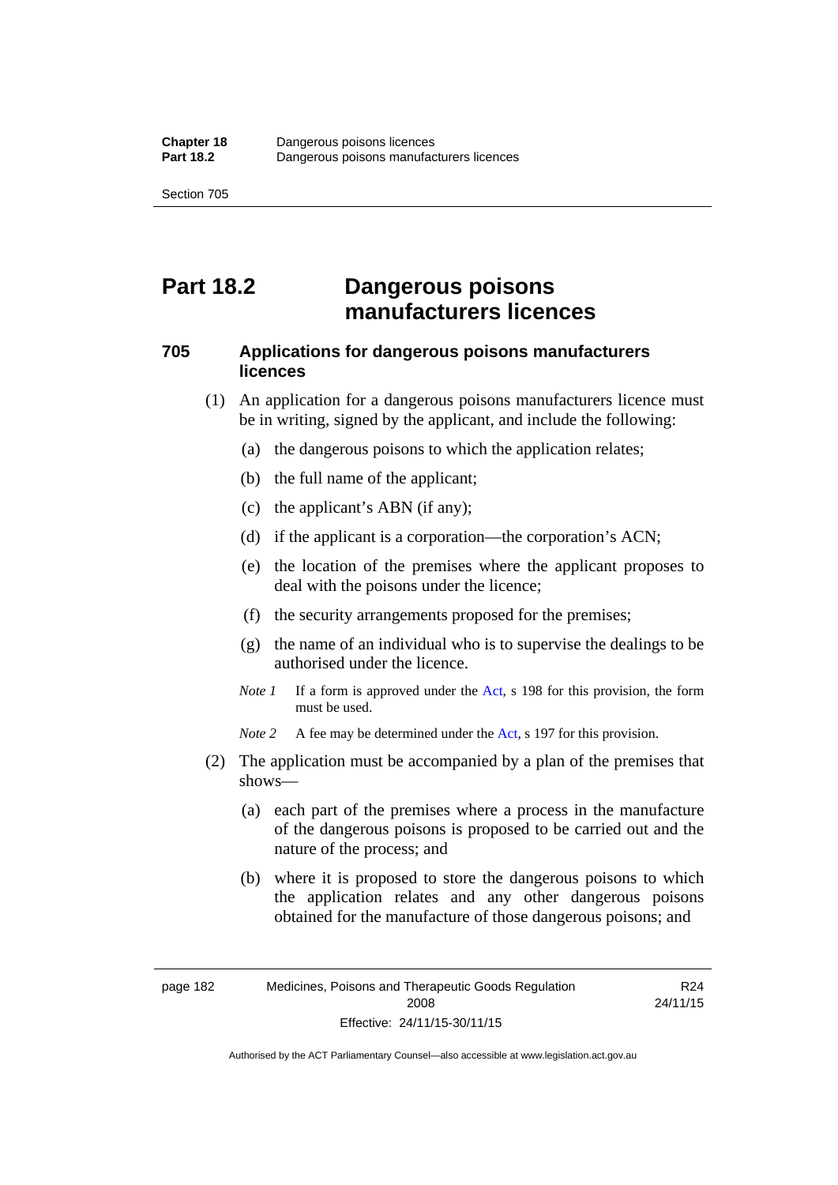# Part 18.2 Dangerous poisons manufacturers licences

### 705 Applications for dangerous poisons manufacturers licences

(1) An application for a dangerous poisons manufacturers licence must be in writing, signed by the applicant, and include the following:

(a) the dangerous poisons to which the application relates;

(b) the full name of the applicant;

(c) the applicant's ABN (if any);

(d) if the applicant is a corporation—the corporation's ACN;

(e) the location of the premises where the applicant proposes to deal with the poisons under the licence;

(f) the security arrangements proposed for the premises;

(g) the name of an individual who is to supervise the dealings to be authorised under the licence.

*Note 1* If a form is approved under the Act, s 198 for this provision, the form must be used.

*Note 2* A fee may be determined under the Act, s 197 for this provision.

(2) The application must be accompanied by a plan of the premises that shows—

(a) each part of the premises where a process in the manufacture of the dangerous poisons is proposed to be carried out and the nature of the process; and

(b) where it is proposed to store the dangerous poisons to which the application relates and any other dangerous poisons obtained for the manufacture of those dangerous poisons; and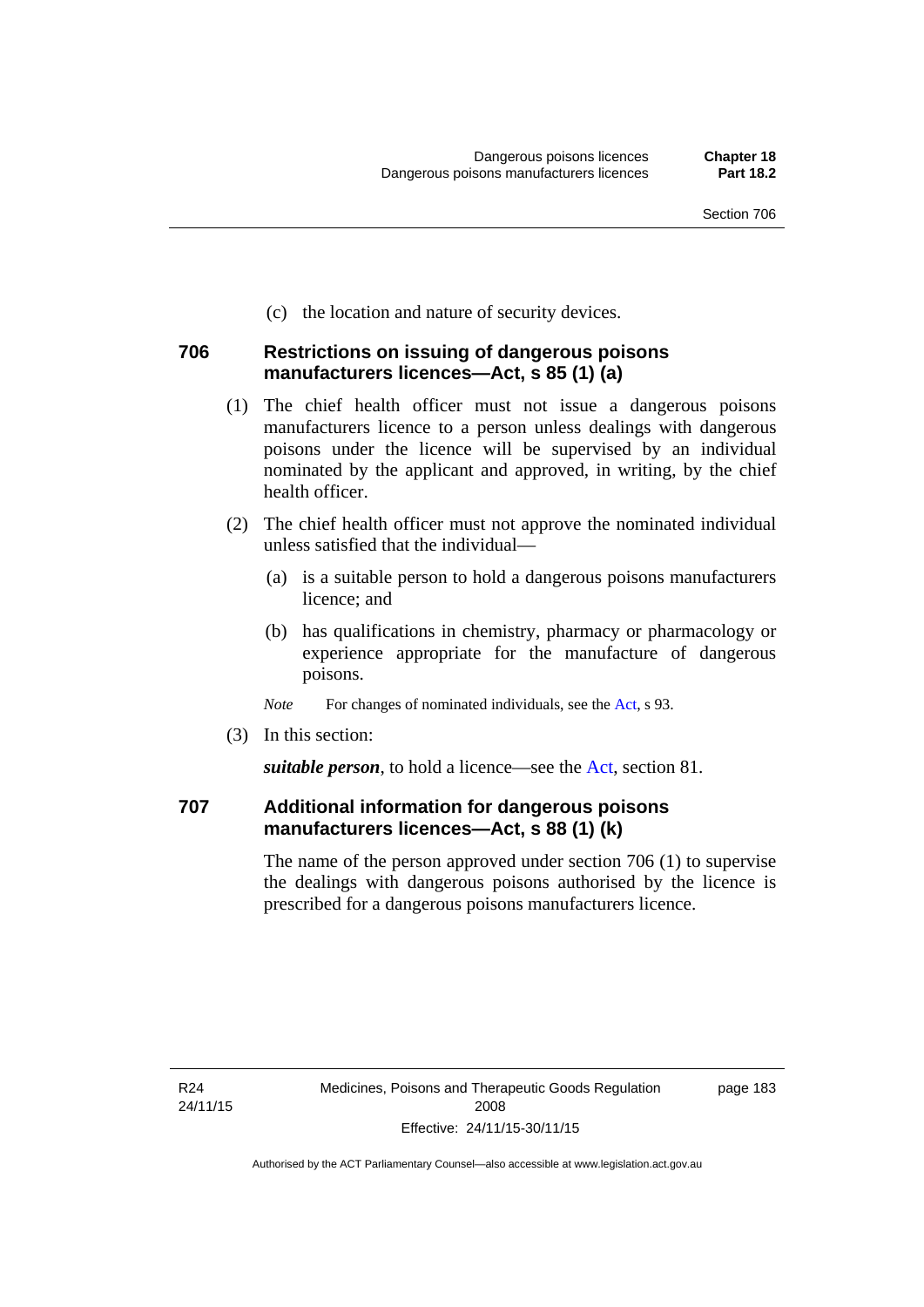(c) the location and nature of security devices.

### 706 Restrictions on issuing of dangerous poisons manufacturers licences—Act, s 85 (1) (a)

(1) The chief health officer must not issue a dangerous poisons manufacturers licence to a person unless dealings with dangerous poisons under the licence will be supervised by an individual nominated by the applicant and approved, in writing, by the chief health officer.

(2) The chief health officer must not approve the nominated individual unless satisfied that the individual—

(a) is a suitable person to hold a dangerous poisons manufacturers licence; and

(b) has qualifications in chemistry, pharmacy or pharmacology or experience appropriate for the manufacture of dangerous poisons.

*Note* For changes of nominated individuals, see the Act, s 93.

(3) In this section:

***suitable person***, to hold a licence—see the Act, section 81.

### 707 Additional information for dangerous poisons manufacturers licences—Act, s 88 (1) (k)

The name of the person approved under section 706 (1) to supervise the dealings with dangerous poisons authorised by the licence is prescribed for a dangerous poisons manufacturers licence.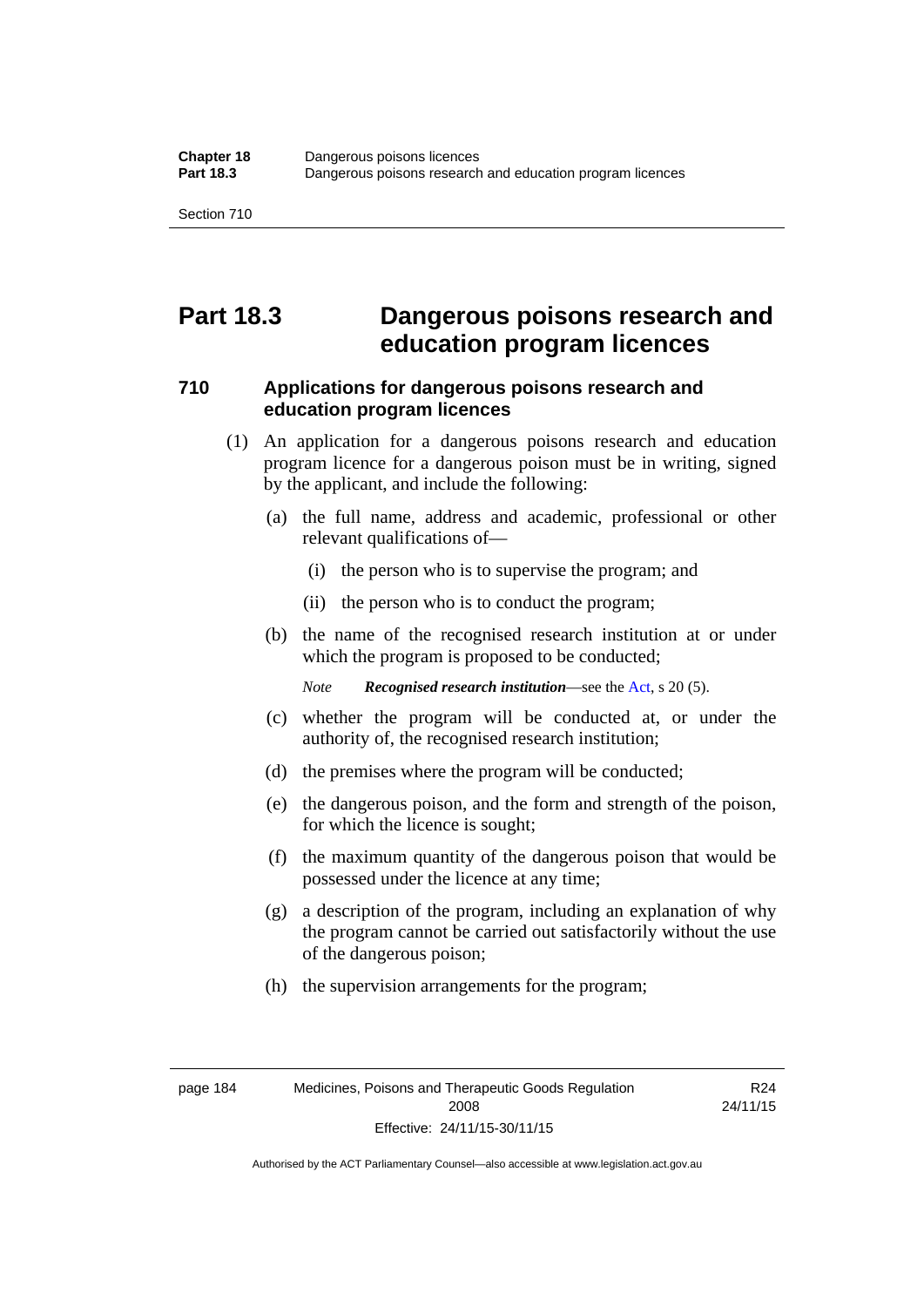# Part 18.3 Dangerous poisons research and education program licences

## 710 Applications for dangerous poisons research and education program licences

(1) An application for a dangerous poisons research and education program licence for a dangerous poison must be in writing, signed by the applicant, and include the following:

(a) the full name, address and academic, professional or other relevant qualifications of—

(i) the person who is to supervise the program; and

(ii) the person who is to conduct the program;

(b) the name of the recognised research institution at or under which the program is proposed to be conducted;

*Note* ***Recognised research institution***—see the Act, s 20 (5).

(c) whether the program will be conducted at, or under the authority of, the recognised research institution;

(d) the premises where the program will be conducted;

(e) the dangerous poison, and the form and strength of the poison, for which the licence is sought;

(f) the maximum quantity of the dangerous poison that would be possessed under the licence at any time;

(g) a description of the program, including an explanation of why the program cannot be carried out satisfactorily without the use of the dangerous poison;

(h) the supervision arrangements for the program;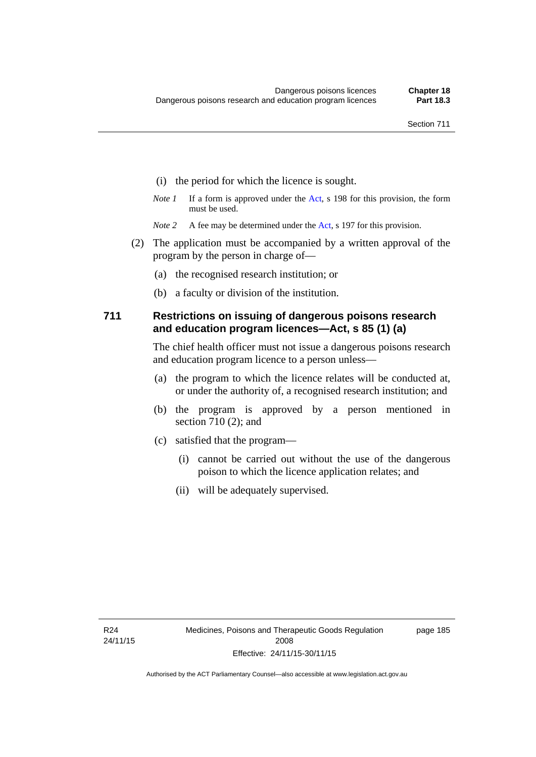(i) the period for which the licence is sought.

*Note 1* If a form is approved under the Act, s 198 for this provision, the form must be used.

*Note 2* A fee may be determined under the Act, s 197 for this provision.

(2) The application must be accompanied by a written approval of the program by the person in charge of—

(a) the recognised research institution; or

(b) a faculty or division of the institution.

## 711 Restrictions on issuing of dangerous poisons research and education program licences—Act, s 85 (1) (a)

The chief health officer must not issue a dangerous poisons research and education program licence to a person unless—

(a) the program to which the licence relates will be conducted at, or under the authority of, a recognised research institution; and

(b) the program is approved by a person mentioned in section 710 (2); and

(c) satisfied that the program—

(i) cannot be carried out without the use of the dangerous poison to which the licence application relates; and

(ii) will be adequately supervised.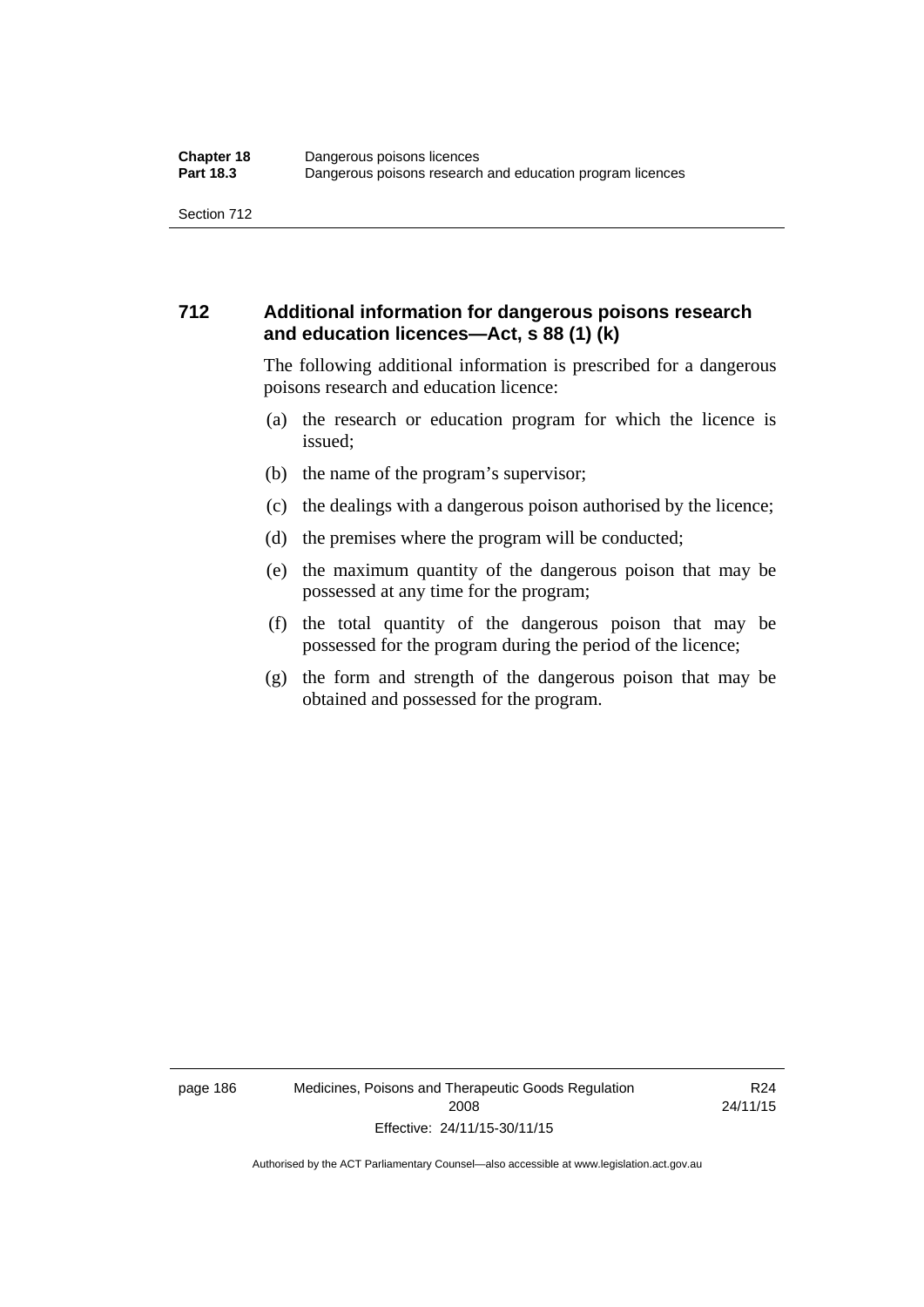## 712 Additional information for dangerous poisons research and education licences—Act, s 88 (1) (k)

The following additional information is prescribed for a dangerous poisons research and education licence:

(a) the research or education program for which the licence is issued;

(b) the name of the program's supervisor;

(c) the dealings with a dangerous poison authorised by the licence;

(d) the premises where the program will be conducted;

(e) the maximum quantity of the dangerous poison that may be possessed at any time for the program;

(f) the total quantity of the dangerous poison that may be possessed for the program during the period of the licence;

(g) the form and strength of the dangerous poison that may be obtained and possessed for the program.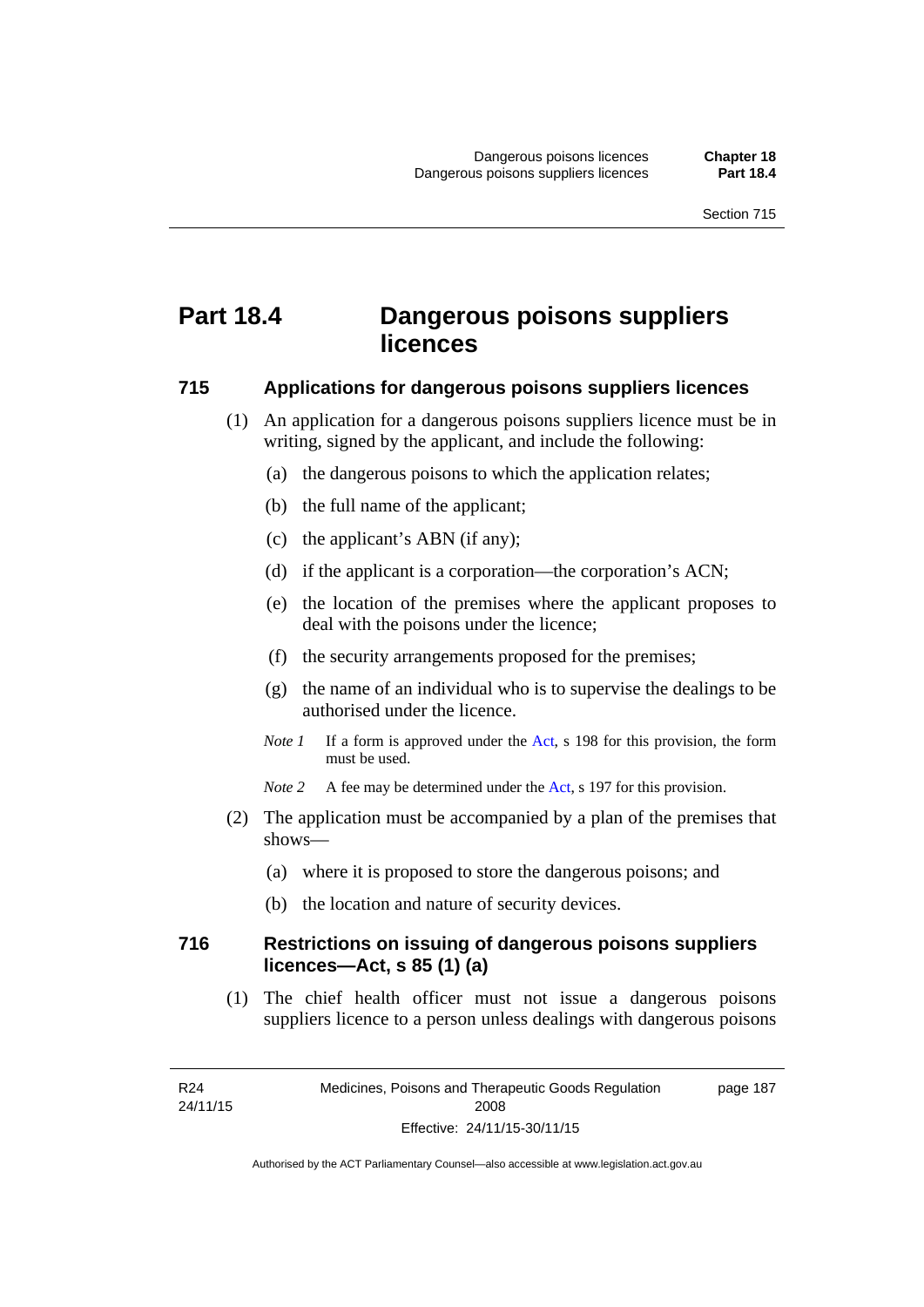# Part 18.4 Dangerous poisons suppliers licences

## 715 Applications for dangerous poisons suppliers licences

(1) An application for a dangerous poisons suppliers licence must be in writing, signed by the applicant, and include the following:

(a) the dangerous poisons to which the application relates;

(b) the full name of the applicant;

(c) the applicant's ABN (if any);

(d) if the applicant is a corporation—the corporation's ACN;

(e) the location of the premises where the applicant proposes to deal with the poisons under the licence;

(f) the security arrangements proposed for the premises;

(g) the name of an individual who is to supervise the dealings to be authorised under the licence.

*Note 1* If a form is approved under the Act, s 198 for this provision, the form must be used.

*Note 2* A fee may be determined under the Act, s 197 for this provision.

(2) The application must be accompanied by a plan of the premises that shows—

(a) where it is proposed to store the dangerous poisons; and

(b) the location and nature of security devices.

## 716 Restrictions on issuing of dangerous poisons suppliers licences—Act, s 85 (1) (a)

(1) The chief health officer must not issue a dangerous poisons suppliers licence to a person unless dealings with dangerous poisons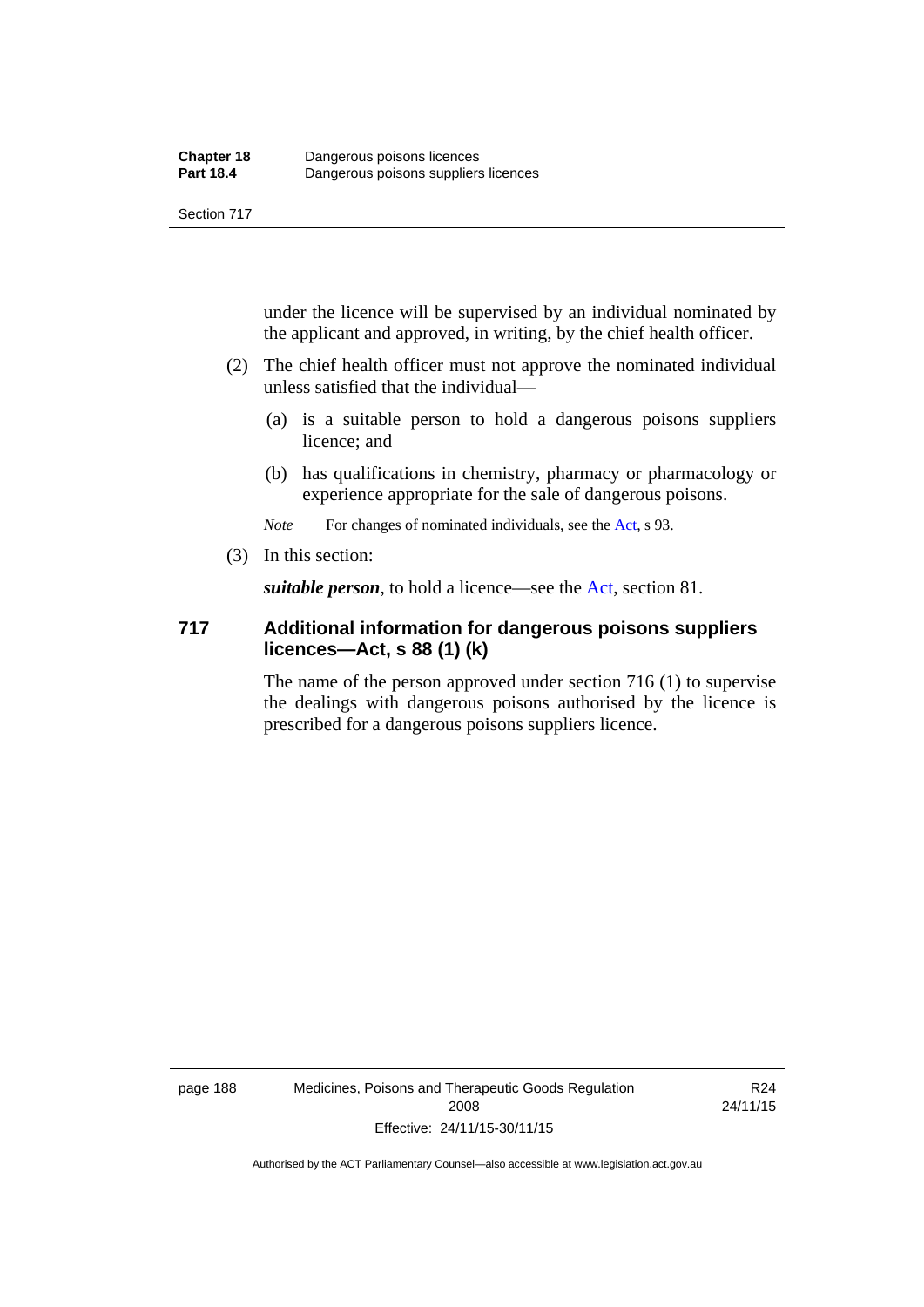under the licence will be supervised by an individual nominated by the applicant and approved, in writing, by the chief health officer.

(2) The chief health officer must not approve the nominated individual unless satisfied that the individual—

(a) is a suitable person to hold a dangerous poisons suppliers licence; and

(b) has qualifications in chemistry, pharmacy or pharmacology or experience appropriate for the sale of dangerous poisons.

*Note* For changes of nominated individuals, see the Act, s 93.

(3) In this section:

***suitable person***, to hold a licence—see the Act, section 81.

### 717 Additional information for dangerous poisons suppliers licences—Act, s 88 (1) (k)

The name of the person approved under section 716 (1) to supervise the dealings with dangerous poisons authorised by the licence is prescribed for a dangerous poisons suppliers licence.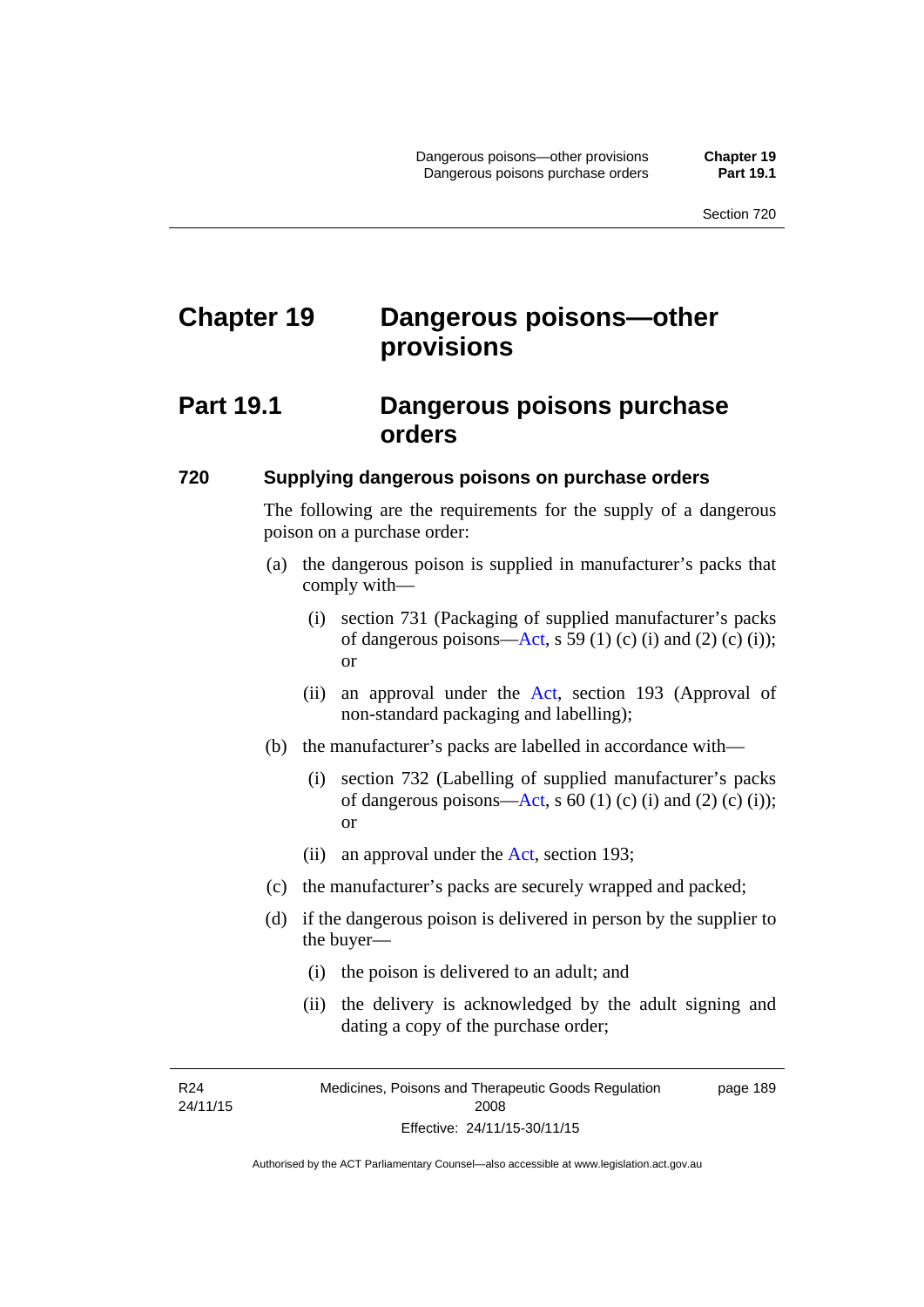# Chapter 19 Dangerous poisons—other provisions

## Part 19.1 Dangerous poisons purchase orders

### 720 Supplying dangerous poisons on purchase orders

The following are the requirements for the supply of a dangerous poison on a purchase order:

(a) the dangerous poison is supplied in manufacturer's packs that comply with—

(i) section 731 (Packaging of supplied manufacturer's packs of dangerous poisons—Act, s 59 (1) (c) (i) and (2) (c) (i)); or

(ii) an approval under the Act, section 193 (Approval of non-standard packaging and labelling);

(b) the manufacturer's packs are labelled in accordance with—

(i) section 732 (Labelling of supplied manufacturer's packs of dangerous poisons—Act, s 60 (1) (c) (i) and (2) (c) (i)); or

(ii) an approval under the Act, section 193;

(c) the manufacturer's packs are securely wrapped and packed;

(d) if the dangerous poison is delivered in person by the supplier to the buyer—

(i) the poison is delivered to an adult; and

(ii) the delivery is acknowledged by the adult signing and dating a copy of the purchase order;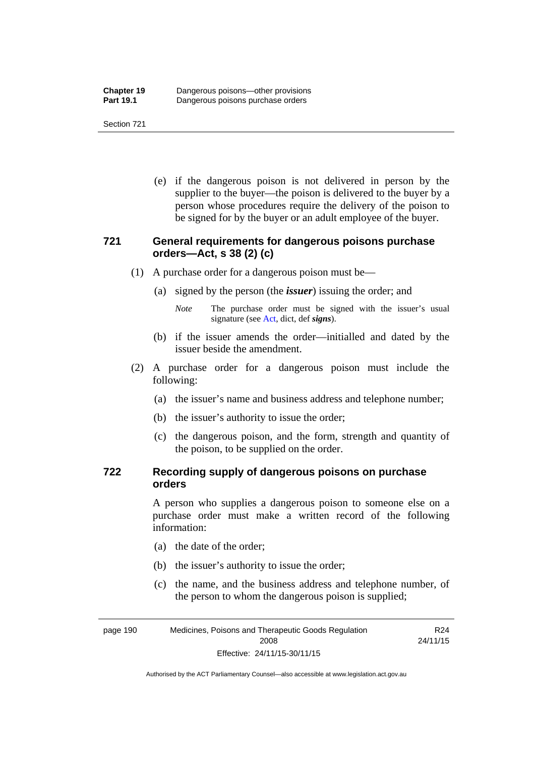(e) if the dangerous poison is not delivered in person by the supplier to the buyer—the poison is delivered to the buyer by a person whose procedures require the delivery of the poison to be signed for by the buyer or an adult employee of the buyer.

### 721 General requirements for dangerous poisons purchase orders—Act, s 38 (2) (c)

(1) A purchase order for a dangerous poison must be—

(a) signed by the person (the ***issuer***) issuing the order; and

*Note* The purchase order must be signed with the issuer's usual signature (see Act, dict, def ***signs***).

(b) if the issuer amends the order—initialled and dated by the issuer beside the amendment.

(2) A purchase order for a dangerous poison must include the following:

(a) the issuer's name and business address and telephone number;

(b) the issuer's authority to issue the order;

(c) the dangerous poison, and the form, strength and quantity of the poison, to be supplied on the order.

### 722 Recording supply of dangerous poisons on purchase orders

A person who supplies a dangerous poison to someone else on a purchase order must make a written record of the following information:

(a) the date of the order;

(b) the issuer's authority to issue the order;

(c) the name, and the business address and telephone number, of the person to whom the dangerous poison is supplied;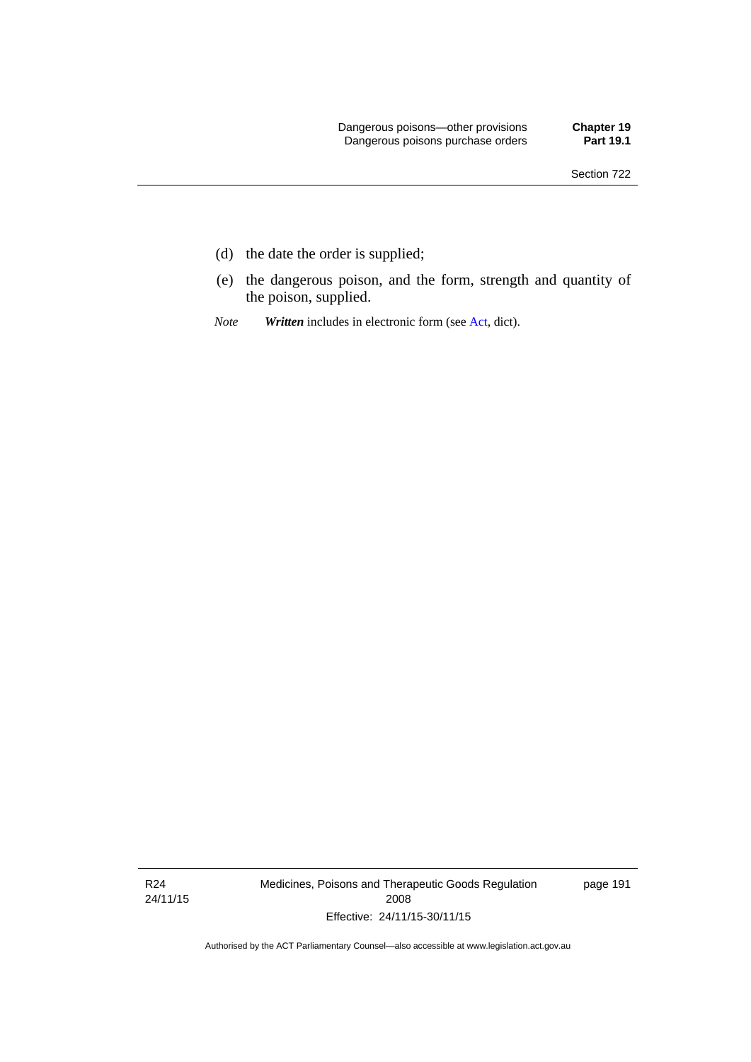(d) the date the order is supplied;

(e) the dangerous poison, and the form, strength and quantity of the poison, supplied.

*Note* ***Written*** includes in electronic form (see Act, dict).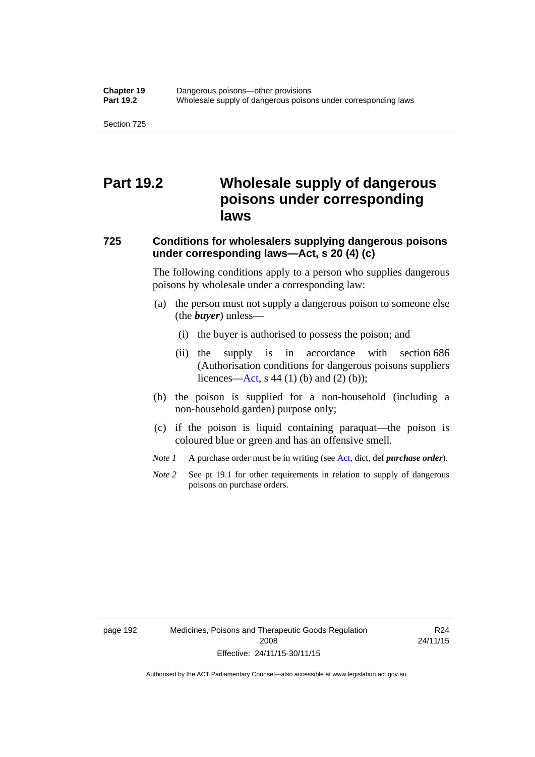# Part 19.2 Wholesale supply of dangerous poisons under corresponding laws

### 725 Conditions for wholesalers supplying dangerous poisons under corresponding laws—Act, s 20 (4) (c)

The following conditions apply to a person who supplies dangerous poisons by wholesale under a corresponding law:

(a) the person must not supply a dangerous poison to someone else (the ***buyer***) unless—

  (i) the buyer is authorised to possess the poison; and

  (ii) the supply is in accordance with section 686 (Authorisation conditions for dangerous poisons suppliers licences—Act, s 44 (1) (b) and (2) (b));

(b) the poison is supplied for a non-household (including a non-household garden) purpose only;

(c) if the poison is liquid containing paraquat—the poison is coloured blue or green and has an offensive smell.

*Note 1* A purchase order must be in writing (see Act, dict, def ***purchase order***).

*Note 2* See pt 19.1 for other requirements in relation to supply of dangerous poisons on purchase orders.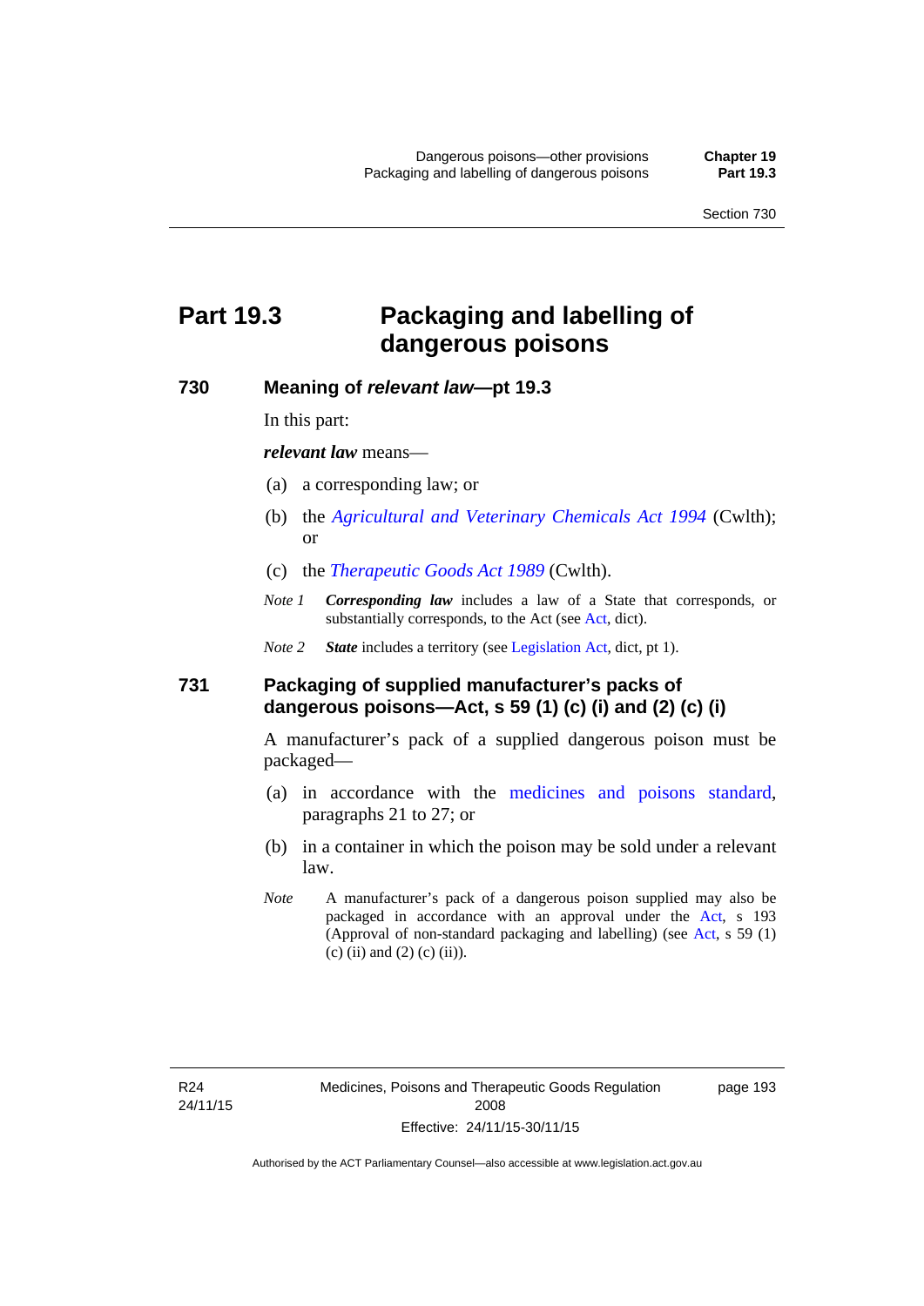# Part 19.3 Packaging and labelling of dangerous poisons

## 730 Meaning of *relevant law*—pt 19.3

In this part:

***relevant law*** means—

(a) a corresponding law; or

(b) the *Agricultural and Veterinary Chemicals Act 1994* (Cwlth); or

(c) the *Therapeutic Goods Act 1989* (Cwlth).

*Note 1* ***Corresponding law*** includes a law of a State that corresponds, or substantially corresponds, to the Act (see Act, dict).

*Note 2* ***State*** includes a territory (see Legislation Act, dict, pt 1).

## 731 Packaging of supplied manufacturer's packs of dangerous poisons—Act, s 59 (1) (c) (i) and (2) (c) (i)

A manufacturer's pack of a supplied dangerous poison must be packaged—

(a) in accordance with the medicines and poisons standard, paragraphs 21 to 27; or

(b) in a container in which the poison may be sold under a relevant law.

*Note* A manufacturer's pack of a dangerous poison supplied may also be packaged in accordance with an approval under the Act, s 193 (Approval of non-standard packaging and labelling) (see Act, s 59 (1) (c) (ii) and (2) (c) (ii)).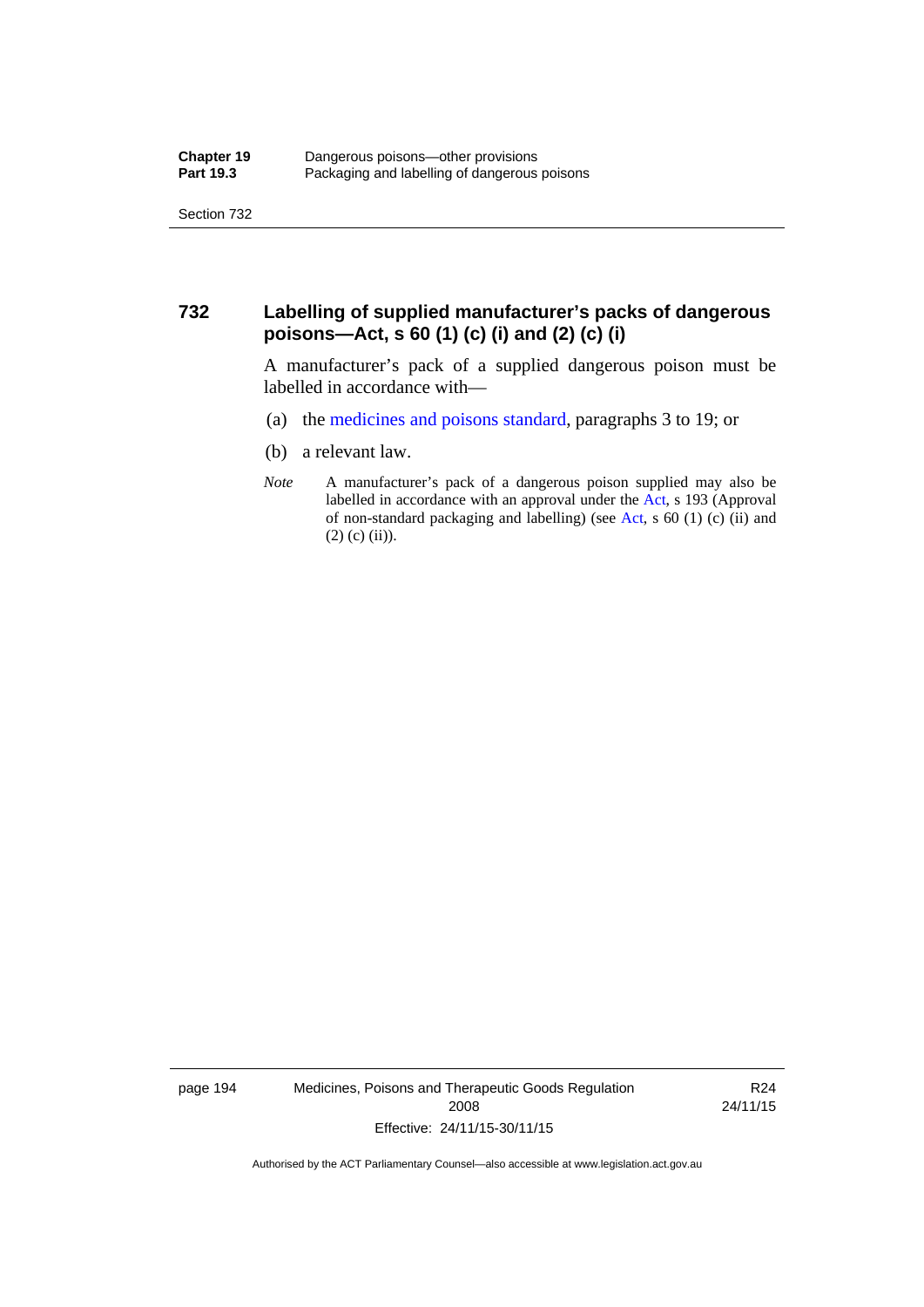## 732 Labelling of supplied manufacturer's packs of dangerous poisons—Act, s 60 (1) (c) (i) and (2) (c) (i)

A manufacturer's pack of a supplied dangerous poison must be labelled in accordance with—

(a) the medicines and poisons standard, paragraphs 3 to 19; or

(b) a relevant law.

*Note* A manufacturer's pack of a dangerous poison supplied may also be labelled in accordance with an approval under the Act, s 193 (Approval of non-standard packaging and labelling) (see Act, s 60 (1) (c) (ii) and (2) (c) (ii)).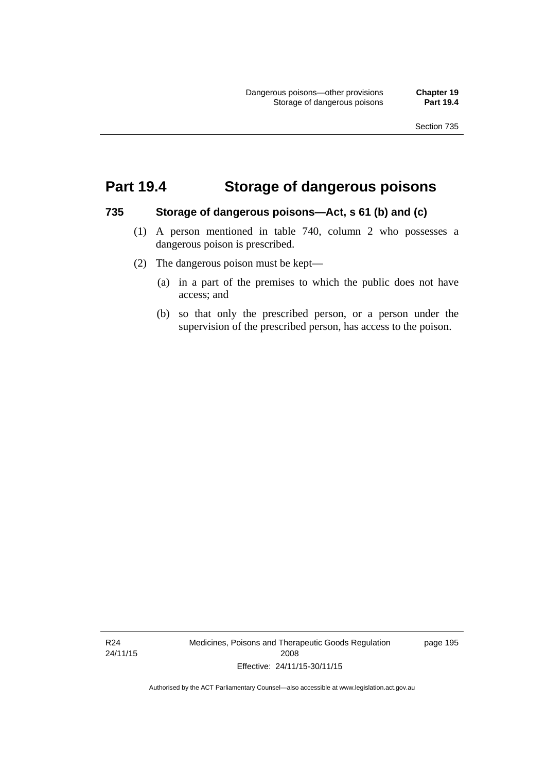# Part 19.4 Storage of dangerous poisons

## 735 Storage of dangerous poisons—Act, s 61 (b) and (c)

(1) A person mentioned in table 740, column 2 who possesses a dangerous poison is prescribed.

(2) The dangerous poison must be kept—

(a) in a part of the premises to which the public does not have access; and

(b) so that only the prescribed person, or a person under the supervision of the prescribed person, has access to the poison.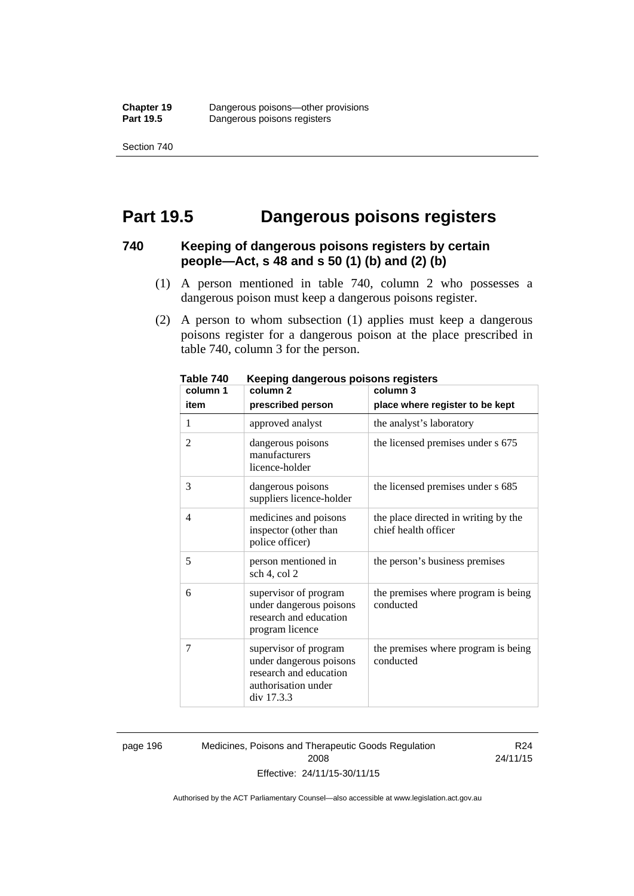# Part 19.5 Dangerous poisons registers

## 740 Keeping of dangerous poisons registers by certain people—Act, s 48 and s 50 (1) (b) and (2) (b)

(1) A person mentioned in table 740, column 2 who possesses a dangerous poison must keep a dangerous poisons register.

(2) A person to whom subsection (1) applies must keep a dangerous poisons register for a dangerous poison at the place prescribed in table 740, column 3 for the person.

**Table 740 Keeping dangerous poisons registers**

| column 1<br>item | column 2<br>prescribed person | column 3<br>place where register to be kept |
|---|---|---|
| 1 | approved analyst | the analyst's laboratory |
| 2 | dangerous poisons manufacturers licence-holder | the licensed premises under s 675 |
| 3 | dangerous poisons suppliers licence-holder | the licensed premises under s 685 |
| 4 | medicines and poisons inspector (other than police officer) | the place directed in writing by the chief health officer |
| 5 | person mentioned in sch 4, col 2 | the person's business premises |
| 6 | supervisor of program under dangerous poisons research and education program licence | the premises where program is being conducted |
| 7 | supervisor of program under dangerous poisons research and education authorisation under div 17.3.3 | the premises where program is being conducted |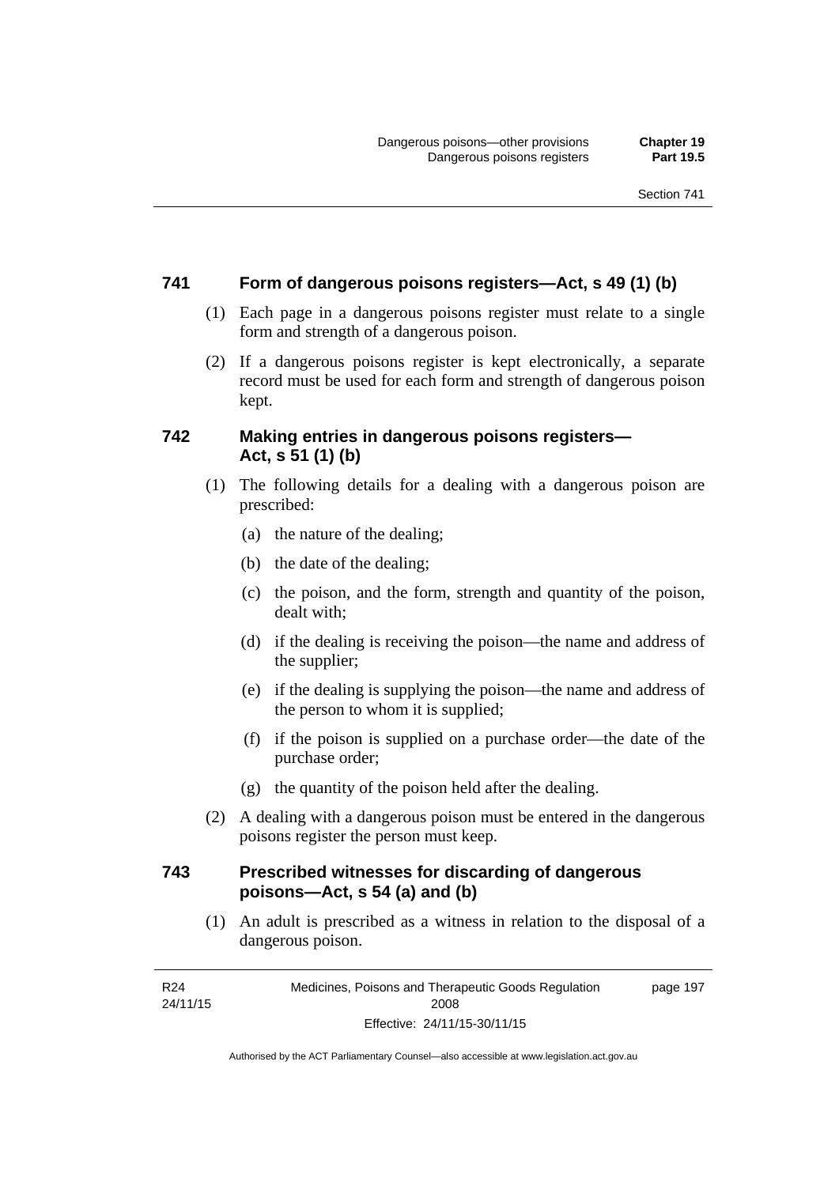## 741 Form of dangerous poisons registers—Act, s 49 (1) (b)

(1) Each page in a dangerous poisons register must relate to a single form and strength of a dangerous poison.

(2) If a dangerous poisons register is kept electronically, a separate record must be used for each form and strength of dangerous poison kept.

## 742 Making entries in dangerous poisons registers—Act, s 51 (1) (b)

(1) The following details for a dealing with a dangerous poison are prescribed:

- (a) the nature of the dealing;
- (b) the date of the dealing;
- (c) the poison, and the form, strength and quantity of the poison, dealt with;
- (d) if the dealing is receiving the poison—the name and address of the supplier;
- (e) if the dealing is supplying the poison—the name and address of the person to whom it is supplied;
- (f) if the poison is supplied on a purchase order—the date of the purchase order;
- (g) the quantity of the poison held after the dealing.

(2) A dealing with a dangerous poison must be entered in the dangerous poisons register the person must keep.

## 743 Prescribed witnesses for discarding of dangerous poisons—Act, s 54 (a) and (b)

(1) An adult is prescribed as a witness in relation to the disposal of a dangerous poison.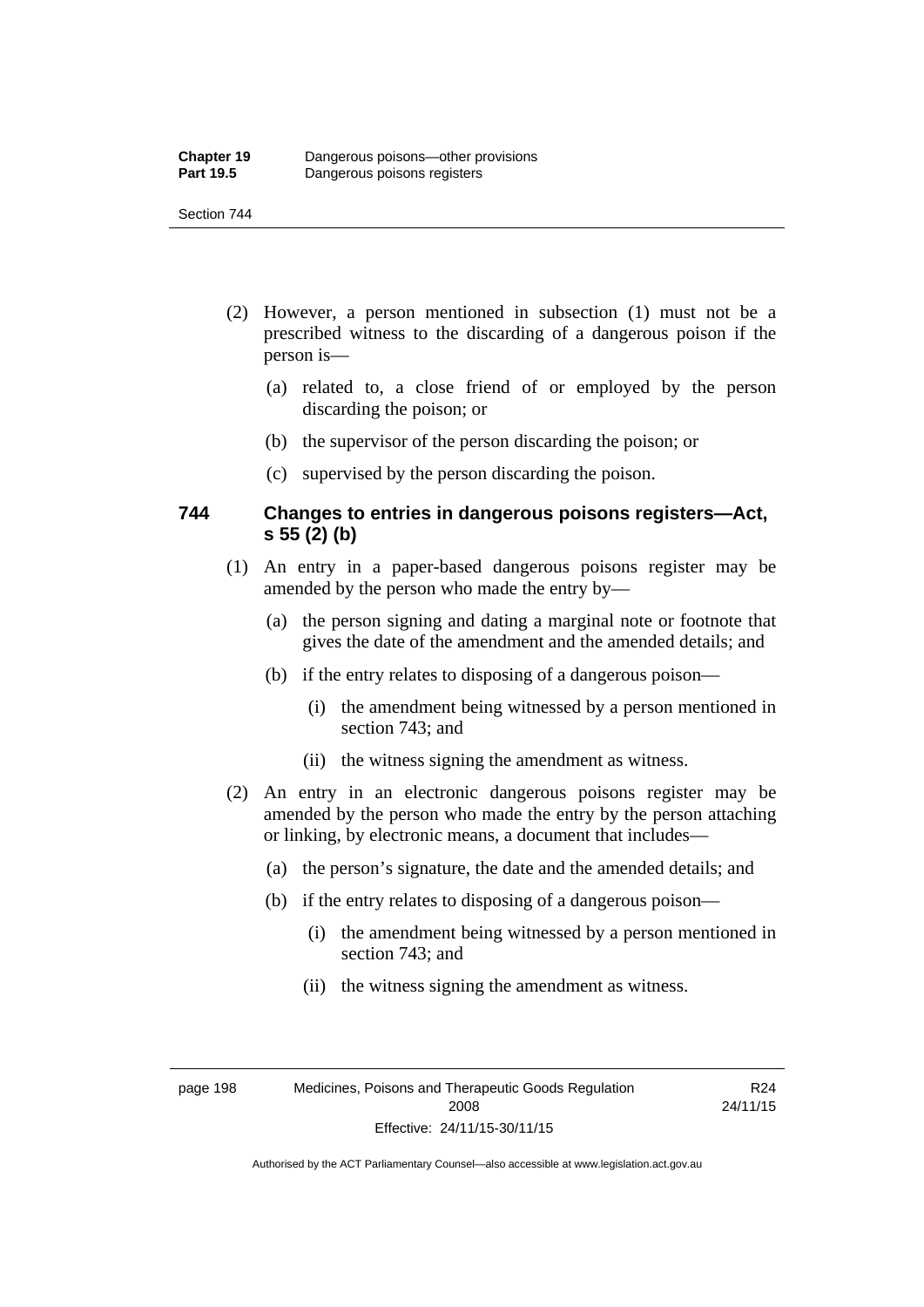(2) However, a person mentioned in subsection (1) must not be a prescribed witness to the discarding of a dangerous poison if the person is—

(a) related to, a close friend of or employed by the person discarding the poison; or

(b) the supervisor of the person discarding the poison; or

(c) supervised by the person discarding the poison.

### 744 Changes to entries in dangerous poisons registers—Act, s 55 (2) (b)

(1) An entry in a paper-based dangerous poisons register may be amended by the person who made the entry by—

(a) the person signing and dating a marginal note or footnote that gives the date of the amendment and the amended details; and

(b) if the entry relates to disposing of a dangerous poison—

(i) the amendment being witnessed by a person mentioned in section 743; and

(ii) the witness signing the amendment as witness.

(2) An entry in an electronic dangerous poisons register may be amended by the person who made the entry by the person attaching or linking, by electronic means, a document that includes—

(a) the person's signature, the date and the amended details; and

(b) if the entry relates to disposing of a dangerous poison—

(i) the amendment being witnessed by a person mentioned in section 743; and

(ii) the witness signing the amendment as witness.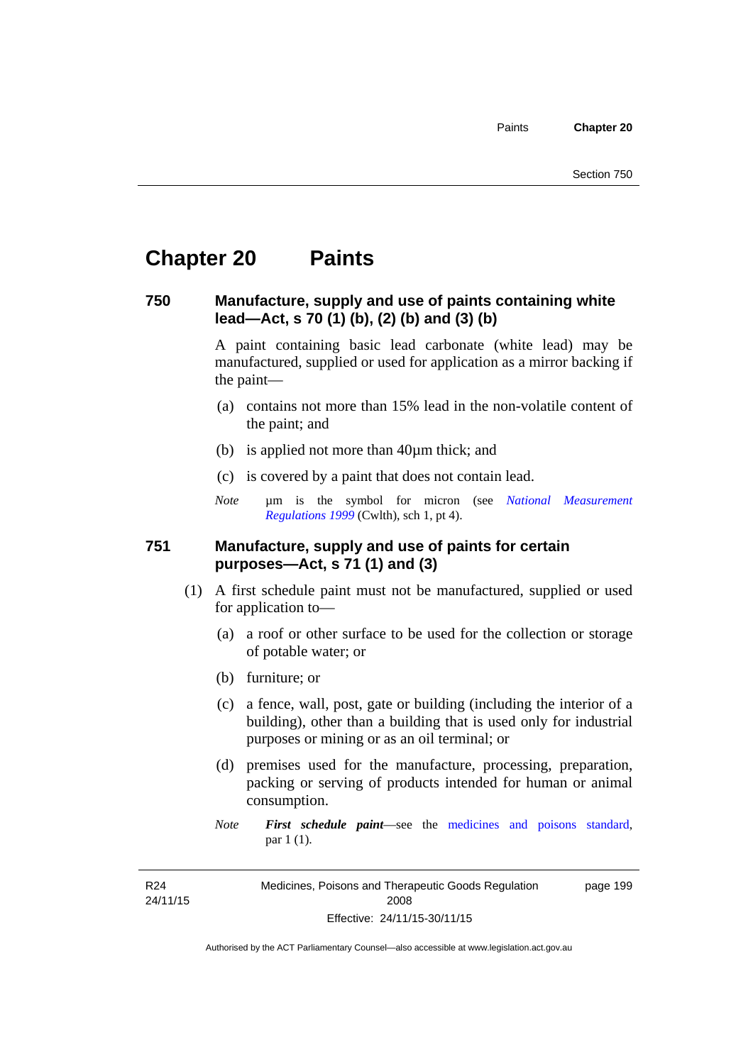# Chapter 20 Paints

## 750 Manufacture, supply and use of paints containing white lead—Act, s 70 (1) (b), (2) (b) and (3) (b)

A paint containing basic lead carbonate (white lead) may be manufactured, supplied or used for application as a mirror backing if the paint—

(a) contains not more than 15% lead in the non-volatile content of the paint; and

(b) is applied not more than 40µm thick; and

(c) is covered by a paint that does not contain lead.

*Note* µm is the symbol for micron (see *National Measurement Regulations 1999* (Cwlth), sch 1, pt 4).

## 751 Manufacture, supply and use of paints for certain purposes—Act, s 71 (1) and (3)

(1) A first schedule paint must not be manufactured, supplied or used for application to—

(a) a roof or other surface to be used for the collection or storage of potable water; or

(b) furniture; or

(c) a fence, wall, post, gate or building (including the interior of a building), other than a building that is used only for industrial purposes or mining or as an oil terminal; or

(d) premises used for the manufacture, processing, preparation, packing or serving of products intended for human or animal consumption.

*Note* ***First schedule paint***—see the medicines and poisons standard, par 1 (1).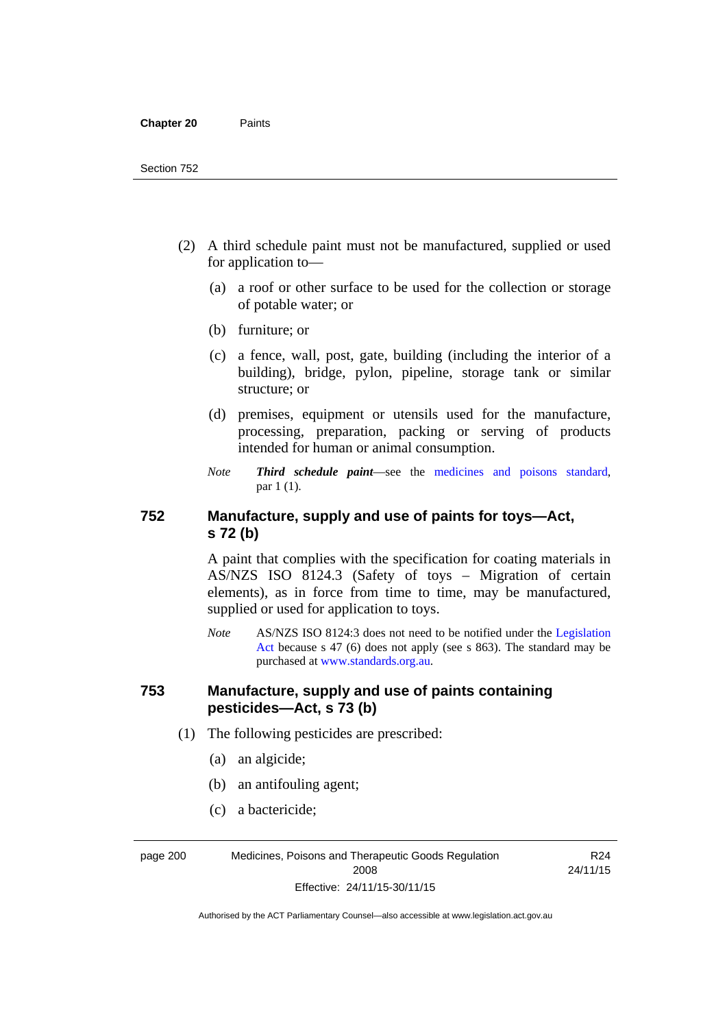(2) A third schedule paint must not be manufactured, supplied or used for application to—

(a) a roof or other surface to be used for the collection or storage of potable water; or

(b) furniture; or

(c) a fence, wall, post, gate, building (including the interior of a building), bridge, pylon, pipeline, storage tank or similar structure; or

(d) premises, equipment or utensils used for the manufacture, processing, preparation, packing or serving of products intended for human or animal consumption.

*Note* ***Third schedule paint***—see the medicines and poisons standard, par 1 (1).

## 752 Manufacture, supply and use of paints for toys—Act, s 72 (b)

A paint that complies with the specification for coating materials in AS/NZS ISO 8124.3 (Safety of toys – Migration of certain elements), as in force from time to time, may be manufactured, supplied or used for application to toys.

*Note* AS/NZS ISO 8124:3 does not need to be notified under the Legislation Act because s 47 (6) does not apply (see s 863). The standard may be purchased at www.standards.org.au.

## 753 Manufacture, supply and use of paints containing pesticides—Act, s 73 (b)

(1) The following pesticides are prescribed:

(a) an algicide;

(b) an antifouling agent;

(c) a bactericide;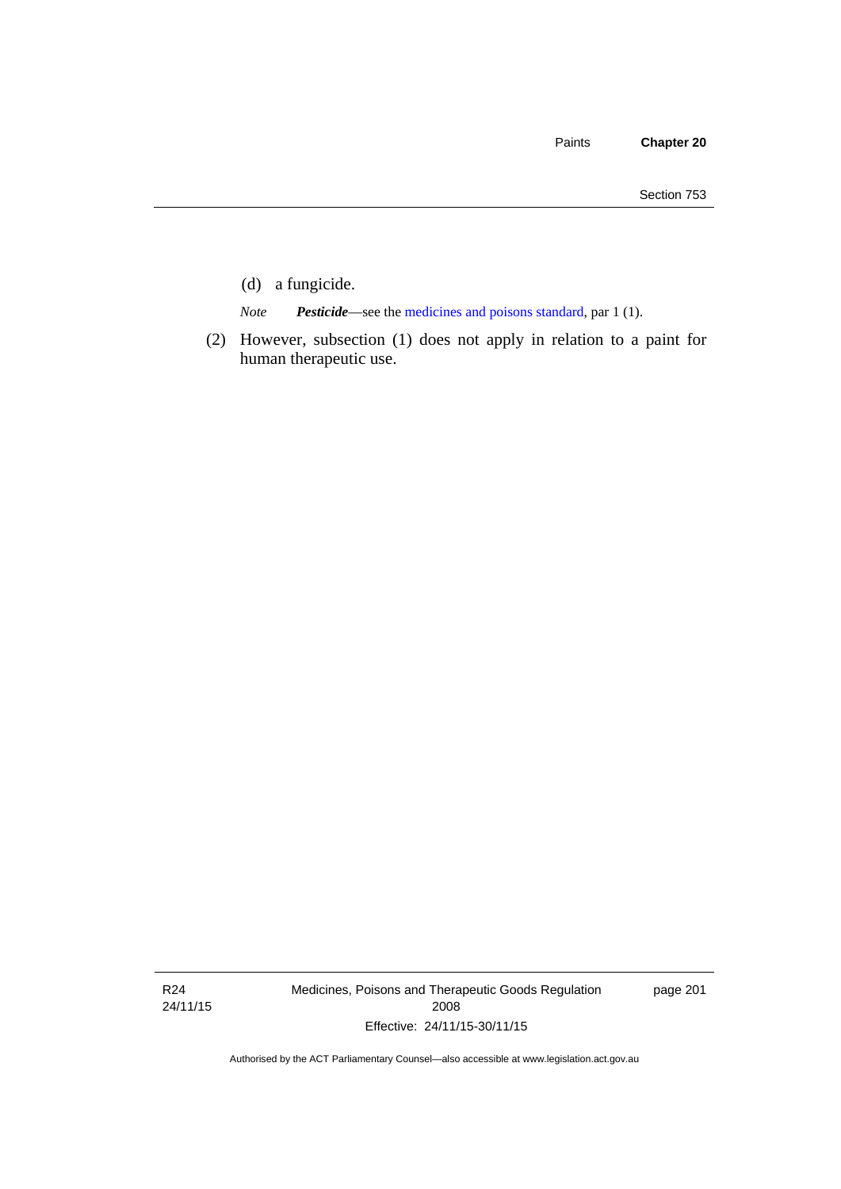(d) a fungicide.

*Note* ***Pesticide***—see the medicines and poisons standard, par 1 (1).

(2) However, subsection (1) does not apply in relation to a paint for human therapeutic use.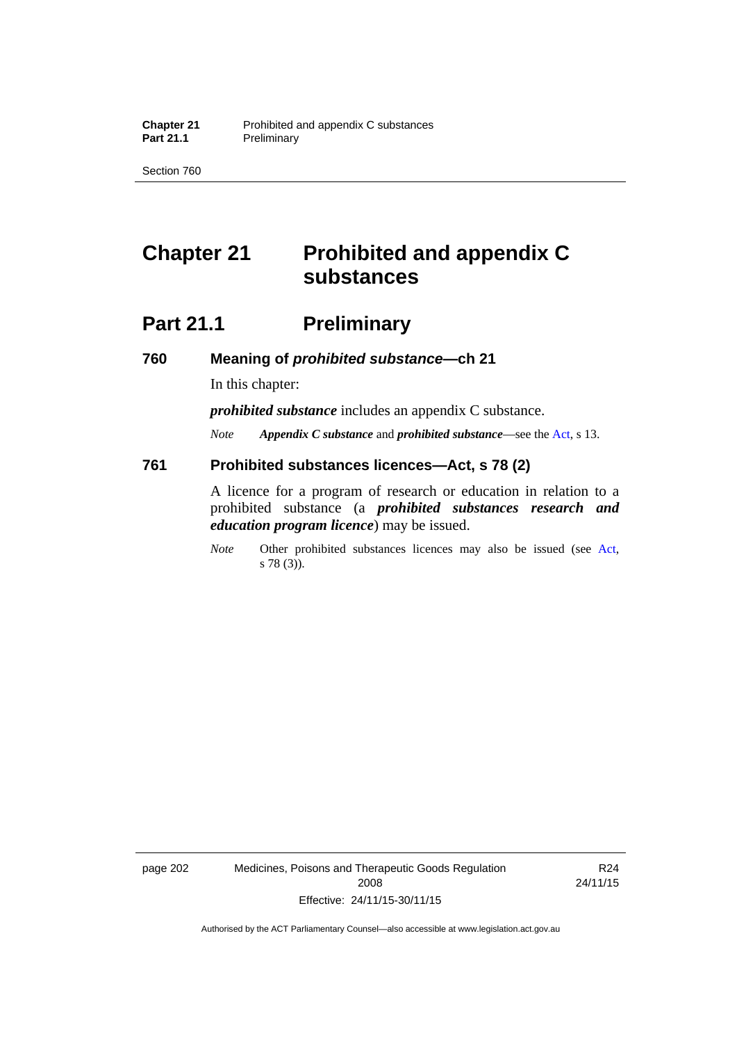# Chapter 21 Prohibited and appendix C substances

## Part 21.1 Preliminary

### 760 Meaning of *prohibited substance*—ch 21

In this chapter:

***prohibited substance*** includes an appendix C substance.

*Note* ***Appendix C substance*** and ***prohibited substance***—see the Act, s 13.

### 761 Prohibited substances licences—Act, s 78 (2)

A licence for a program of research or education in relation to a prohibited substance (a ***prohibited substances research and education program licence***) may be issued.

*Note* Other prohibited substances licences may also be issued (see Act, s 78 (3)).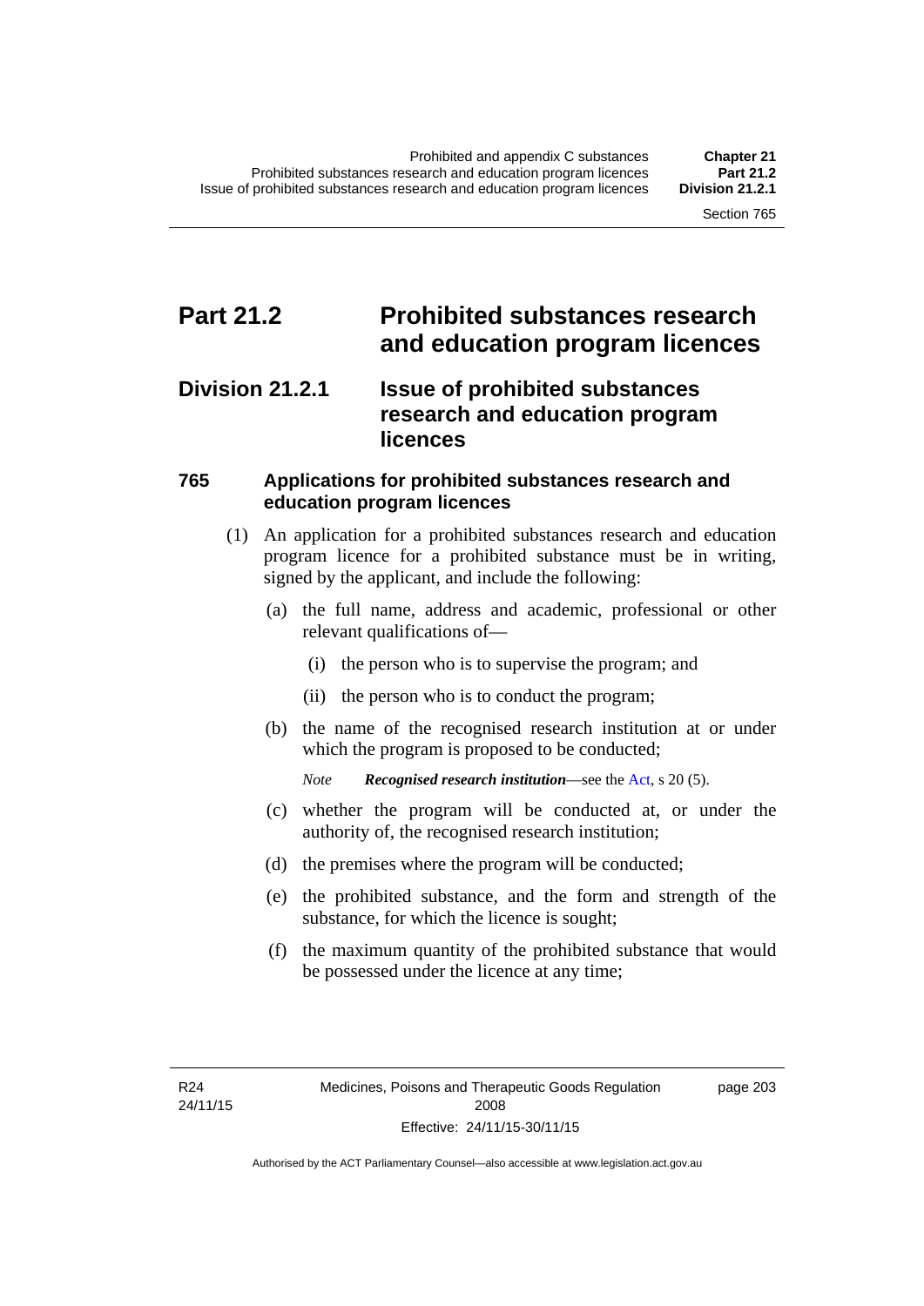# Part 21.2 Prohibited substances research and education program licences

## Division 21.2.1 Issue of prohibited substances research and education program licences

### 765 Applications for prohibited substances research and education program licences

(1) An application for a prohibited substances research and education program licence for a prohibited substance must be in writing, signed by the applicant, and include the following:

(a) the full name, address and academic, professional or other relevant qualifications of—

(i) the person who is to supervise the program; and

(ii) the person who is to conduct the program;

(b) the name of the recognised research institution at or under which the program is proposed to be conducted;

*Note* ***Recognised research institution***—see the Act, s 20 (5).

(c) whether the program will be conducted at, or under the authority of, the recognised research institution;

(d) the premises where the program will be conducted;

(e) the prohibited substance, and the form and strength of the substance, for which the licence is sought;

(f) the maximum quantity of the prohibited substance that would be possessed under the licence at any time;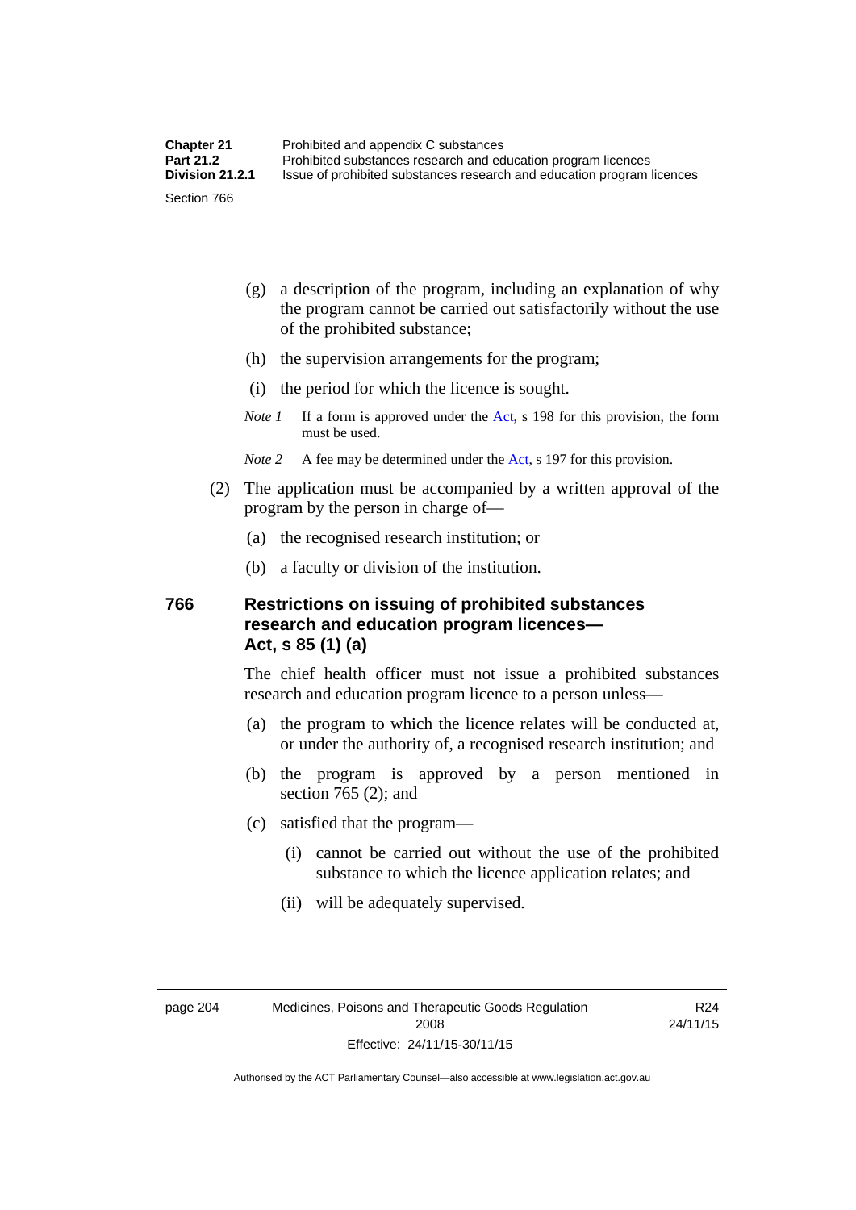(g) a description of the program, including an explanation of why the program cannot be carried out satisfactorily without the use of the prohibited substance;

(h) the supervision arrangements for the program;

(i) the period for which the licence is sought.

*Note 1* If a form is approved under the Act, s 198 for this provision, the form must be used.

*Note 2* A fee may be determined under the Act, s 197 for this provision.

(2) The application must be accompanied by a written approval of the program by the person in charge of—

(a) the recognised research institution; or

(b) a faculty or division of the institution.

## 766 Restrictions on issuing of prohibited substances research and education program licences—Act, s 85 (1) (a)

The chief health officer must not issue a prohibited substances research and education program licence to a person unless—

(a) the program to which the licence relates will be conducted at, or under the authority of, a recognised research institution; and

(b) the program is approved by a person mentioned in section 765 (2); and

(c) satisfied that the program—

(i) cannot be carried out without the use of the prohibited substance to which the licence application relates; and

(ii) will be adequately supervised.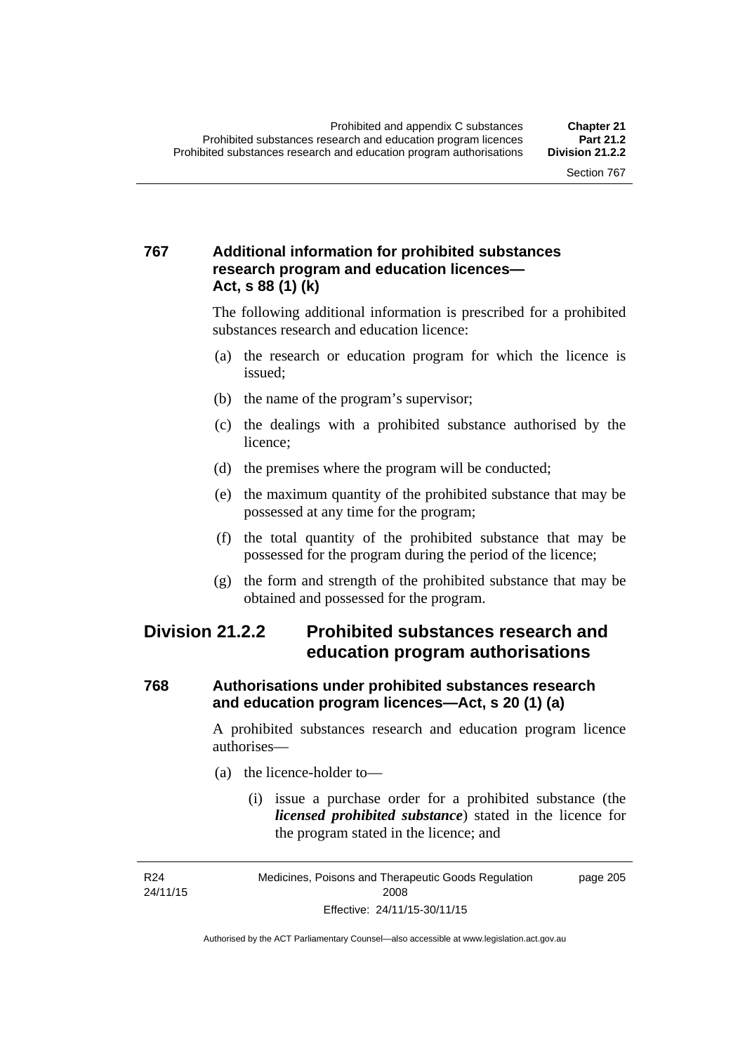### 767 Additional information for prohibited substances research program and education licences—Act, s 88 (1) (k)

The following additional information is prescribed for a prohibited substances research and education licence:

(a) the research or education program for which the licence is issued;

(b) the name of the program's supervisor;

(c) the dealings with a prohibited substance authorised by the licence;

(d) the premises where the program will be conducted;

(e) the maximum quantity of the prohibited substance that may be possessed at any time for the program;

(f) the total quantity of the prohibited substance that may be possessed for the program during the period of the licence;

(g) the form and strength of the prohibited substance that may be obtained and possessed for the program.

## Division 21.2.2 Prohibited substances research and education program authorisations

### 768 Authorisations under prohibited substances research and education program licences—Act, s 20 (1) (a)

A prohibited substances research and education program licence authorises—

(a) the licence-holder to—

(i) issue a purchase order for a prohibited substance (the ***licensed prohibited substance***) stated in the licence for the program stated in the licence; and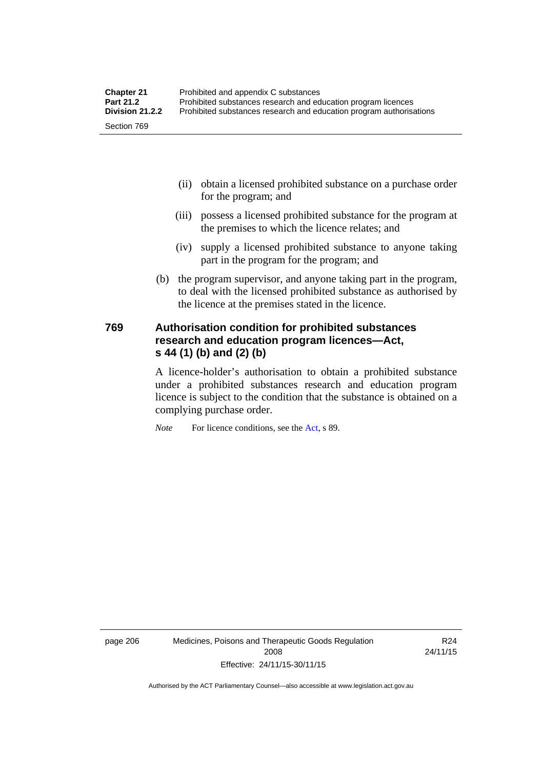(ii) obtain a licensed prohibited substance on a purchase order for the program; and

(iii) possess a licensed prohibited substance for the program at the premises to which the licence relates; and

(iv) supply a licensed prohibited substance to anyone taking part in the program for the program; and

(b) the program supervisor, and anyone taking part in the program, to deal with the licensed prohibited substance as authorised by the licence at the premises stated in the licence.

## 769 Authorisation condition for prohibited substances research and education program licences—Act, s 44 (1) (b) and (2) (b)

A licence-holder's authorisation to obtain a prohibited substance under a prohibited substances research and education program licence is subject to the condition that the substance is obtained on a complying purchase order.

*Note* For licence conditions, see the Act, s 89.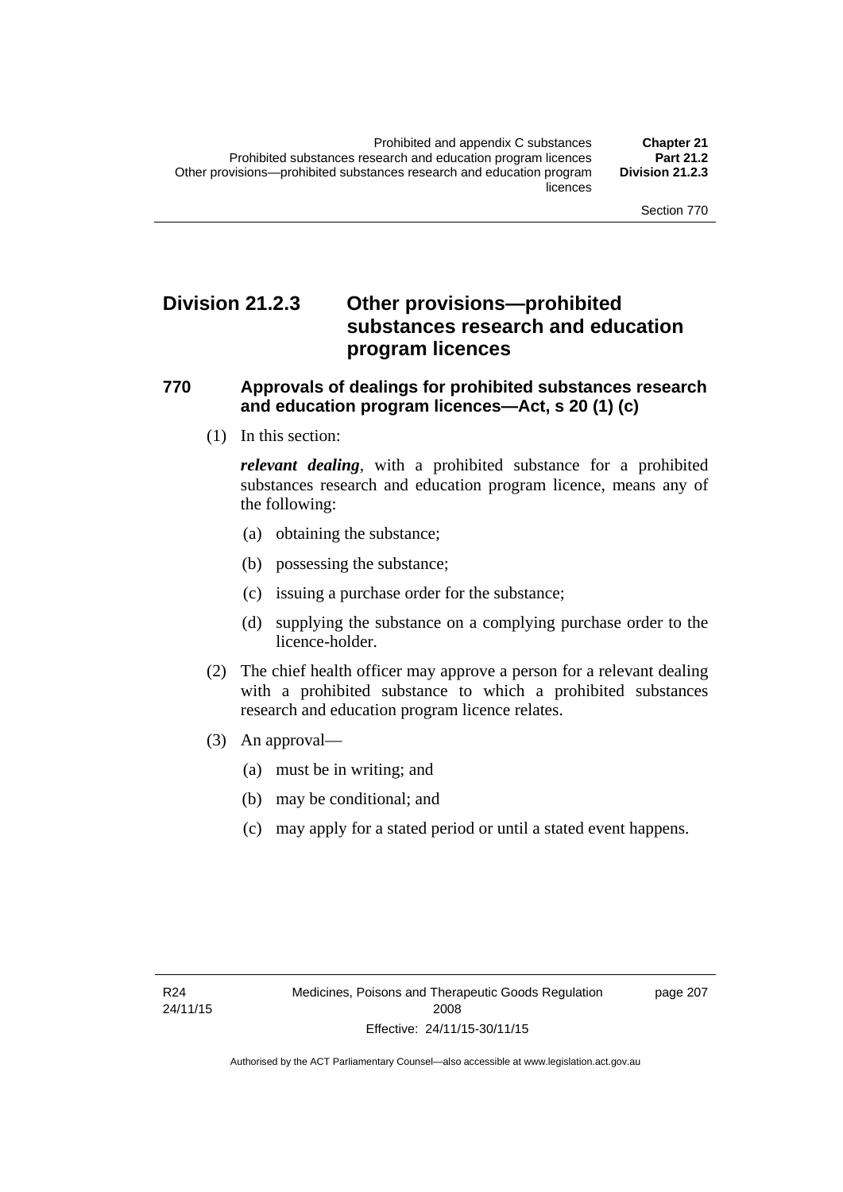## Division 21.2.3 Other provisions—prohibited substances research and education program licences

### 770 Approvals of dealings for prohibited substances research and education program licences—Act, s 20 (1) (c)

(1) In this section:

***relevant dealing***, with a prohibited substance for a prohibited substances research and education program licence, means any of the following:

(a) obtaining the substance;

(b) possessing the substance;

(c) issuing a purchase order for the substance;

(d) supplying the substance on a complying purchase order to the licence-holder.

(2) The chief health officer may approve a person for a relevant dealing with a prohibited substance to which a prohibited substances research and education program licence relates.

(3) An approval—

(a) must be in writing; and

(b) may be conditional; and

(c) may apply for a stated period or until a stated event happens.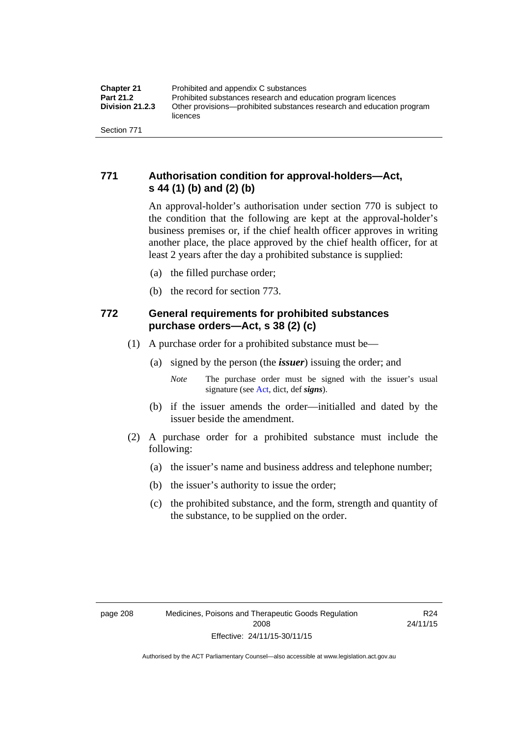## 771 Authorisation condition for approval-holders—Act, s 44 (1) (b) and (2) (b)

An approval-holder's authorisation under section 770 is subject to the condition that the following are kept at the approval-holder's business premises or, if the chief health officer approves in writing another place, the place approved by the chief health officer, for at least 2 years after the day a prohibited substance is supplied:

(a) the filled purchase order;

(b) the record for section 773.

## 772 General requirements for prohibited substances purchase orders—Act, s 38 (2) (c)

(1) A purchase order for a prohibited substance must be—

(a) signed by the person (the ***issuer***) issuing the order; and

*Note* The purchase order must be signed with the issuer's usual signature (see Act, dict, def ***signs***).

(b) if the issuer amends the order—initialled and dated by the issuer beside the amendment.

(2) A purchase order for a prohibited substance must include the following:

(a) the issuer's name and business address and telephone number;

(b) the issuer's authority to issue the order;

(c) the prohibited substance, and the form, strength and quantity of the substance, to be supplied on the order.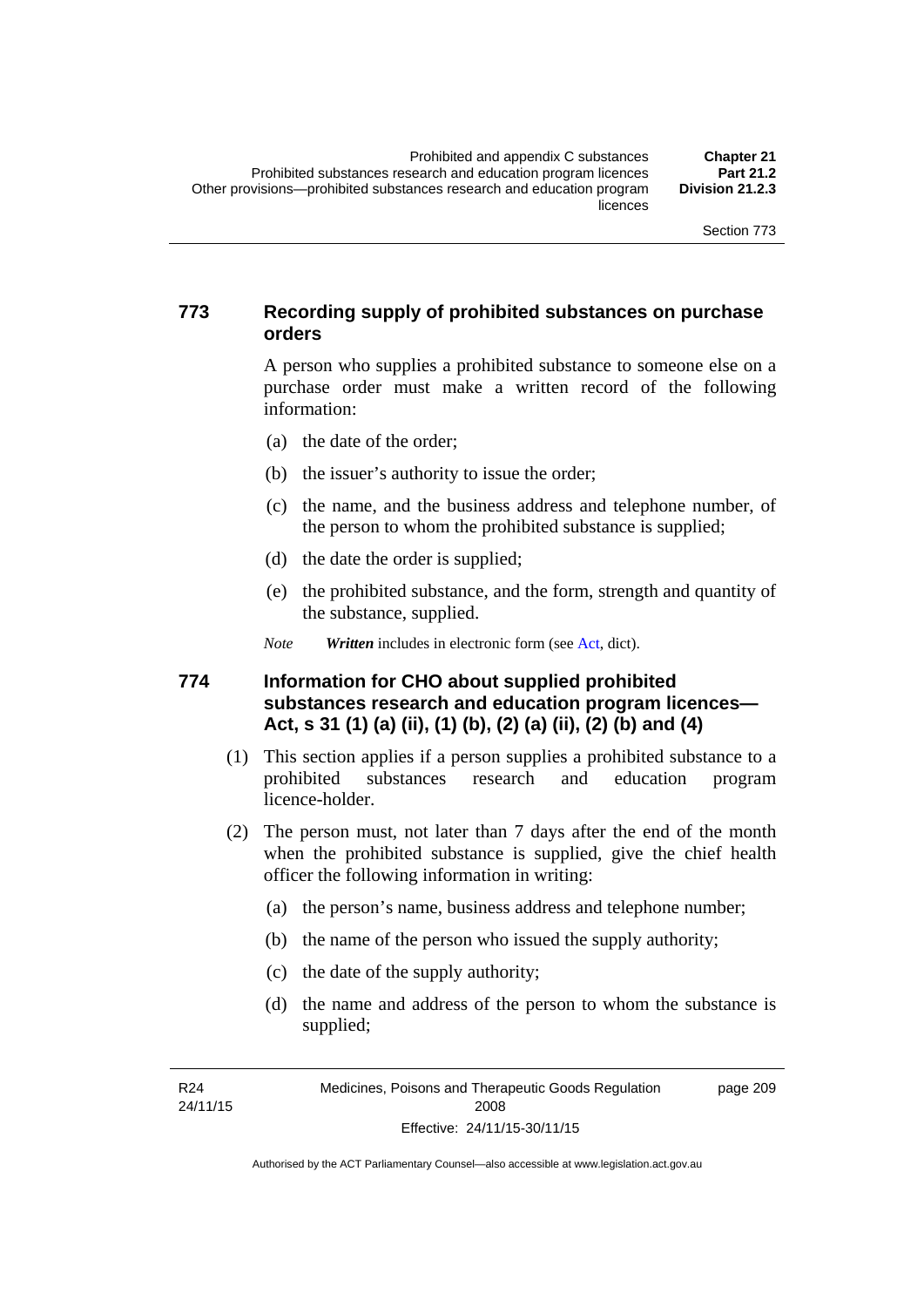## 773 Recording supply of prohibited substances on purchase orders

A person who supplies a prohibited substance to someone else on a purchase order must make a written record of the following information:

(a) the date of the order;

(b) the issuer's authority to issue the order;

(c) the name, and the business address and telephone number, of the person to whom the prohibited substance is supplied;

(d) the date the order is supplied;

(e) the prohibited substance, and the form, strength and quantity of the substance, supplied.

*Note* ***Written*** includes in electronic form (see Act, dict).

## 774 Information for CHO about supplied prohibited substances research and education program licences—Act, s 31 (1) (a) (ii), (1) (b), (2) (a) (ii), (2) (b) and (4)

(1) This section applies if a person supplies a prohibited substance to a prohibited substances research and education program licence-holder.

(2) The person must, not later than 7 days after the end of the month when the prohibited substance is supplied, give the chief health officer the following information in writing:

(a) the person's name, business address and telephone number;

(b) the name of the person who issued the supply authority;

(c) the date of the supply authority;

(d) the name and address of the person to whom the substance is supplied;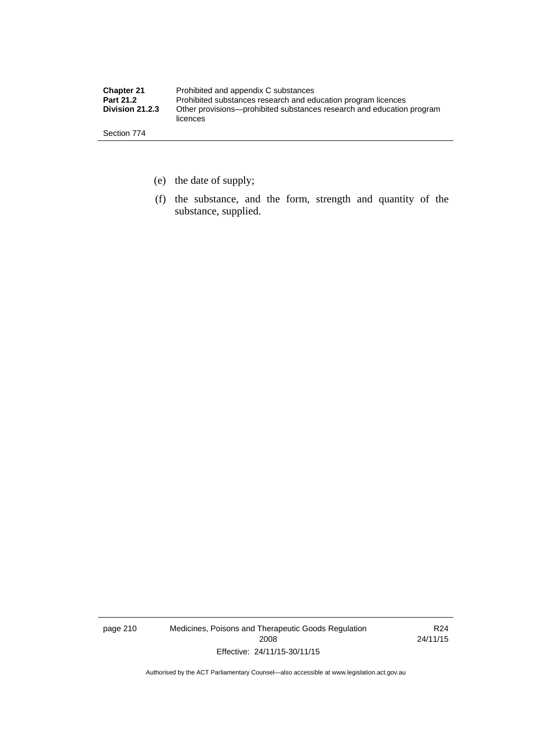(e) the date of supply;

(f) the substance, and the form, strength and quantity of the substance, supplied.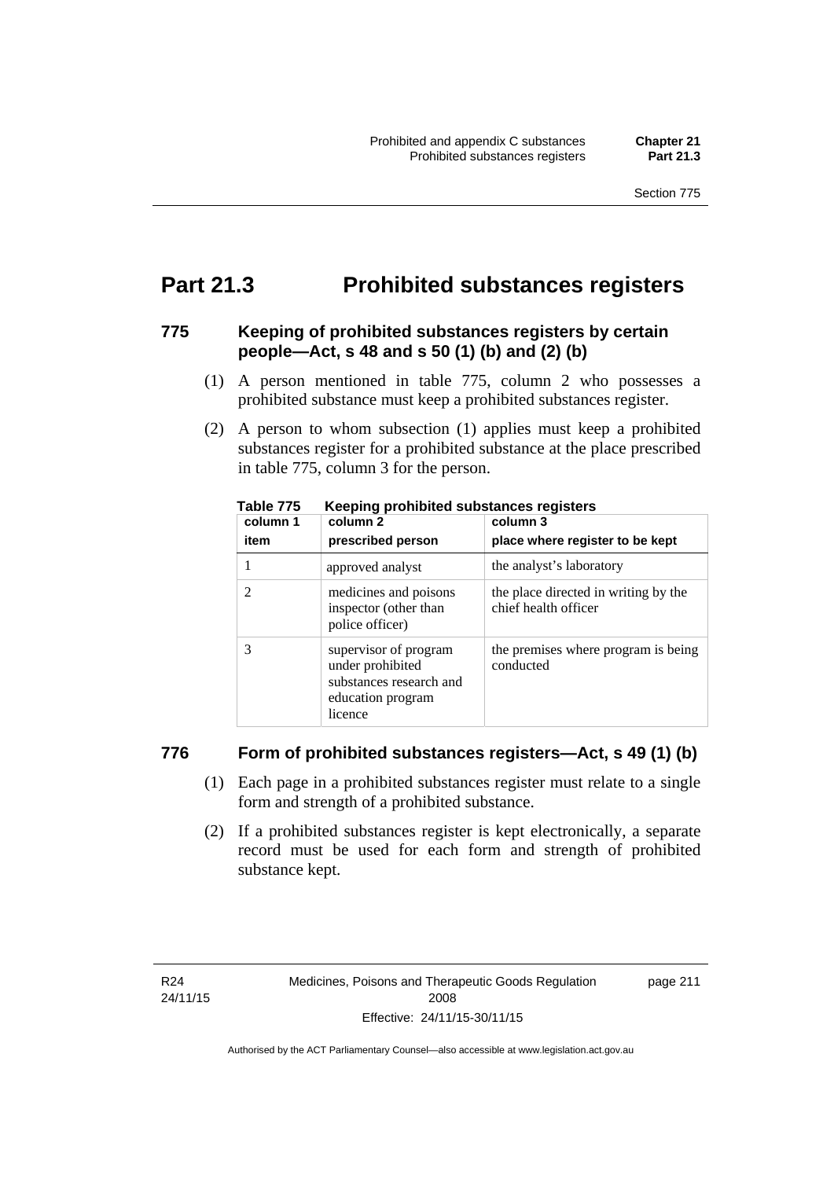# Part 21.3 Prohibited substances registers

## 775 Keeping of prohibited substances registers by certain people—Act, s 48 and s 50 (1) (b) and (2) (b)

(1) A person mentioned in table 775, column 2 who possesses a prohibited substance must keep a prohibited substances register.

(2) A person to whom subsection (1) applies must keep a prohibited substances register for a prohibited substance at the place prescribed in table 775, column 3 for the person.

**Table 775 Keeping prohibited substances registers**

| column 1<br>item | column 2<br>prescribed person | column 3<br>place where register to be kept |
|---|---|---|
| 1 | approved analyst | the analyst's laboratory |
| 2 | medicines and poisons inspector (other than police officer) | the place directed in writing by the chief health officer |
| 3 | supervisor of program under prohibited substances research and education program licence | the premises where program is being conducted |

## 776 Form of prohibited substances registers—Act, s 49 (1) (b)

(1) Each page in a prohibited substances register must relate to a single form and strength of a prohibited substance.

(2) If a prohibited substances register is kept electronically, a separate record must be used for each form and strength of prohibited substance kept.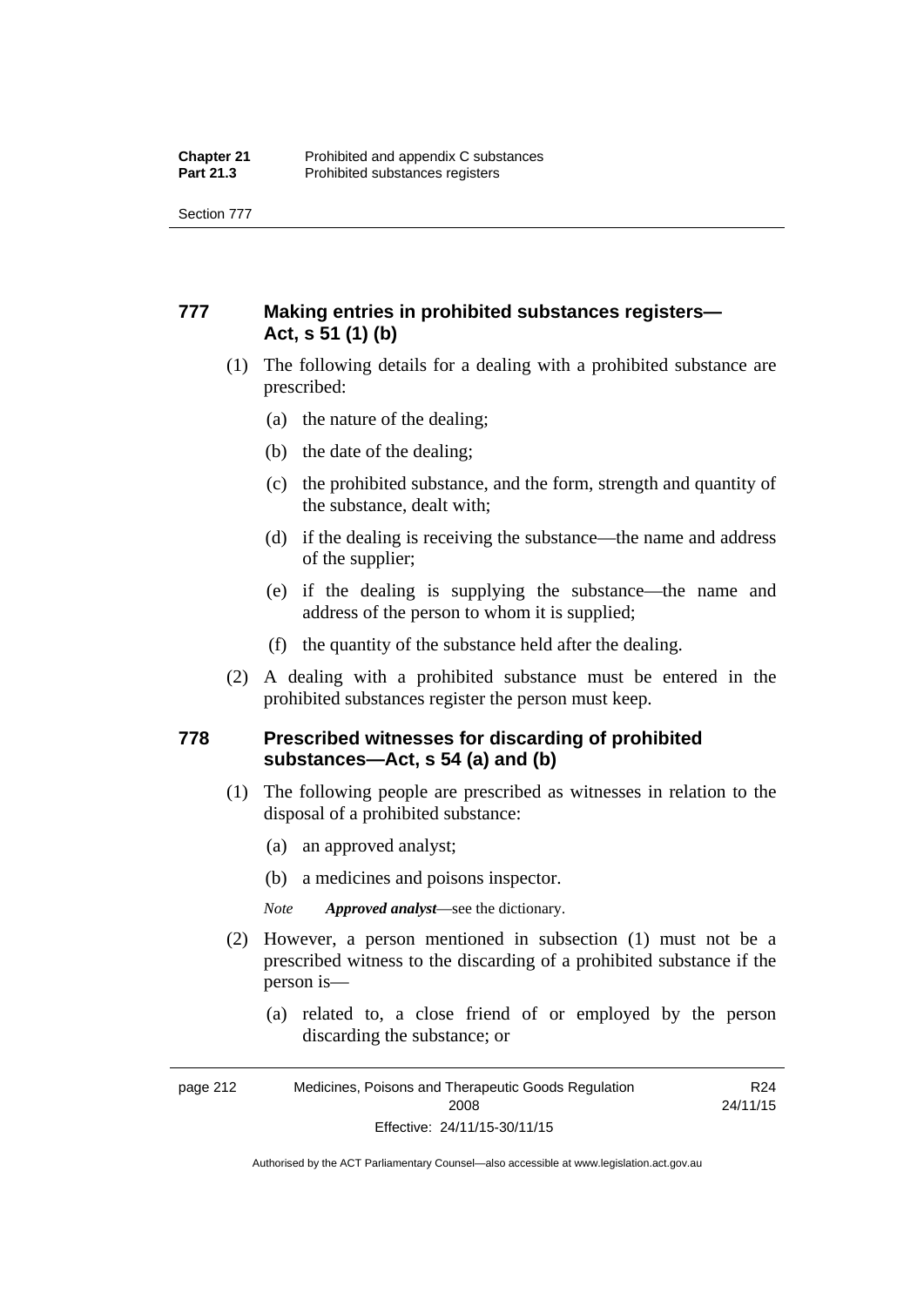## 777 Making entries in prohibited substances registers—Act, s 51 (1) (b)

(1) The following details for a dealing with a prohibited substance are prescribed:

(a) the nature of the dealing;

(b) the date of the dealing;

(c) the prohibited substance, and the form, strength and quantity of the substance, dealt with;

(d) if the dealing is receiving the substance—the name and address of the supplier;

(e) if the dealing is supplying the substance—the name and address of the person to whom it is supplied;

(f) the quantity of the substance held after the dealing.

(2) A dealing with a prohibited substance must be entered in the prohibited substances register the person must keep.

## 778 Prescribed witnesses for discarding of prohibited substances—Act, s 54 (a) and (b)

(1) The following people are prescribed as witnesses in relation to the disposal of a prohibited substance:

(a) an approved analyst;

(b) a medicines and poisons inspector.

*Note* ***Approved analyst***—see the dictionary.

(2) However, a person mentioned in subsection (1) must not be a prescribed witness to the discarding of a prohibited substance if the person is—

(a) related to, a close friend of or employed by the person discarding the substance; or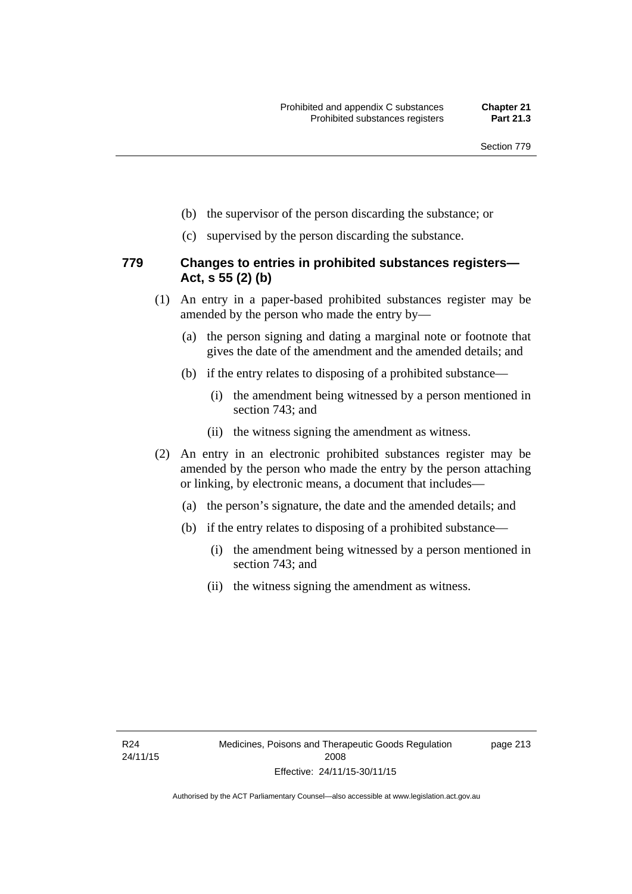(b) the supervisor of the person discarding the substance; or

(c) supervised by the person discarding the substance.

### 779 Changes to entries in prohibited substances registers—Act, s 55 (2) (b)

(1) An entry in a paper-based prohibited substances register may be amended by the person who made the entry by—

(a) the person signing and dating a marginal note or footnote that gives the date of the amendment and the amended details; and

(b) if the entry relates to disposing of a prohibited substance—

(i) the amendment being witnessed by a person mentioned in section 743; and

(ii) the witness signing the amendment as witness.

(2) An entry in an electronic prohibited substances register may be amended by the person who made the entry by the person attaching or linking, by electronic means, a document that includes—

(a) the person's signature, the date and the amended details; and

(b) if the entry relates to disposing of a prohibited substance—

(i) the amendment being witnessed by a person mentioned in section 743; and

(ii) the witness signing the amendment as witness.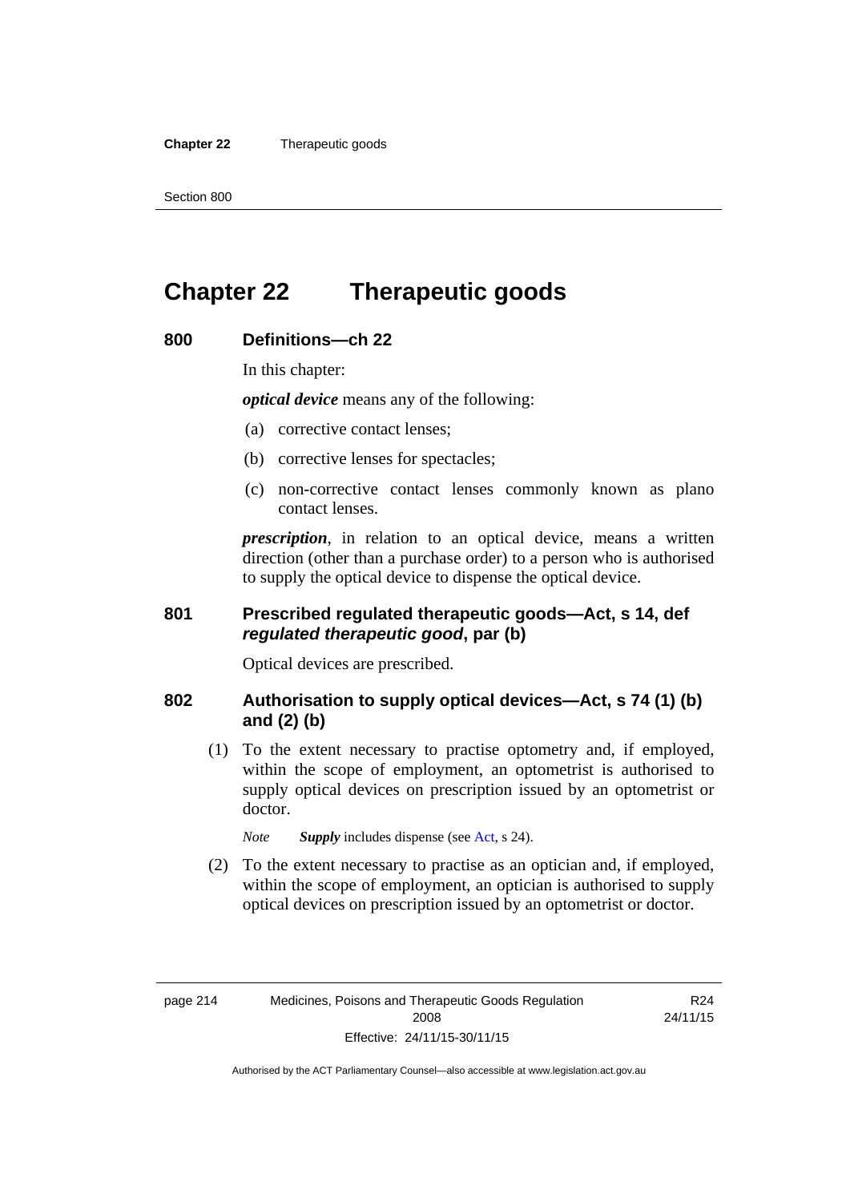# Chapter 22 Therapeutic goods

## 800 Definitions—ch 22

In this chapter:

***optical device*** means any of the following:

(a) corrective contact lenses;

(b) corrective lenses for spectacles;

(c) non-corrective contact lenses commonly known as plano contact lenses.

***prescription***, in relation to an optical device, means a written direction (other than a purchase order) to a person who is authorised to supply the optical device to dispense the optical device.

## 801 Prescribed regulated therapeutic goods—Act, s 14, def *regulated therapeutic good*, par (b)

Optical devices are prescribed.

## 802 Authorisation to supply optical devices—Act, s 74 (1) (b) and (2) (b)

(1) To the extent necessary to practise optometry and, if employed, within the scope of employment, an optometrist is authorised to supply optical devices on prescription issued by an optometrist or doctor.

*Note* ***Supply*** includes dispense (see Act, s 24).

(2) To the extent necessary to practise as an optician and, if employed, within the scope of employment, an optician is authorised to supply optical devices on prescription issued by an optometrist or doctor.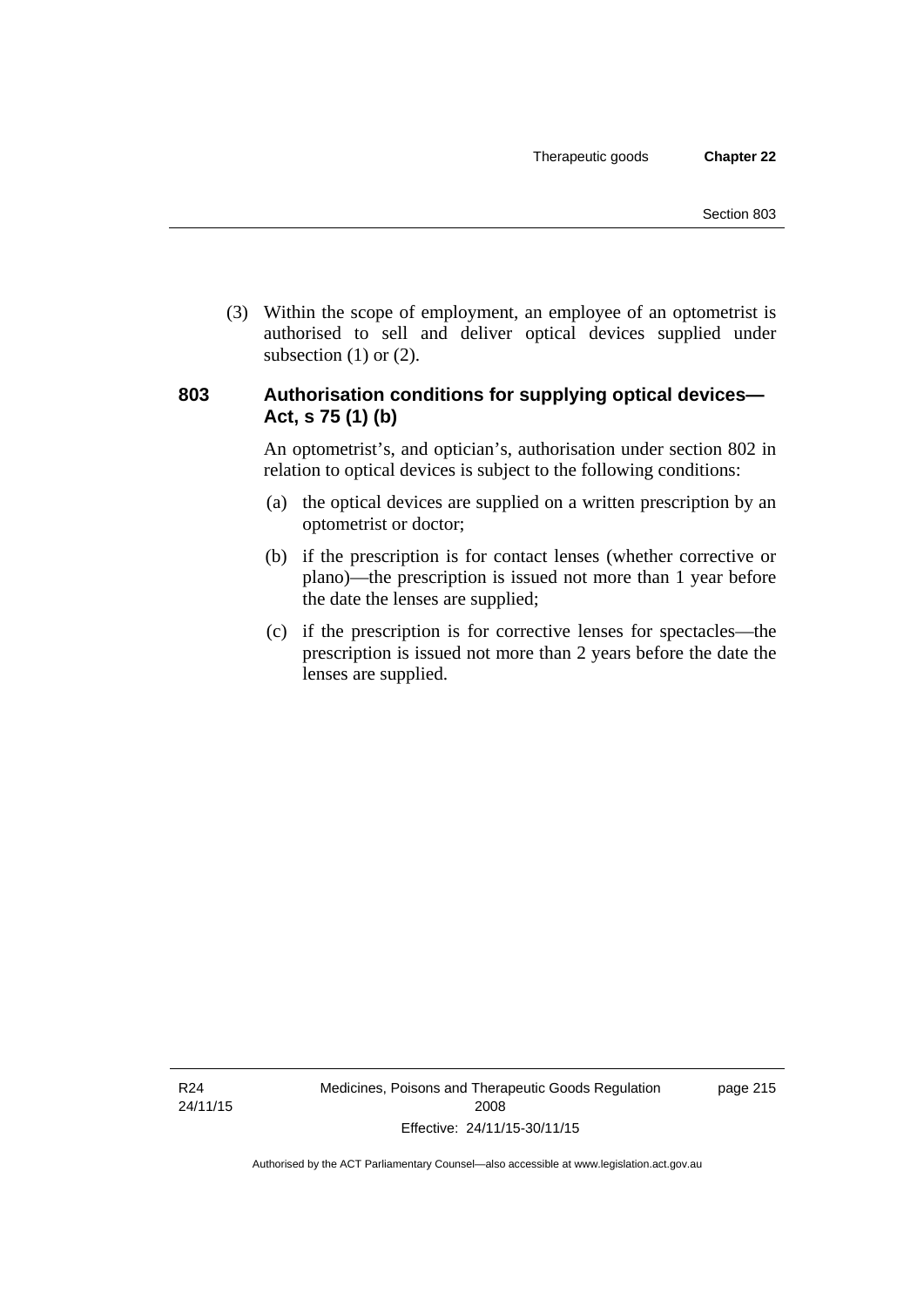(3) Within the scope of employment, an employee of an optometrist is authorised to sell and deliver optical devices supplied under subsection (1) or (2).

## 803 Authorisation conditions for supplying optical devices—Act, s 75 (1) (b)

An optometrist's, and optician's, authorisation under section 802 in relation to optical devices is subject to the following conditions:

(a) the optical devices are supplied on a written prescription by an optometrist or doctor;

(b) if the prescription is for contact lenses (whether corrective or plano)—the prescription is issued not more than 1 year before the date the lenses are supplied;

(c) if the prescription is for corrective lenses for spectacles—the prescription is issued not more than 2 years before the date the lenses are supplied.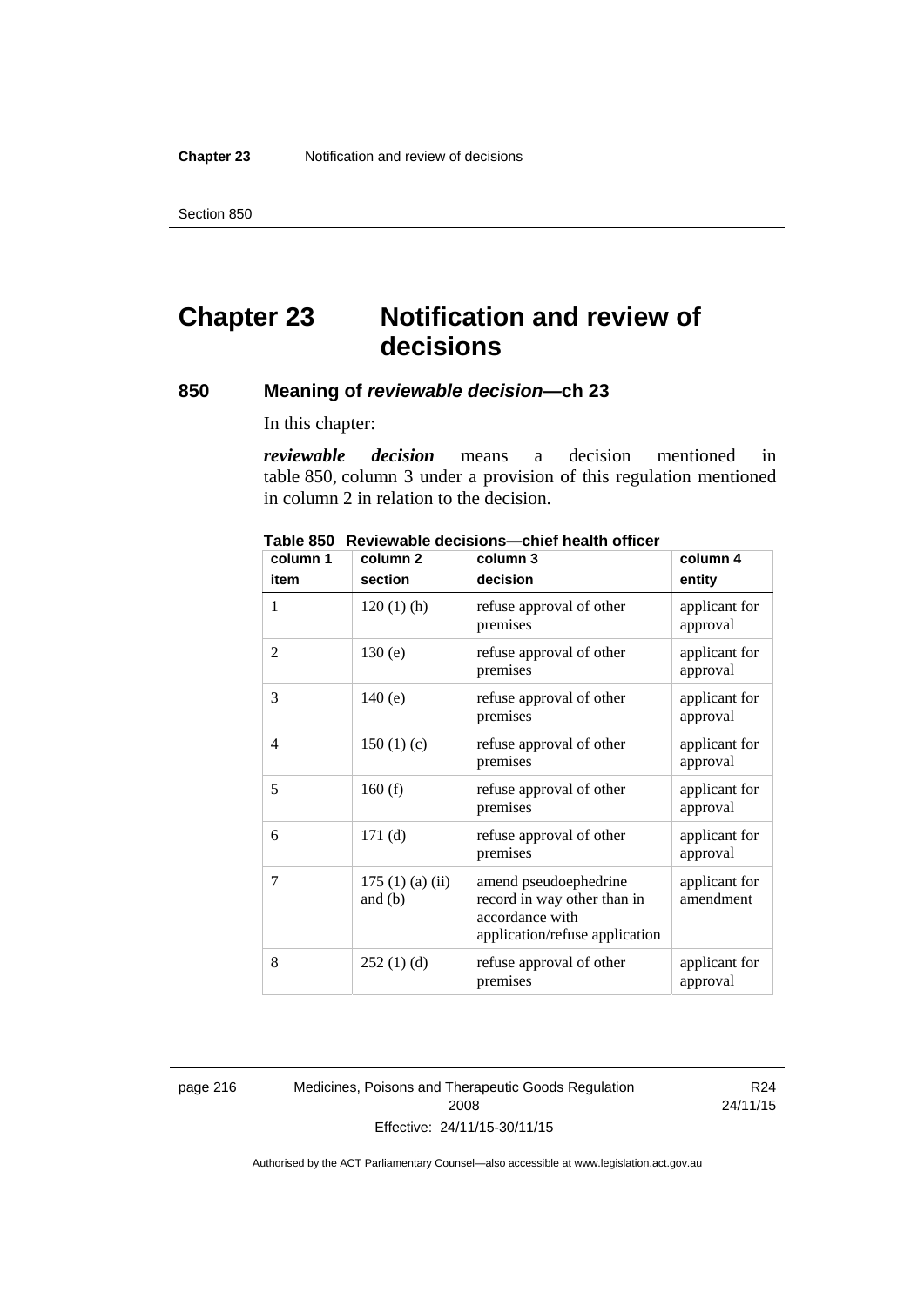# Chapter 23 Notification and review of decisions

## 850 Meaning of *reviewable decision*—ch 23

In this chapter:

***reviewable decision*** means a decision mentioned in table 850, column 3 under a provision of this regulation mentioned in column 2 in relation to the decision.

**Table 850 Reviewable decisions—chief health officer**

| column 1<br>item | column 2<br>section | column 3<br>decision | column 4<br>entity |
|---|---|---|---|
| 1 | 120 (1) (h) | refuse approval of other premises | applicant for approval |
| 2 | 130 (e) | refuse approval of other premises | applicant for approval |
| 3 | 140 (e) | refuse approval of other premises | applicant for approval |
| 4 | 150 (1) (c) | refuse approval of other premises | applicant for approval |
| 5 | 160 (f) | refuse approval of other premises | applicant for approval |
| 6 | 171 (d) | refuse approval of other premises | applicant for approval |
| 7 | 175 (1) (a) (ii) and (b) | amend pseudoephedrine record in way other than in accordance with application/refuse application | applicant for amendment |
| 8 | 252 (1) (d) | refuse approval of other premises | applicant for approval |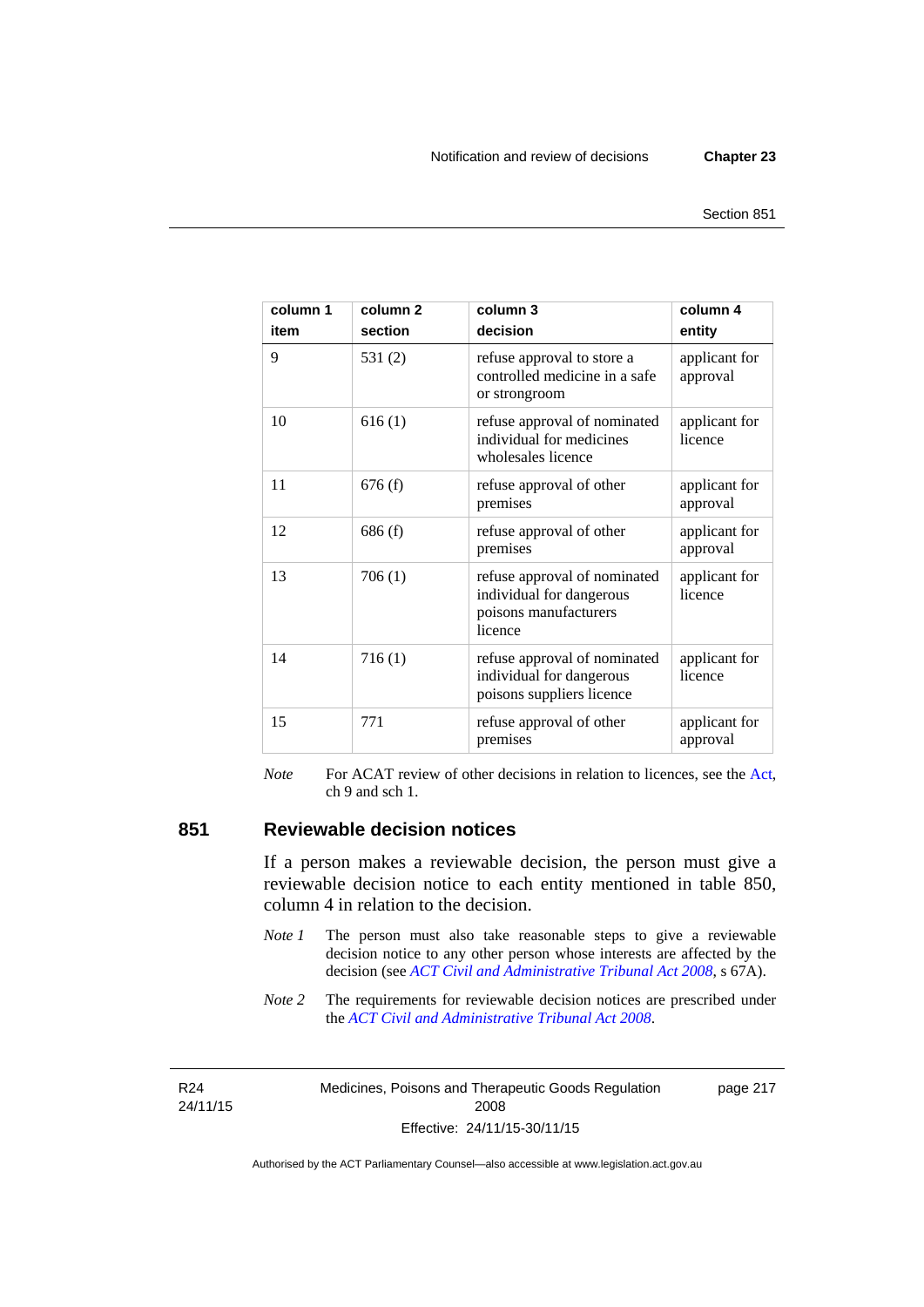| column 1 item | column 2 section | column 3 decision | column 4 entity |
|---|---|---|---|
| 9 | 531 (2) | refuse approval to store a controlled medicine in a safe or strongroom | applicant for approval |
| 10 | 616 (1) | refuse approval of nominated individual for medicines wholesales licence | applicant for licence |
| 11 | 676 (f) | refuse approval of other premises | applicant for approval |
| 12 | 686 (f) | refuse approval of other premises | applicant for approval |
| 13 | 706 (1) | refuse approval of nominated individual for dangerous poisons manufacturers licence | applicant for licence |
| 14 | 716 (1) | refuse approval of nominated individual for dangerous poisons suppliers licence | applicant for licence |
| 15 | 771 | refuse approval of other premises | applicant for approval |

*Note* For ACAT review of other decisions in relation to licences, see the Act, ch 9 and sch 1.

## 851 Reviewable decision notices

If a person makes a reviewable decision, the person must give a reviewable decision notice to each entity mentioned in table 850, column 4 in relation to the decision.

*Note 1* The person must also take reasonable steps to give a reviewable decision notice to any other person whose interests are affected by the decision (see *ACT Civil and Administrative Tribunal Act 2008*, s 67A).

*Note 2* The requirements for reviewable decision notices are prescribed under the *ACT Civil and Administrative Tribunal Act 2008*.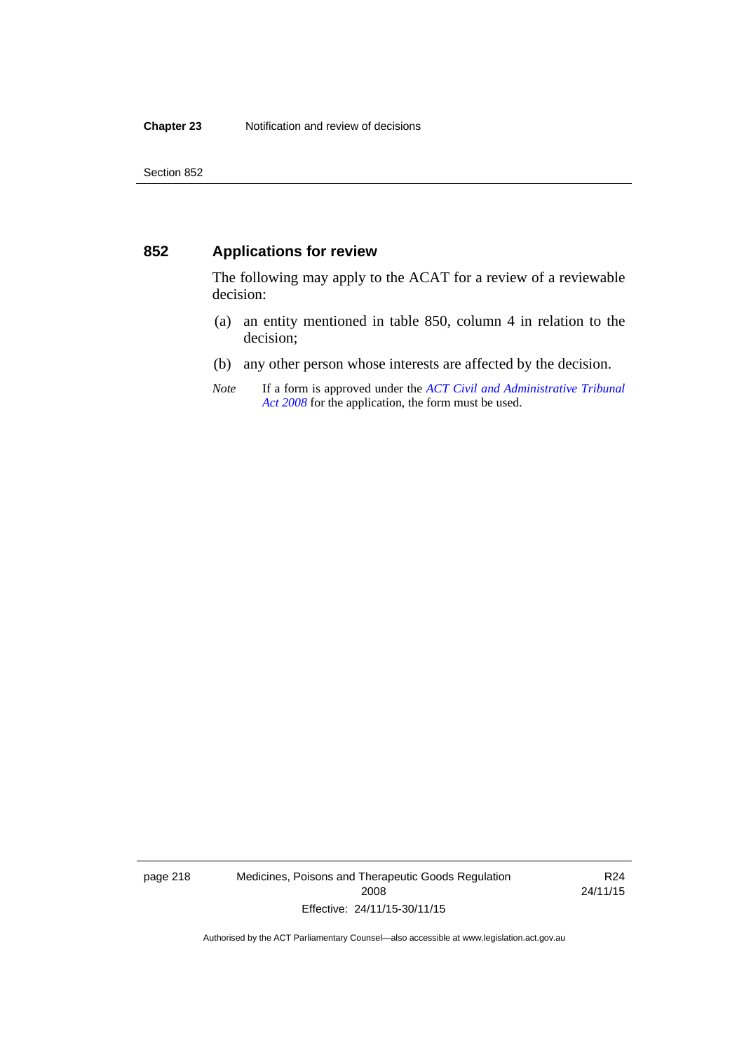## 852 Applications for review

The following may apply to the ACAT for a review of a reviewable decision:

(a) an entity mentioned in table 850, column 4 in relation to the decision;

(b) any other person whose interests are affected by the decision.

*Note* If a form is approved under the *ACT Civil and Administrative Tribunal Act 2008* for the application, the form must be used.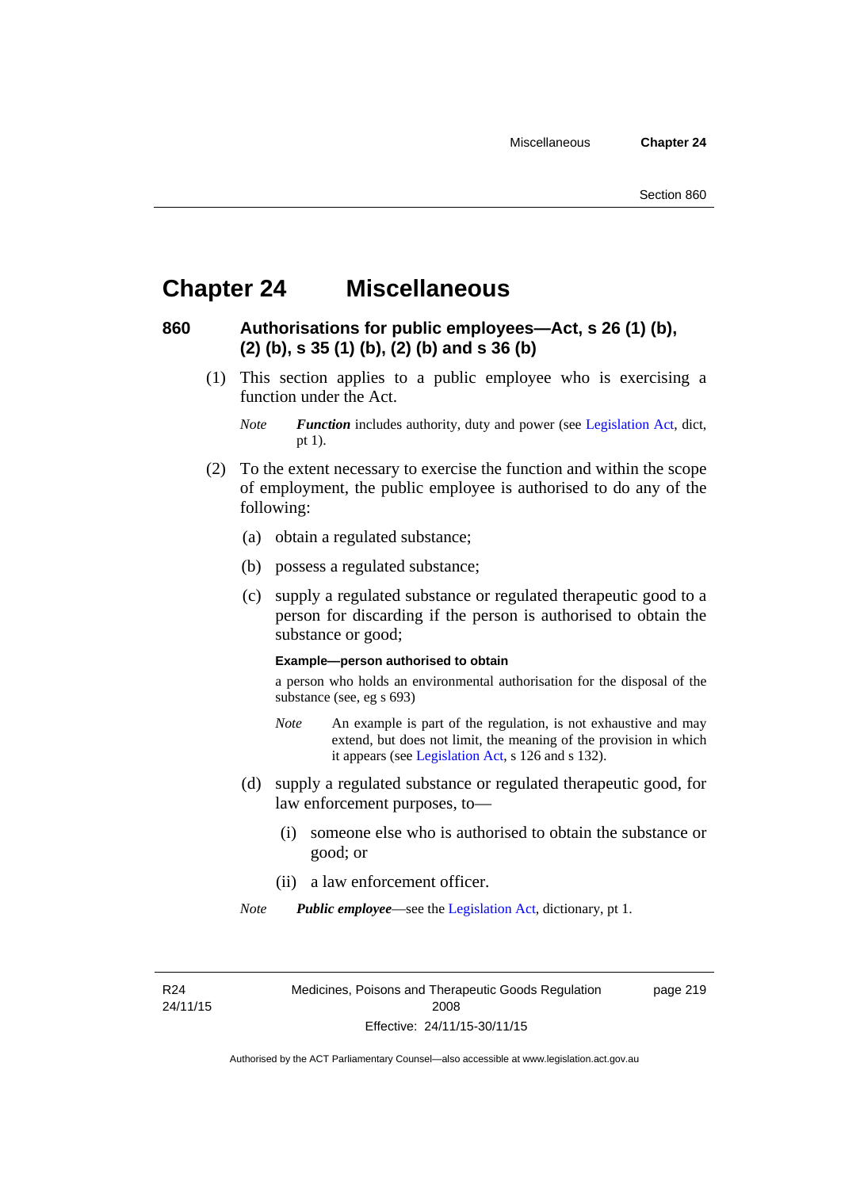# Chapter 24 Miscellaneous

## 860 Authorisations for public employees—Act, s 26 (1) (b), (2) (b), s 35 (1) (b), (2) (b) and s 36 (b)

(1) This section applies to a public employee who is exercising a function under the Act.

*Note* ***Function*** includes authority, duty and power (see Legislation Act, dict, pt 1).

(2) To the extent necessary to exercise the function and within the scope of employment, the public employee is authorised to do any of the following:

(a) obtain a regulated substance;

(b) possess a regulated substance;

(c) supply a regulated substance or regulated therapeutic good to a person for discarding if the person is authorised to obtain the substance or good;

**Example—person authorised to obtain**

a person who holds an environmental authorisation for the disposal of the substance (see, eg s 693)

*Note* An example is part of the regulation, is not exhaustive and may extend, but does not limit, the meaning of the provision in which it appears (see Legislation Act, s 126 and s 132).

(d) supply a regulated substance or regulated therapeutic good, for law enforcement purposes, to—

(i) someone else who is authorised to obtain the substance or good; or

(ii) a law enforcement officer.

*Note* ***Public employee***—see the Legislation Act, dictionary, pt 1.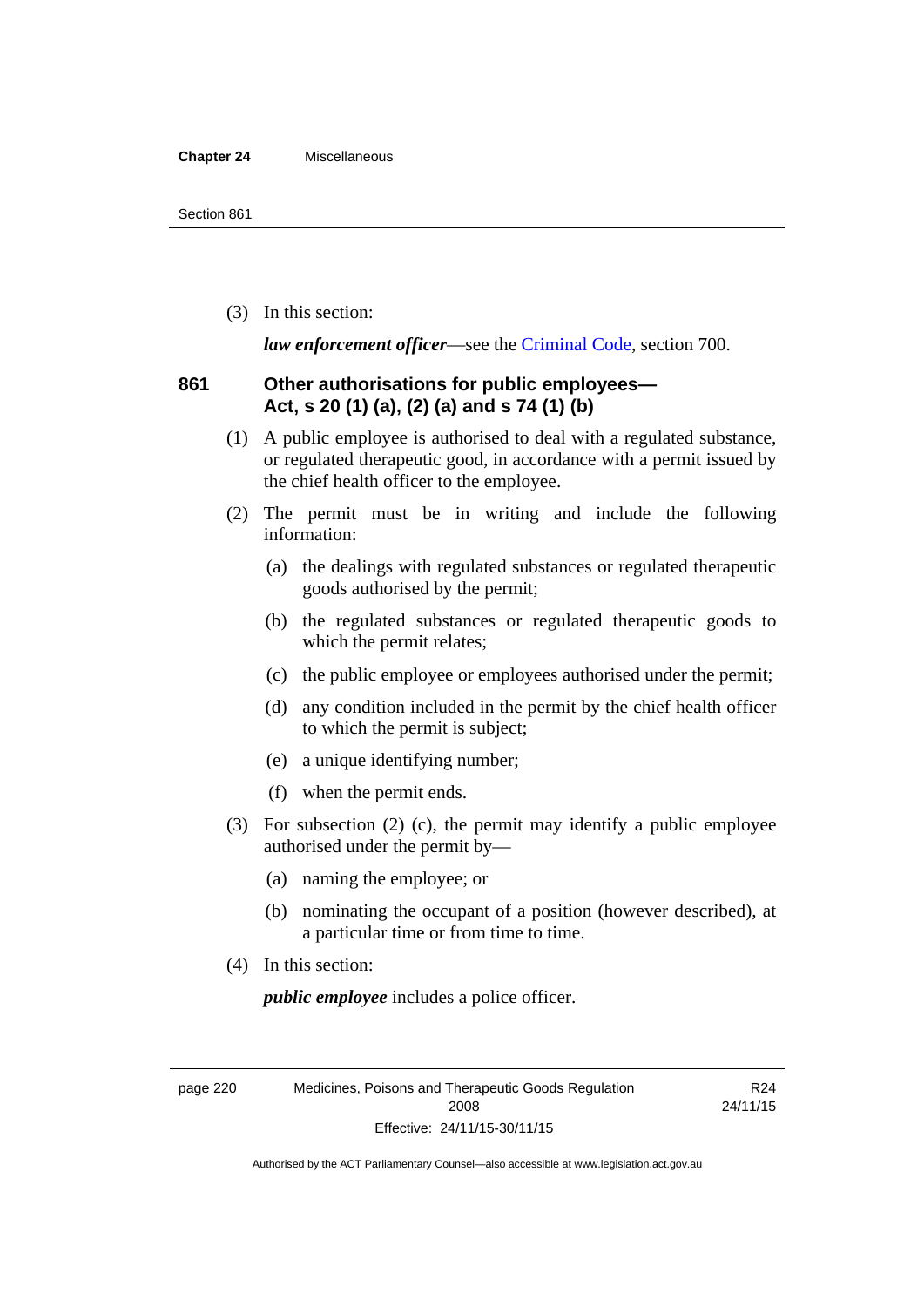(3) In this section:

***law enforcement officer***—see the Criminal Code, section 700.

## 861 Other authorisations for public employees—Act, s 20 (1) (a), (2) (a) and s 74 (1) (b)

(1) A public employee is authorised to deal with a regulated substance, or regulated therapeutic good, in accordance with a permit issued by the chief health officer to the employee.

(2) The permit must be in writing and include the following information:

(a) the dealings with regulated substances or regulated therapeutic goods authorised by the permit;

(b) the regulated substances or regulated therapeutic goods to which the permit relates;

(c) the public employee or employees authorised under the permit;

(d) any condition included in the permit by the chief health officer to which the permit is subject;

(e) a unique identifying number;

(f) when the permit ends.

(3) For subsection (2) (c), the permit may identify a public employee authorised under the permit by—

(a) naming the employee; or

(b) nominating the occupant of a position (however described), at a particular time or from time to time.

(4) In this section:

***public employee*** includes a police officer.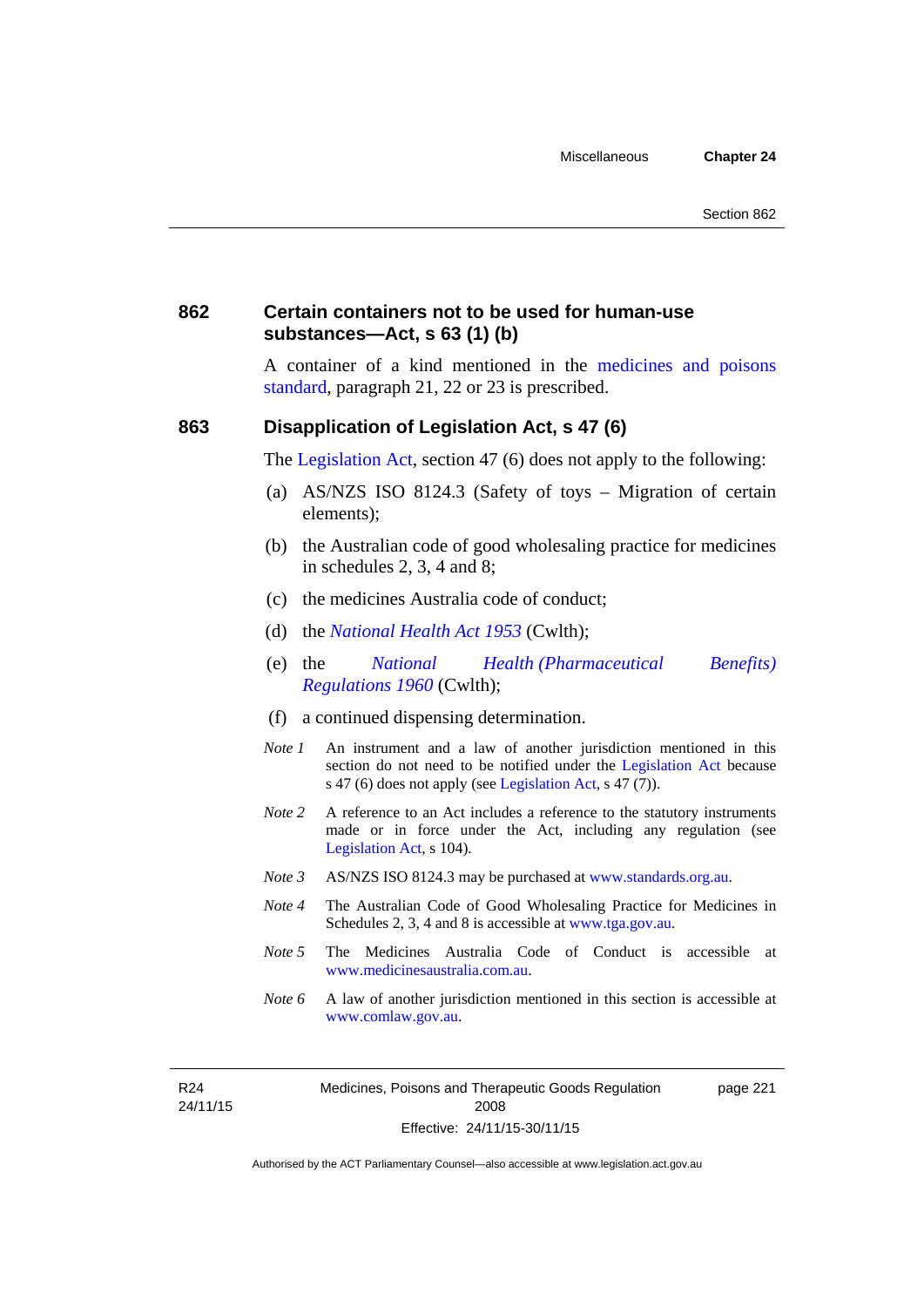## 862 Certain containers not to be used for human-use substances—Act, s 63 (1) (b)

A container of a kind mentioned in the medicines and poisons standard, paragraph 21, 22 or 23 is prescribed.

## 863 Disapplication of Legislation Act, s 47 (6)

The Legislation Act, section 47 (6) does not apply to the following:

(a) AS/NZS ISO 8124.3 (Safety of toys – Migration of certain elements);

(b) the Australian code of good wholesaling practice for medicines in schedules 2, 3, 4 and 8;

(c) the medicines Australia code of conduct;

(d) the *National Health Act 1953* (Cwlth);

(e) the *National Health (Pharmaceutical Benefits) Regulations 1960* (Cwlth);

(f) a continued dispensing determination.

*Note 1* An instrument and a law of another jurisdiction mentioned in this section do not need to be notified under the Legislation Act because s 47 (6) does not apply (see Legislation Act, s 47 (7)).

*Note 2* A reference to an Act includes a reference to the statutory instruments made or in force under the Act, including any regulation (see Legislation Act, s 104).

*Note 3* AS/NZS ISO 8124.3 may be purchased at www.standards.org.au.

*Note 4* The Australian Code of Good Wholesaling Practice for Medicines in Schedules 2, 3, 4 and 8 is accessible at www.tga.gov.au.

*Note 5* The Medicines Australia Code of Conduct is accessible at www.medicinesaustralia.com.au.

*Note 6* A law of another jurisdiction mentioned in this section is accessible at www.comlaw.gov.au.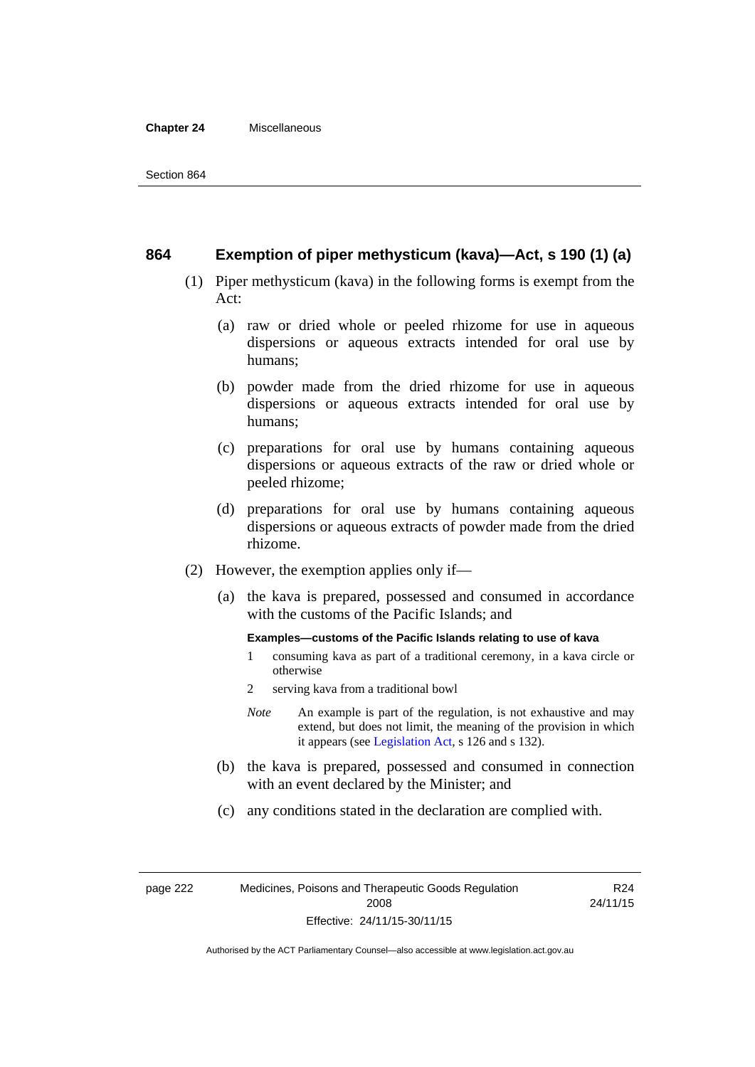## 864 Exemption of piper methysticum (kava)—Act, s 190 (1) (a)

(1) Piper methysticum (kava) in the following forms is exempt from the Act:

(a) raw or dried whole or peeled rhizome for use in aqueous dispersions or aqueous extracts intended for oral use by humans;

(b) powder made from the dried rhizome for use in aqueous dispersions or aqueous extracts intended for oral use by humans;

(c) preparations for oral use by humans containing aqueous dispersions or aqueous extracts of the raw or dried whole or peeled rhizome;

(d) preparations for oral use by humans containing aqueous dispersions or aqueous extracts of powder made from the dried rhizome.

(2) However, the exemption applies only if—

(a) the kava is prepared, possessed and consumed in accordance with the customs of the Pacific Islands; and

**Examples—customs of the Pacific Islands relating to use of kava**

1 consuming kava as part of a traditional ceremony, in a kava circle or otherwise

2 serving kava from a traditional bowl

*Note* An example is part of the regulation, is not exhaustive and may extend, but does not limit, the meaning of the provision in which it appears (see Legislation Act, s 126 and s 132).

(b) the kava is prepared, possessed and consumed in connection with an event declared by the Minister; and

(c) any conditions stated in the declaration are complied with.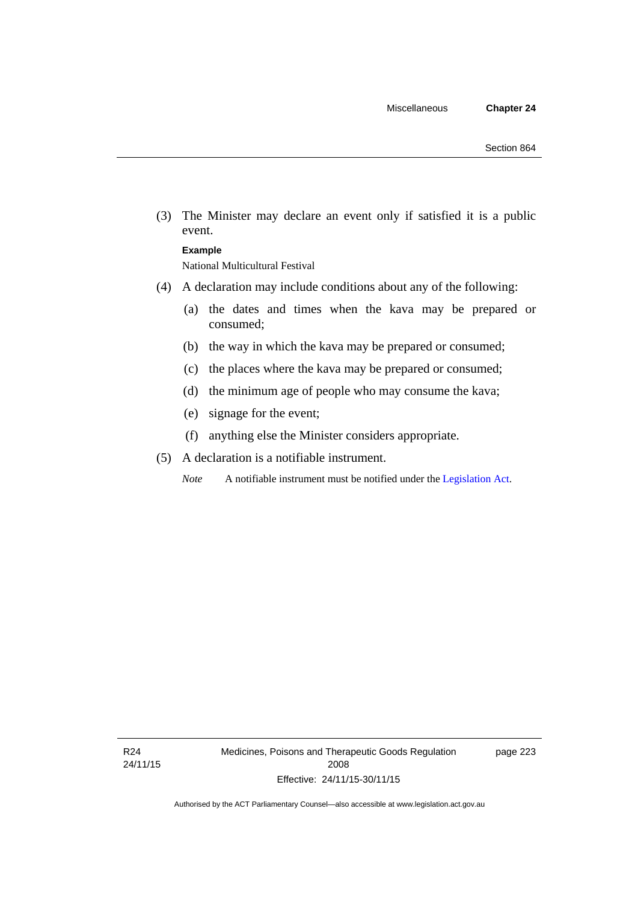(3) The Minister may declare an event only if satisfied it is a public event.

**Example**

National Multicultural Festival

(4) A declaration may include conditions about any of the following:

(a) the dates and times when the kava may be prepared or consumed;

(b) the way in which the kava may be prepared or consumed;

(c) the places where the kava may be prepared or consumed;

(d) the minimum age of people who may consume the kava;

(e) signage for the event;

(f) anything else the Minister considers appropriate.

(5) A declaration is a notifiable instrument.

*Note* A notifiable instrument must be notified under the Legislation Act.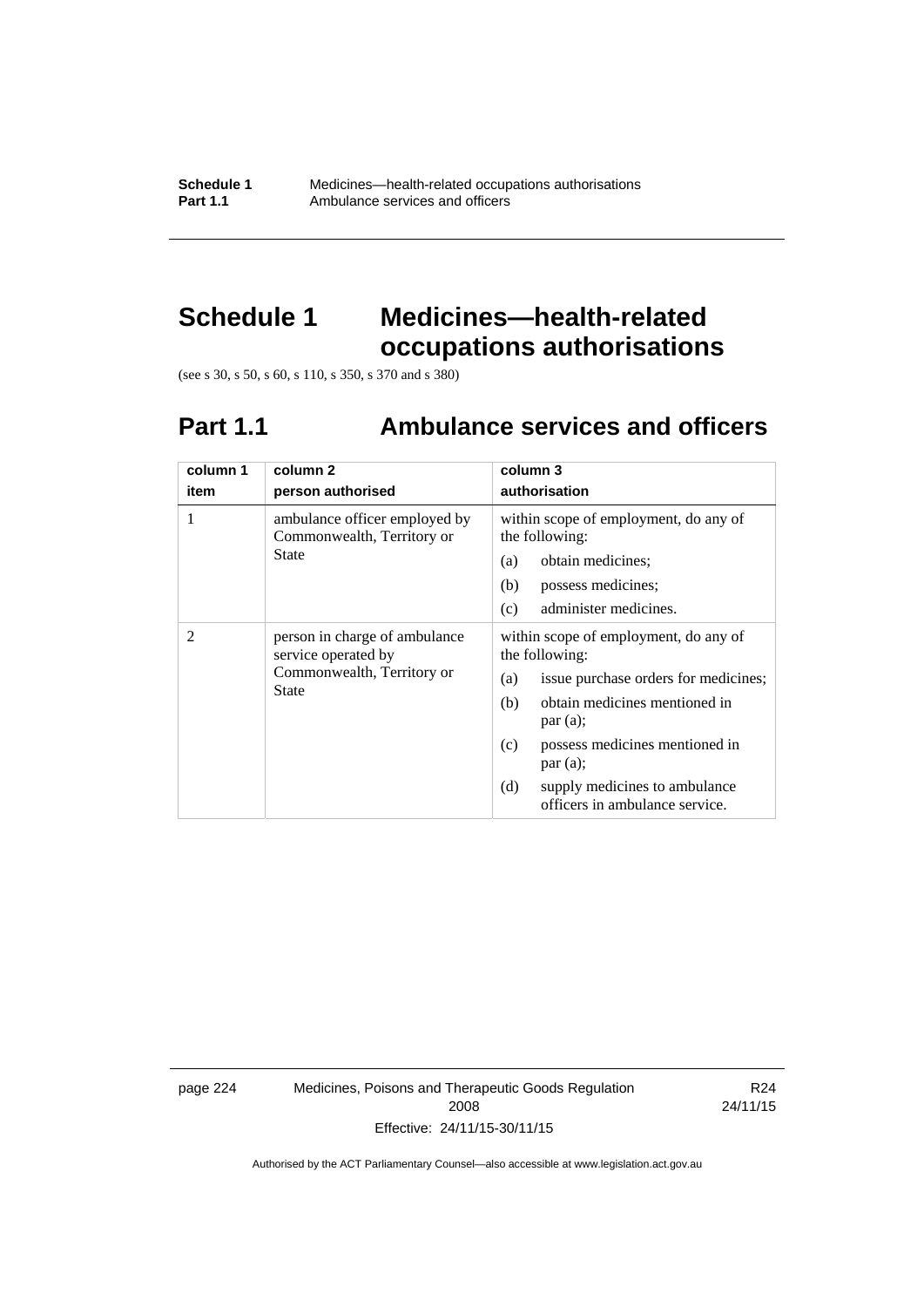# Schedule 1 Medicines—health-related occupations authorisations

(see s 30, s 50, s 60, s 110, s 350, s 370 and s 380)

## Part 1.1 Ambulance services and officers

| column 1<br>item | column 2<br>person authorised | column 3<br>authorisation |
|---|---|---|
| 1 | ambulance officer employed by Commonwealth, Territory or State | within scope of employment, do any of the following:<br>(a) obtain medicines;<br>(b) possess medicines;<br>(c) administer medicines. |
| 2 | person in charge of ambulance service operated by Commonwealth, Territory or State | within scope of employment, do any of the following:<br>(a) issue purchase orders for medicines;<br>(b) obtain medicines mentioned in par (a);<br>(c) possess medicines mentioned in par (a);<br>(d) supply medicines to ambulance officers in ambulance service. |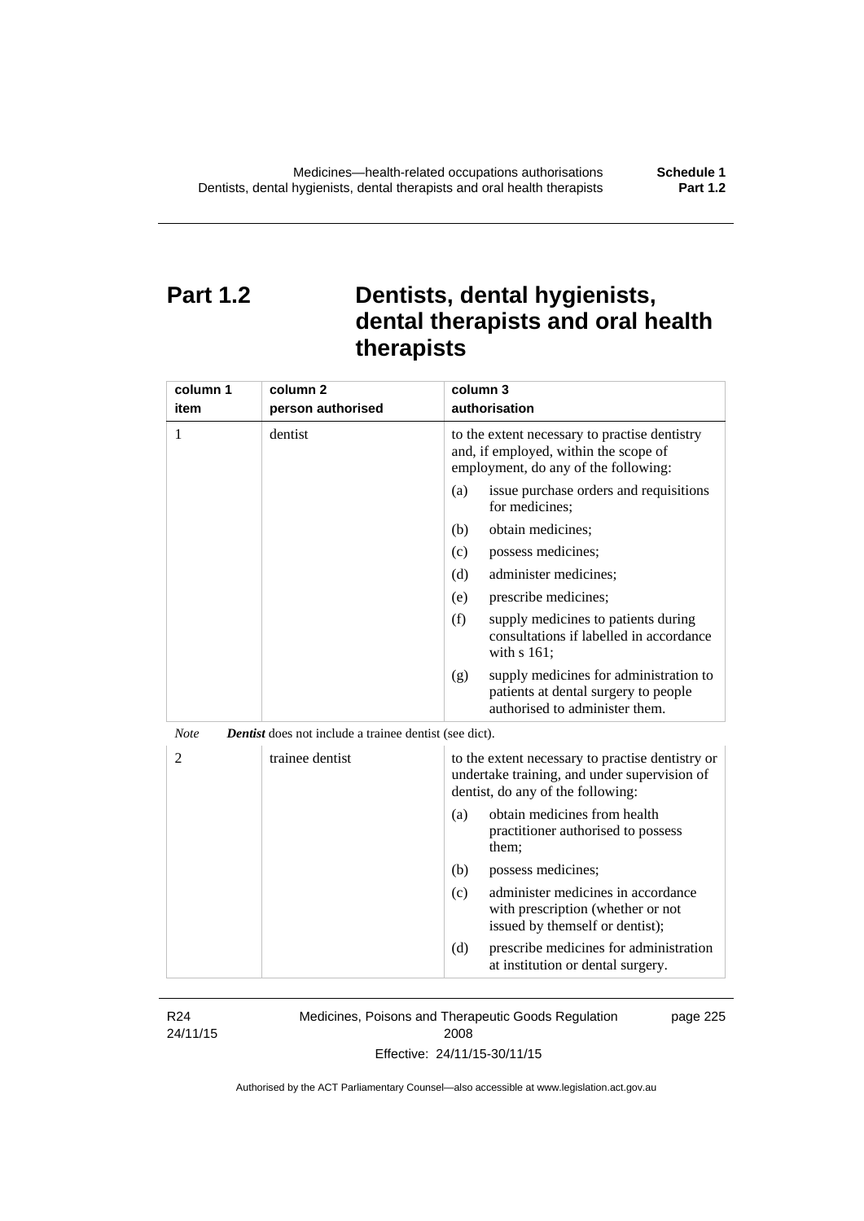# Part 1.2 Dentists, dental hygienists, dental therapists and oral health therapists

| column 1<br>item | column 2<br>person authorised | column 3<br>authorisation |
|---|---|---|
| 1 | dentist | to the extent necessary to practise dentistry and, if employed, within the scope of employment, do any of the following:<br>(a) issue purchase orders and requisitions for medicines;<br>(b) obtain medicines;<br>(c) possess medicines;<br>(d) administer medicines;<br>(e) prescribe medicines;<br>(f) supply medicines to patients during consultations if labelled in accordance with s 161;<br>(g) supply medicines for administration to patients at dental surgery to people authorised to administer them. |

*Note* ***Dentist*** does not include a trainee dentist (see dict).

| column 1<br>item | column 2<br>person authorised | column 3<br>authorisation |
|---|---|---|
| 2 | trainee dentist | to the extent necessary to practise dentistry or undertake training, and under supervision of dentist, do any of the following:<br>(a) obtain medicines from health practitioner authorised to possess them;<br>(b) possess medicines;<br>(c) administer medicines in accordance with prescription (whether or not issued by themself or dentist);<br>(d) prescribe medicines for administration at institution or dental surgery. |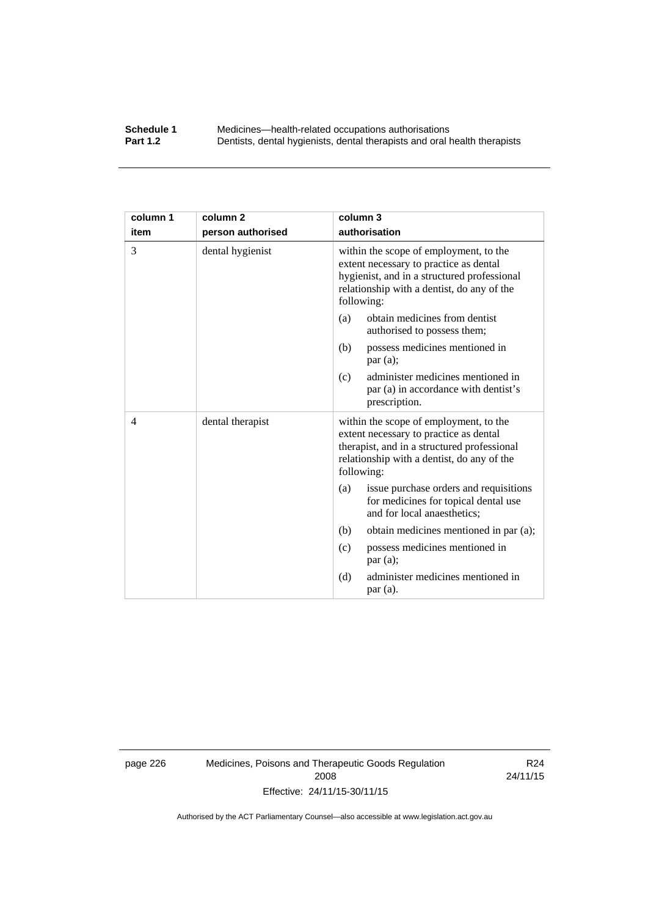| column 1<br>item | column 2<br>person authorised | column 3<br>authorisation |
|---|---|---|
| 3 | dental hygienist | within the scope of employment, to the extent necessary to practice as dental hygienist, and in a structured professional relationship with a dentist, do any of the following:<br>(a) obtain medicines from dentist authorised to possess them;<br>(b) possess medicines mentioned in par (a);<br>(c) administer medicines mentioned in par (a) in accordance with dentist's prescription. |
| 4 | dental therapist | within the scope of employment, to the extent necessary to practice as dental therapist, and in a structured professional relationship with a dentist, do any of the following:<br>(a) issue purchase orders and requisitions for medicines for topical dental use and for local anaesthetics;<br>(b) obtain medicines mentioned in par (a);<br>(c) possess medicines mentioned in par (a);<br>(d) administer medicines mentioned in par (a). |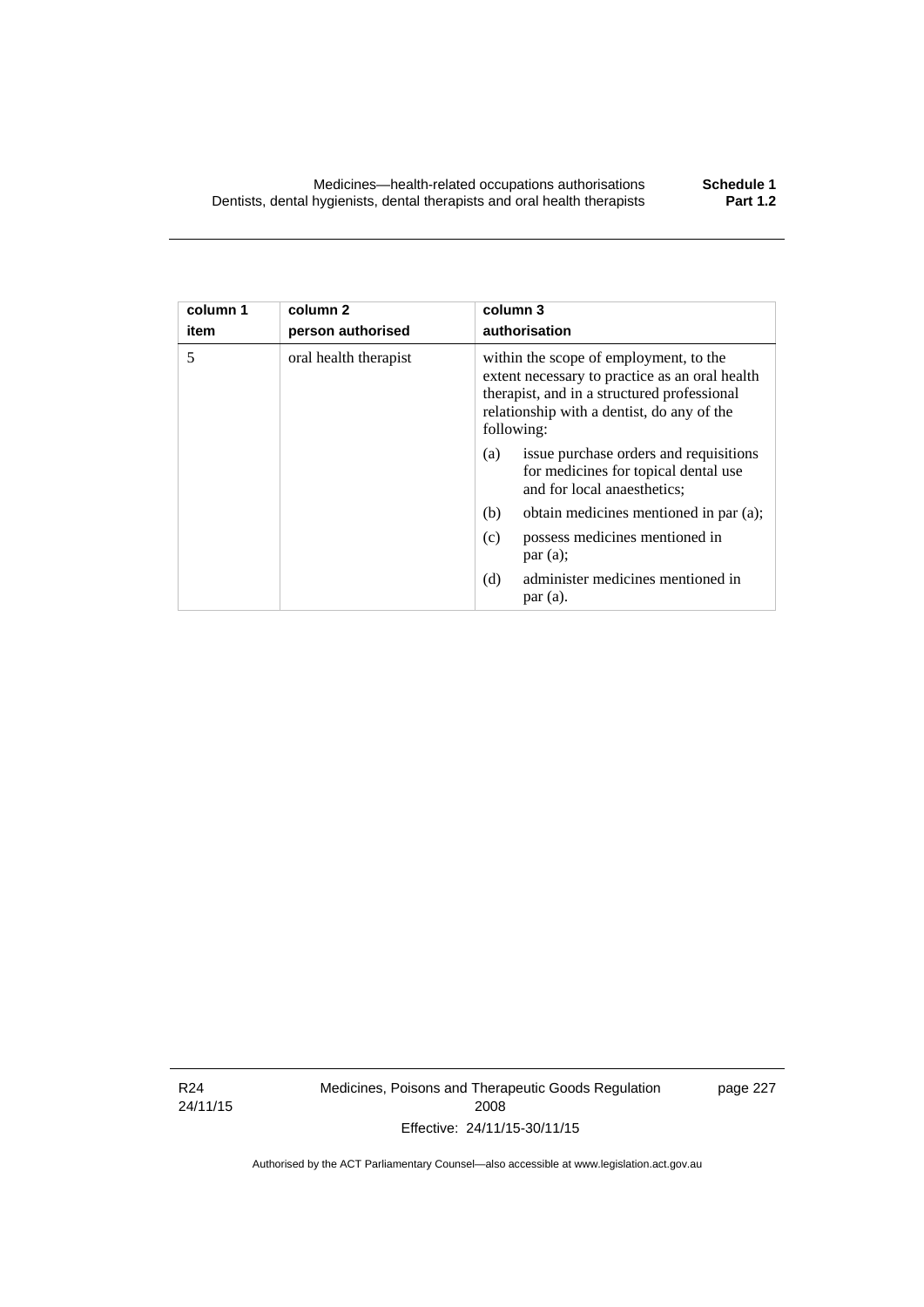| column 1<br>item | column 2<br>person authorised | column 3<br>authorisation |
|---|---|---|
| 5 | oral health therapist | within the scope of employment, to the extent necessary to practice as an oral health therapist, and in a structured professional relationship with a dentist, do any of the following:<br>(a) issue purchase orders and requisitions for medicines for topical dental use and for local anaesthetics;<br>(b) obtain medicines mentioned in par (a);<br>(c) possess medicines mentioned in par (a);<br>(d) administer medicines mentioned in par (a). |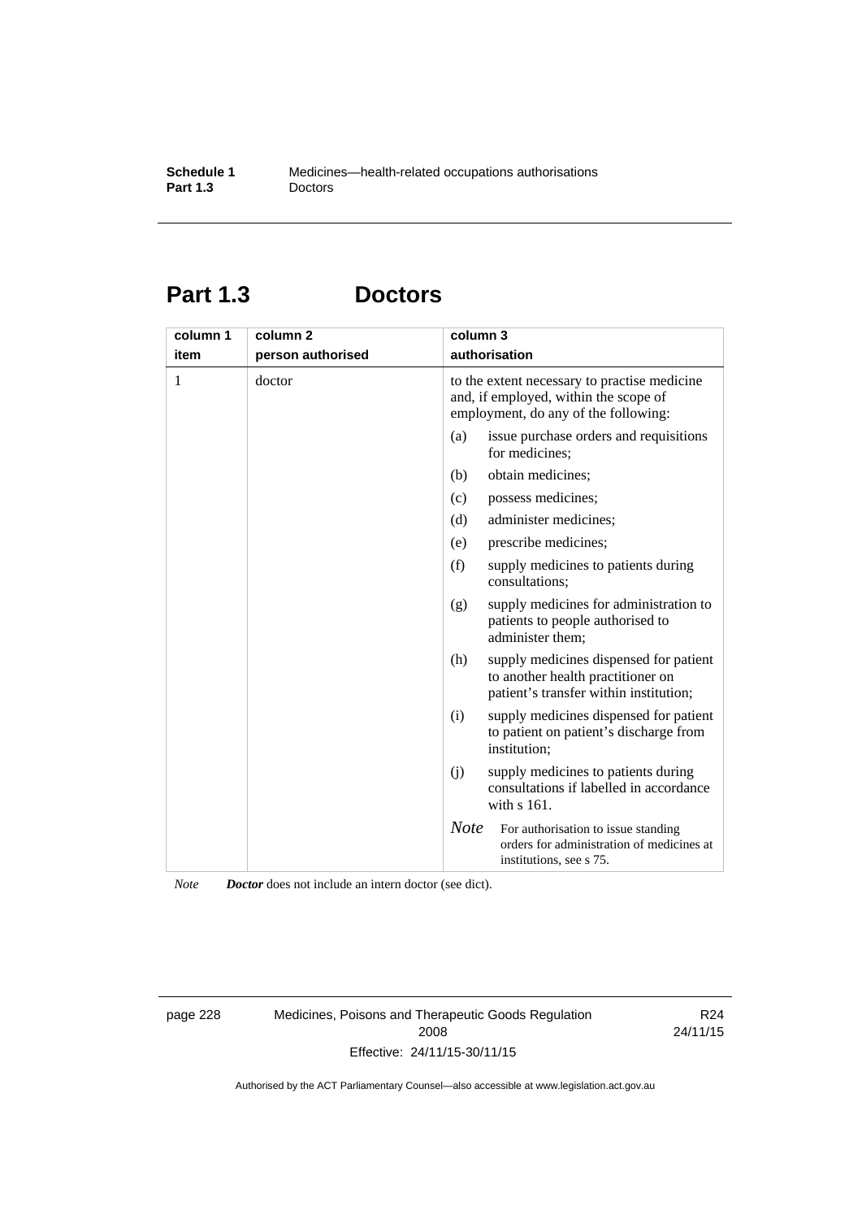# Part 1.3 Doctors

| column 1<br>item | column 2<br>person authorised | column 3<br>authorisation |
|---|---|---|
| 1 | doctor | to the extent necessary to practise medicine and, if employed, within the scope of employment, do any of the following:<br>(a) issue purchase orders and requisitions for medicines;<br>(b) obtain medicines;<br>(c) possess medicines;<br>(d) administer medicines;<br>(e) prescribe medicines;<br>(f) supply medicines to patients during consultations;<br>(g) supply medicines for administration to patients to people authorised to administer them;<br>(h) supply medicines dispensed for patient to another health practitioner on patient's transfer within institution;<br>(i) supply medicines dispensed for patient to patient on patient's discharge from institution;<br>(j) supply medicines to patients during consultations if labelled in accordance with s 161.<br>*Note* For authorisation to issue standing orders for administration of medicines at institutions, see s 75. |

*Note* ***Doctor*** does not include an intern doctor (see dict).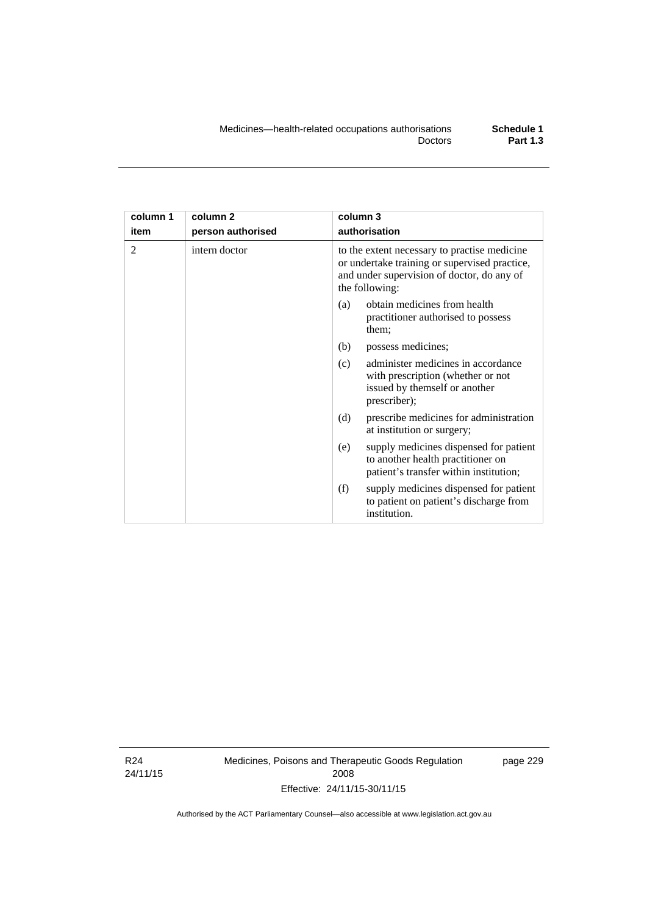| column 1<br>item | column 2<br>person authorised | column 3<br>authorisation |
|---|---|---|
| 2 | intern doctor | to the extent necessary to practise medicine or undertake training or supervised practice, and under supervision of doctor, do any of the following:<br>(a) obtain medicines from health practitioner authorised to possess them;<br>(b) possess medicines;<br>(c) administer medicines in accordance with prescription (whether or not issued by themself or another prescriber);<br>(d) prescribe medicines for administration at institution or surgery;<br>(e) supply medicines dispensed for patient to another health practitioner on patient's transfer within institution;<br>(f) supply medicines dispensed for patient to patient on patient's discharge from institution. |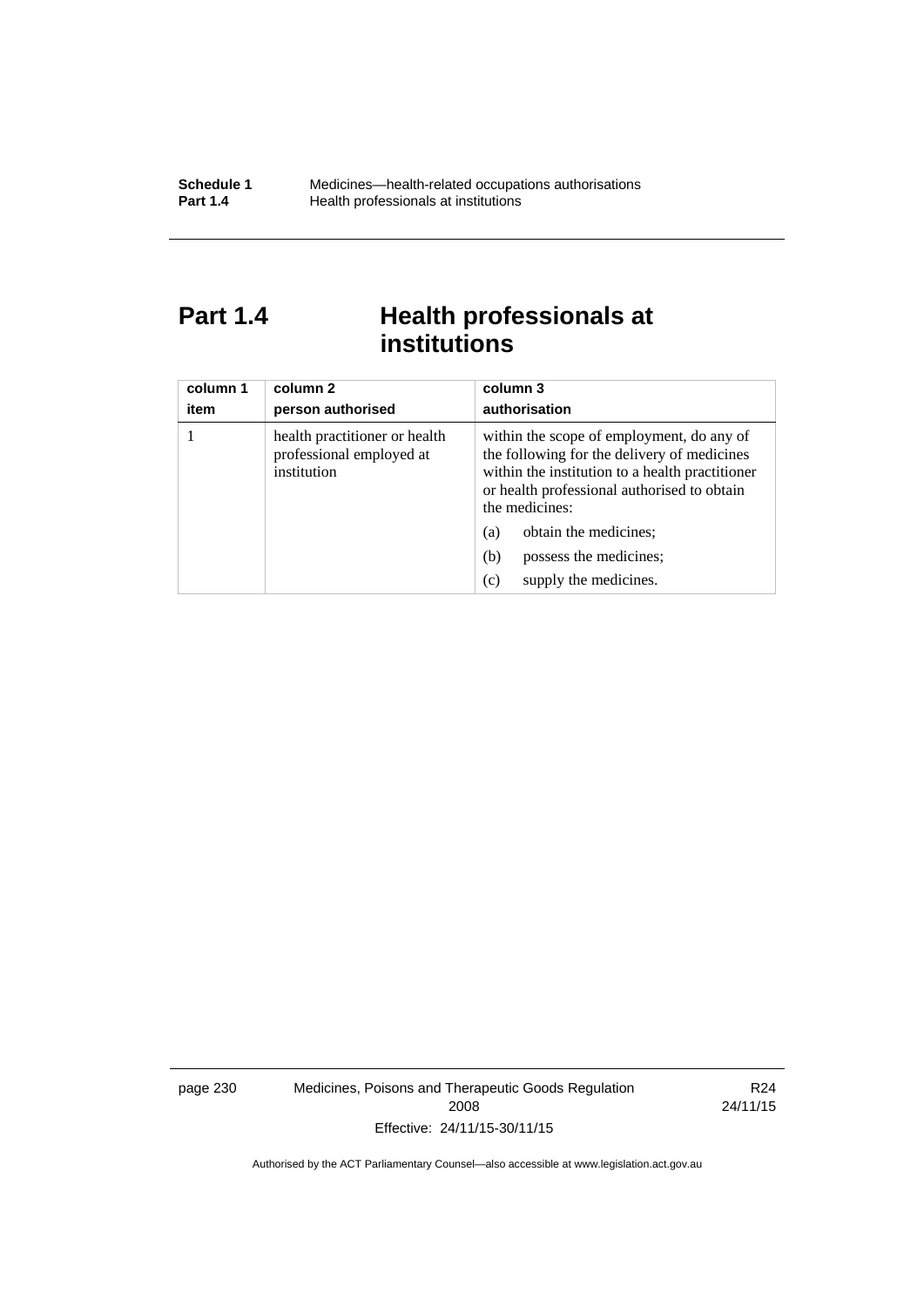# Part 1.4 Health professionals at institutions

| column 1<br>item | column 2<br>person authorised | column 3<br>authorisation |
|---|---|---|
| 1 | health practitioner or health professional employed at institution | within the scope of employment, do any of the following for the delivery of medicines within the institution to a health practitioner or health professional authorised to obtain the medicines:<br>(a) obtain the medicines;<br>(b) possess the medicines;<br>(c) supply the medicines. |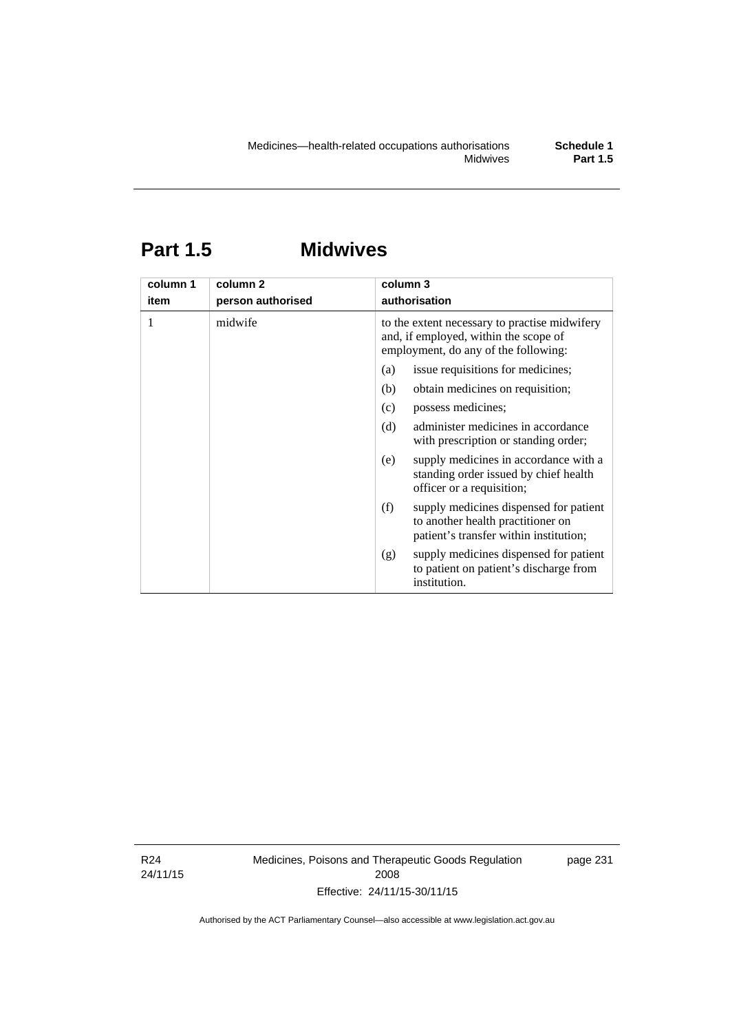# Part 1.5 Midwives

| column 1<br>item | column 2<br>person authorised | column 3<br>authorisation |
|---|---|---|
| 1 | midwife | to the extent necessary to practise midwifery and, if employed, within the scope of employment, do any of the following:<br>(a) issue requisitions for medicines;<br>(b) obtain medicines on requisition;<br>(c) possess medicines;<br>(d) administer medicines in accordance with prescription or standing order;<br>(e) supply medicines in accordance with a standing order issued by chief health officer or a requisition;<br>(f) supply medicines dispensed for patient to another health practitioner on patient's transfer within institution;<br>(g) supply medicines dispensed for patient to patient on patient's discharge from institution. |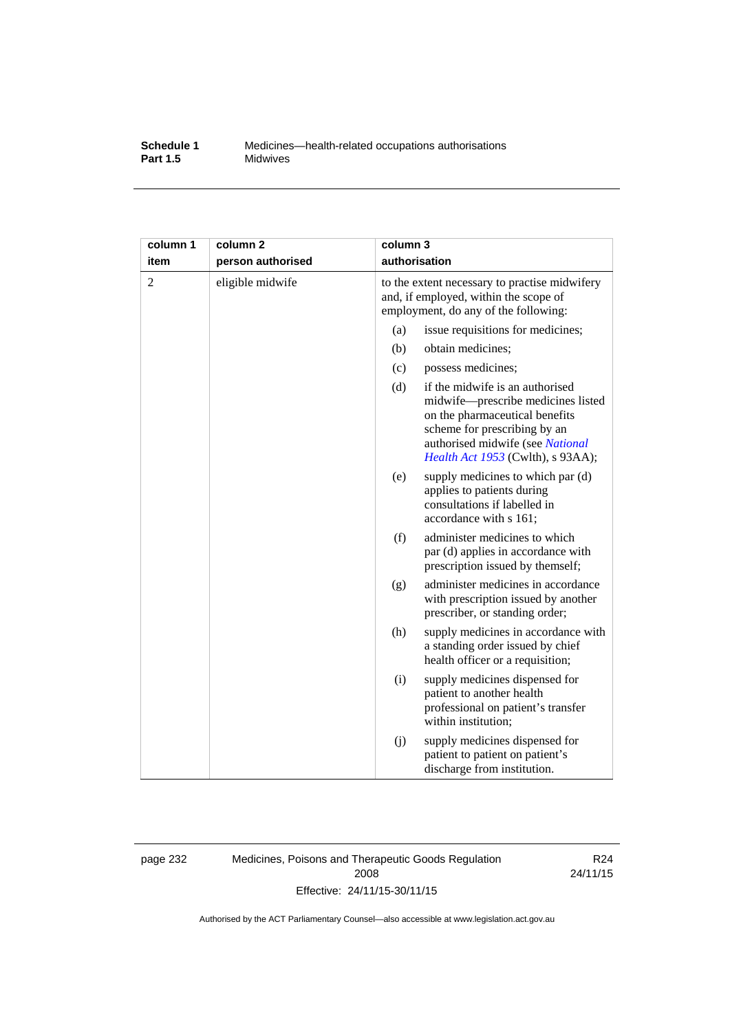| column 1<br>item | column 2<br>person authorised | column 3<br>authorisation |
|---|---|---|
| 2 | eligible midwife | to the extent necessary to practise midwifery and, if employed, within the scope of employment, do any of the following:<br>(a) issue requisitions for medicines;<br>(b) obtain medicines;<br>(c) possess medicines;<br>(d) if the midwife is an authorised midwife—prescribe medicines listed on the pharmaceutical benefits scheme for prescribing by an authorised midwife (see *National Health Act 1953* (Cwlth), s 93AA);<br>(e) supply medicines to which par (d) applies to patients during consultations if labelled in accordance with s 161;<br>(f) administer medicines to which par (d) applies in accordance with prescription issued by themself;<br>(g) administer medicines in accordance with prescription issued by another prescriber, or standing order;<br>(h) supply medicines in accordance with a standing order issued by chief health officer or a requisition;<br>(i) supply medicines dispensed for patient to another health professional on patient's transfer within institution;<br>(j) supply medicines dispensed for patient to patient on patient's discharge from institution. |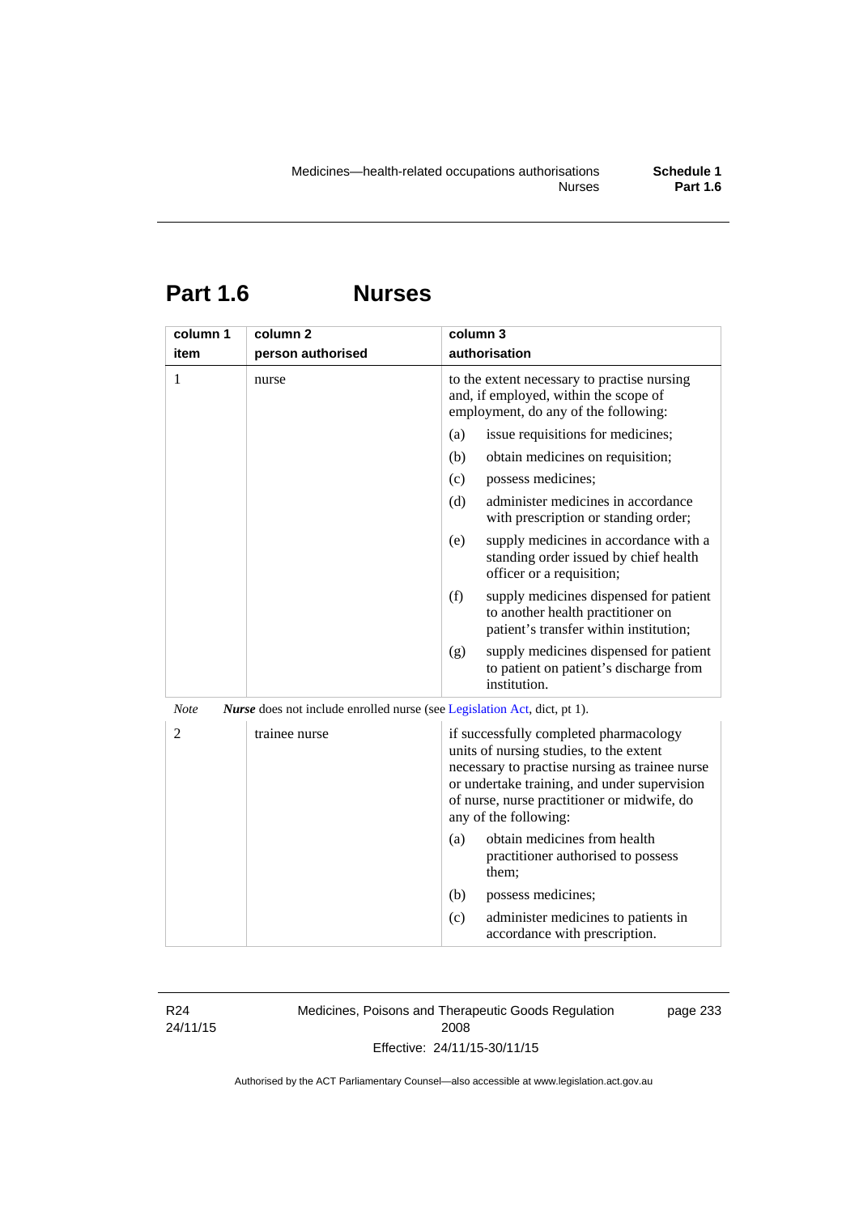# Part 1.6 Nurses

| column 1 item | column 2 person authorised | column 3 authorisation |
|---|---|---|
| 1 | nurse | to the extent necessary to practise nursing and, if employed, within the scope of employment, do any of the following:<br>(a) issue requisitions for medicines;<br>(b) obtain medicines on requisition;<br>(c) possess medicines;<br>(d) administer medicines in accordance with prescription or standing order;<br>(e) supply medicines in accordance with a standing order issued by chief health officer or a requisition;<br>(f) supply medicines dispensed for patient to another health practitioner on patient's transfer within institution;<br>(g) supply medicines dispensed for patient to patient on patient's discharge from institution. |

*Note* ***Nurse*** does not include enrolled nurse (see Legislation Act, dict, pt 1).

| column 1 item | column 2 person authorised | column 3 authorisation |
|---|---|---|
| 2 | trainee nurse | if successfully completed pharmacology units of nursing studies, to the extent necessary to practise nursing as trainee nurse or undertake training, and under supervision of nurse, nurse practitioner or midwife, do any of the following:<br>(a) obtain medicines from health practitioner authorised to possess them;<br>(b) possess medicines;<br>(c) administer medicines to patients in accordance with prescription. |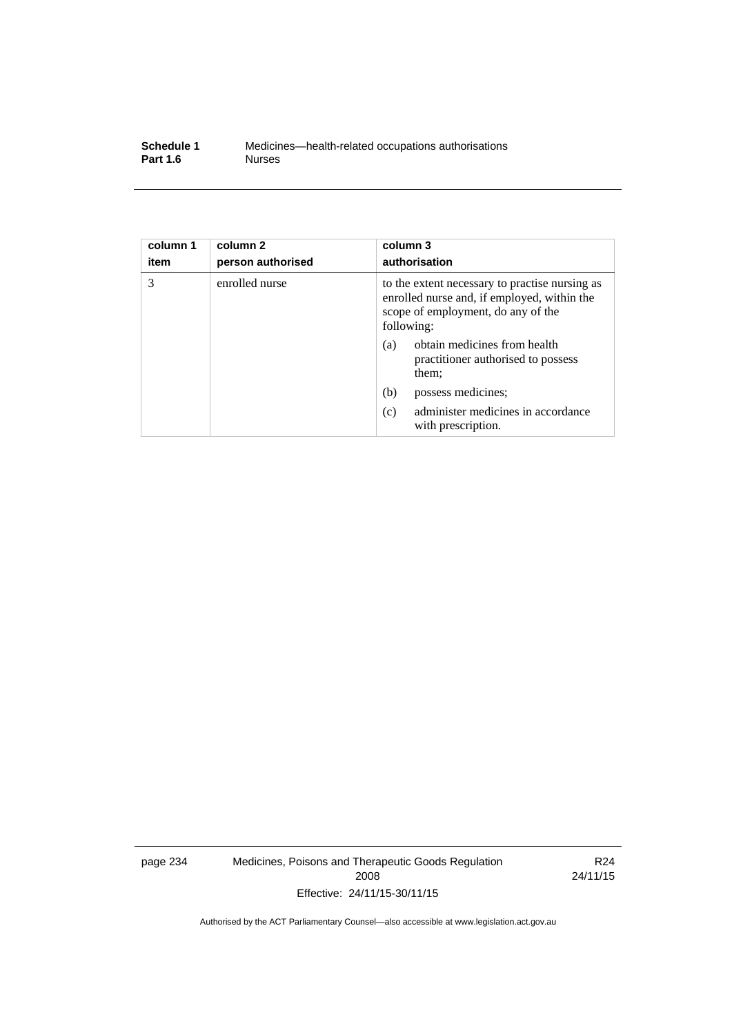| column 1 item | column 2 person authorised | column 3 authorisation |
| --- | --- | --- |
| 3 | enrolled nurse | to the extent necessary to practise nursing as enrolled nurse and, if employed, within the scope of employment, do any of the following:<br>(a) obtain medicines from health practitioner authorised to possess them;<br>(b) possess medicines;<br>(c) administer medicines in accordance with prescription. |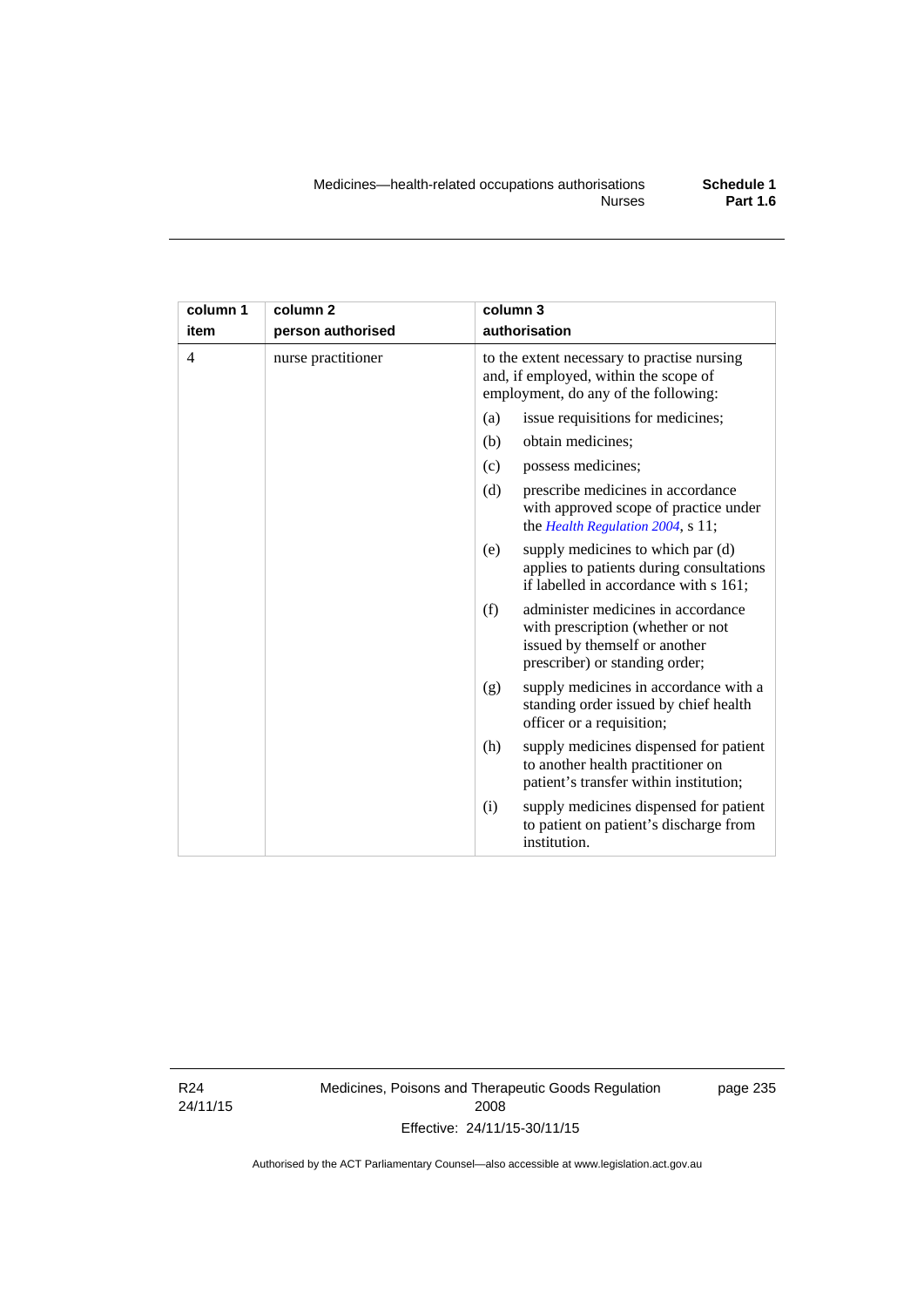| column 1<br>item | column 2<br>person authorised | column 3<br>authorisation |
|---|---|---|
| 4 | nurse practitioner | to the extent necessary to practise nursing and, if employed, within the scope of employment, do any of the following:<br>(a) issue requisitions for medicines;<br>(b) obtain medicines;<br>(c) possess medicines;<br>(d) prescribe medicines in accordance with approved scope of practice under the *Health Regulation 2004*, s 11;<br>(e) supply medicines to which par (d) applies to patients during consultations if labelled in accordance with s 161;<br>(f) administer medicines in accordance with prescription (whether or not issued by themself or another prescriber) or standing order;<br>(g) supply medicines in accordance with a standing order issued by chief health officer or a requisition;<br>(h) supply medicines dispensed for patient to another health practitioner on patient's transfer within institution;<br>(i) supply medicines dispensed for patient to patient on patient's discharge from institution. |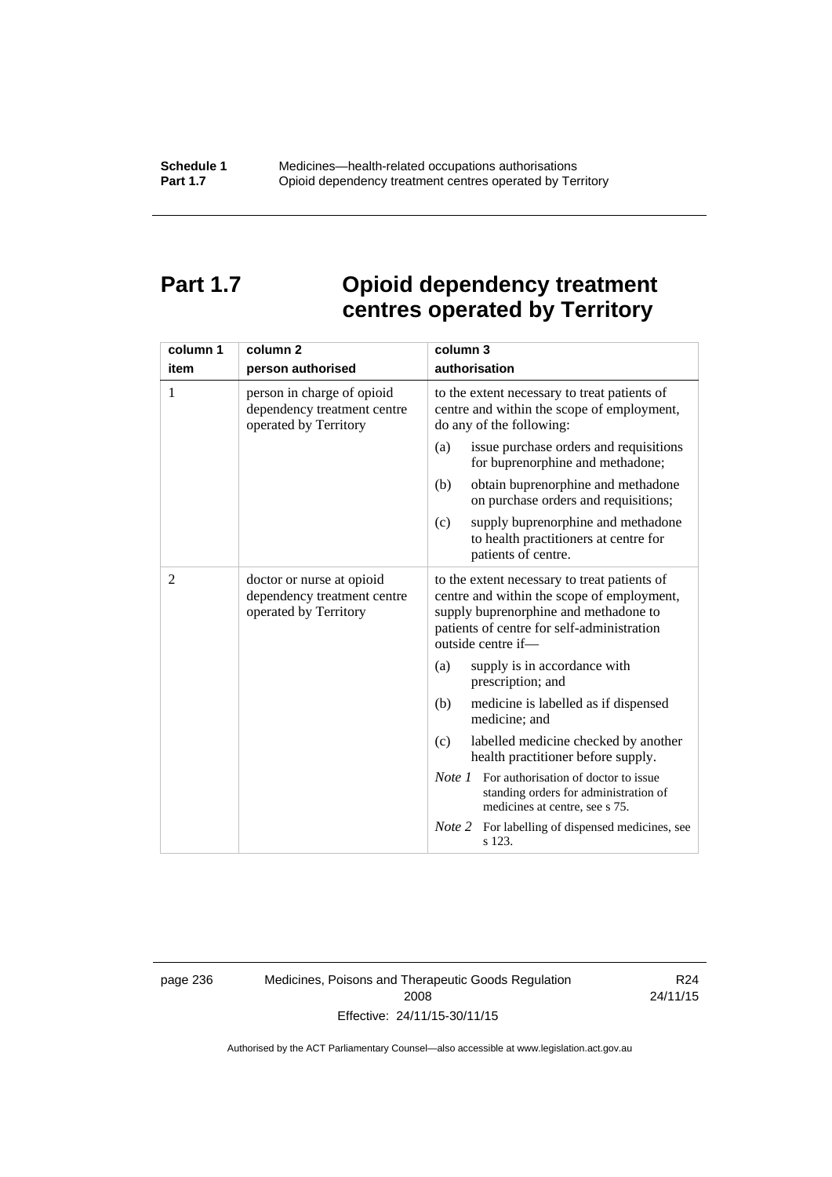# Part 1.7 Opioid dependency treatment centres operated by Territory

| column 1<br>item | column 2<br>person authorised | column 3<br>authorisation |
|---|---|---|
| 1 | person in charge of opioid dependency treatment centre operated by Territory | to the extent necessary to treat patients of centre and within the scope of employment, do any of the following:<br>(a) issue purchase orders and requisitions for buprenorphine and methadone;<br>(b) obtain buprenorphine and methadone on purchase orders and requisitions;<br>(c) supply buprenorphine and methadone to health practitioners at centre for patients of centre. |
| 2 | doctor or nurse at opioid dependency treatment centre operated by Territory | to the extent necessary to treat patients of centre and within the scope of employment, supply buprenorphine and methadone to patients of centre for self-administration outside centre if—<br>(a) supply is in accordance with prescription; and<br>(b) medicine is labelled as if dispensed medicine; and<br>(c) labelled medicine checked by another health practitioner before supply.<br>*Note 1* For authorisation of doctor to issue standing orders for administration of medicines at centre, see s 75.<br>*Note 2* For labelling of dispensed medicines, see s 123. |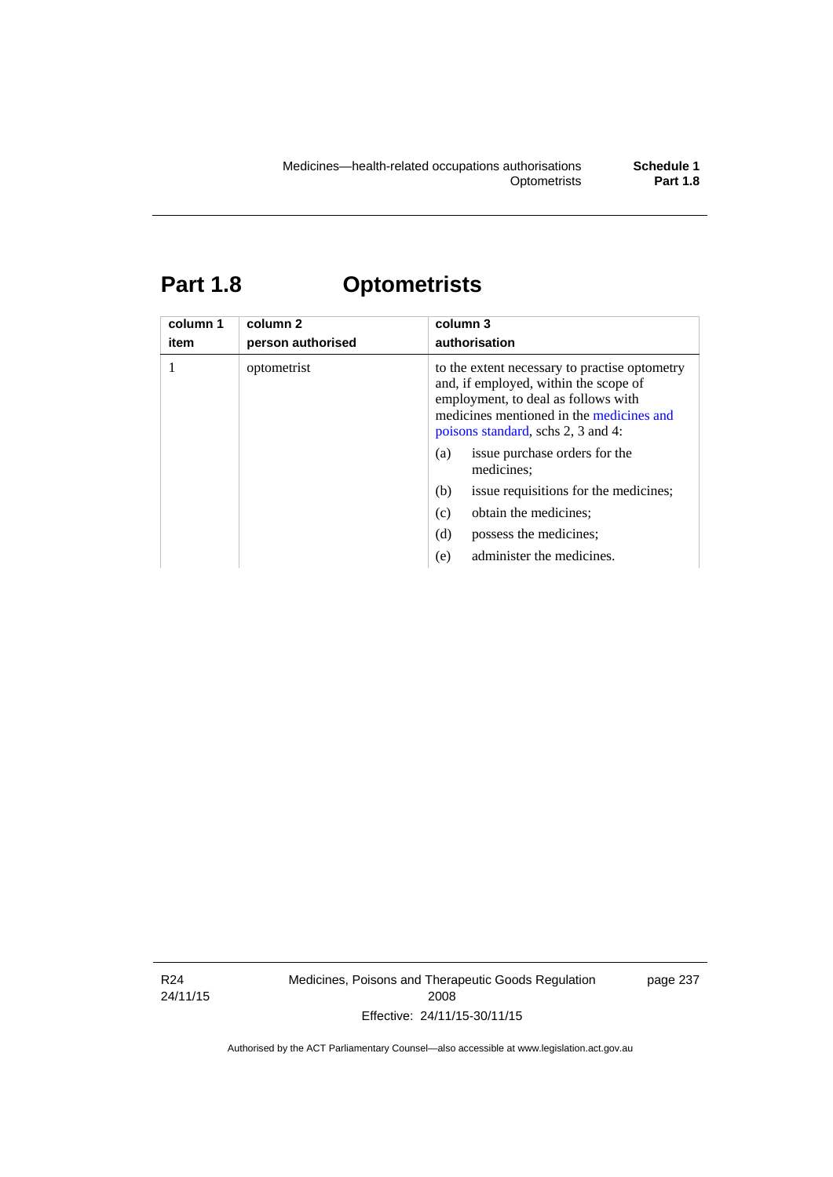# Part 1.8 Optometrists

| column 1<br>item | column 2<br>person authorised | column 3<br>authorisation |
|---|---|---|
| 1 | optometrist | to the extent necessary to practise optometry and, if employed, within the scope of employment, to deal as follows with medicines mentioned in the medicines and poisons standard, schs 2, 3 and 4:<br>(a) issue purchase orders for the medicines;<br>(b) issue requisitions for the medicines;<br>(c) obtain the medicines;<br>(d) possess the medicines;<br>(e) administer the medicines. |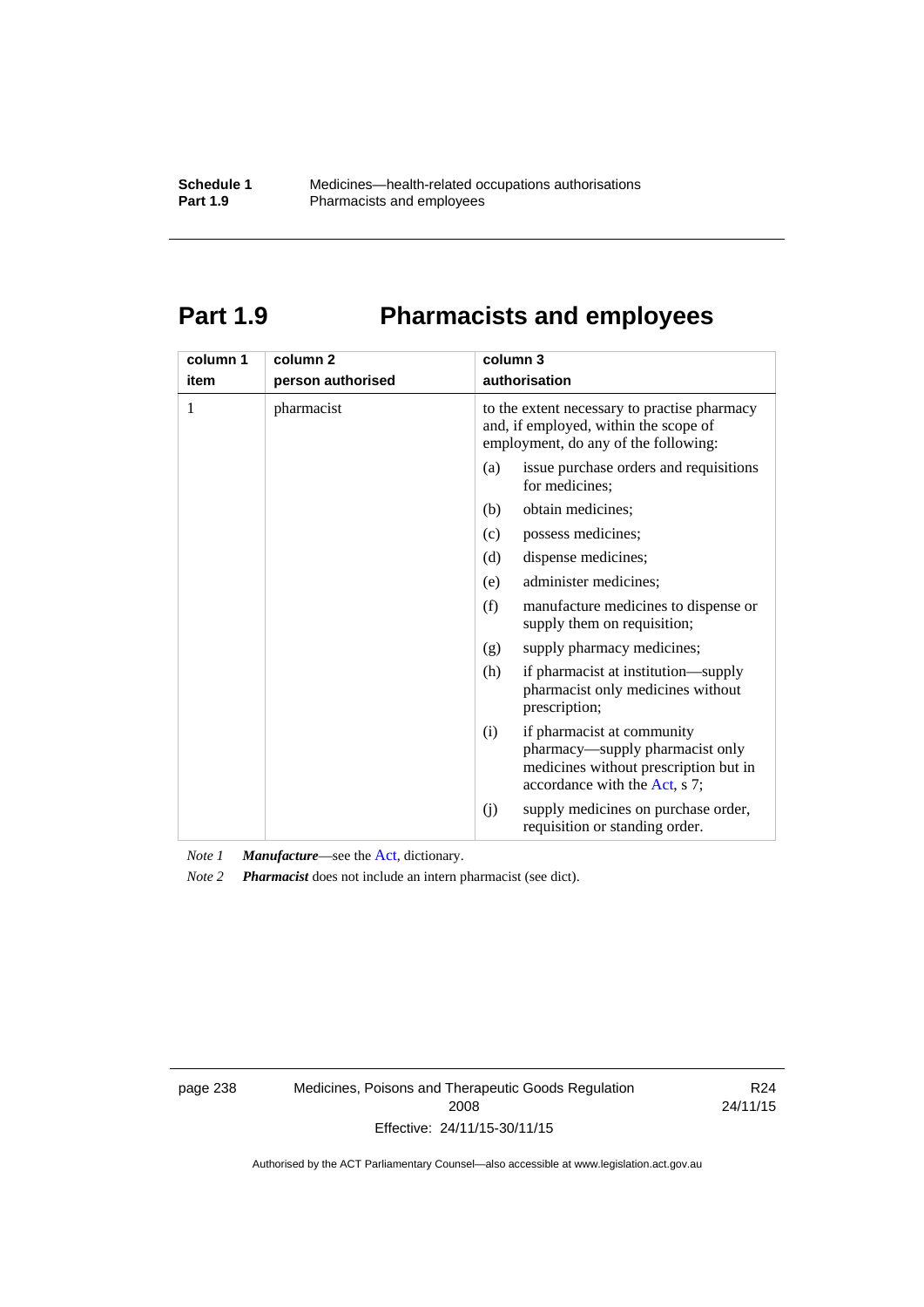# Part 1.9 Pharmacists and employees

| column 1 item | column 2 person authorised | column 3 authorisation |
|---|---|---|
| 1 | pharmacist | to the extent necessary to practise pharmacy and, if employed, within the scope of employment, do any of the following:<br>(a) issue purchase orders and requisitions for medicines;<br>(b) obtain medicines;<br>(c) possess medicines;<br>(d) dispense medicines;<br>(e) administer medicines;<br>(f) manufacture medicines to dispense or supply them on requisition;<br>(g) supply pharmacy medicines;<br>(h) if pharmacist at institution—supply pharmacist only medicines without prescription;<br>(i) if pharmacist at community pharmacy—supply pharmacist only medicines without prescription but in accordance with the Act, s 7;<br>(j) supply medicines on purchase order, requisition or standing order. |

*Note 1* ***Manufacture***—see the Act, dictionary.

*Note 2* ***Pharmacist*** does not include an intern pharmacist (see dict).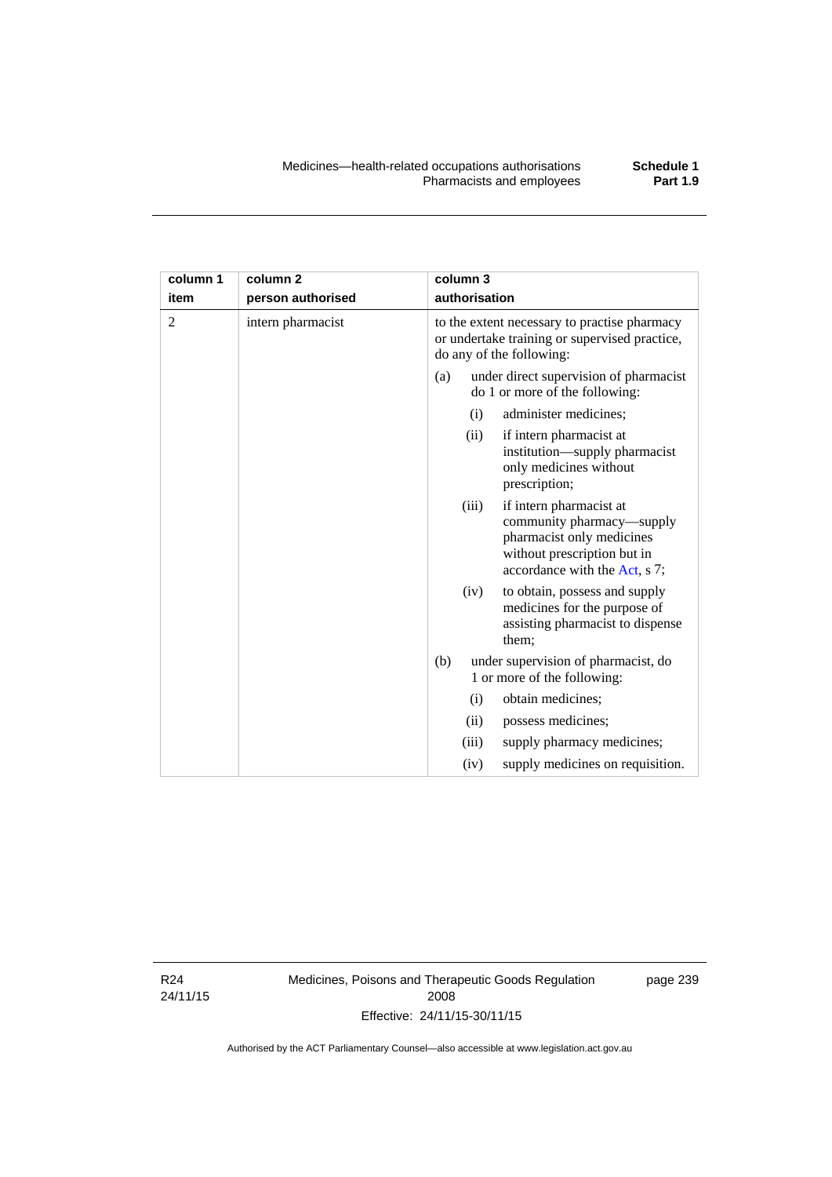| column 1 item | column 2 person authorised | column 3 authorisation |
|---|---|---|
| 2 | intern pharmacist | to the extent necessary to practise pharmacy or undertake training or supervised practice, do any of the following:<br>(a) under direct supervision of pharmacist do 1 or more of the following:<br>(i) administer medicines;<br>(ii) if intern pharmacist at institution—supply pharmacist only medicines without prescription;<br>(iii) if intern pharmacist at community pharmacy—supply pharmacist only medicines without prescription but in accordance with the Act, s 7;<br>(iv) to obtain, possess and supply medicines for the purpose of assisting pharmacist to dispense them;<br>(b) under supervision of pharmacist, do 1 or more of the following:<br>(i) obtain medicines;<br>(ii) possess medicines;<br>(iii) supply pharmacy medicines;<br>(iv) supply medicines on requisition. |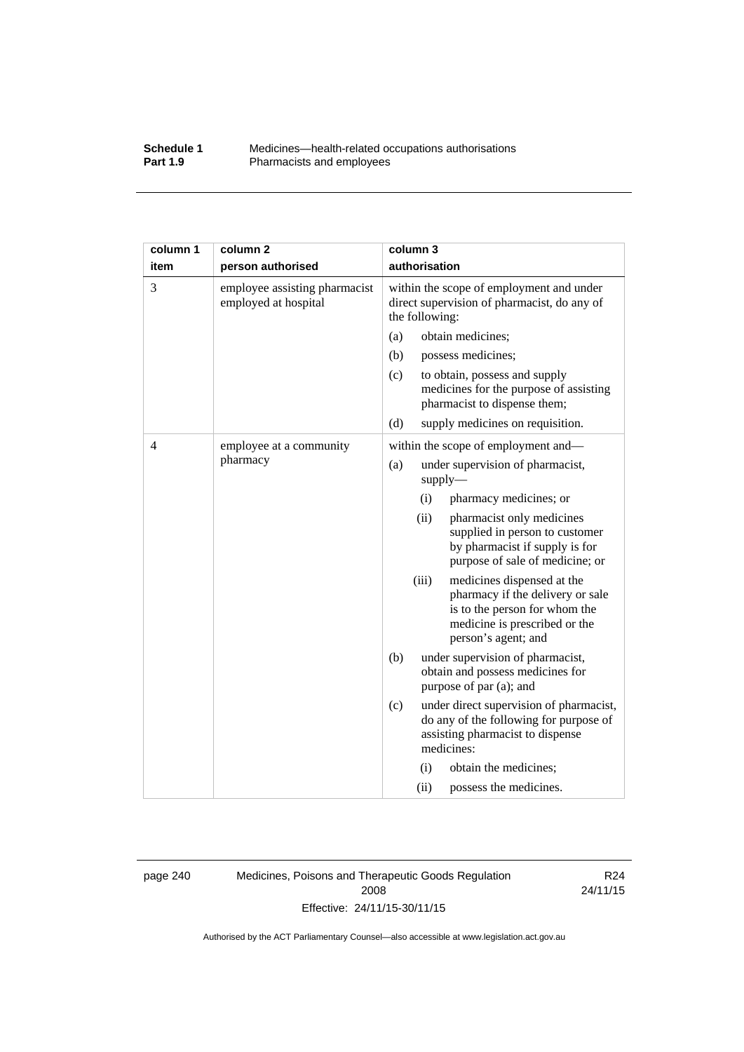| column 1 item | column 2 person authorised | column 3 authorisation |
|---|---|---|
| 3 | employee assisting pharmacist employed at hospital | within the scope of employment and under direct supervision of pharmacist, do any of the following:<br>(a) obtain medicines;<br>(b) possess medicines;<br>(c) to obtain, possess and supply medicines for the purpose of assisting pharmacist to dispense them;<br>(d) supply medicines on requisition. |
| 4 | employee at a community pharmacy | within the scope of employment and—<br>(a) under supervision of pharmacist, supply—<br>(i) pharmacy medicines; or<br>(ii) pharmacist only medicines supplied in person to customer by pharmacist if supply is for purpose of sale of medicine; or<br>(iii) medicines dispensed at the pharmacy if the delivery or sale is to the person for whom the medicine is prescribed or the person's agent; and<br>(b) under supervision of pharmacist, obtain and possess medicines for purpose of par (a); and<br>(c) under direct supervision of pharmacist, do any of the following for purpose of assisting pharmacist to dispense medicines:<br>(i) obtain the medicines;<br>(ii) possess the medicines. |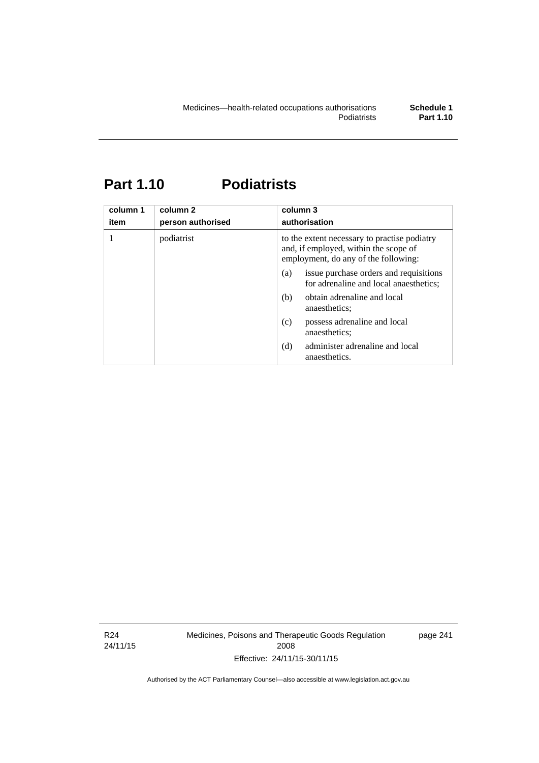# Part 1.10 Podiatrists

| column 1<br>item | column 2<br>person authorised | column 3<br>authorisation |
|---|---|---|
| 1 | podiatrist | to the extent necessary to practise podiatry and, if employed, within the scope of employment, do any of the following:<br>(a) issue purchase orders and requisitions for adrenaline and local anaesthetics;<br>(b) obtain adrenaline and local anaesthetics;<br>(c) possess adrenaline and local anaesthetics;<br>(d) administer adrenaline and local anaesthetics. |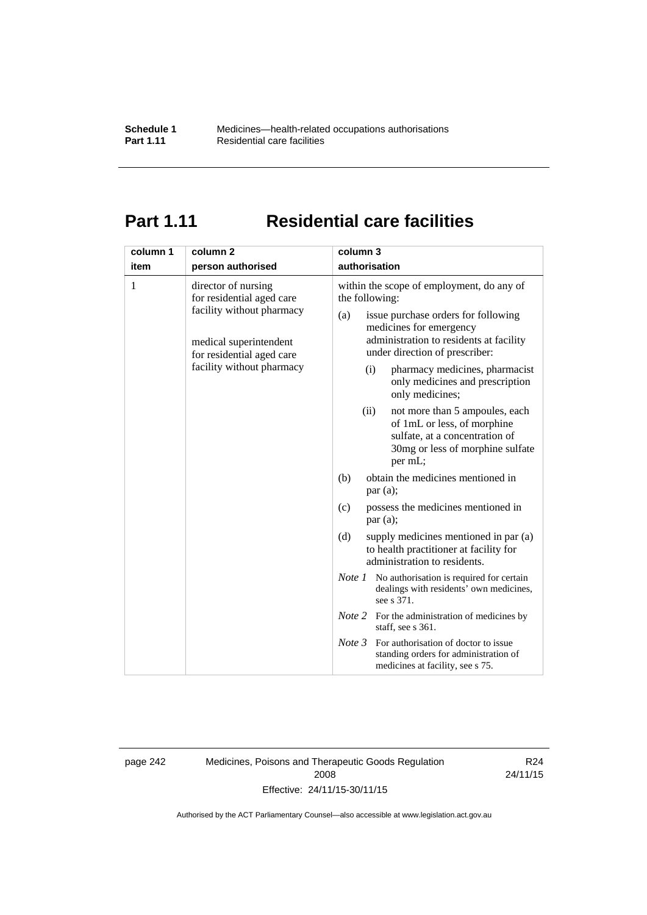# Part 1.11 Residential care facilities

| column 1<br>item | column 2<br>person authorised | column 3<br>authorisation |
|---|---|---|
| 1 | director of nursing for residential aged care facility without pharmacy<br><br>medical superintendent for residential aged care facility without pharmacy | within the scope of employment, do any of the following:<br><br>(a) issue purchase orders for following medicines for emergency administration to residents at facility under direction of prescriber:<br><br>(i) pharmacy medicines, pharmacist only medicines and prescription only medicines;<br><br>(ii) not more than 5 ampoules, each of 1mL or less, of morphine sulfate, at a concentration of 30mg or less of morphine sulfate per mL;<br><br>(b) obtain the medicines mentioned in par (a);<br><br>(c) possess the medicines mentioned in par (a);<br><br>(d) supply medicines mentioned in par (a) to health practitioner at facility for administration to residents.<br><br>*Note 1* No authorisation is required for certain dealings with residents' own medicines, see s 371.<br><br>*Note 2* For the administration of medicines by staff, see s 361.<br><br>*Note 3* For authorisation of doctor to issue standing orders for administration of medicines at facility, see s 75. |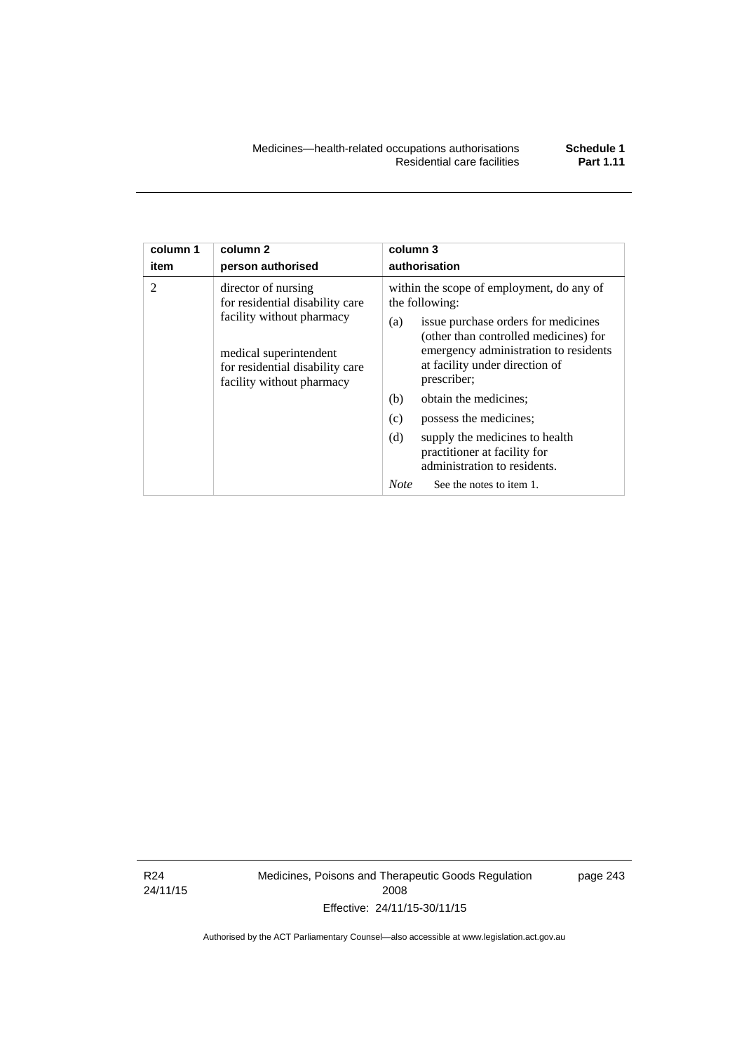| column 1<br>item | column 2<br>person authorised | column 3<br>authorisation |
|---|---|---|
| 2 | director of nursing for residential disability care facility without pharmacy<br><br>medical superintendent for residential disability care facility without pharmacy | within the scope of employment, do any of the following:<br>(a) issue purchase orders for medicines (other than controlled medicines) for emergency administration to residents at facility under direction of prescriber;<br>(b) obtain the medicines;<br>(c) possess the medicines;<br>(d) supply the medicines to health practitioner at facility for administration to residents.<br>*Note* See the notes to item 1. |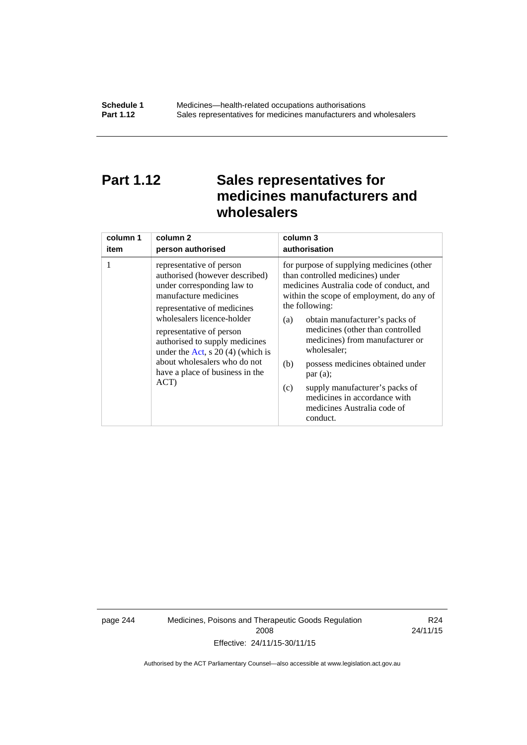# Part 1.12 Sales representatives for medicines manufacturers and wholesalers

| column 1 item | column 2 person authorised | column 3 authorisation |
|---|---|---|
| 1 | representative of person authorised (however described) under corresponding law to manufacture medicines<br>representative of medicines wholesalers licence-holder<br>representative of person authorised to supply medicines under the Act, s 20 (4) (which is about wholesalers who do not have a place of business in the ACT) | for purpose of supplying medicines (other than controlled medicines) under medicines Australia code of conduct, and within the scope of employment, do any of the following:<br>(a) obtain manufacturer's packs of medicines (other than controlled medicines) from manufacturer or wholesaler;<br>(b) possess medicines obtained under par (a);<br>(c) supply manufacturer's packs of medicines in accordance with medicines Australia code of conduct. |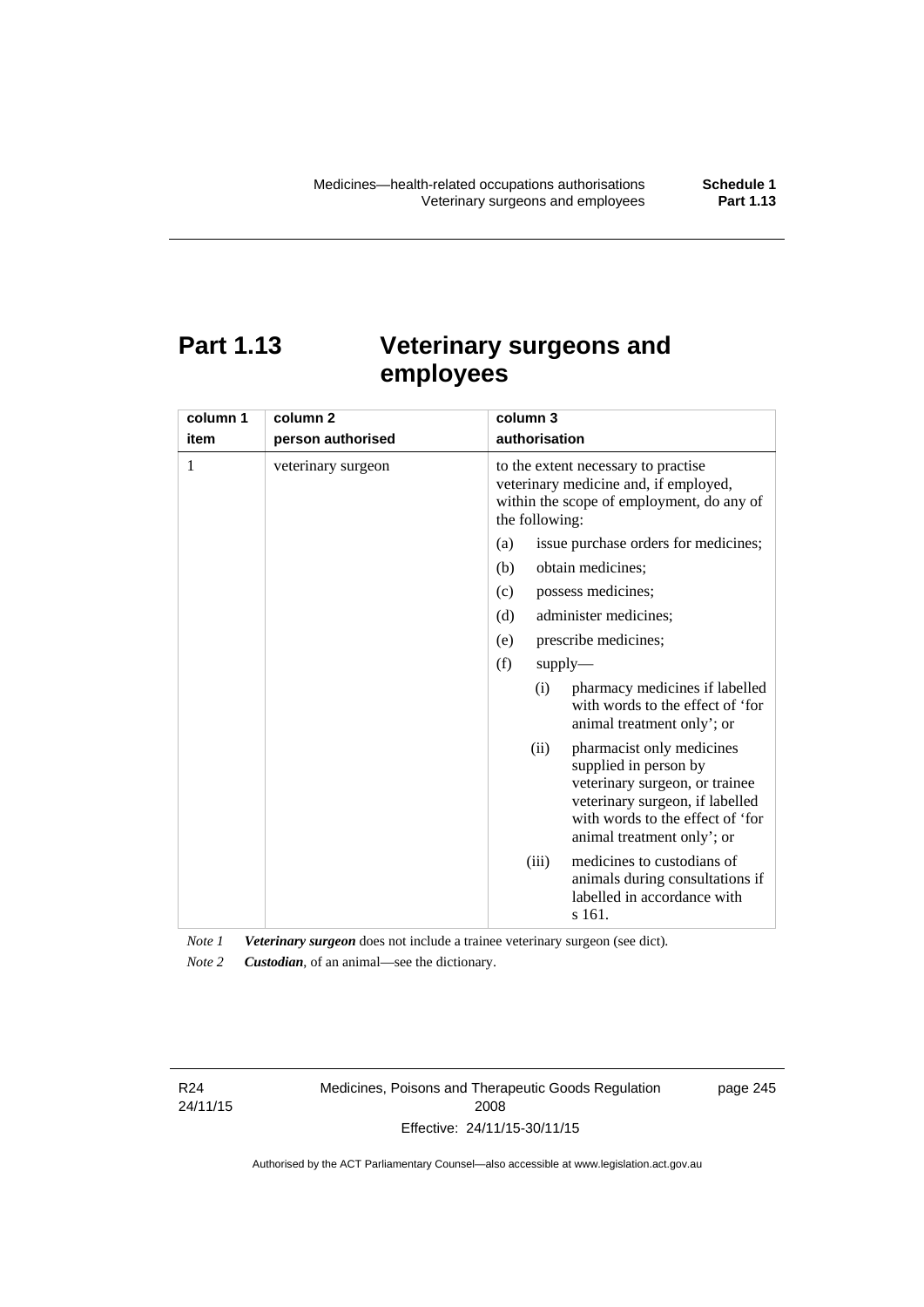# Part 1.13 Veterinary surgeons and employees

| column 1<br>item | column 2<br>person authorised | column 3<br>authorisation |
|---|---|---|
| 1 | veterinary surgeon | to the extent necessary to practise veterinary medicine and, if employed, within the scope of employment, do any of the following:<br>(a) issue purchase orders for medicines;<br>(b) obtain medicines;<br>(c) possess medicines;<br>(d) administer medicines;<br>(e) prescribe medicines;<br>(f) supply—<br>(i) pharmacy medicines if labelled with words to the effect of 'for animal treatment only'; or<br>(ii) pharmacist only medicines supplied in person by veterinary surgeon, or trainee veterinary surgeon, if labelled with words to the effect of 'for animal treatment only'; or<br>(iii) medicines to custodians of animals during consultations if labelled in accordance with s 161. |

*Note 1* ***Veterinary surgeon*** does not include a trainee veterinary surgeon (see dict).

*Note 2* ***Custodian***, of an animal—see the dictionary.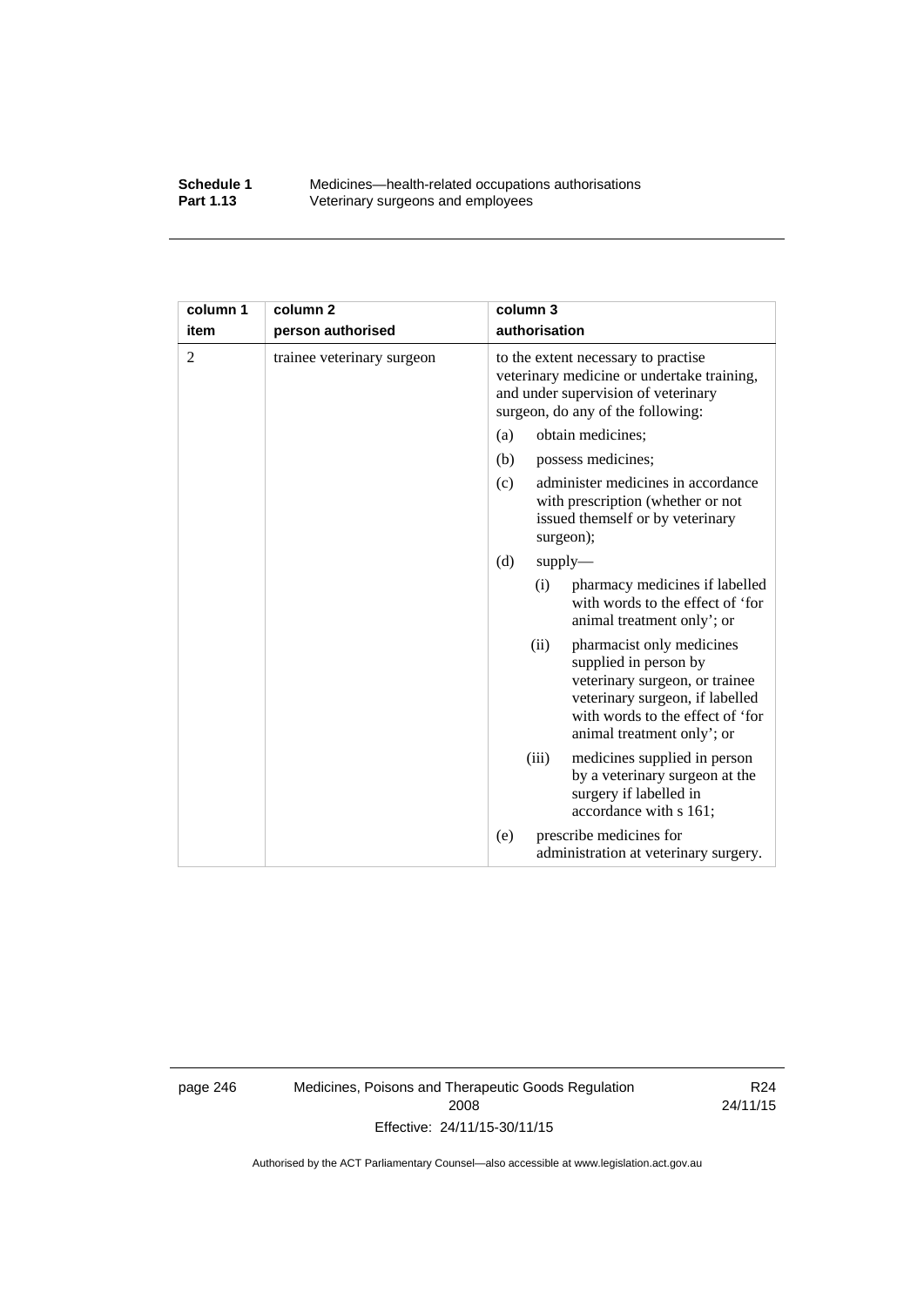| column 1 item | column 2 person authorised | column 3 authorisation |
|---|---|---|
| 2 | trainee veterinary surgeon | to the extent necessary to practise veterinary medicine or undertake training, and under supervision of veterinary surgeon, do any of the following:<br>(a) obtain medicines;<br>(b) possess medicines;<br>(c) administer medicines in accordance with prescription (whether or not issued themself or by veterinary surgeon);<br>(d) supply—<br>(i) pharmacy medicines if labelled with words to the effect of 'for animal treatment only'; or<br>(ii) pharmacist only medicines supplied in person by veterinary surgeon, or trainee veterinary surgeon, if labelled with words to the effect of 'for animal treatment only'; or<br>(iii) medicines supplied in person by a veterinary surgeon at the surgery if labelled in accordance with s 161;<br>(e) prescribe medicines for administration at veterinary surgery. |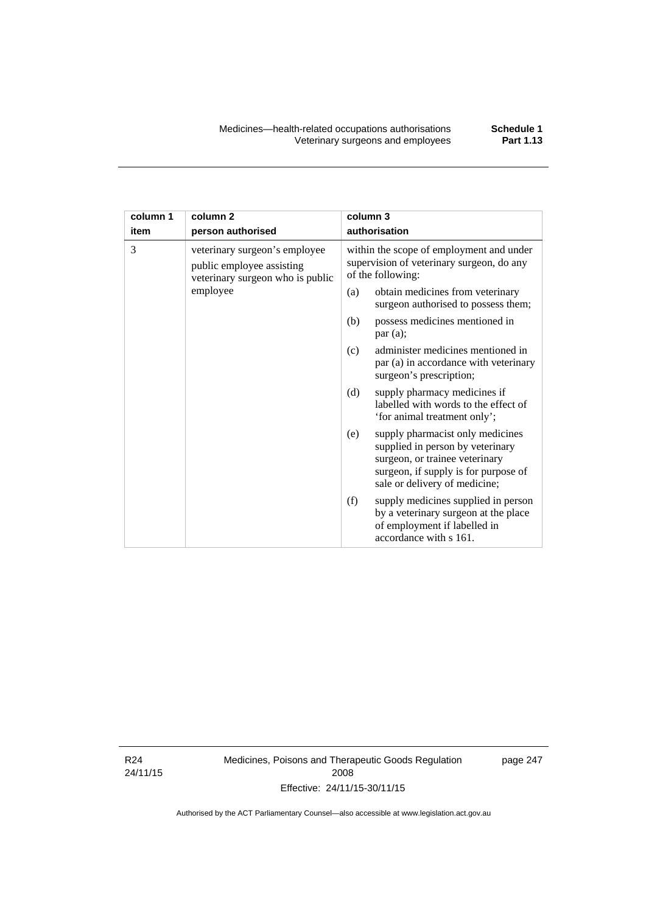| column 1<br>item | column 2<br>person authorised | column 3<br>authorisation |
|---|---|---|
| 3 | veterinary surgeon's employee public employee assisting veterinary surgeon who is public employee | within the scope of employment and under supervision of veterinary surgeon, do any of the following:<br>(a) obtain medicines from veterinary surgeon authorised to possess them;<br>(b) possess medicines mentioned in par (a);<br>(c) administer medicines mentioned in par (a) in accordance with veterinary surgeon's prescription;<br>(d) supply pharmacy medicines if labelled with words to the effect of 'for animal treatment only';<br>(e) supply pharmacist only medicines supplied in person by veterinary surgeon, or trainee veterinary surgeon, if supply is for purpose of sale or delivery of medicine;<br>(f) supply medicines supplied in person by a veterinary surgeon at the place of employment if labelled in accordance with s 161. |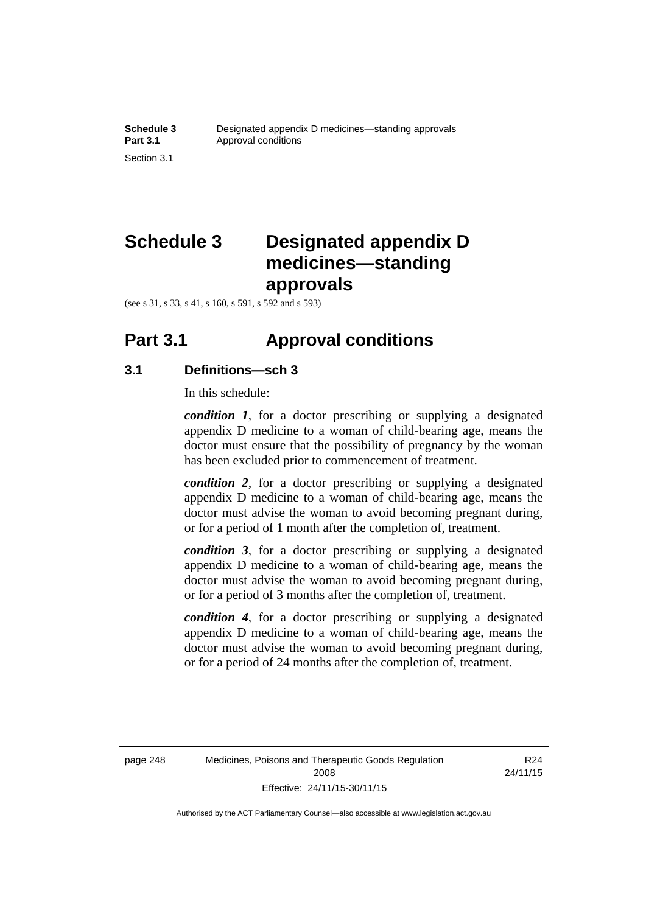# Schedule 3 Designated appendix D medicines—standing approvals

(see s 31, s 33, s 41, s 160, s 591, s 592 and s 593)

## Part 3.1 Approval conditions

### 3.1 Definitions—sch 3

In this schedule:

***condition 1***, for a doctor prescribing or supplying a designated appendix D medicine to a woman of child-bearing age, means the doctor must ensure that the possibility of pregnancy by the woman has been excluded prior to commencement of treatment.

***condition 2***, for a doctor prescribing or supplying a designated appendix D medicine to a woman of child-bearing age, means the doctor must advise the woman to avoid becoming pregnant during, or for a period of 1 month after the completion of, treatment.

***condition 3***, for a doctor prescribing or supplying a designated appendix D medicine to a woman of child-bearing age, means the doctor must advise the woman to avoid becoming pregnant during, or for a period of 3 months after the completion of, treatment.

***condition 4***, for a doctor prescribing or supplying a designated appendix D medicine to a woman of child-bearing age, means the doctor must advise the woman to avoid becoming pregnant during, or for a period of 24 months after the completion of, treatment.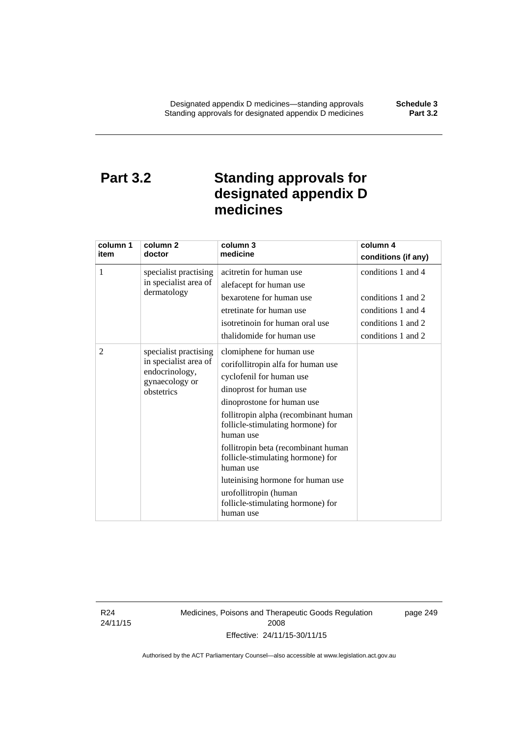# Part 3.2 Standing approvals for designated appendix D medicines

| column 1 item | column 2 doctor | column 3 medicine | column 4 conditions (if any) |
|---|---|---|---|
| 1 | specialist practising in specialist area of dermatology | acitretin for human use | conditions 1 and 4 |
| | | alefacept for human use | |
| | | bexarotene for human use | conditions 1 and 2 |
| | | etretinate for human use | conditions 1 and 4 |
| | | isotretinoin for human oral use | conditions 1 and 2 |
| | | thalidomide for human use | conditions 1 and 2 |
| 2 | specialist practising in specialist area of endocrinology, gynaecology or obstetrics | clomiphene for human use | |
| | | corifollitropin alfa for human use | |
| | | cyclofenil for human use | |
| | | dinoprost for human use | |
| | | dinoprostone for human use | |
| | | follitropin alpha (recombinant human follicle-stimulating hormone) for human use | |
| | | follitropin beta (recombinant human follicle-stimulating hormone) for human use | |
| | | luteinising hormone for human use | |
| | | urofollitropin (human follicle-stimulating hormone) for human use | |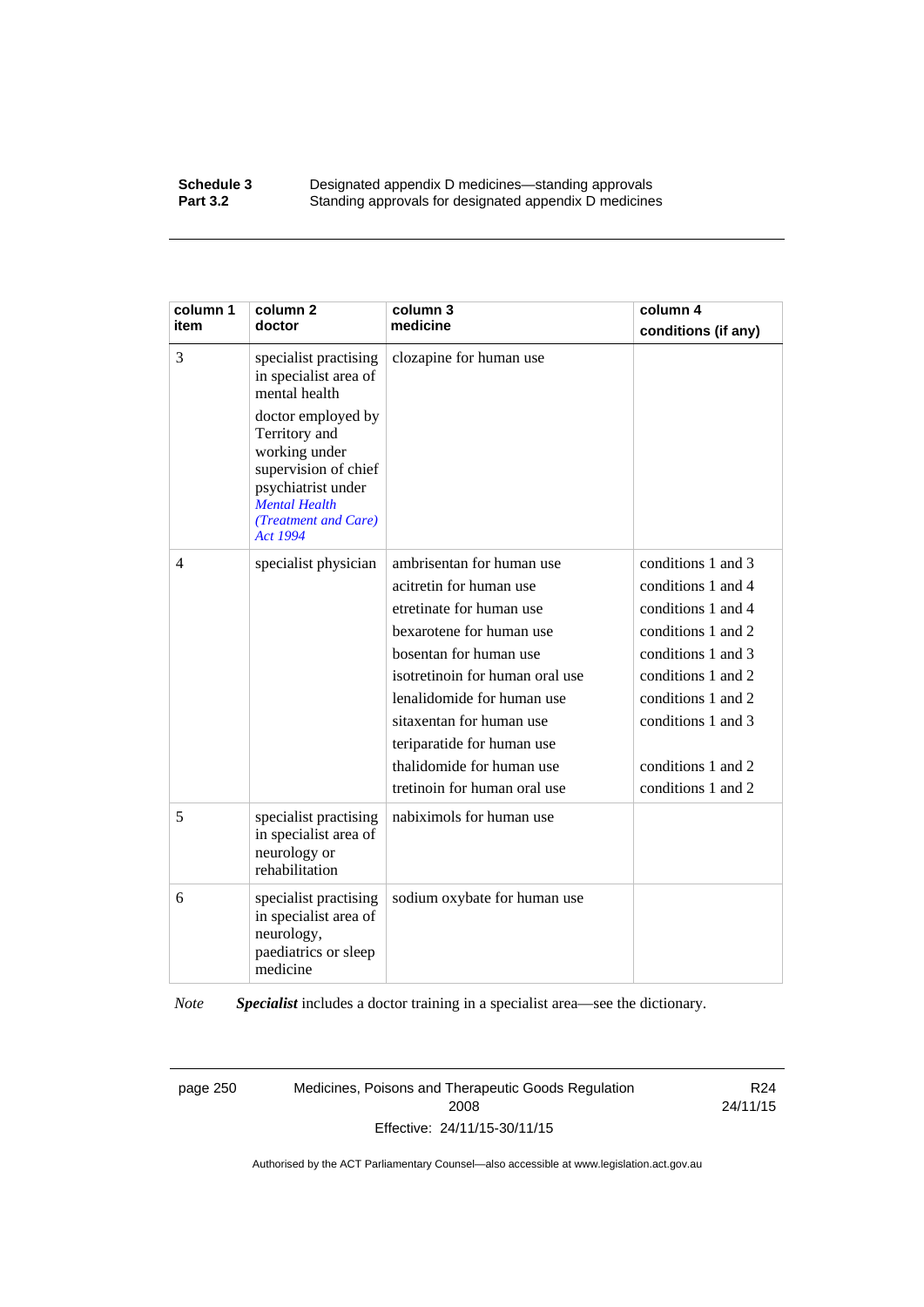| column 1 item | column 2 doctor | column 3 medicine | column 4 conditions (if any) |
|---|---|---|---|
| 3 | specialist practising in specialist area of mental health<br><br>doctor employed by Territory and working under supervision of chief psychiatrist under *Mental Health (Treatment and Care) Act 1994* | clozapine for human use | |
| 4 | specialist physician | ambrisentan for human use<br>acitretin for human use<br>etretinate for human use<br>bexarotene for human use<br>bosentan for human use<br>isotretinoin for human oral use<br>lenalidomide for human use<br>sitaxentan for human use<br>teriparatide for human use<br>thalidomide for human use<br>tretinoin for human oral use | conditions 1 and 3<br>conditions 1 and 4<br>conditions 1 and 4<br>conditions 1 and 2<br>conditions 1 and 3<br>conditions 1 and 2<br>conditions 1 and 2<br>conditions 1 and 3<br><br>conditions 1 and 2<br>conditions 1 and 2 |
| 5 | specialist practising in specialist area of neurology or rehabilitation | nabiximols for human use | |
| 6 | specialist practising in specialist area of neurology, paediatrics or sleep medicine | sodium oxybate for human use | |

*Note* ***Specialist*** includes a doctor training in a specialist area—see the dictionary.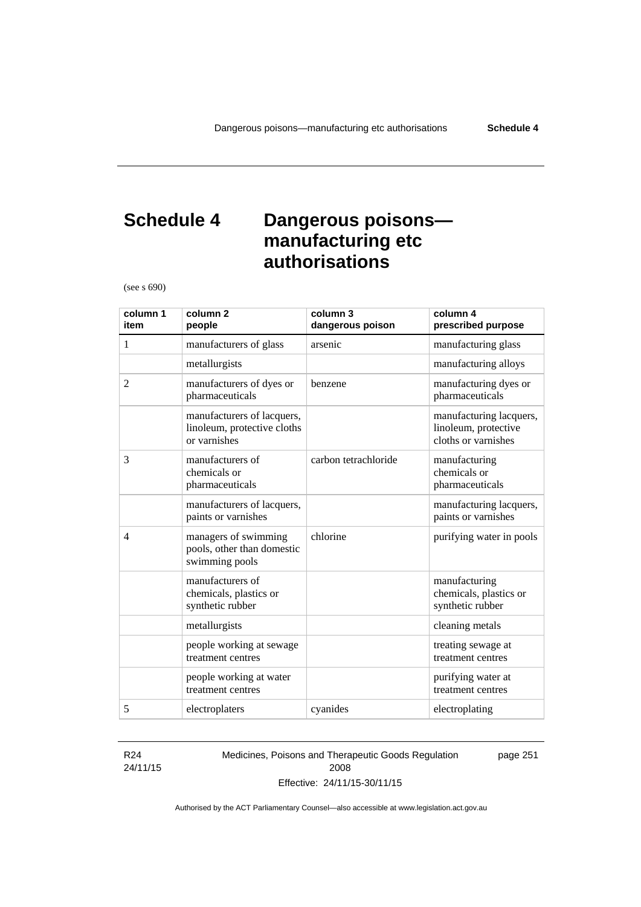# Schedule 4 Dangerous poisons—manufacturing etc authorisations

(see s 690)

| column 1 item | column 2 people | column 3 dangerous poison | column 4 prescribed purpose |
|---|---|---|---|
| 1 | manufacturers of glass | arsenic | manufacturing glass |
| | metallurgists | | manufacturing alloys |
| 2 | manufacturers of dyes or pharmaceuticals | benzene | manufacturing dyes or pharmaceuticals |
| | manufacturers of lacquers, linoleum, protective cloths or varnishes | | manufacturing lacquers, linoleum, protective cloths or varnishes |
| 3 | manufacturers of chemicals or pharmaceuticals | carbon tetrachloride | manufacturing chemicals or pharmaceuticals |
| | manufacturers of lacquers, paints or varnishes | | manufacturing lacquers, paints or varnishes |
| 4 | managers of swimming pools, other than domestic swimming pools | chlorine | purifying water in pools |
| | manufacturers of chemicals, plastics or synthetic rubber | | manufacturing chemicals, plastics or synthetic rubber |
| | metallurgists | | cleaning metals |
| | people working at sewage treatment centres | | treating sewage at treatment centres |
| | people working at water treatment centres | | purifying water at treatment centres |
| 5 | electroplaters | cyanides | electroplating |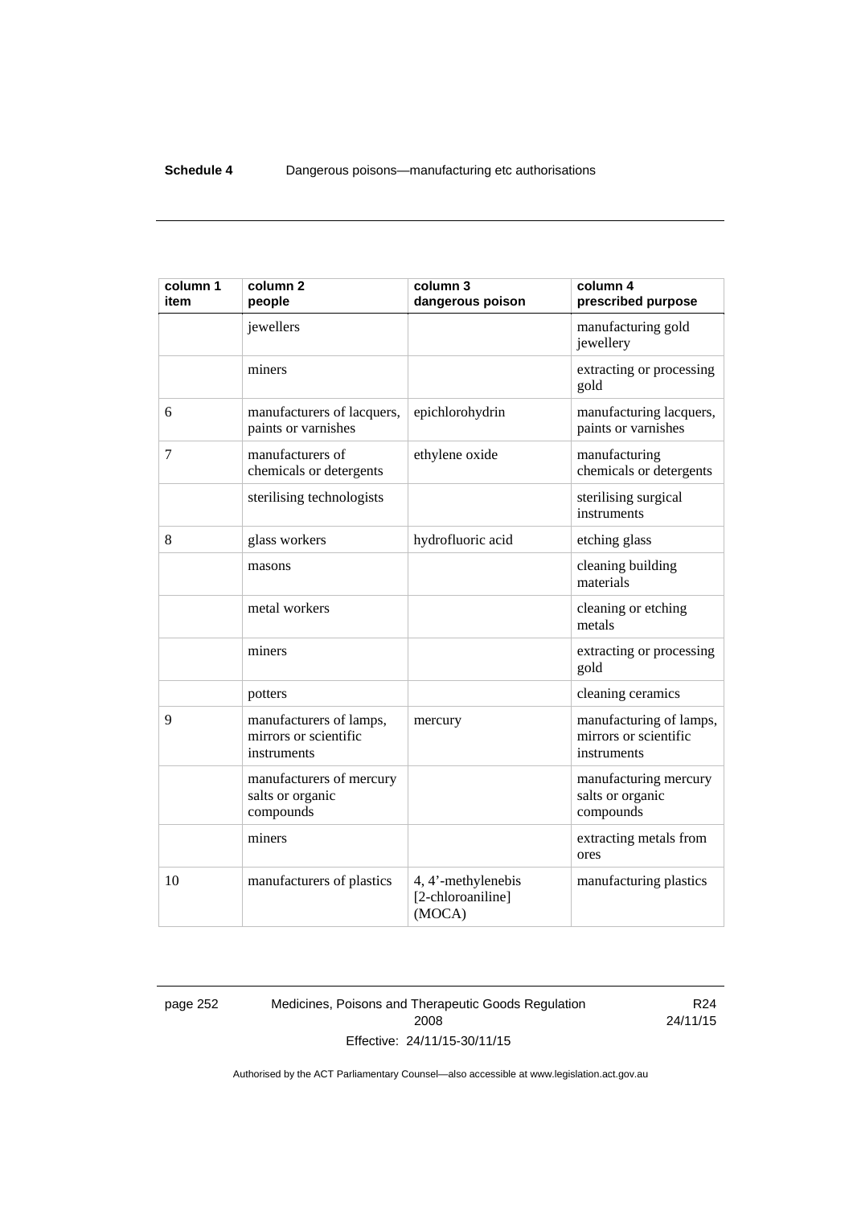| column 1 item | column 2 people | column 3 dangerous poison | column 4 prescribed purpose |
| --- | --- | --- | --- |
| | jewellers | | manufacturing gold jewellery |
| | miners | | extracting or processing gold |
| 6 | manufacturers of lacquers, paints or varnishes | epichlorohydrin | manufacturing lacquers, paints or varnishes |
| 7 | manufacturers of chemicals or detergents | ethylene oxide | manufacturing chemicals or detergents |
| | sterilising technologists | | sterilising surgical instruments |
| 8 | glass workers | hydrofluoric acid | etching glass |
| | masons | | cleaning building materials |
| | metal workers | | cleaning or etching metals |
| | miners | | extracting or processing gold |
| | potters | | cleaning ceramics |
| 9 | manufacturers of lamps, mirrors or scientific instruments | mercury | manufacturing of lamps, mirrors or scientific instruments |
| | manufacturers of mercury salts or organic compounds | | manufacturing mercury salts or organic compounds |
| | miners | | extracting metals from ores |
| 10 | manufacturers of plastics | 4, 4'-methylenebis [2-chloroaniline] (MOCA) | manufacturing plastics |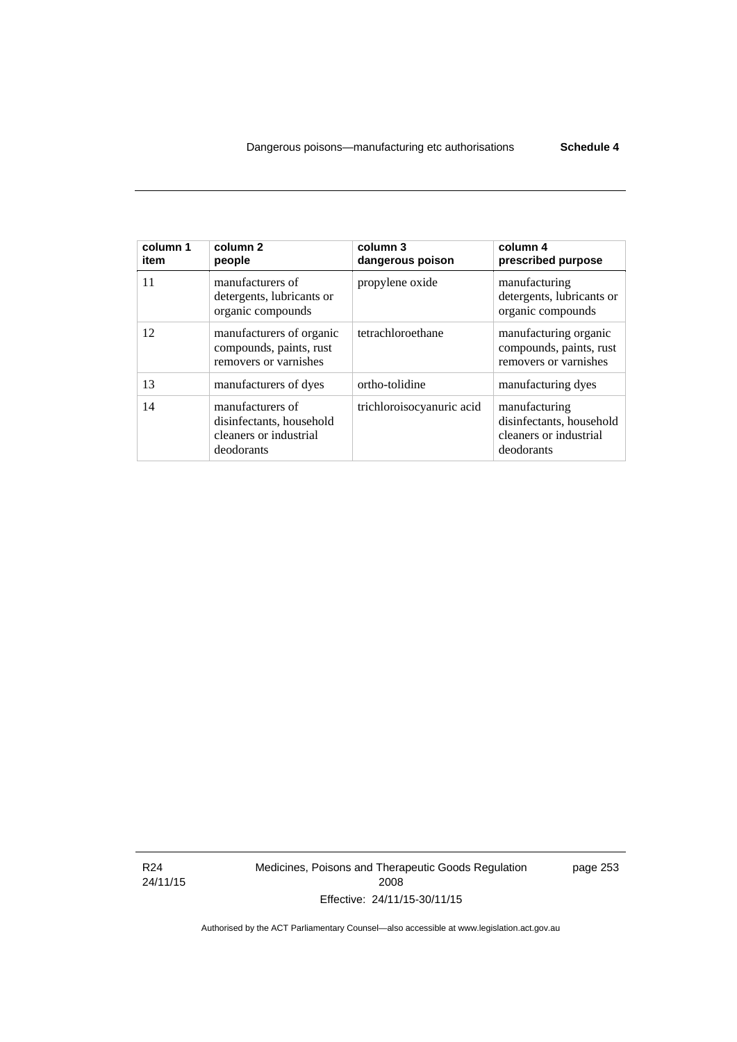| column 1 item | column 2 people | column 3 dangerous poison | column 4 prescribed purpose |
|---|---|---|---|
| 11 | manufacturers of detergents, lubricants or organic compounds | propylene oxide | manufacturing detergents, lubricants or organic compounds |
| 12 | manufacturers of organic compounds, paints, rust removers or varnishes | tetrachloroethane | manufacturing organic compounds, paints, rust removers or varnishes |
| 13 | manufacturers of dyes | ortho-tolidine | manufacturing dyes |
| 14 | manufacturers of disinfectants, household cleaners or industrial deodorants | trichloroisocyanuric acid | manufacturing disinfectants, household cleaners or industrial deodorants |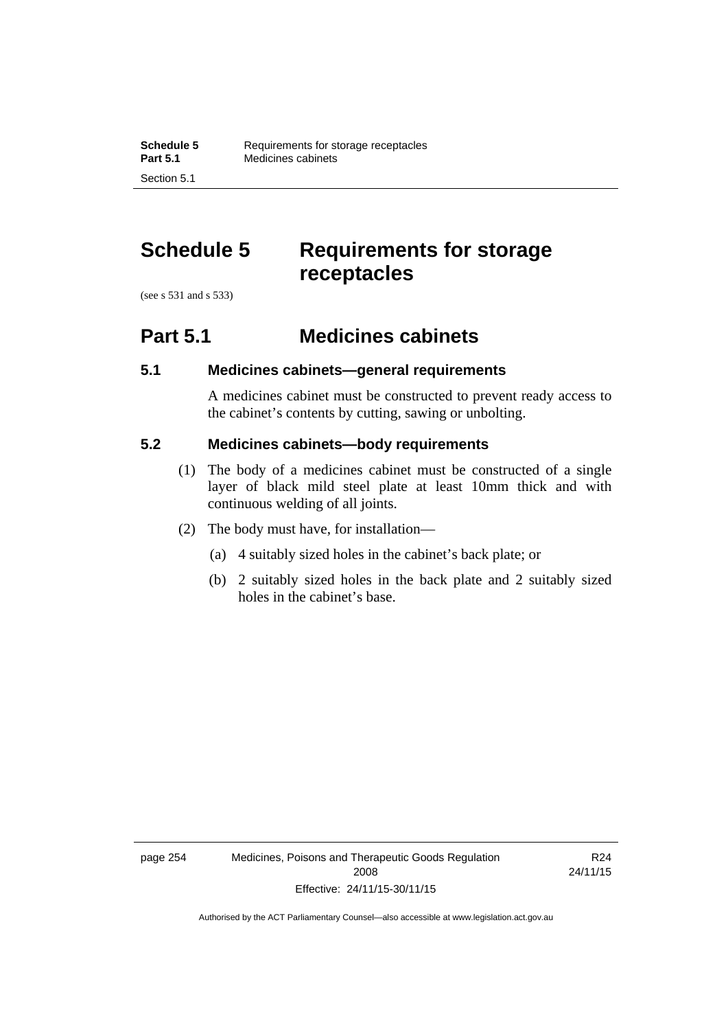# Schedule 5 Requirements for storage receptacles

(see s 531 and s 533)

## Part 5.1 Medicines cabinets

### 5.1 Medicines cabinets—general requirements

A medicines cabinet must be constructed to prevent ready access to the cabinet's contents by cutting, sawing or unbolting.

### 5.2 Medicines cabinets—body requirements

(1) The body of a medicines cabinet must be constructed of a single layer of black mild steel plate at least 10mm thick and with continuous welding of all joints.

(2) The body must have, for installation—

(a) 4 suitably sized holes in the cabinet's back plate; or

(b) 2 suitably sized holes in the back plate and 2 suitably sized holes in the cabinet's base.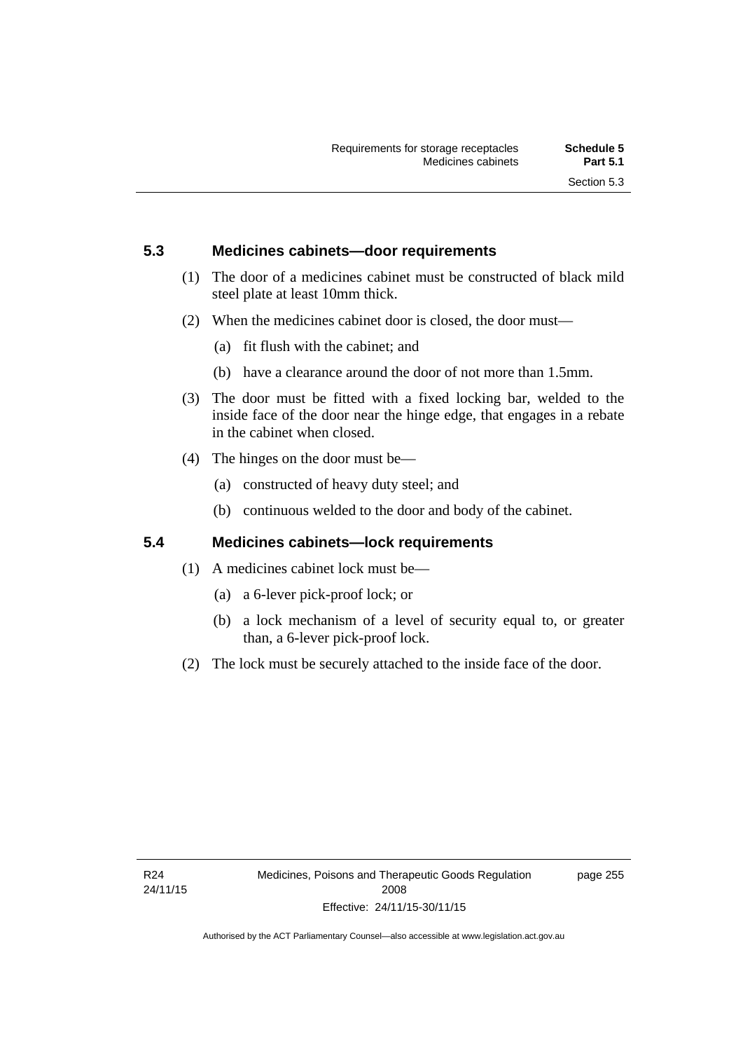## 5.3 Medicines cabinets—door requirements

(1) The door of a medicines cabinet must be constructed of black mild steel plate at least 10mm thick.

(2) When the medicines cabinet door is closed, the door must—

(a) fit flush with the cabinet; and

(b) have a clearance around the door of not more than 1.5mm.

(3) The door must be fitted with a fixed locking bar, welded to the inside face of the door near the hinge edge, that engages in a rebate in the cabinet when closed.

(4) The hinges on the door must be—

(a) constructed of heavy duty steel; and

(b) continuous welded to the door and body of the cabinet.

## 5.4 Medicines cabinets—lock requirements

(1) A medicines cabinet lock must be—

(a) a 6-lever pick-proof lock; or

(b) a lock mechanism of a level of security equal to, or greater than, a 6-lever pick-proof lock.

(2) The lock must be securely attached to the inside face of the door.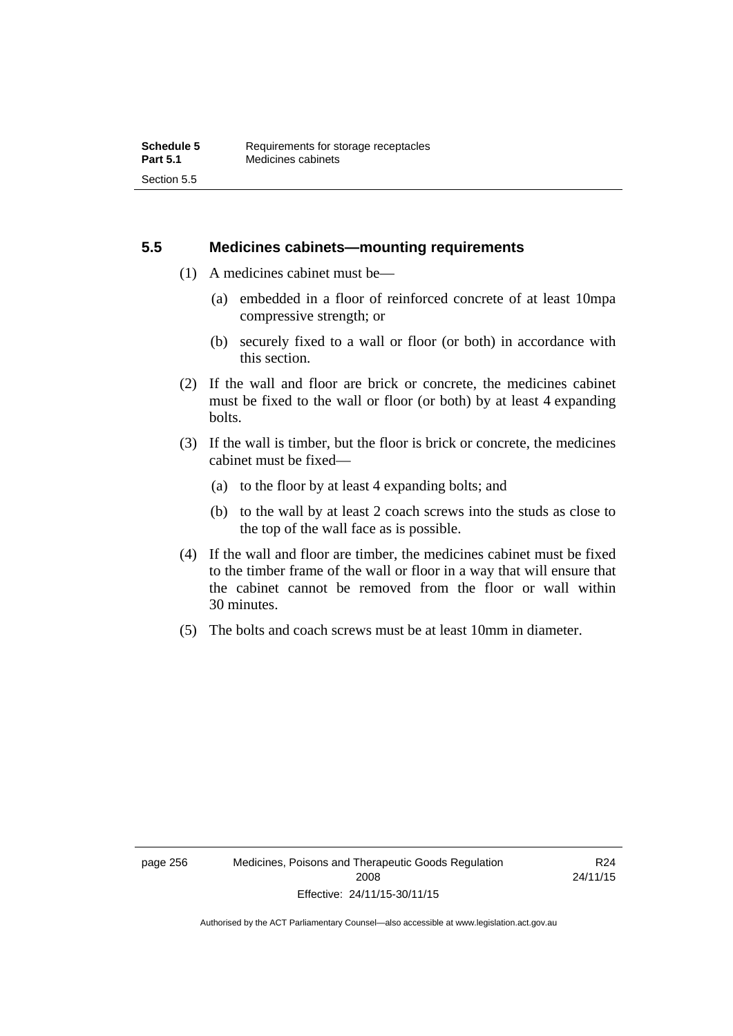## 5.5 Medicines cabinets—mounting requirements

(1) A medicines cabinet must be—

(a) embedded in a floor of reinforced concrete of at least 10mpa compressive strength; or

(b) securely fixed to a wall or floor (or both) in accordance with this section.

(2) If the wall and floor are brick or concrete, the medicines cabinet must be fixed to the wall or floor (or both) by at least 4 expanding bolts.

(3) If the wall is timber, but the floor is brick or concrete, the medicines cabinet must be fixed—

(a) to the floor by at least 4 expanding bolts; and

(b) to the wall by at least 2 coach screws into the studs as close to the top of the wall face as is possible.

(4) If the wall and floor are timber, the medicines cabinet must be fixed to the timber frame of the wall or floor in a way that will ensure that the cabinet cannot be removed from the floor or wall within 30 minutes.

(5) The bolts and coach screws must be at least 10mm in diameter.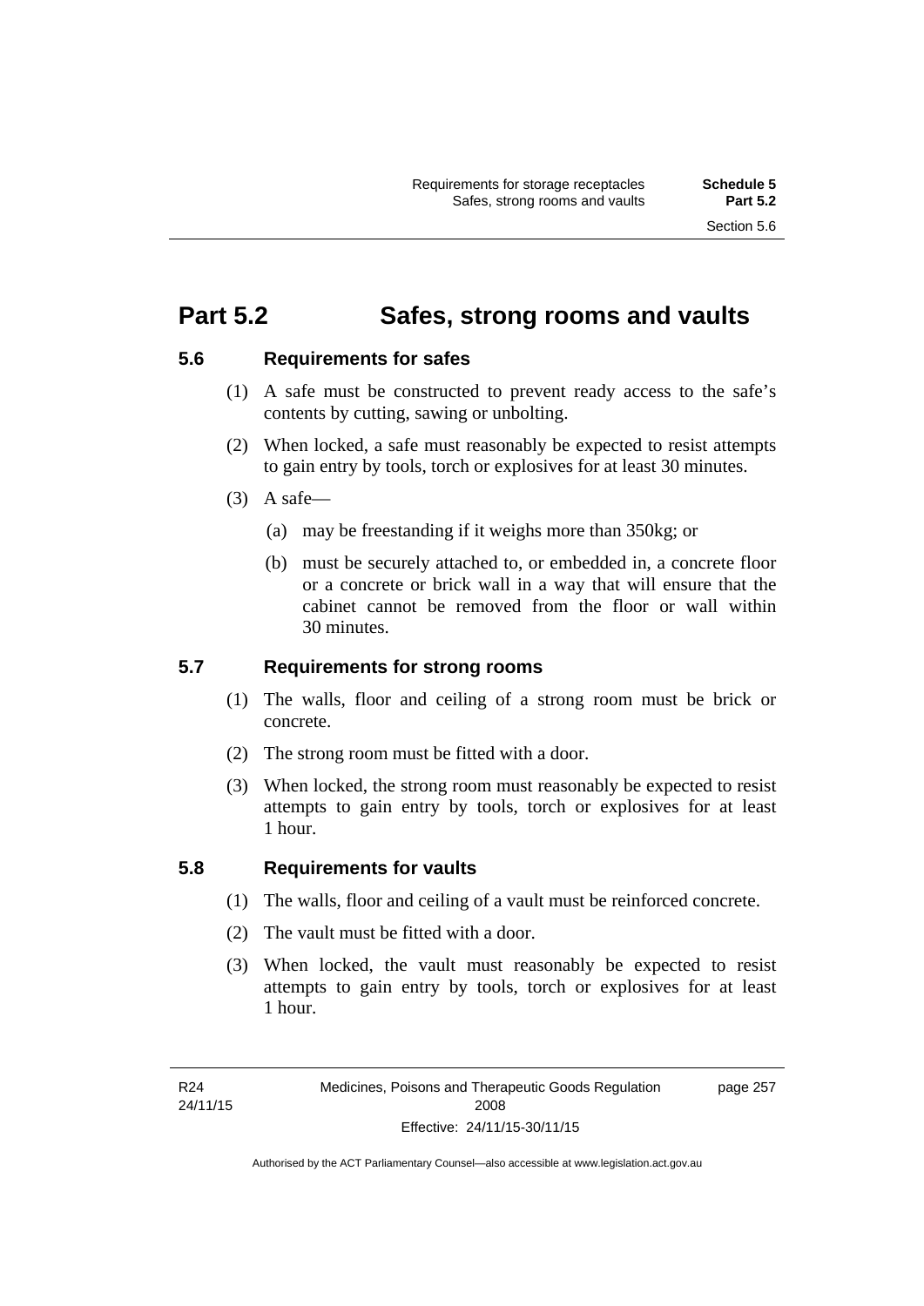# Part 5.2 Safes, strong rooms and vaults

## 5.6 Requirements for safes

(1) A safe must be constructed to prevent ready access to the safe's contents by cutting, sawing or unbolting.

(2) When locked, a safe must reasonably be expected to resist attempts to gain entry by tools, torch or explosives for at least 30 minutes.

(3) A safe—

(a) may be freestanding if it weighs more than 350kg; or

(b) must be securely attached to, or embedded in, a concrete floor or a concrete or brick wall in a way that will ensure that the cabinet cannot be removed from the floor or wall within 30 minutes.

## 5.7 Requirements for strong rooms

(1) The walls, floor and ceiling of a strong room must be brick or concrete.

(2) The strong room must be fitted with a door.

(3) When locked, the strong room must reasonably be expected to resist attempts to gain entry by tools, torch or explosives for at least 1 hour.

## 5.8 Requirements for vaults

(1) The walls, floor and ceiling of a vault must be reinforced concrete.

(2) The vault must be fitted with a door.

(3) When locked, the vault must reasonably be expected to resist attempts to gain entry by tools, torch or explosives for at least 1 hour.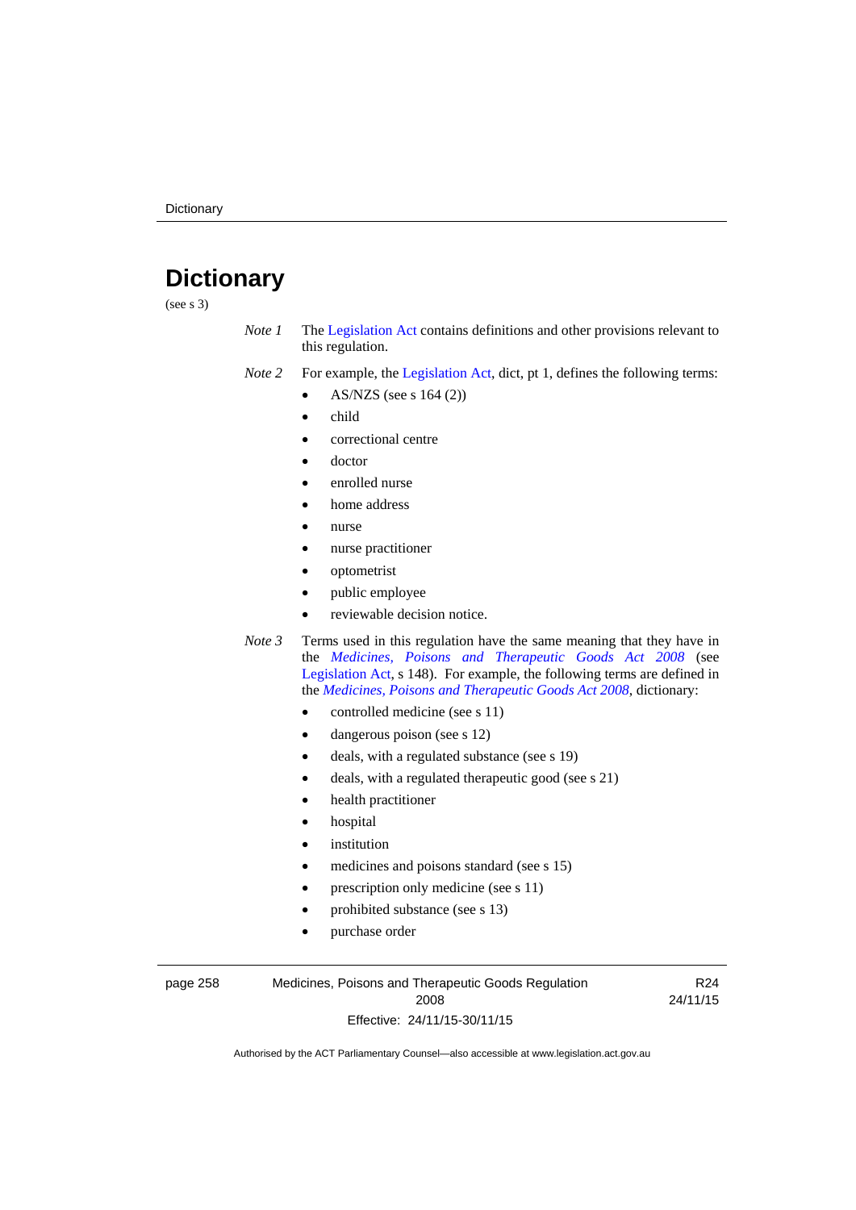# Dictionary

(see s 3)

*Note 1* The Legislation Act contains definitions and other provisions relevant to this regulation.

*Note 2* For example, the Legislation Act, dict, pt 1, defines the following terms:

- AS/NZS (see s 164 (2))
- child
- correctional centre
- doctor
- enrolled nurse
- home address
- nurse
- nurse practitioner
- optometrist
- public employee
- reviewable decision notice.

*Note 3* Terms used in this regulation have the same meaning that they have in the *Medicines, Poisons and Therapeutic Goods Act 2008* (see Legislation Act, s 148). For example, the following terms are defined in the *Medicines, Poisons and Therapeutic Goods Act 2008*, dictionary:

- controlled medicine (see s 11)
- dangerous poison (see s 12)
- deals, with a regulated substance (see s 19)
- deals, with a regulated therapeutic good (see s 21)
- health practitioner
- hospital
- institution
- medicines and poisons standard (see s 15)
- prescription only medicine (see s 11)
- prohibited substance (see s 13)
- purchase order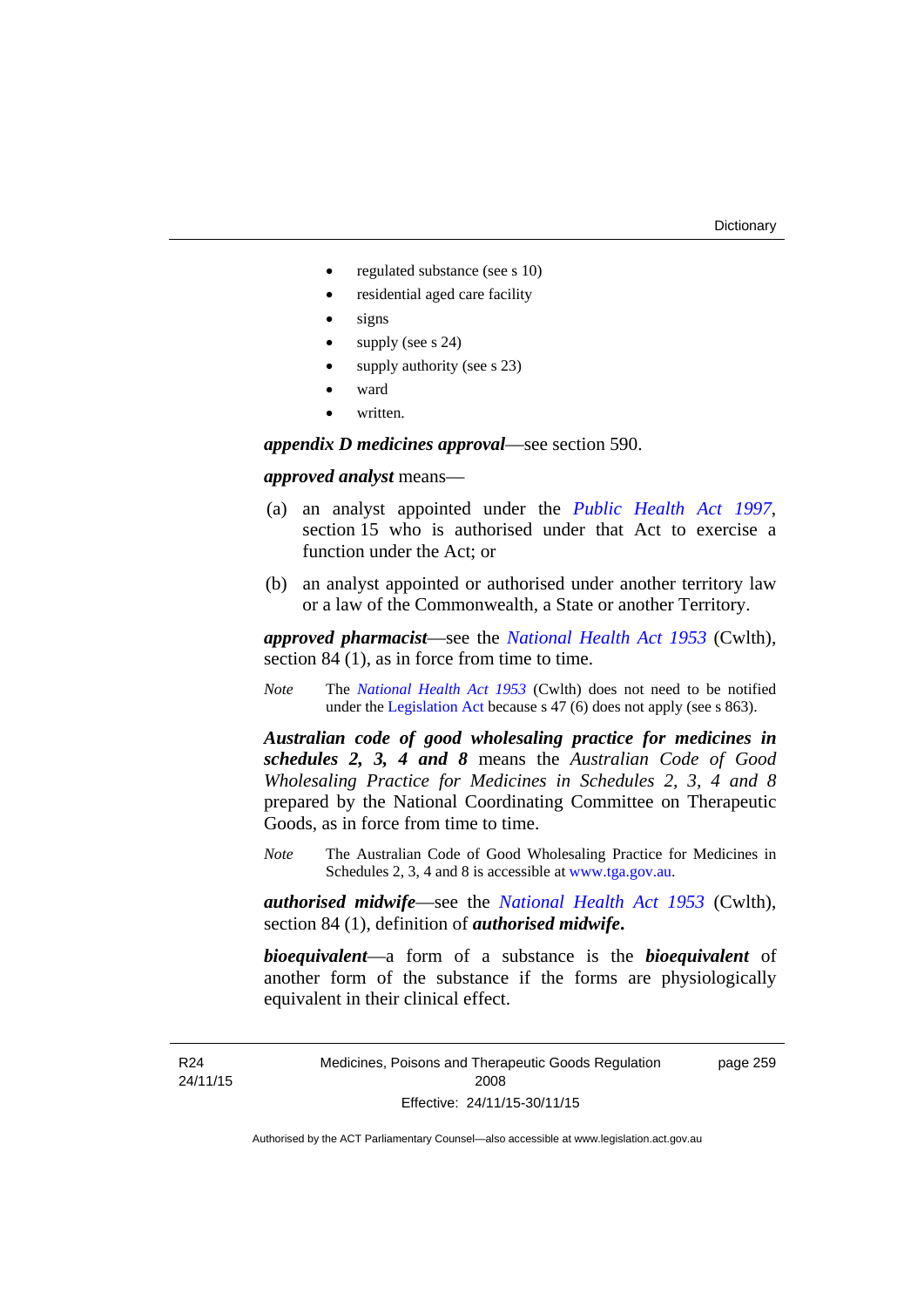- regulated substance (see s 10)
- residential aged care facility
- signs
- supply (see s 24)
- supply authority (see s 23)
- ward
- written.

***appendix D medicines approval***—see section 590.

***approved analyst*** means—

(a) an analyst appointed under the *Public Health Act 1997*, section 15 who is authorised under that Act to exercise a function under the Act; or

(b) an analyst appointed or authorised under another territory law or a law of the Commonwealth, a State or another Territory.

***approved pharmacist***—see the *National Health Act 1953* (Cwlth), section 84 (1), as in force from time to time.

*Note* The *National Health Act 1953* (Cwlth) does not need to be notified under the Legislation Act because s 47 (6) does not apply (see s 863).

***Australian code of good wholesaling practice for medicines in schedules 2, 3, 4 and 8*** means the *Australian Code of Good Wholesaling Practice for Medicines in Schedules 2, 3, 4 and 8* prepared by the National Coordinating Committee on Therapeutic Goods, as in force from time to time.

*Note* The Australian Code of Good Wholesaling Practice for Medicines in Schedules 2, 3, 4 and 8 is accessible at www.tga.gov.au.

***authorised midwife***—see the *National Health Act 1953* (Cwlth), section 84 (1), definition of ***authorised midwife*****.**

***bioequivalent***—a form of a substance is the ***bioequivalent*** of another form of the substance if the forms are physiologically equivalent in their clinical effect.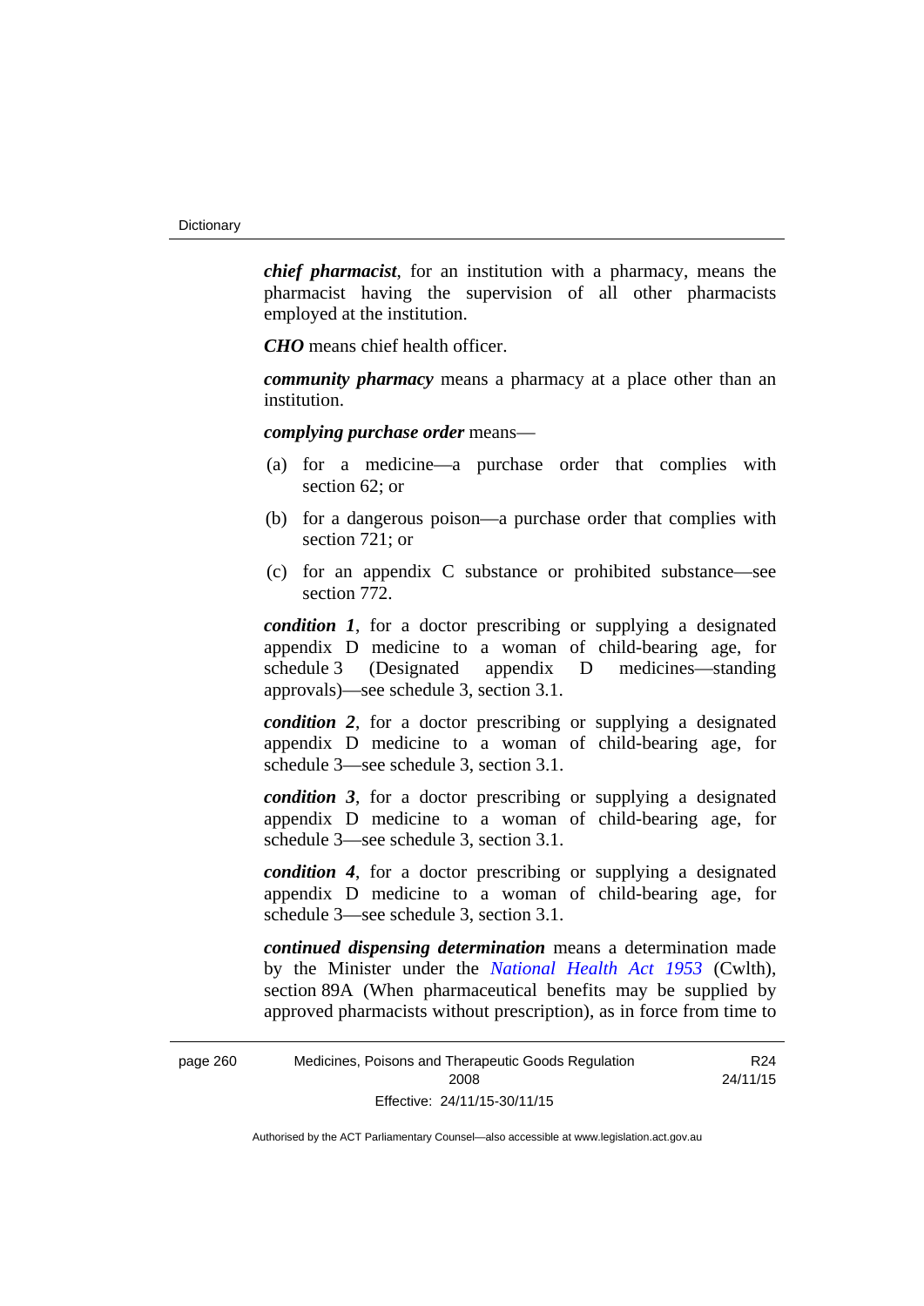***chief pharmacist***, for an institution with a pharmacy, means the pharmacist having the supervision of all other pharmacists employed at the institution.

***CHO*** means chief health officer.

***community pharmacy*** means a pharmacy at a place other than an institution.

***complying purchase order*** means—

(a) for a medicine—a purchase order that complies with section 62; or

(b) for a dangerous poison—a purchase order that complies with section 721; or

(c) for an appendix C substance or prohibited substance—see section 772.

***condition 1***, for a doctor prescribing or supplying a designated appendix D medicine to a woman of child-bearing age, for schedule 3 (Designated appendix D medicines—standing approvals)—see schedule 3, section 3.1.

***condition 2***, for a doctor prescribing or supplying a designated appendix D medicine to a woman of child-bearing age, for schedule 3—see schedule 3, section 3.1.

***condition 3***, for a doctor prescribing or supplying a designated appendix D medicine to a woman of child-bearing age, for schedule 3—see schedule 3, section 3.1.

***condition 4***, for a doctor prescribing or supplying a designated appendix D medicine to a woman of child-bearing age, for schedule 3—see schedule 3, section 3.1.

***continued dispensing determination*** means a determination made by the Minister under the *National Health Act 1953* (Cwlth), section 89A (When pharmaceutical benefits may be supplied by approved pharmacists without prescription), as in force from time to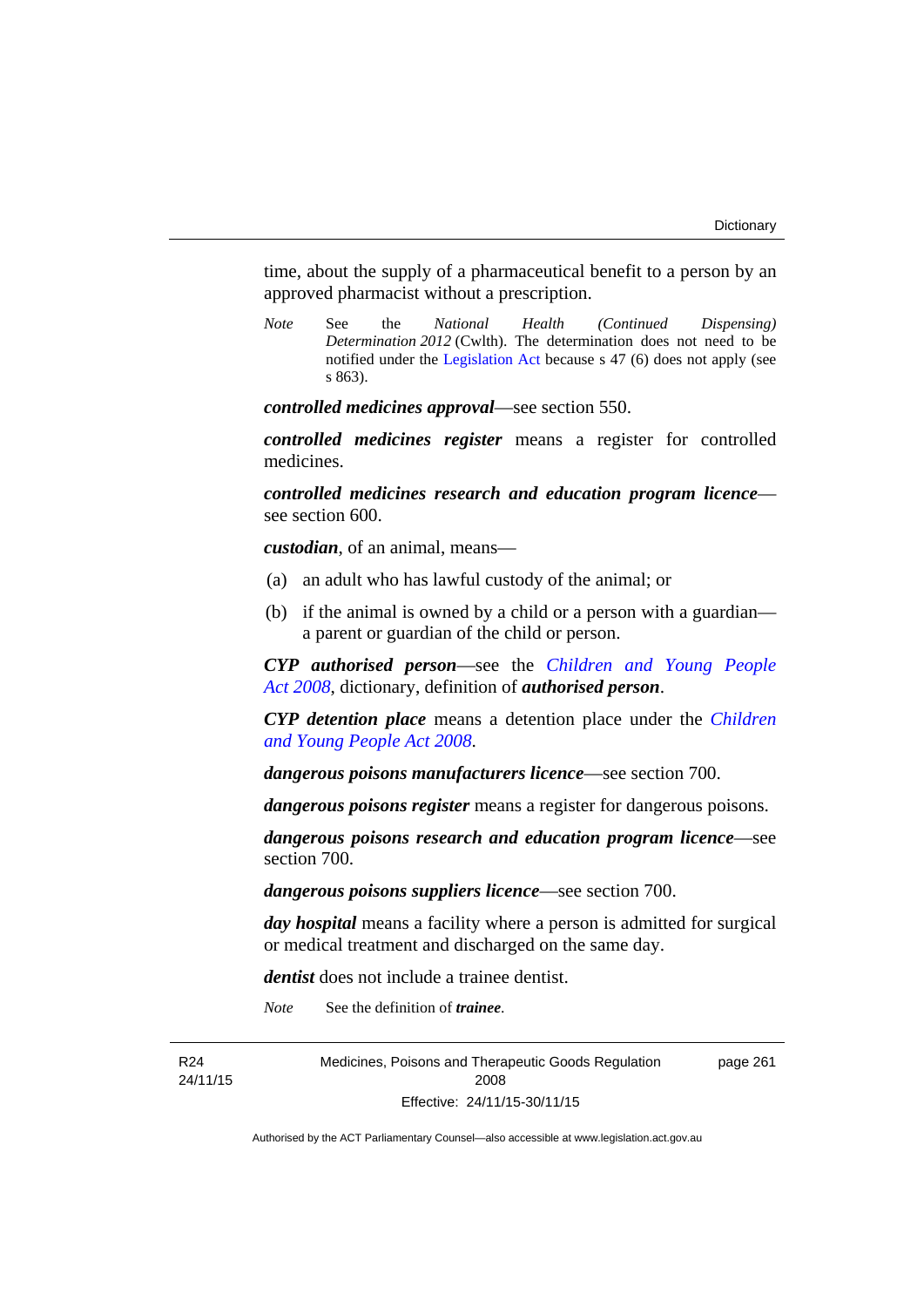time, about the supply of a pharmaceutical benefit to a person by an approved pharmacist without a prescription.

*Note* See the *National Health (Continued Dispensing) Determination 2012* (Cwlth). The determination does not need to be notified under the Legislation Act because s 47 (6) does not apply (see s 863).

***controlled medicines approval***—see section 550.

***controlled medicines register*** means a register for controlled medicines.

***controlled medicines research and education program licence***—see section 600.

***custodian***, of an animal, means—

(a) an adult who has lawful custody of the animal; or

(b) if the animal is owned by a child or a person with a guardian—a parent or guardian of the child or person.

***CYP authorised person***—see the *Children and Young People Act 2008*, dictionary, definition of ***authorised person***.

***CYP detention place*** means a detention place under the *Children and Young People Act 2008*.

***dangerous poisons manufacturers licence***—see section 700.

***dangerous poisons register*** means a register for dangerous poisons.

***dangerous poisons research and education program licence***—see section 700.

***dangerous poisons suppliers licence***—see section 700.

***day hospital*** means a facility where a person is admitted for surgical or medical treatment and discharged on the same day.

***dentist*** does not include a trainee dentist.

*Note* See the definition of ***trainee***.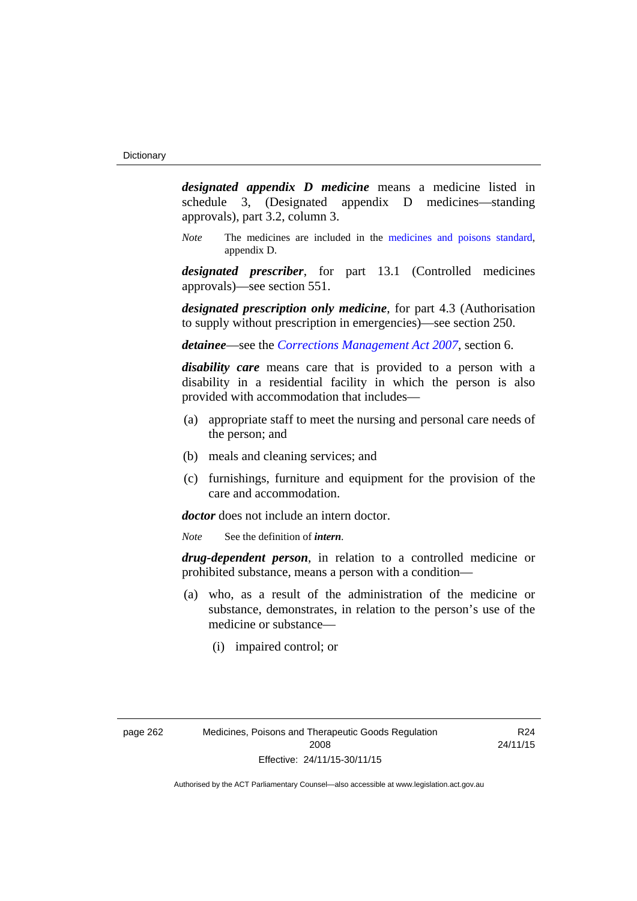***designated appendix D medicine*** means a medicine listed in schedule 3, (Designated appendix D medicines—standing approvals), part 3.2, column 3.

*Note* The medicines are included in the medicines and poisons standard, appendix D.

***designated prescriber***, for part 13.1 (Controlled medicines approvals)—see section 551.

***designated prescription only medicine***, for part 4.3 (Authorisation to supply without prescription in emergencies)—see section 250.

***detainee***—see the *Corrections Management Act 2007*, section 6.

***disability care*** means care that is provided to a person with a disability in a residential facility in which the person is also provided with accommodation that includes—

(a) appropriate staff to meet the nursing and personal care needs of the person; and

(b) meals and cleaning services; and

(c) furnishings, furniture and equipment for the provision of the care and accommodation.

***doctor*** does not include an intern doctor.

*Note* See the definition of ***intern***.

***drug-dependent person***, in relation to a controlled medicine or prohibited substance, means a person with a condition—

(a) who, as a result of the administration of the medicine or substance, demonstrates, in relation to the person's use of the medicine or substance—

(i) impaired control; or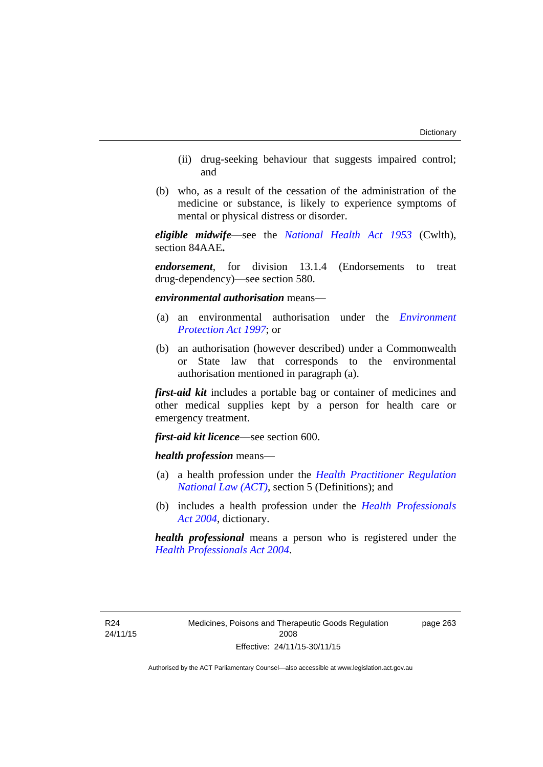(ii) drug-seeking behaviour that suggests impaired control; and

(b) who, as a result of the cessation of the administration of the medicine or substance, is likely to experience symptoms of mental or physical distress or disorder.

***eligible midwife***—see the *National Health Act 1953* (Cwlth), section 84AAE**.**

***endorsement***, for division 13.1.4 (Endorsements to treat drug-dependency)—see section 580.

***environmental authorisation*** means—

(a) an environmental authorisation under the *Environment Protection Act 1997*; or

(b) an authorisation (however described) under a Commonwealth or State law that corresponds to the environmental authorisation mentioned in paragraph (a).

***first-aid kit*** includes a portable bag or container of medicines and other medical supplies kept by a person for health care or emergency treatment.

***first-aid kit licence***—see section 600.

***health profession*** means—

(a) a health profession under the *Health Practitioner Regulation National Law (ACT)*, section 5 (Definitions); and

(b) includes a health profession under the *Health Professionals Act 2004*, dictionary.

***health professional*** means a person who is registered under the *Health Professionals Act 2004*.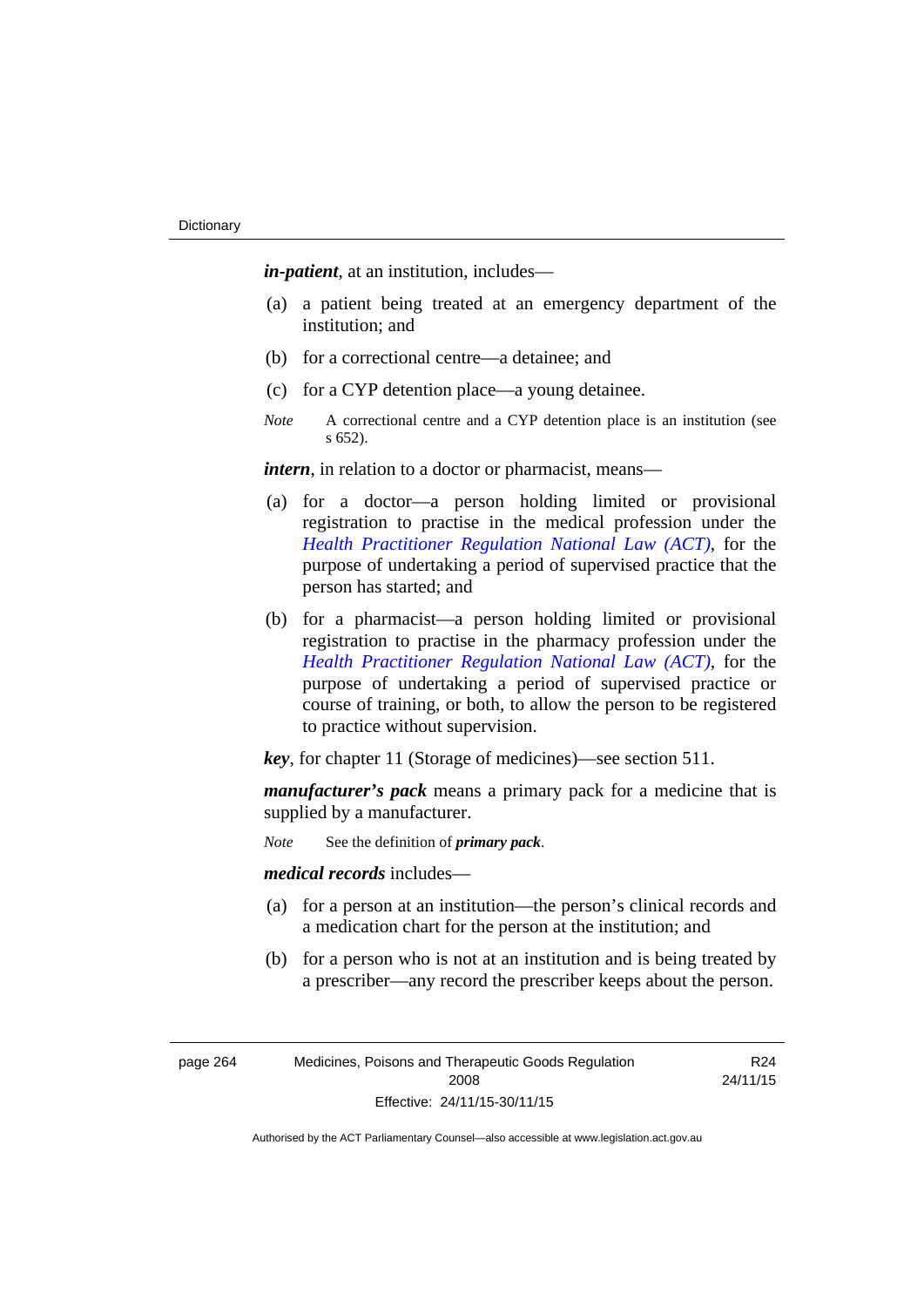***in-patient***, at an institution, includes—

(a) a patient being treated at an emergency department of the institution; and

(b) for a correctional centre—a detainee; and

(c) for a CYP detention place—a young detainee.

*Note* A correctional centre and a CYP detention place is an institution (see s 652).

***intern***, in relation to a doctor or pharmacist, means—

(a) for a doctor—a person holding limited or provisional registration to practise in the medical profession under the *Health Practitioner Regulation National Law (ACT)*, for the purpose of undertaking a period of supervised practice that the person has started; and

(b) for a pharmacist—a person holding limited or provisional registration to practise in the pharmacy profession under the *Health Practitioner Regulation National Law (ACT)*, for the purpose of undertaking a period of supervised practice or course of training, or both, to allow the person to be registered to practice without supervision.

***key***, for chapter 11 (Storage of medicines)—see section 511.

***manufacturer's pack*** means a primary pack for a medicine that is supplied by a manufacturer.

*Note* See the definition of ***primary pack***.

***medical records*** includes—

(a) for a person at an institution—the person's clinical records and a medication chart for the person at the institution; and

(b) for a person who is not at an institution and is being treated by a prescriber—any record the prescriber keeps about the person.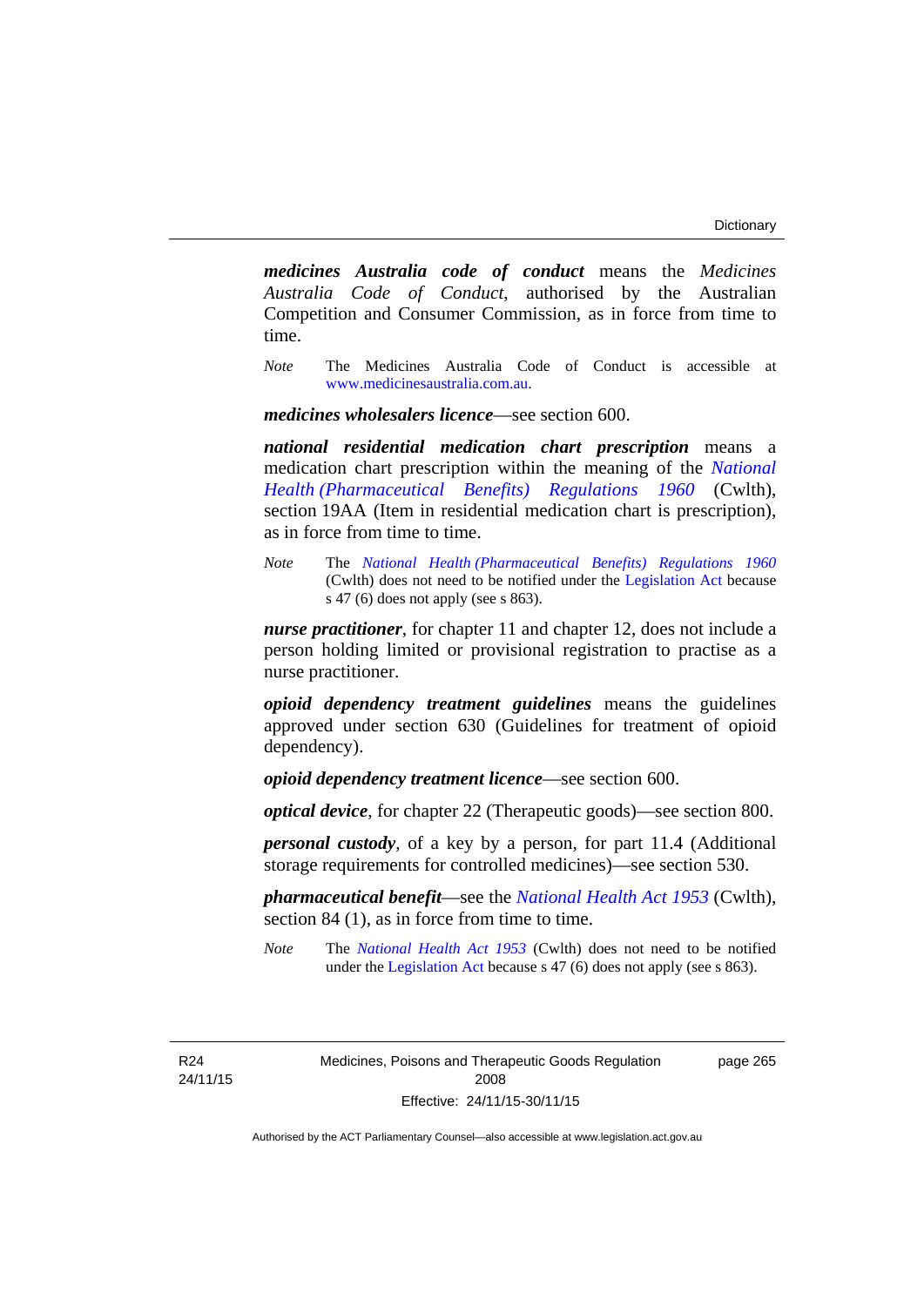***medicines Australia code of conduct*** means the *Medicines Australia Code of Conduct*, authorised by the Australian Competition and Consumer Commission, as in force from time to time.

*Note* The Medicines Australia Code of Conduct is accessible at www.medicinesaustralia.com.au.

***medicines wholesalers licence***—see section 600.

***national residential medication chart prescription*** means a medication chart prescription within the meaning of the *National Health (Pharmaceutical Benefits) Regulations 1960* (Cwlth), section 19AA (Item in residential medication chart is prescription), as in force from time to time.

*Note* The *National Health (Pharmaceutical Benefits) Regulations 1960* (Cwlth) does not need to be notified under the Legislation Act because s 47 (6) does not apply (see s 863).

***nurse practitioner***, for chapter 11 and chapter 12, does not include a person holding limited or provisional registration to practise as a nurse practitioner.

***opioid dependency treatment guidelines*** means the guidelines approved under section 630 (Guidelines for treatment of opioid dependency).

***opioid dependency treatment licence***—see section 600.

***optical device***, for chapter 22 (Therapeutic goods)—see section 800.

***personal custody***, of a key by a person, for part 11.4 (Additional storage requirements for controlled medicines)—see section 530.

***pharmaceutical benefit***—see the *National Health Act 1953* (Cwlth), section 84 (1), as in force from time to time.

*Note* The *National Health Act 1953* (Cwlth) does not need to be notified under the Legislation Act because s 47 (6) does not apply (see s 863).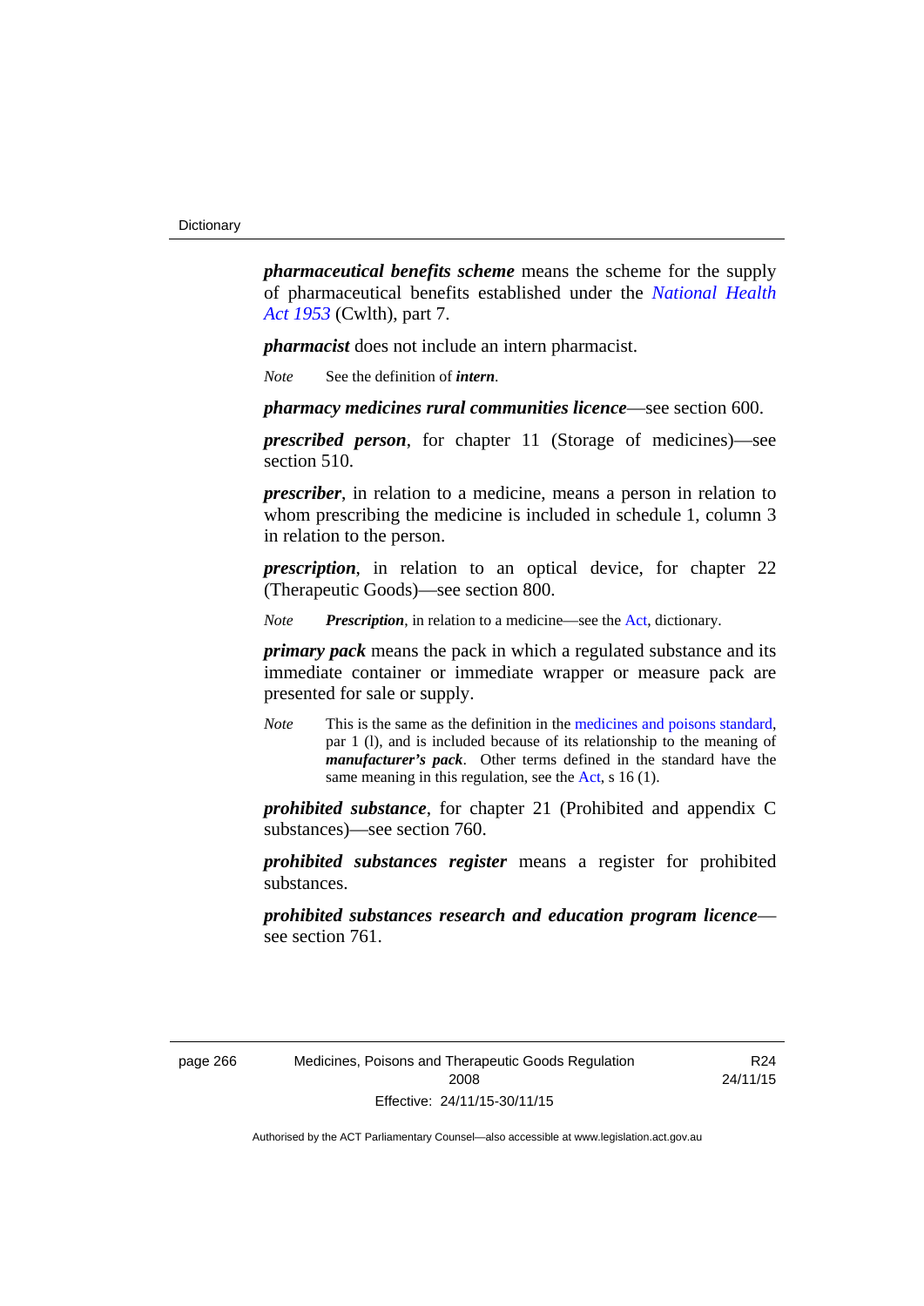***pharmaceutical benefits scheme*** means the scheme for the supply of pharmaceutical benefits established under the *National Health Act 1953* (Cwlth), part 7.

***pharmacist*** does not include an intern pharmacist.

*Note* See the definition of ***intern***.

***pharmacy medicines rural communities licence***—see section 600.

***prescribed person***, for chapter 11 (Storage of medicines)—see section 510.

***prescriber***, in relation to a medicine, means a person in relation to whom prescribing the medicine is included in schedule 1, column 3 in relation to the person.

***prescription***, in relation to an optical device, for chapter 22 (Therapeutic Goods)—see section 800.

*Note* ***Prescription***, in relation to a medicine—see the Act, dictionary.

***primary pack*** means the pack in which a regulated substance and its immediate container or immediate wrapper or measure pack are presented for sale or supply.

*Note* This is the same as the definition in the medicines and poisons standard, par 1 (l), and is included because of its relationship to the meaning of ***manufacturer's pack***. Other terms defined in the standard have the same meaning in this regulation, see the Act, s 16 (1).

***prohibited substance***, for chapter 21 (Prohibited and appendix C substances)—see section 760.

***prohibited substances register*** means a register for prohibited substances.

***prohibited substances research and education program licence***—see section 761.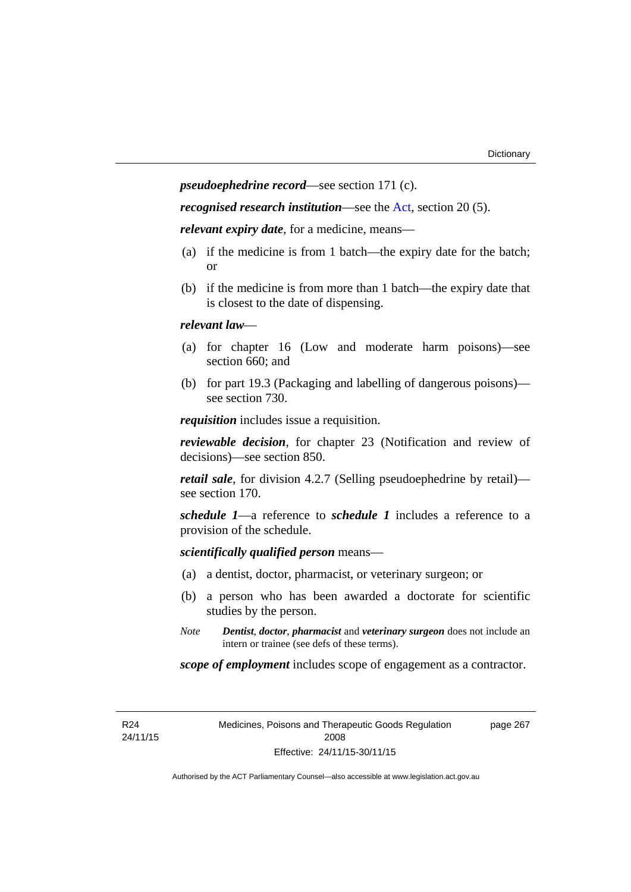***pseudoephedrine record***—see section 171 (c).

***recognised research institution***—see the Act, section 20 (5).

***relevant expiry date***, for a medicine, means—

(a) if the medicine is from 1 batch—the expiry date for the batch; or

(b) if the medicine is from more than 1 batch—the expiry date that is closest to the date of dispensing.

***relevant law***—

(a) for chapter 16 (Low and moderate harm poisons)—see section 660; and

(b) for part 19.3 (Packaging and labelling of dangerous poisons)—see section 730.

***requisition*** includes issue a requisition.

***reviewable decision***, for chapter 23 (Notification and review of decisions)—see section 850.

***retail sale***, for division 4.2.7 (Selling pseudoephedrine by retail)—see section 170.

***schedule 1***—a reference to ***schedule 1*** includes a reference to a provision of the schedule.

***scientifically qualified person*** means—

(a) a dentist, doctor, pharmacist, or veterinary surgeon; or

(b) a person who has been awarded a doctorate for scientific studies by the person.

*Note* ***Dentist***, ***doctor***, ***pharmacist*** and ***veterinary surgeon*** does not include an intern or trainee (see defs of these terms).

***scope of employment*** includes scope of engagement as a contractor.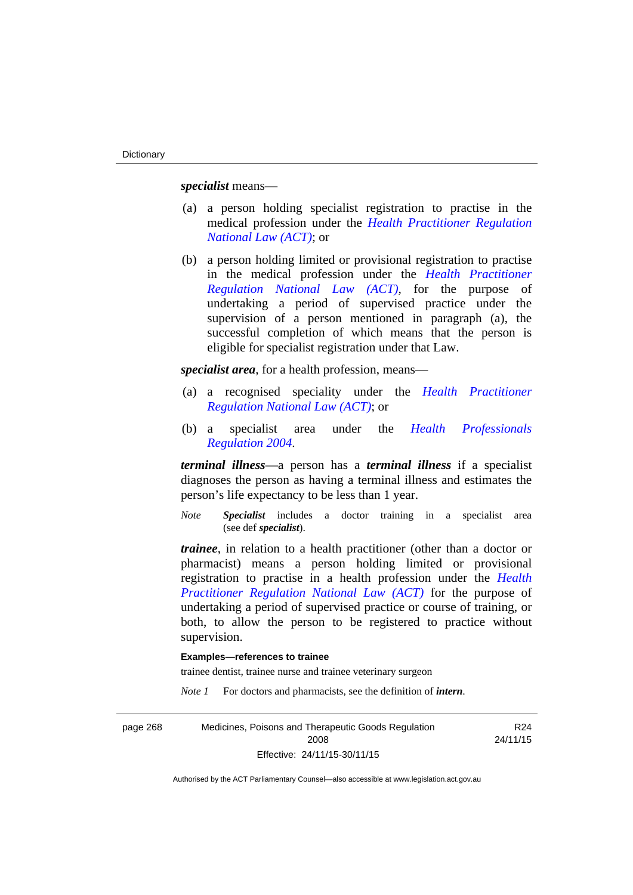***specialist*** means—

(a) a person holding specialist registration to practise in the medical profession under the *Health Practitioner Regulation National Law (ACT)*; or

(b) a person holding limited or provisional registration to practise in the medical profession under the *Health Practitioner Regulation National Law (ACT)*, for the purpose of undertaking a period of supervised practice under the supervision of a person mentioned in paragraph (a), the successful completion of which means that the person is eligible for specialist registration under that Law.

***specialist area***, for a health profession, means—

(a) a recognised speciality under the *Health Practitioner Regulation National Law (ACT)*; or

(b) a specialist area under the *Health Professionals Regulation 2004*.

***terminal illness***—a person has a ***terminal illness*** if a specialist diagnoses the person as having a terminal illness and estimates the person's life expectancy to be less than 1 year.

*Note* ***Specialist*** includes a doctor training in a specialist area (see def ***specialist***).

***trainee***, in relation to a health practitioner (other than a doctor or pharmacist) means a person holding limited or provisional registration to practise in a health profession under the *Health Practitioner Regulation National Law (ACT)* for the purpose of undertaking a period of supervised practice or course of training, or both, to allow the person to be registered to practice without supervision.

**Examples—references to trainee**

trainee dentist, trainee nurse and trainee veterinary surgeon

*Note 1* For doctors and pharmacists, see the definition of ***intern***.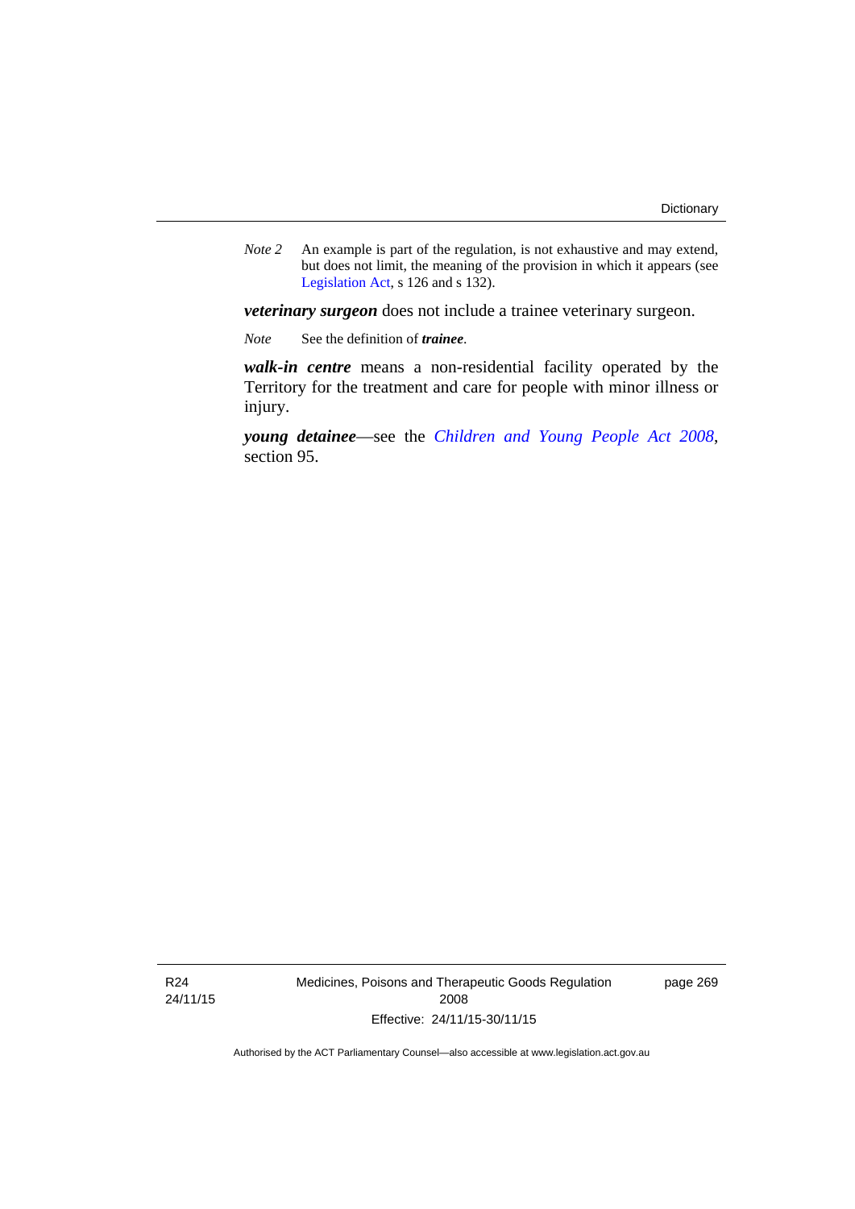*Note 2* An example is part of the regulation, is not exhaustive and may extend, but does not limit, the meaning of the provision in which it appears (see Legislation Act, s 126 and s 132).

***veterinary surgeon*** does not include a trainee veterinary surgeon.

*Note* See the definition of ***trainee***.

***walk-in centre*** means a non-residential facility operated by the Territory for the treatment and care for people with minor illness or injury.

***young detainee***—see the *Children and Young People Act 2008*, section 95.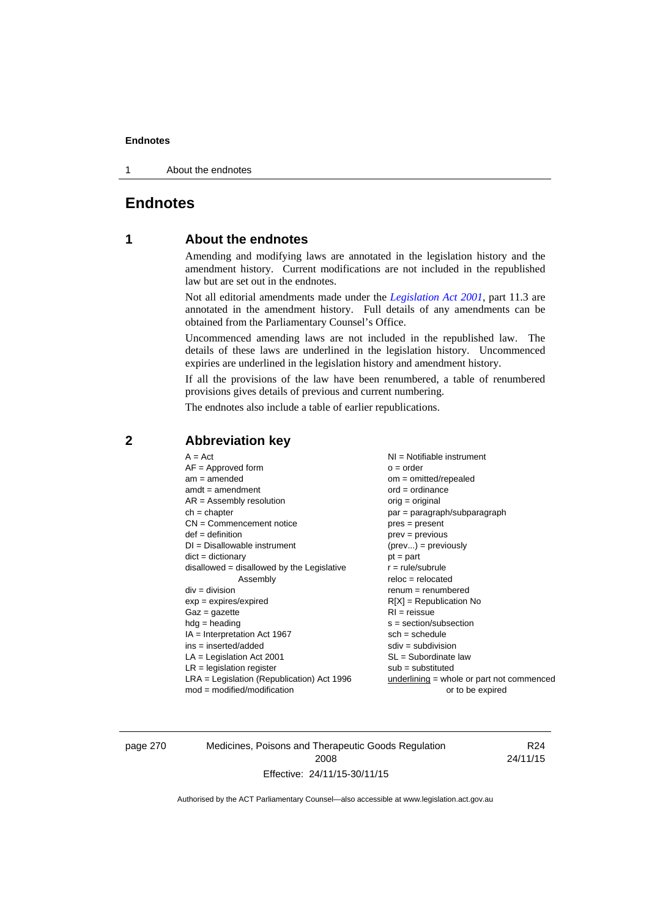# Endnotes

## 1 About the endnotes

Amending and modifying laws are annotated in the legislation history and the amendment history. Current modifications are not included in the republished law but are set out in the endnotes.

Not all editorial amendments made under the *Legislation Act 2001*, part 11.3 are annotated in the amendment history. Full details of any amendments can be obtained from the Parliamentary Counsel's Office.

Uncommenced amending laws are not included in the republished law. The details of these laws are underlined in the legislation history. Uncommenced expiries are underlined in the legislation history and amendment history.

If all the provisions of the law have been renumbered, a table of renumbered provisions gives details of previous and current numbering.

The endnotes also include a table of earlier republications.

## 2 Abbreviation key

A = Act
AF = Approved form
am = amended
amdt = amendment
AR = Assembly resolution
ch = chapter
CN = Commencement notice
def = definition
DI = Disallowable instrument
dict = dictionary
disallowed = disallowed by the Legislative Assembly
div = division
exp = expires/expired
Gaz = gazette
hdg = heading
IA = Interpretation Act 1967
ins = inserted/added
LA = Legislation Act 2001
LR = legislation register
LRA = Legislation (Republication) Act 1996
mod = modified/modification
NI = Notifiable instrument
o = order
om = omitted/repealed
ord = ordinance
orig = original
par = paragraph/subparagraph
pres = present
prev = previous
(prev...) = previously
pt = part
r = rule/subrule
reloc = relocated
renum = renumbered
R[X] = Republication No
RI = reissue
s = section/subsection
sch = schedule
sdiv = subdivision
SL = Subordinate law
sub = substituted
underlining = whole or part not commenced or to be expired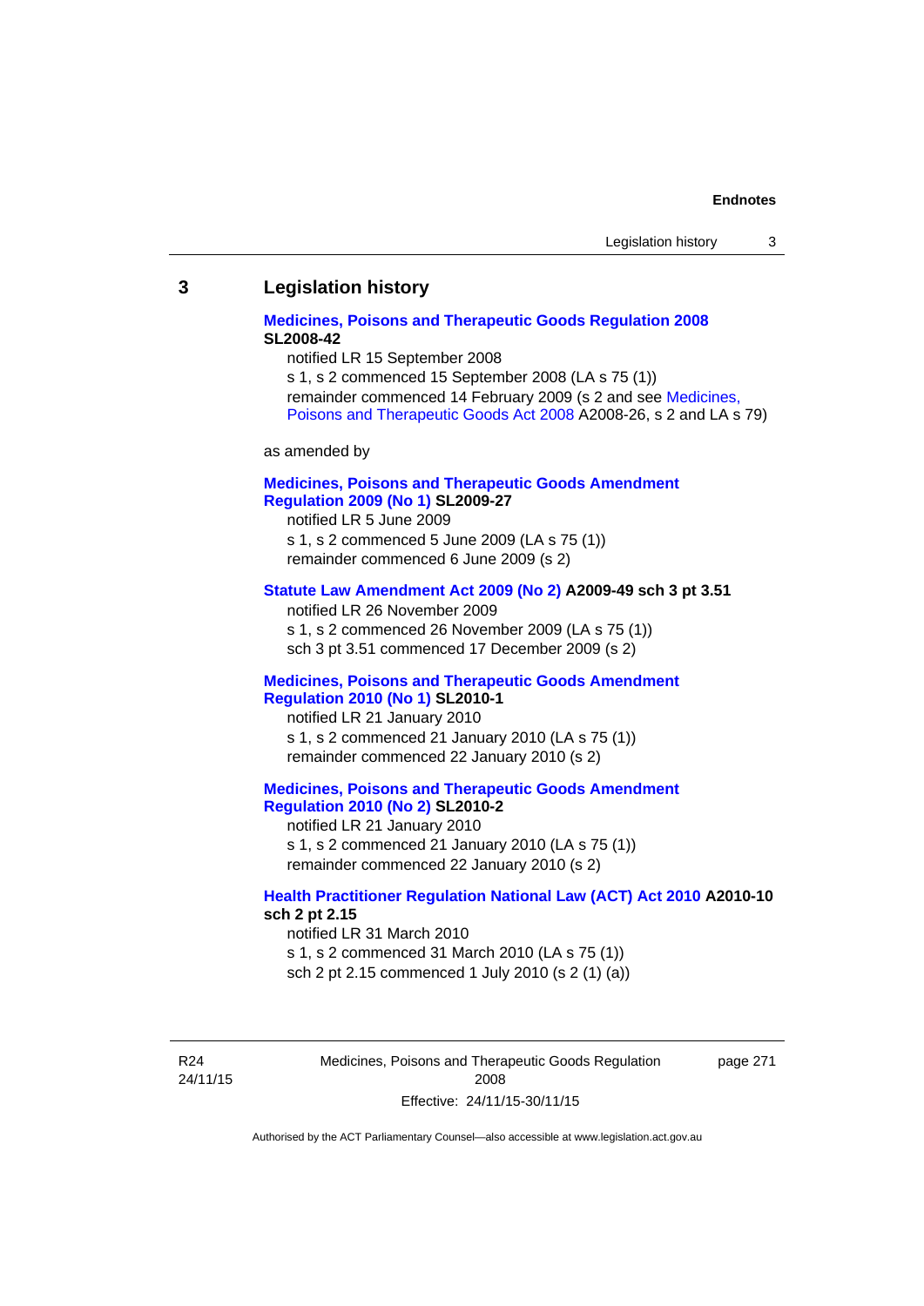## 3 Legislation history

**Medicines, Poisons and Therapeutic Goods Regulation 2008**
**SL2008-42**

notified LR 15 September 2008

s 1, s 2 commenced 15 September 2008 (LA s 75 (1))

remainder commenced 14 February 2009 (s 2 and see Medicines, Poisons and Therapeutic Goods Act 2008 A2008-26, s 2 and LA s 79)

as amended by

**Medicines, Poisons and Therapeutic Goods Amendment Regulation 2009 (No 1) SL2009-27**

notified LR 5 June 2009

s 1, s 2 commenced 5 June 2009 (LA s 75 (1))

remainder commenced 6 June 2009 (s 2)

**Statute Law Amendment Act 2009 (No 2) A2009-49 sch 3 pt 3.51**

notified LR 26 November 2009

s 1, s 2 commenced 26 November 2009 (LA s 75 (1))

sch 3 pt 3.51 commenced 17 December 2009 (s 2)

**Medicines, Poisons and Therapeutic Goods Amendment Regulation 2010 (No 1) SL2010-1**

notified LR 21 January 2010

s 1, s 2 commenced 21 January 2010 (LA s 75 (1))

remainder commenced 22 January 2010 (s 2)

**Medicines, Poisons and Therapeutic Goods Amendment Regulation 2010 (No 2) SL2010-2**

notified LR 21 January 2010

s 1, s 2 commenced 21 January 2010 (LA s 75 (1))

remainder commenced 22 January 2010 (s 2)

**Health Practitioner Regulation National Law (ACT) Act 2010 A2010-10 sch 2 pt 2.15**

notified LR 31 March 2010

s 1, s 2 commenced 31 March 2010 (LA s 75 (1))

sch 2 pt 2.15 commenced 1 July 2010 (s 2 (1) (a))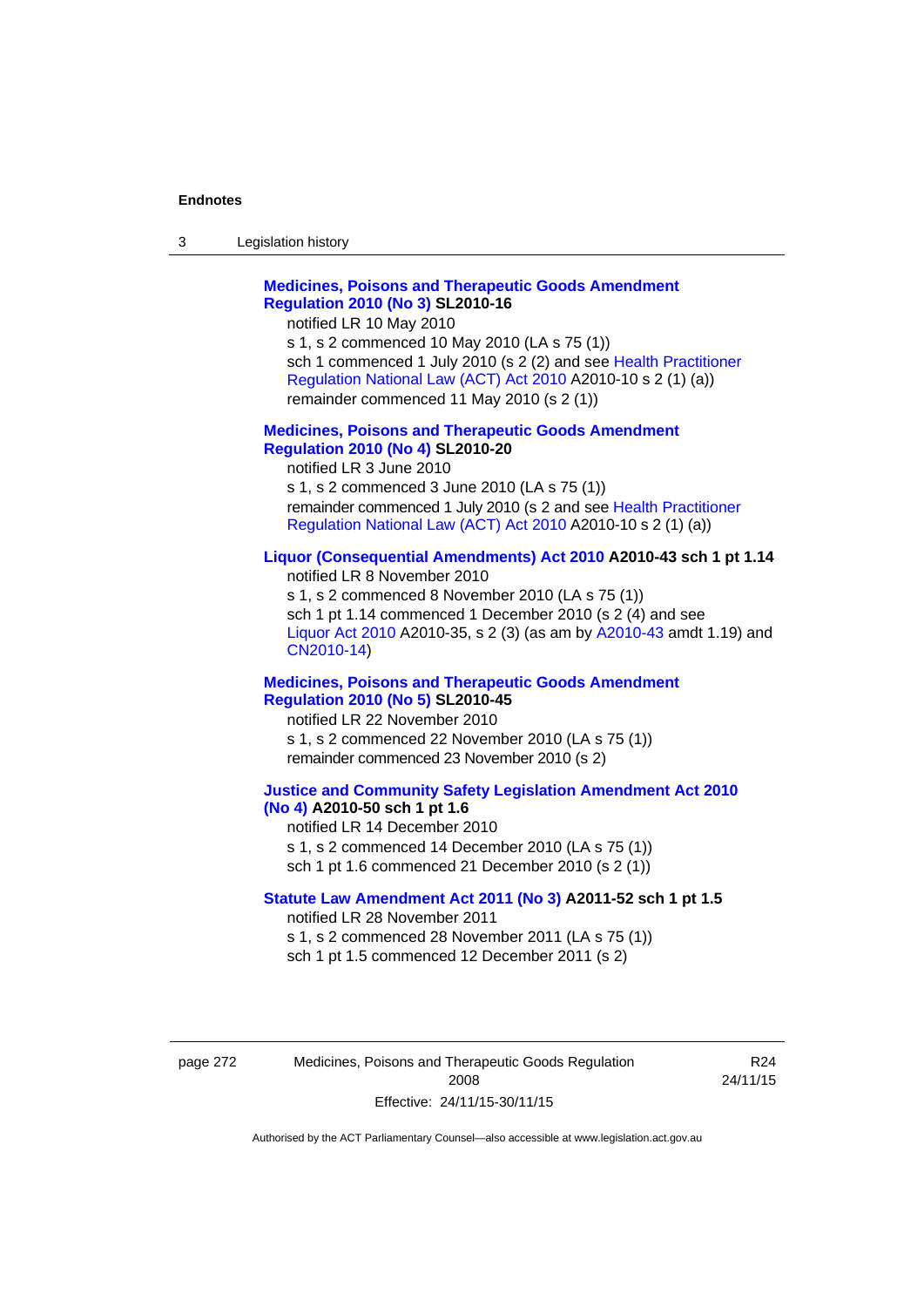**Medicines, Poisons and Therapeutic Goods Amendment Regulation 2010 (No 3) SL2010-16**

notified LR 10 May 2010

s 1, s 2 commenced 10 May 2010 (LA s 75 (1))

sch 1 commenced 1 July 2010 (s 2 (2) and see Health Practitioner Regulation National Law (ACT) Act 2010 A2010-10 s 2 (1) (a))

remainder commenced 11 May 2010 (s 2 (1))

**Medicines, Poisons and Therapeutic Goods Amendment Regulation 2010 (No 4) SL2010-20**

notified LR 3 June 2010

s 1, s 2 commenced 3 June 2010 (LA s 75 (1))

remainder commenced 1 July 2010 (s 2 and see Health Practitioner Regulation National Law (ACT) Act 2010 A2010-10 s 2 (1) (a))

**Liquor (Consequential Amendments) Act 2010 A2010-43 sch 1 pt 1.14**

notified LR 8 November 2010

s 1, s 2 commenced 8 November 2010 (LA s 75 (1))

sch 1 pt 1.14 commenced 1 December 2010 (s 2 (4) and see Liquor Act 2010 A2010-35, s 2 (3) (as am by A2010-43 amdt 1.19) and CN2010-14)

**Medicines, Poisons and Therapeutic Goods Amendment Regulation 2010 (No 5) SL2010-45**

notified LR 22 November 2010

s 1, s 2 commenced 22 November 2010 (LA s 75 (1))

remainder commenced 23 November 2010 (s 2)

**Justice and Community Safety Legislation Amendment Act 2010 (No 4) A2010-50 sch 1 pt 1.6**

notified LR 14 December 2010

s 1, s 2 commenced 14 December 2010 (LA s 75 (1))

sch 1 pt 1.6 commenced 21 December 2010 (s 2 (1))

**Statute Law Amendment Act 2011 (No 3) A2011-52 sch 1 pt 1.5**

notified LR 28 November 2011

s 1, s 2 commenced 28 November 2011 (LA s 75 (1))

sch 1 pt 1.5 commenced 12 December 2011 (s 2)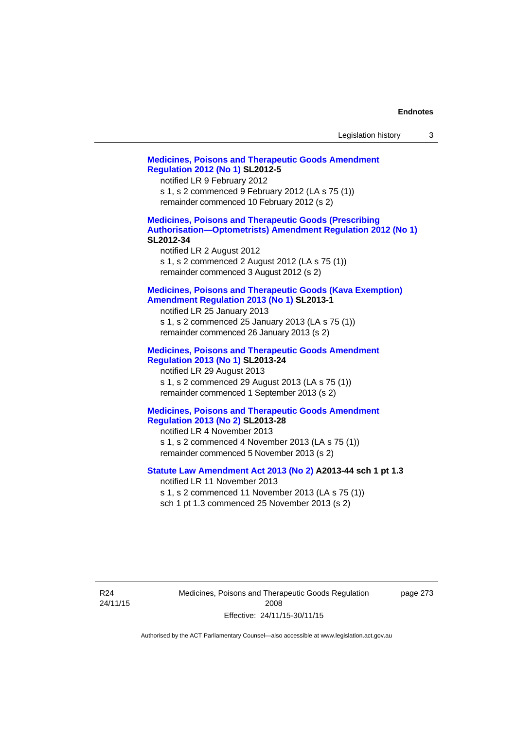**Medicines, Poisons and Therapeutic Goods Amendment Regulation 2012 (No 1) SL2012-5**

notified LR 9 February 2012
s 1, s 2 commenced 9 February 2012 (LA s 75 (1))
remainder commenced 10 February 2012 (s 2)

**Medicines, Poisons and Therapeutic Goods (Prescribing Authorisation—Optometrists) Amendment Regulation 2012 (No 1) SL2012-34**

notified LR 2 August 2012
s 1, s 2 commenced 2 August 2012 (LA s 75 (1))
remainder commenced 3 August 2012 (s 2)

**Medicines, Poisons and Therapeutic Goods (Kava Exemption) Amendment Regulation 2013 (No 1) SL2013-1**

notified LR 25 January 2013
s 1, s 2 commenced 25 January 2013 (LA s 75 (1))
remainder commenced 26 January 2013 (s 2)

**Medicines, Poisons and Therapeutic Goods Amendment Regulation 2013 (No 1) SL2013-24**

notified LR 29 August 2013
s 1, s 2 commenced 29 August 2013 (LA s 75 (1))
remainder commenced 1 September 2013 (s 2)

**Medicines, Poisons and Therapeutic Goods Amendment Regulation 2013 (No 2) SL2013-28**

notified LR 4 November 2013
s 1, s 2 commenced 4 November 2013 (LA s 75 (1))
remainder commenced 5 November 2013 (s 2)

**Statute Law Amendment Act 2013 (No 2) A2013-44 sch 1 pt 1.3**

notified LR 11 November 2013
s 1, s 2 commenced 11 November 2013 (LA s 75 (1))
sch 1 pt 1.3 commenced 25 November 2013 (s 2)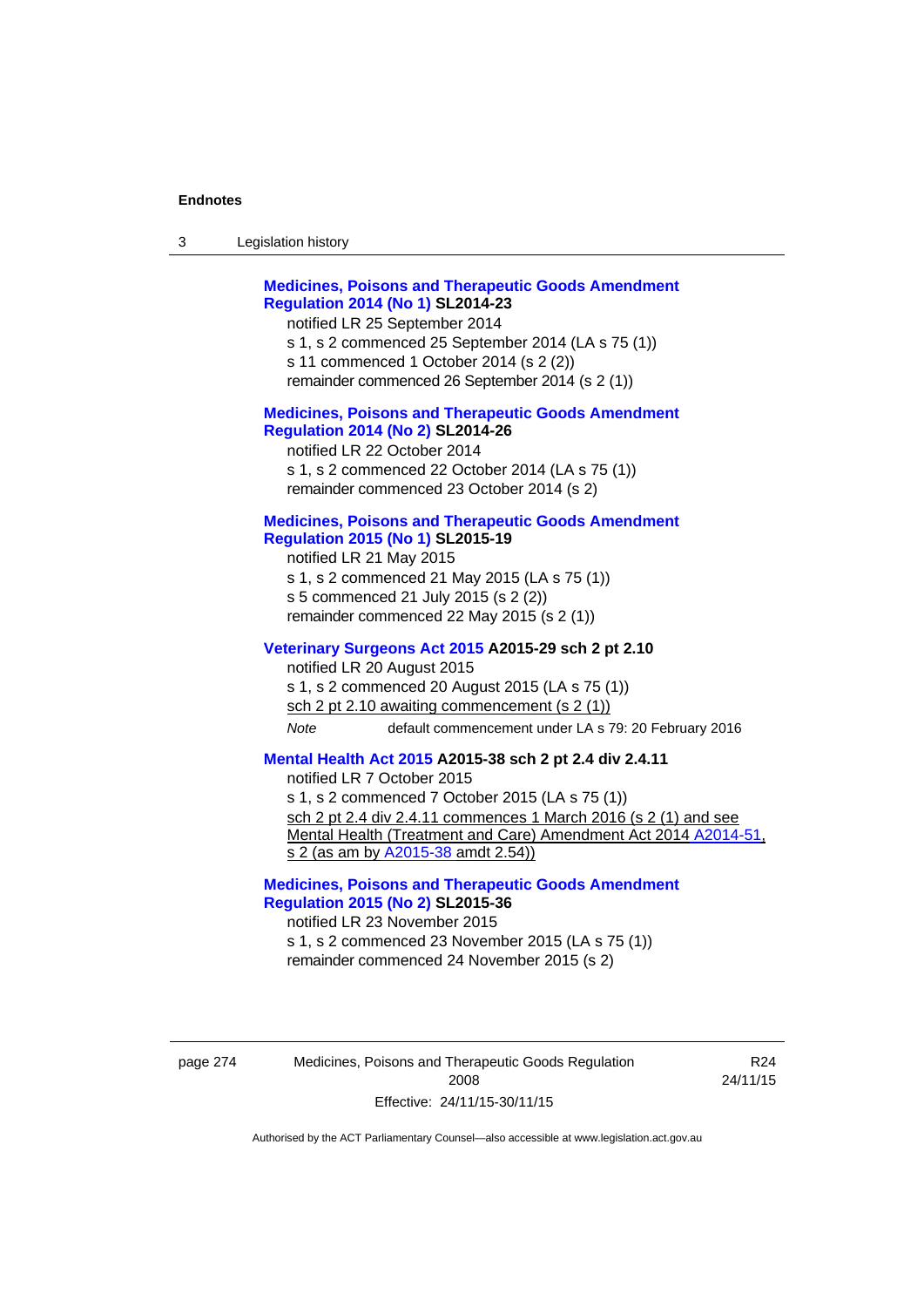**Medicines, Poisons and Therapeutic Goods Amendment Regulation 2014 (No 1) SL2014-23**

notified LR 25 September 2014

s 1, s 2 commenced 25 September 2014 (LA s 75 (1))

s 11 commenced 1 October 2014 (s 2 (2))

remainder commenced 26 September 2014 (s 2 (1))

**Medicines, Poisons and Therapeutic Goods Amendment Regulation 2014 (No 2) SL2014-26**

notified LR 22 October 2014

s 1, s 2 commenced 22 October 2014 (LA s 75 (1))

remainder commenced 23 October 2014 (s 2)

**Medicines, Poisons and Therapeutic Goods Amendment Regulation 2015 (No 1) SL2015-19**

notified LR 21 May 2015

s 1, s 2 commenced 21 May 2015 (LA s 75 (1))

s 5 commenced 21 July 2015 (s 2 (2))

remainder commenced 22 May 2015 (s 2 (1))

**Veterinary Surgeons Act 2015 A2015-29 sch 2 pt 2.10**

notified LR 20 August 2015

s 1, s 2 commenced 20 August 2015 (LA s 75 (1))

sch 2 pt 2.10 awaiting commencement (s 2 (1))

*Note* default commencement under LA s 79: 20 February 2016

**Mental Health Act 2015 A2015-38 sch 2 pt 2.4 div 2.4.11**

notified LR 7 October 2015

s 1, s 2 commenced 7 October 2015 (LA s 75 (1))

sch 2 pt 2.4 div 2.4.11 commences 1 March 2016 (s 2 (1) and see Mental Health (Treatment and Care) Amendment Act 2014 A2014-51, s 2 (as am by A2015-38 amdt 2.54))

**Medicines, Poisons and Therapeutic Goods Amendment Regulation 2015 (No 2) SL2015-36**

notified LR 23 November 2015

s 1, s 2 commenced 23 November 2015 (LA s 75 (1))

remainder commenced 24 November 2015 (s 2)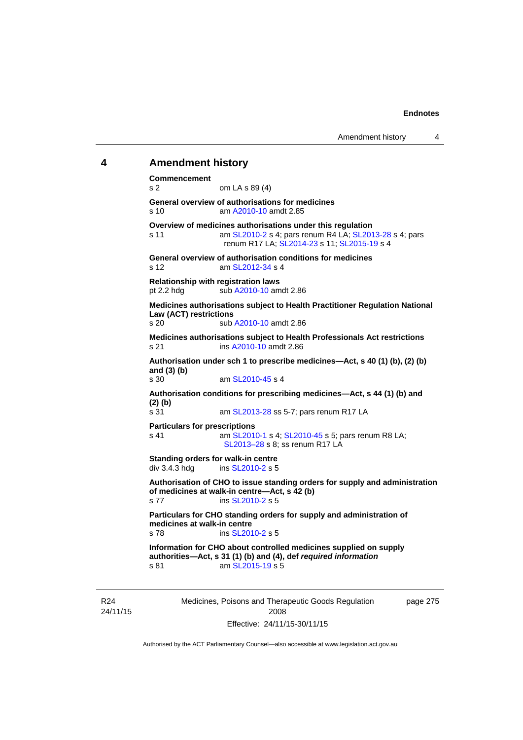## 4 Amendment history

**Commencement**
s 2 om LA s 89 (4)

**General overview of authorisations for medicines**
s 10 am A2010-10 amdt 2.85

**Overview of medicines authorisations under this regulation**
s 11 am SL2010-2 s 4; pars renum R4 LA; SL2013-28 s 4; pars renum R17 LA; SL2014-23 s 11; SL2015-19 s 4

**General overview of authorisation conditions for medicines**
s 12 am SL2012-34 s 4

**Relationship with registration laws**
pt 2.2 hdg sub A2010-10 amdt 2.86

**Medicines authorisations subject to Health Practitioner Regulation National Law (ACT) restrictions**
s 20 sub A2010-10 amdt 2.86

**Medicines authorisations subject to Health Professionals Act restrictions**
s 21 ins A2010-10 amdt 2.86

**Authorisation under sch 1 to prescribe medicines—Act, s 40 (1) (b), (2) (b) and (3) (b)**
s 30 am SL2010-45 s 4

**Authorisation conditions for prescribing medicines—Act, s 44 (1) (b) and (2) (b)**
s 31 am SL2013-28 ss 5-7; pars renum R17 LA

**Particulars for prescriptions**
s 41 am SL2010-1 s 4; SL2010-45 s 5; pars renum R8 LA; SL2013–28 s 8; ss renum R17 LA

**Standing orders for walk-in centre**
div 3.4.3 hdg ins SL2010-2 s 5

**Authorisation of CHO to issue standing orders for supply and administration of medicines at walk-in centre—Act, s 42 (b)**
s 77 ins SL2010-2 s 5

**Particulars for CHO standing orders for supply and administration of medicines at walk-in centre**
s 78 ins SL2010-2 s 5

**Information for CHO about controlled medicines supplied on supply authorities—Act, s 31 (1) (b) and (4), def *required information***
s 81 am SL2015-19 s 5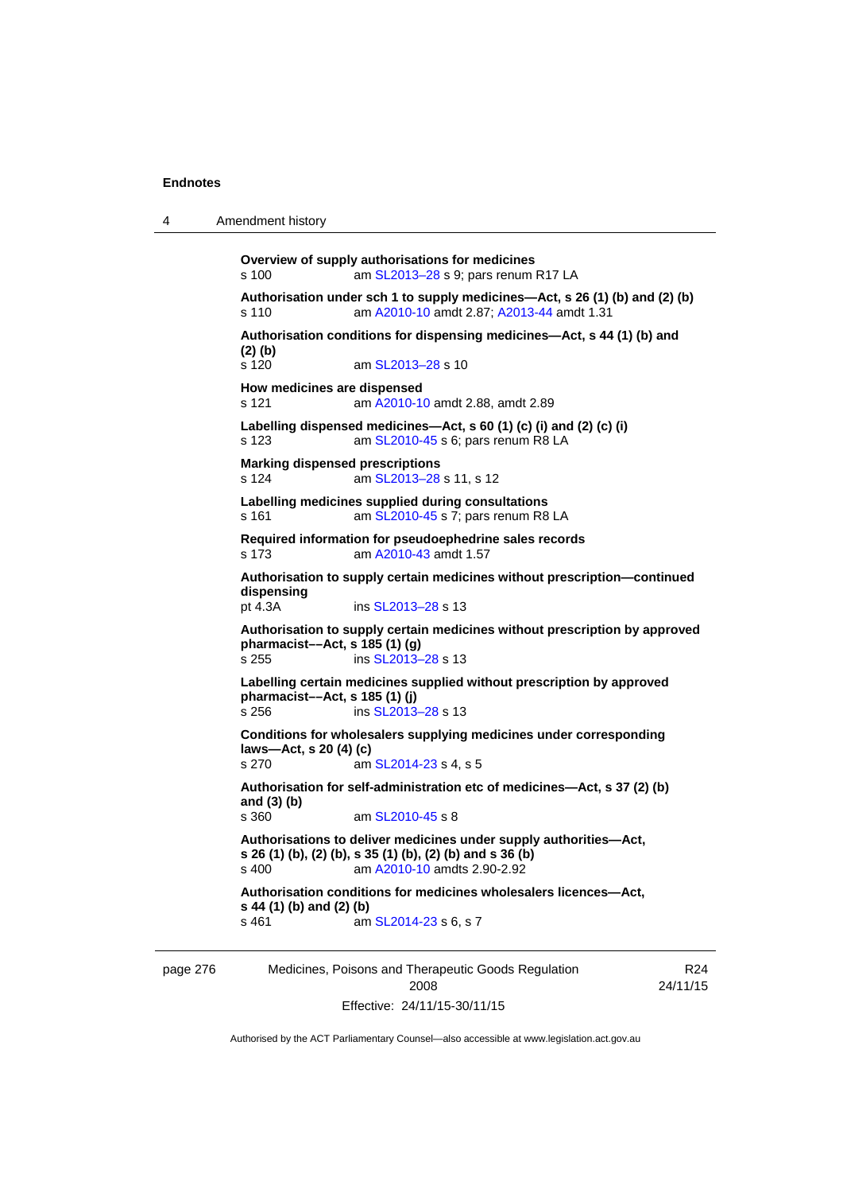**Overview of supply authorisations for medicines**
s 100 am SL2013–28 s 9; pars renum R17 LA

**Authorisation under sch 1 to supply medicines—Act, s 26 (1) (b) and (2) (b)**
s 110 am A2010-10 amdt 2.87; A2013-44 amdt 1.31

**Authorisation conditions for dispensing medicines—Act, s 44 (1) (b) and (2) (b)**
s 120 am SL2013–28 s 10

**How medicines are dispensed**
s 121 am A2010-10 amdt 2.88, amdt 2.89

**Labelling dispensed medicines—Act, s 60 (1) (c) (i) and (2) (c) (i)**
s 123 am SL2010-45 s 6; pars renum R8 LA

**Marking dispensed prescriptions**
s 124 am SL2013–28 s 11, s 12

**Labelling medicines supplied during consultations**
s 161 am SL2010-45 s 7; pars renum R8 LA

**Required information for pseudoephedrine sales records**
s 173 am A2010-43 amdt 1.57

**Authorisation to supply certain medicines without prescription—continued dispensing**
pt 4.3A ins SL2013–28 s 13

**Authorisation to supply certain medicines without prescription by approved pharmacist––Act, s 185 (1) (g)**
s 255 ins SL2013–28 s 13

**Labelling certain medicines supplied without prescription by approved pharmacist––Act, s 185 (1) (j)**
s 256 ins SL2013–28 s 13

**Conditions for wholesalers supplying medicines under corresponding laws—Act, s 20 (4) (c)**
s 270 am SL2014-23 s 4, s 5

**Authorisation for self-administration etc of medicines—Act, s 37 (2) (b) and (3) (b)**
s 360 am SL2010-45 s 8

**Authorisations to deliver medicines under supply authorities—Act, s 26 (1) (b), (2) (b), s 35 (1) (b), (2) (b) and s 36 (b)**
s 400 am A2010-10 amdts 2.90-2.92

**Authorisation conditions for medicines wholesalers licences—Act, s 44 (1) (b) and (2) (b)**
s 461 am SL2014-23 s 6, s 7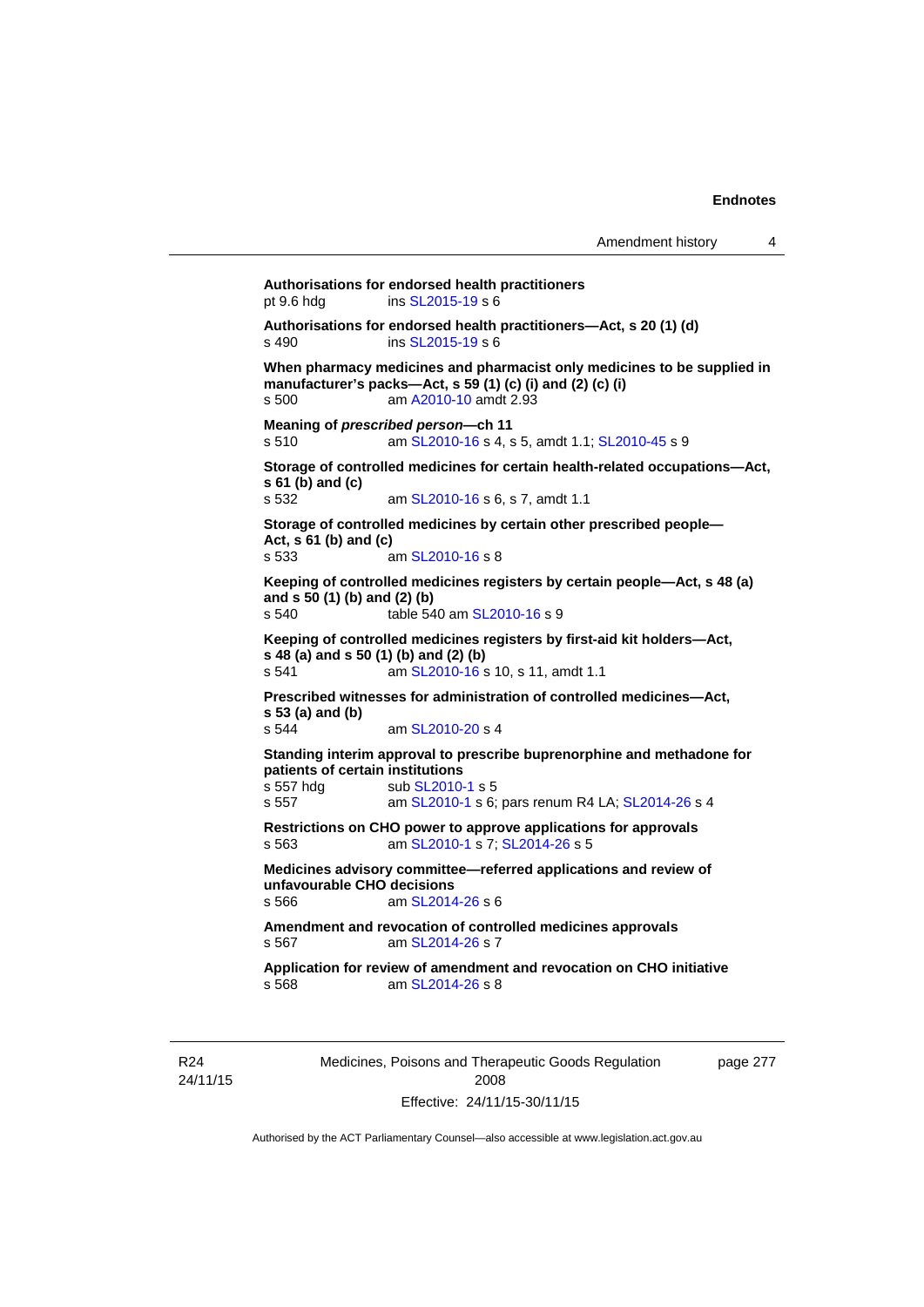**Authorisations for endorsed health practitioners**
pt 9.6 hdg ins SL2015-19 s 6

**Authorisations for endorsed health practitioners—Act, s 20 (1) (d)**
s 490 ins SL2015-19 s 6

**When pharmacy medicines and pharmacist only medicines to be supplied in manufacturer's packs—Act, s 59 (1) (c) (i) and (2) (c) (i)**
s 500 am A2010-10 amdt 2.93

**Meaning of *prescribed person*—ch 11**
s 510 am SL2010-16 s 4, s 5, amdt 1.1; SL2010-45 s 9

**Storage of controlled medicines for certain health-related occupations—Act, s 61 (b) and (c)**
s 532 am SL2010-16 s 6, s 7, amdt 1.1

**Storage of controlled medicines by certain other prescribed people—Act, s 61 (b) and (c)**
s 533 am SL2010-16 s 8

**Keeping of controlled medicines registers by certain people—Act, s 48 (a) and s 50 (1) (b) and (2) (b)**
s 540 table 540 am SL2010-16 s 9

**Keeping of controlled medicines registers by first-aid kit holders—Act, s 48 (a) and s 50 (1) (b) and (2) (b)**
s 541 am SL2010-16 s 10, s 11, amdt 1.1

**Prescribed witnesses for administration of controlled medicines—Act, s 53 (a) and (b)**
s 544 am SL2010-20 s 4

**Standing interim approval to prescribe buprenorphine and methadone for patients of certain institutions**
s 557 hdg sub SL2010-1 s 5
s 557 am SL2010-1 s 6; pars renum R4 LA; SL2014-26 s 4

**Restrictions on CHO power to approve applications for approvals**
s 563 am SL2010-1 s 7; SL2014-26 s 5

**Medicines advisory committee—referred applications and review of unfavourable CHO decisions**
s 566 am SL2014-26 s 6

**Amendment and revocation of controlled medicines approvals**
s 567 am SL2014-26 s 7

**Application for review of amendment and revocation on CHO initiative**
s 568 am SL2014-26 s 8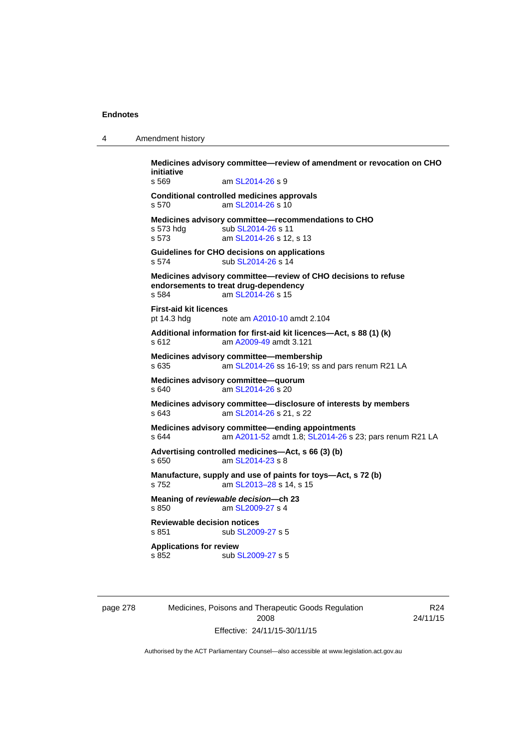**Medicines advisory committee—review of amendment or revocation on CHO initiative**
s 569 am SL2014-26 s 9

**Conditional controlled medicines approvals**
s 570 am SL2014-26 s 10

**Medicines advisory committee—recommendations to CHO**
s 573 hdg sub SL2014-26 s 11
s 573 am SL2014-26 s 12, s 13

**Guidelines for CHO decisions on applications**
s 574 sub SL2014-26 s 14

**Medicines advisory committee—review of CHO decisions to refuse endorsements to treat drug-dependency**
s 584 am SL2014-26 s 15

**First-aid kit licences**
pt 14.3 hdg note am A2010-10 amdt 2.104

**Additional information for first-aid kit licences—Act, s 88 (1) (k)**
s 612 am A2009-49 amdt 3.121

**Medicines advisory committee—membership**
s 635 am SL2014-26 ss 16-19; ss and pars renum R21 LA

**Medicines advisory committee—quorum**
s 640 am SL2014-26 s 20

**Medicines advisory committee—disclosure of interests by members**
s 643 am SL2014-26 s 21, s 22

**Medicines advisory committee—ending appointments**
s 644 am A2011-52 amdt 1.8; SL2014-26 s 23; pars renum R21 LA

**Advertising controlled medicines—Act, s 66 (3) (b)**
s 650 am SL2014-23 s 8

**Manufacture, supply and use of paints for toys—Act, s 72 (b)**
s 752 am SL2013–28 s 14, s 15

**Meaning of *reviewable decision*—ch 23**
s 850 am SL2009-27 s 4

**Reviewable decision notices**
s 851 sub SL2009-27 s 5

**Applications for review**
s 852 sub SL2009-27 s 5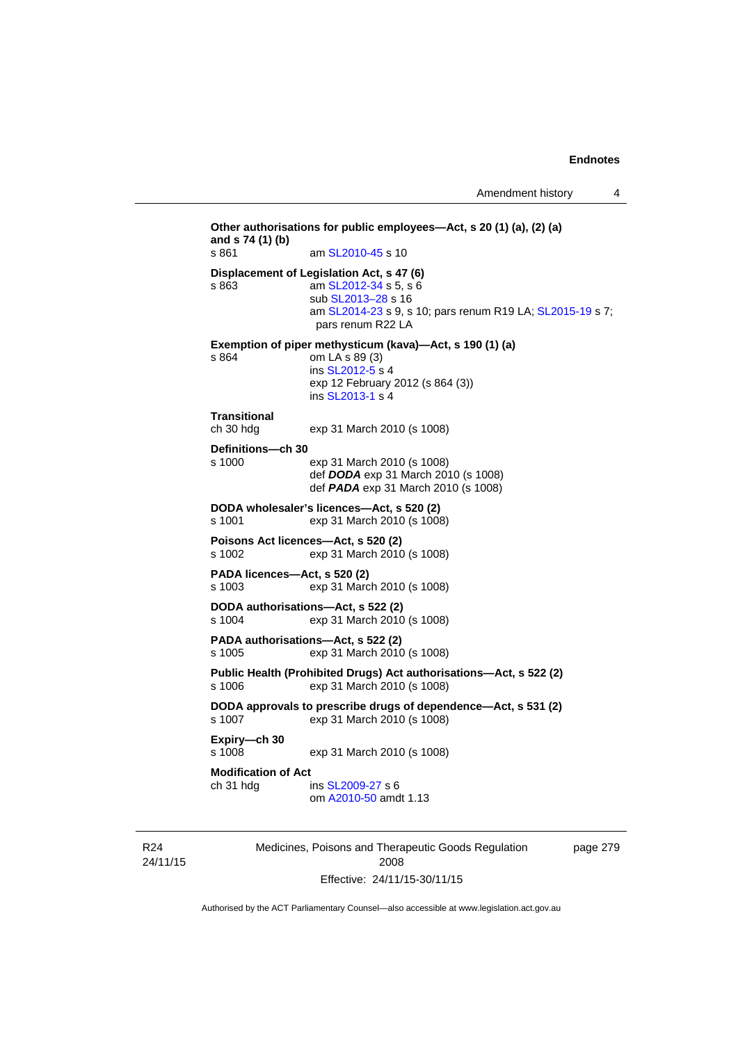**Other authorisations for public employees—Act, s 20 (1) (a), (2) (a) and s 74 (1) (b)**
s 861 am SL2010-45 s 10

**Displacement of Legislation Act, s 47 (6)**
s 863 am SL2012-34 s 5, s 6
sub SL2013–28 s 16
am SL2014-23 s 9, s 10; pars renum R19 LA; SL2015-19 s 7; pars renum R22 LA

**Exemption of piper methysticum (kava)—Act, s 190 (1) (a)**
s 864 om LA s 89 (3)
ins SL2012-5 s 4
exp 12 February 2012 (s 864 (3))
ins SL2013-1 s 4

**Transitional**
ch 30 hdg exp 31 March 2010 (s 1008)

**Definitions—ch 30**
s 1000 exp 31 March 2010 (s 1008)
def ***DODA*** exp 31 March 2010 (s 1008)
def ***PADA*** exp 31 March 2010 (s 1008)

**DODA wholesaler's licences—Act, s 520 (2)**
s 1001 exp 31 March 2010 (s 1008)

**Poisons Act licences—Act, s 520 (2)**
s 1002 exp 31 March 2010 (s 1008)

**PADA licences—Act, s 520 (2)**
s 1003 exp 31 March 2010 (s 1008)

**DODA authorisations—Act, s 522 (2)**
s 1004 exp 31 March 2010 (s 1008)

**PADA authorisations—Act, s 522 (2)**
s 1005 exp 31 March 2010 (s 1008)

**Public Health (Prohibited Drugs) Act authorisations—Act, s 522 (2)**
s 1006 exp 31 March 2010 (s 1008)

**DODA approvals to prescribe drugs of dependence—Act, s 531 (2)**
s 1007 exp 31 March 2010 (s 1008)

**Expiry—ch 30**
s 1008 exp 31 March 2010 (s 1008)

**Modification of Act**
ch 31 hdg ins SL2009-27 s 6
om A2010-50 amdt 1.13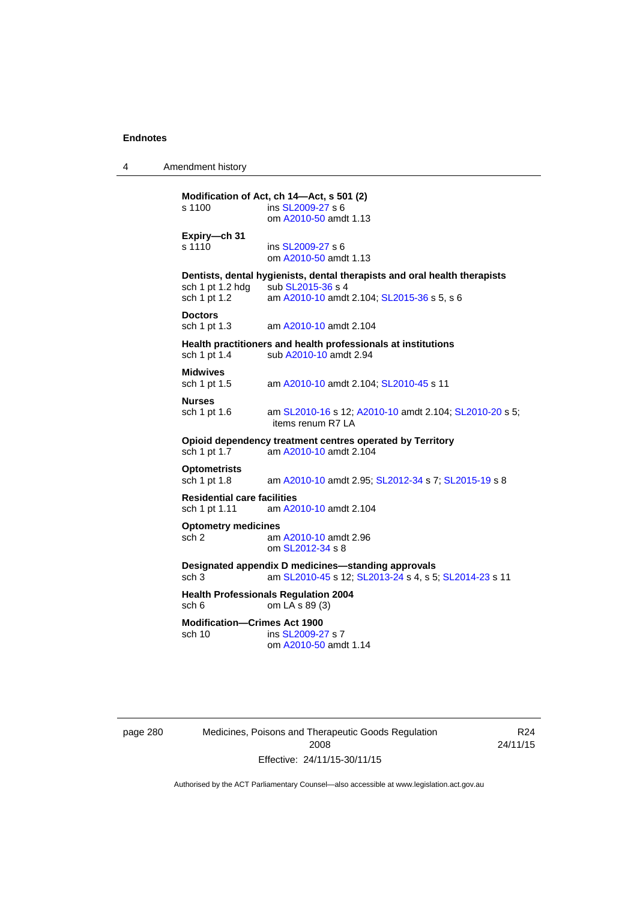**Modification of Act, ch 14—Act, s 501 (2)**
s 1100 ins SL2009-27 s 6
om A2010-50 amdt 1.13

**Expiry—ch 31**
s 1110 ins SL2009-27 s 6
om A2010-50 amdt 1.13

**Dentists, dental hygienists, dental therapists and oral health therapists**
sch 1 pt 1.2 hdg sub SL2015-36 s 4
sch 1 pt 1.2 am A2010-10 amdt 2.104; SL2015-36 s 5, s 6

**Doctors**
sch 1 pt 1.3 am A2010-10 amdt 2.104

**Health practitioners and health professionals at institutions**
sch 1 pt 1.4 sub A2010-10 amdt 2.94

**Midwives**
sch 1 pt 1.5 am A2010-10 amdt 2.104; SL2010-45 s 11

**Nurses**
sch 1 pt 1.6 am SL2010-16 s 12; A2010-10 amdt 2.104; SL2010-20 s 5; items renum R7 LA

**Opioid dependency treatment centres operated by Territory**
sch 1 pt 1.7 am A2010-10 amdt 2.104

**Optometrists**
sch 1 pt 1.8 am A2010-10 amdt 2.95; SL2012-34 s 7; SL2015-19 s 8

**Residential care facilities**
sch 1 pt 1.11 am A2010-10 amdt 2.104

**Optometry medicines**
sch 2 am A2010-10 amdt 2.96
om SL2012-34 s 8

**Designated appendix D medicines—standing approvals**
sch 3 am SL2010-45 s 12; SL2013-24 s 4, s 5; SL2014-23 s 11

**Health Professionals Regulation 2004**
sch 6 om LA s 89 (3)

**Modification—Crimes Act 1900**
sch 10 ins SL2009-27 s 7
om A2010-50 amdt 1.14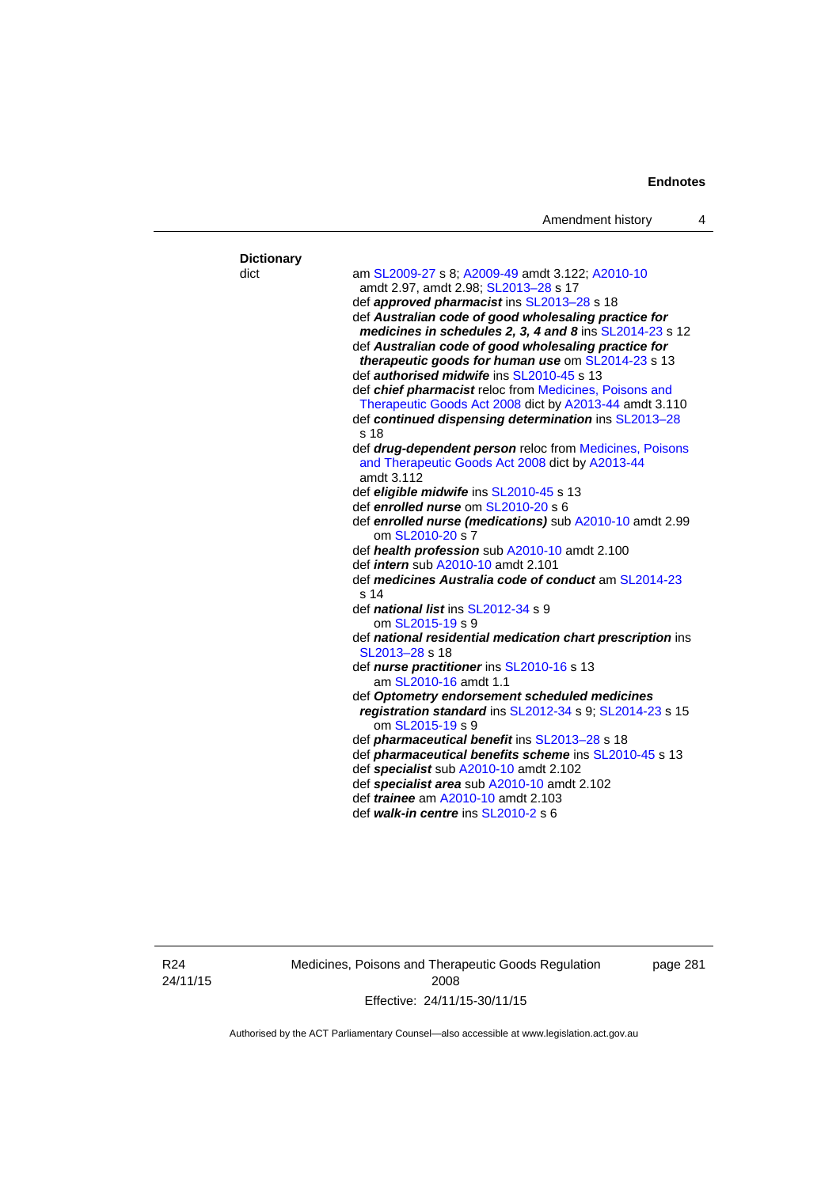**Dictionary**

dict

am SL2009-27 s 8; A2009-49 amdt 3.122; A2010-10 amdt 2.97, amdt 2.98; SL2013–28 s 17

def ***approved pharmacist*** ins SL2013–28 s 18

def ***Australian code of good wholesaling practice for medicines in schedules 2, 3, 4 and 8*** ins SL2014-23 s 12

def ***Australian code of good wholesaling practice for therapeutic goods for human use*** om SL2014-23 s 13

def ***authorised midwife*** ins SL2010-45 s 13

def ***chief pharmacist*** reloc from Medicines, Poisons and Therapeutic Goods Act 2008 dict by A2013-44 amdt 3.110

def ***continued dispensing determination*** ins SL2013–28 s 18

def ***drug-dependent person*** reloc from Medicines, Poisons and Therapeutic Goods Act 2008 dict by A2013-44 amdt 3.112

def ***eligible midwife*** ins SL2010-45 s 13

def ***enrolled nurse*** om SL2010-20 s 6

def ***enrolled nurse (medications)*** sub A2010-10 amdt 2.99 om SL2010-20 s 7

def ***health profession*** sub A2010-10 amdt 2.100

def ***intern*** sub A2010-10 amdt 2.101

def ***medicines Australia code of conduct*** am SL2014-23 s 14

def ***national list*** ins SL2012-34 s 9 om SL2015-19 s 9

def ***national residential medication chart prescription*** ins SL2013–28 s 18

def ***nurse practitioner*** ins SL2010-16 s 13 am SL2010-16 amdt 1.1

def ***Optometry endorsement scheduled medicines registration standard*** ins SL2012-34 s 9; SL2014-23 s 15 om SL2015-19 s 9

def ***pharmaceutical benefit*** ins SL2013–28 s 18

def ***pharmaceutical benefits scheme*** ins SL2010-45 s 13

def ***specialist*** sub A2010-10 amdt 2.102

def ***specialist area*** sub A2010-10 amdt 2.102

def ***trainee*** am A2010-10 amdt 2.103

def ***walk-in centre*** ins SL2010-2 s 6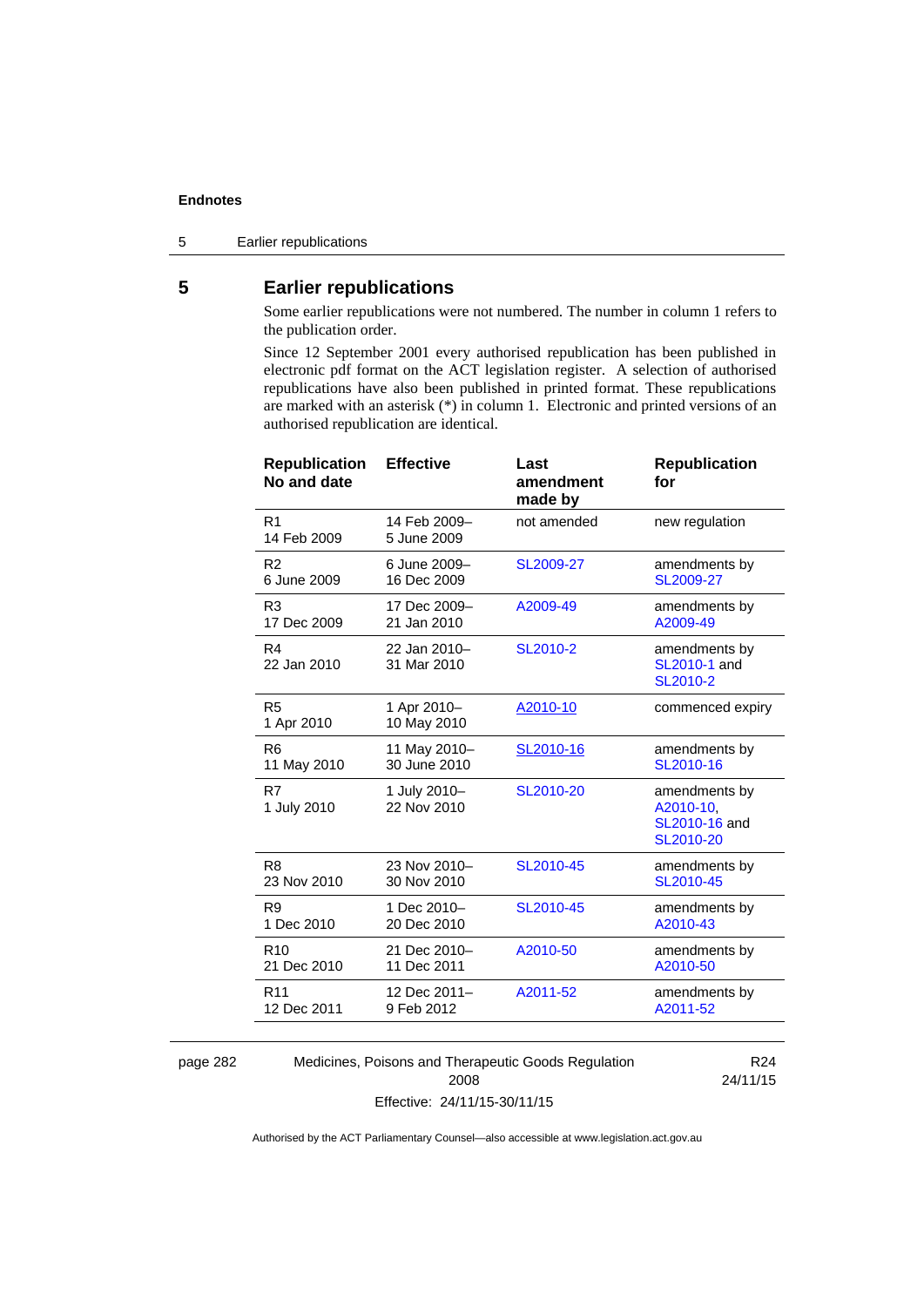## 5 Earlier republications

Some earlier republications were not numbered. The number in column 1 refers to the publication order.

Since 12 September 2001 every authorised republication has been published in electronic pdf format on the ACT legislation register. A selection of authorised republications have also been published in printed format. These republications are marked with an asterisk (*) in column 1. Electronic and printed versions of an authorised republication are identical.

| Republication No and date | Effective | Last amendment made by | Republication for |
|---|---|---|---|
| R1 14 Feb 2009 | 14 Feb 2009–5 June 2009 | not amended | new regulation |
| R2 6 June 2009 | 6 June 2009–16 Dec 2009 | SL2009-27 | amendments by SL2009-27 |
| R3 17 Dec 2009 | 17 Dec 2009–21 Jan 2010 | A2009-49 | amendments by A2009-49 |
| R4 22 Jan 2010 | 22 Jan 2010–31 Mar 2010 | SL2010-2 | amendments by SL2010-1 and SL2010-2 |
| R5 1 Apr 2010 | 1 Apr 2010–10 May 2010 | A2010-10 | commenced expiry |
| R6 11 May 2010 | 11 May 2010–30 June 2010 | SL2010-16 | amendments by SL2010-16 |
| R7 1 July 2010 | 1 July 2010–22 Nov 2010 | SL2010-20 | amendments by A2010-10, SL2010-16 and SL2010-20 |
| R8 23 Nov 2010 | 23 Nov 2010–30 Nov 2010 | SL2010-45 | amendments by SL2010-45 |
| R9 1 Dec 2010 | 1 Dec 2010–20 Dec 2010 | SL2010-45 | amendments by A2010-43 |
| R10 21 Dec 2010 | 21 Dec 2010–11 Dec 2011 | A2010-50 | amendments by A2010-50 |
| R11 12 Dec 2011 | 12 Dec 2011–9 Feb 2012 | A2011-52 | amendments by A2011-52 |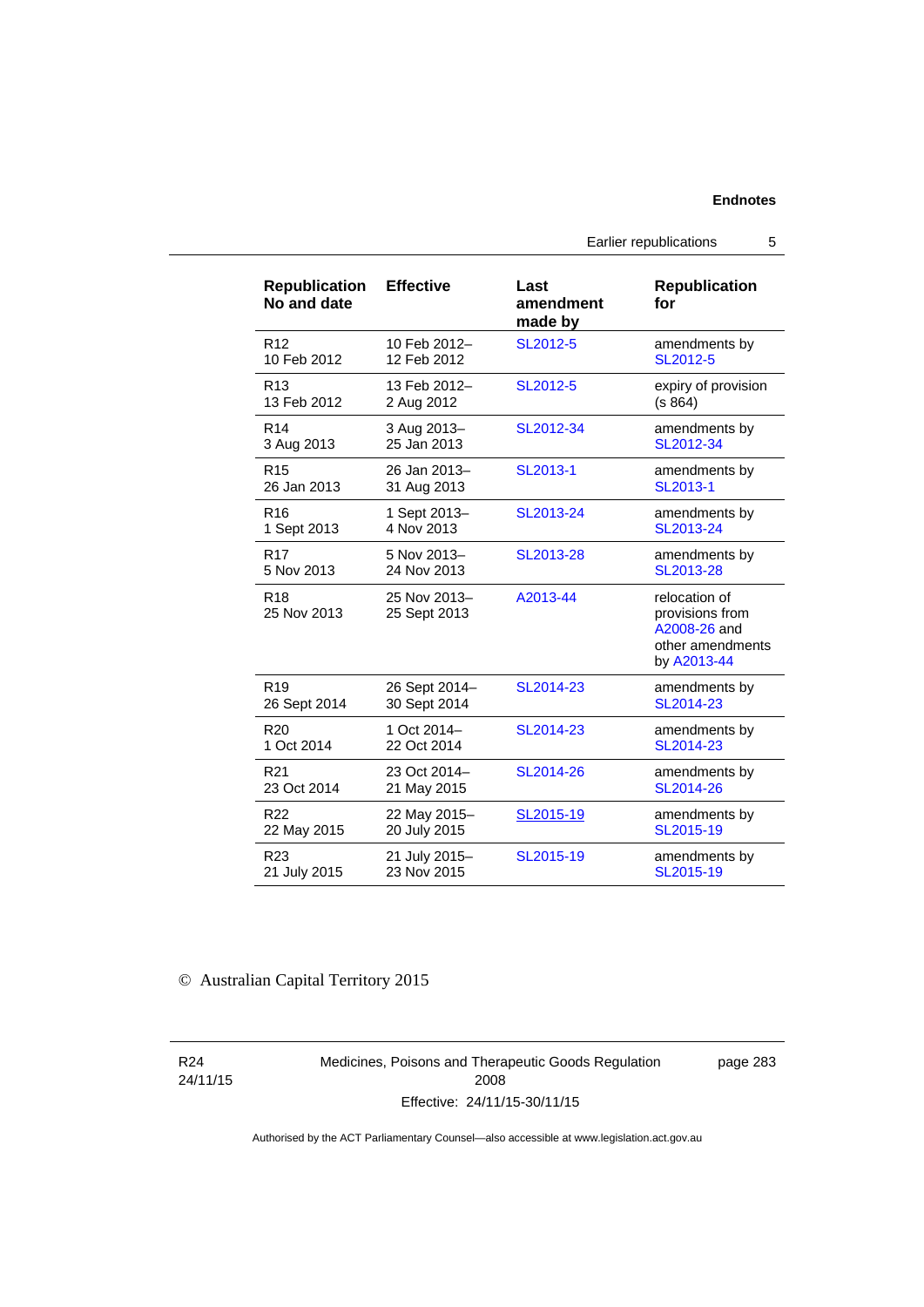| Republication No and date | Effective | Last amendment made by | Republication for |
|---|---|---|---|
| R12<br>10 Feb 2012 | 10 Feb 2012–<br>12 Feb 2012 | SL2012-5 | amendments by SL2012-5 |
| R13<br>13 Feb 2012 | 13 Feb 2012–<br>2 Aug 2012 | SL2012-5 | expiry of provision (s 864) |
| R14<br>3 Aug 2013 | 3 Aug 2013–<br>25 Jan 2013 | SL2012-34 | amendments by SL2012-34 |
| R15<br>26 Jan 2013 | 26 Jan 2013–<br>31 Aug 2013 | SL2013-1 | amendments by SL2013-1 |
| R16<br>1 Sept 2013 | 1 Sept 2013–<br>4 Nov 2013 | SL2013-24 | amendments by SL2013-24 |
| R17<br>5 Nov 2013 | 5 Nov 2013–<br>24 Nov 2013 | SL2013-28 | amendments by SL2013-28 |
| R18<br>25 Nov 2013 | 25 Nov 2013–<br>25 Sept 2013 | A2013-44 | relocation of provisions from A2008-26 and other amendments by A2013-44 |
| R19<br>26 Sept 2014 | 26 Sept 2014–<br>30 Sept 2014 | SL2014-23 | amendments by SL2014-23 |
| R20<br>1 Oct 2014 | 1 Oct 2014–<br>22 Oct 2014 | SL2014-23 | amendments by SL2014-23 |
| R21<br>23 Oct 2014 | 23 Oct 2014–<br>21 May 2015 | SL2014-26 | amendments by SL2014-26 |
| R22<br>22 May 2015 | 22 May 2015–<br>20 July 2015 | SL2015-19 | amendments by SL2015-19 |
| R23<br>21 July 2015 | 21 July 2015–<br>23 Nov 2015 | SL2015-19 | amendments by SL2015-19 |

© Australian Capital Territory 2015